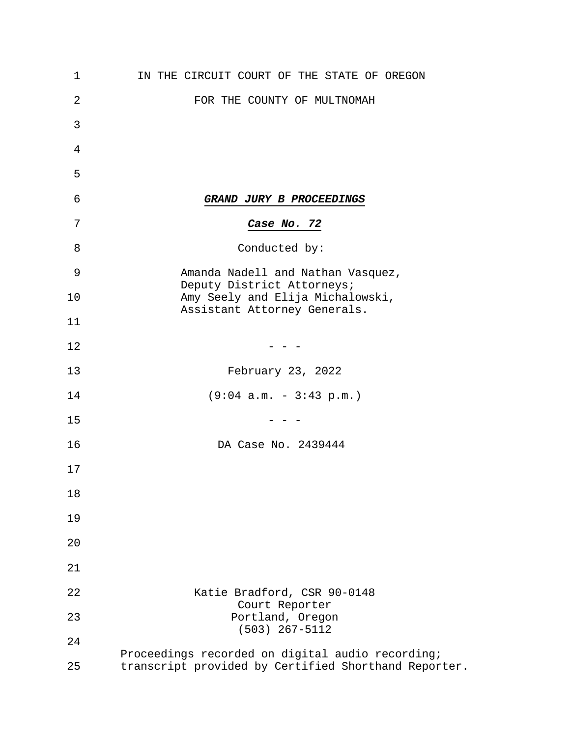IN THE CIRCUIT COURT OF THE STATE OF OREGON

FOR THE COUNTY OF MULTNOMAH

***GRAND JURY B PROCEEDINGS***

***Case No. 72***

Conducted by:

Amanda Nadell and Nathan Vasquez,
Deputy District Attorneys;
Amy Seely and Elija Michalowski,
Assistant Attorney Generals.

\- - -

February 23, 2022

(9:04 a.m. - 3:43 p.m.)

\- - -

DA Case No. 2439444

Katie Bradford, CSR 90-0148
Court Reporter
Portland, Oregon
(503) 267-5112

Proceedings recorded on digital audio recording;
transcript provided by Certified Shorthand Reporter.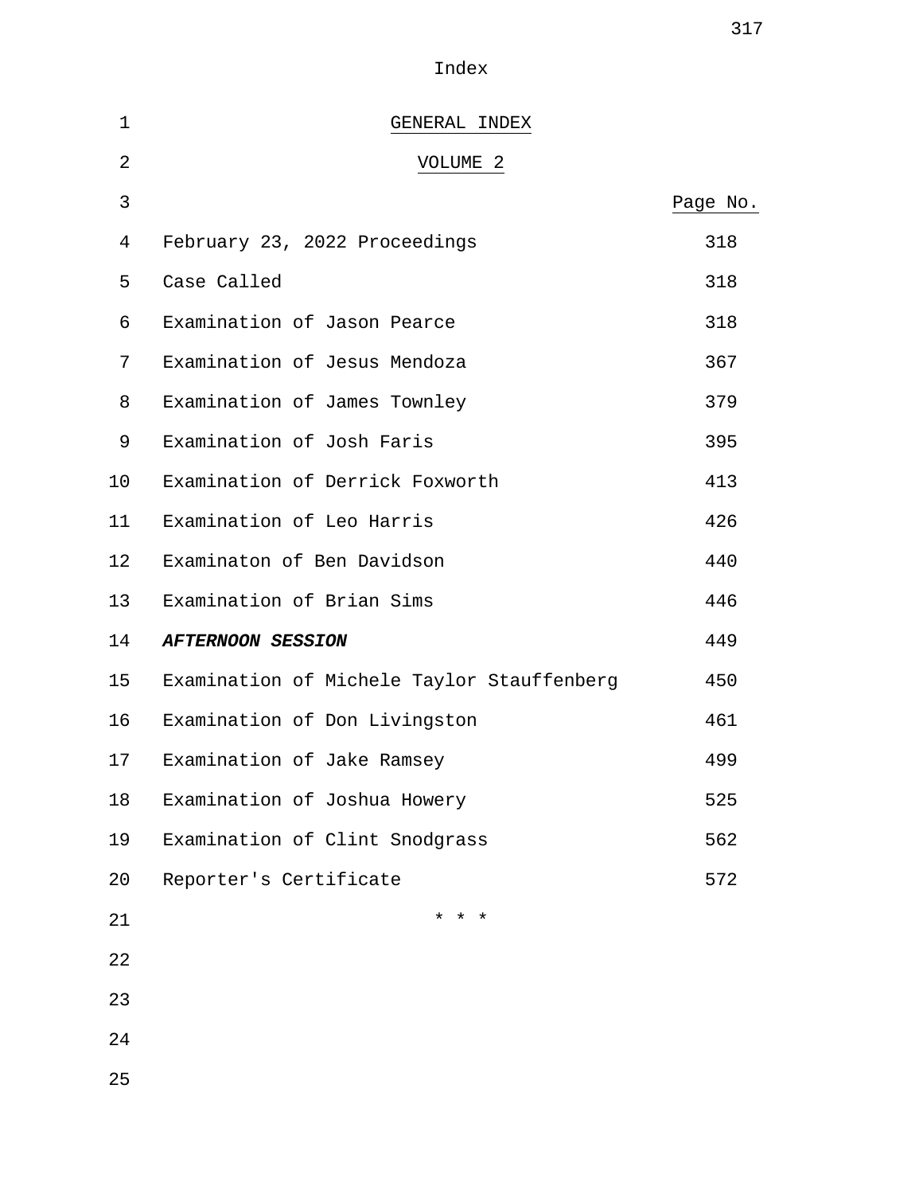Index

## GENERAL INDEX

## VOLUME 2

| | Page No. |
|---|---|
| February 23, 2022 Proceedings | 318 |
| Case Called | 318 |
| Examination of Jason Pearce | 318 |
| Examination of Jesus Mendoza | 367 |
| Examination of James Townley | 379 |
| Examination of Josh Faris | 395 |
| Examination of Derrick Foxworth | 413 |
| Examination of Leo Harris | 426 |
| Examinaton of Ben Davidson | 440 |
| Examination of Brian Sims | 446 |
| ***AFTERNOON SESSION*** | 449 |
| Examination of Michele Taylor Stauffenberg | 450 |
| Examination of Don Livingston | 461 |
| Examination of Jake Ramsey | 499 |
| Examination of Joshua Howery | 525 |
| Examination of Clint Snodgrass | 562 |
| Reporter's Certificate | 572 |

* * *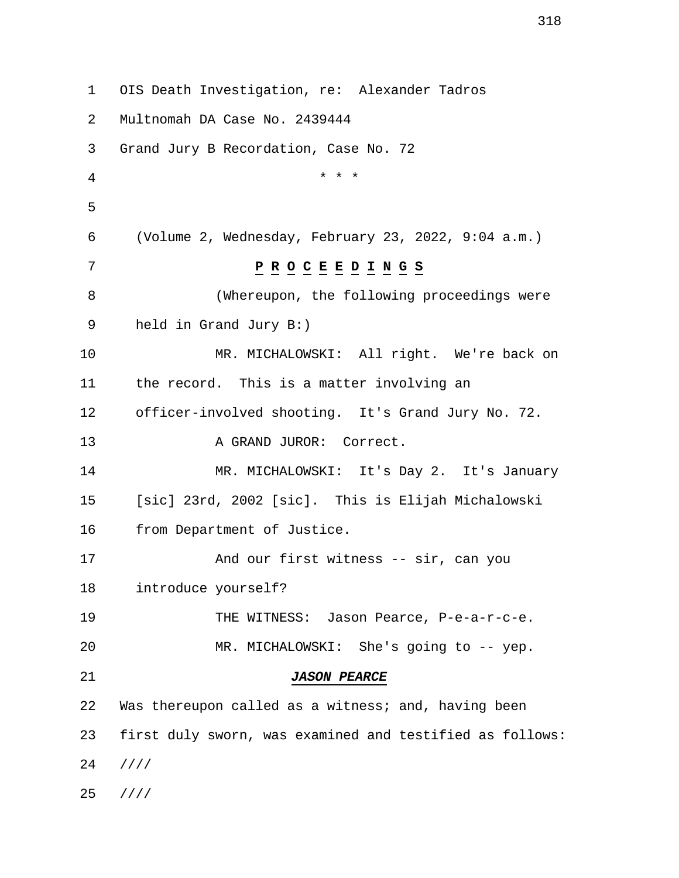OIS Death Investigation, re: Alexander Tadros
Multnomah DA Case No. 2439444
Grand Jury B Recordation, Case No. 72

\* \* \*

(Volume 2, Wednesday, February 23, 2022, 9:04 a.m.)

**P R O C E E D I N G S**

(Whereupon, the following proceedings were held in Grand Jury B:)

MR. MICHALOWSKI: All right. We're back on the record. This is a matter involving an officer-involved shooting. It's Grand Jury No. 72.

A GRAND JUROR: Correct.

MR. MICHALOWSKI: It's Day 2. It's January [sic] 23rd, 2002 [sic]. This is Elijah Michalowski from Department of Justice.

And our first witness -- sir, can you introduce yourself?

THE WITNESS: Jason Pearce, P-e-a-r-c-e.

MR. MICHALOWSKI: She's going to -- yep.

***JASON PEARCE***

Was thereupon called as a witness; and, having been first duly sworn, was examined and testified as follows:

////

////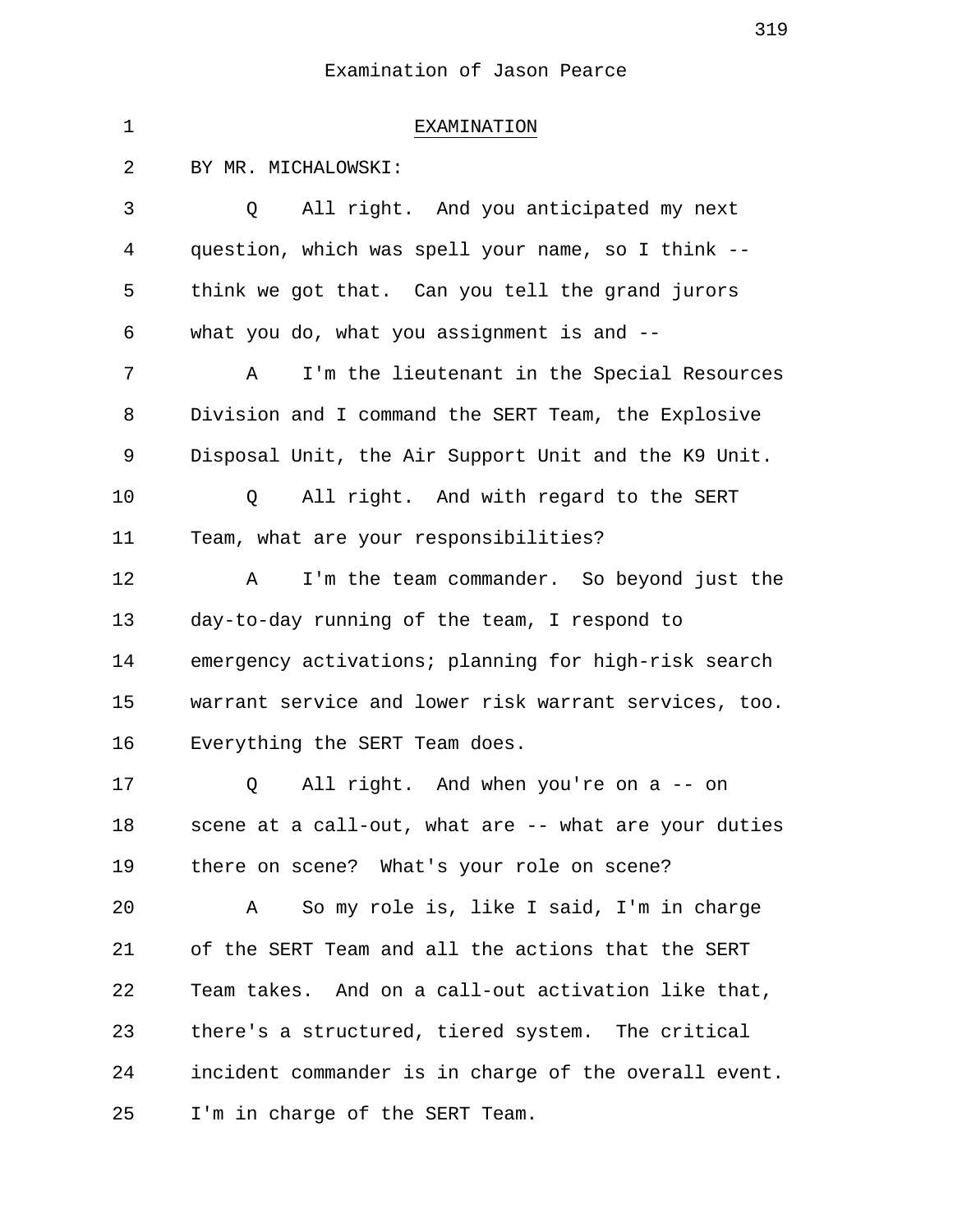Examination of Jason Pearce

EXAMINATION

BY MR. MICHALOWSKI:

Q All right. And you anticipated my next question, which was spell your name, so I think -- think we got that. Can you tell the grand jurors what you do, what you assignment is and --

A I'm the lieutenant in the Special Resources Division and I command the SERT Team, the Explosive Disposal Unit, the Air Support Unit and the K9 Unit.

Q All right. And with regard to the SERT Team, what are your responsibilities?

A I'm the team commander. So beyond just the day-to-day running of the team, I respond to emergency activations; planning for high-risk search warrant service and lower risk warrant services, too. Everything the SERT Team does.

Q All right. And when you're on a -- on scene at a call-out, what are -- what are your duties there on scene? What's your role on scene?

A So my role is, like I said, I'm in charge of the SERT Team and all the actions that the SERT Team takes. And on a call-out activation like that, there's a structured, tiered system. The critical incident commander is in charge of the overall event. I'm in charge of the SERT Team.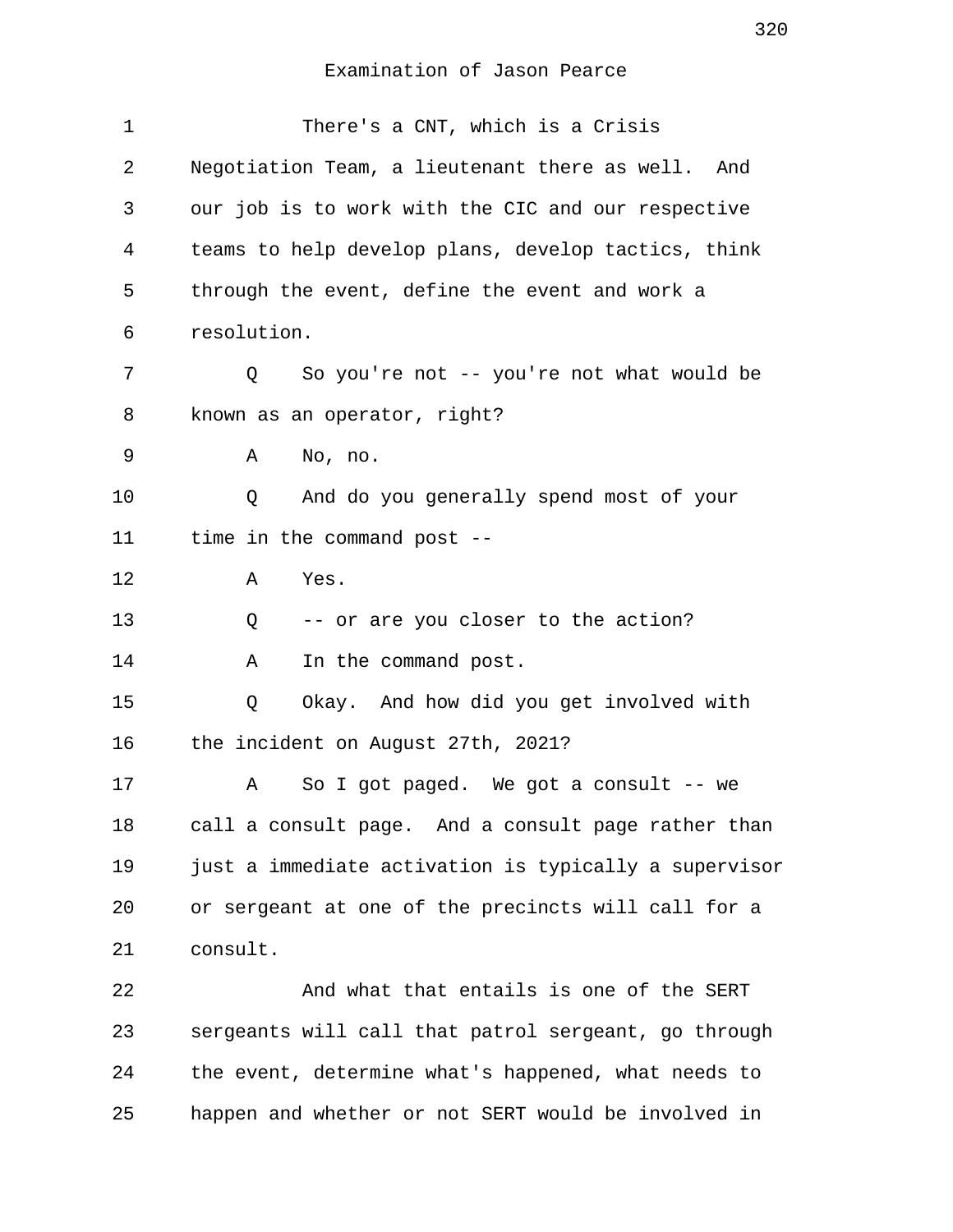Examination of Jason Pearce

There's a CNT, which is a Crisis Negotiation Team, a lieutenant there as well. And our job is to work with the CIC and our respective teams to help develop plans, develop tactics, think through the event, define the event and work a resolution.

Q So you're not -- you're not what would be known as an operator, right?

A No, no.

Q And do you generally spend most of your time in the command post --

A Yes.

Q -- or are you closer to the action?

A In the command post.

Q Okay. And how did you get involved with the incident on August 27th, 2021?

A So I got paged. We got a consult -- we call a consult page. And a consult page rather than just a immediate activation is typically a supervisor or sergeant at one of the precincts will call for a consult.

And what that entails is one of the SERT sergeants will call that patrol sergeant, go through the event, determine what's happened, what needs to happen and whether or not SERT would be involved in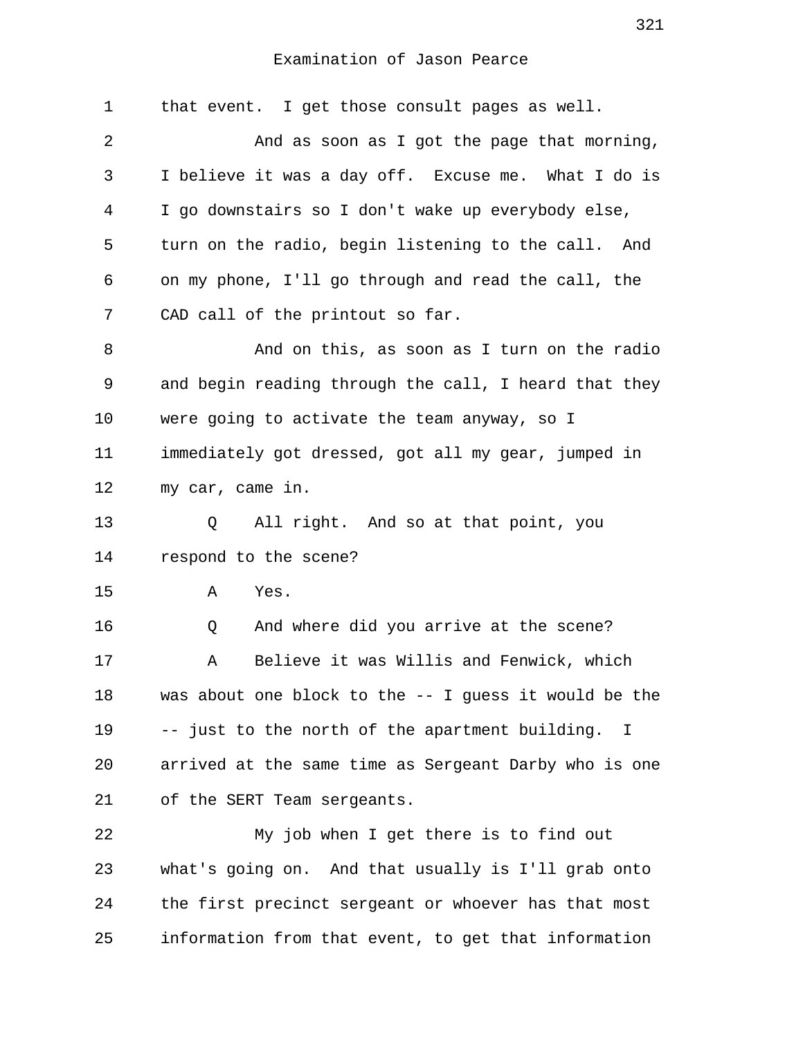that event. I get those consult pages as well.

And as soon as I got the page that morning, I believe it was a day off. Excuse me. What I do is I go downstairs so I don't wake up everybody else, turn on the radio, begin listening to the call. And on my phone, I'll go through and read the call, the CAD call of the printout so far.

And on this, as soon as I turn on the radio and begin reading through the call, I heard that they were going to activate the team anyway, so I immediately got dressed, got all my gear, jumped in my car, came in.

Q All right. And so at that point, you respond to the scene?

A Yes.

Q And where did you arrive at the scene?

A Believe it was Willis and Fenwick, which was about one block to the -- I guess it would be the -- just to the north of the apartment building. I arrived at the same time as Sergeant Darby who is one of the SERT Team sergeants.

My job when I get there is to find out what's going on. And that usually is I'll grab onto the first precinct sergeant or whoever has that most information from that event, to get that information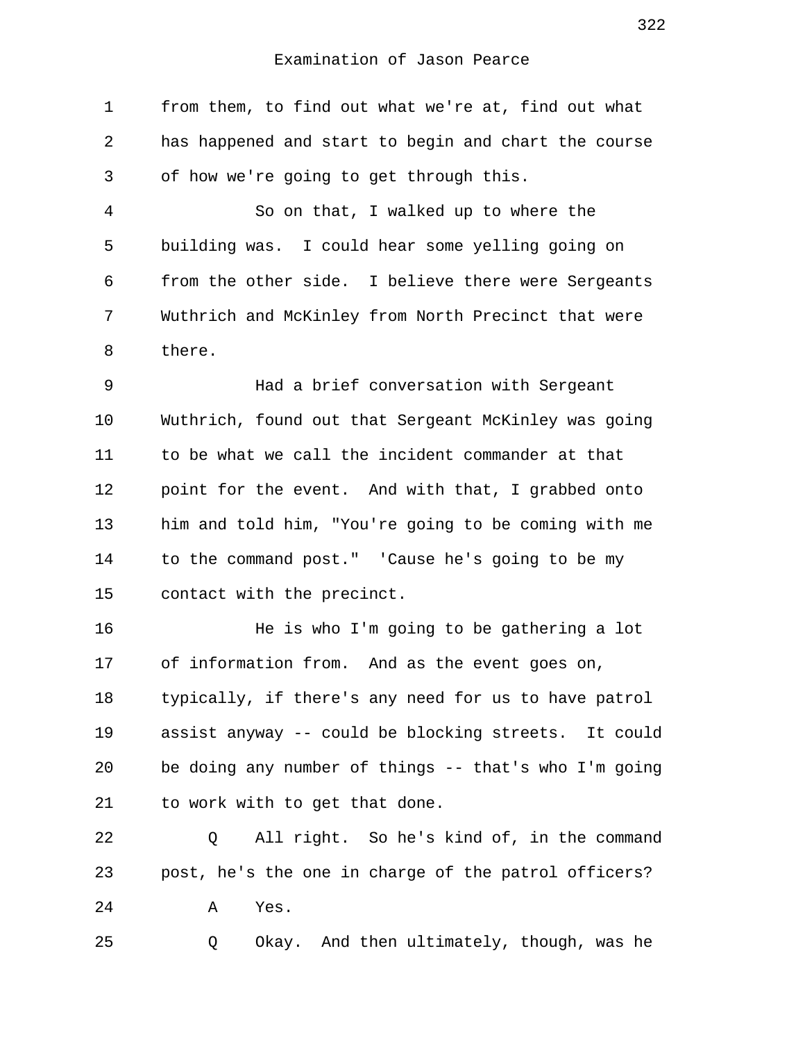Examination of Jason Pearce

from them, to find out what we're at, find out what has happened and start to begin and chart the course of how we're going to get through this.

So on that, I walked up to where the building was. I could hear some yelling going on from the other side. I believe there were Sergeants Wuthrich and McKinley from North Precinct that were there.

Had a brief conversation with Sergeant Wuthrich, found out that Sergeant McKinley was going to be what we call the incident commander at that point for the event. And with that, I grabbed onto him and told him, "You're going to be coming with me to the command post." 'Cause he's going to be my contact with the precinct.

He is who I'm going to be gathering a lot of information from. And as the event goes on, typically, if there's any need for us to have patrol assist anyway -- could be blocking streets. It could be doing any number of things -- that's who I'm going to work with to get that done.

Q All right. So he's kind of, in the command post, he's the one in charge of the patrol officers?

A Yes.

Q Okay. And then ultimately, though, was he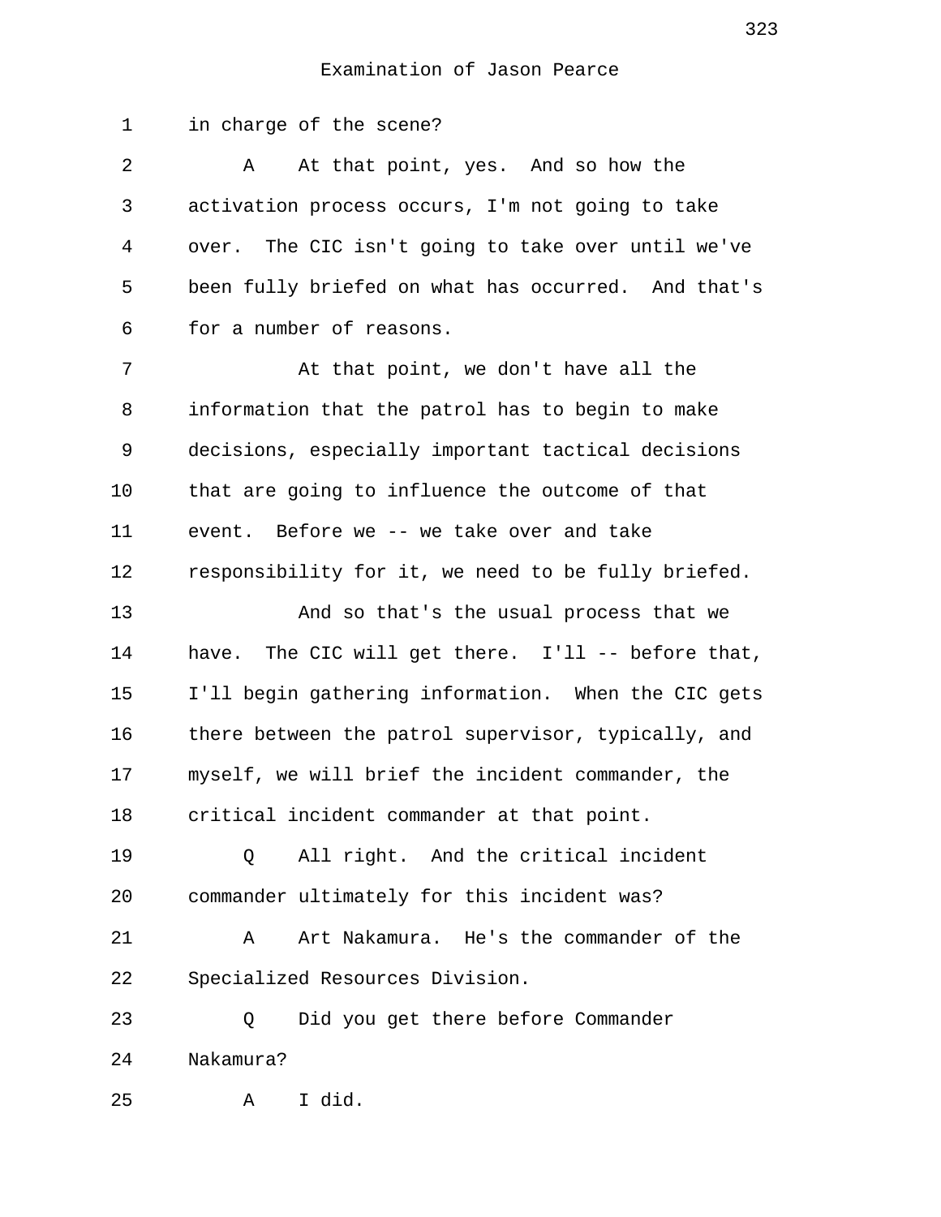Examination of Jason Pearce

in charge of the scene?

A At that point, yes. And so how the activation process occurs, I'm not going to take over. The CIC isn't going to take over until we've been fully briefed on what has occurred. And that's for a number of reasons.

At that point, we don't have all the information that the patrol has to begin to make decisions, especially important tactical decisions that are going to influence the outcome of that event. Before we -- we take over and take responsibility for it, we need to be fully briefed.

And so that's the usual process that we have. The CIC will get there. I'll -- before that, I'll begin gathering information. When the CIC gets there between the patrol supervisor, typically, and myself, we will brief the incident commander, the critical incident commander at that point.

Q All right. And the critical incident commander ultimately for this incident was?

A Art Nakamura. He's the commander of the Specialized Resources Division.

Q Did you get there before Commander Nakamura?

A I did.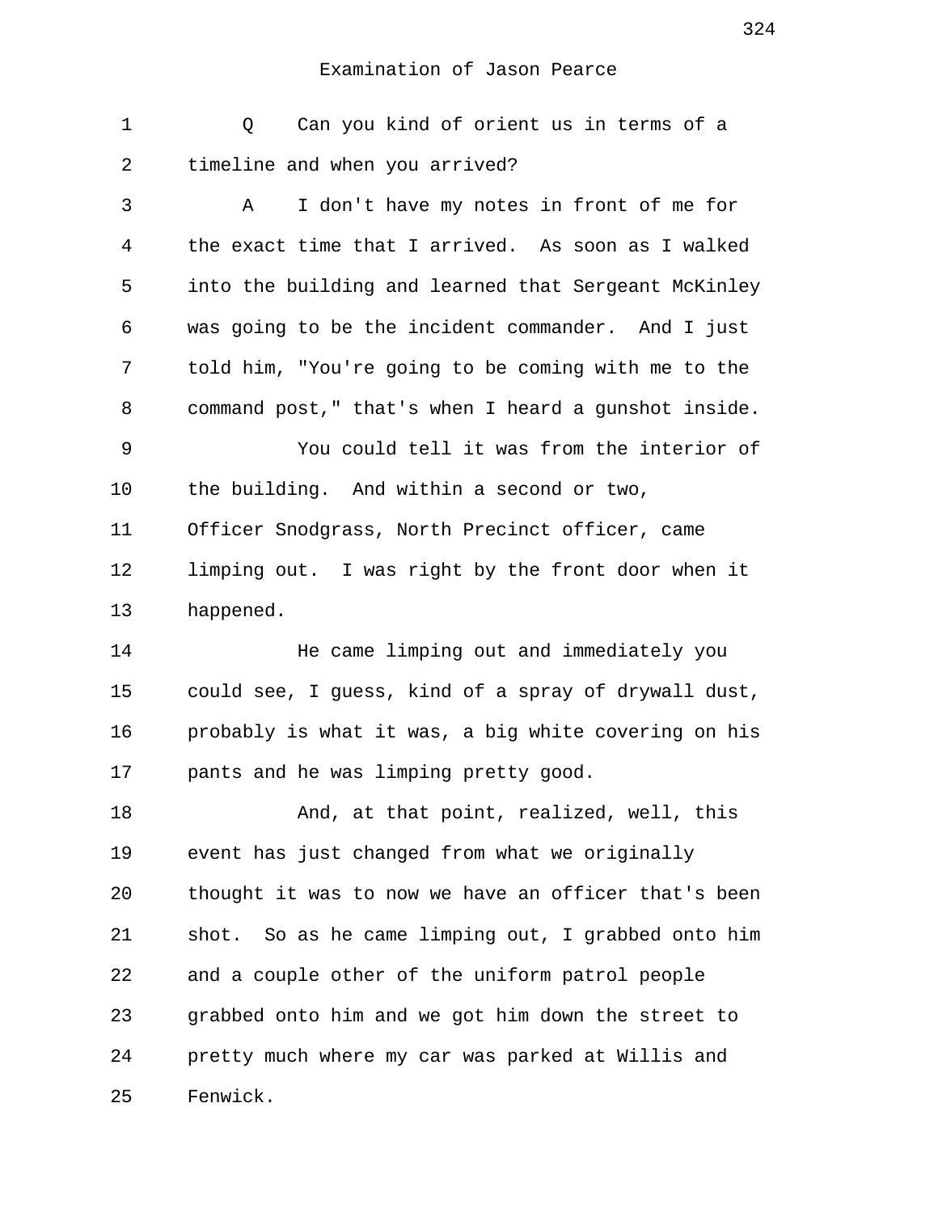Examination of Jason Pearce

Q Can you kind of orient us in terms of a timeline and when you arrived?

A I don't have my notes in front of me for the exact time that I arrived. As soon as I walked into the building and learned that Sergeant McKinley was going to be the incident commander. And I just told him, "You're going to be coming with me to the command post," that's when I heard a gunshot inside.

You could tell it was from the interior of the building. And within a second or two, Officer Snodgrass, North Precinct officer, came limping out. I was right by the front door when it happened.

He came limping out and immediately you could see, I guess, kind of a spray of drywall dust, probably is what it was, a big white covering on his pants and he was limping pretty good.

And, at that point, realized, well, this event has just changed from what we originally thought it was to now we have an officer that's been shot. So as he came limping out, I grabbed onto him and a couple other of the uniform patrol people grabbed onto him and we got him down the street to pretty much where my car was parked at Willis and Fenwick.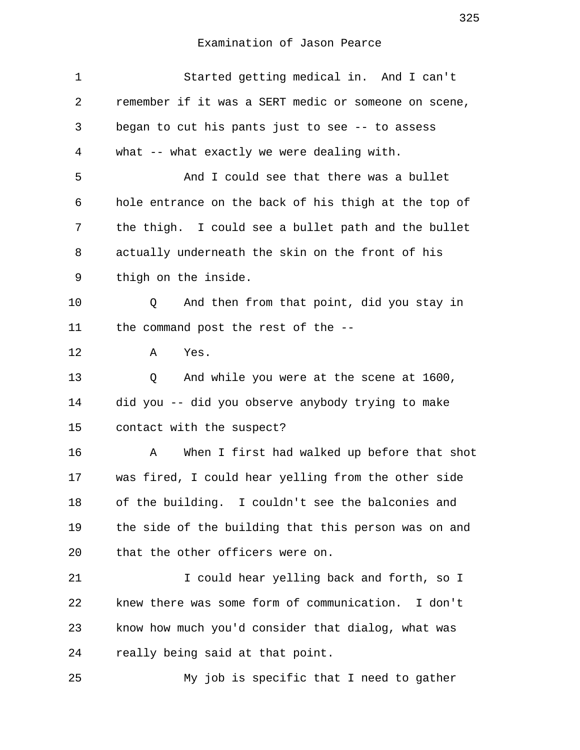Examination of Jason Pearce

1 Started getting medical in. And I can't
2 remember if it was a SERT medic or someone on scene,
3 began to cut his pants just to see -- to assess
4 what -- what exactly we were dealing with.
5 And I could see that there was a bullet
6 hole entrance on the back of his thigh at the top of
7 the thigh. I could see a bullet path and the bullet
8 actually underneath the skin on the front of his
9 thigh on the inside.
10 Q And then from that point, did you stay in
11 the command post the rest of the --
12 A Yes.
13 Q And while you were at the scene at 1600,
14 did you -- did you observe anybody trying to make
15 contact with the suspect?
16 A When I first had walked up before that shot
17 was fired, I could hear yelling from the other side
18 of the building. I couldn't see the balconies and
19 the side of the building that this person was on and
20 that the other officers were on.
21 I could hear yelling back and forth, so I
22 knew there was some form of communication. I don't
23 know how much you'd consider that dialog, what was
24 really being said at that point.
25 My job is specific that I need to gather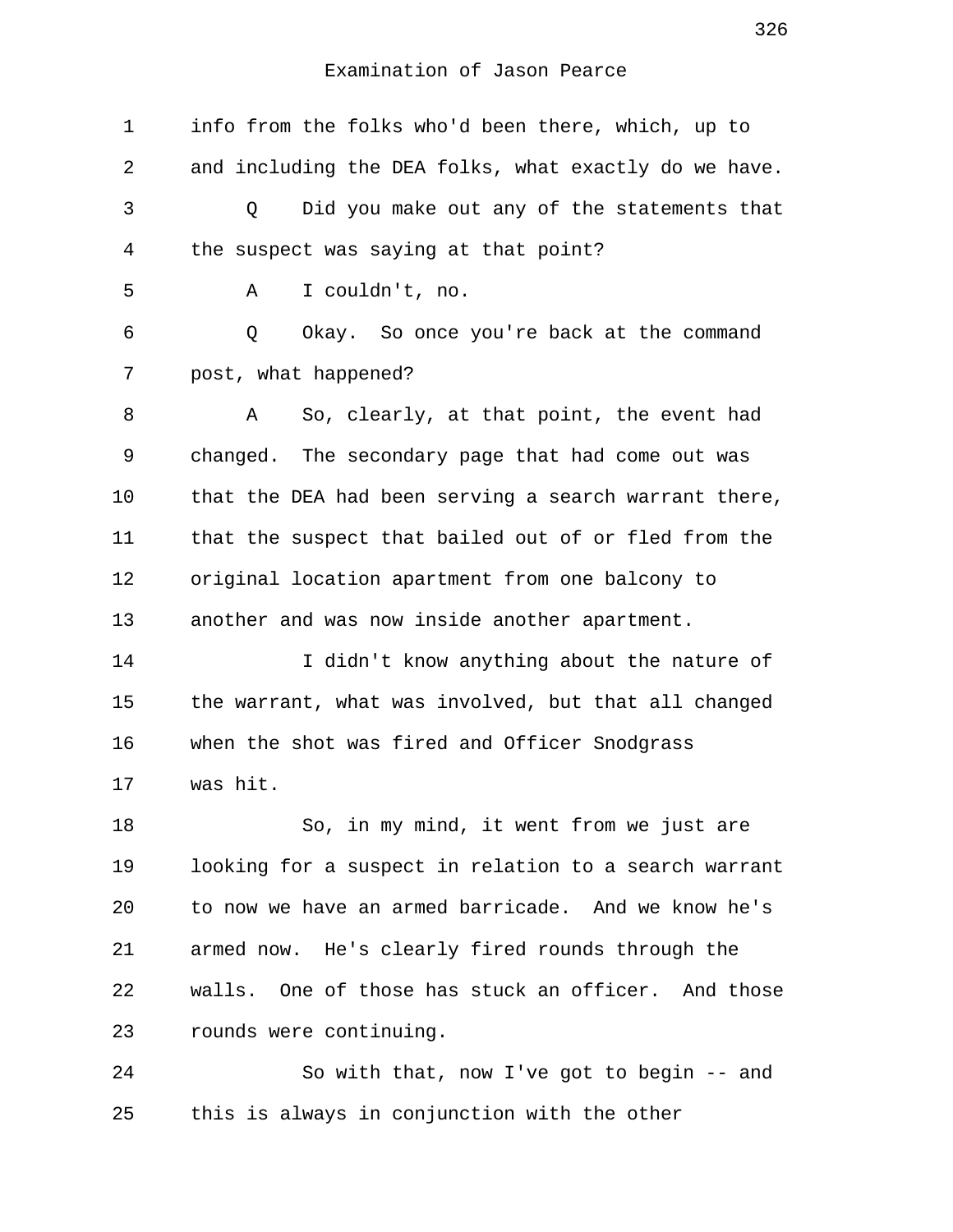info from the folks who'd been there, which, up to and including the DEA folks, what exactly do we have.

Q Did you make out any of the statements that the suspect was saying at that point?

A I couldn't, no.

Q Okay. So once you're back at the command post, what happened?

A So, clearly, at that point, the event had changed. The secondary page that had come out was that the DEA had been serving a search warrant there, that the suspect that bailed out of or fled from the original location apartment from one balcony to another and was now inside another apartment.

I didn't know anything about the nature of the warrant, what was involved, but that all changed when the shot was fired and Officer Snodgrass was hit.

So, in my mind, it went from we just are looking for a suspect in relation to a search warrant to now we have an armed barricade. And we know he's armed now. He's clearly fired rounds through the walls. One of those has stuck an officer. And those rounds were continuing.

So with that, now I've got to begin -- and this is always in conjunction with the other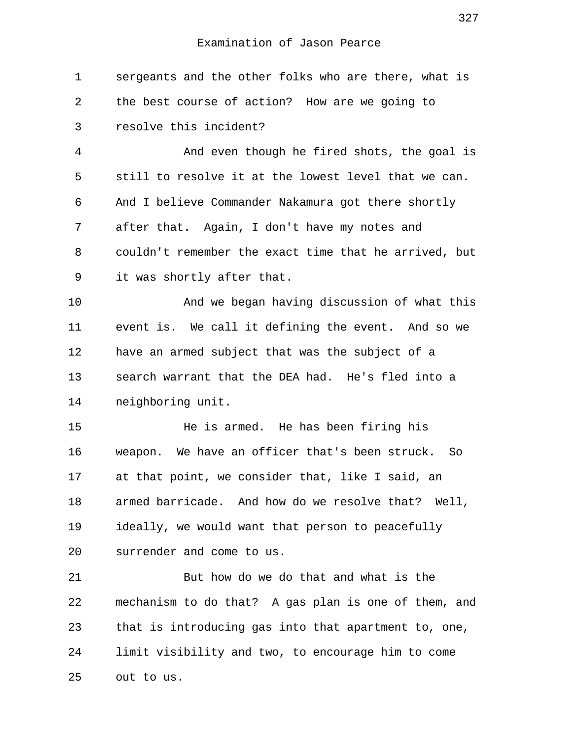sergeants and the other folks who are there, what is the best course of action? How are we going to resolve this incident?

And even though he fired shots, the goal is still to resolve it at the lowest level that we can. And I believe Commander Nakamura got there shortly after that. Again, I don't have my notes and couldn't remember the exact time that he arrived, but it was shortly after that.

And we began having discussion of what this event is. We call it defining the event. And so we have an armed subject that was the subject of a search warrant that the DEA had. He's fled into a neighboring unit.

He is armed. He has been firing his weapon. We have an officer that's been struck. So at that point, we consider that, like I said, an armed barricade. And how do we resolve that? Well, ideally, we would want that person to peacefully surrender and come to us.

But how do we do that and what is the mechanism to do that? A gas plan is one of them, and that is introducing gas into that apartment to, one, limit visibility and two, to encourage him to come out to us.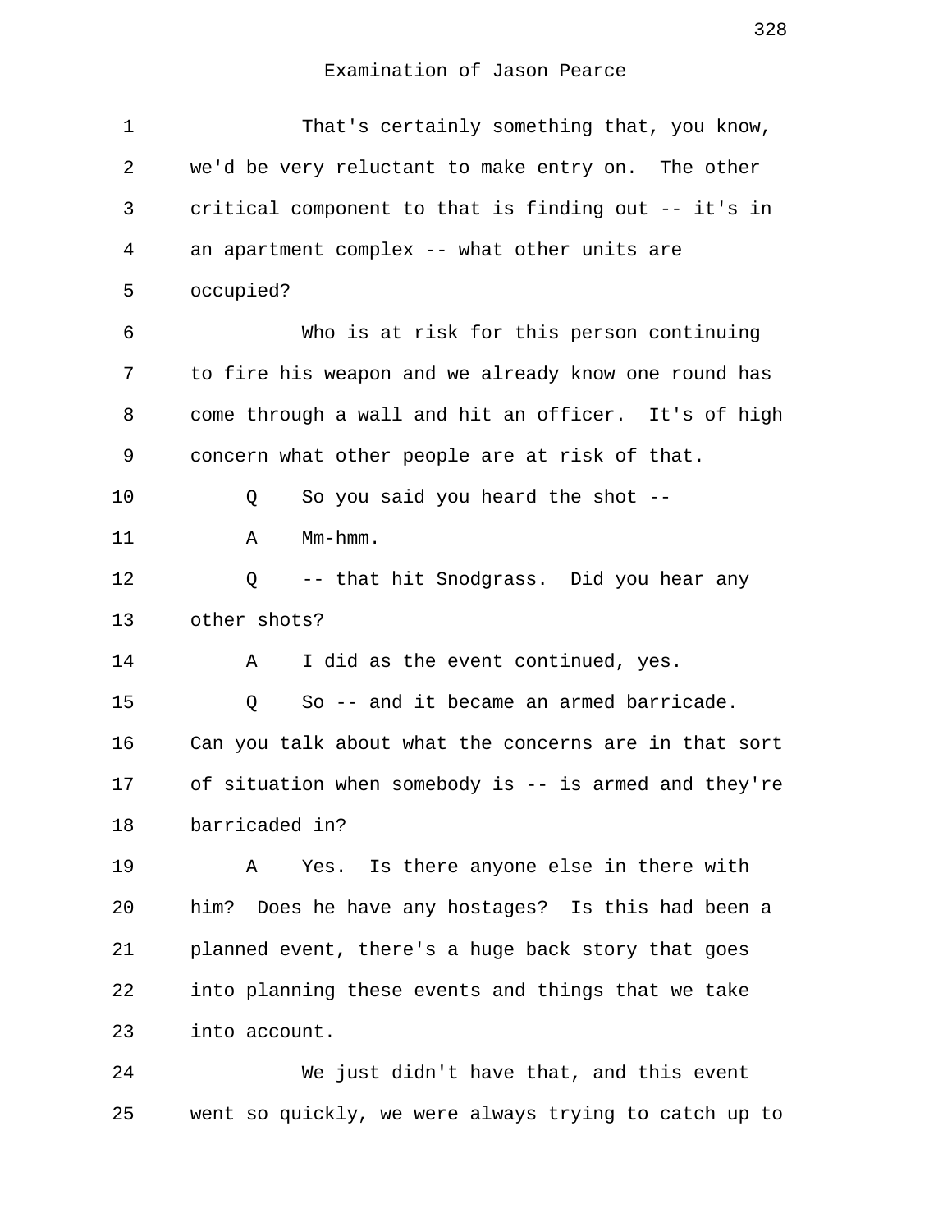Examination of Jason Pearce

1 That's certainly something that, you know,
2 we'd be very reluctant to make entry on. The other
3 critical component to that is finding out -- it's in
4 an apartment complex -- what other units are
5 occupied?
6 Who is at risk for this person continuing
7 to fire his weapon and we already know one round has
8 come through a wall and hit an officer. It's of high
9 concern what other people are at risk of that.
10 Q So you said you heard the shot --
11 A Mm-hmm.
12 Q -- that hit Snodgrass. Did you hear any
13 other shots?
14 A I did as the event continued, yes.
15 Q So -- and it became an armed barricade.
16 Can you talk about what the concerns are in that sort
17 of situation when somebody is -- is armed and they're
18 barricaded in?
19 A Yes. Is there anyone else in there with
20 him? Does he have any hostages? Is this had been a
21 planned event, there's a huge back story that goes
22 into planning these events and things that we take
23 into account.
24 We just didn't have that, and this event
25 went so quickly, we were always trying to catch up to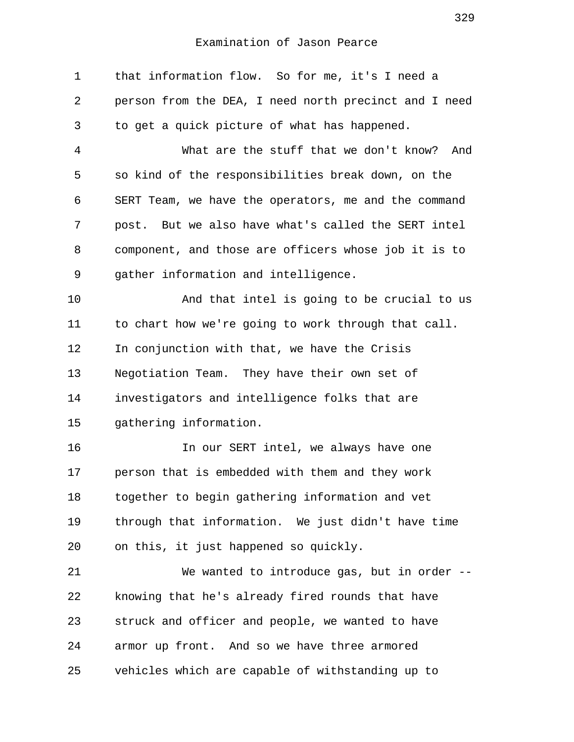that information flow. So for me, it's I need a person from the DEA, I need north precinct and I need to get a quick picture of what has happened.

What are the stuff that we don't know? And so kind of the responsibilities break down, on the SERT Team, we have the operators, me and the command post. But we also have what's called the SERT intel component, and those are officers whose job it is to gather information and intelligence.

And that intel is going to be crucial to us to chart how we're going to work through that call. In conjunction with that, we have the Crisis Negotiation Team. They have their own set of investigators and intelligence folks that are gathering information.

In our SERT intel, we always have one person that is embedded with them and they work together to begin gathering information and vet through that information. We just didn't have time on this, it just happened so quickly.

We wanted to introduce gas, but in order -- knowing that he's already fired rounds that have struck and officer and people, we wanted to have armor up front. And so we have three armored vehicles which are capable of withstanding up to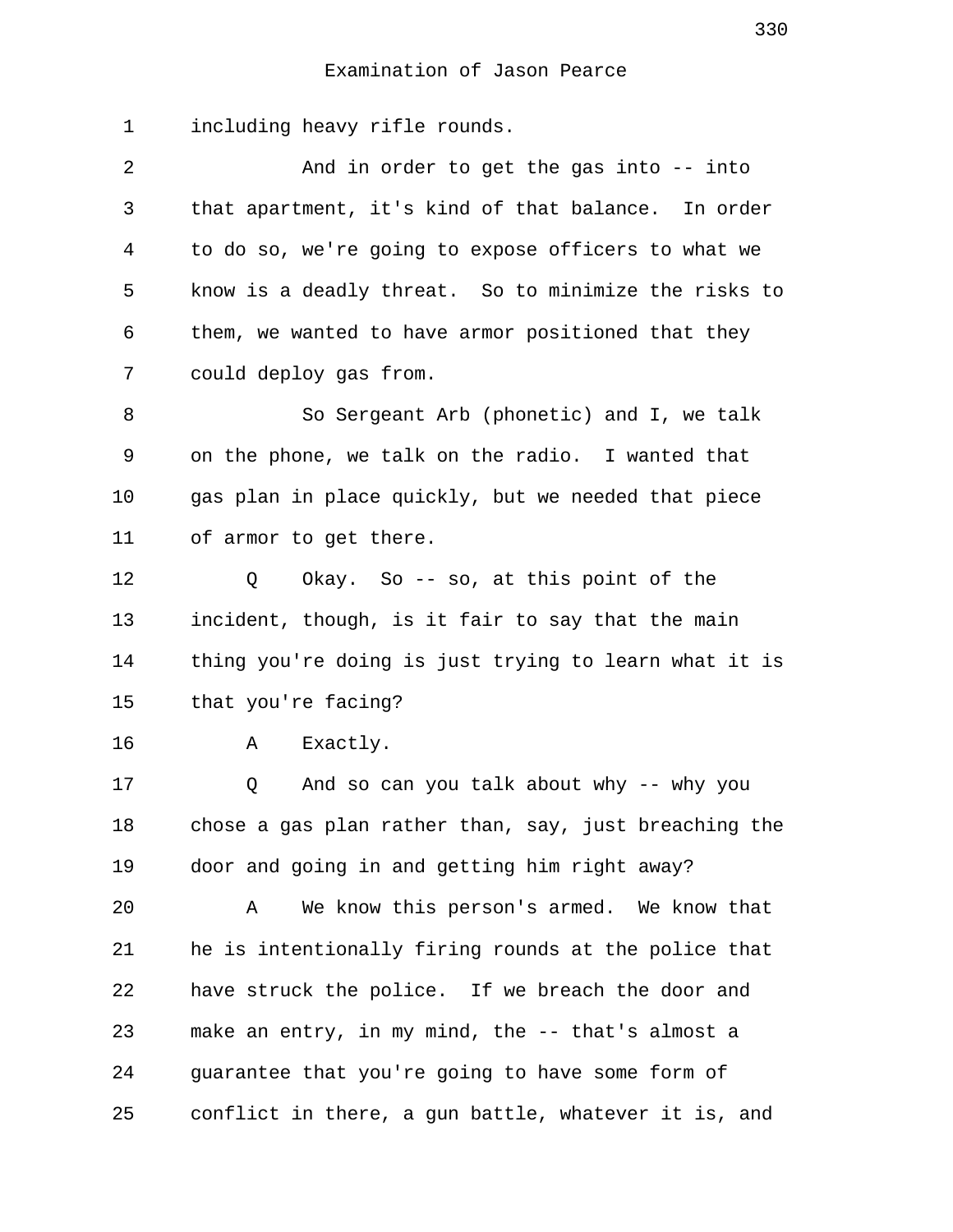including heavy rifle rounds.

And in order to get the gas into -- into that apartment, it's kind of that balance. In order to do so, we're going to expose officers to what we know is a deadly threat. So to minimize the risks to them, we wanted to have armor positioned that they could deploy gas from.

So Sergeant Arb (phonetic) and I, we talk on the phone, we talk on the radio. I wanted that gas plan in place quickly, but we needed that piece of armor to get there.

Q Okay. So -- so, at this point of the incident, though, is it fair to say that the main thing you're doing is just trying to learn what it is that you're facing?

A Exactly.

Q And so can you talk about why -- why you chose a gas plan rather than, say, just breaching the door and going in and getting him right away?

A We know this person's armed. We know that he is intentionally firing rounds at the police that have struck the police. If we breach the door and make an entry, in my mind, the -- that's almost a guarantee that you're going to have some form of conflict in there, a gun battle, whatever it is, and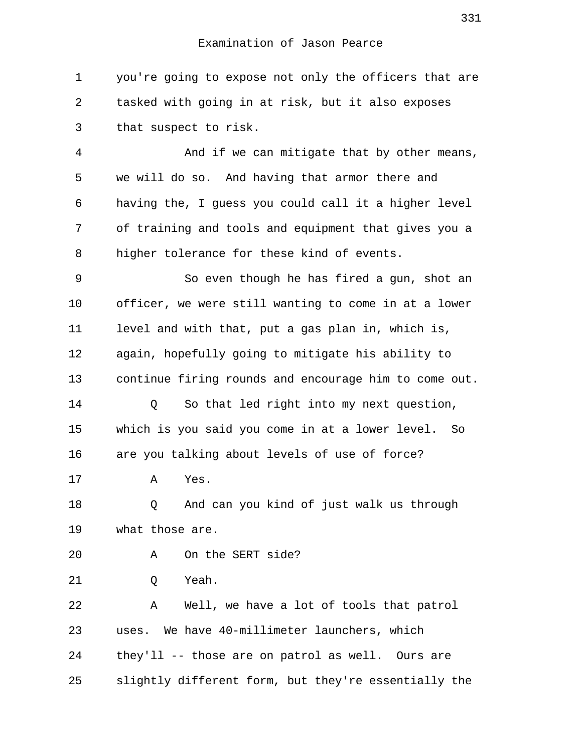you're going to expose not only the officers that are tasked with going in at risk, but it also exposes that suspect to risk.

And if we can mitigate that by other means, we will do so. And having that armor there and having the, I guess you could call it a higher level of training and tools and equipment that gives you a higher tolerance for these kind of events.

So even though he has fired a gun, shot an officer, we were still wanting to come in at a lower level and with that, put a gas plan in, which is, again, hopefully going to mitigate his ability to continue firing rounds and encourage him to come out.

Q So that led right into my next question, which is you said you come in at a lower level. So are you talking about levels of use of force?

A Yes.

Q And can you kind of just walk us through what those are.

A On the SERT side?

Q Yeah.

A Well, we have a lot of tools that patrol uses. We have 40-millimeter launchers, which they'll -- those are on patrol as well. Ours are slightly different form, but they're essentially the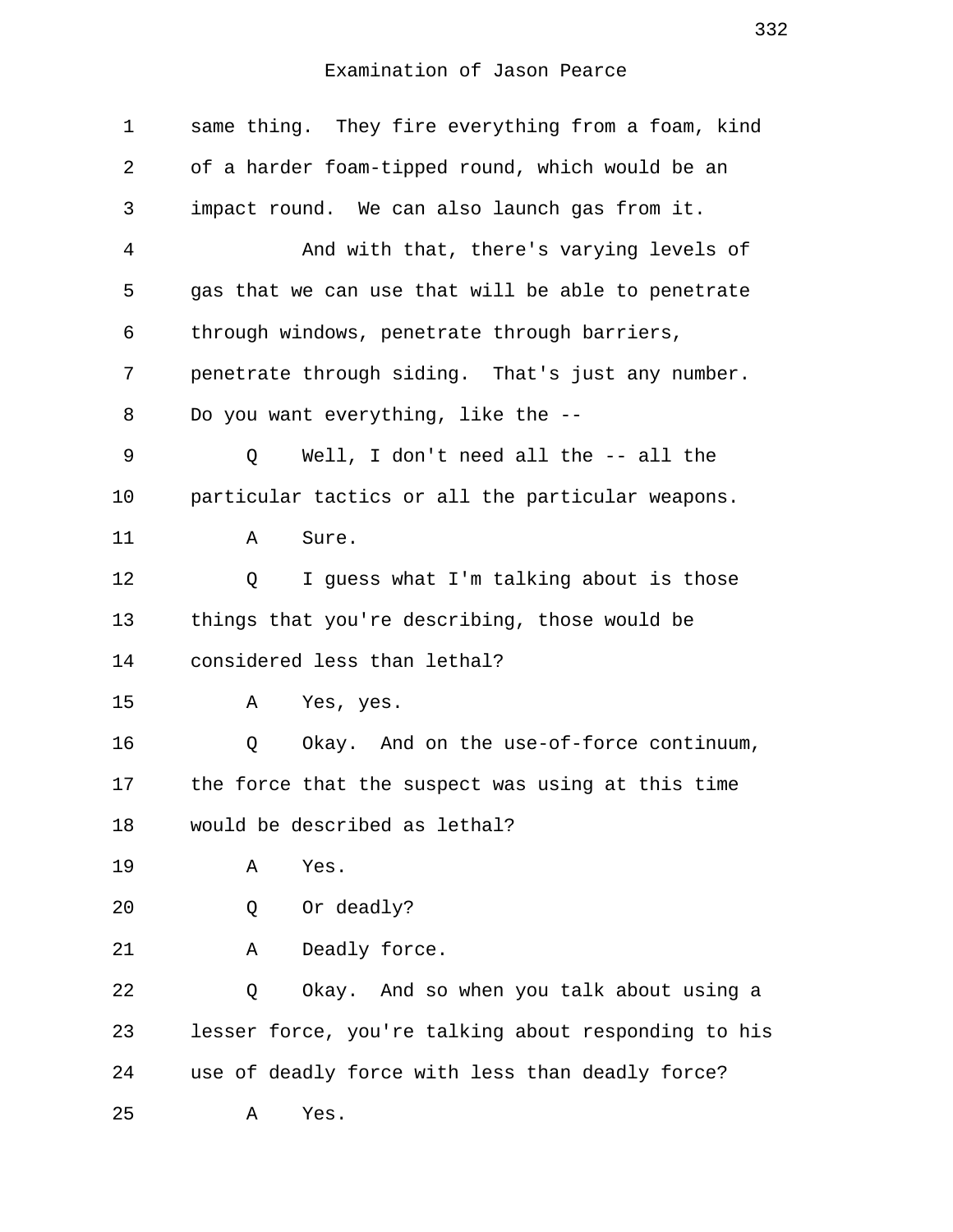Examination of Jason Pearce

same thing. They fire everything from a foam, kind of a harder foam-tipped round, which would be an impact round. We can also launch gas from it.

And with that, there's varying levels of gas that we can use that will be able to penetrate through windows, penetrate through barriers, penetrate through siding. That's just any number. Do you want everything, like the --

Q Well, I don't need all the -- all the particular tactics or all the particular weapons.

A Sure.

Q I guess what I'm talking about is those things that you're describing, those would be considered less than lethal?

A Yes, yes.

Q Okay. And on the use-of-force continuum, the force that the suspect was using at this time would be described as lethal?

A Yes.

Q Or deadly?

A Deadly force.

Q Okay. And so when you talk about using a lesser force, you're talking about responding to his use of deadly force with less than deadly force?

A Yes.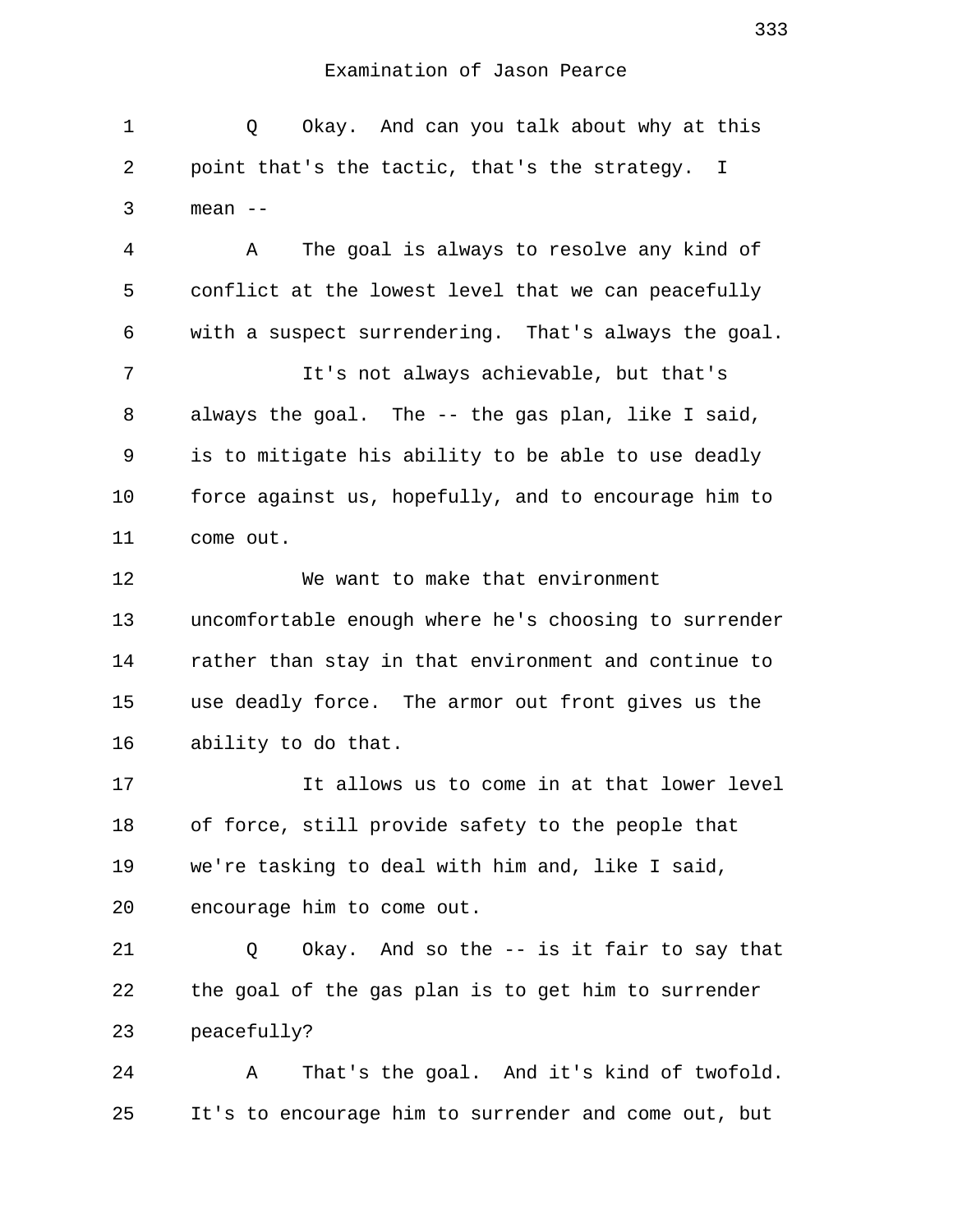Examination of Jason Pearce

Q Okay. And can you talk about why at this point that's the tactic, that's the strategy. I mean --

A The goal is always to resolve any kind of conflict at the lowest level that we can peacefully with a suspect surrendering. That's always the goal.

It's not always achievable, but that's always the goal. The -- the gas plan, like I said, is to mitigate his ability to be able to use deadly force against us, hopefully, and to encourage him to come out.

We want to make that environment uncomfortable enough where he's choosing to surrender rather than stay in that environment and continue to use deadly force. The armor out front gives us the ability to do that.

It allows us to come in at that lower level of force, still provide safety to the people that we're tasking to deal with him and, like I said, encourage him to come out.

Q Okay. And so the -- is it fair to say that the goal of the gas plan is to get him to surrender peacefully?

A That's the goal. And it's kind of twofold. It's to encourage him to surrender and come out, but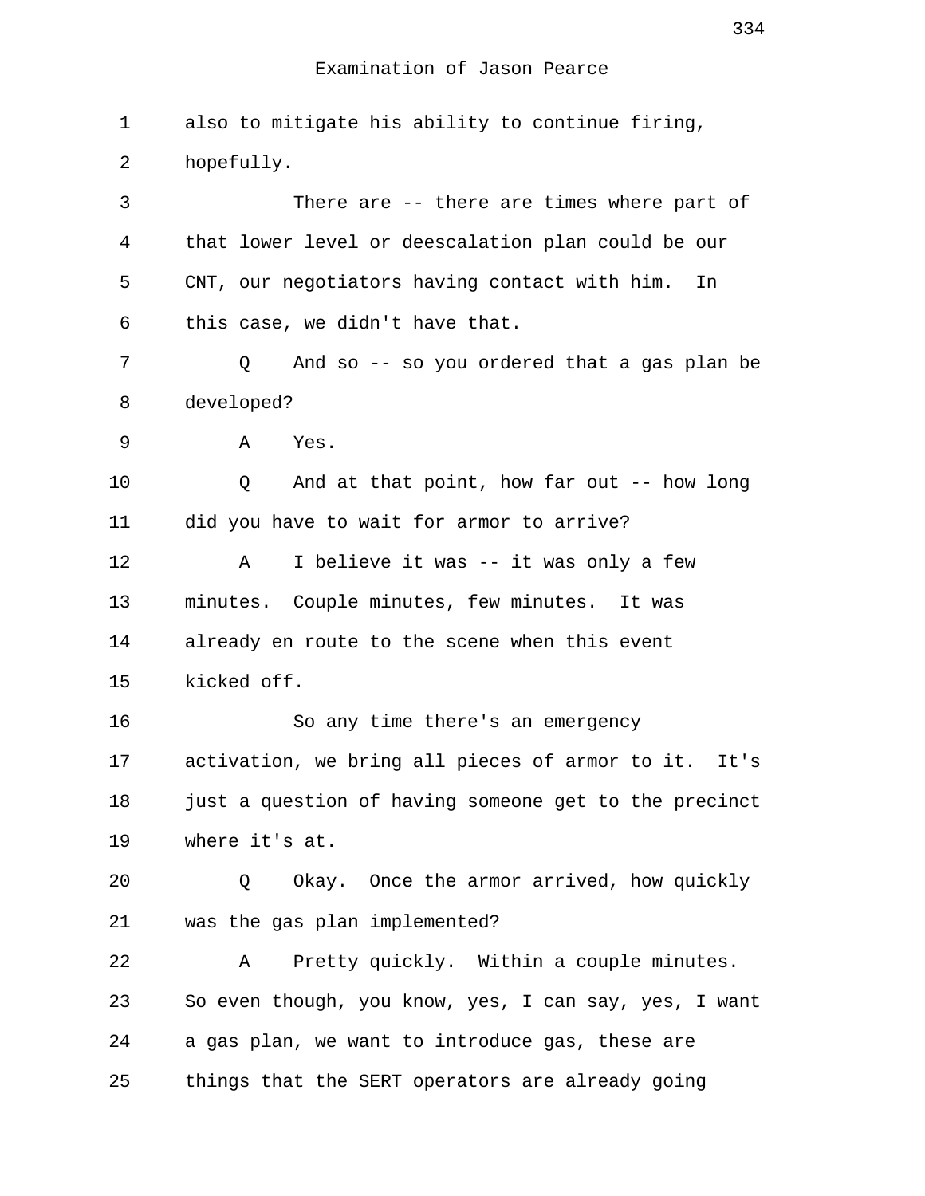Examination of Jason Pearce

1 also to mitigate his ability to continue firing,
2 hopefully.
3 There are -- there are times where part of
4 that lower level or deescalation plan could be our
5 CNT, our negotiators having contact with him. In
6 this case, we didn't have that.
7 Q And so -- so you ordered that a gas plan be
8 developed?
9 A Yes.
10 Q And at that point, how far out -- how long
11 did you have to wait for armor to arrive?
12 A I believe it was -- it was only a few
13 minutes. Couple minutes, few minutes. It was
14 already en route to the scene when this event
15 kicked off.
16 So any time there's an emergency
17 activation, we bring all pieces of armor to it. It's
18 just a question of having someone get to the precinct
19 where it's at.
20 Q Okay. Once the armor arrived, how quickly
21 was the gas plan implemented?
22 A Pretty quickly. Within a couple minutes.
23 So even though, you know, yes, I can say, yes, I want
24 a gas plan, we want to introduce gas, these are
25 things that the SERT operators are already going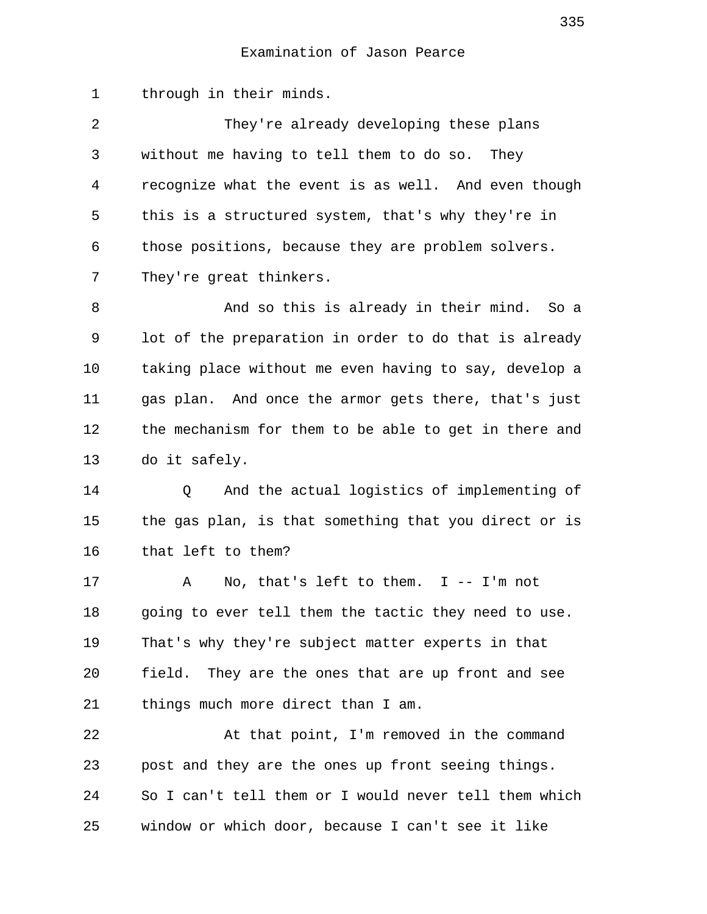Examination of Jason Pearce

through in their minds.

They're already developing these plans without me having to tell them to do so. They recognize what the event is as well. And even though this is a structured system, that's why they're in those positions, because they are problem solvers. They're great thinkers.

And so this is already in their mind. So a lot of the preparation in order to do that is already taking place without me even having to say, develop a gas plan. And once the armor gets there, that's just the mechanism for them to be able to get in there and do it safely.

Q And the actual logistics of implementing of the gas plan, is that something that you direct or is that left to them?

A No, that's left to them. I -- I'm not going to ever tell them the tactic they need to use. That's why they're subject matter experts in that field. They are the ones that are up front and see things much more direct than I am.

At that point, I'm removed in the command post and they are the ones up front seeing things. So I can't tell them or I would never tell them which window or which door, because I can't see it like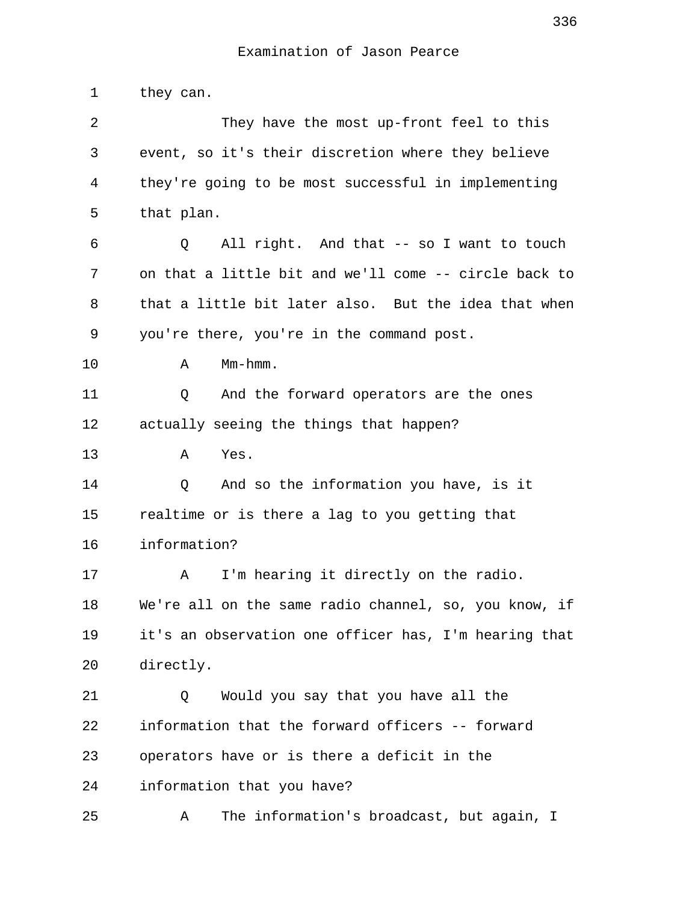they can.

They have the most up-front feel to this event, so it's their discretion where they believe they're going to be most successful in implementing that plan.

Q All right. And that -- so I want to touch on that a little bit and we'll come -- circle back to that a little bit later also. But the idea that when you're there, you're in the command post.

A Mm-hmm.

Q And the forward operators are the ones actually seeing the things that happen?

A Yes.

Q And so the information you have, is it realtime or is there a lag to you getting that information?

A I'm hearing it directly on the radio. We're all on the same radio channel, so, you know, if it's an observation one officer has, I'm hearing that directly.

Q Would you say that you have all the information that the forward officers -- forward operators have or is there a deficit in the information that you have?

A The information's broadcast, but again, I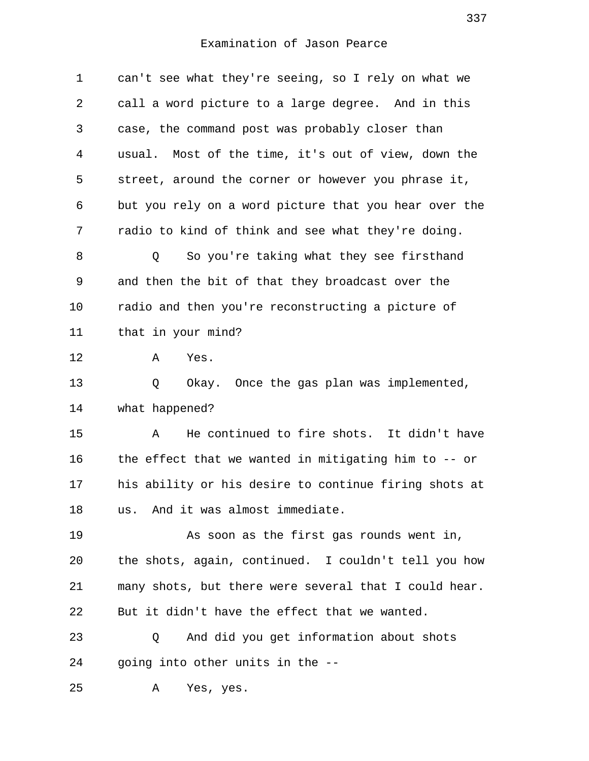can't see what they're seeing, so I rely on what we call a word picture to a large degree. And in this case, the command post was probably closer than usual. Most of the time, it's out of view, down the street, around the corner or however you phrase it, but you rely on a word picture that you hear over the radio to kind of think and see what they're doing.

Q So you're taking what they see firsthand and then the bit of that they broadcast over the radio and then you're reconstructing a picture of that in your mind?

A Yes.

Q Okay. Once the gas plan was implemented, what happened?

A He continued to fire shots. It didn't have the effect that we wanted in mitigating him to -- or his ability or his desire to continue firing shots at us. And it was almost immediate.

As soon as the first gas rounds went in, the shots, again, continued. I couldn't tell you how many shots, but there were several that I could hear. But it didn't have the effect that we wanted.

Q And did you get information about shots going into other units in the --

A Yes, yes.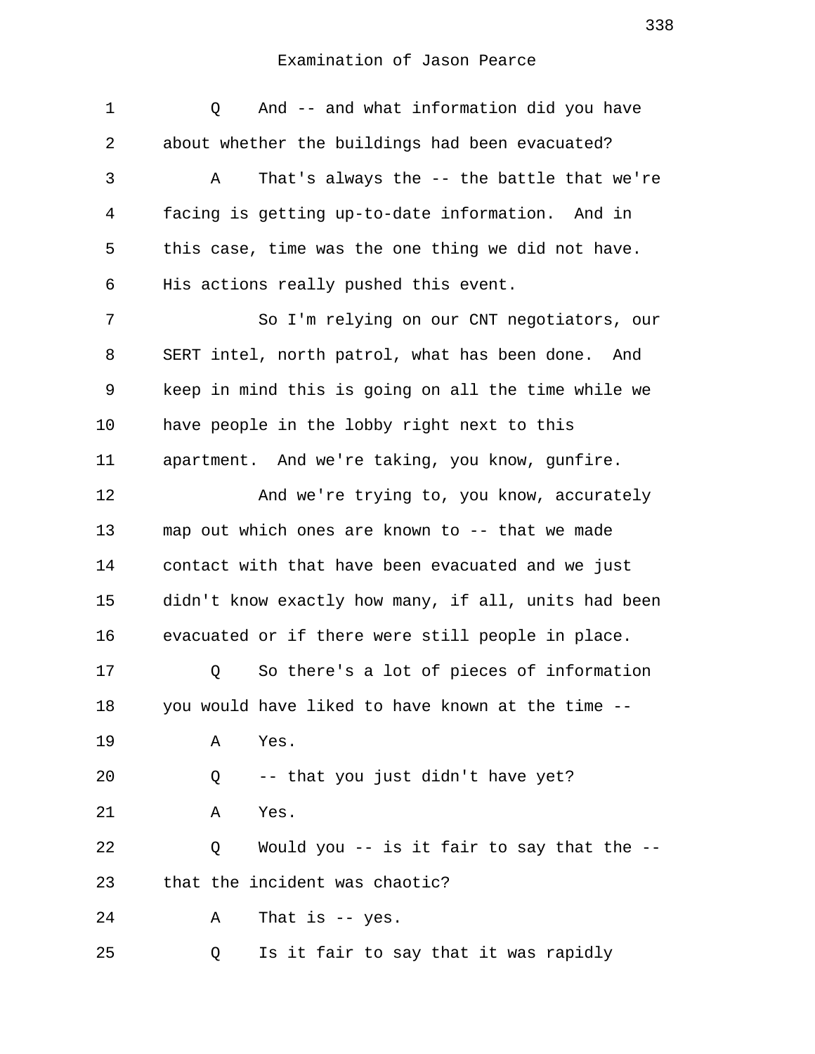Examination of Jason Pearce

1 Q And -- and what information did you have
2 about whether the buildings had been evacuated?
3 A That's always the -- the battle that we're
4 facing is getting up-to-date information. And in
5 this case, time was the one thing we did not have.
6 His actions really pushed this event.
7 So I'm relying on our CNT negotiators, our
8 SERT intel, north patrol, what has been done. And
9 keep in mind this is going on all the time while we
10 have people in the lobby right next to this
11 apartment. And we're taking, you know, gunfire.
12 And we're trying to, you know, accurately
13 map out which ones are known to -- that we made
14 contact with that have been evacuated and we just
15 didn't know exactly how many, if all, units had been
16 evacuated or if there were still people in place.
17 Q So there's a lot of pieces of information
18 you would have liked to have known at the time --
19 A Yes.
20 Q -- that you just didn't have yet?
21 A Yes.
22 Q Would you -- is it fair to say that the --
23 that the incident was chaotic?
24 A That is -- yes.
25 Q Is it fair to say that it was rapidly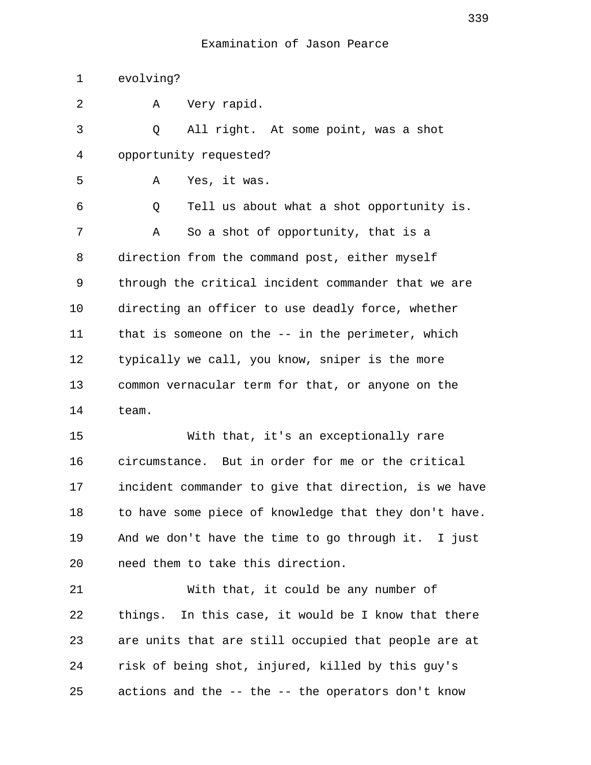evolving?

A Very rapid.

Q All right. At some point, was a shot opportunity requested?

A Yes, it was.

Q Tell us about what a shot opportunity is.

A So a shot of opportunity, that is a direction from the command post, either myself through the critical incident commander that we are directing an officer to use deadly force, whether that is someone on the -- in the perimeter, which typically we call, you know, sniper is the more common vernacular term for that, or anyone on the team.

With that, it's an exceptionally rare circumstance. But in order for me or the critical incident commander to give that direction, is we have to have some piece of knowledge that they don't have. And we don't have the time to go through it. I just need them to take this direction.

With that, it could be any number of things. In this case, it would be I know that there are units that are still occupied that people are at risk of being shot, injured, killed by this guy's actions and the -- the -- the operators don't know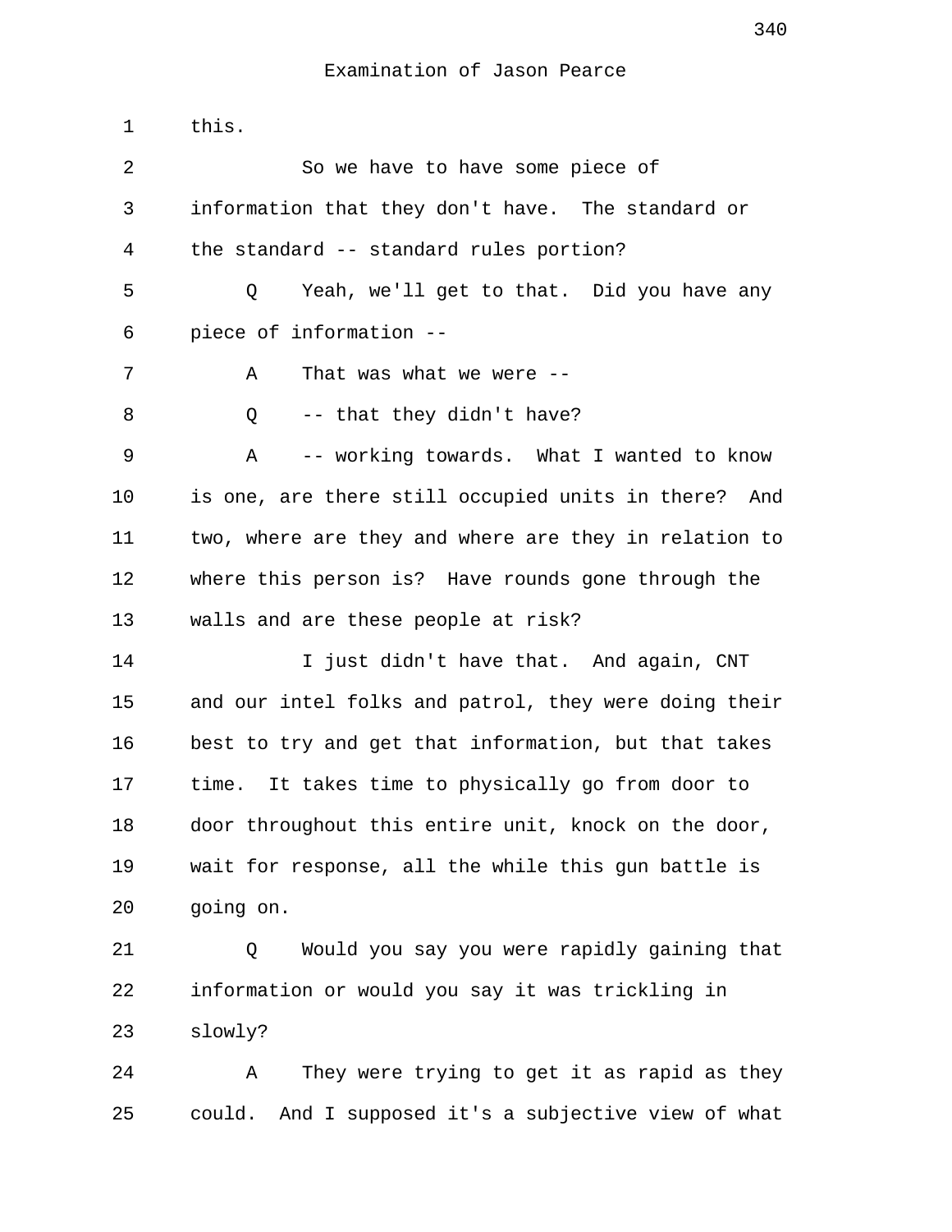this.

So we have to have some piece of information that they don't have. The standard or the standard -- standard rules portion?

Q Yeah, we'll get to that. Did you have any piece of information --

A That was what we were --

Q -- that they didn't have?

A -- working towards. What I wanted to know is one, are there still occupied units in there? And two, where are they and where are they in relation to where this person is? Have rounds gone through the walls and are these people at risk?

I just didn't have that. And again, CNT and our intel folks and patrol, they were doing their best to try and get that information, but that takes time. It takes time to physically go from door to door throughout this entire unit, knock on the door, wait for response, all the while this gun battle is going on.

Q Would you say you were rapidly gaining that information or would you say it was trickling in slowly?

A They were trying to get it as rapid as they could. And I supposed it's a subjective view of what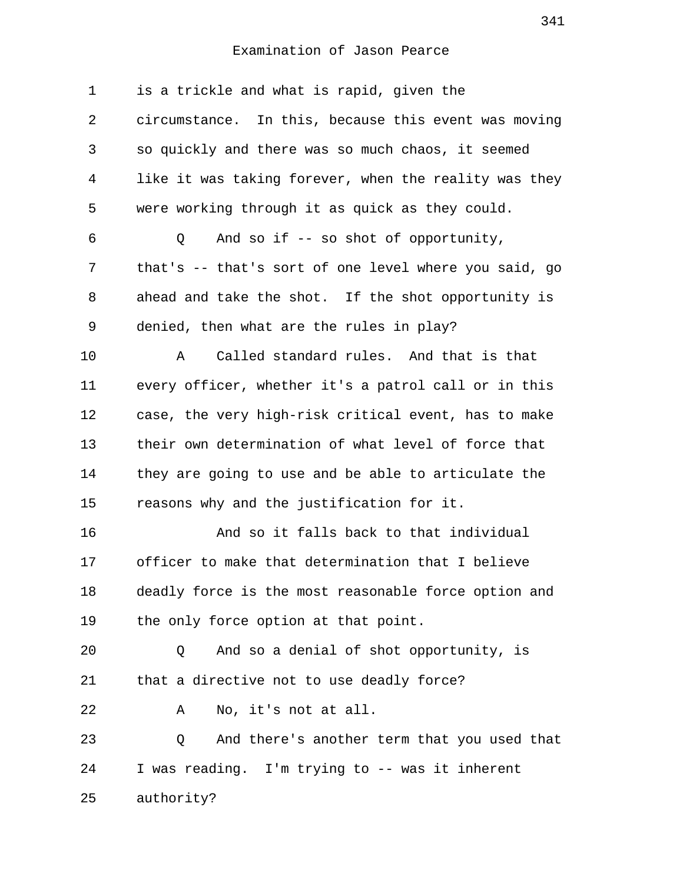is a trickle and what is rapid, given the circumstance. In this, because this event was moving so quickly and there was so much chaos, it seemed like it was taking forever, when the reality was they were working through it as quick as they could.

Q And so if -- so shot of opportunity, that's -- that's sort of one level where you said, go ahead and take the shot. If the shot opportunity is denied, then what are the rules in play?

A Called standard rules. And that is that every officer, whether it's a patrol call or in this case, the very high-risk critical event, has to make their own determination of what level of force that they are going to use and be able to articulate the reasons why and the justification for it.

And so it falls back to that individual officer to make that determination that I believe deadly force is the most reasonable force option and the only force option at that point.

Q And so a denial of shot opportunity, is that a directive not to use deadly force?

A No, it's not at all.

Q And there's another term that you used that I was reading. I'm trying to -- was it inherent authority?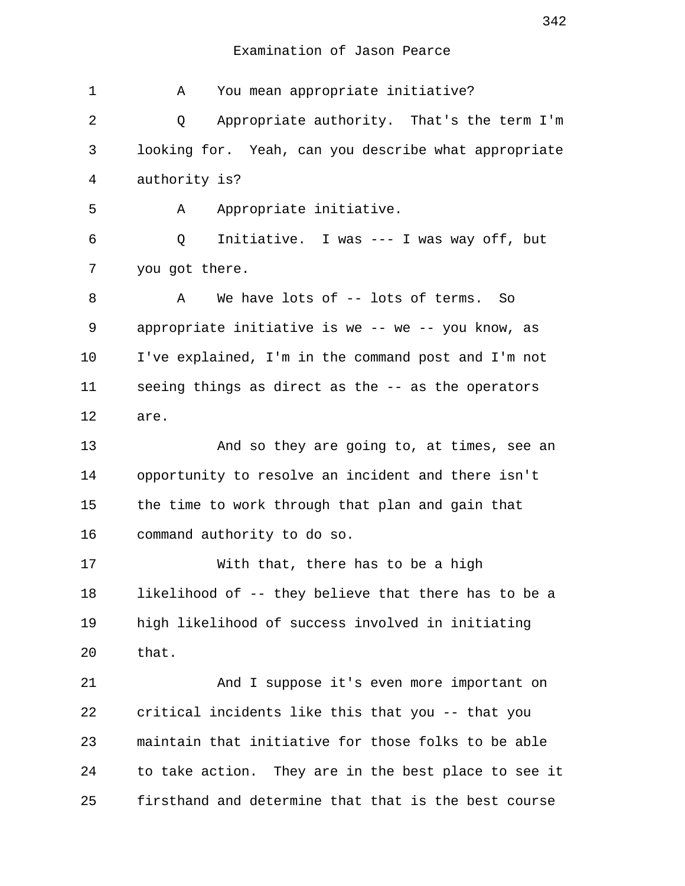Examination of Jason Pearce

1 A You mean appropriate initiative?

2 Q Appropriate authority. That's the term I'm
3 looking for. Yeah, can you describe what appropriate
4 authority is?

5 A Appropriate initiative.

6 Q Initiative. I was --- I was way off, but
7 you got there.

8 A We have lots of -- lots of terms. So
9 appropriate initiative is we -- we -- you know, as
10 I've explained, I'm in the command post and I'm not
11 seeing things as direct as the -- as the operators
12 are.

13 And so they are going to, at times, see an
14 opportunity to resolve an incident and there isn't
15 the time to work through that plan and gain that
16 command authority to do so.

17 With that, there has to be a high
18 likelihood of -- they believe that there has to be a
19 high likelihood of success involved in initiating
20 that.

21 And I suppose it's even more important on
22 critical incidents like this that you -- that you
23 maintain that initiative for those folks to be able
24 to take action. They are in the best place to see it
25 firsthand and determine that that is the best course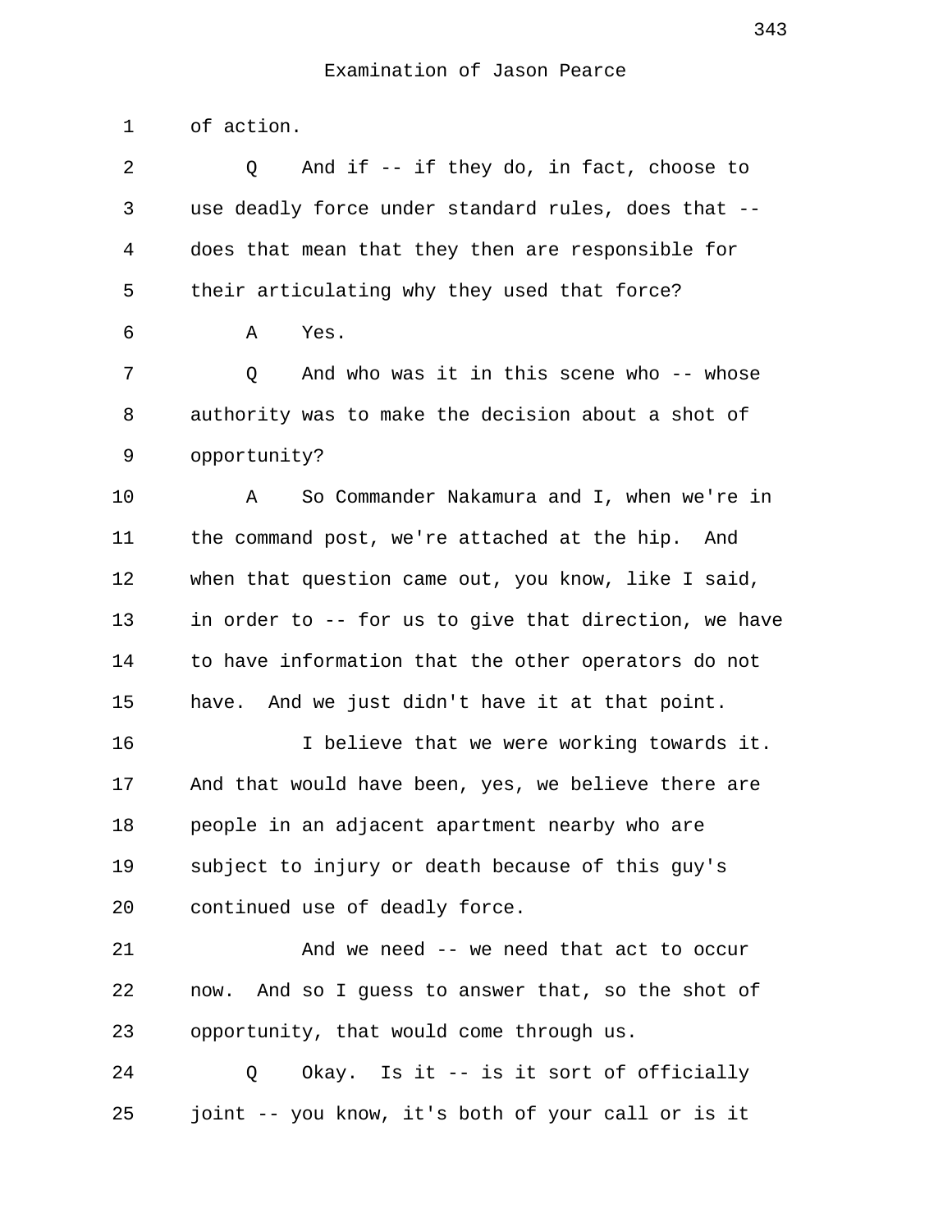Examination of Jason Pearce

of action.

Q And if -- if they do, in fact, choose to use deadly force under standard rules, does that -- does that mean that they then are responsible for their articulating why they used that force?

A Yes.

Q And who was it in this scene who -- whose authority was to make the decision about a shot of opportunity?

A So Commander Nakamura and I, when we're in the command post, we're attached at the hip. And when that question came out, you know, like I said, in order to -- for us to give that direction, we have to have information that the other operators do not have. And we just didn't have it at that point.

I believe that we were working towards it. And that would have been, yes, we believe there are people in an adjacent apartment nearby who are subject to injury or death because of this guy's continued use of deadly force.

And we need -- we need that act to occur now. And so I guess to answer that, so the shot of opportunity, that would come through us.

Q Okay. Is it -- is it sort of officially joint -- you know, it's both of your call or is it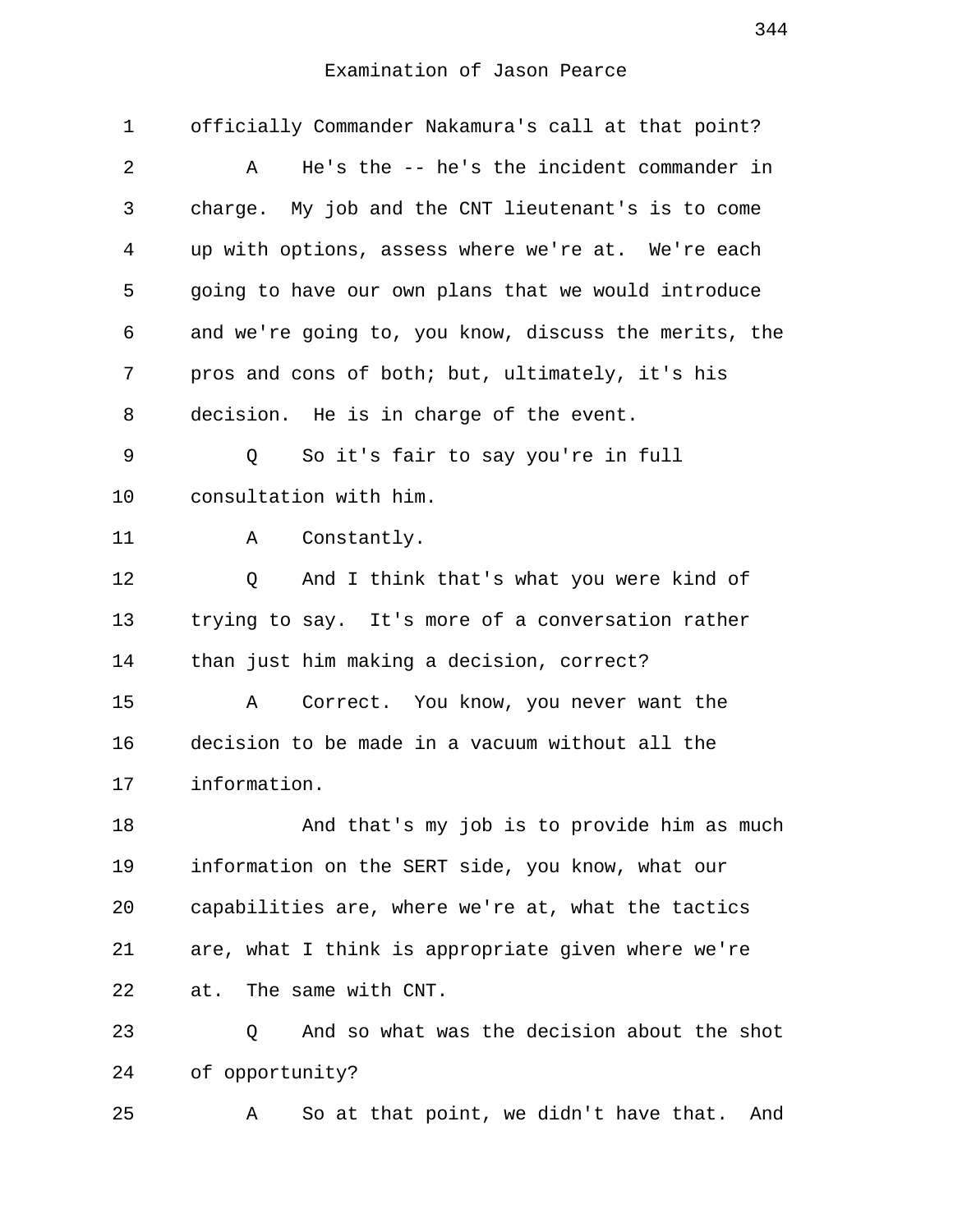Examination of Jason Pearce

1 officially Commander Nakamura's call at that point?

2 A He's the -- he's the incident commander in

3 charge. My job and the CNT lieutenant's is to come

4 up with options, assess where we're at. We're each

5 going to have our own plans that we would introduce

6 and we're going to, you know, discuss the merits, the

7 pros and cons of both; but, ultimately, it's his

8 decision. He is in charge of the event.

9 Q So it's fair to say you're in full

10 consultation with him.

11 A Constantly.

12 Q And I think that's what you were kind of

13 trying to say. It's more of a conversation rather

14 than just him making a decision, correct?

15 A Correct. You know, you never want the

16 decision to be made in a vacuum without all the

17 information.

18 And that's my job is to provide him as much

19 information on the SERT side, you know, what our

20 capabilities are, where we're at, what the tactics

21 are, what I think is appropriate given where we're

22 at. The same with CNT.

23 Q And so what was the decision about the shot

24 of opportunity?

25 A So at that point, we didn't have that. And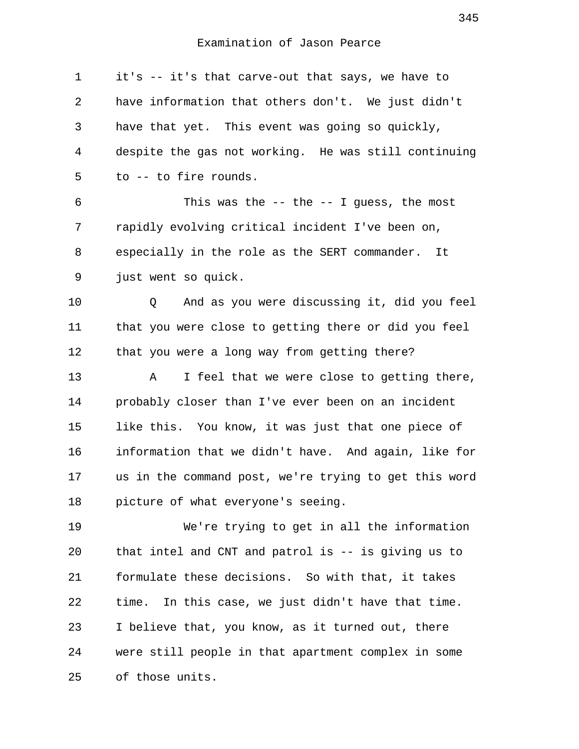it's -- it's that carve-out that says, we have to have information that others don't. We just didn't have that yet. This event was going so quickly, despite the gas not working. He was still continuing to -- to fire rounds.

This was the -- the -- I guess, the most rapidly evolving critical incident I've been on, especially in the role as the SERT commander. It just went so quick.

Q And as you were discussing it, did you feel that you were close to getting there or did you feel that you were a long way from getting there?

A I feel that we were close to getting there, probably closer than I've ever been on an incident like this. You know, it was just that one piece of information that we didn't have. And again, like for us in the command post, we're trying to get this word picture of what everyone's seeing.

We're trying to get in all the information that intel and CNT and patrol is -- is giving us to formulate these decisions. So with that, it takes time. In this case, we just didn't have that time. I believe that, you know, as it turned out, there were still people in that apartment complex in some of those units.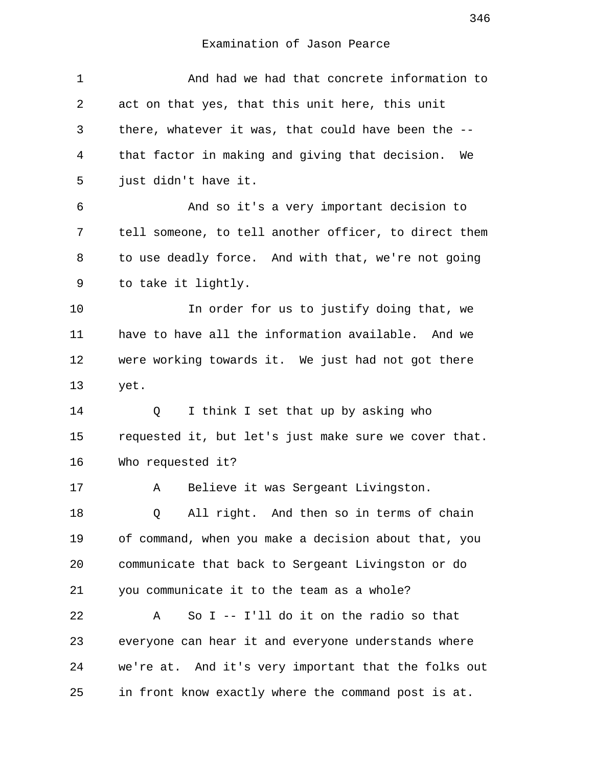Examination of Jason Pearce

1 And had we had that concrete information to
2 act on that yes, that this unit here, this unit
3 there, whatever it was, that could have been the --
4 that factor in making and giving that decision. We
5 just didn't have it.
6 And so it's a very important decision to
7 tell someone, to tell another officer, to direct them
8 to use deadly force. And with that, we're not going
9 to take it lightly.
10 In order for us to justify doing that, we
11 have to have all the information available. And we
12 were working towards it. We just had not got there
13 yet.
14 Q I think I set that up by asking who
15 requested it, but let's just make sure we cover that.
16 Who requested it?
17 A Believe it was Sergeant Livingston.
18 Q All right. And then so in terms of chain
19 of command, when you make a decision about that, you
20 communicate that back to Sergeant Livingston or do
21 you communicate it to the team as a whole?
22 A So I -- I'll do it on the radio so that
23 everyone can hear it and everyone understands where
24 we're at. And it's very important that the folks out
25 in front know exactly where the command post is at.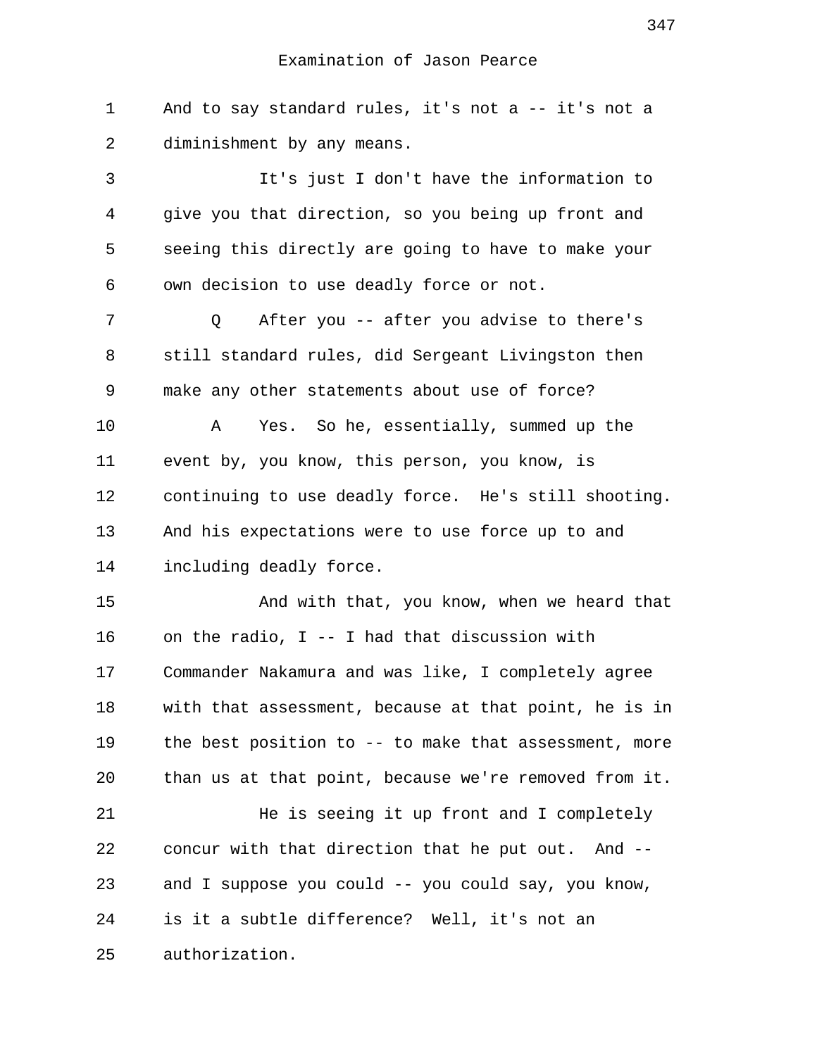And to say standard rules, it's not a -- it's not a diminishment by any means.

It's just I don't have the information to give you that direction, so you being up front and seeing this directly are going to have to make your own decision to use deadly force or not.

Q After you -- after you advise to there's still standard rules, did Sergeant Livingston then make any other statements about use of force?

A Yes. So he, essentially, summed up the event by, you know, this person, you know, is continuing to use deadly force. He's still shooting. And his expectations were to use force up to and including deadly force.

And with that, you know, when we heard that on the radio, I -- I had that discussion with Commander Nakamura and was like, I completely agree with that assessment, because at that point, he is in the best position to -- to make that assessment, more than us at that point, because we're removed from it.

He is seeing it up front and I completely concur with that direction that he put out. And -- and I suppose you could -- you could say, you know, is it a subtle difference? Well, it's not an authorization.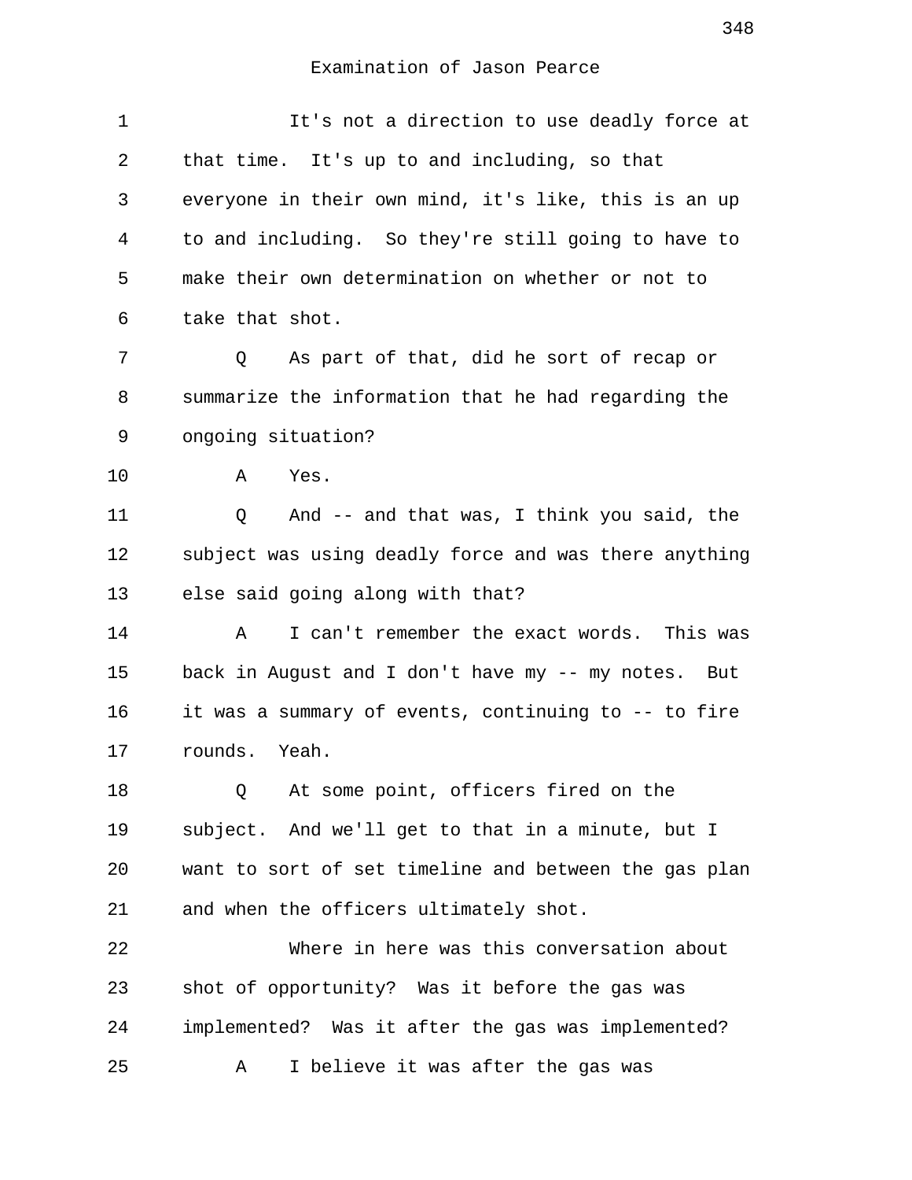Examination of Jason Pearce

It's not a direction to use deadly force at that time. It's up to and including, so that everyone in their own mind, it's like, this is an up to and including. So they're still going to have to make their own determination on whether or not to take that shot.

Q As part of that, did he sort of recap or summarize the information that he had regarding the ongoing situation?

A Yes.

Q And -- and that was, I think you said, the subject was using deadly force and was there anything else said going along with that?

A I can't remember the exact words. This was back in August and I don't have my -- my notes. But it was a summary of events, continuing to -- to fire rounds. Yeah.

Q At some point, officers fired on the subject. And we'll get to that in a minute, but I want to sort of set timeline and between the gas plan and when the officers ultimately shot.

Where in here was this conversation about shot of opportunity? Was it before the gas was implemented? Was it after the gas was implemented?

A I believe it was after the gas was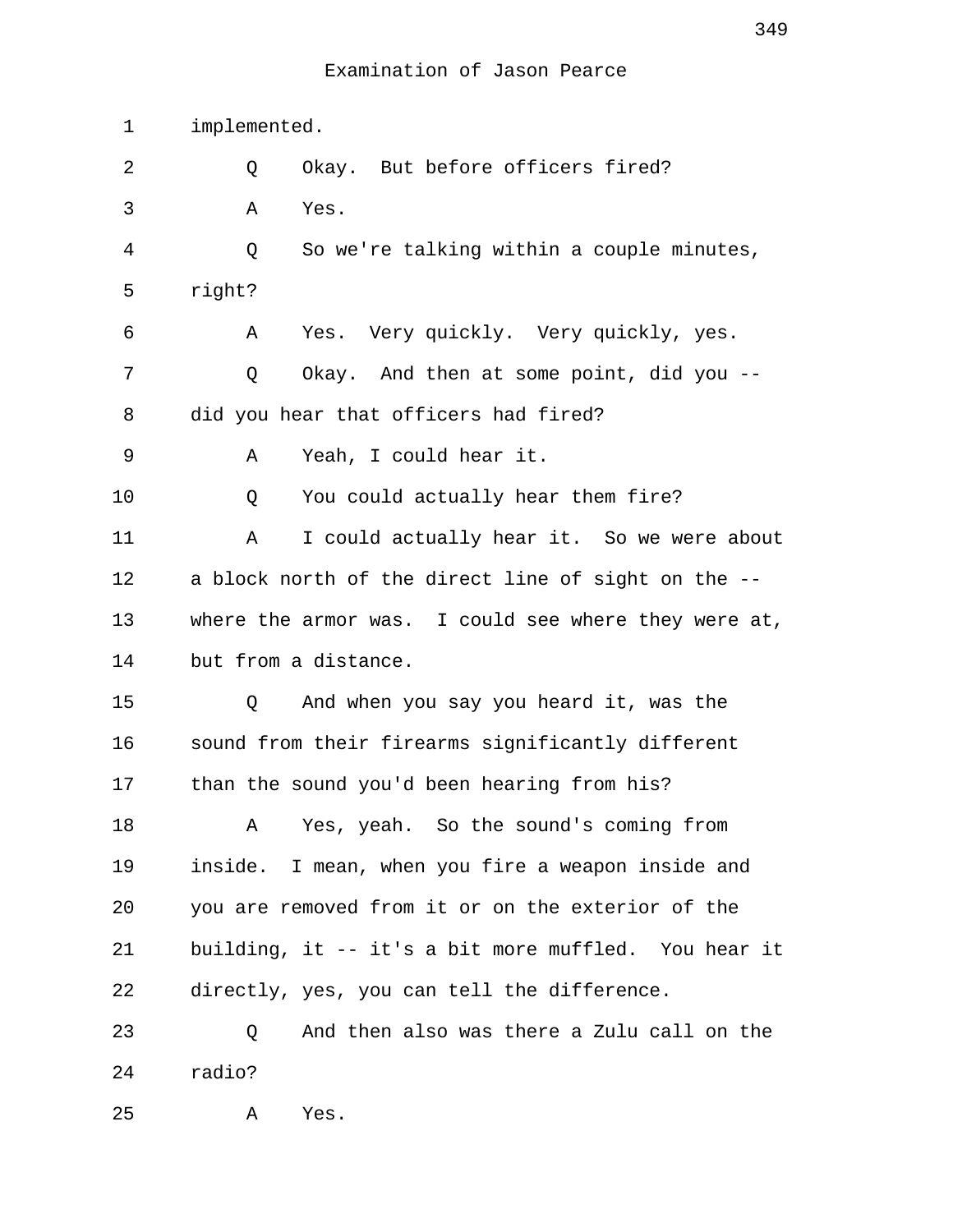implemented.

Q Okay. But before officers fired?

A Yes.

Q So we're talking within a couple minutes, right?

A Yes. Very quickly. Very quickly, yes.

Q Okay. And then at some point, did you -- did you hear that officers had fired?

A Yeah, I could hear it.

Q You could actually hear them fire?

A I could actually hear it. So we were about a block north of the direct line of sight on the -- where the armor was. I could see where they were at, but from a distance.

Q And when you say you heard it, was the sound from their firearms significantly different than the sound you'd been hearing from his?

A Yes, yeah. So the sound's coming from inside. I mean, when you fire a weapon inside and you are removed from it or on the exterior of the building, it -- it's a bit more muffled. You hear it directly, yes, you can tell the difference.

Q And then also was there a Zulu call on the radio?

A Yes.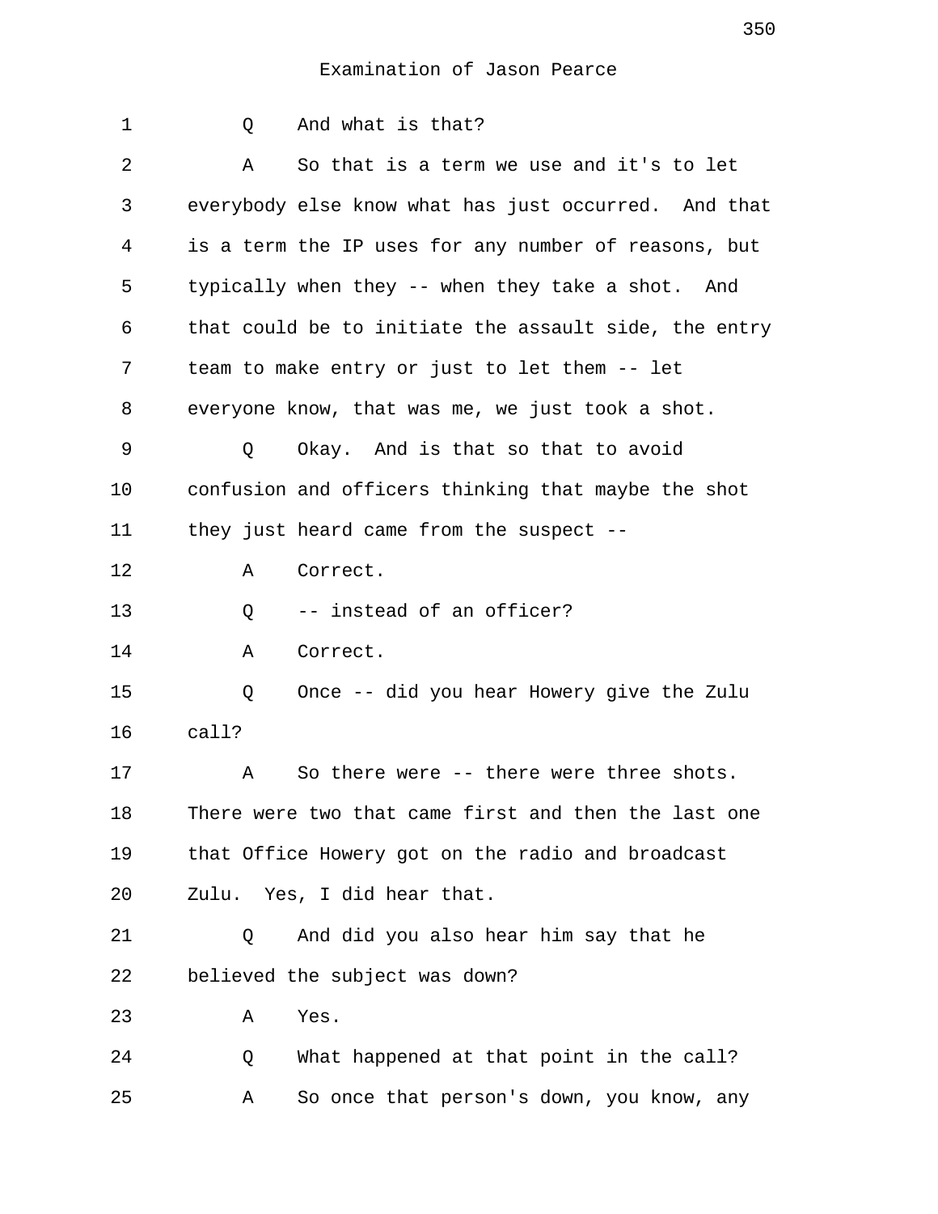Examination of Jason Pearce

1 Q And what is that?

2 A So that is a term we use and it's to let
3 everybody else know what has just occurred. And that
4 is a term the IP uses for any number of reasons, but
5 typically when they -- when they take a shot. And
6 that could be to initiate the assault side, the entry
7 team to make entry or just to let them -- let
8 everyone know, that was me, we just took a shot.

9 Q Okay. And is that so that to avoid
10 confusion and officers thinking that maybe the shot
11 they just heard came from the suspect --

12 A Correct.

13 Q -- instead of an officer?

14 A Correct.

15 Q Once -- did you hear Howery give the Zulu
16 call?

17 A So there were -- there were three shots.
18 There were two that came first and then the last one
19 that Office Howery got on the radio and broadcast
20 Zulu. Yes, I did hear that.

21 Q And did you also hear him say that he
22 believed the subject was down?

23 A Yes.

24 Q What happened at that point in the call?

25 A So once that person's down, you know, any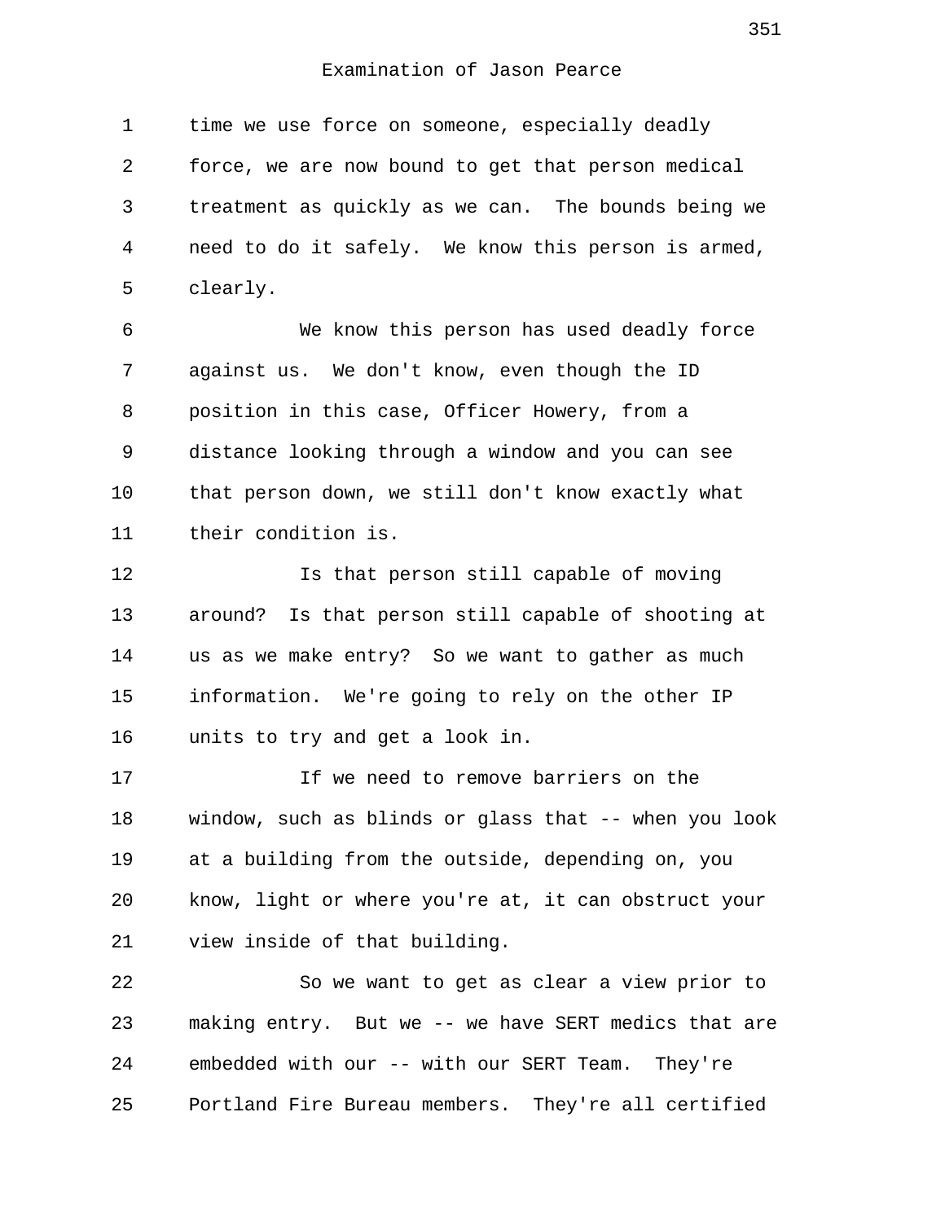time we use force on someone, especially deadly force, we are now bound to get that person medical treatment as quickly as we can. The bounds being we need to do it safely. We know this person is armed, clearly.

We know this person has used deadly force against us. We don't know, even though the ID position in this case, Officer Howery, from a distance looking through a window and you can see that person down, we still don't know exactly what their condition is.

Is that person still capable of moving around? Is that person still capable of shooting at us as we make entry? So we want to gather as much information. We're going to rely on the other IP units to try and get a look in.

If we need to remove barriers on the window, such as blinds or glass that -- when you look at a building from the outside, depending on, you know, light or where you're at, it can obstruct your view inside of that building.

So we want to get as clear a view prior to making entry. But we -- we have SERT medics that are embedded with our -- with our SERT Team. They're Portland Fire Bureau members. They're all certified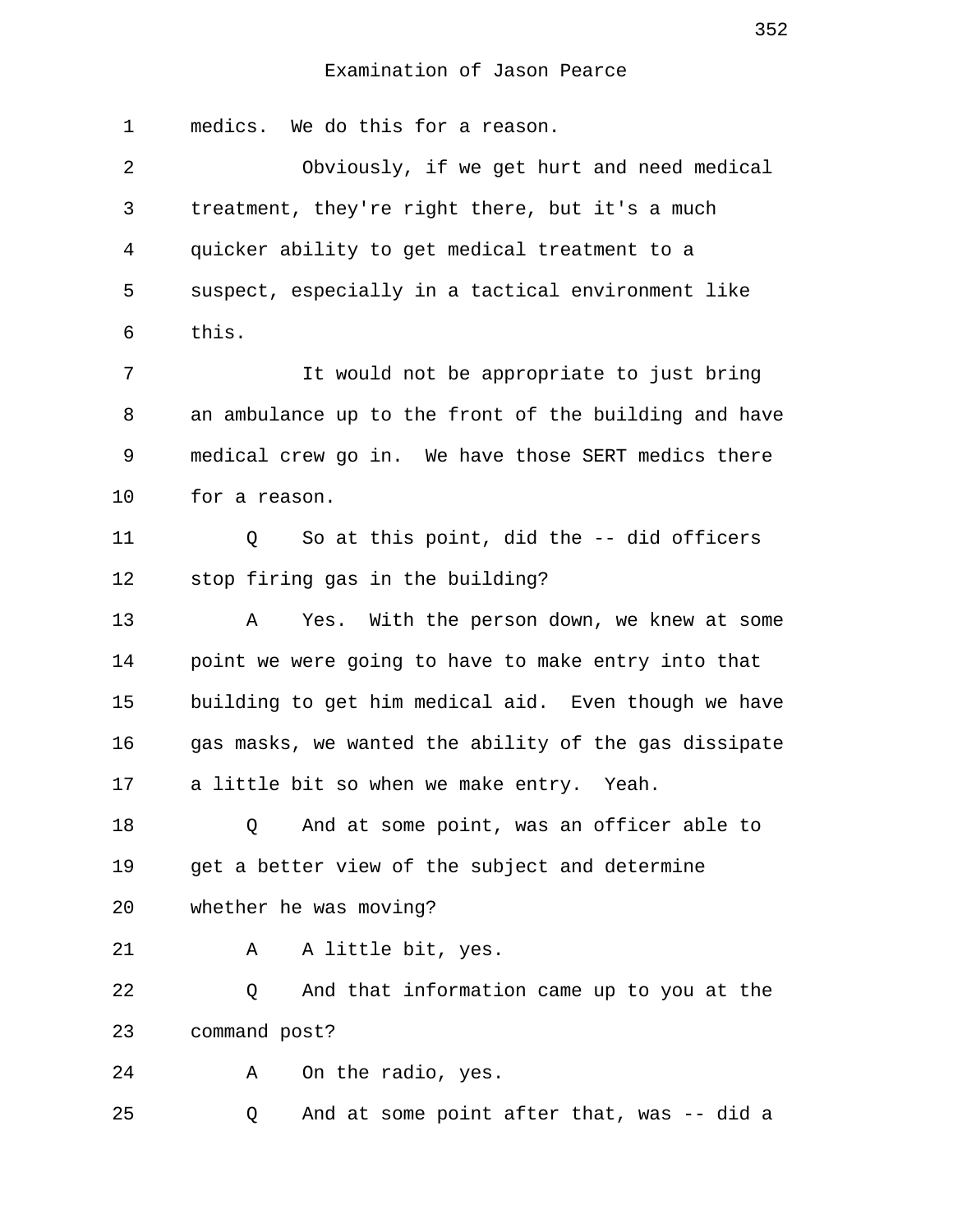Examination of Jason Pearce

1 medics. We do this for a reason.

2 Obviously, if we get hurt and need medical
3 treatment, they're right there, but it's a much
4 quicker ability to get medical treatment to a
5 suspect, especially in a tactical environment like
6 this.

7 It would not be appropriate to just bring
8 an ambulance up to the front of the building and have
9 medical crew go in. We have those SERT medics there
10 for a reason.

11 Q So at this point, did the -- did officers
12 stop firing gas in the building?

13 A Yes. With the person down, we knew at some
14 point we were going to have to make entry into that
15 building to get him medical aid. Even though we have
16 gas masks, we wanted the ability of the gas dissipate
17 a little bit so when we make entry. Yeah.

18 Q And at some point, was an officer able to
19 get a better view of the subject and determine
20 whether he was moving?

21 A A little bit, yes.

22 Q And that information came up to you at the
23 command post?

24 A On the radio, yes.

25 Q And at some point after that, was -- did a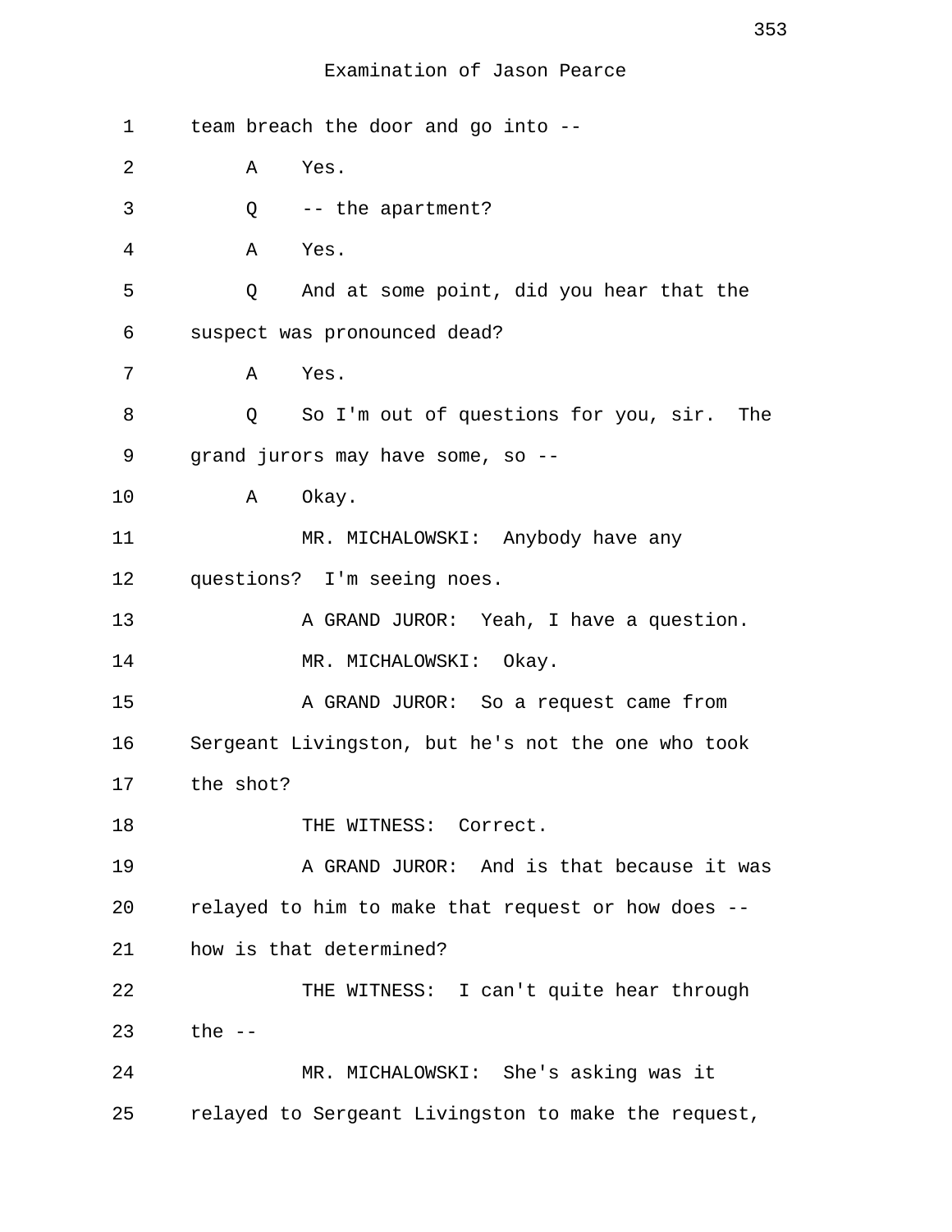1 team breach the door and go into --

2 A Yes.

3 Q -- the apartment?

4 A Yes.

5 Q And at some point, did you hear that the

6 suspect was pronounced dead?

7 A Yes.

8 Q So I'm out of questions for you, sir. The

9 grand jurors may have some, so --

10 A Okay.

11 MR. MICHALOWSKI: Anybody have any

12 questions? I'm seeing noes.

13 A GRAND JUROR: Yeah, I have a question.

14 MR. MICHALOWSKI: Okay.

15 A GRAND JUROR: So a request came from

16 Sergeant Livingston, but he's not the one who took

17 the shot?

18 THE WITNESS: Correct.

19 A GRAND JUROR: And is that because it was

20 relayed to him to make that request or how does --

21 how is that determined?

22 THE WITNESS: I can't quite hear through

23 the --

24 MR. MICHALOWSKI: She's asking was it

25 relayed to Sergeant Livingston to make the request,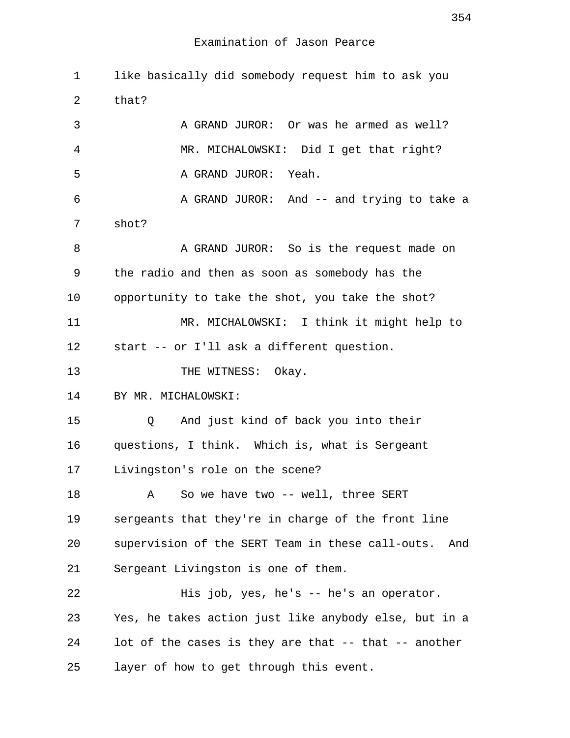Examination of Jason Pearce

1 like basically did somebody request him to ask you
2 that?
3 A GRAND JUROR: Or was he armed as well?
4 MR. MICHALOWSKI: Did I get that right?
5 A GRAND JUROR: Yeah.
6 A GRAND JUROR: And -- and trying to take a
7 shot?
8 A GRAND JUROR: So is the request made on
9 the radio and then as soon as somebody has the
10 opportunity to take the shot, you take the shot?
11 MR. MICHALOWSKI: I think it might help to
12 start -- or I'll ask a different question.
13 THE WITNESS: Okay.
14 BY MR. MICHALOWSKI:
15 Q And just kind of back you into their
16 questions, I think. Which is, what is Sergeant
17 Livingston's role on the scene?
18 A So we have two -- well, three SERT
19 sergeants that they're in charge of the front line
20 supervision of the SERT Team in these call-outs. And
21 Sergeant Livingston is one of them.
22 His job, yes, he's -- he's an operator.
23 Yes, he takes action just like anybody else, but in a
24 lot of the cases is they are that -- that -- another
25 layer of how to get through this event.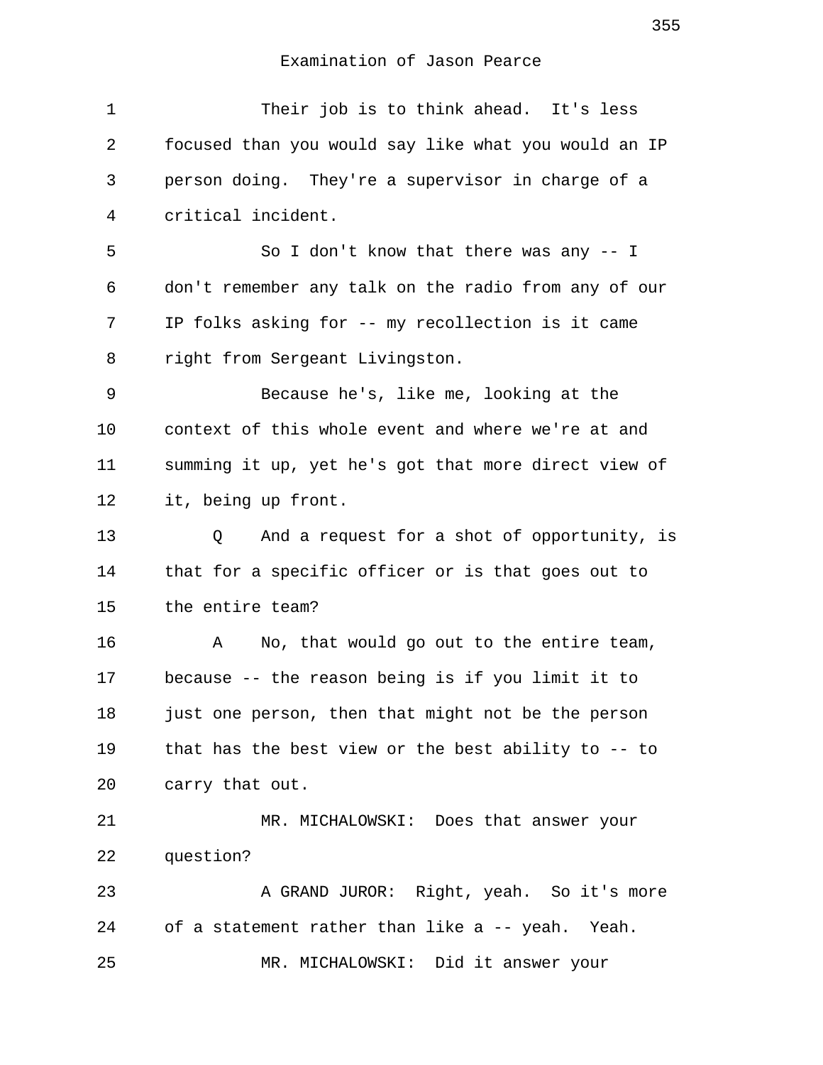Their job is to think ahead. It's less focused than you would say like what you would an IP person doing. They're a supervisor in charge of a critical incident.

So I don't know that there was any -- I don't remember any talk on the radio from any of our IP folks asking for -- my recollection is it came right from Sergeant Livingston.

Because he's, like me, looking at the context of this whole event and where we're at and summing it up, yet he's got that more direct view of it, being up front.

Q And a request for a shot of opportunity, is that for a specific officer or is that goes out to the entire team?

A No, that would go out to the entire team, because -- the reason being is if you limit it to just one person, then that might not be the person that has the best view or the best ability to -- to carry that out.

MR. MICHALOWSKI: Does that answer your question?

A GRAND JUROR: Right, yeah. So it's more of a statement rather than like a -- yeah. Yeah.

MR. MICHALOWSKI: Did it answer your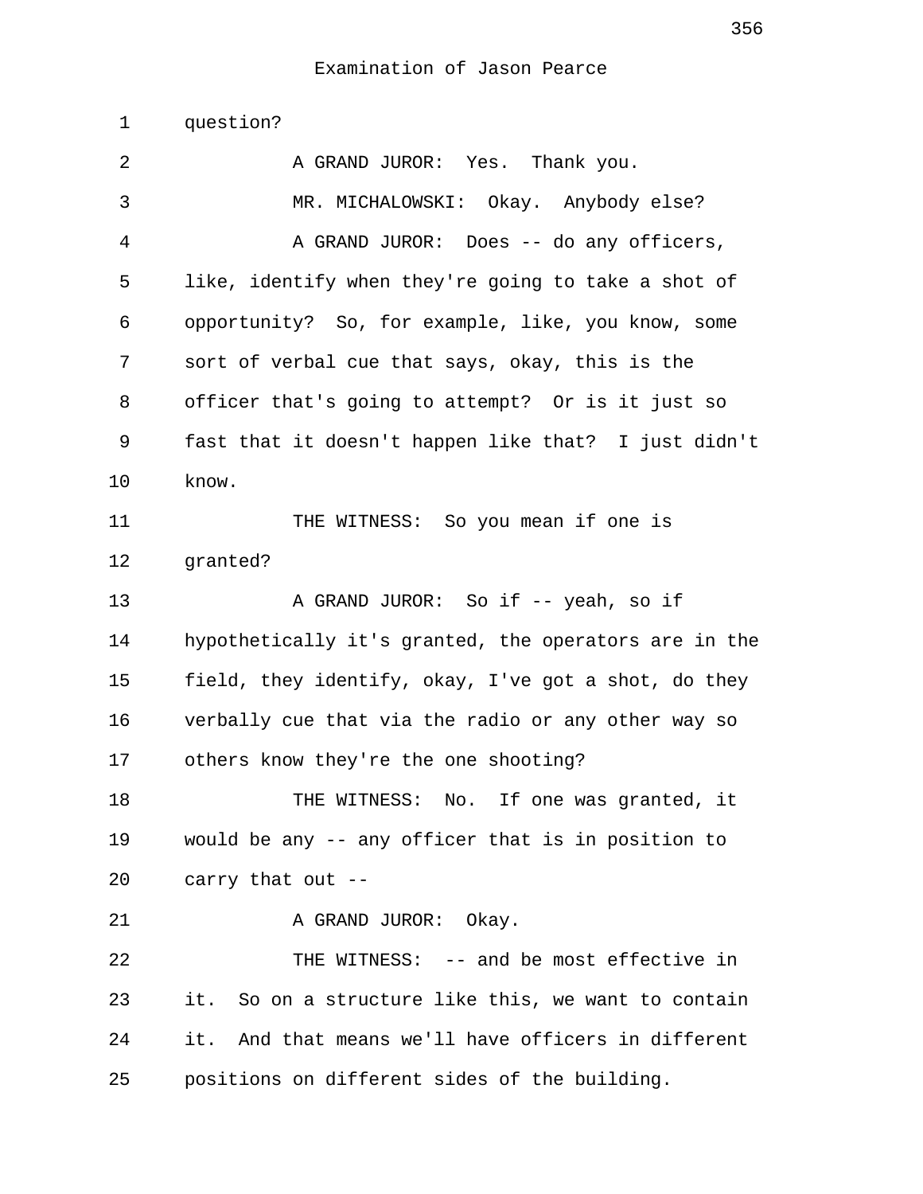Examination of Jason Pearce

question?

A GRAND JUROR: Yes. Thank you.

MR. MICHALOWSKI: Okay. Anybody else?

A GRAND JUROR: Does -- do any officers, like, identify when they're going to take a shot of opportunity? So, for example, like, you know, some sort of verbal cue that says, okay, this is the officer that's going to attempt? Or is it just so fast that it doesn't happen like that? I just didn't know.

THE WITNESS: So you mean if one is granted?

A GRAND JUROR: So if -- yeah, so if hypothetically it's granted, the operators are in the field, they identify, okay, I've got a shot, do they verbally cue that via the radio or any other way so others know they're the one shooting?

THE WITNESS: No. If one was granted, it would be any -- any officer that is in position to carry that out --

A GRAND JUROR: Okay.

THE WITNESS: -- and be most effective in it. So on a structure like this, we want to contain it. And that means we'll have officers in different positions on different sides of the building.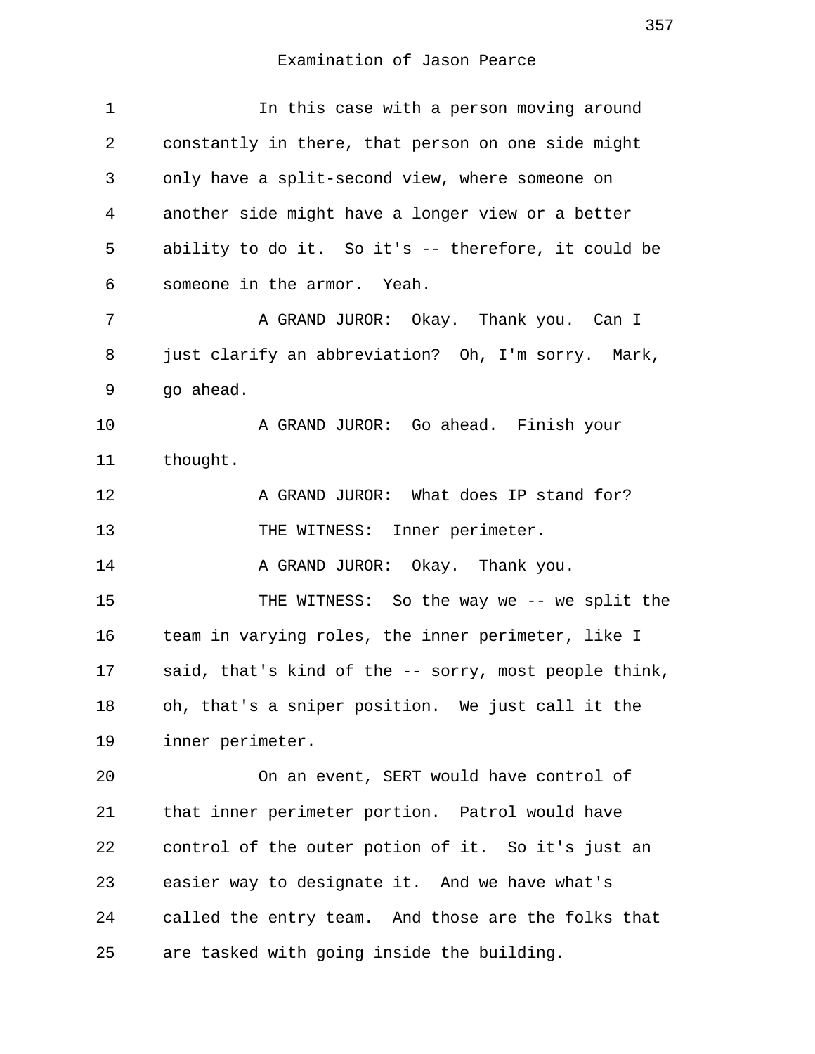In this case with a person moving around constantly in there, that person on one side might only have a split-second view, where someone on another side might have a longer view or a better ability to do it. So it's -- therefore, it could be someone in the armor. Yeah.

A GRAND JUROR: Okay. Thank you. Can I just clarify an abbreviation? Oh, I'm sorry. Mark, go ahead.

A GRAND JUROR: Go ahead. Finish your thought.

A GRAND JUROR: What does IP stand for?

THE WITNESS: Inner perimeter.

A GRAND JUROR: Okay. Thank you.

THE WITNESS: So the way we -- we split the team in varying roles, the inner perimeter, like I said, that's kind of the -- sorry, most people think, oh, that's a sniper position. We just call it the inner perimeter.

On an event, SERT would have control of that inner perimeter portion. Patrol would have control of the outer potion of it. So it's just an easier way to designate it. And we have what's called the entry team. And those are the folks that are tasked with going inside the building.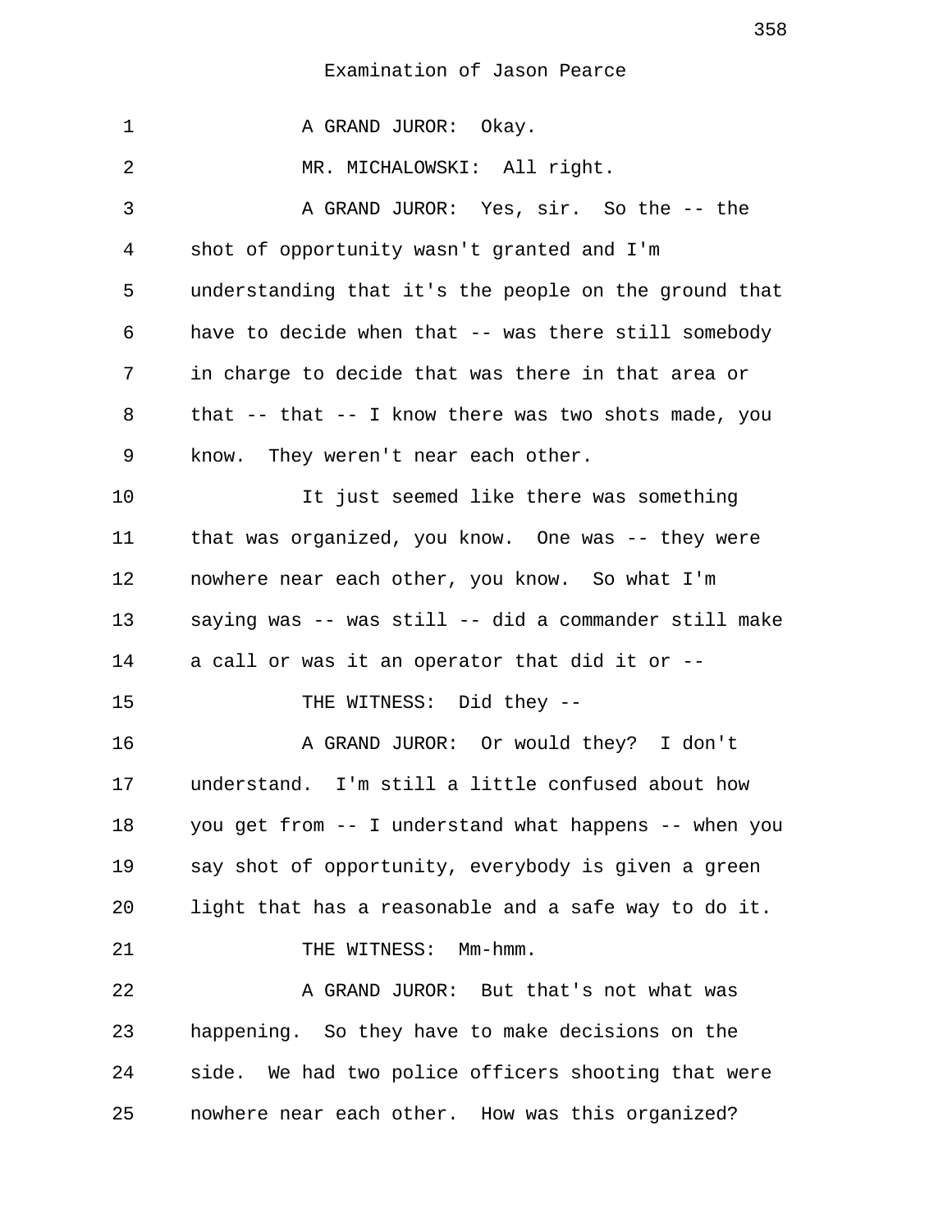Examination of Jason Pearce

1 A GRAND JUROR: Okay.

2 MR. MICHALOWSKI: All right.

3 A GRAND JUROR: Yes, sir. So the -- the
4 shot of opportunity wasn't granted and I'm
5 understanding that it's the people on the ground that
6 have to decide when that -- was there still somebody
7 in charge to decide that was there in that area or
8 that -- that -- I know there was two shots made, you
9 know. They weren't near each other.

10 It just seemed like there was something
11 that was organized, you know. One was -- they were
12 nowhere near each other, you know. So what I'm
13 saying was -- was still -- did a commander still make
14 a call or was it an operator that did it or --

15 THE WITNESS: Did they --

16 A GRAND JUROR: Or would they? I don't
17 understand. I'm still a little confused about how
18 you get from -- I understand what happens -- when you
19 say shot of opportunity, everybody is given a green
20 light that has a reasonable and a safe way to do it.

21 THE WITNESS: Mm-hmm.

22 A GRAND JUROR: But that's not what was
23 happening. So they have to make decisions on the
24 side. We had two police officers shooting that were
25 nowhere near each other. How was this organized?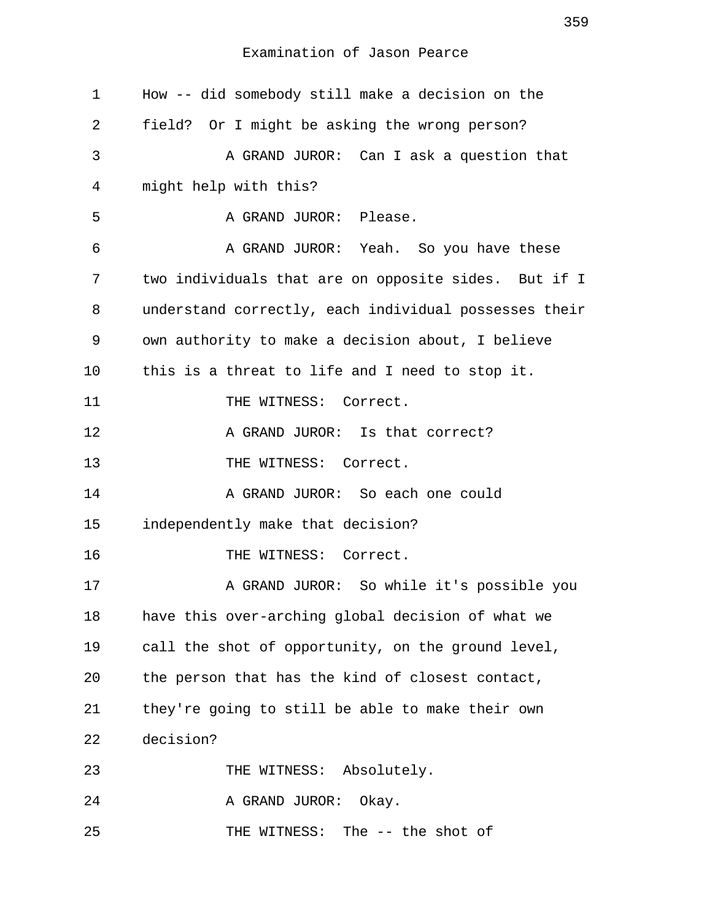Examination of Jason Pearce

1 How -- did somebody still make a decision on the
2 field? Or I might be asking the wrong person?
3 A GRAND JUROR: Can I ask a question that
4 might help with this?
5 A GRAND JUROR: Please.
6 A GRAND JUROR: Yeah. So you have these
7 two individuals that are on opposite sides. But if I
8 understand correctly, each individual possesses their
9 own authority to make a decision about, I believe
10 this is a threat to life and I need to stop it.
11 THE WITNESS: Correct.
12 A GRAND JUROR: Is that correct?
13 THE WITNESS: Correct.
14 A GRAND JUROR: So each one could
15 independently make that decision?
16 THE WITNESS: Correct.
17 A GRAND JUROR: So while it's possible you
18 have this over-arching global decision of what we
19 call the shot of opportunity, on the ground level,
20 the person that has the kind of closest contact,
21 they're going to still be able to make their own
22 decision?
23 THE WITNESS: Absolutely.
24 A GRAND JUROR: Okay.
25 THE WITNESS: The -- the shot of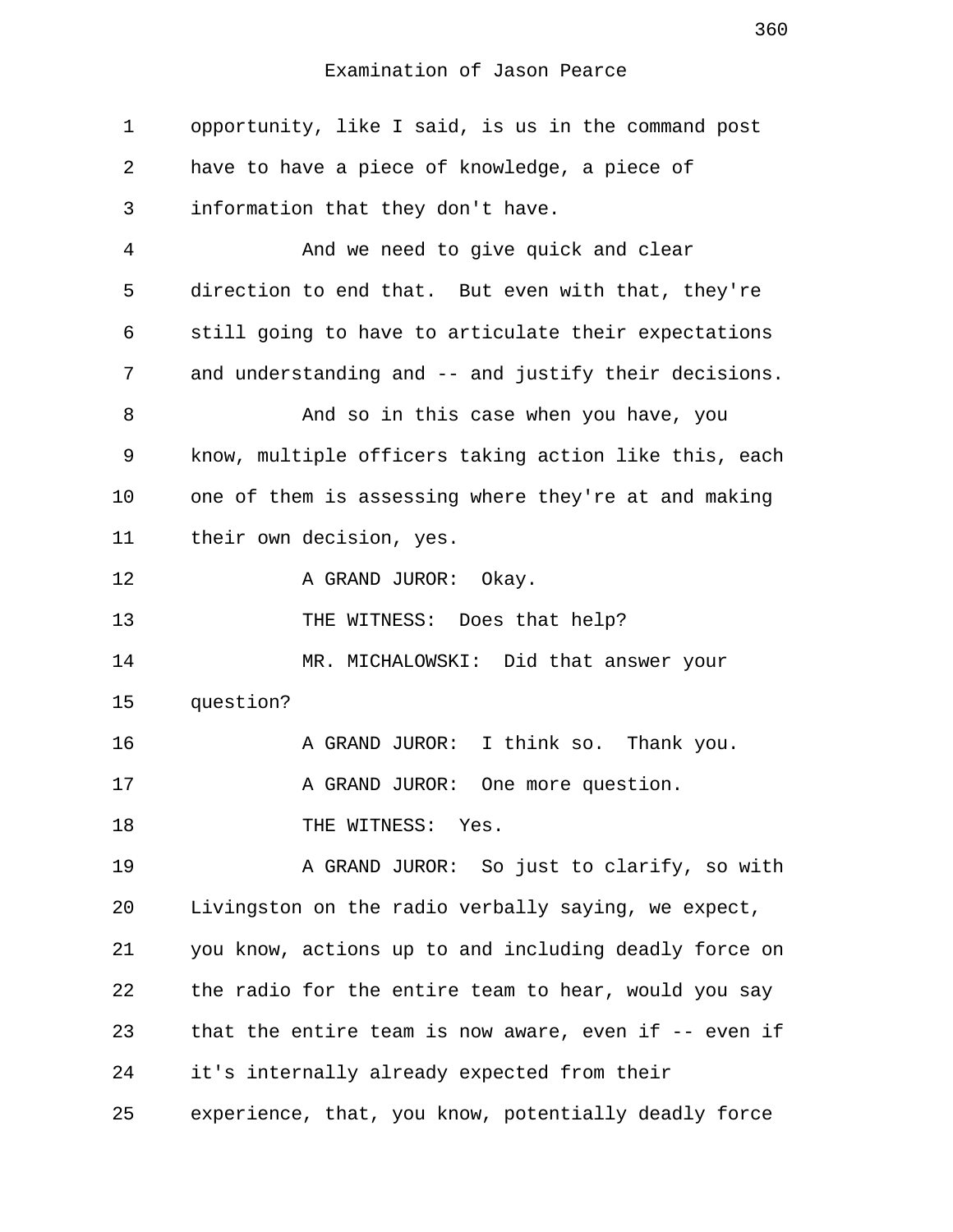Examination of Jason Pearce

1 opportunity, like I said, is us in the command post
2 have to have a piece of knowledge, a piece of
3 information that they don't have.
4 And we need to give quick and clear
5 direction to end that. But even with that, they're
6 still going to have to articulate their expectations
7 and understanding and -- and justify their decisions.
8 And so in this case when you have, you
9 know, multiple officers taking action like this, each
10 one of them is assessing where they're at and making
11 their own decision, yes.
12 A GRAND JUROR: Okay.
13 THE WITNESS: Does that help?
14 MR. MICHALOWSKI: Did that answer your
15 question?
16 A GRAND JUROR: I think so. Thank you.
17 A GRAND JUROR: One more question.
18 THE WITNESS: Yes.
19 A GRAND JUROR: So just to clarify, so with
20 Livingston on the radio verbally saying, we expect,
21 you know, actions up to and including deadly force on
22 the radio for the entire team to hear, would you say
23 that the entire team is now aware, even if -- even if
24 it's internally already expected from their
25 experience, that, you know, potentially deadly force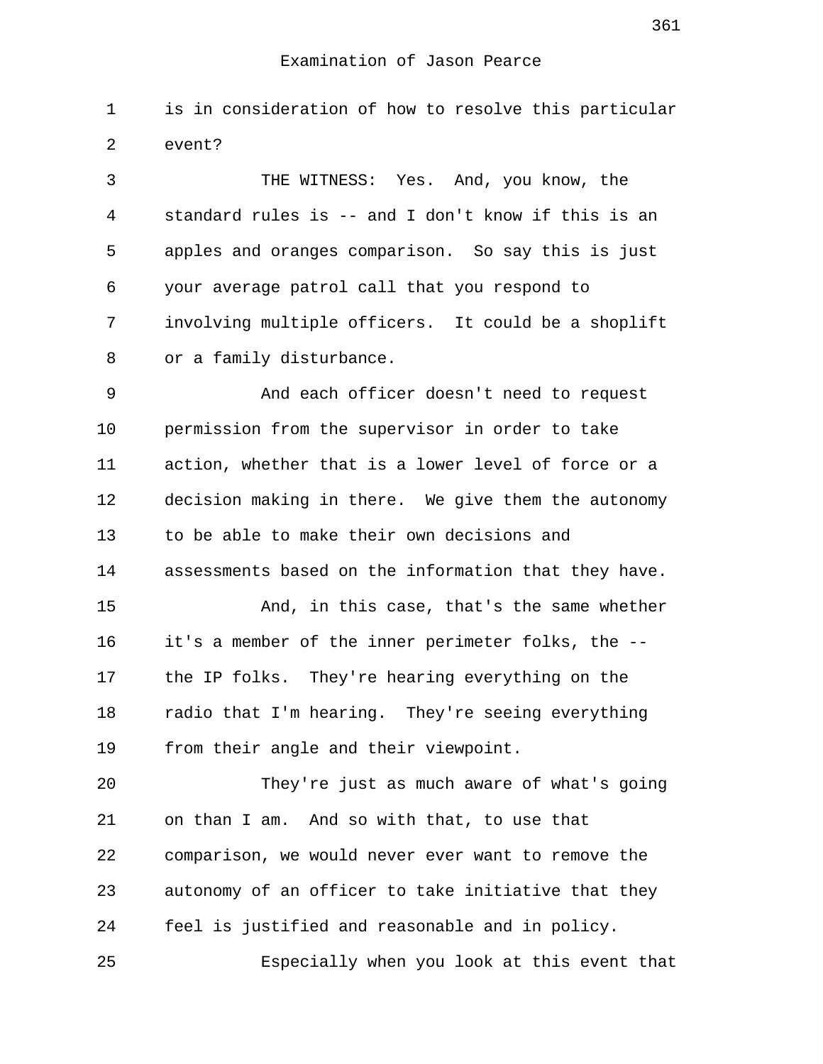is in consideration of how to resolve this particular event?

THE WITNESS: Yes. And, you know, the standard rules is -- and I don't know if this is an apples and oranges comparison. So say this is just your average patrol call that you respond to involving multiple officers. It could be a shoplift or a family disturbance.

And each officer doesn't need to request permission from the supervisor in order to take action, whether that is a lower level of force or a decision making in there. We give them the autonomy to be able to make their own decisions and assessments based on the information that they have.

And, in this case, that's the same whether it's a member of the inner perimeter folks, the -- the IP folks. They're hearing everything on the radio that I'm hearing. They're seeing everything from their angle and their viewpoint.

They're just as much aware of what's going on than I am. And so with that, to use that comparison, we would never ever want to remove the autonomy of an officer to take initiative that they feel is justified and reasonable and in policy.

Especially when you look at this event that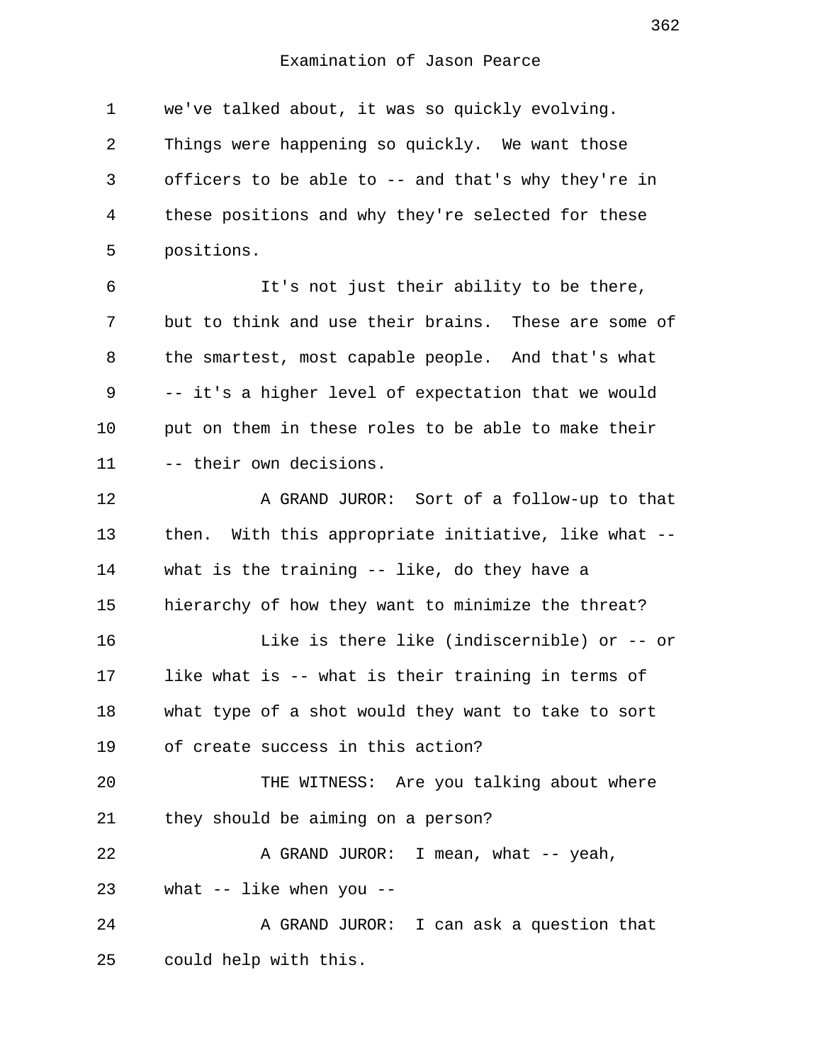we've talked about, it was so quickly evolving. Things were happening so quickly. We want those officers to be able to -- and that's why they're in these positions and why they're selected for these positions.

It's not just their ability to be there, but to think and use their brains. These are some of the smartest, most capable people. And that's what -- it's a higher level of expectation that we would put on them in these roles to be able to make their -- their own decisions.

A GRAND JUROR: Sort of a follow-up to that then. With this appropriate initiative, like what -- what is the training -- like, do they have a hierarchy of how they want to minimize the threat?

Like is there like (indiscernible) or -- or like what is -- what is their training in terms of what type of a shot would they want to take to sort of create success in this action?

THE WITNESS: Are you talking about where they should be aiming on a person?

A GRAND JUROR: I mean, what -- yeah, what -- like when you --

A GRAND JUROR: I can ask a question that could help with this.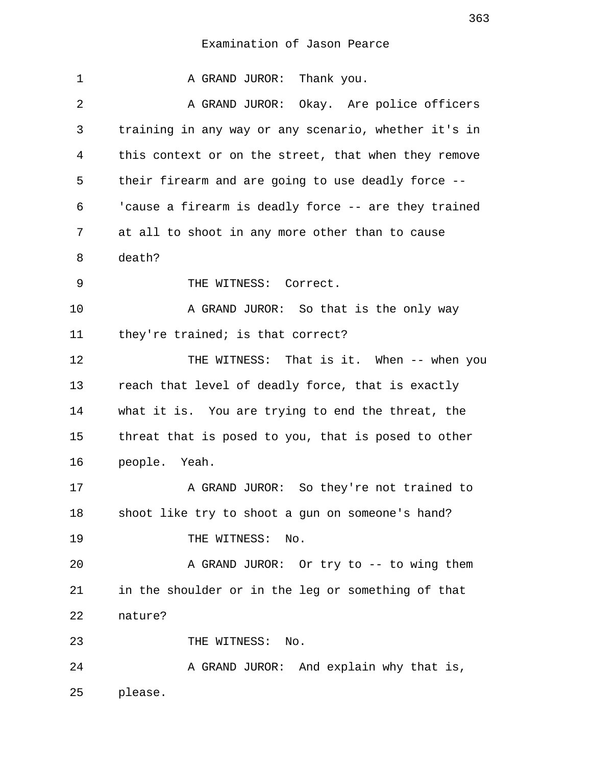Examination of Jason Pearce

1 A GRAND JUROR: Thank you.

2 A GRAND JUROR: Okay. Are police officers
3 training in any way or any scenario, whether it's in
4 this context or on the street, that when they remove
5 their firearm and are going to use deadly force --
6 'cause a firearm is deadly force -- are they trained
7 at all to shoot in any more other than to cause
8 death?

9 THE WITNESS: Correct.

10 A GRAND JUROR: So that is the only way
11 they're trained; is that correct?

12 THE WITNESS: That is it. When -- when you
13 reach that level of deadly force, that is exactly
14 what it is. You are trying to end the threat, the
15 threat that is posed to you, that is posed to other
16 people. Yeah.

17 A GRAND JUROR: So they're not trained to
18 shoot like try to shoot a gun on someone's hand?

19 THE WITNESS: No.

20 A GRAND JUROR: Or try to -- to wing them
21 in the shoulder or in the leg or something of that
22 nature?

23 THE WITNESS: No.

24 A GRAND JUROR: And explain why that is,
25 please.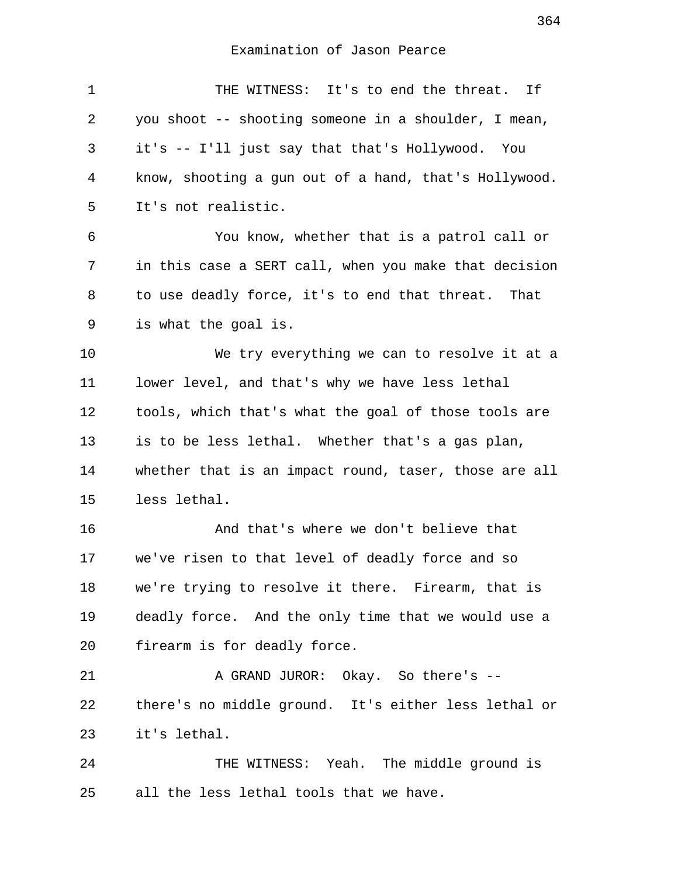Examination of Jason Pearce

1 THE WITNESS: It's to end the threat. If
2 you shoot -- shooting someone in a shoulder, I mean,
3 it's -- I'll just say that that's Hollywood. You
4 know, shooting a gun out of a hand, that's Hollywood.
5 It's not realistic.
6 You know, whether that is a patrol call or
7 in this case a SERT call, when you make that decision
8 to use deadly force, it's to end that threat. That
9 is what the goal is.
10 We try everything we can to resolve it at a
11 lower level, and that's why we have less lethal
12 tools, which that's what the goal of those tools are
13 is to be less lethal. Whether that's a gas plan,
14 whether that is an impact round, taser, those are all
15 less lethal.
16 And that's where we don't believe that
17 we've risen to that level of deadly force and so
18 we're trying to resolve it there. Firearm, that is
19 deadly force. And the only time that we would use a
20 firearm is for deadly force.
21 A GRAND JUROR: Okay. So there's --
22 there's no middle ground. It's either less lethal or
23 it's lethal.
24 THE WITNESS: Yeah. The middle ground is
25 all the less lethal tools that we have.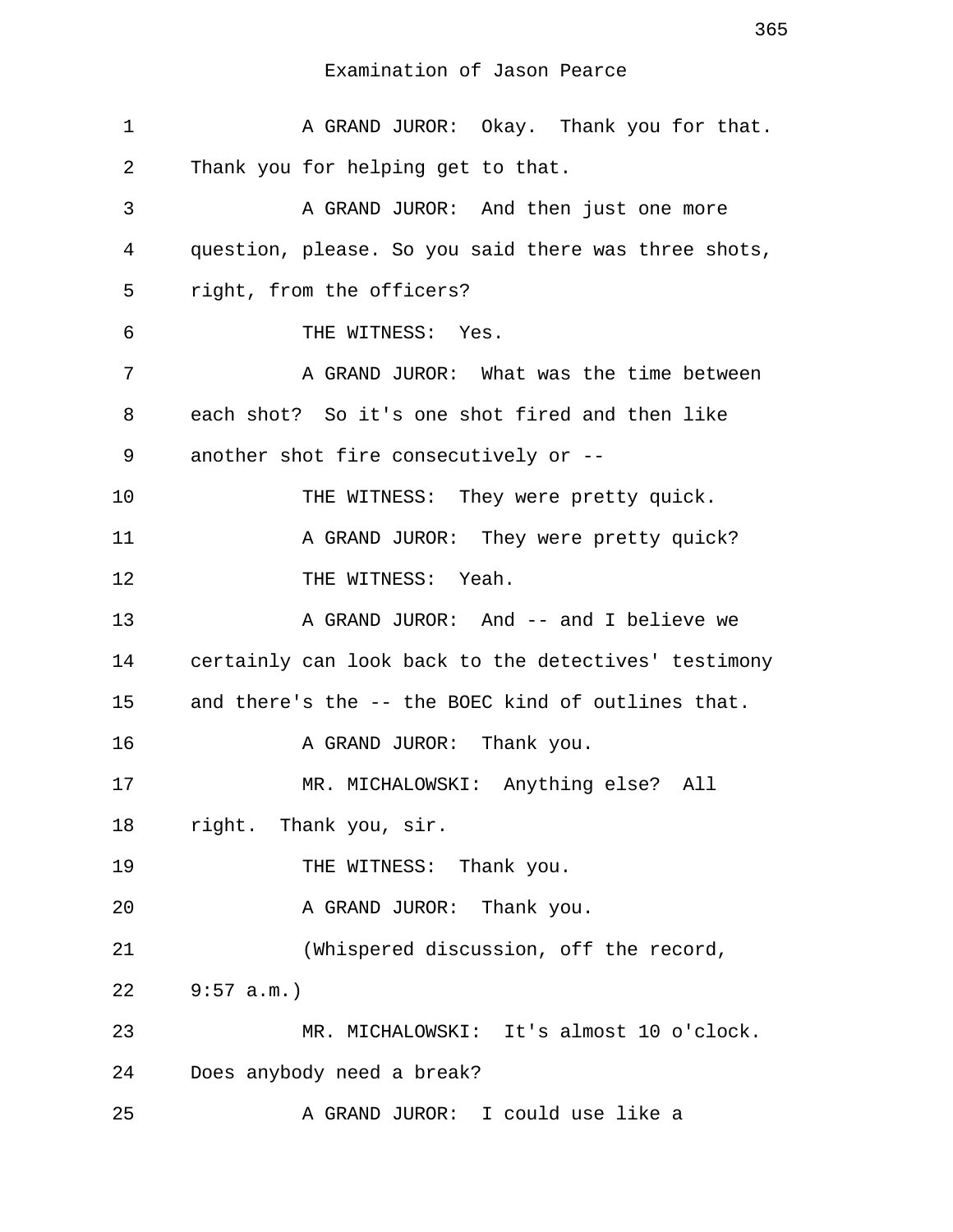Examination of Jason Pearce

1 A GRAND JUROR: Okay. Thank you for that.
2 Thank you for helping get to that.
3 A GRAND JUROR: And then just one more
4 question, please. So you said there was three shots,
5 right, from the officers?
6 THE WITNESS: Yes.
7 A GRAND JUROR: What was the time between
8 each shot? So it's one shot fired and then like
9 another shot fire consecutively or --
10 THE WITNESS: They were pretty quick.
11 A GRAND JUROR: They were pretty quick?
12 THE WITNESS: Yeah.
13 A GRAND JUROR: And -- and I believe we
14 certainly can look back to the detectives' testimony
15 and there's the -- the BOEC kind of outlines that.
16 A GRAND JUROR: Thank you.
17 MR. MICHALOWSKI: Anything else? All
18 right. Thank you, sir.
19 THE WITNESS: Thank you.
20 A GRAND JUROR: Thank you.
21 (Whispered discussion, off the record,
22 9:57 a.m.)
23 MR. MICHALOWSKI: It's almost 10 o'clock.
24 Does anybody need a break?
25 A GRAND JUROR: I could use like a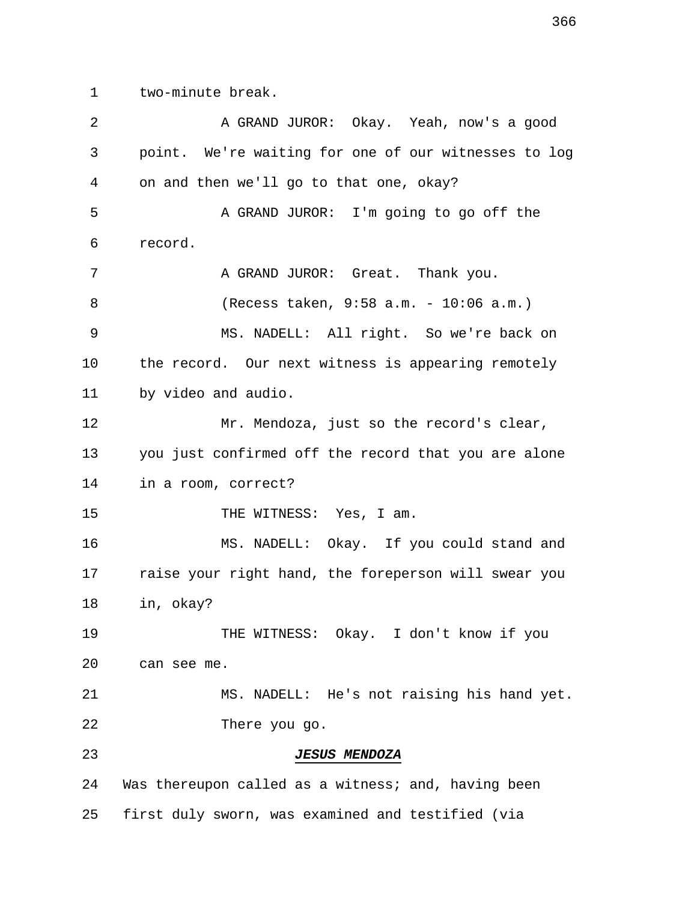1 two-minute break.

2 A GRAND JUROR: Okay. Yeah, now's a good

3 point. We're waiting for one of our witnesses to log

4 on and then we'll go to that one, okay?

5 A GRAND JUROR: I'm going to go off the

6 record.

7 A GRAND JUROR: Great. Thank you.

8 (Recess taken, 9:58 a.m. - 10:06 a.m.)

9 MS. NADELL: All right. So we're back on

10 the record. Our next witness is appearing remotely

11 by video and audio.

12 Mr. Mendoza, just so the record's clear,

13 you just confirmed off the record that you are alone

14 in a room, correct?

15 THE WITNESS: Yes, I am.

16 MS. NADELL: Okay. If you could stand and

17 raise your right hand, the foreperson will swear you

18 in, okay?

19 THE WITNESS: Okay. I don't know if you

20 can see me.

21 MS. NADELL: He's not raising his hand yet.

22 There you go.

23 ***JESUS MENDOZA***

24 Was thereupon called as a witness; and, having been

25 first duly sworn, was examined and testified (via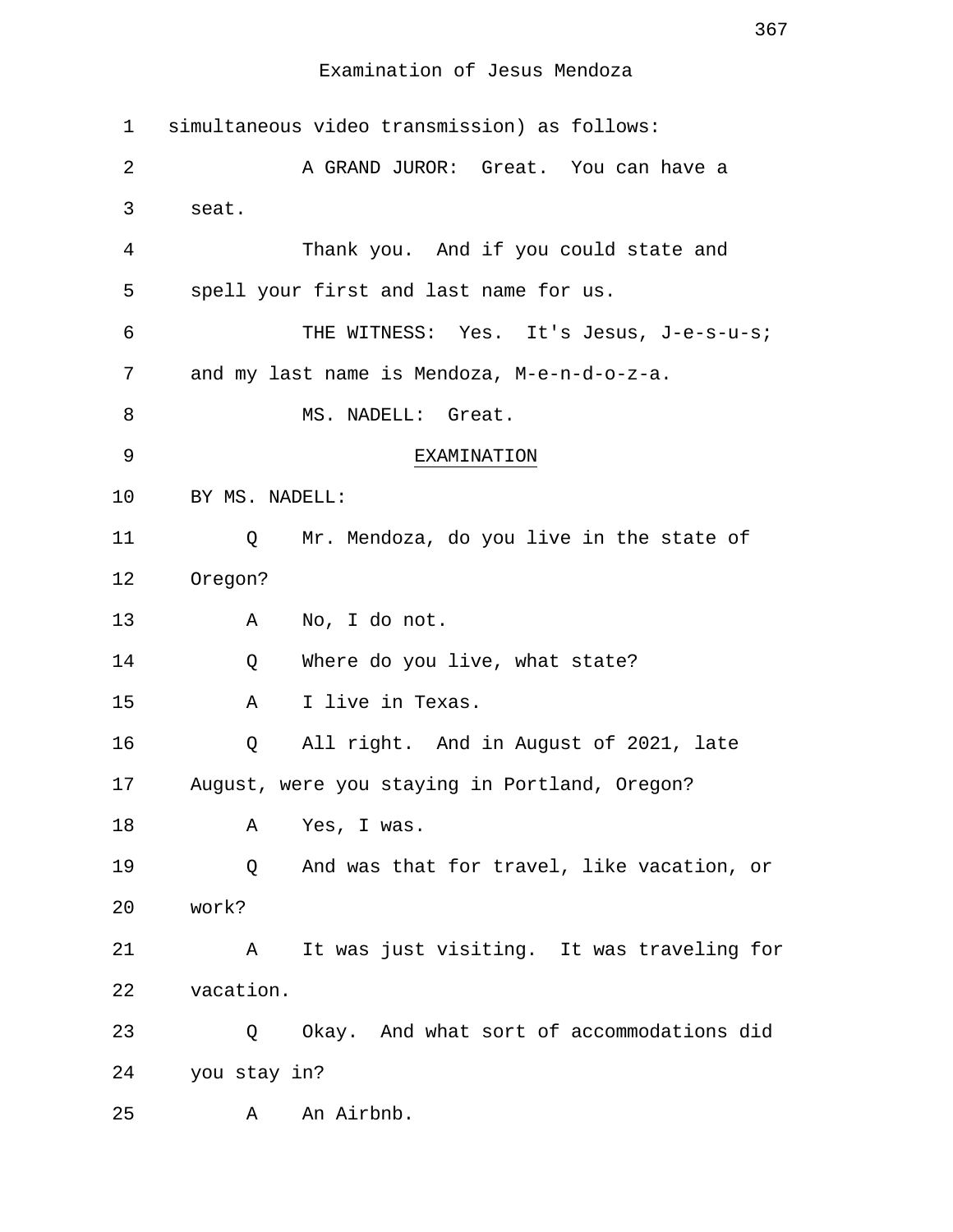simultaneous video transmission) as follows:

A GRAND JUROR: Great. You can have a seat.

Thank you. And if you could state and spell your first and last name for us.

THE WITNESS: Yes. It's Jesus, J-e-s-u-s; and my last name is Mendoza, M-e-n-d-o-z-a.

MS. NADELL: Great.

EXAMINATION

BY MS. NADELL:

Q Mr. Mendoza, do you live in the state of Oregon?

A No, I do not.

Q Where do you live, what state?

A I live in Texas.

Q All right. And in August of 2021, late August, were you staying in Portland, Oregon?

A Yes, I was.

Q And was that for travel, like vacation, or work?

A It was just visiting. It was traveling for vacation.

Q Okay. And what sort of accommodations did you stay in?

A An Airbnb.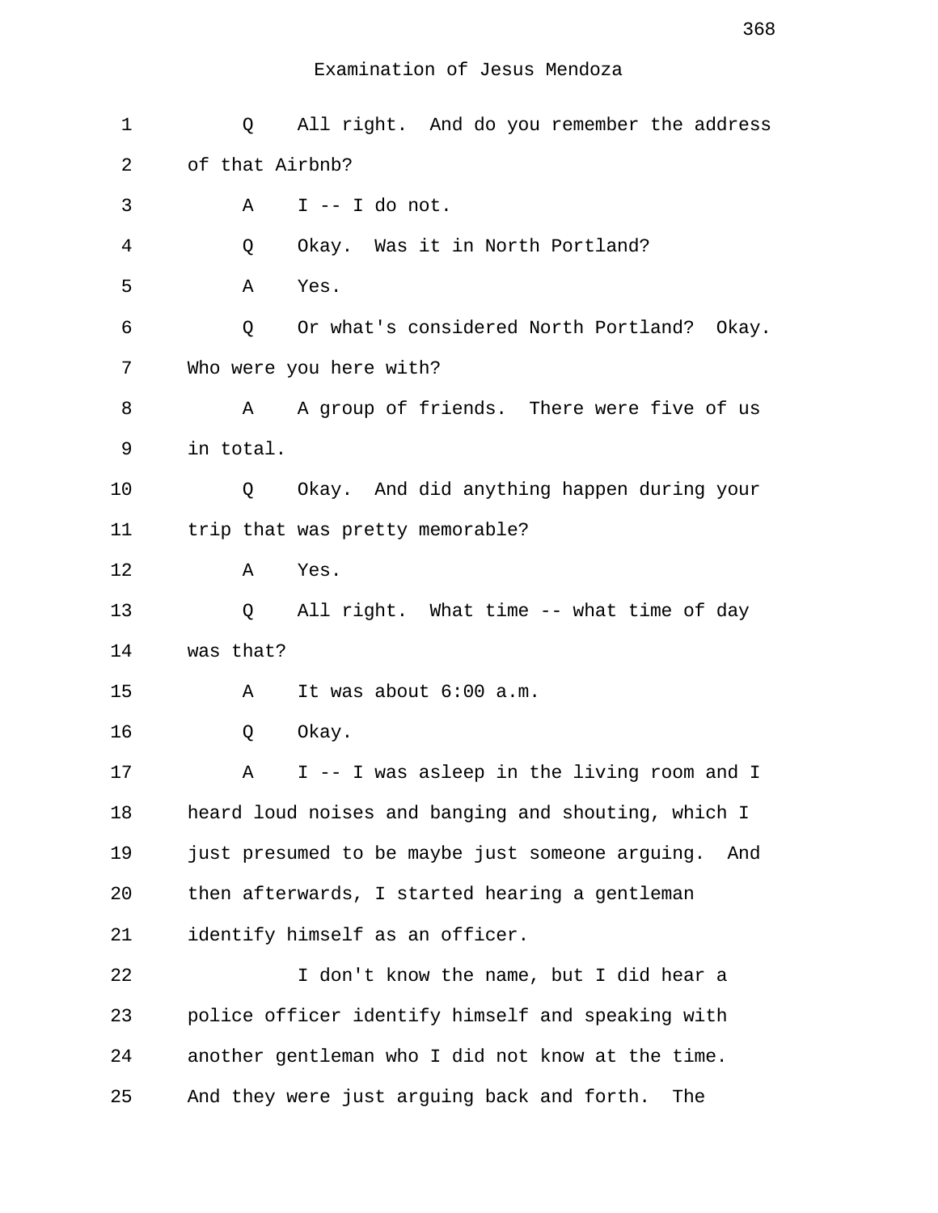Examination of Jesus Mendoza

1 Q All right. And do you remember the address
2 of that Airbnb?
3 A I -- I do not.
4 Q Okay. Was it in North Portland?
5 A Yes.
6 Q Or what's considered North Portland? Okay.
7 Who were you here with?
8 A A group of friends. There were five of us
9 in total.
10 Q Okay. And did anything happen during your
11 trip that was pretty memorable?
12 A Yes.
13 Q All right. What time -- what time of day
14 was that?
15 A It was about 6:00 a.m.
16 Q Okay.
17 A I -- I was asleep in the living room and I
18 heard loud noises and banging and shouting, which I
19 just presumed to be maybe just someone arguing. And
20 then afterwards, I started hearing a gentleman
21 identify himself as an officer.
22 I don't know the name, but I did hear a
23 police officer identify himself and speaking with
24 another gentleman who I did not know at the time.
25 And they were just arguing back and forth. The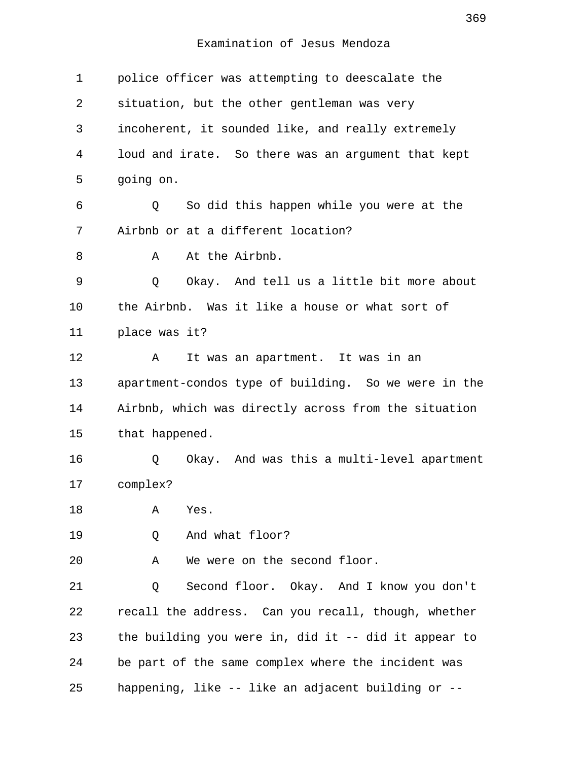Examination of Jesus Mendoza

1 police officer was attempting to deescalate the
2 situation, but the other gentleman was very
3 incoherent, it sounded like, and really extremely
4 loud and irate. So there was an argument that kept
5 going on.

6 Q So did this happen while you were at the
7 Airbnb or at a different location?

8 A At the Airbnb.

9 Q Okay. And tell us a little bit more about
10 the Airbnb. Was it like a house or what sort of
11 place was it?

12 A It was an apartment. It was in an
13 apartment-condos type of building. So we were in the
14 Airbnb, which was directly across from the situation
15 that happened.

16 Q Okay. And was this a multi-level apartment
17 complex?

18 A Yes.

19 Q And what floor?

20 A We were on the second floor.

21 Q Second floor. Okay. And I know you don't
22 recall the address. Can you recall, though, whether
23 the building you were in, did it -- did it appear to
24 be part of the same complex where the incident was
25 happening, like -- like an adjacent building or --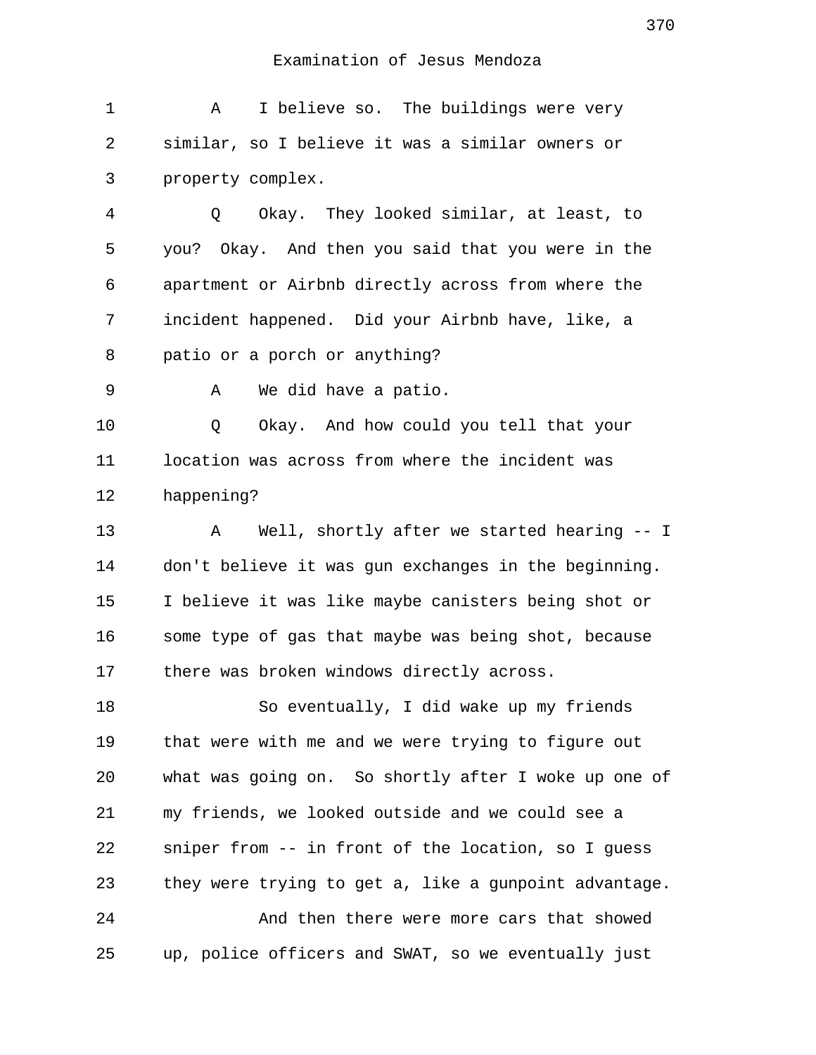Examination of Jesus Mendoza

1 A I believe so. The buildings were very
2 similar, so I believe it was a similar owners or
3 property complex.
4 Q Okay. They looked similar, at least, to
5 you? Okay. And then you said that you were in the
6 apartment or Airbnb directly across from where the
7 incident happened. Did your Airbnb have, like, a
8 patio or a porch or anything?
9 A We did have a patio.
10 Q Okay. And how could you tell that your
11 location was across from where the incident was
12 happening?
13 A Well, shortly after we started hearing -- I
14 don't believe it was gun exchanges in the beginning.
15 I believe it was like maybe canisters being shot or
16 some type of gas that maybe was being shot, because
17 there was broken windows directly across.
18 So eventually, I did wake up my friends
19 that were with me and we were trying to figure out
20 what was going on. So shortly after I woke up one of
21 my friends, we looked outside and we could see a
22 sniper from -- in front of the location, so I guess
23 they were trying to get a, like a gunpoint advantage.
24 And then there were more cars that showed
25 up, police officers and SWAT, so we eventually just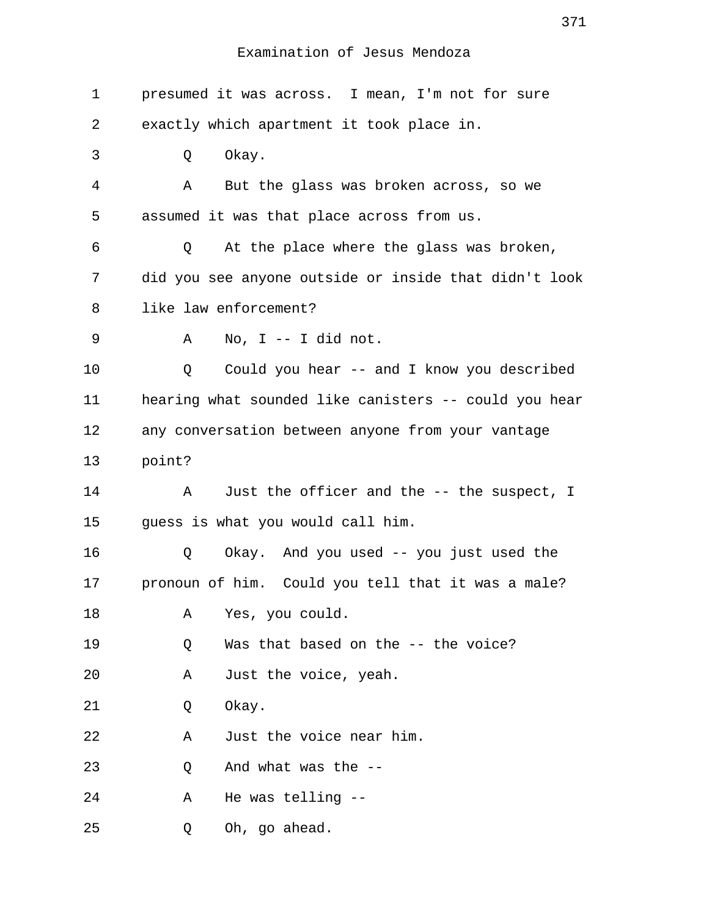Examination of Jesus Mendoza

1 presumed it was across. I mean, I'm not for sure
2 exactly which apartment it took place in.
3 Q Okay.
4 A But the glass was broken across, so we
5 assumed it was that place across from us.
6 Q At the place where the glass was broken,
7 did you see anyone outside or inside that didn't look
8 like law enforcement?
9 A No, I -- I did not.
10 Q Could you hear -- and I know you described
11 hearing what sounded like canisters -- could you hear
12 any conversation between anyone from your vantage
13 point?
14 A Just the officer and the -- the suspect, I
15 guess is what you would call him.
16 Q Okay. And you used -- you just used the
17 pronoun of him. Could you tell that it was a male?
18 A Yes, you could.
19 Q Was that based on the -- the voice?
20 A Just the voice, yeah.
21 Q Okay.
22 A Just the voice near him.
23 Q And what was the --
24 A He was telling --
25 Q Oh, go ahead.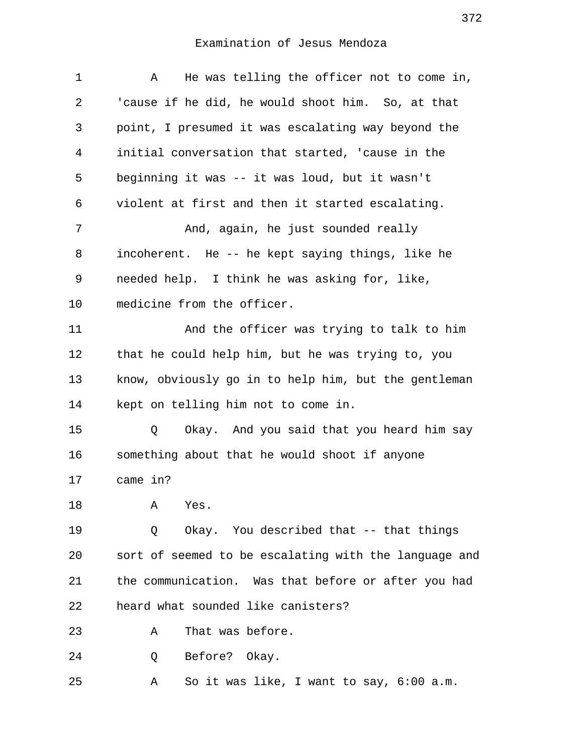Examination of Jesus Mendoza

A He was telling the officer not to come in, 'cause if he did, he would shoot him. So, at that point, I presumed it was escalating way beyond the initial conversation that started, 'cause in the beginning it was -- it was loud, but it wasn't violent at first and then it started escalating.

And, again, he just sounded really incoherent. He -- he kept saying things, like he needed help. I think he was asking for, like, medicine from the officer.

And the officer was trying to talk to him that he could help him, but he was trying to, you know, obviously go in to help him, but the gentleman kept on telling him not to come in.

Q Okay. And you said that you heard him say something about that he would shoot if anyone came in?

A Yes.

Q Okay. You described that -- that things sort of seemed to be escalating with the language and the communication. Was that before or after you had heard what sounded like canisters?

A That was before.

Q Before? Okay.

A So it was like, I want to say, 6:00 a.m.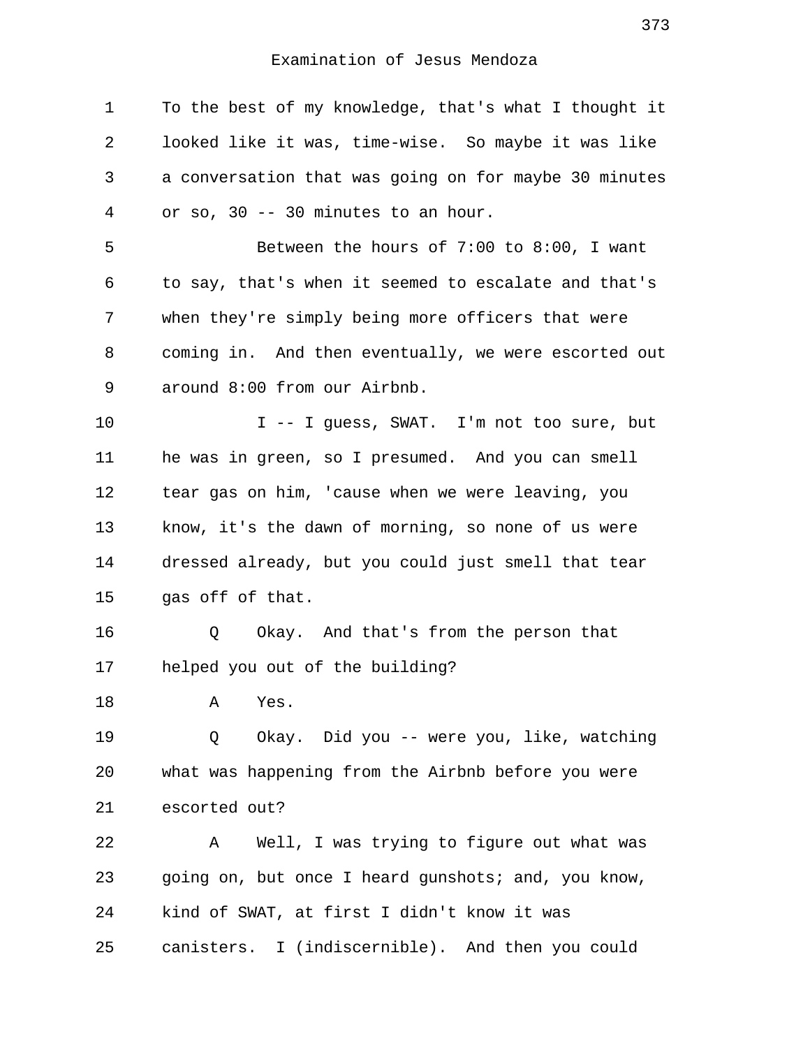Examination of Jesus Mendoza

To the best of my knowledge, that's what I thought it looked like it was, time-wise. So maybe it was like a conversation that was going on for maybe 30 minutes or so, 30 -- 30 minutes to an hour.

Between the hours of 7:00 to 8:00, I want to say, that's when it seemed to escalate and that's when they're simply being more officers that were coming in. And then eventually, we were escorted out around 8:00 from our Airbnb.

I -- I guess, SWAT. I'm not too sure, but he was in green, so I presumed. And you can smell tear gas on him, 'cause when we were leaving, you know, it's the dawn of morning, so none of us were dressed already, but you could just smell that tear gas off of that.

Q Okay. And that's from the person that helped you out of the building?

A Yes.

Q Okay. Did you -- were you, like, watching what was happening from the Airbnb before you were escorted out?

A Well, I was trying to figure out what was going on, but once I heard gunshots; and, you know, kind of SWAT, at first I didn't know it was canisters. I (indiscernible). And then you could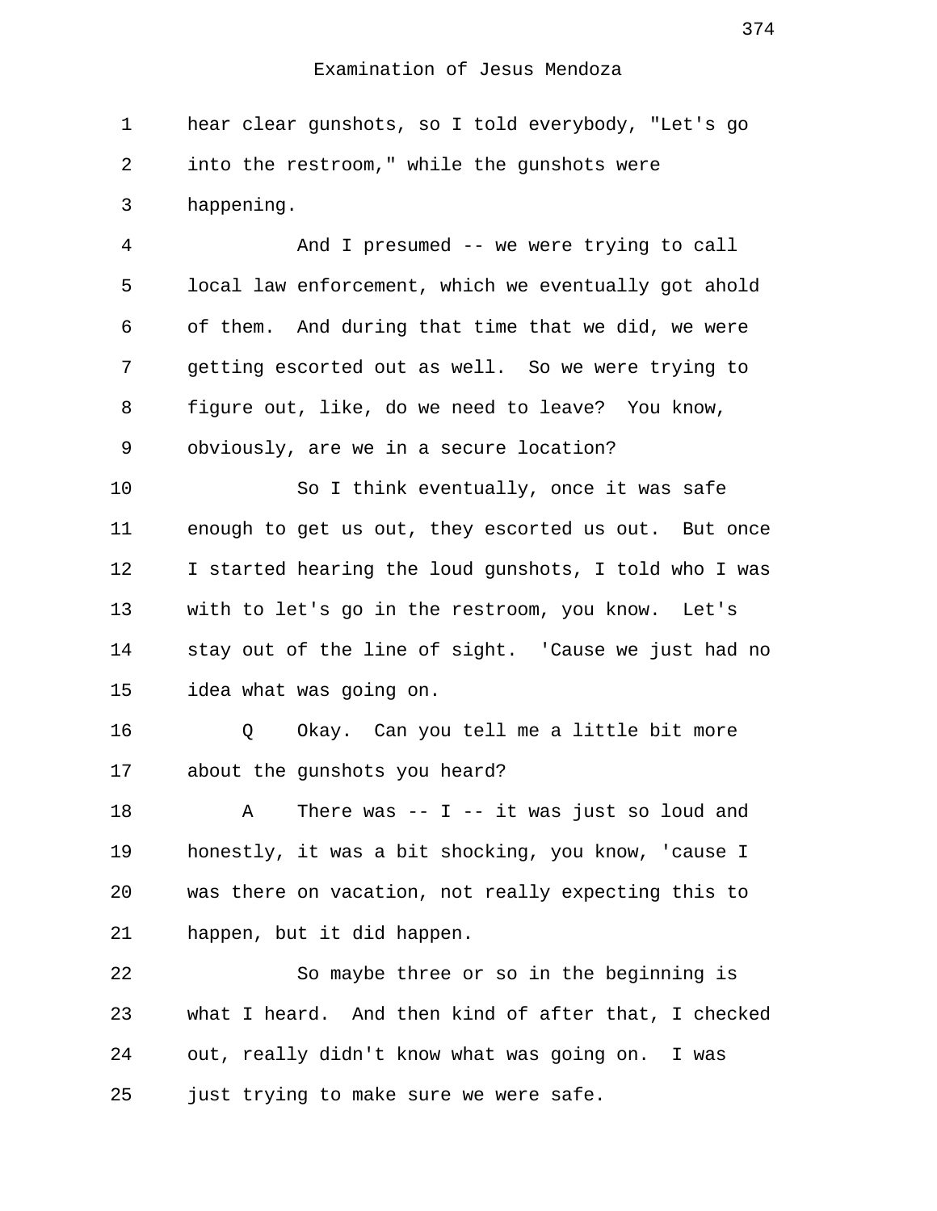Examination of Jesus Mendoza

hear clear gunshots, so I told everybody, "Let's go into the restroom," while the gunshots were happening.

And I presumed -- we were trying to call local law enforcement, which we eventually got ahold of them. And during that time that we did, we were getting escorted out as well. So we were trying to figure out, like, do we need to leave? You know, obviously, are we in a secure location?

So I think eventually, once it was safe enough to get us out, they escorted us out. But once I started hearing the loud gunshots, I told who I was with to let's go in the restroom, you know. Let's stay out of the line of sight. 'Cause we just had no idea what was going on.

Q Okay. Can you tell me a little bit more about the gunshots you heard?

A There was -- I -- it was just so loud and honestly, it was a bit shocking, you know, 'cause I was there on vacation, not really expecting this to happen, but it did happen.

So maybe three or so in the beginning is what I heard. And then kind of after that, I checked out, really didn't know what was going on. I was just trying to make sure we were safe.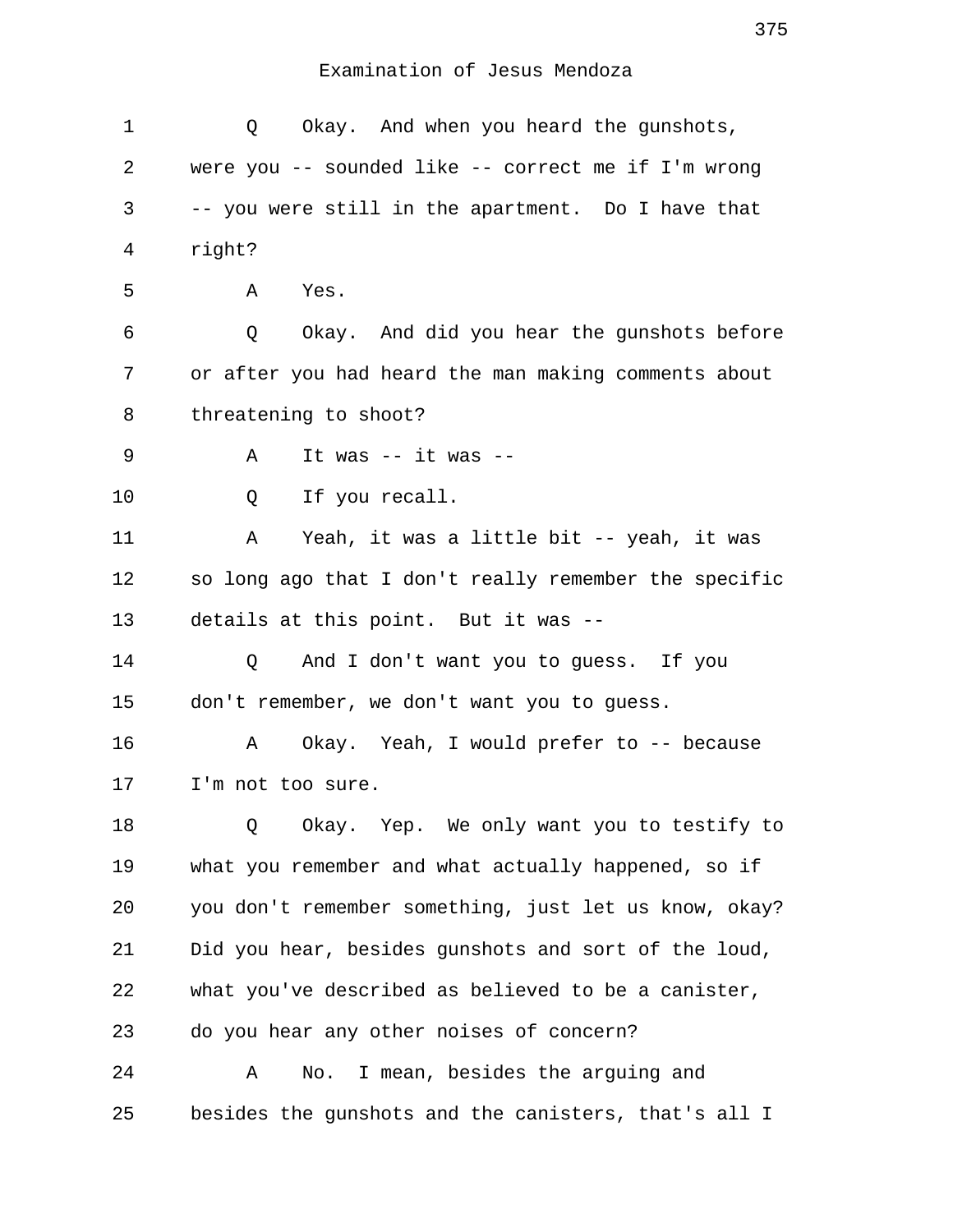Examination of Jesus Mendoza

1 Q Okay. And when you heard the gunshots,
2 were you -- sounded like -- correct me if I'm wrong
3 -- you were still in the apartment. Do I have that
4 right?
5 A Yes.
6 Q Okay. And did you hear the gunshots before
7 or after you had heard the man making comments about
8 threatening to shoot?
9 A It was -- it was --
10 Q If you recall.
11 A Yeah, it was a little bit -- yeah, it was
12 so long ago that I don't really remember the specific
13 details at this point. But it was --
14 Q And I don't want you to guess. If you
15 don't remember, we don't want you to guess.
16 A Okay. Yeah, I would prefer to -- because
17 I'm not too sure.
18 Q Okay. Yep. We only want you to testify to
19 what you remember and what actually happened, so if
20 you don't remember something, just let us know, okay?
21 Did you hear, besides gunshots and sort of the loud,
22 what you've described as believed to be a canister,
23 do you hear any other noises of concern?
24 A No. I mean, besides the arguing and
25 besides the gunshots and the canisters, that's all I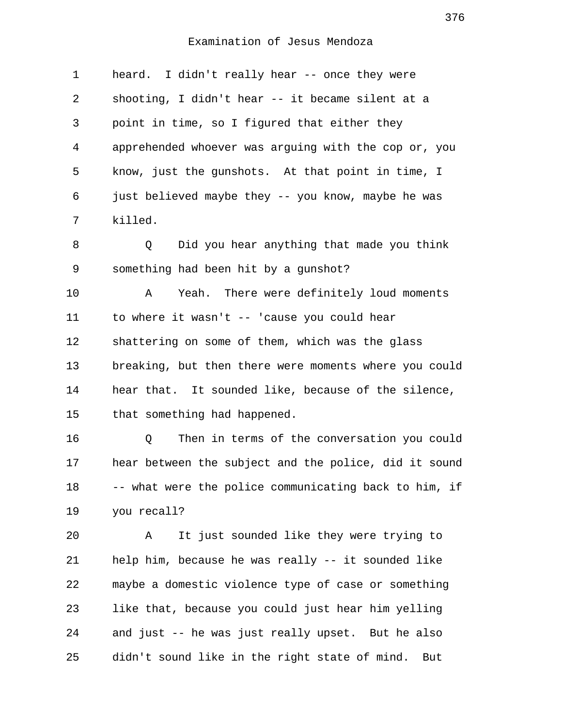heard. I didn't really hear -- once they were shooting, I didn't hear -- it became silent at a point in time, so I figured that either they apprehended whoever was arguing with the cop or, you know, just the gunshots. At that point in time, I just believed maybe they -- you know, maybe he was killed.

Q Did you hear anything that made you think something had been hit by a gunshot?

A Yeah. There were definitely loud moments to where it wasn't -- 'cause you could hear shattering on some of them, which was the glass breaking, but then there were moments where you could hear that. It sounded like, because of the silence, that something had happened.

Q Then in terms of the conversation you could hear between the subject and the police, did it sound -- what were the police communicating back to him, if you recall?

A It just sounded like they were trying to help him, because he was really -- it sounded like maybe a domestic violence type of case or something like that, because you could just hear him yelling and just -- he was just really upset. But he also didn't sound like in the right state of mind. But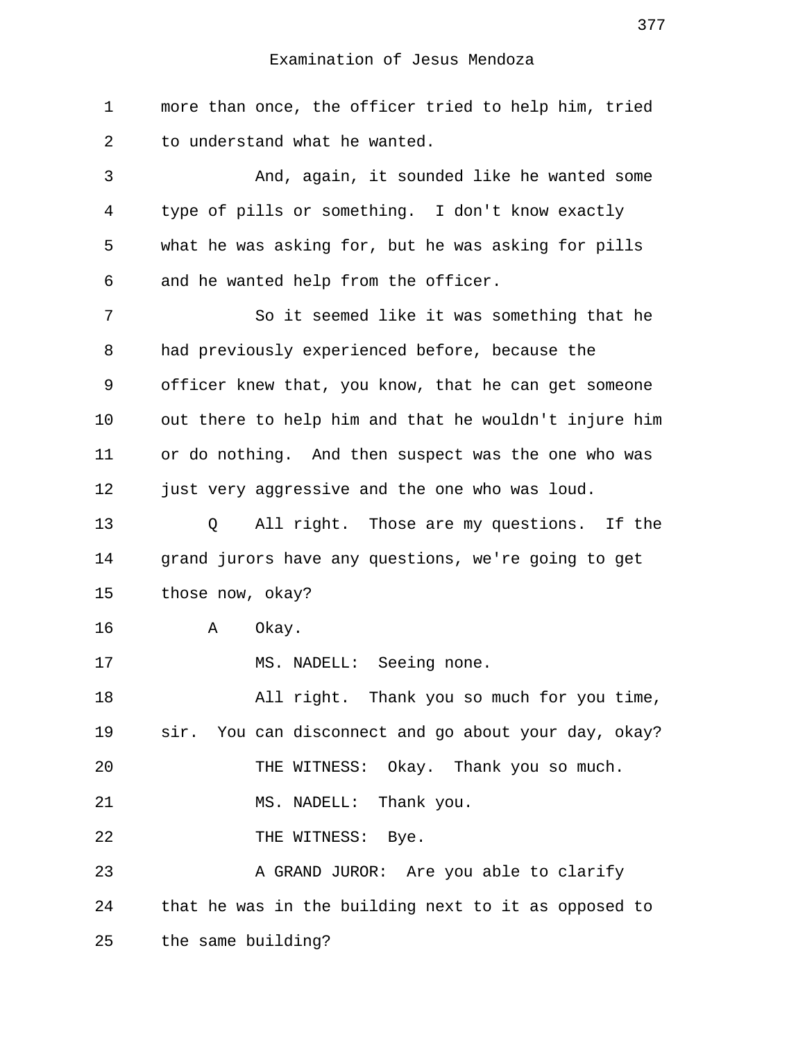Examination of Jesus Mendoza

1 more than once, the officer tried to help him, tried
2 to understand what he wanted.
3 And, again, it sounded like he wanted some
4 type of pills or something. I don't know exactly
5 what he was asking for, but he was asking for pills
6 and he wanted help from the officer.
7 So it seemed like it was something that he
8 had previously experienced before, because the
9 officer knew that, you know, that he can get someone
10 out there to help him and that he wouldn't injure him
11 or do nothing. And then suspect was the one who was
12 just very aggressive and the one who was loud.
13 Q All right. Those are my questions. If the
14 grand jurors have any questions, we're going to get
15 those now, okay?
16 A Okay.
17 MS. NADELL: Seeing none.
18 All right. Thank you so much for you time,
19 sir. You can disconnect and go about your day, okay?
20 THE WITNESS: Okay. Thank you so much.
21 MS. NADELL: Thank you.
22 THE WITNESS: Bye.
23 A GRAND JUROR: Are you able to clarify
24 that he was in the building next to it as opposed to
25 the same building?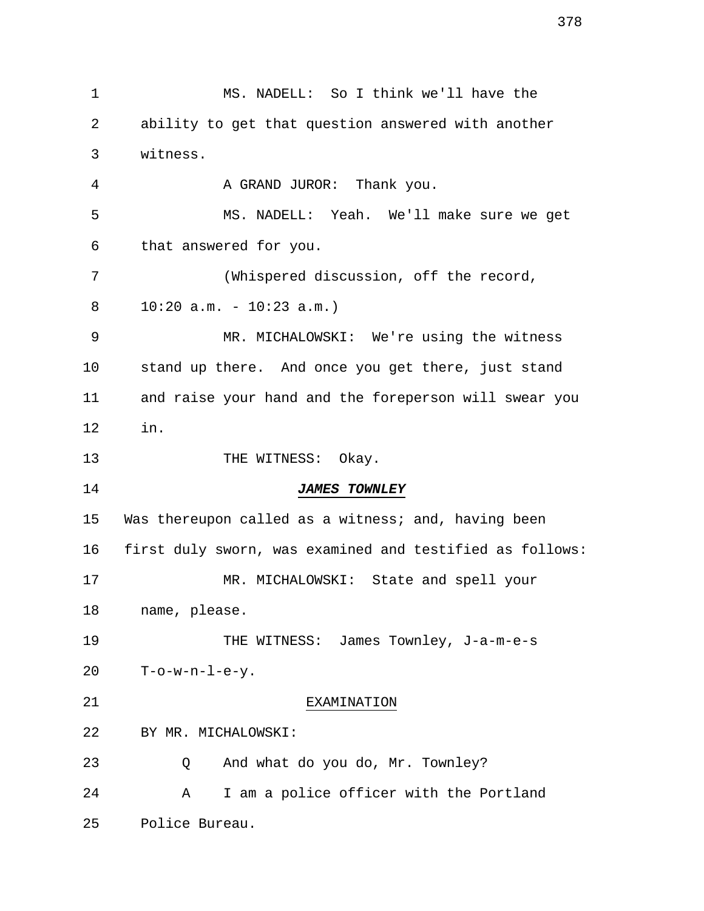MS. NADELL: So I think we'll have the ability to get that question answered with another witness.

A GRAND JUROR: Thank you.

MS. NADELL: Yeah. We'll make sure we get that answered for you.

(Whispered discussion, off the record, 10:20 a.m. - 10:23 a.m.)

MR. MICHALOWSKI: We're using the witness stand up there. And once you get there, just stand and raise your hand and the foreperson will swear you in.

THE WITNESS: Okay.

***JAMES TOWNLEY***

Was thereupon called as a witness; and, having been first duly sworn, was examined and testified as follows:

MR. MICHALOWSKI: State and spell your name, please.

THE WITNESS: James Townley, J-a-m-e-s T-o-w-n-l-e-y.

EXAMINATION

BY MR. MICHALOWSKI:

Q And what do you do, Mr. Townley?

A I am a police officer with the Portland Police Bureau.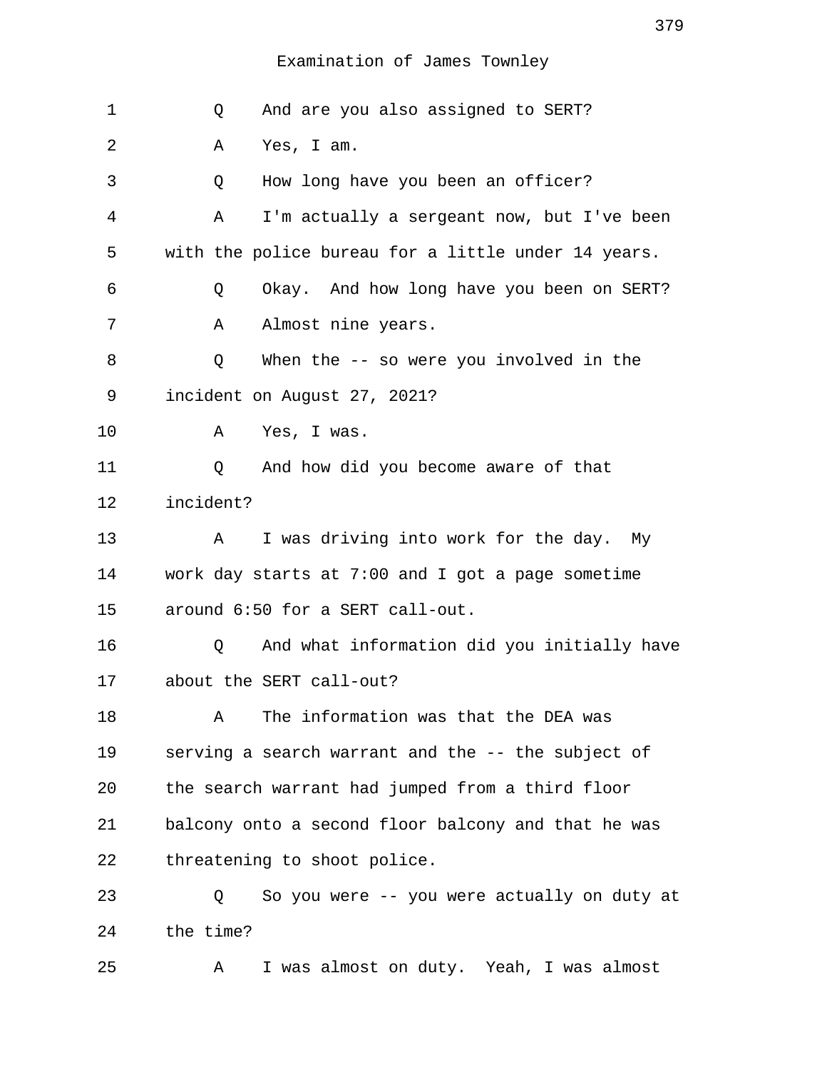Examination of James Townley

1 Q And are you also assigned to SERT?

2 A Yes, I am.

3 Q How long have you been an officer?

4 A I'm actually a sergeant now, but I've been

5 with the police bureau for a little under 14 years.

6 Q Okay. And how long have you been on SERT?

7 A Almost nine years.

8 Q When the -- so were you involved in the

9 incident on August 27, 2021?

10 A Yes, I was.

11 Q And how did you become aware of that

12 incident?

13 A I was driving into work for the day. My

14 work day starts at 7:00 and I got a page sometime

15 around 6:50 for a SERT call-out.

16 Q And what information did you initially have

17 about the SERT call-out?

18 A The information was that the DEA was

19 serving a search warrant and the -- the subject of

20 the search warrant had jumped from a third floor

21 balcony onto a second floor balcony and that he was

22 threatening to shoot police.

23 Q So you were -- you were actually on duty at

24 the time?

25 A I was almost on duty. Yeah, I was almost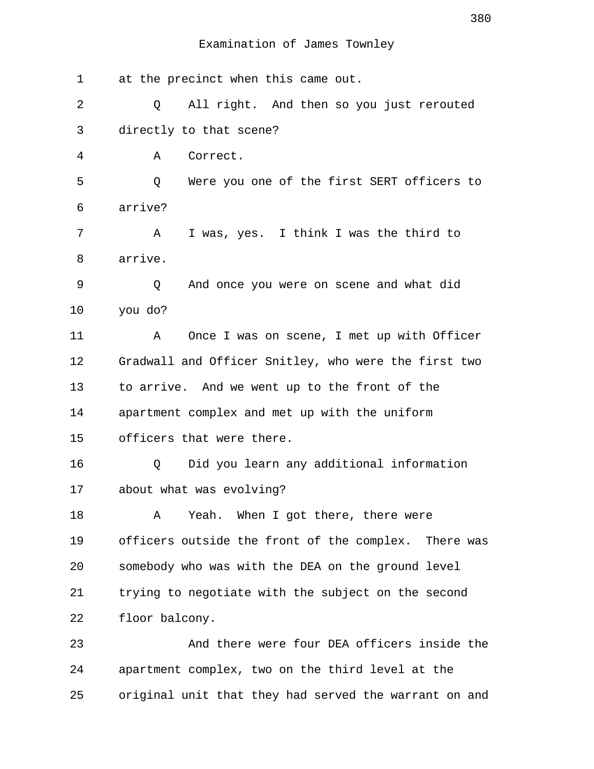Examination of James Townley

1 at the precinct when this came out.

2 Q All right. And then so you just rerouted

3 directly to that scene?

4 A Correct.

5 Q Were you one of the first SERT officers to

6 arrive?

7 A I was, yes. I think I was the third to

8 arrive.

9 Q And once you were on scene and what did

10 you do?

11 A Once I was on scene, I met up with Officer

12 Gradwall and Officer Snitley, who were the first two

13 to arrive. And we went up to the front of the

14 apartment complex and met up with the uniform

15 officers that were there.

16 Q Did you learn any additional information

17 about what was evolving?

18 A Yeah. When I got there, there were

19 officers outside the front of the complex. There was

20 somebody who was with the DEA on the ground level

21 trying to negotiate with the subject on the second

22 floor balcony.

23 And there were four DEA officers inside the

24 apartment complex, two on the third level at the

25 original unit that they had served the warrant on and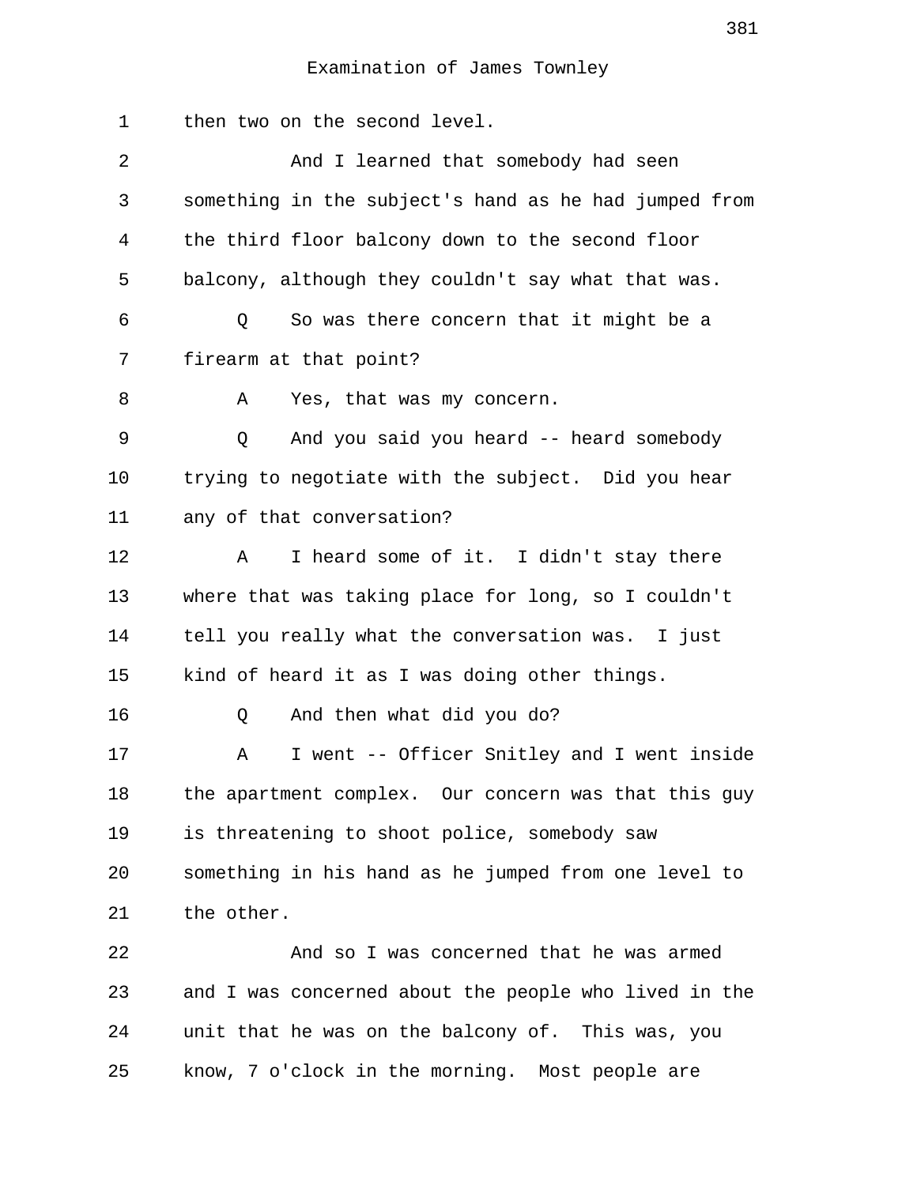Examination of James Townley

then two on the second level.

And I learned that somebody had seen something in the subject's hand as he had jumped from the third floor balcony down to the second floor balcony, although they couldn't say what that was.

Q So was there concern that it might be a firearm at that point?

A Yes, that was my concern.

Q And you said you heard -- heard somebody trying to negotiate with the subject. Did you hear any of that conversation?

A I heard some of it. I didn't stay there where that was taking place for long, so I couldn't tell you really what the conversation was. I just kind of heard it as I was doing other things.

Q And then what did you do?

A I went -- Officer Snitley and I went inside the apartment complex. Our concern was that this guy is threatening to shoot police, somebody saw something in his hand as he jumped from one level to the other.

And so I was concerned that he was armed and I was concerned about the people who lived in the unit that he was on the balcony of. This was, you know, 7 o'clock in the morning. Most people are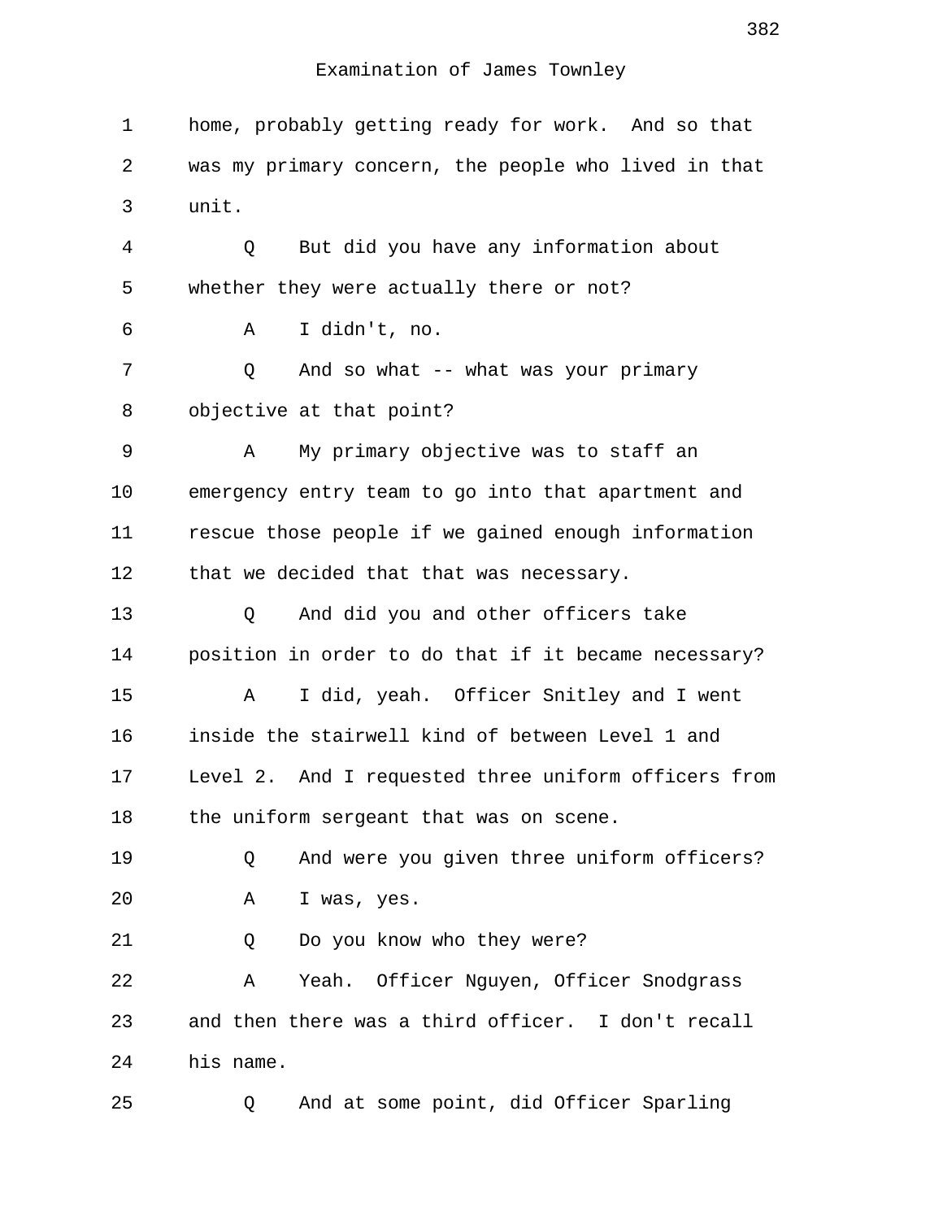home, probably getting ready for work. And so that was my primary concern, the people who lived in that unit.

Q But did you have any information about whether they were actually there or not?

A I didn't, no.

Q And so what -- what was your primary objective at that point?

A My primary objective was to staff an emergency entry team to go into that apartment and rescue those people if we gained enough information that we decided that that was necessary.

Q And did you and other officers take position in order to do that if it became necessary?

A I did, yeah. Officer Snitley and I went inside the stairwell kind of between Level 1 and Level 2. And I requested three uniform officers from the uniform sergeant that was on scene.

Q And were you given three uniform officers?

A I was, yes.

Q Do you know who they were?

A Yeah. Officer Nguyen, Officer Snodgrass and then there was a third officer. I don't recall his name.

Q And at some point, did Officer Sparling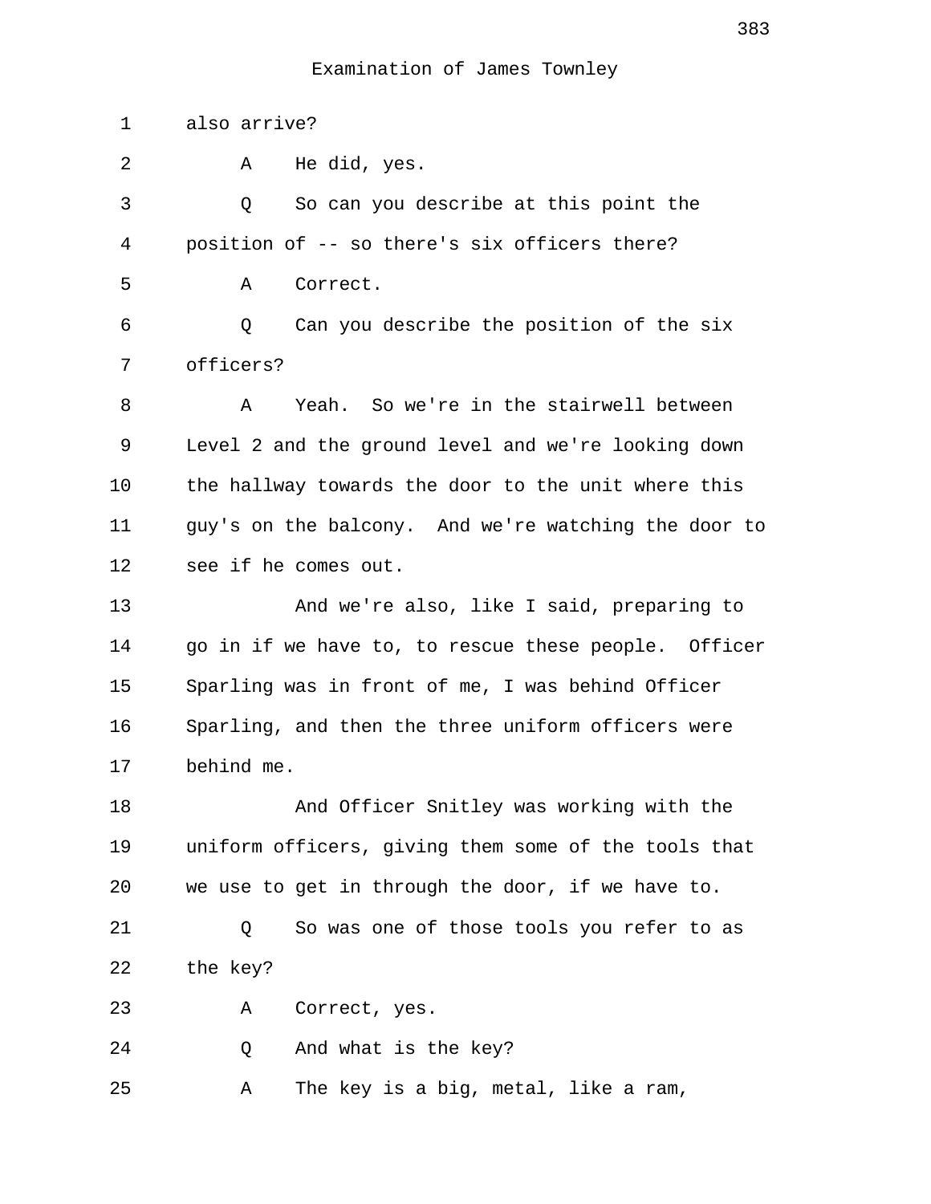also arrive?

A He did, yes.

Q So can you describe at this point the position of -- so there's six officers there?

A Correct.

Q Can you describe the position of the six officers?

A Yeah. So we're in the stairwell between Level 2 and the ground level and we're looking down the hallway towards the door to the unit where this guy's on the balcony. And we're watching the door to see if he comes out.

And we're also, like I said, preparing to go in if we have to, to rescue these people. Officer Sparling was in front of me, I was behind Officer Sparling, and then the three uniform officers were behind me.

And Officer Snitley was working with the uniform officers, giving them some of the tools that we use to get in through the door, if we have to.

Q So was one of those tools you refer to as the key?

A Correct, yes.

Q And what is the key?

A The key is a big, metal, like a ram,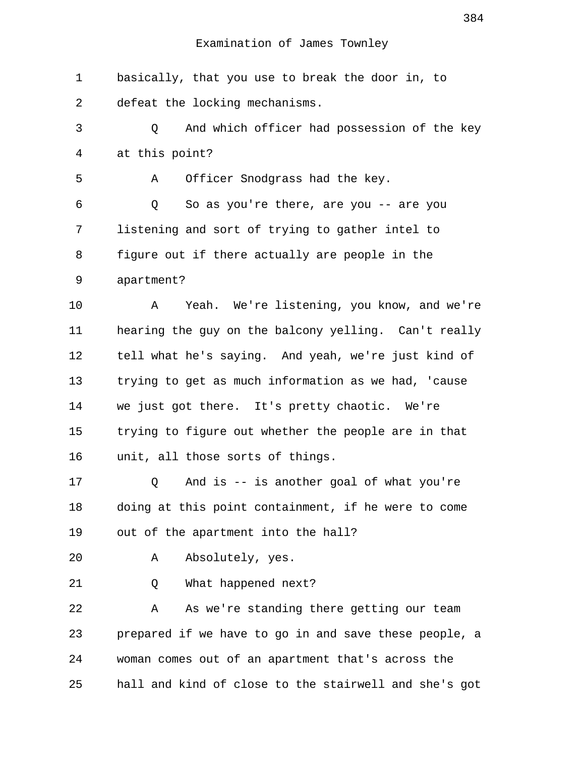Examination of James Townley

1 basically, that you use to break the door in, to
2 defeat the locking mechanisms.
3 Q And which officer had possession of the key
4 at this point?
5 A Officer Snodgrass had the key.
6 Q So as you're there, are you -- are you
7 listening and sort of trying to gather intel to
8 figure out if there actually are people in the
9 apartment?
10 A Yeah. We're listening, you know, and we're
11 hearing the guy on the balcony yelling. Can't really
12 tell what he's saying. And yeah, we're just kind of
13 trying to get as much information as we had, 'cause
14 we just got there. It's pretty chaotic. We're
15 trying to figure out whether the people are in that
16 unit, all those sorts of things.
17 Q And is -- is another goal of what you're
18 doing at this point containment, if he were to come
19 out of the apartment into the hall?
20 A Absolutely, yes.
21 Q What happened next?
22 A As we're standing there getting our team
23 prepared if we have to go in and save these people, a
24 woman comes out of an apartment that's across the
25 hall and kind of close to the stairwell and she's got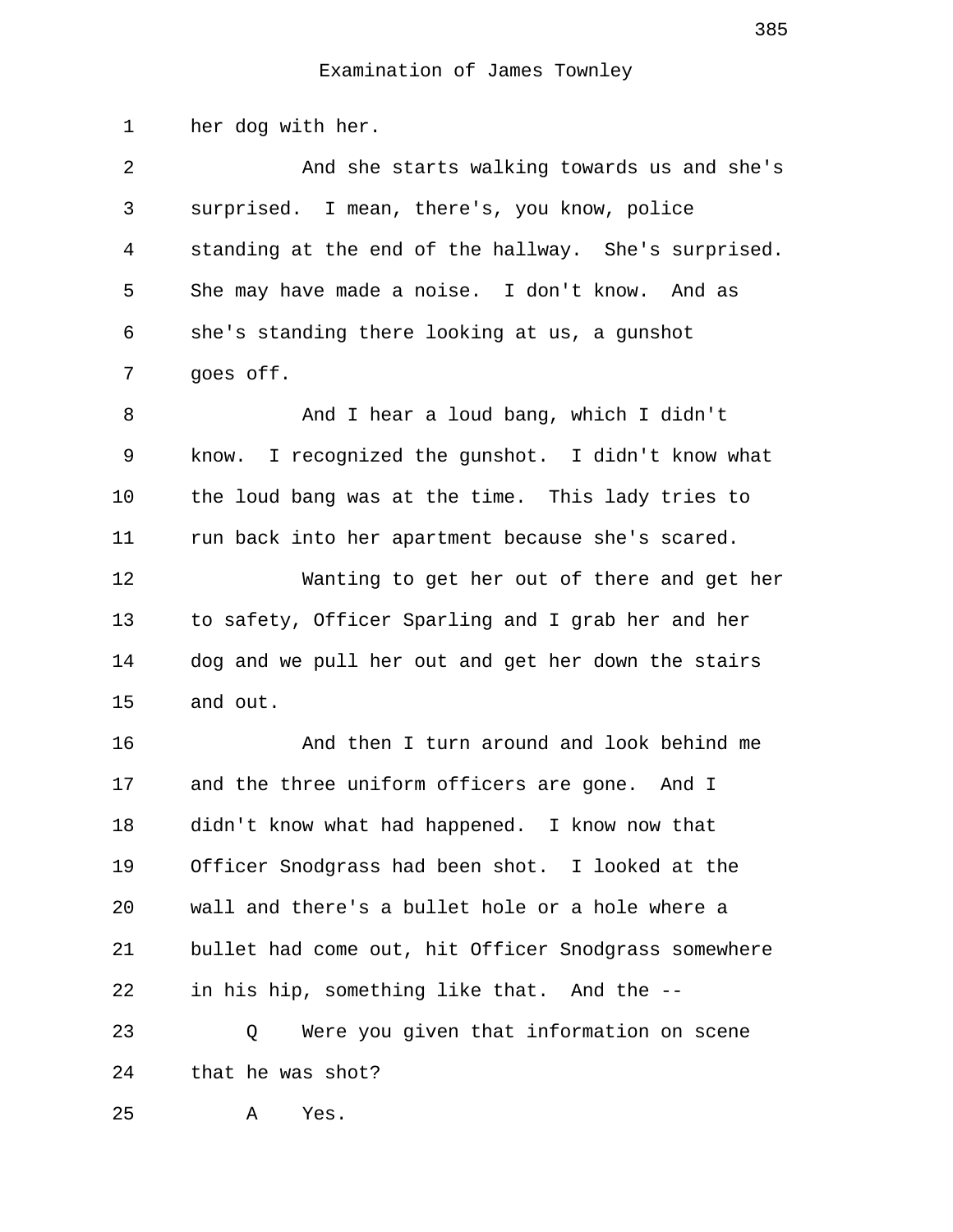Examination of James Townley

1 her dog with her.

2 And she starts walking towards us and she's
3 surprised. I mean, there's, you know, police
4 standing at the end of the hallway. She's surprised.
5 She may have made a noise. I don't know. And as
6 she's standing there looking at us, a gunshot
7 goes off.

8 And I hear a loud bang, which I didn't
9 know. I recognized the gunshot. I didn't know what
10 the loud bang was at the time. This lady tries to
11 run back into her apartment because she's scared.

12 Wanting to get her out of there and get her
13 to safety, Officer Sparling and I grab her and her
14 dog and we pull her out and get her down the stairs
15 and out.

16 And then I turn around and look behind me
17 and the three uniform officers are gone. And I
18 didn't know what had happened. I know now that
19 Officer Snodgrass had been shot. I looked at the
20 wall and there's a bullet hole or a hole where a
21 bullet had come out, hit Officer Snodgrass somewhere
22 in his hip, something like that. And the --

23 Q Were you given that information on scene
24 that he was shot?

25 A Yes.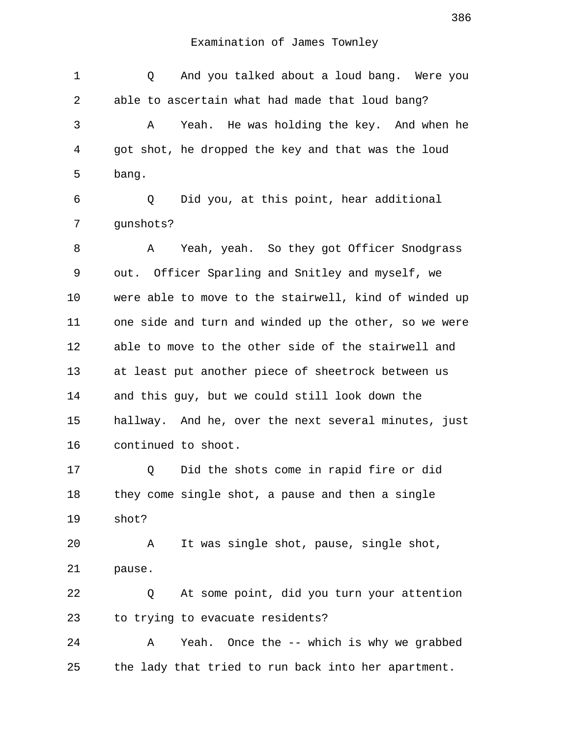Examination of James Townley

Q And you talked about a loud bang. Were you able to ascertain what had made that loud bang?

A Yeah. He was holding the key. And when he got shot, he dropped the key and that was the loud bang.

Q Did you, at this point, hear additional gunshots?

A Yeah, yeah. So they got Officer Snodgrass out. Officer Sparling and Snitley and myself, we were able to move to the stairwell, kind of winded up one side and turn and winded up the other, so we were able to move to the other side of the stairwell and at least put another piece of sheetrock between us and this guy, but we could still look down the hallway. And he, over the next several minutes, just continued to shoot.

Q Did the shots come in rapid fire or did they come single shot, a pause and then a single shot?

A It was single shot, pause, single shot, pause.

Q At some point, did you turn your attention to trying to evacuate residents?

A Yeah. Once the -- which is why we grabbed the lady that tried to run back into her apartment.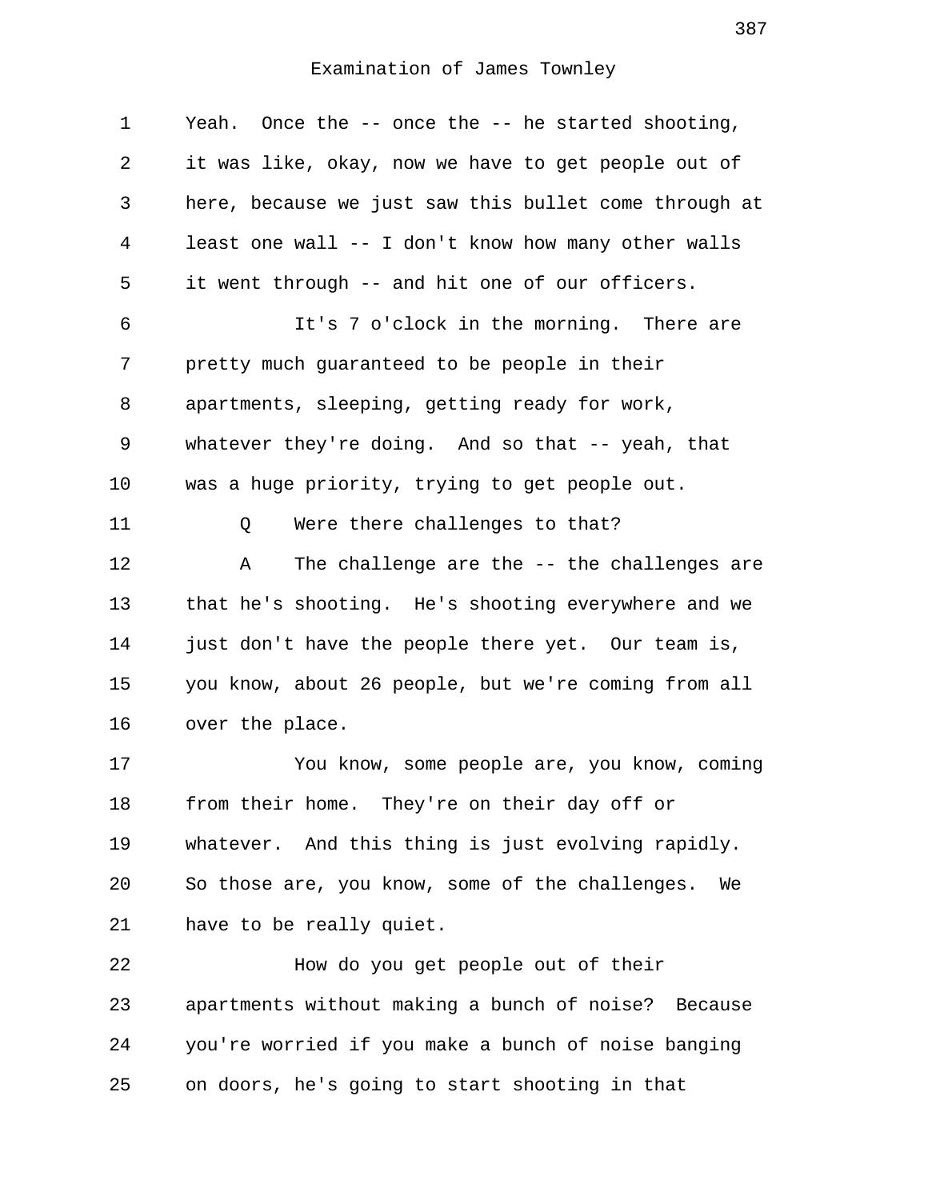Yeah. Once the -- once the -- he started shooting, it was like, okay, now we have to get people out of here, because we just saw this bullet come through at least one wall -- I don't know how many other walls it went through -- and hit one of our officers.

It's 7 o'clock in the morning. There are pretty much guaranteed to be people in their apartments, sleeping, getting ready for work, whatever they're doing. And so that -- yeah, that was a huge priority, trying to get people out.

Q Were there challenges to that?

A The challenge are the -- the challenges are that he's shooting. He's shooting everywhere and we just don't have the people there yet. Our team is, you know, about 26 people, but we're coming from all over the place.

You know, some people are, you know, coming from their home. They're on their day off or whatever. And this thing is just evolving rapidly. So those are, you know, some of the challenges. We have to be really quiet.

How do you get people out of their apartments without making a bunch of noise? Because you're worried if you make a bunch of noise banging on doors, he's going to start shooting in that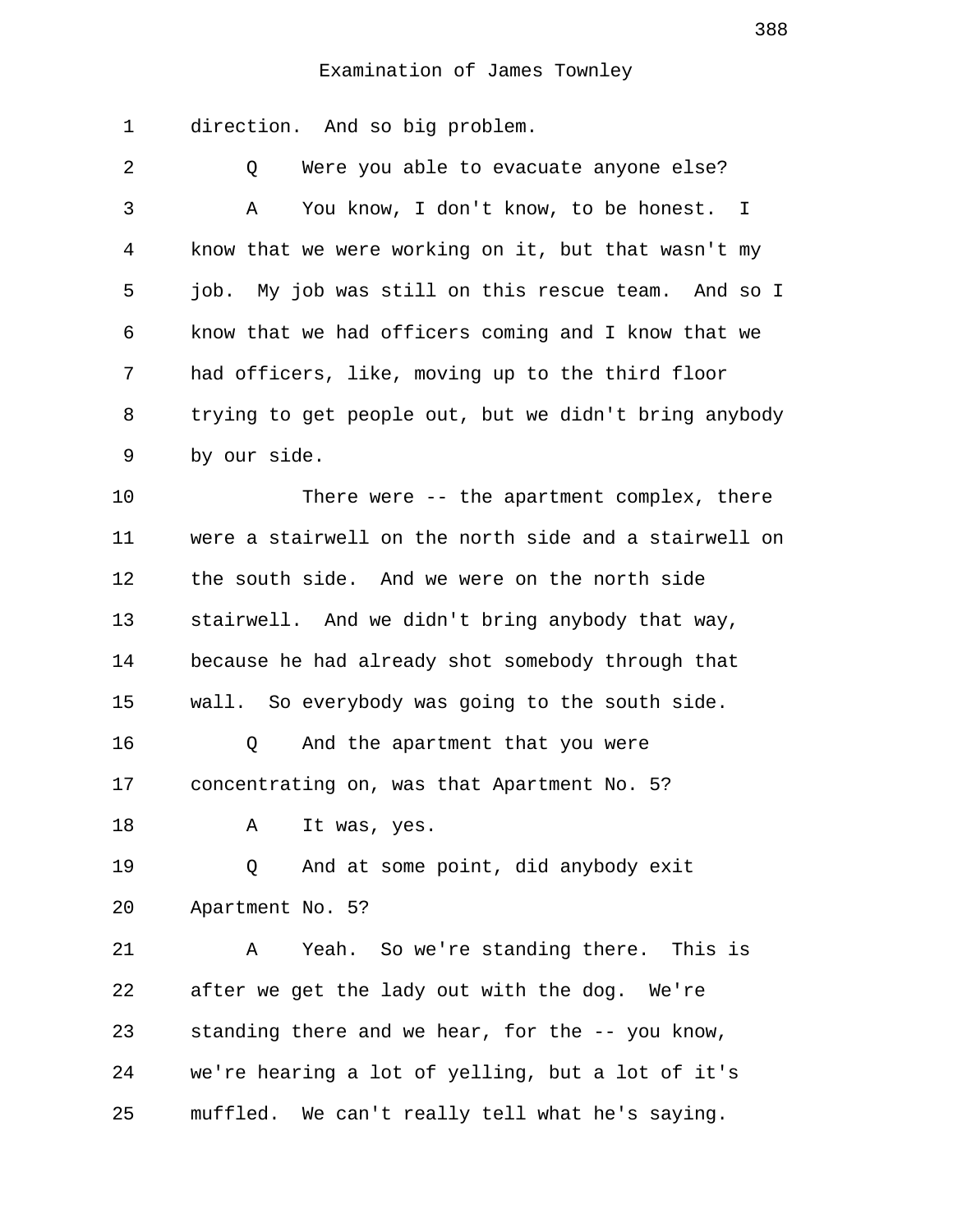Examination of James Townley

direction. And so big problem.

Q Were you able to evacuate anyone else?

A You know, I don't know, to be honest. I know that we were working on it, but that wasn't my job. My job was still on this rescue team. And so I know that we had officers coming and I know that we had officers, like, moving up to the third floor trying to get people out, but we didn't bring anybody by our side.

There were -- the apartment complex, there were a stairwell on the north side and a stairwell on the south side. And we were on the north side stairwell. And we didn't bring anybody that way, because he had already shot somebody through that wall. So everybody was going to the south side.

Q And the apartment that you were concentrating on, was that Apartment No. 5?

A It was, yes.

Q And at some point, did anybody exit Apartment No. 5?

A Yeah. So we're standing there. This is after we get the lady out with the dog. We're standing there and we hear, for the -- you know, we're hearing a lot of yelling, but a lot of it's muffled. We can't really tell what he's saying.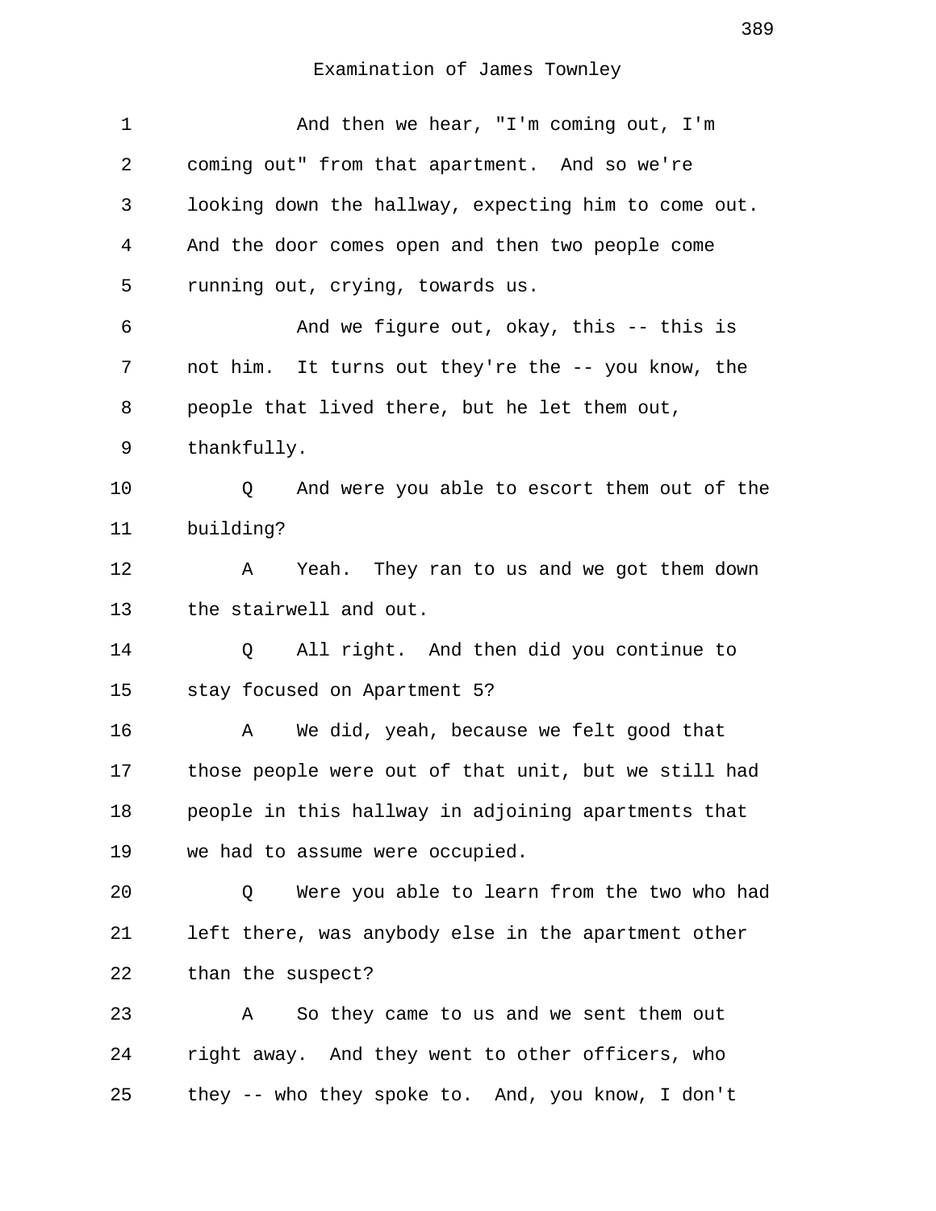Examination of James Townley

And then we hear, "I'm coming out, I'm coming out" from that apartment. And so we're looking down the hallway, expecting him to come out. And the door comes open and then two people come running out, crying, towards us.

And we figure out, okay, this -- this is not him. It turns out they're the -- you know, the people that lived there, but he let them out, thankfully.

Q And were you able to escort them out of the building?

A Yeah. They ran to us and we got them down the stairwell and out.

Q All right. And then did you continue to stay focused on Apartment 5?

A We did, yeah, because we felt good that those people were out of that unit, but we still had people in this hallway in adjoining apartments that we had to assume were occupied.

Q Were you able to learn from the two who had left there, was anybody else in the apartment other than the suspect?

A So they came to us and we sent them out right away. And they went to other officers, who they -- who they spoke to. And, you know, I don't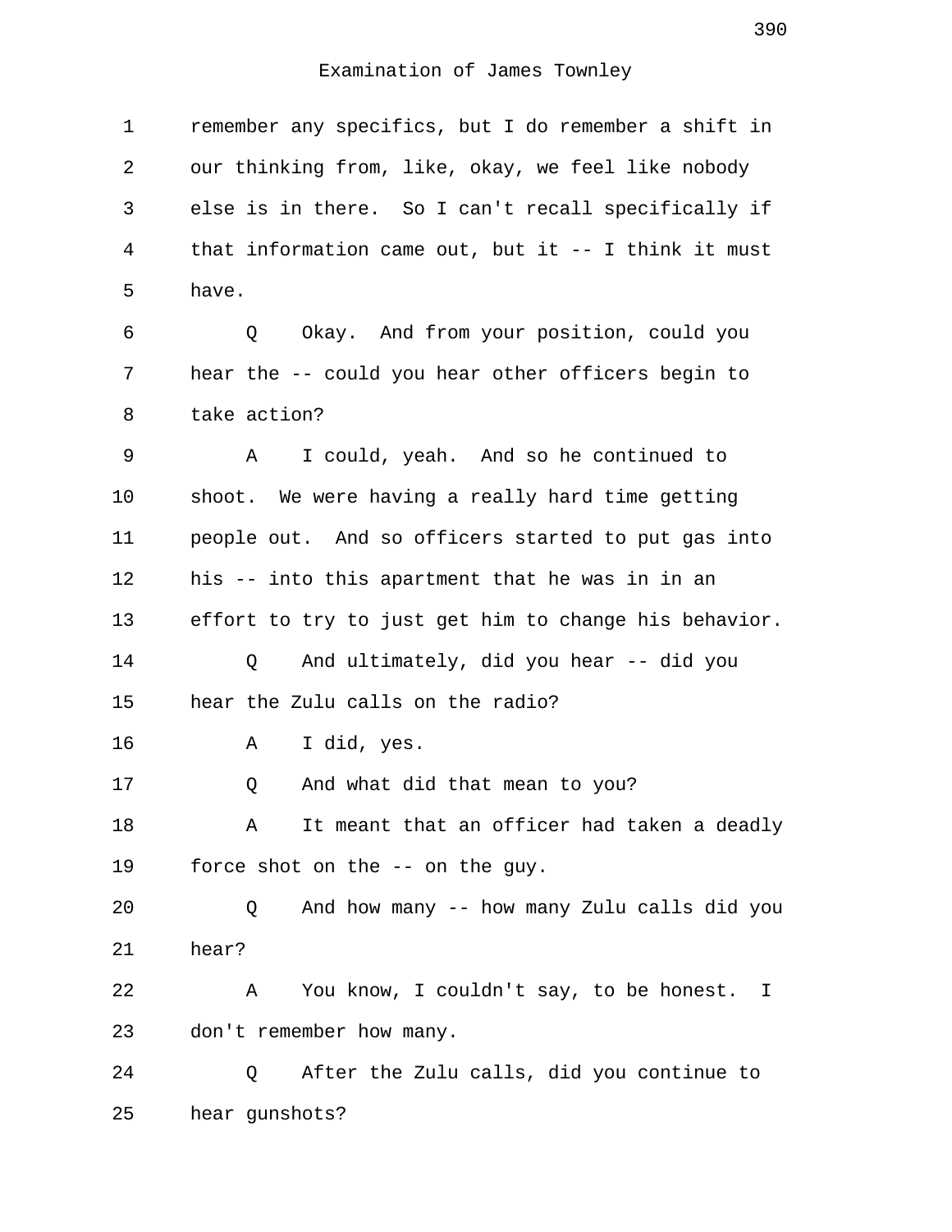Examination of James Townley

remember any specifics, but I do remember a shift in our thinking from, like, okay, we feel like nobody else is in there. So I can't recall specifically if that information came out, but it -- I think it must have.

Q Okay. And from your position, could you hear the -- could you hear other officers begin to take action?

A I could, yeah. And so he continued to shoot. We were having a really hard time getting people out. And so officers started to put gas into his -- into this apartment that he was in in an effort to try to just get him to change his behavior.

Q And ultimately, did you hear -- did you hear the Zulu calls on the radio?

A I did, yes.

Q And what did that mean to you?

A It meant that an officer had taken a deadly force shot on the -- on the guy.

Q And how many -- how many Zulu calls did you hear?

A You know, I couldn't say, to be honest. I don't remember how many.

Q After the Zulu calls, did you continue to hear gunshots?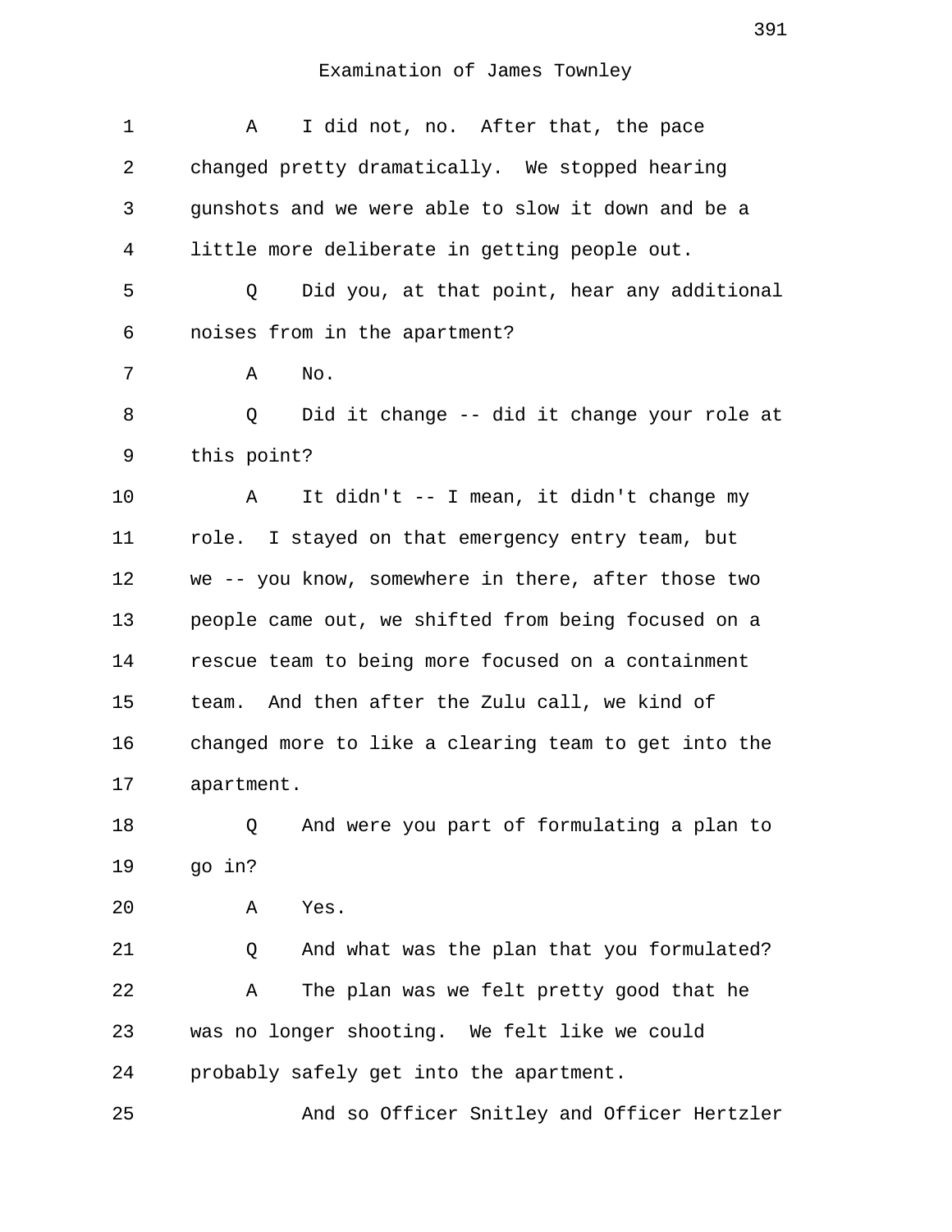Examination of James Townley

A I did not, no. After that, the pace changed pretty dramatically. We stopped hearing gunshots and we were able to slow it down and be a little more deliberate in getting people out.

Q Did you, at that point, hear any additional noises from in the apartment?

A No.

Q Did it change -- did it change your role at this point?

A It didn't -- I mean, it didn't change my role. I stayed on that emergency entry team, but we -- you know, somewhere in there, after those two people came out, we shifted from being focused on a rescue team to being more focused on a containment team. And then after the Zulu call, we kind of changed more to like a clearing team to get into the apartment.

Q And were you part of formulating a plan to go in?

A Yes.

Q And what was the plan that you formulated?

A The plan was we felt pretty good that he was no longer shooting. We felt like we could probably safely get into the apartment.

And so Officer Snitley and Officer Hertzler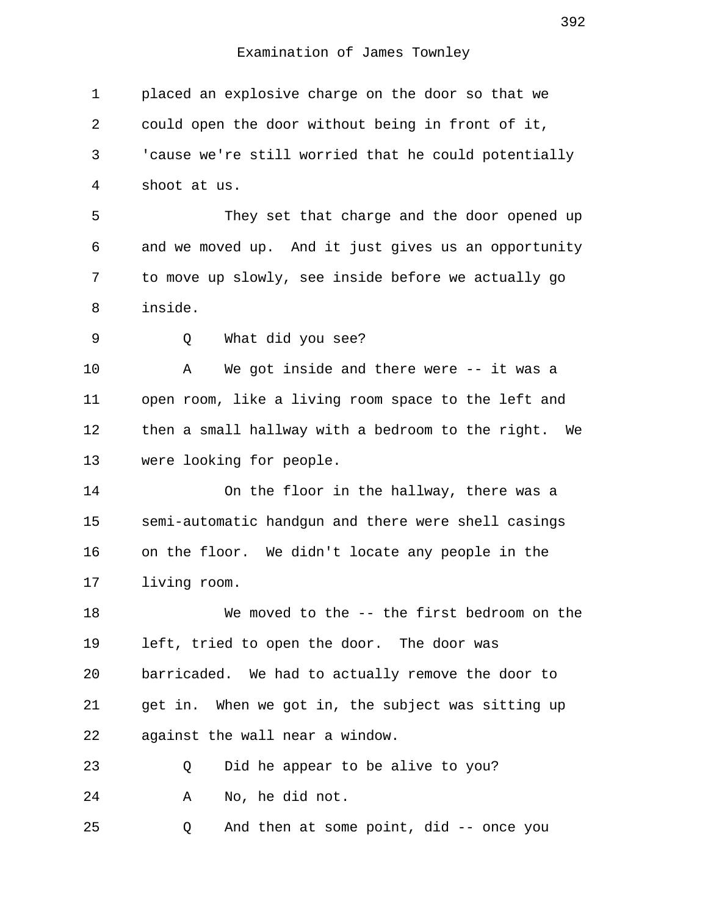Examination of James Townley

1 placed an explosive charge on the door so that we
2 could open the door without being in front of it,
3 'cause we're still worried that he could potentially
4 shoot at us.
5 They set that charge and the door opened up
6 and we moved up. And it just gives us an opportunity
7 to move up slowly, see inside before we actually go
8 inside.
9 Q What did you see?
10 A We got inside and there were -- it was a
11 open room, like a living room space to the left and
12 then a small hallway with a bedroom to the right. We
13 were looking for people.
14 On the floor in the hallway, there was a
15 semi-automatic handgun and there were shell casings
16 on the floor. We didn't locate any people in the
17 living room.
18 We moved to the -- the first bedroom on the
19 left, tried to open the door. The door was
20 barricaded. We had to actually remove the door to
21 get in. When we got in, the subject was sitting up
22 against the wall near a window.
23 Q Did he appear to be alive to you?
24 A No, he did not.
25 Q And then at some point, did -- once you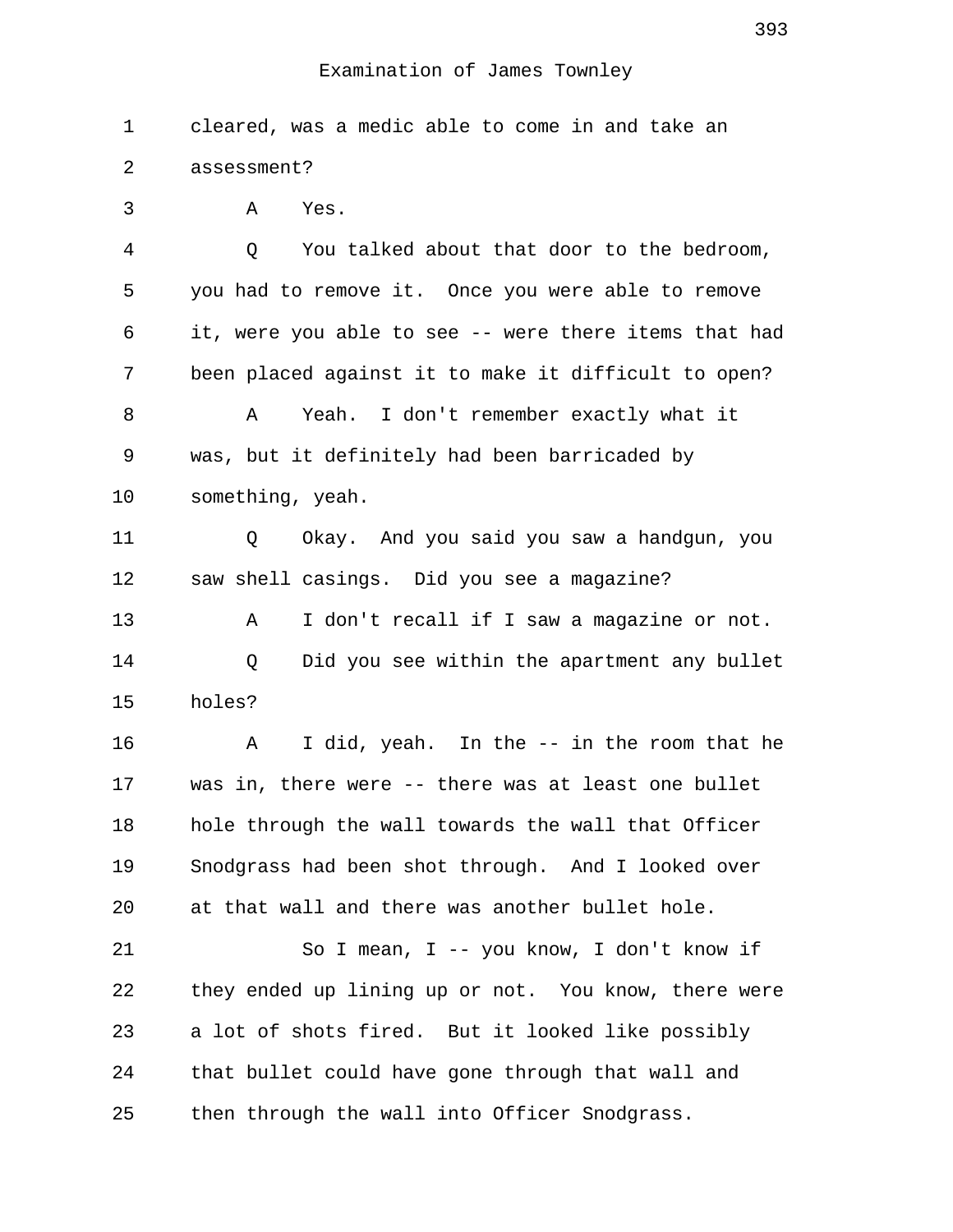Examination of James Townley

1 cleared, was a medic able to come in and take an
2 assessment?
3 A Yes.
4 Q You talked about that door to the bedroom,
5 you had to remove it. Once you were able to remove
6 it, were you able to see -- were there items that had
7 been placed against it to make it difficult to open?
8 A Yeah. I don't remember exactly what it
9 was, but it definitely had been barricaded by
10 something, yeah.
11 Q Okay. And you said you saw a handgun, you
12 saw shell casings. Did you see a magazine?
13 A I don't recall if I saw a magazine or not.
14 Q Did you see within the apartment any bullet
15 holes?
16 A I did, yeah. In the -- in the room that he
17 was in, there were -- there was at least one bullet
18 hole through the wall towards the wall that Officer
19 Snodgrass had been shot through. And I looked over
20 at that wall and there was another bullet hole.
21 So I mean, I -- you know, I don't know if
22 they ended up lining up or not. You know, there were
23 a lot of shots fired. But it looked like possibly
24 that bullet could have gone through that wall and
25 then through the wall into Officer Snodgrass.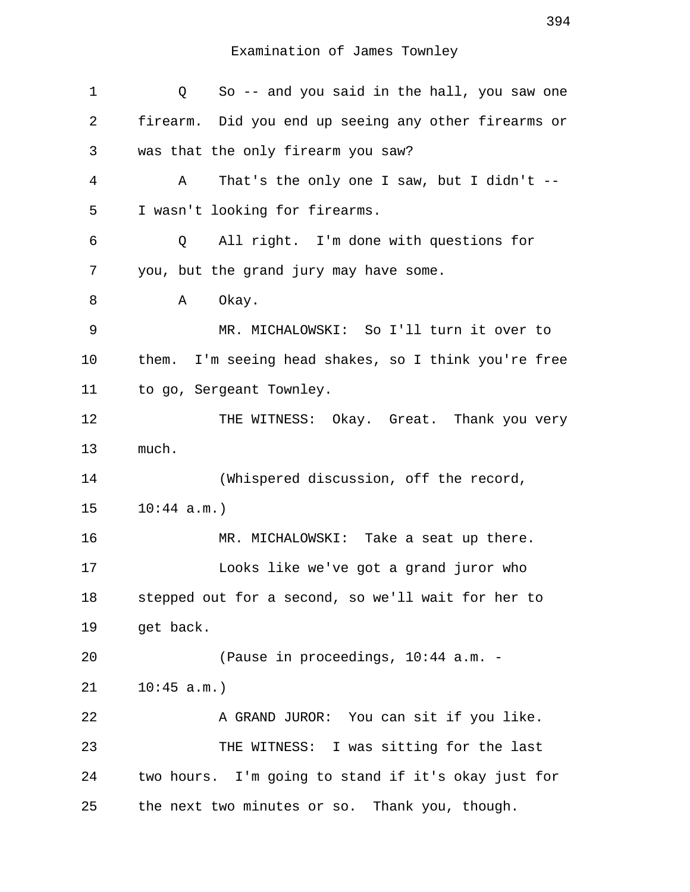Examination of James Townley

1 Q So -- and you said in the hall, you saw one
2 firearm. Did you end up seeing any other firearms or
3 was that the only firearm you saw?
4 A That's the only one I saw, but I didn't --
5 I wasn't looking for firearms.
6 Q All right. I'm done with questions for
7 you, but the grand jury may have some.
8 A Okay.
9 MR. MICHALOWSKI: So I'll turn it over to
10 them. I'm seeing head shakes, so I think you're free
11 to go, Sergeant Townley.
12 THE WITNESS: Okay. Great. Thank you very
13 much.
14 (Whispered discussion, off the record,
15 10:44 a.m.)
16 MR. MICHALOWSKI: Take a seat up there.
17 Looks like we've got a grand juror who
18 stepped out for a second, so we'll wait for her to
19 get back.
20 (Pause in proceedings, 10:44 a.m. -
21 10:45 a.m.)
22 A GRAND JUROR: You can sit if you like.
23 THE WITNESS: I was sitting for the last
24 two hours. I'm going to stand if it's okay just for
25 the next two minutes or so. Thank you, though.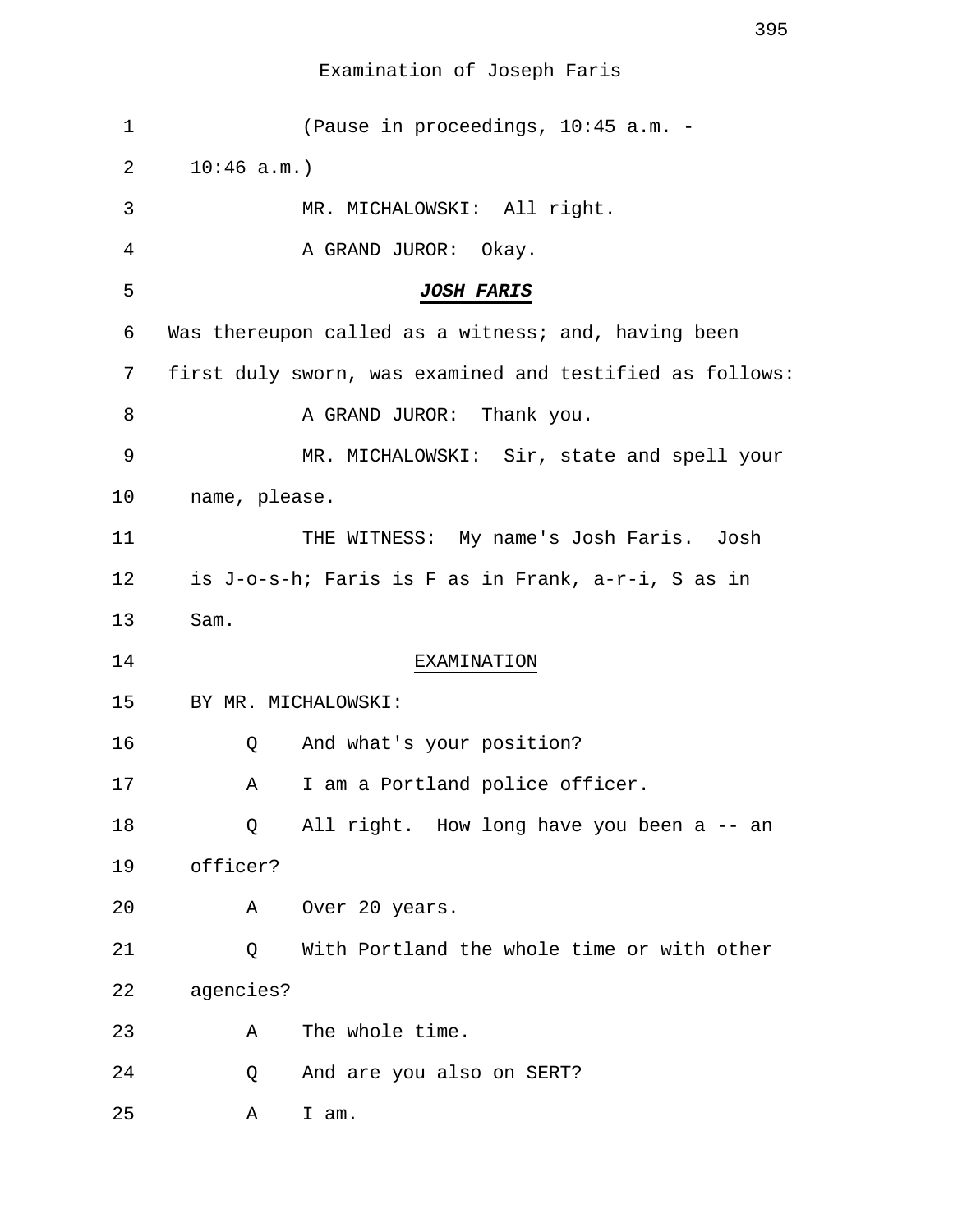Examination of Joseph Faris

1 (Pause in proceedings, 10:45 a.m. -

2 10:46 a.m.)

3 MR. MICHALOWSKI: All right.

4 A GRAND JUROR: Okay.

5 ***JOSH FARIS***

6 Was thereupon called as a witness; and, having been

7 first duly sworn, was examined and testified as follows:

8 A GRAND JUROR: Thank you.

9 MR. MICHALOWSKI: Sir, state and spell your

10 name, please.

11 THE WITNESS: My name's Josh Faris. Josh

12 is J-o-s-h; Faris is F as in Frank, a-r-i, S as in

13 Sam.

14 EXAMINATION

15 BY MR. MICHALOWSKI:

16 Q And what's your position?

17 A I am a Portland police officer.

18 Q All right. How long have you been a -- an

19 officer?

20 A Over 20 years.

21 Q With Portland the whole time or with other

22 agencies?

23 A The whole time.

24 Q And are you also on SERT?

25 A I am.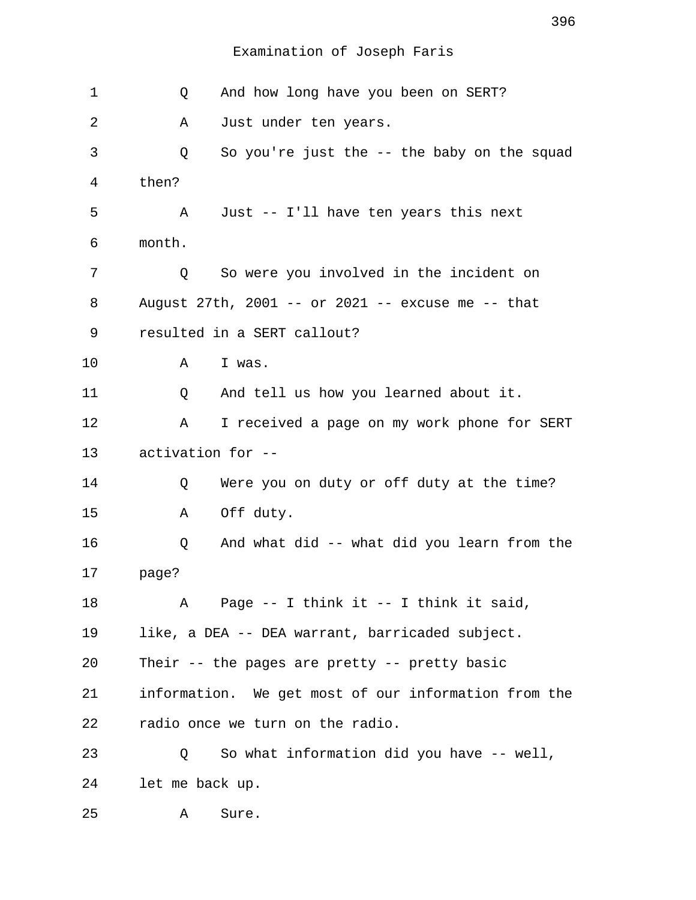Examination of Joseph Faris

1 Q And how long have you been on SERT?

2 A Just under ten years.

3 Q So you're just the -- the baby on the squad

4 then?

5 A Just -- I'll have ten years this next

6 month.

7 Q So were you involved in the incident on

8 August 27th, 2001 -- or 2021 -- excuse me -- that

9 resulted in a SERT callout?

10 A I was.

11 Q And tell us how you learned about it.

12 A I received a page on my work phone for SERT

13 activation for --

14 Q Were you on duty or off duty at the time?

15 A Off duty.

16 Q And what did -- what did you learn from the

17 page?

18 A Page -- I think it -- I think it said,

19 like, a DEA -- DEA warrant, barricaded subject.

20 Their -- the pages are pretty -- pretty basic

21 information. We get most of our information from the

22 radio once we turn on the radio.

23 Q So what information did you have -- well,

24 let me back up.

25 A Sure.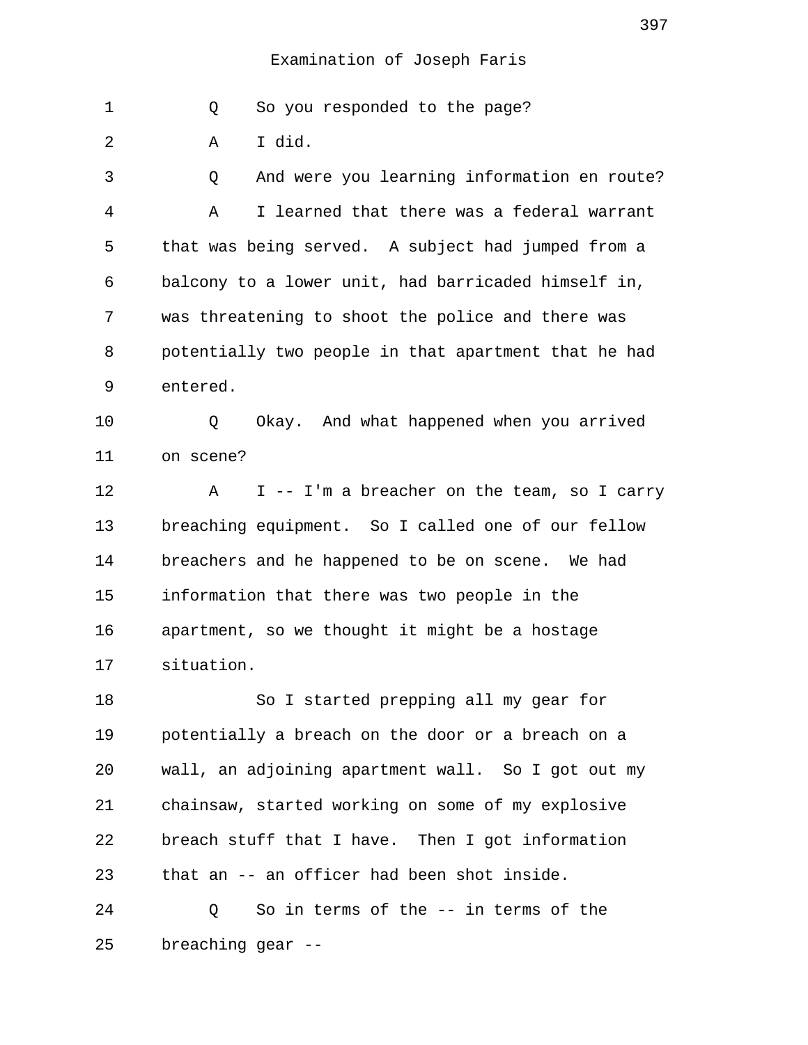Examination of Joseph Faris

Q So you responded to the page?

A I did.

Q And were you learning information en route?

A I learned that there was a federal warrant that was being served. A subject had jumped from a balcony to a lower unit, had barricaded himself in, was threatening to shoot the police and there was potentially two people in that apartment that he had entered.

Q Okay. And what happened when you arrived on scene?

A I -- I'm a breacher on the team, so I carry breaching equipment. So I called one of our fellow breachers and he happened to be on scene. We had information that there was two people in the apartment, so we thought it might be a hostage situation.

So I started prepping all my gear for potentially a breach on the door or a breach on a wall, an adjoining apartment wall. So I got out my chainsaw, started working on some of my explosive breach stuff that I have. Then I got information that an -- an officer had been shot inside.

Q So in terms of the -- in terms of the breaching gear --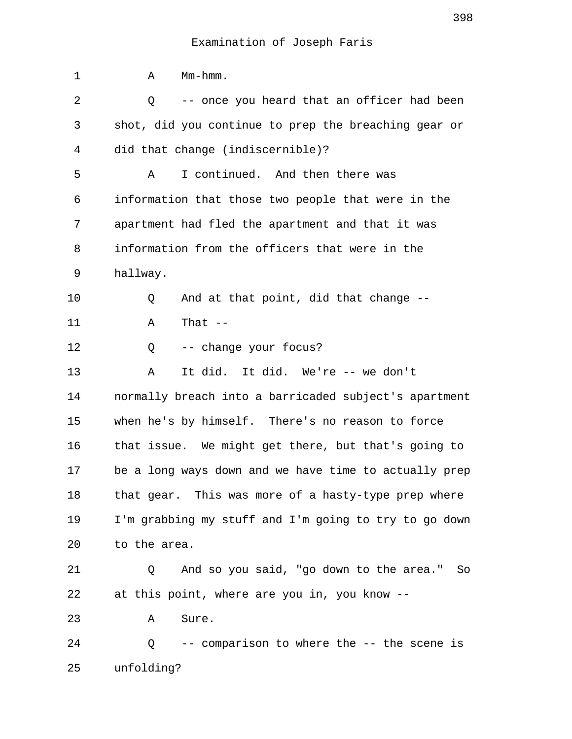Examination of Joseph Faris

1 A Mm-hmm.

2 Q -- once you heard that an officer had been
3 shot, did you continue to prep the breaching gear or
4 did that change (indiscernible)?

5 A I continued. And then there was
6 information that those two people that were in the
7 apartment had fled the apartment and that it was
8 information from the officers that were in the
9 hallway.

10 Q And at that point, did that change --

11 A That --

12 Q -- change your focus?

13 A It did. It did. We're -- we don't
14 normally breach into a barricaded subject's apartment
15 when he's by himself. There's no reason to force
16 that issue. We might get there, but that's going to
17 be a long ways down and we have time to actually prep
18 that gear. This was more of a hasty-type prep where
19 I'm grabbing my stuff and I'm going to try to go down
20 to the area.

21 Q And so you said, "go down to the area." So
22 at this point, where are you in, you know --

23 A Sure.

24 Q -- comparison to where the -- the scene is
25 unfolding?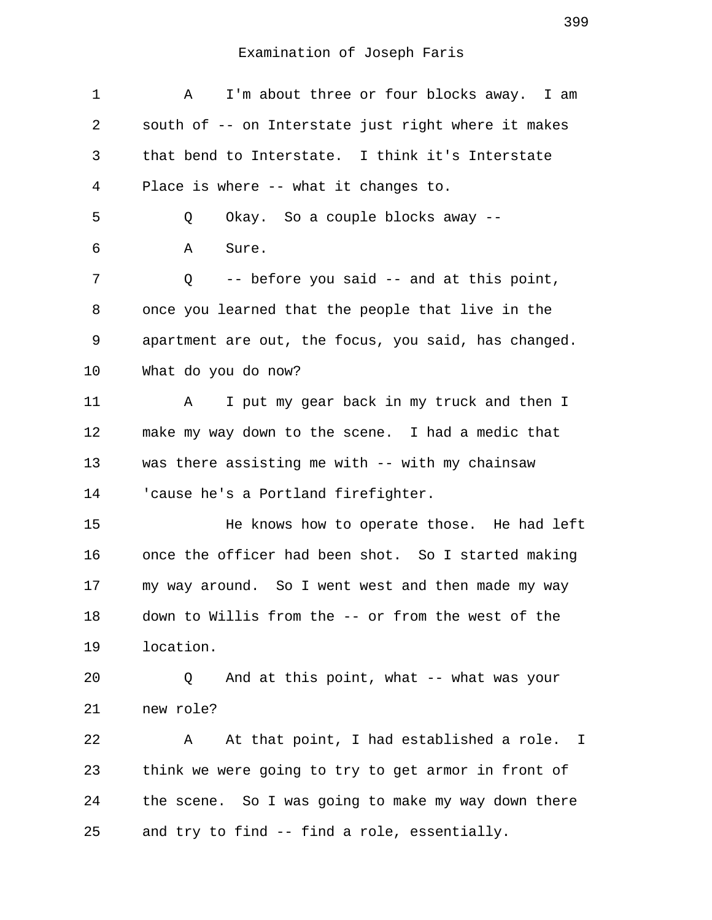Examination of Joseph Faris

1 A I'm about three or four blocks away. I am
2 south of -- on Interstate just right where it makes
3 that bend to Interstate. I think it's Interstate
4 Place is where -- what it changes to.
5 Q Okay. So a couple blocks away --
6 A Sure.
7 Q -- before you said -- and at this point,
8 once you learned that the people that live in the
9 apartment are out, the focus, you said, has changed.
10 What do you do now?
11 A I put my gear back in my truck and then I
12 make my way down to the scene. I had a medic that
13 was there assisting me with -- with my chainsaw
14 'cause he's a Portland firefighter.
15 He knows how to operate those. He had left
16 once the officer had been shot. So I started making
17 my way around. So I went west and then made my way
18 down to Willis from the -- or from the west of the
19 location.
20 Q And at this point, what -- what was your
21 new role?
22 A At that point, I had established a role. I
23 think we were going to try to get armor in front of
24 the scene. So I was going to make my way down there
25 and try to find -- find a role, essentially.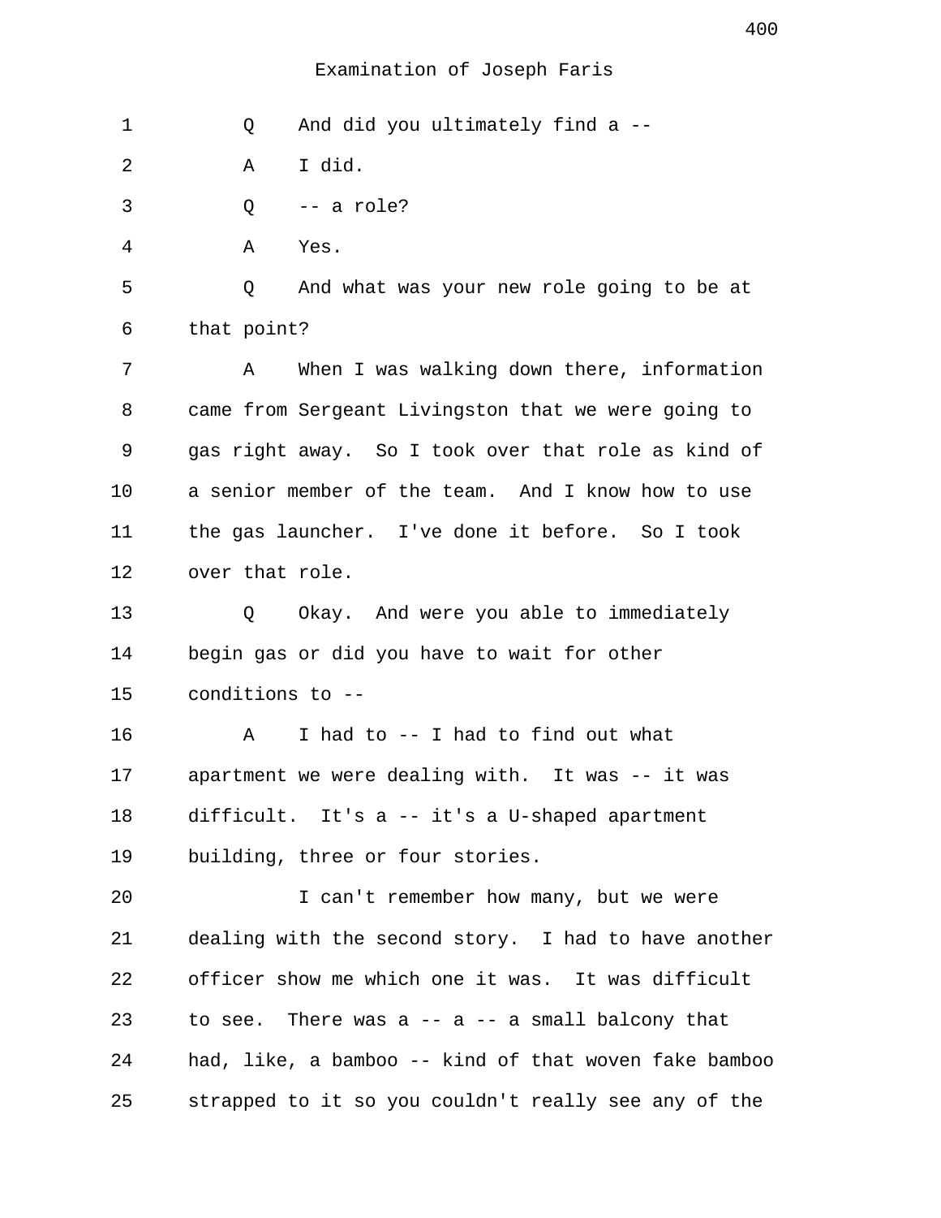Examination of Joseph Faris

1 Q And did you ultimately find a --

2 A I did.

3 Q -- a role?

4 A Yes.

5 Q And what was your new role going to be at

6 that point?

7 A When I was walking down there, information

8 came from Sergeant Livingston that we were going to

9 gas right away. So I took over that role as kind of

10 a senior member of the team. And I know how to use

11 the gas launcher. I've done it before. So I took

12 over that role.

13 Q Okay. And were you able to immediately

14 begin gas or did you have to wait for other

15 conditions to --

16 A I had to -- I had to find out what

17 apartment we were dealing with. It was -- it was

18 difficult. It's a -- it's a U-shaped apartment

19 building, three or four stories.

20 I can't remember how many, but we were

21 dealing with the second story. I had to have another

22 officer show me which one it was. It was difficult

23 to see. There was a -- a -- a small balcony that

24 had, like, a bamboo -- kind of that woven fake bamboo

25 strapped to it so you couldn't really see any of the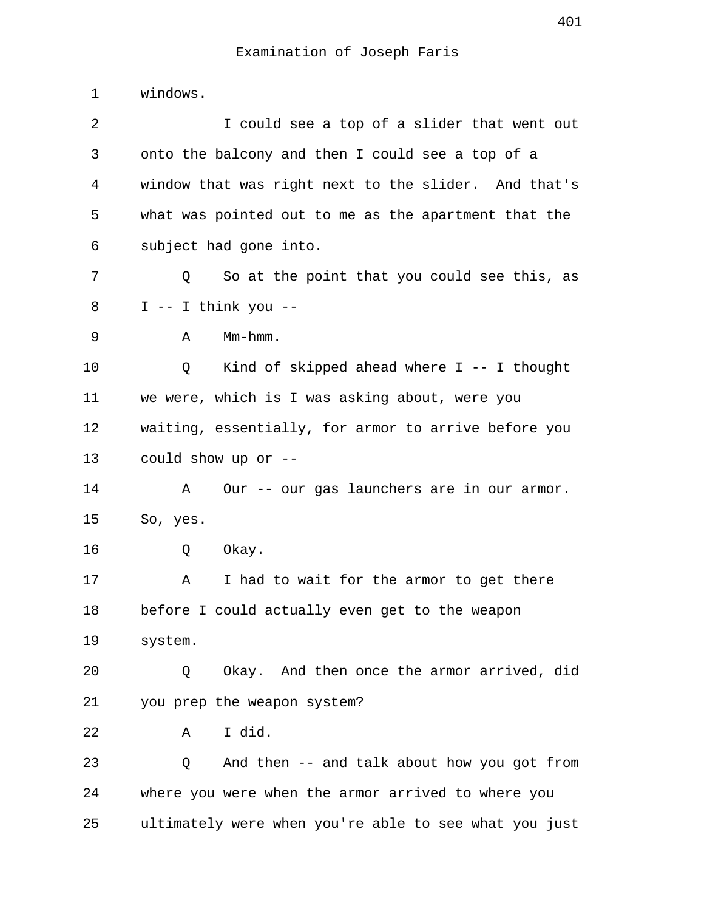windows.

I could see a top of a slider that went out onto the balcony and then I could see a top of a window that was right next to the slider. And that's what was pointed out to me as the apartment that the subject had gone into.

Q So at the point that you could see this, as I -- I think you --

A Mm-hmm.

Q Kind of skipped ahead where I -- I thought we were, which is I was asking about, were you waiting, essentially, for armor to arrive before you could show up or --

A Our -- our gas launchers are in our armor. So, yes.

Q Okay.

A I had to wait for the armor to get there before I could actually even get to the weapon system.

Q Okay. And then once the armor arrived, did you prep the weapon system?

A I did.

Q And then -- and talk about how you got from where you were when the armor arrived to where you ultimately were when you're able to see what you just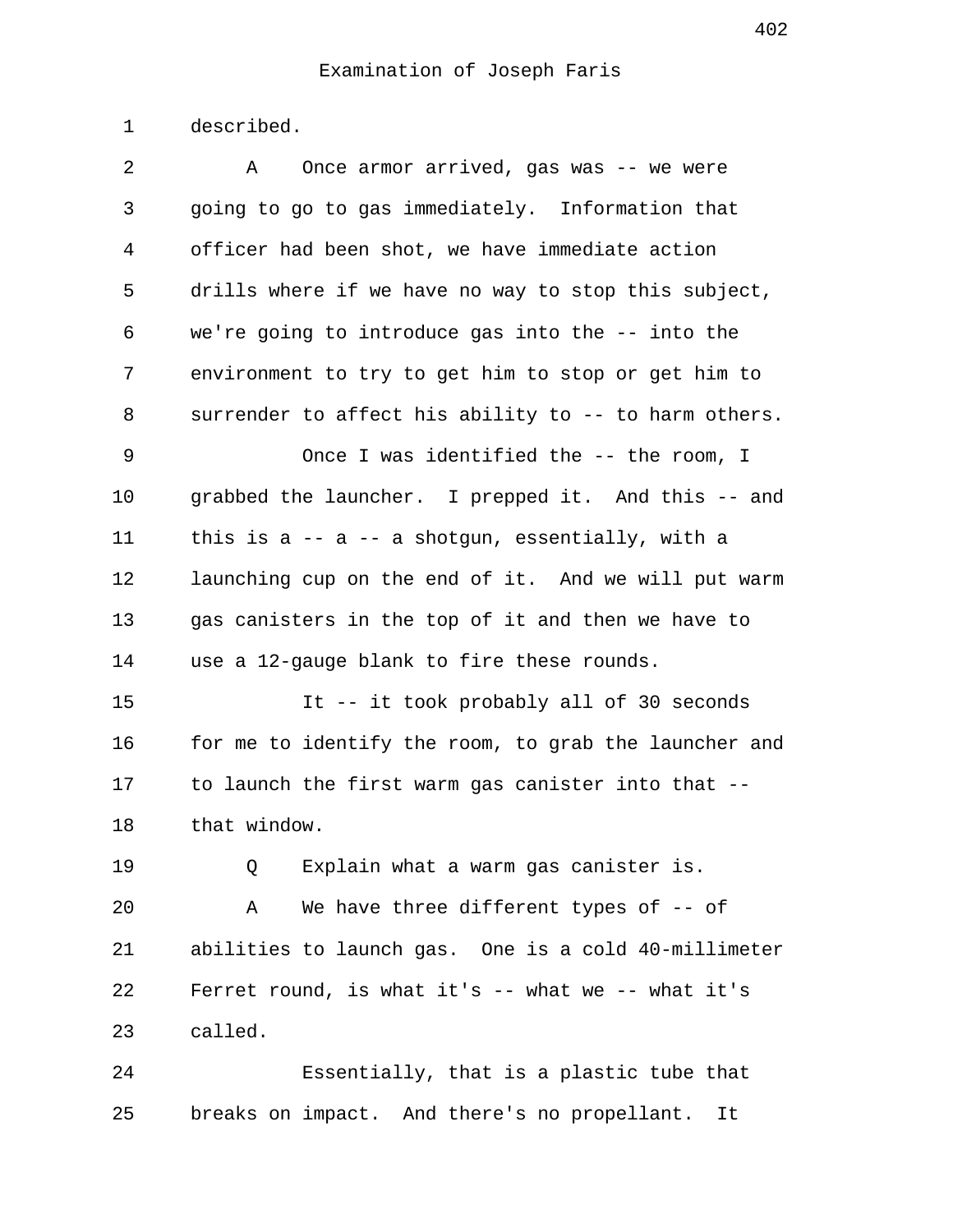Examination of Joseph Faris

1 described.

2 A Once armor arrived, gas was -- we were
3 going to go to gas immediately. Information that
4 officer had been shot, we have immediate action
5 drills where if we have no way to stop this subject,
6 we're going to introduce gas into the -- into the
7 environment to try to get him to stop or get him to
8 surrender to affect his ability to -- to harm others.

9 Once I was identified the -- the room, I
10 grabbed the launcher. I prepped it. And this -- and
11 this is a -- a -- a shotgun, essentially, with a
12 launching cup on the end of it. And we will put warm
13 gas canisters in the top of it and then we have to
14 use a 12-gauge blank to fire these rounds.

15 It -- it took probably all of 30 seconds
16 for me to identify the room, to grab the launcher and
17 to launch the first warm gas canister into that --
18 that window.

19 Q Explain what a warm gas canister is.

20 A We have three different types of -- of
21 abilities to launch gas. One is a cold 40-millimeter
22 Ferret round, is what it's -- what we -- what it's
23 called.

24 Essentially, that is a plastic tube that
25 breaks on impact. And there's no propellant. It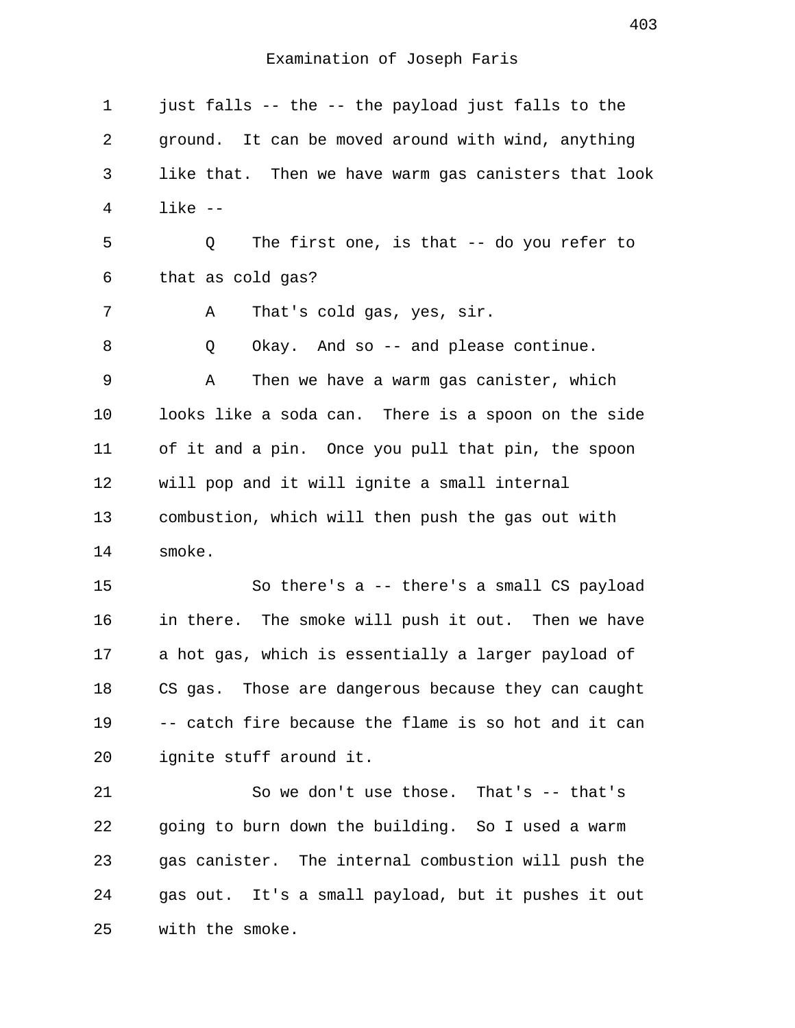Examination of Joseph Faris

1 just falls -- the -- the payload just falls to the
2 ground. It can be moved around with wind, anything
3 like that. Then we have warm gas canisters that look
4 like --
5 Q The first one, is that -- do you refer to
6 that as cold gas?
7 A That's cold gas, yes, sir.
8 Q Okay. And so -- and please continue.
9 A Then we have a warm gas canister, which
10 looks like a soda can. There is a spoon on the side
11 of it and a pin. Once you pull that pin, the spoon
12 will pop and it will ignite a small internal
13 combustion, which will then push the gas out with
14 smoke.
15 So there's a -- there's a small CS payload
16 in there. The smoke will push it out. Then we have
17 a hot gas, which is essentially a larger payload of
18 CS gas. Those are dangerous because they can caught
19 -- catch fire because the flame is so hot and it can
20 ignite stuff around it.
21 So we don't use those. That's -- that's
22 going to burn down the building. So I used a warm
23 gas canister. The internal combustion will push the
24 gas out. It's a small payload, but it pushes it out
25 with the smoke.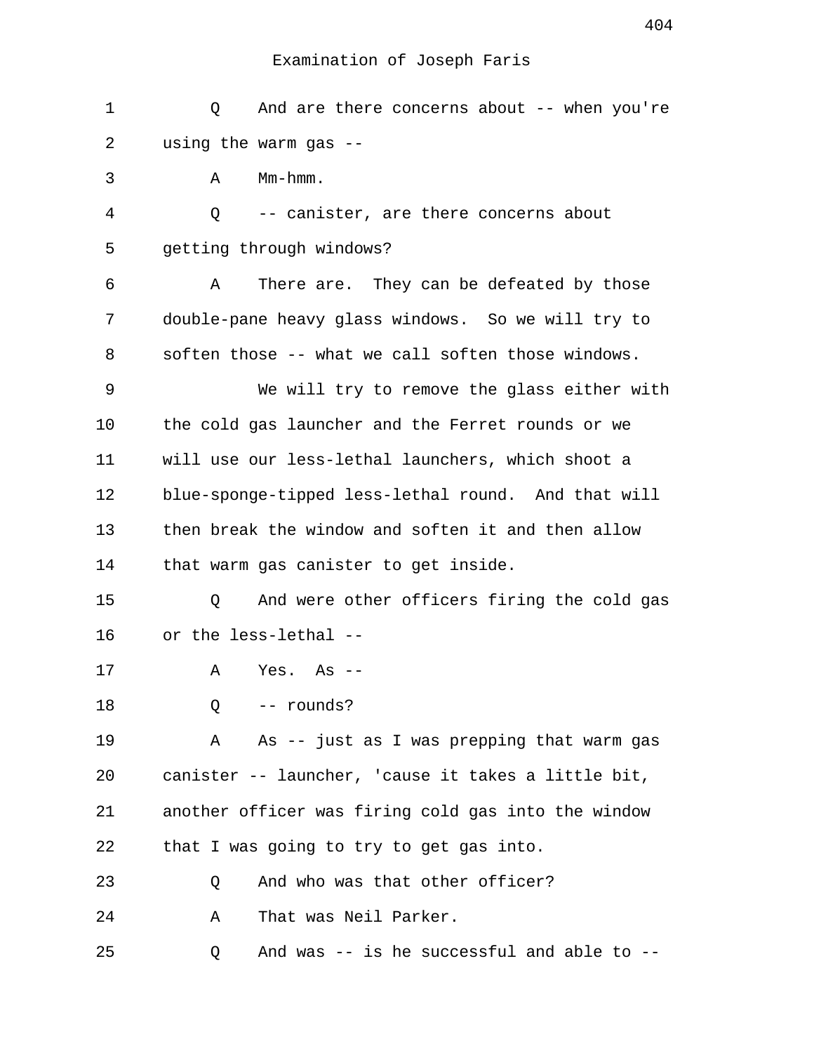Examination of Joseph Faris

1 Q And are there concerns about -- when you're
2 using the warm gas --
3 A Mm-hmm.
4 Q -- canister, are there concerns about
5 getting through windows?
6 A There are. They can be defeated by those
7 double-pane heavy glass windows. So we will try to
8 soften those -- what we call soften those windows.
9 We will try to remove the glass either with
10 the cold gas launcher and the Ferret rounds or we
11 will use our less-lethal launchers, which shoot a
12 blue-sponge-tipped less-lethal round. And that will
13 then break the window and soften it and then allow
14 that warm gas canister to get inside.
15 Q And were other officers firing the cold gas
16 or the less-lethal --
17 A Yes. As --
18 Q -- rounds?
19 A As -- just as I was prepping that warm gas
20 canister -- launcher, 'cause it takes a little bit,
21 another officer was firing cold gas into the window
22 that I was going to try to get gas into.
23 Q And who was that other officer?
24 A That was Neil Parker.
25 Q And was -- is he successful and able to --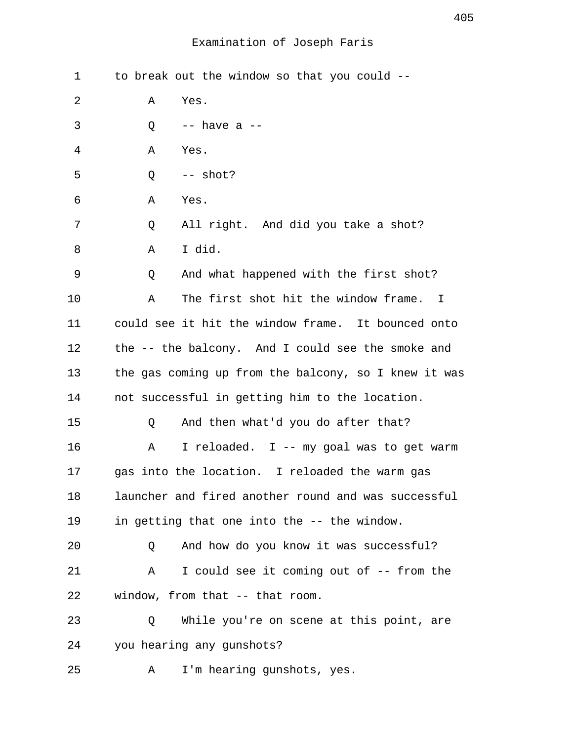Examination of Joseph Faris

1 to break out the window so that you could --

2 A Yes.

3 Q -- have a --

4 A Yes.

5 Q -- shot?

6 A Yes.

7 Q All right. And did you take a shot?

8 A I did.

9 Q And what happened with the first shot?

10 A The first shot hit the window frame. I

11 could see it hit the window frame. It bounced onto

12 the -- the balcony. And I could see the smoke and

13 the gas coming up from the balcony, so I knew it was

14 not successful in getting him to the location.

15 Q And then what'd you do after that?

16 A I reloaded. I -- my goal was to get warm

17 gas into the location. I reloaded the warm gas

18 launcher and fired another round and was successful

19 in getting that one into the -- the window.

20 Q And how do you know it was successful?

21 A I could see it coming out of -- from the

22 window, from that -- that room.

23 Q While you're on scene at this point, are

24 you hearing any gunshots?

25 A I'm hearing gunshots, yes.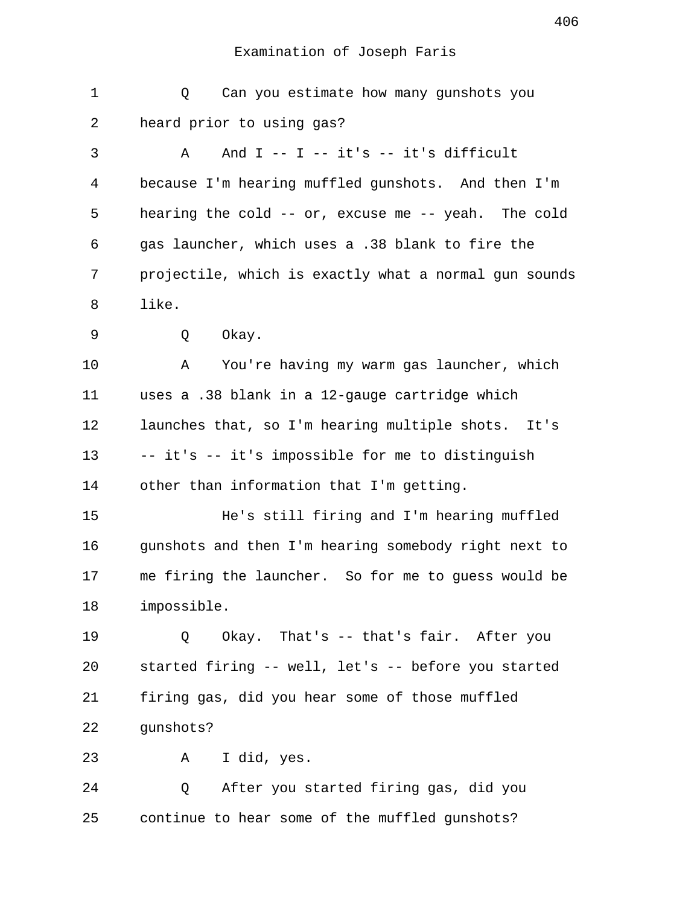Examination of Joseph Faris

Q Can you estimate how many gunshots you heard prior to using gas?

A And I -- I -- it's -- it's difficult because I'm hearing muffled gunshots. And then I'm hearing the cold -- or, excuse me -- yeah. The cold gas launcher, which uses a .38 blank to fire the projectile, which is exactly what a normal gun sounds like.

Q Okay.

A You're having my warm gas launcher, which uses a .38 blank in a 12-gauge cartridge which launches that, so I'm hearing multiple shots. It's -- it's -- it's impossible for me to distinguish other than information that I'm getting.

He's still firing and I'm hearing muffled gunshots and then I'm hearing somebody right next to me firing the launcher. So for me to guess would be impossible.

Q Okay. That's -- that's fair. After you started firing -- well, let's -- before you started firing gas, did you hear some of those muffled gunshots?

A I did, yes.

Q After you started firing gas, did you continue to hear some of the muffled gunshots?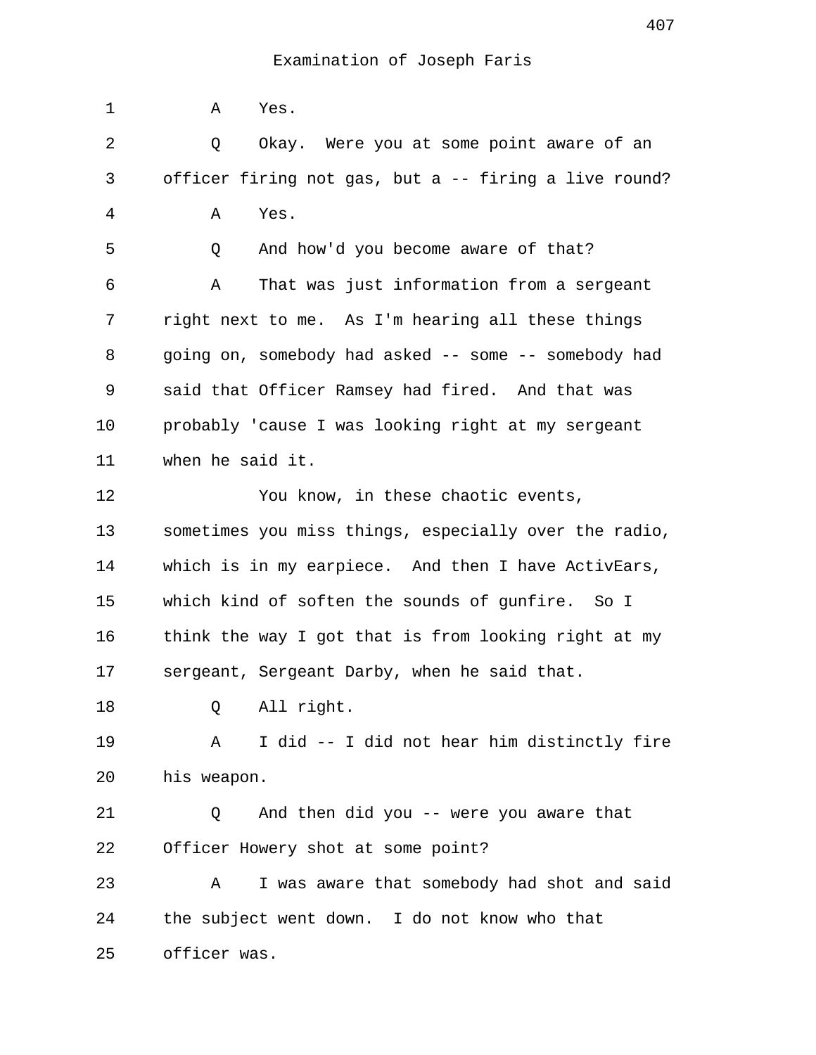Examination of Joseph Faris

A Yes.

Q Okay. Were you at some point aware of an officer firing not gas, but a -- firing a live round?

A Yes.

Q And how'd you become aware of that?

A That was just information from a sergeant right next to me. As I'm hearing all these things going on, somebody had asked -- some -- somebody had said that Officer Ramsey had fired. And that was probably 'cause I was looking right at my sergeant when he said it.

You know, in these chaotic events, sometimes you miss things, especially over the radio, which is in my earpiece. And then I have ActivEars, which kind of soften the sounds of gunfire. So I think the way I got that is from looking right at my sergeant, Sergeant Darby, when he said that.

Q All right.

A I did -- I did not hear him distinctly fire his weapon.

Q And then did you -- were you aware that Officer Howery shot at some point?

A I was aware that somebody had shot and said the subject went down. I do not know who that officer was.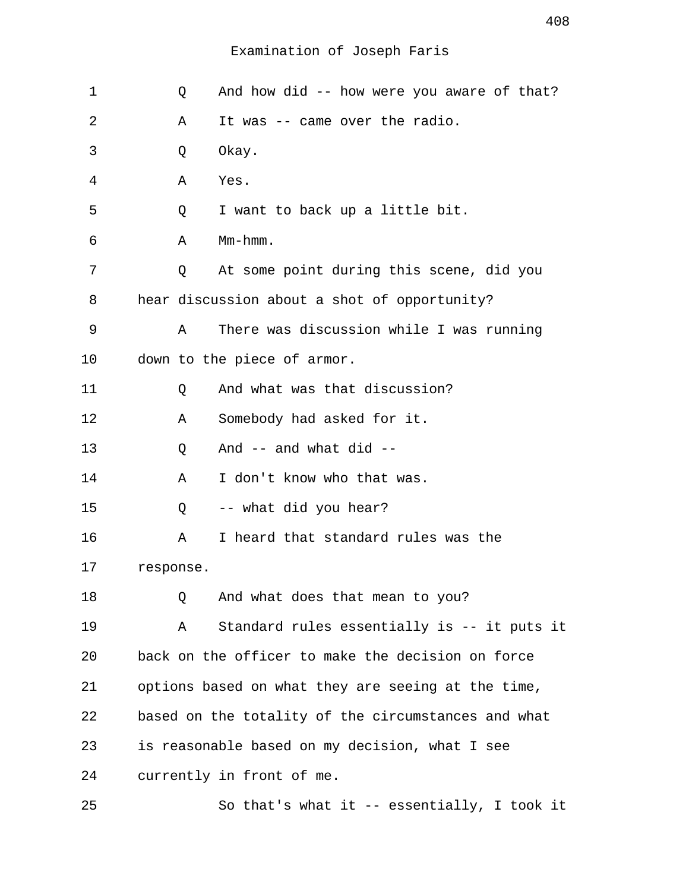Examination of Joseph Faris

1 Q And how did -- how were you aware of that?

2 A It was -- came over the radio.

3 Q Okay.

4 A Yes.

5 Q I want to back up a little bit.

6 A Mm-hmm.

7 Q At some point during this scene, did you

8 hear discussion about a shot of opportunity?

9 A There was discussion while I was running

10 down to the piece of armor.

11 Q And what was that discussion?

12 A Somebody had asked for it.

13 Q And -- and what did --

14 A I don't know who that was.

15 Q -- what did you hear?

16 A I heard that standard rules was the

17 response.

18 Q And what does that mean to you?

19 A Standard rules essentially is -- it puts it

20 back on the officer to make the decision on force

21 options based on what they are seeing at the time,

22 based on the totality of the circumstances and what

23 is reasonable based on my decision, what I see

24 currently in front of me.

25 So that's what it -- essentially, I took it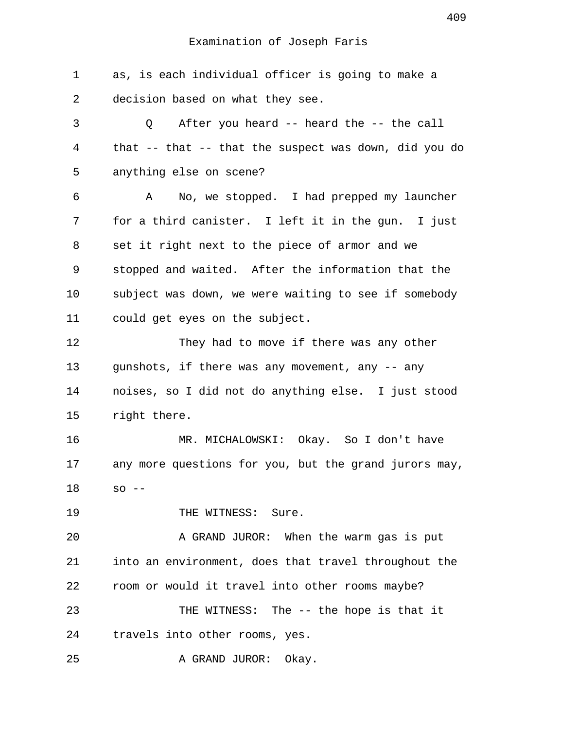Examination of Joseph Faris

1 as, is each individual officer is going to make a
2 decision based on what they see.
3 Q After you heard -- heard the -- the call
4 that -- that -- that the suspect was down, did you do
5 anything else on scene?
6 A No, we stopped. I had prepped my launcher
7 for a third canister. I left it in the gun. I just
8 set it right next to the piece of armor and we
9 stopped and waited. After the information that the
10 subject was down, we were waiting to see if somebody
11 could get eyes on the subject.
12 They had to move if there was any other
13 gunshots, if there was any movement, any -- any
14 noises, so I did not do anything else. I just stood
15 right there.
16 MR. MICHALOWSKI: Okay. So I don't have
17 any more questions for you, but the grand jurors may,
18 so --
19 THE WITNESS: Sure.
20 A GRAND JUROR: When the warm gas is put
21 into an environment, does that travel throughout the
22 room or would it travel into other rooms maybe?
23 THE WITNESS: The -- the hope is that it
24 travels into other rooms, yes.
25 A GRAND JUROR: Okay.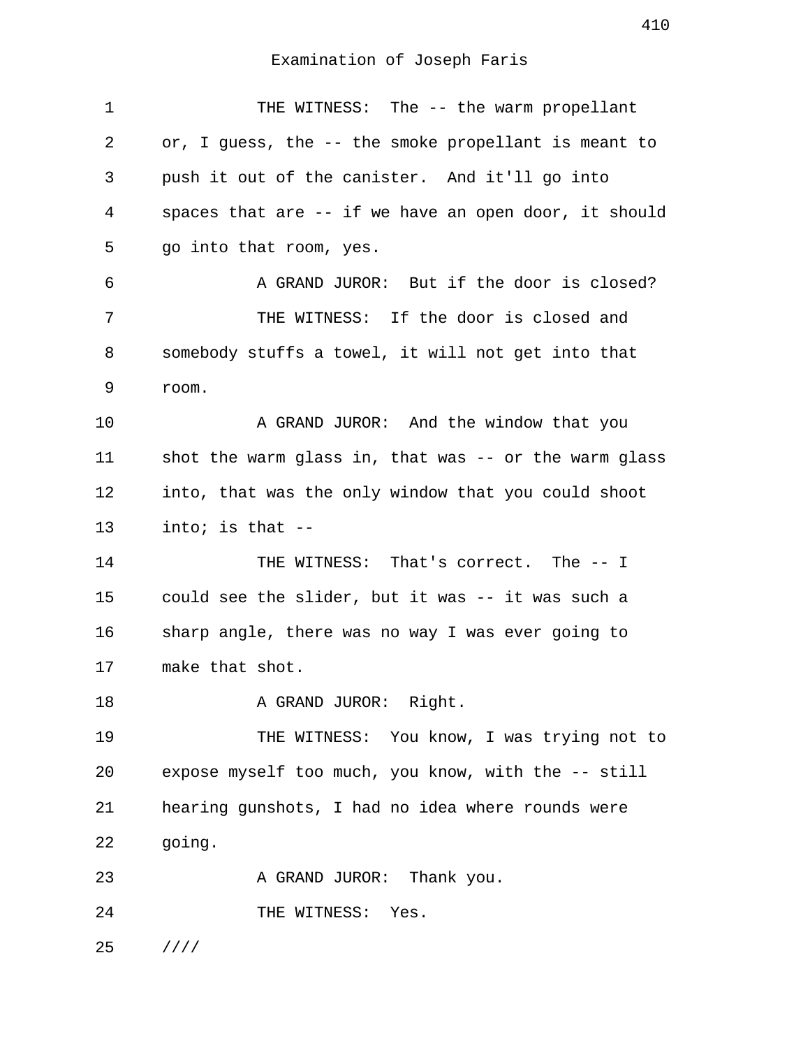Examination of Joseph Faris

1 THE WITNESS: The -- the warm propellant
2 or, I guess, the -- the smoke propellant is meant to
3 push it out of the canister. And it'll go into
4 spaces that are -- if we have an open door, it should
5 go into that room, yes.
6 A GRAND JUROR: But if the door is closed?
7 THE WITNESS: If the door is closed and
8 somebody stuffs a towel, it will not get into that
9 room.
10 A GRAND JUROR: And the window that you
11 shot the warm glass in, that was -- or the warm glass
12 into, that was the only window that you could shoot
13 into; is that --
14 THE WITNESS: That's correct. The -- I
15 could see the slider, but it was -- it was such a
16 sharp angle, there was no way I was ever going to
17 make that shot.
18 A GRAND JUROR: Right.
19 THE WITNESS: You know, I was trying not to
20 expose myself too much, you know, with the -- still
21 hearing gunshots, I had no idea where rounds were
22 going.
23 A GRAND JUROR: Thank you.
24 THE WITNESS: Yes.
25 ////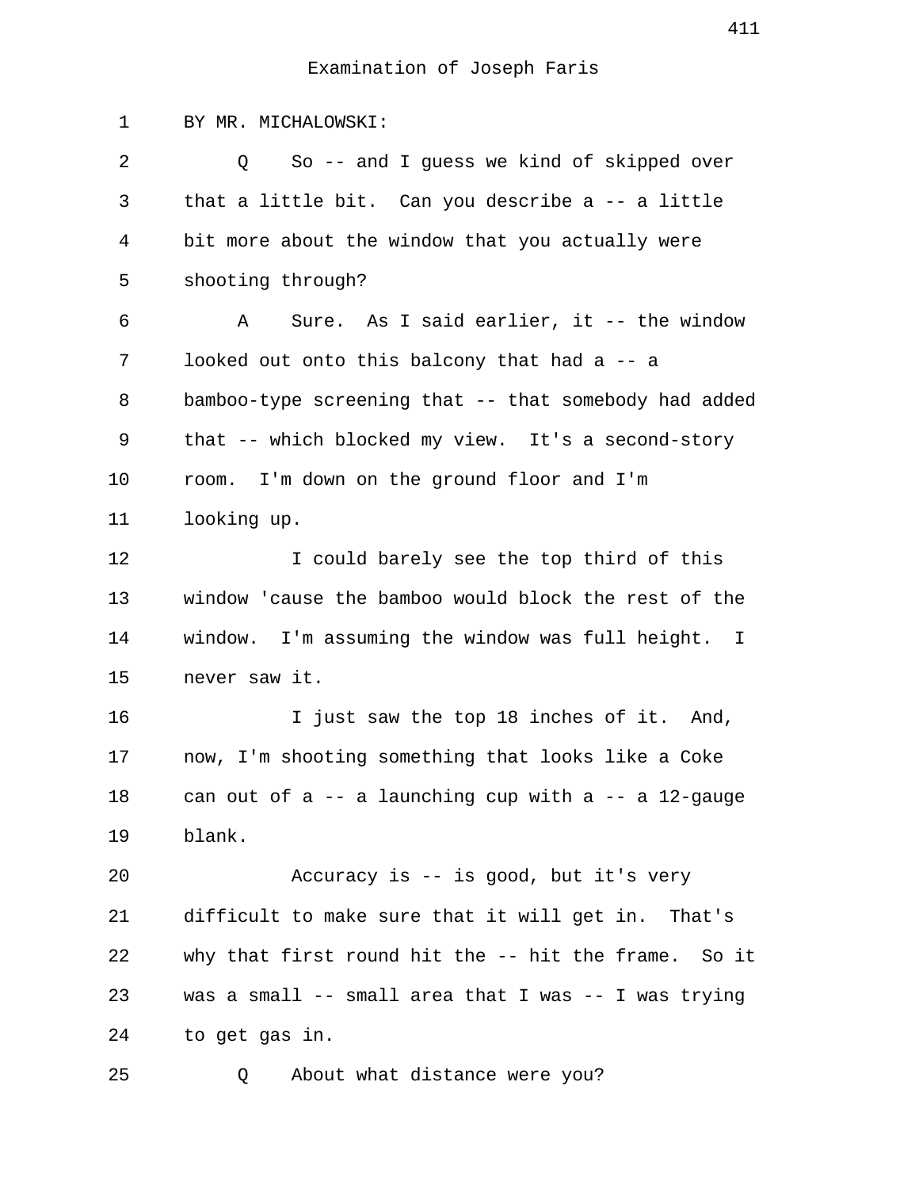Examination of Joseph Faris

BY MR. MICHALOWSKI:

Q So -- and I guess we kind of skipped over that a little bit. Can you describe a -- a little bit more about the window that you actually were shooting through?

A Sure. As I said earlier, it -- the window looked out onto this balcony that had a -- a bamboo-type screening that -- that somebody had added that -- which blocked my view. It's a second-story room. I'm down on the ground floor and I'm looking up.

I could barely see the top third of this window 'cause the bamboo would block the rest of the window. I'm assuming the window was full height. I never saw it.

I just saw the top 18 inches of it. And, now, I'm shooting something that looks like a Coke can out of a -- a launching cup with a -- a 12-gauge blank.

Accuracy is -- is good, but it's very difficult to make sure that it will get in. That's why that first round hit the -- hit the frame. So it was a small -- small area that I was -- I was trying to get gas in.

Q About what distance were you?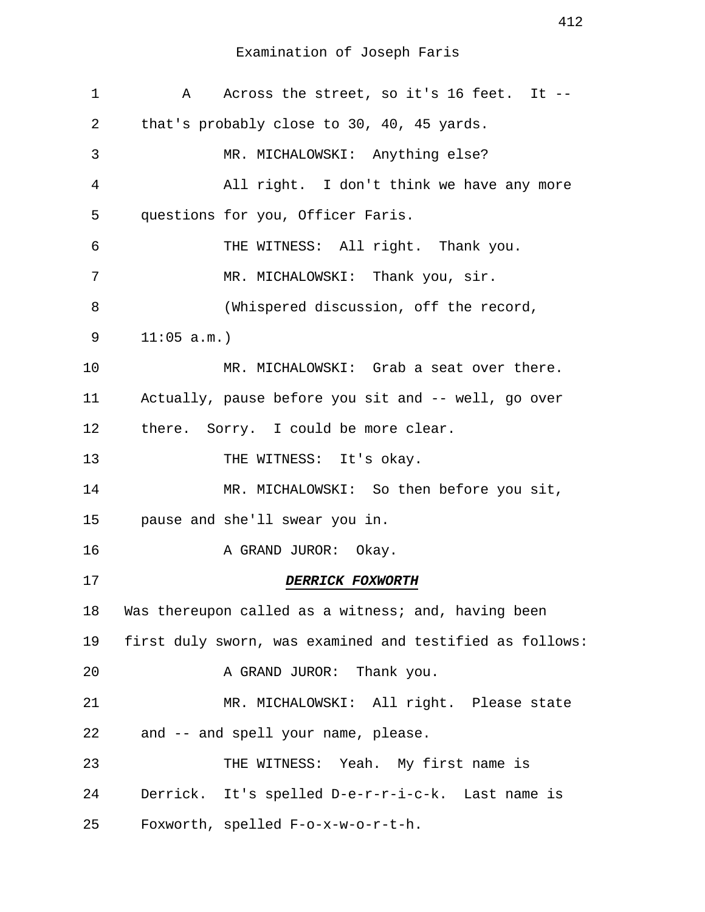Examination of Joseph Faris

1 A Across the street, so it's 16 feet. It --
2 that's probably close to 30, 40, 45 yards.
3 MR. MICHALOWSKI: Anything else?
4 All right. I don't think we have any more
5 questions for you, Officer Faris.
6 THE WITNESS: All right. Thank you.
7 MR. MICHALOWSKI: Thank you, sir.
8 (Whispered discussion, off the record,
9 11:05 a.m.)
10 MR. MICHALOWSKI: Grab a seat over there.
11 Actually, pause before you sit and -- well, go over
12 there. Sorry. I could be more clear.
13 THE WITNESS: It's okay.
14 MR. MICHALOWSKI: So then before you sit,
15 pause and she'll swear you in.
16 A GRAND JUROR: Okay.
17 ***DERRICK FOXWORTH***
18 Was thereupon called as a witness; and, having been
19 first duly sworn, was examined and testified as follows:
20 A GRAND JUROR: Thank you.
21 MR. MICHALOWSKI: All right. Please state
22 and -- and spell your name, please.
23 THE WITNESS: Yeah. My first name is
24 Derrick. It's spelled D-e-r-r-i-c-k. Last name is
25 Foxworth, spelled F-o-x-w-o-r-t-h.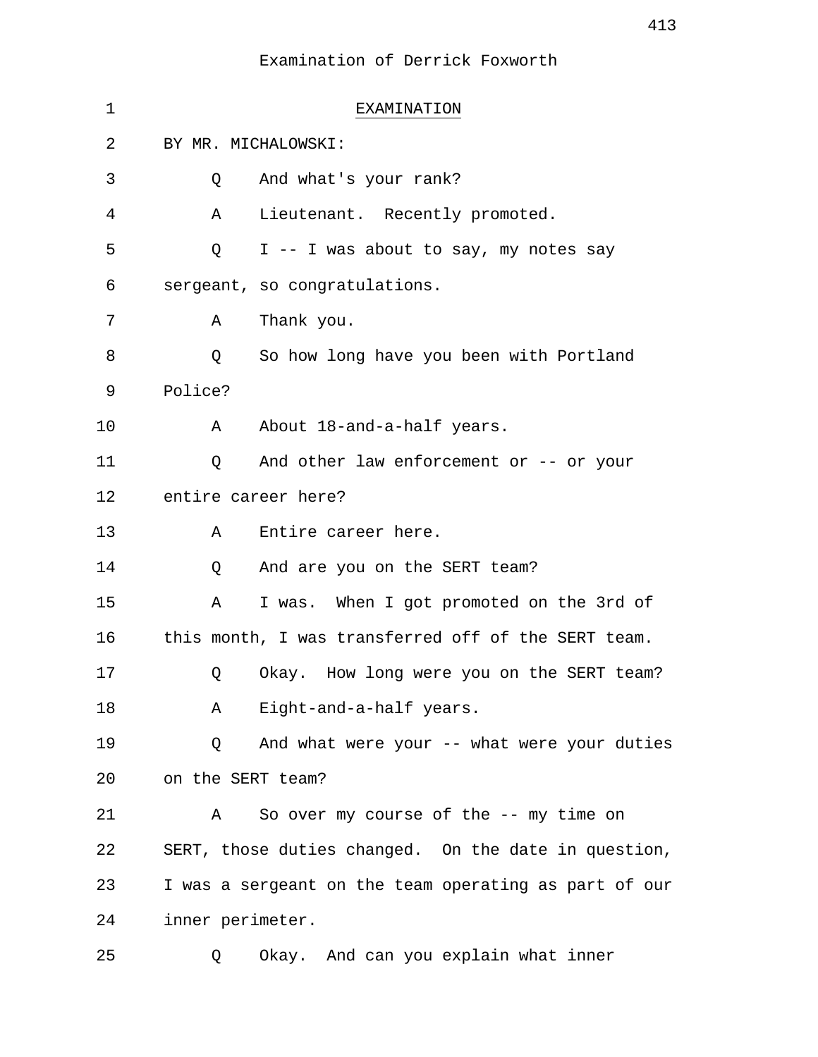Examination of Derrick Foxworth

1 EXAMINATION

2 BY MR. MICHALOWSKI:

3 Q And what's your rank?

4 A Lieutenant. Recently promoted.

5 Q I -- I was about to say, my notes say

6 sergeant, so congratulations.

7 A Thank you.

8 Q So how long have you been with Portland

9 Police?

10 A About 18-and-a-half years.

11 Q And other law enforcement or -- or your

12 entire career here?

13 A Entire career here.

14 Q And are you on the SERT team?

15 A I was. When I got promoted on the 3rd of

16 this month, I was transferred off of the SERT team.

17 Q Okay. How long were you on the SERT team?

18 A Eight-and-a-half years.

19 Q And what were your -- what were your duties

20 on the SERT team?

21 A So over my course of the -- my time on

22 SERT, those duties changed. On the date in question,

23 I was a sergeant on the team operating as part of our

24 inner perimeter.

25 Q Okay. And can you explain what inner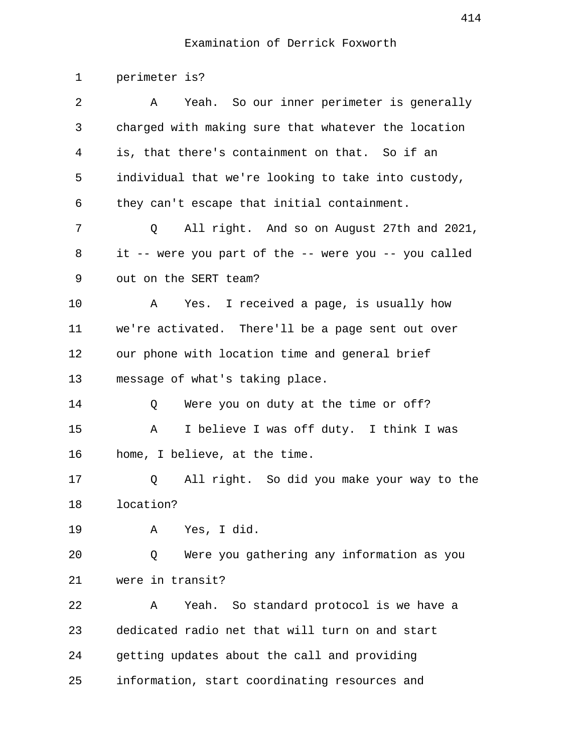Examination of Derrick Foxworth

1 perimeter is?

2 A Yeah. So our inner perimeter is generally
3 charged with making sure that whatever the location
4 is, that there's containment on that. So if an
5 individual that we're looking to take into custody,
6 they can't escape that initial containment.

7 Q All right. And so on August 27th and 2021,
8 it -- were you part of the -- were you -- you called
9 out on the SERT team?

10 A Yes. I received a page, is usually how
11 we're activated. There'll be a page sent out over
12 our phone with location time and general brief
13 message of what's taking place.

14 Q Were you on duty at the time or off?

15 A I believe I was off duty. I think I was
16 home, I believe, at the time.

17 Q All right. So did you make your way to the
18 location?

19 A Yes, I did.

20 Q Were you gathering any information as you
21 were in transit?

22 A Yeah. So standard protocol is we have a
23 dedicated radio net that will turn on and start
24 getting updates about the call and providing
25 information, start coordinating resources and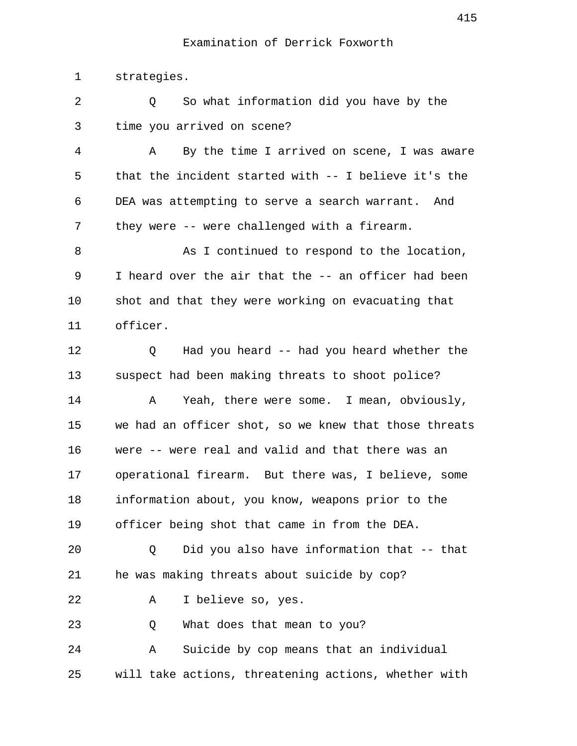Examination of Derrick Foxworth

1 strategies.

2 Q So what information did you have by the
3 time you arrived on scene?

4 A By the time I arrived on scene, I was aware
5 that the incident started with -- I believe it's the
6 DEA was attempting to serve a search warrant. And
7 they were -- were challenged with a firearm.

8 As I continued to respond to the location,
9 I heard over the air that the -- an officer had been
10 shot and that they were working on evacuating that
11 officer.

12 Q Had you heard -- had you heard whether the
13 suspect had been making threats to shoot police?

14 A Yeah, there were some. I mean, obviously,
15 we had an officer shot, so we knew that those threats
16 were -- were real and valid and that there was an
17 operational firearm. But there was, I believe, some
18 information about, you know, weapons prior to the
19 officer being shot that came in from the DEA.

20 Q Did you also have information that -- that
21 he was making threats about suicide by cop?

22 A I believe so, yes.

23 Q What does that mean to you?

24 A Suicide by cop means that an individual
25 will take actions, threatening actions, whether with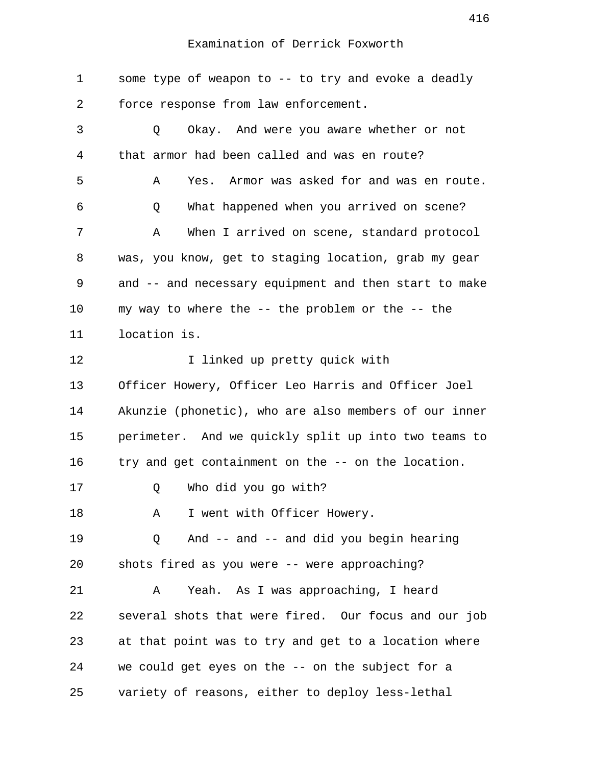Examination of Derrick Foxworth

some type of weapon to -- to try and evoke a deadly force response from law enforcement.

Q Okay. And were you aware whether or not that armor had been called and was en route?

A Yes. Armor was asked for and was en route.

Q What happened when you arrived on scene?

A When I arrived on scene, standard protocol was, you know, get to staging location, grab my gear and -- and necessary equipment and then start to make my way to where the -- the problem or the -- the location is.

I linked up pretty quick with Officer Howery, Officer Leo Harris and Officer Joel Akunzie (phonetic), who are also members of our inner perimeter. And we quickly split up into two teams to try and get containment on the -- on the location.

Q Who did you go with?

A I went with Officer Howery.

Q And -- and -- and did you begin hearing shots fired as you were -- were approaching?

A Yeah. As I was approaching, I heard several shots that were fired. Our focus and our job at that point was to try and get to a location where we could get eyes on the -- on the subject for a variety of reasons, either to deploy less-lethal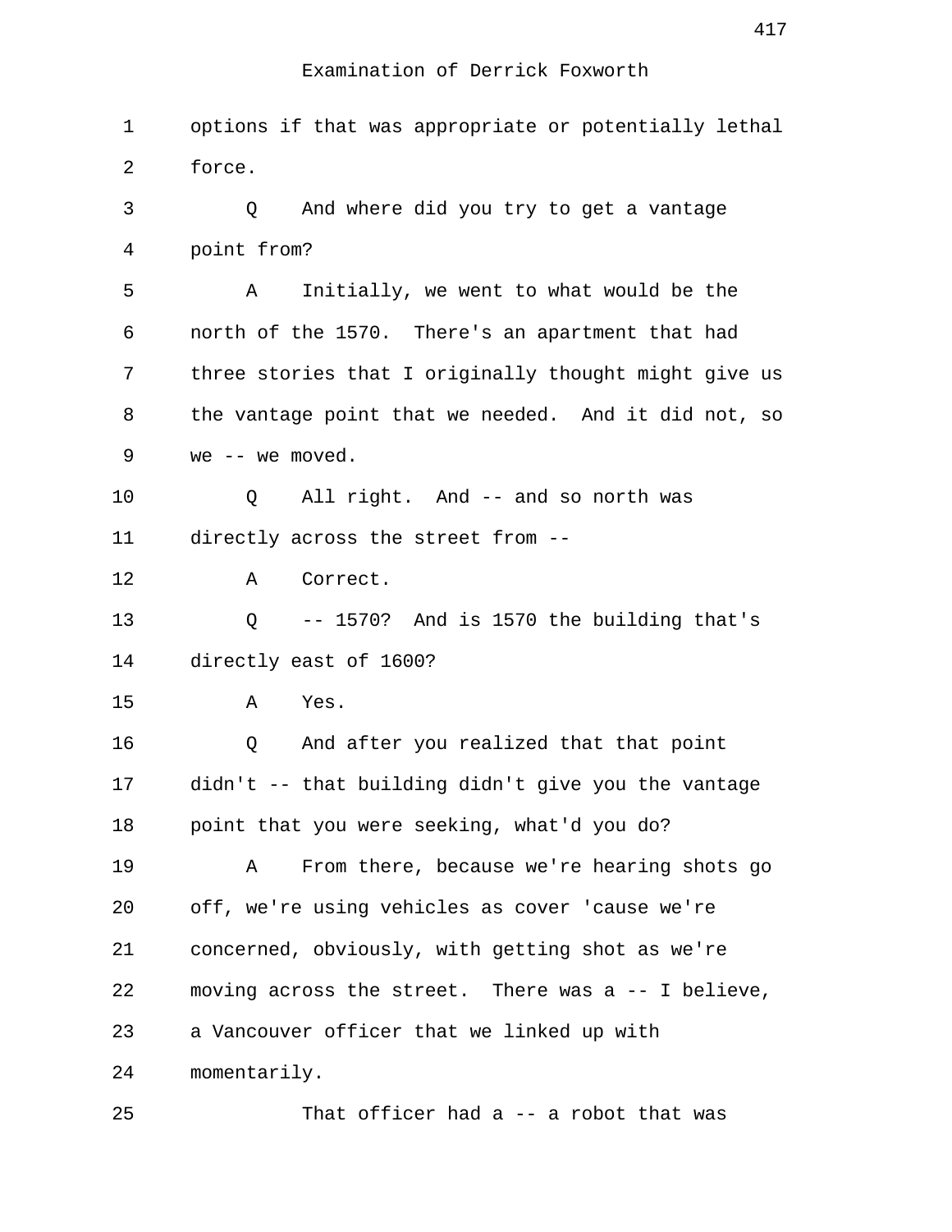Examination of Derrick Foxworth

1 options if that was appropriate or potentially lethal
2 force.
3 Q And where did you try to get a vantage
4 point from?
5 A Initially, we went to what would be the
6 north of the 1570. There's an apartment that had
7 three stories that I originally thought might give us
8 the vantage point that we needed. And it did not, so
9 we -- we moved.
10 Q All right. And -- and so north was
11 directly across the street from --
12 A Correct.
13 Q -- 1570? And is 1570 the building that's
14 directly east of 1600?
15 A Yes.
16 Q And after you realized that that point
17 didn't -- that building didn't give you the vantage
18 point that you were seeking, what'd you do?
19 A From there, because we're hearing shots go
20 off, we're using vehicles as cover 'cause we're
21 concerned, obviously, with getting shot as we're
22 moving across the street. There was a -- I believe,
23 a Vancouver officer that we linked up with
24 momentarily.
25 That officer had a -- a robot that was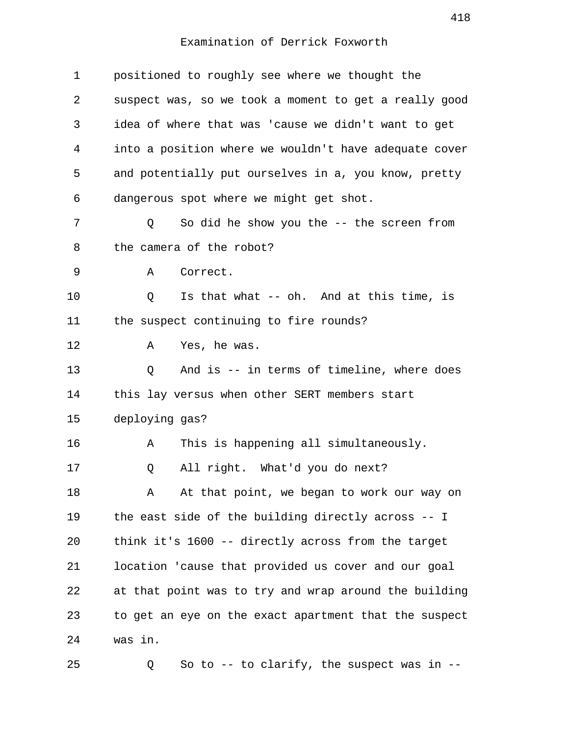Examination of Derrick Foxworth

positioned to roughly see where we thought the suspect was, so we took a moment to get a really good idea of where that was 'cause we didn't want to get into a position where we wouldn't have adequate cover and potentially put ourselves in a, you know, pretty dangerous spot where we might get shot.

Q So did he show you the -- the screen from the camera of the robot?

A Correct.

Q Is that what -- oh. And at this time, is the suspect continuing to fire rounds?

A Yes, he was.

Q And is -- in terms of timeline, where does this lay versus when other SERT members start deploying gas?

A This is happening all simultaneously.

Q All right. What'd you do next?

A At that point, we began to work our way on the east side of the building directly across -- I think it's 1600 -- directly across from the target location 'cause that provided us cover and our goal at that point was to try and wrap around the building to get an eye on the exact apartment that the suspect was in.

Q So to -- to clarify, the suspect was in --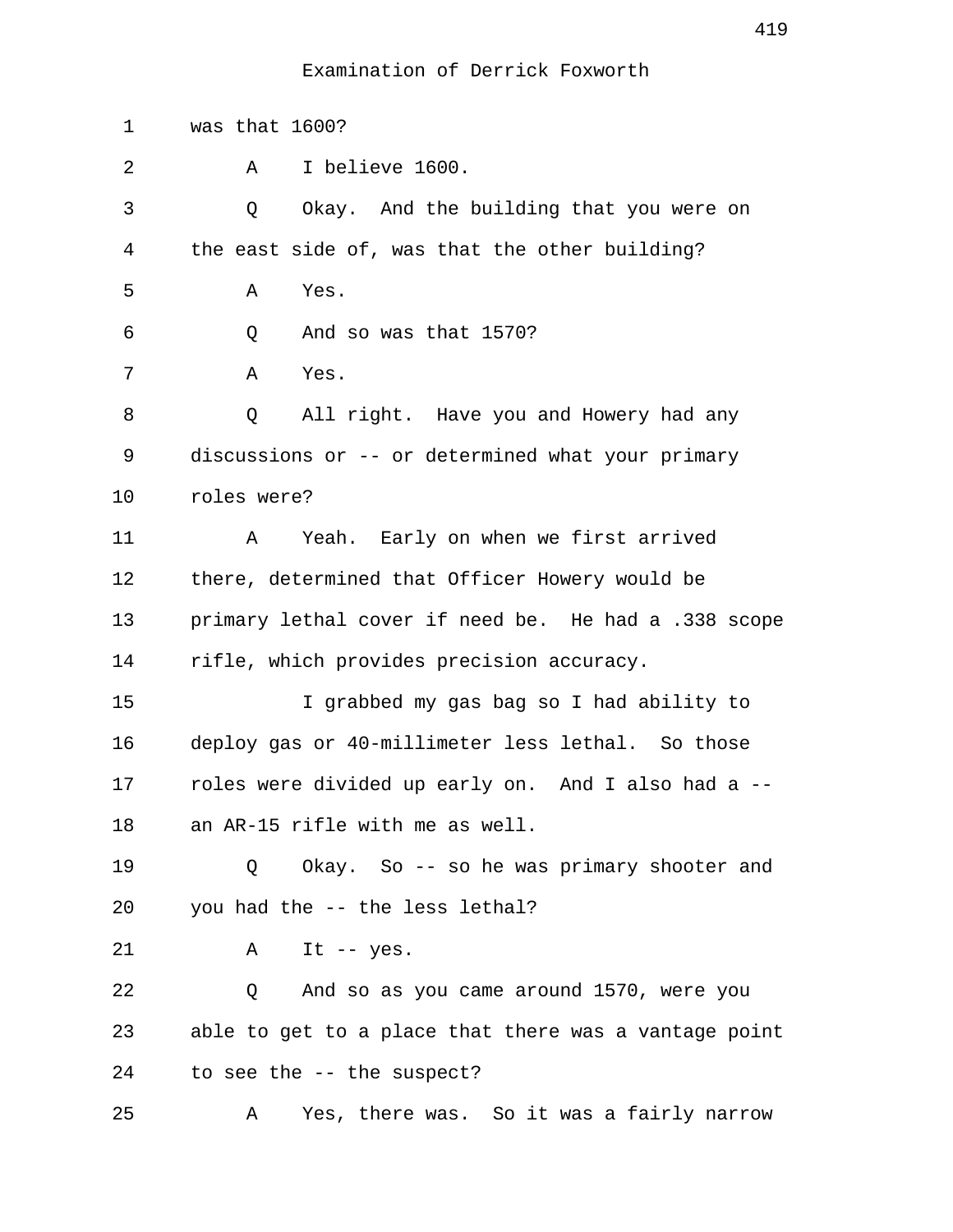Examination of Derrick Foxworth

1 was that 1600?

2 A I believe 1600.

3 Q Okay. And the building that you were on

4 the east side of, was that the other building?

5 A Yes.

6 Q And so was that 1570?

7 A Yes.

8 Q All right. Have you and Howery had any

9 discussions or -- or determined what your primary

10 roles were?

11 A Yeah. Early on when we first arrived

12 there, determined that Officer Howery would be

13 primary lethal cover if need be. He had a .338 scope

14 rifle, which provides precision accuracy.

15 I grabbed my gas bag so I had ability to

16 deploy gas or 40-millimeter less lethal. So those

17 roles were divided up early on. And I also had a --

18 an AR-15 rifle with me as well.

19 Q Okay. So -- so he was primary shooter and

20 you had the -- the less lethal?

21 A It -- yes.

22 Q And so as you came around 1570, were you

23 able to get to a place that there was a vantage point

24 to see the -- the suspect?

25 A Yes, there was. So it was a fairly narrow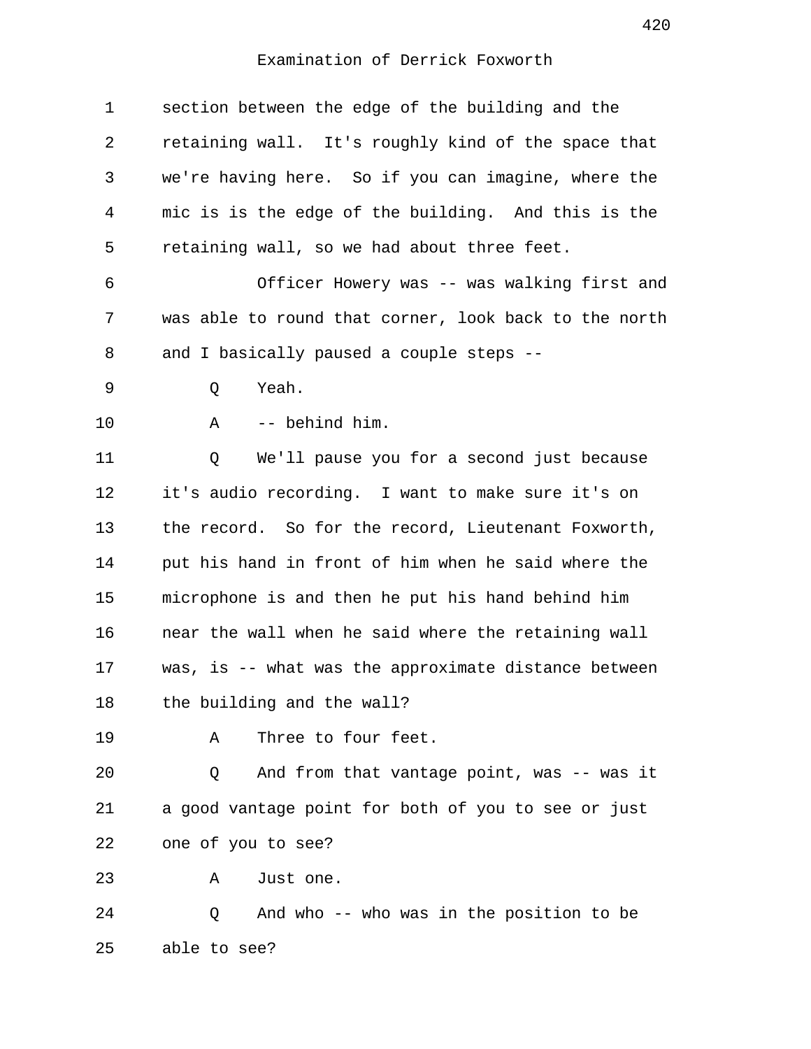Examination of Derrick Foxworth

1 section between the edge of the building and the
2 retaining wall. It's roughly kind of the space that
3 we're having here. So if you can imagine, where the
4 mic is is the edge of the building. And this is the
5 retaining wall, so we had about three feet.
6 Officer Howery was -- was walking first and
7 was able to round that corner, look back to the north
8 and I basically paused a couple steps --
9 Q Yeah.
10 A -- behind him.
11 Q We'll pause you for a second just because
12 it's audio recording. I want to make sure it's on
13 the record. So for the record, Lieutenant Foxworth,
14 put his hand in front of him when he said where the
15 microphone is and then he put his hand behind him
16 near the wall when he said where the retaining wall
17 was, is -- what was the approximate distance between
18 the building and the wall?
19 A Three to four feet.
20 Q And from that vantage point, was -- was it
21 a good vantage point for both of you to see or just
22 one of you to see?
23 A Just one.
24 Q And who -- who was in the position to be
25 able to see?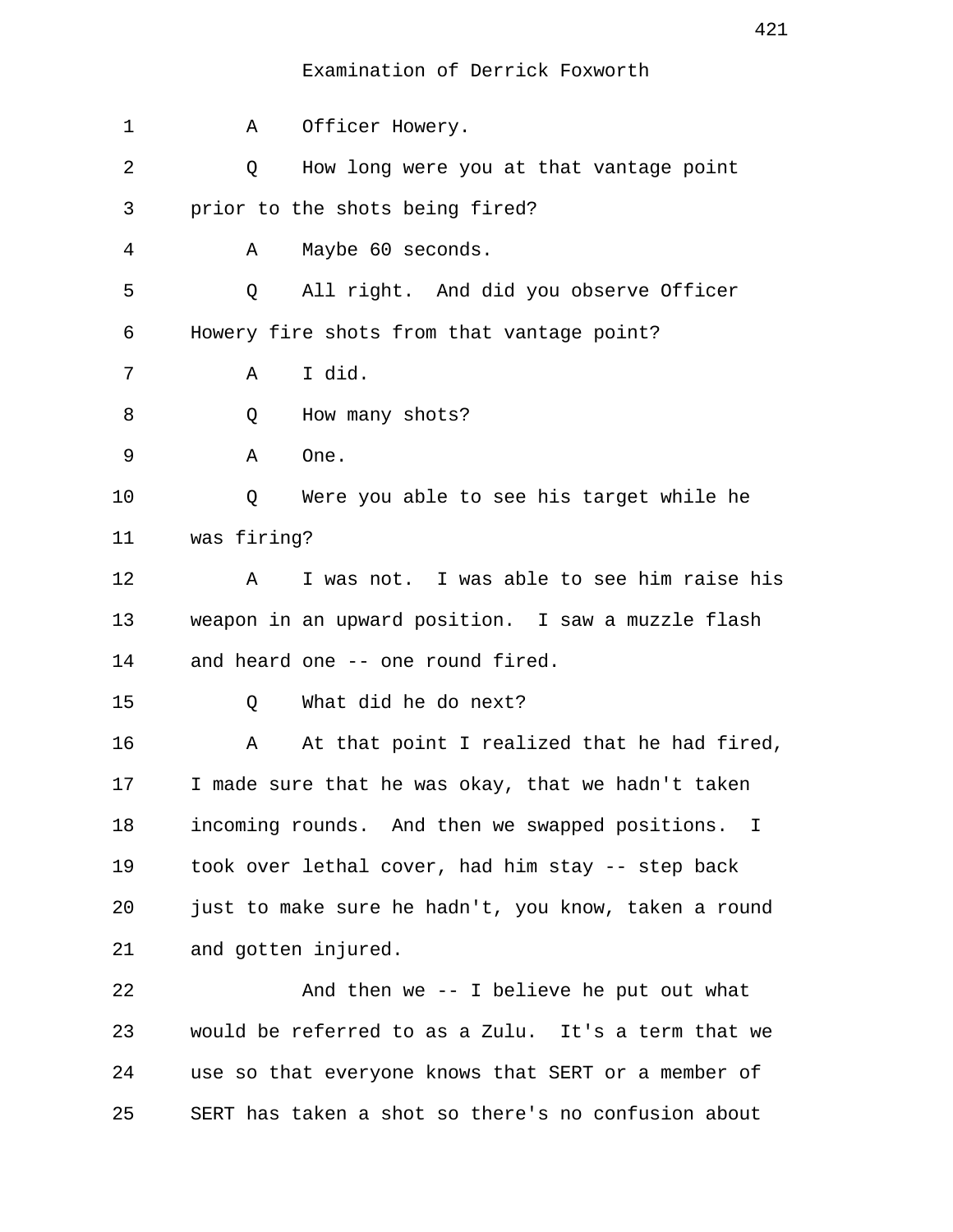Examination of Derrick Foxworth

A Officer Howery.

Q How long were you at that vantage point prior to the shots being fired?

A Maybe 60 seconds.

Q All right. And did you observe Officer Howery fire shots from that vantage point?

A I did.

Q How many shots?

A One.

Q Were you able to see his target while he was firing?

A I was not. I was able to see him raise his weapon in an upward position. I saw a muzzle flash and heard one -- one round fired.

Q What did he do next?

A At that point I realized that he had fired, I made sure that he was okay, that we hadn't taken incoming rounds. And then we swapped positions. I took over lethal cover, had him stay -- step back just to make sure he hadn't, you know, taken a round and gotten injured.

And then we -- I believe he put out what would be referred to as a Zulu. It's a term that we use so that everyone knows that SERT or a member of SERT has taken a shot so there's no confusion about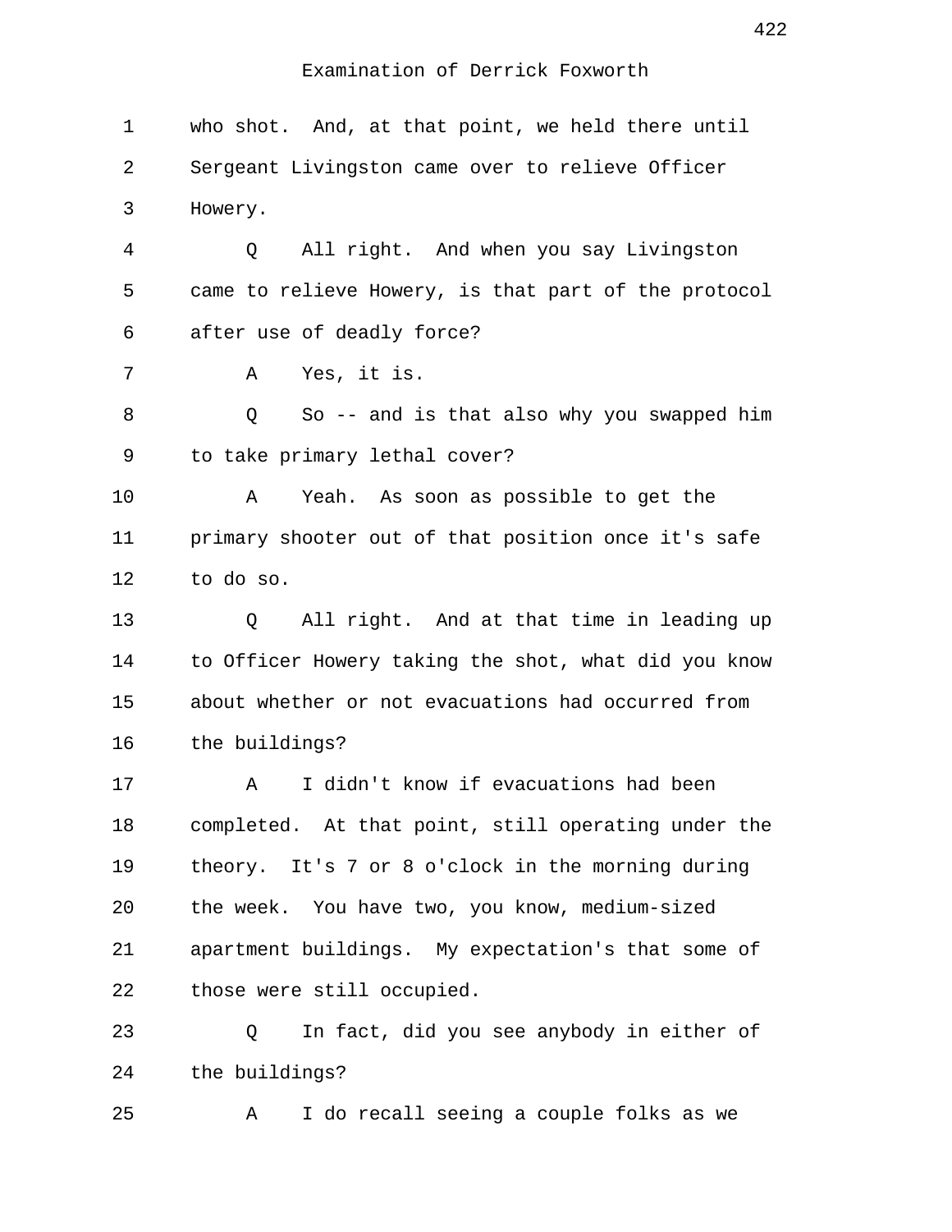Examination of Derrick Foxworth

1 who shot. And, at that point, we held there until
2 Sergeant Livingston came over to relieve Officer
3 Howery.
4 Q All right. And when you say Livingston
5 came to relieve Howery, is that part of the protocol
6 after use of deadly force?
7 A Yes, it is.
8 Q So -- and is that also why you swapped him
9 to take primary lethal cover?
10 A Yeah. As soon as possible to get the
11 primary shooter out of that position once it's safe
12 to do so.
13 Q All right. And at that time in leading up
14 to Officer Howery taking the shot, what did you know
15 about whether or not evacuations had occurred from
16 the buildings?
17 A I didn't know if evacuations had been
18 completed. At that point, still operating under the
19 theory. It's 7 or 8 o'clock in the morning during
20 the week. You have two, you know, medium-sized
21 apartment buildings. My expectation's that some of
22 those were still occupied.
23 Q In fact, did you see anybody in either of
24 the buildings?
25 A I do recall seeing a couple folks as we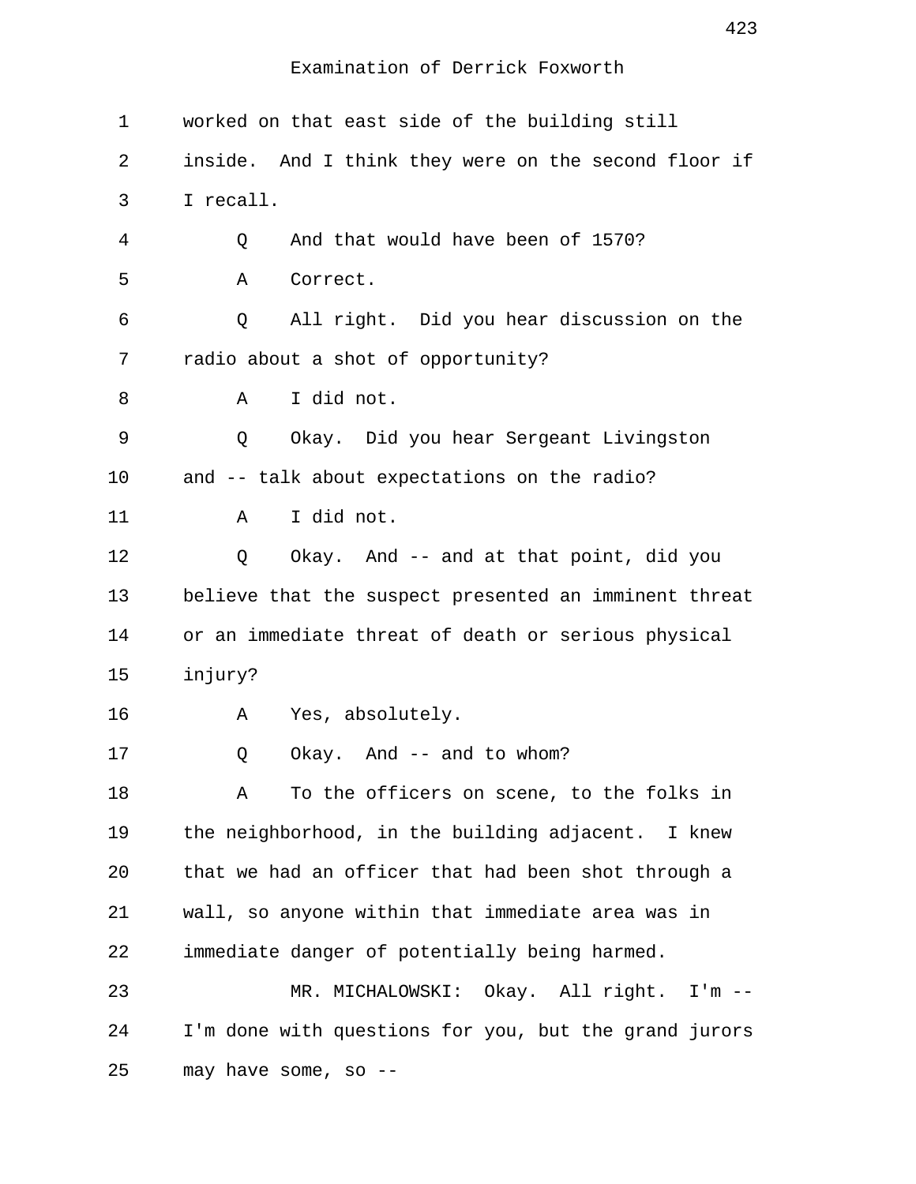Examination of Derrick Foxworth

1 worked on that east side of the building still
2 inside. And I think they were on the second floor if
3 I recall.
4 Q And that would have been of 1570?
5 A Correct.
6 Q All right. Did you hear discussion on the
7 radio about a shot of opportunity?
8 A I did not.
9 Q Okay. Did you hear Sergeant Livingston
10 and -- talk about expectations on the radio?
11 A I did not.
12 Q Okay. And -- and at that point, did you
13 believe that the suspect presented an imminent threat
14 or an immediate threat of death or serious physical
15 injury?
16 A Yes, absolutely.
17 Q Okay. And -- and to whom?
18 A To the officers on scene, to the folks in
19 the neighborhood, in the building adjacent. I knew
20 that we had an officer that had been shot through a
21 wall, so anyone within that immediate area was in
22 immediate danger of potentially being harmed.
23 MR. MICHALOWSKI: Okay. All right. I'm --
24 I'm done with questions for you, but the grand jurors
25 may have some, so --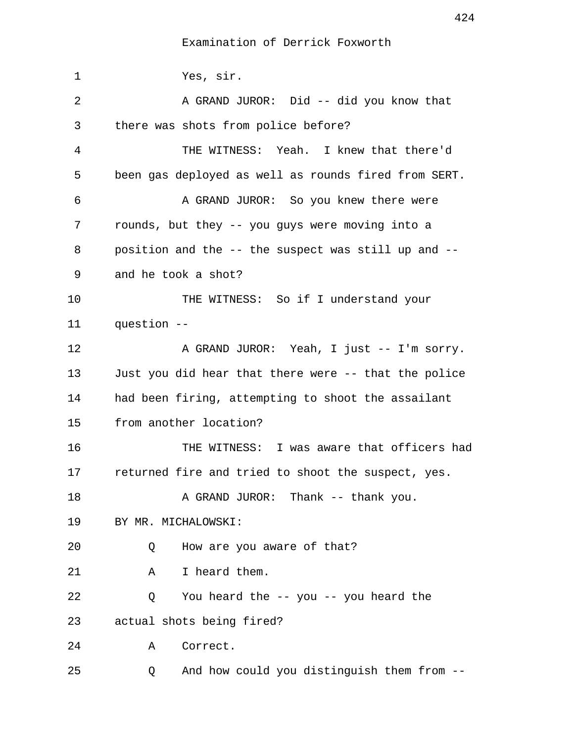Examination of Derrick Foxworth

1 Yes, sir.

2 A GRAND JUROR: Did -- did you know that
3 there was shots from police before?

4 THE WITNESS: Yeah. I knew that there'd
5 been gas deployed as well as rounds fired from SERT.

6 A GRAND JUROR: So you knew there were
7 rounds, but they -- you guys were moving into a
8 position and the -- the suspect was still up and --
9 and he took a shot?

10 THE WITNESS: So if I understand your
11 question --

12 A GRAND JUROR: Yeah, I just -- I'm sorry.
13 Just you did hear that there were -- that the police
14 had been firing, attempting to shoot the assailant
15 from another location?

16 THE WITNESS: I was aware that officers had
17 returned fire and tried to shoot the suspect, yes.

18 A GRAND JUROR: Thank -- thank you.

19 BY MR. MICHALOWSKI:

20 Q How are you aware of that?

21 A I heard them.

22 Q You heard the -- you -- you heard the
23 actual shots being fired?

24 A Correct.

25 Q And how could you distinguish them from --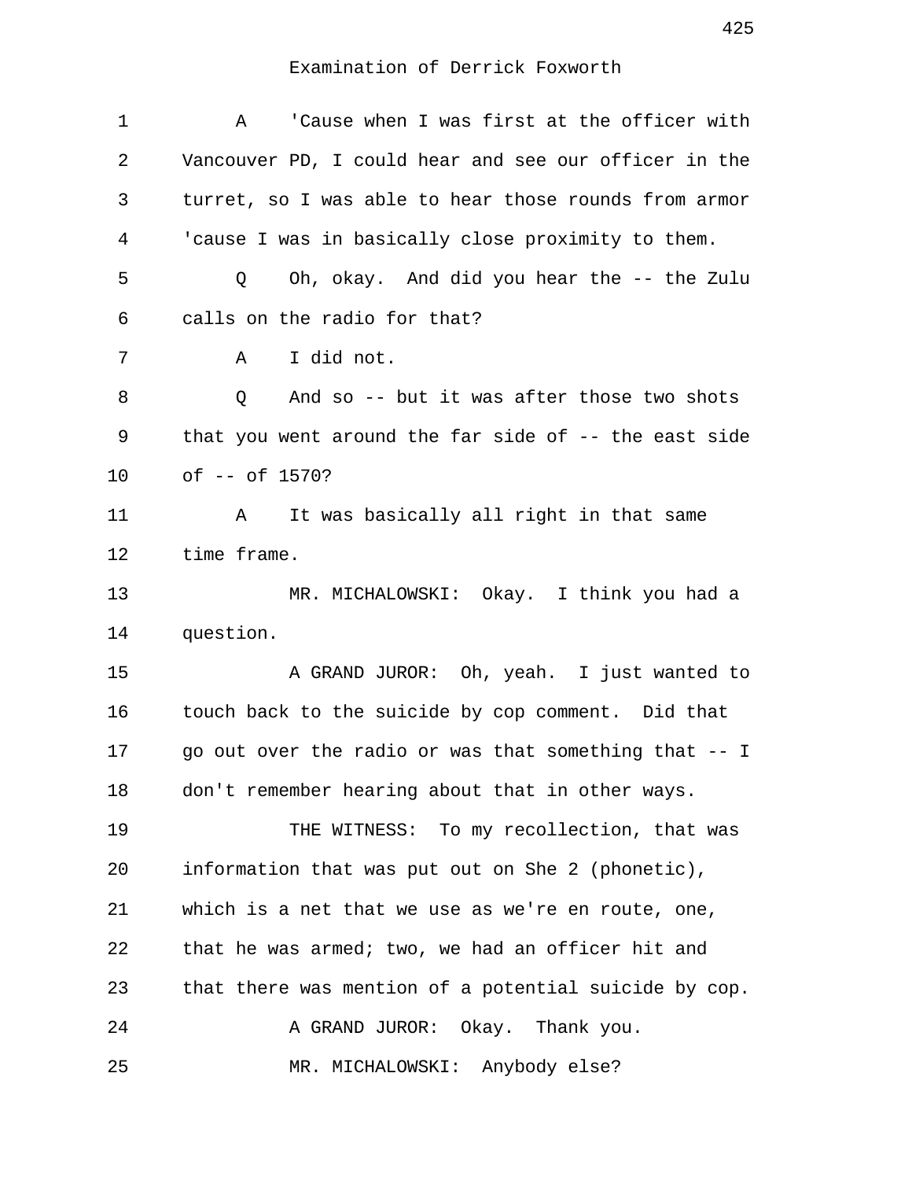Examination of Derrick Foxworth

1 A 'Cause when I was first at the officer with
2 Vancouver PD, I could hear and see our officer in the
3 turret, so I was able to hear those rounds from armor
4 'cause I was in basically close proximity to them.
5 Q Oh, okay. And did you hear the -- the Zulu
6 calls on the radio for that?
7 A I did not.
8 Q And so -- but it was after those two shots
9 that you went around the far side of -- the east side
10 of -- of 1570?
11 A It was basically all right in that same
12 time frame.
13 MR. MICHALOWSKI: Okay. I think you had a
14 question.
15 A GRAND JUROR: Oh, yeah. I just wanted to
16 touch back to the suicide by cop comment. Did that
17 go out over the radio or was that something that -- I
18 don't remember hearing about that in other ways.
19 THE WITNESS: To my recollection, that was
20 information that was put out on She 2 (phonetic),
21 which is a net that we use as we're en route, one,
22 that he was armed; two, we had an officer hit and
23 that there was mention of a potential suicide by cop.
24 A GRAND JUROR: Okay. Thank you.
25 MR. MICHALOWSKI: Anybody else?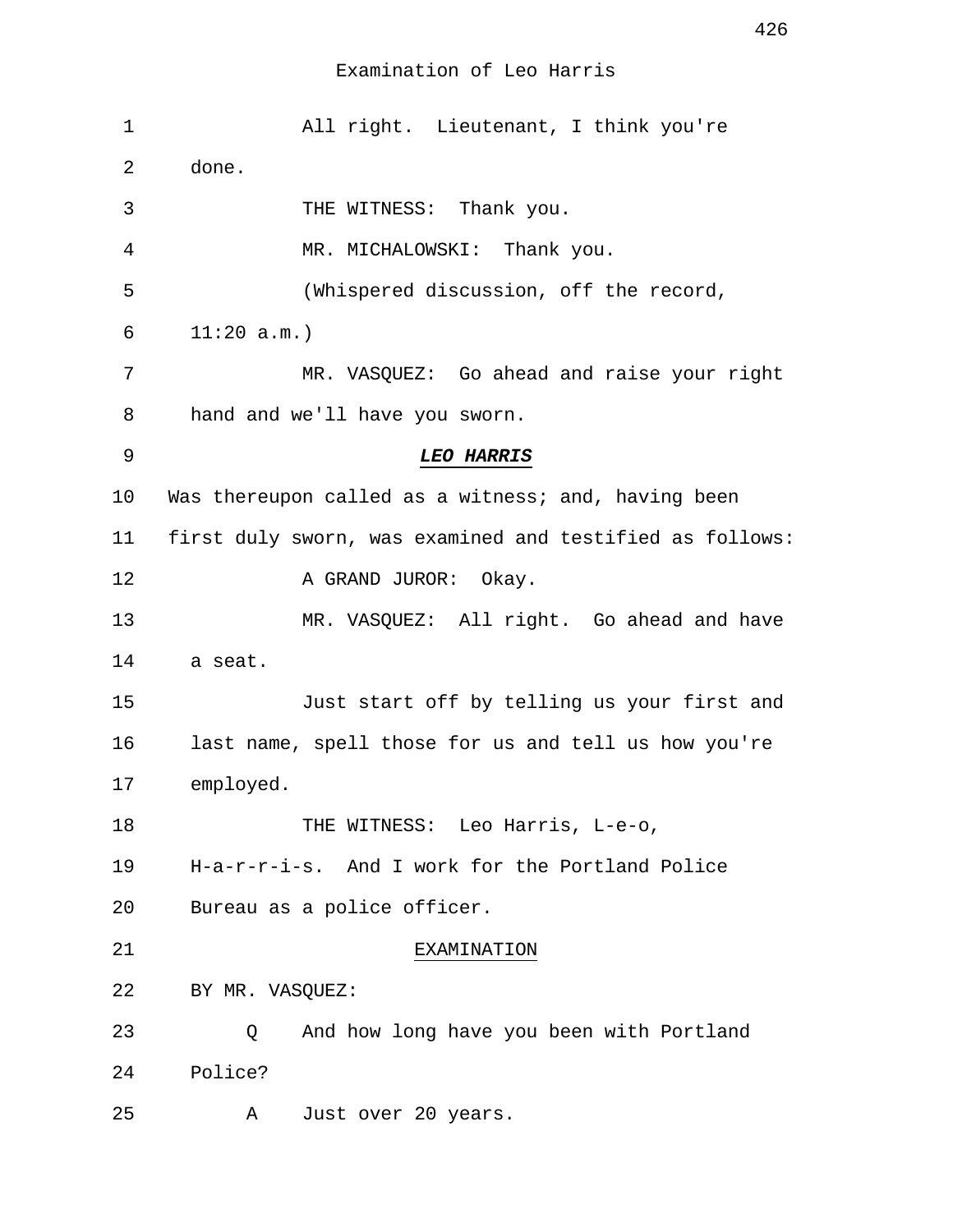Examination of Leo Harris

1 All right. Lieutenant, I think you're
2 done.
3 THE WITNESS: Thank you.
4 MR. MICHALOWSKI: Thank you.
5 (Whispered discussion, off the record,
6 11:20 a.m.)
7 MR. VASQUEZ: Go ahead and raise your right
8 hand and we'll have you sworn.
9 ***LEO HARRIS***
10 Was thereupon called as a witness; and, having been
11 first duly sworn, was examined and testified as follows:
12 A GRAND JUROR: Okay.
13 MR. VASQUEZ: All right. Go ahead and have
14 a seat.
15 Just start off by telling us your first and
16 last name, spell those for us and tell us how you're
17 employed.
18 THE WITNESS: Leo Harris, L-e-o,
19 H-a-r-r-i-s. And I work for the Portland Police
20 Bureau as a police officer.
21 EXAMINATION
22 BY MR. VASQUEZ:
23 Q And how long have you been with Portland
24 Police?
25 A Just over 20 years.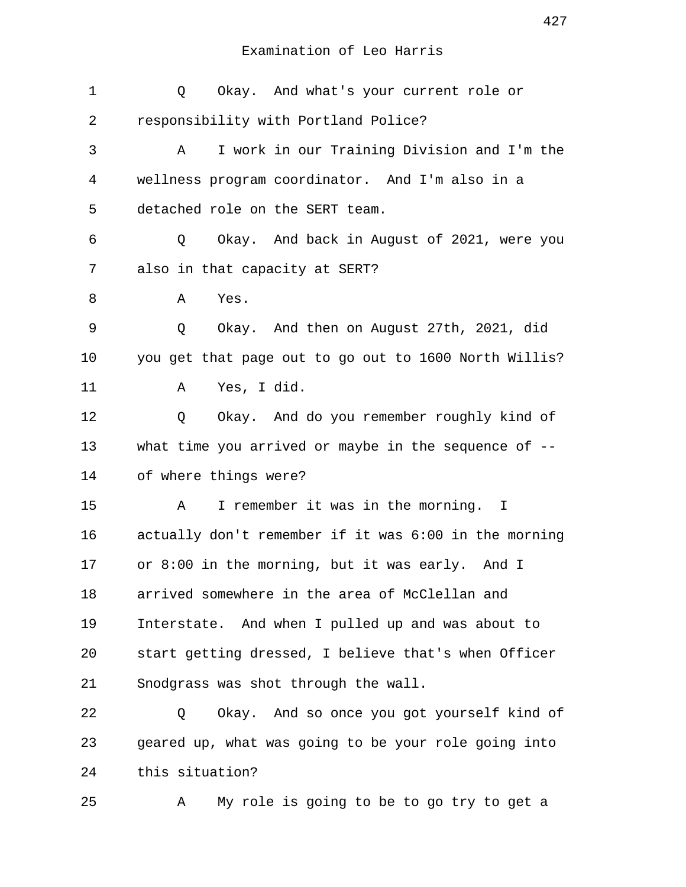Examination of Leo Harris

Q Okay. And what's your current role or responsibility with Portland Police?

A I work in our Training Division and I'm the wellness program coordinator. And I'm also in a detached role on the SERT team.

Q Okay. And back in August of 2021, were you also in that capacity at SERT?

A Yes.

Q Okay. And then on August 27th, 2021, did you get that page out to go out to 1600 North Willis?

A Yes, I did.

Q Okay. And do you remember roughly kind of what time you arrived or maybe in the sequence of -- of where things were?

A I remember it was in the morning. I actually don't remember if it was 6:00 in the morning or 8:00 in the morning, but it was early. And I arrived somewhere in the area of McClellan and Interstate. And when I pulled up and was about to start getting dressed, I believe that's when Officer Snodgrass was shot through the wall.

Q Okay. And so once you got yourself kind of geared up, what was going to be your role going into this situation?

A My role is going to be to go try to get a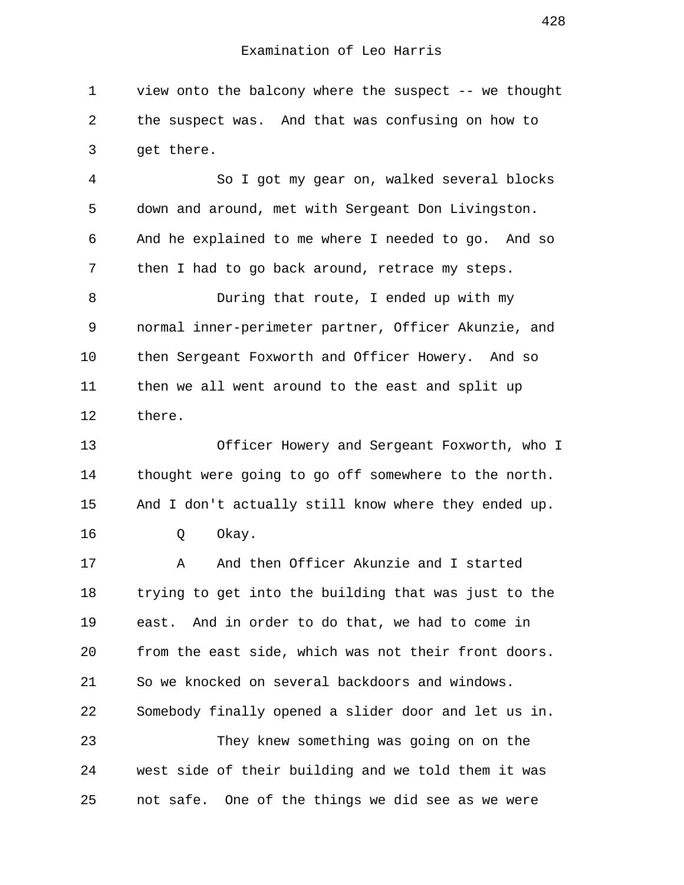Examination of Leo Harris

view onto the balcony where the suspect -- we thought the suspect was. And that was confusing on how to get there.

So I got my gear on, walked several blocks down and around, met with Sergeant Don Livingston. And he explained to me where I needed to go. And so then I had to go back around, retrace my steps.

During that route, I ended up with my normal inner-perimeter partner, Officer Akunzie, and then Sergeant Foxworth and Officer Howery. And so then we all went around to the east and split up there.

Officer Howery and Sergeant Foxworth, who I thought were going to go off somewhere to the north. And I don't actually still know where they ended up.

Q Okay.

A And then Officer Akunzie and I started trying to get into the building that was just to the east. And in order to do that, we had to come in from the east side, which was not their front doors. So we knocked on several backdoors and windows. Somebody finally opened a slider door and let us in.

They knew something was going on on the west side of their building and we told them it was not safe. One of the things we did see as we were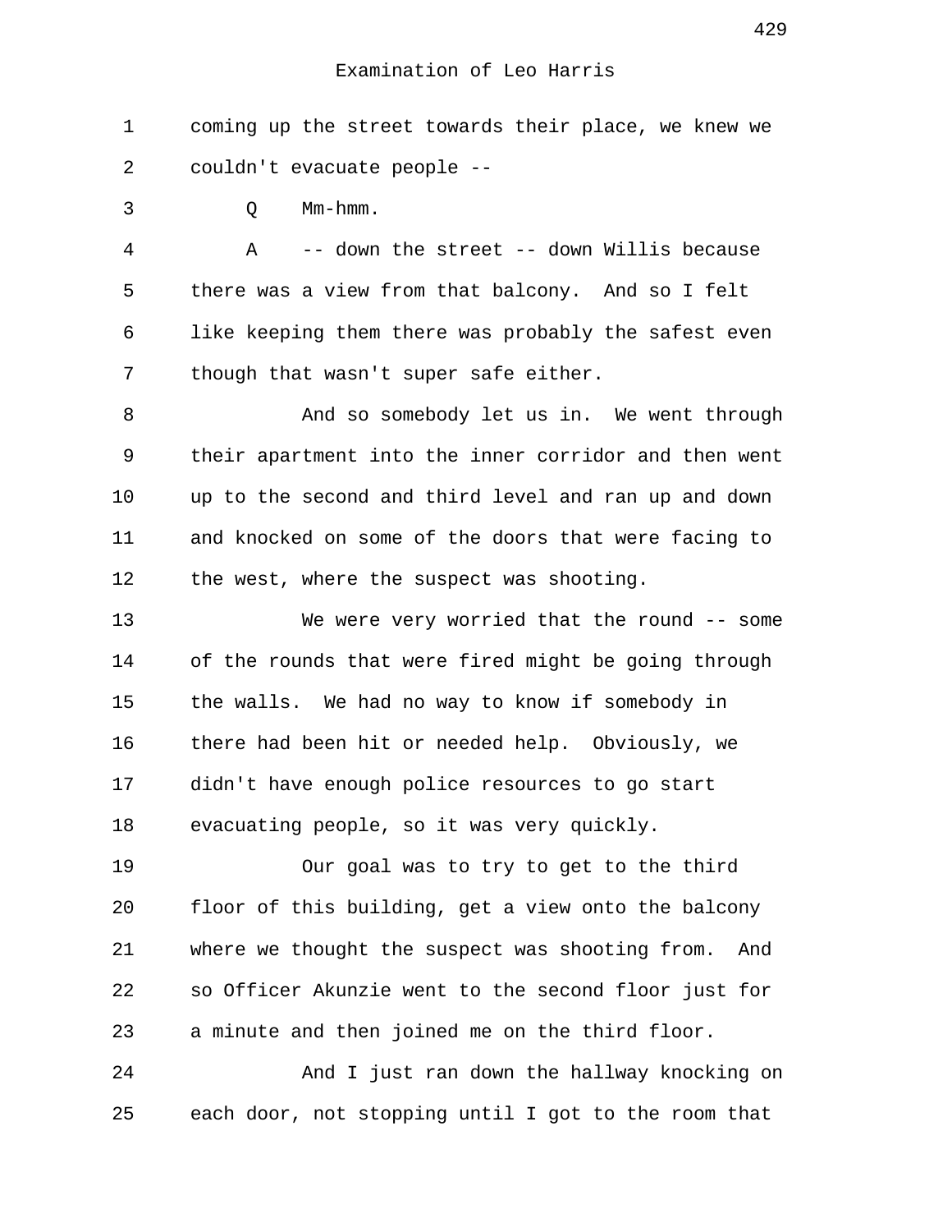Examination of Leo Harris

coming up the street towards their place, we knew we couldn't evacuate people --

Q Mm-hmm.

A -- down the street -- down Willis because there was a view from that balcony. And so I felt like keeping them there was probably the safest even though that wasn't super safe either.

And so somebody let us in. We went through their apartment into the inner corridor and then went up to the second and third level and ran up and down and knocked on some of the doors that were facing to the west, where the suspect was shooting.

We were very worried that the round -- some of the rounds that were fired might be going through the walls. We had no way to know if somebody in there had been hit or needed help. Obviously, we didn't have enough police resources to go start evacuating people, so it was very quickly.

Our goal was to try to get to the third floor of this building, get a view onto the balcony where we thought the suspect was shooting from. And so Officer Akunzie went to the second floor just for a minute and then joined me on the third floor.

And I just ran down the hallway knocking on each door, not stopping until I got to the room that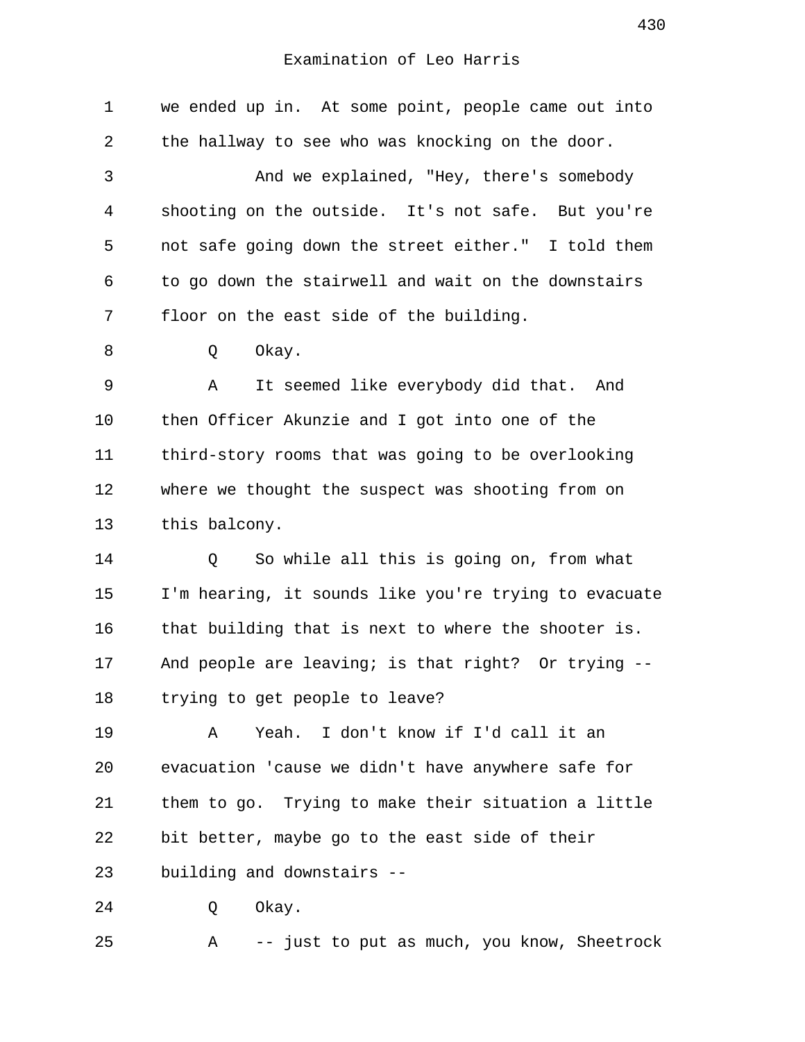we ended up in. At some point, people came out into the hallway to see who was knocking on the door.

And we explained, "Hey, there's somebody shooting on the outside. It's not safe. But you're not safe going down the street either." I told them to go down the stairwell and wait on the downstairs floor on the east side of the building.

Q Okay.

A It seemed like everybody did that. And then Officer Akunzie and I got into one of the third-story rooms that was going to be overlooking where we thought the suspect was shooting from on this balcony.

Q So while all this is going on, from what I'm hearing, it sounds like you're trying to evacuate that building that is next to where the shooter is. And people are leaving; is that right? Or trying -- trying to get people to leave?

A Yeah. I don't know if I'd call it an evacuation 'cause we didn't have anywhere safe for them to go. Trying to make their situation a little bit better, maybe go to the east side of their building and downstairs --

Q Okay.

A -- just to put as much, you know, Sheetrock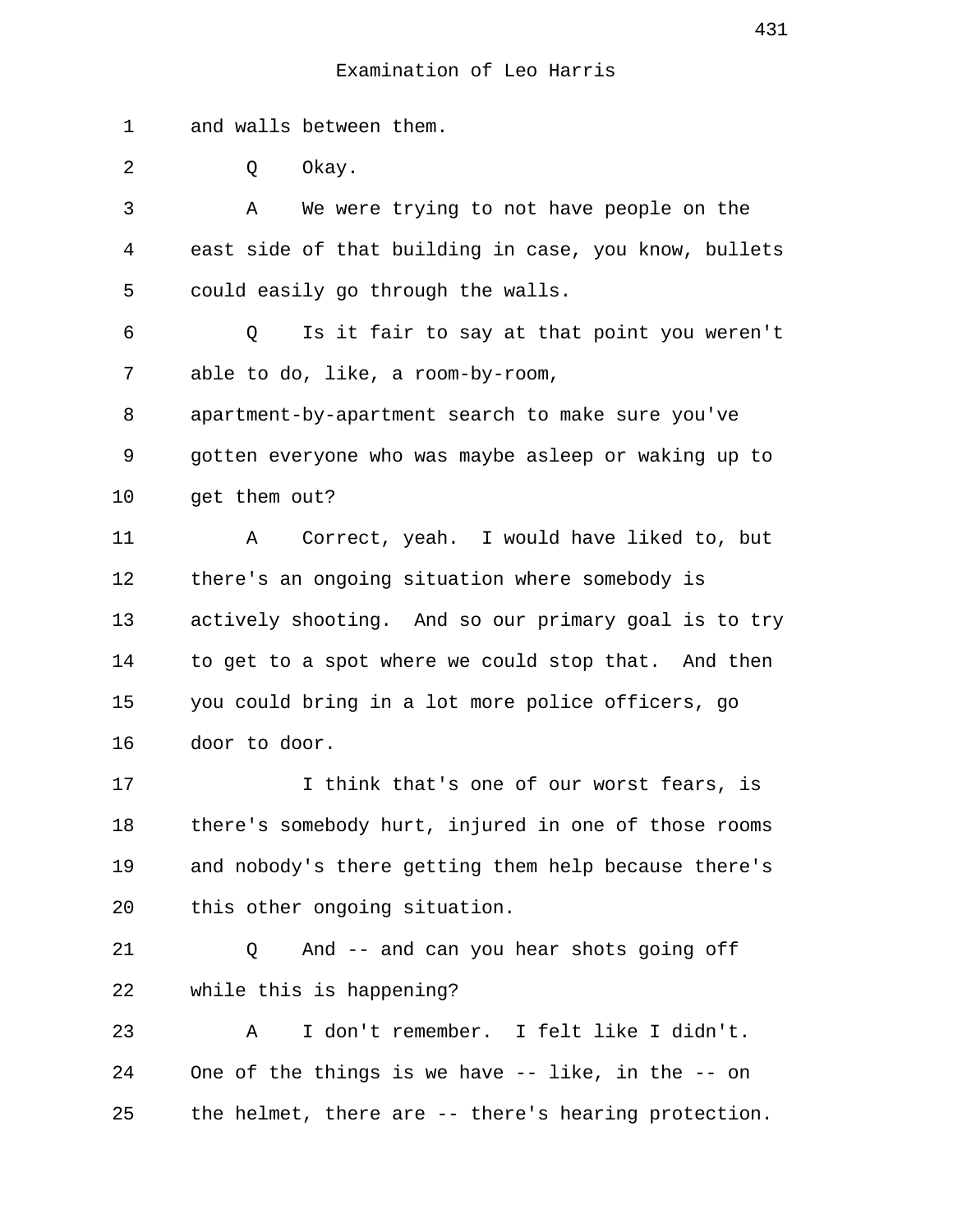Examination of Leo Harris

1 and walls between them.

2 Q Okay.

3 A We were trying to not have people on the

4 east side of that building in case, you know, bullets

5 could easily go through the walls.

6 Q Is it fair to say at that point you weren't

7 able to do, like, a room-by-room,

8 apartment-by-apartment search to make sure you've

9 gotten everyone who was maybe asleep or waking up to

10 get them out?

11 A Correct, yeah. I would have liked to, but

12 there's an ongoing situation where somebody is

13 actively shooting. And so our primary goal is to try

14 to get to a spot where we could stop that. And then

15 you could bring in a lot more police officers, go

16 door to door.

17 I think that's one of our worst fears, is

18 there's somebody hurt, injured in one of those rooms

19 and nobody's there getting them help because there's

20 this other ongoing situation.

21 Q And -- and can you hear shots going off

22 while this is happening?

23 A I don't remember. I felt like I didn't.

24 One of the things is we have -- like, in the -- on

25 the helmet, there are -- there's hearing protection.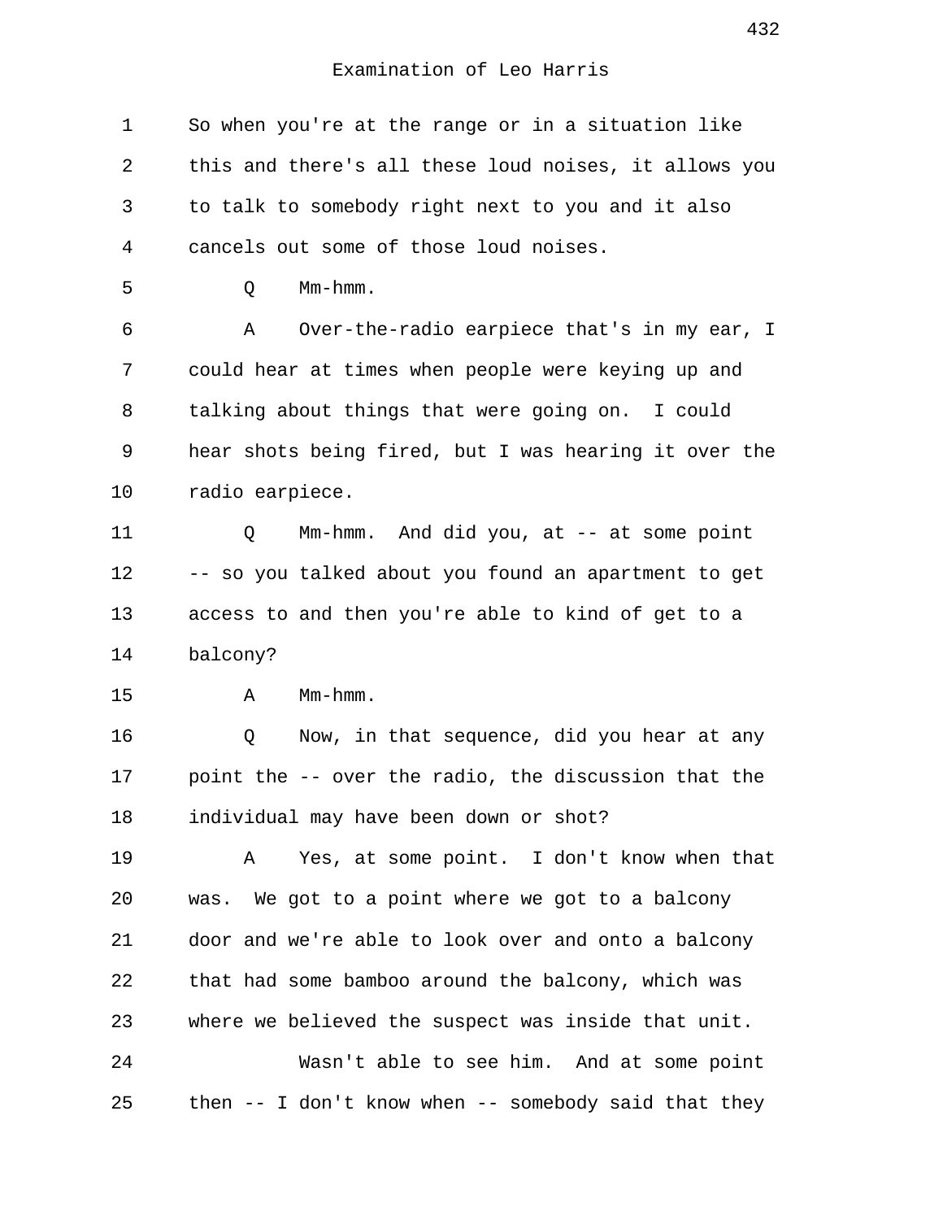Examination of Leo Harris

1 So when you're at the range or in a situation like
2 this and there's all these loud noises, it allows you
3 to talk to somebody right next to you and it also
4 cancels out some of those loud noises.
5 Q Mm-hmm.
6 A Over-the-radio earpiece that's in my ear, I
7 could hear at times when people were keying up and
8 talking about things that were going on. I could
9 hear shots being fired, but I was hearing it over the
10 radio earpiece.
11 Q Mm-hmm. And did you, at -- at some point
12 -- so you talked about you found an apartment to get
13 access to and then you're able to kind of get to a
14 balcony?
15 A Mm-hmm.
16 Q Now, in that sequence, did you hear at any
17 point the -- over the radio, the discussion that the
18 individual may have been down or shot?
19 A Yes, at some point. I don't know when that
20 was. We got to a point where we got to a balcony
21 door and we're able to look over and onto a balcony
22 that had some bamboo around the balcony, which was
23 where we believed the suspect was inside that unit.
24 Wasn't able to see him. And at some point
25 then -- I don't know when -- somebody said that they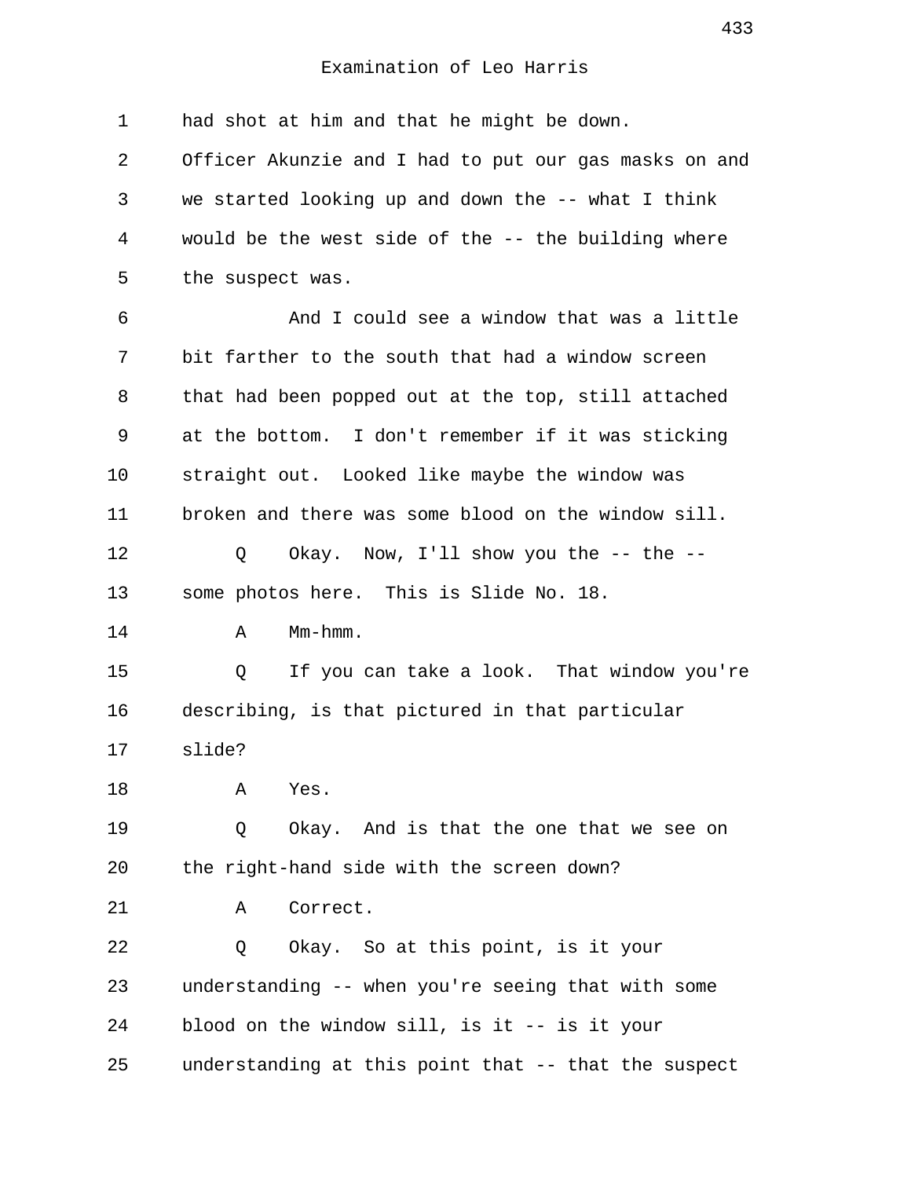Examination of Leo Harris

1 had shot at him and that he might be down.
2 Officer Akunzie and I had to put our gas masks on and
3 we started looking up and down the -- what I think
4 would be the west side of the -- the building where
5 the suspect was.
6 And I could see a window that was a little
7 bit farther to the south that had a window screen
8 that had been popped out at the top, still attached
9 at the bottom. I don't remember if it was sticking
10 straight out. Looked like maybe the window was
11 broken and there was some blood on the window sill.
12 Q Okay. Now, I'll show you the -- the --
13 some photos here. This is Slide No. 18.
14 A Mm-hmm.
15 Q If you can take a look. That window you're
16 describing, is that pictured in that particular
17 slide?
18 A Yes.
19 Q Okay. And is that the one that we see on
20 the right-hand side with the screen down?
21 A Correct.
22 Q Okay. So at this point, is it your
23 understanding -- when you're seeing that with some
24 blood on the window sill, is it -- is it your
25 understanding at this point that -- that the suspect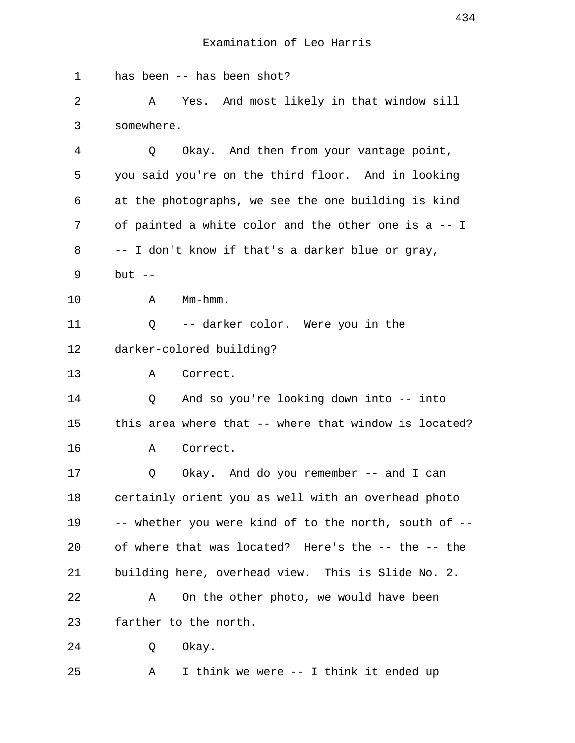Examination of Leo Harris

1 has been -- has been shot?

2 A Yes. And most likely in that window sill

3 somewhere.

4 Q Okay. And then from your vantage point,

5 you said you're on the third floor. And in looking

6 at the photographs, we see the one building is kind

7 of painted a white color and the other one is a -- I

8 -- I don't know if that's a darker blue or gray,

9 but --

10 A Mm-hmm.

11 Q -- darker color. Were you in the

12 darker-colored building?

13 A Correct.

14 Q And so you're looking down into -- into

15 this area where that -- where that window is located?

16 A Correct.

17 Q Okay. And do you remember -- and I can

18 certainly orient you as well with an overhead photo

19 -- whether you were kind of to the north, south of --

20 of where that was located? Here's the -- the -- the

21 building here, overhead view. This is Slide No. 2.

22 A On the other photo, we would have been

23 farther to the north.

24 Q Okay.

25 A I think we were -- I think it ended up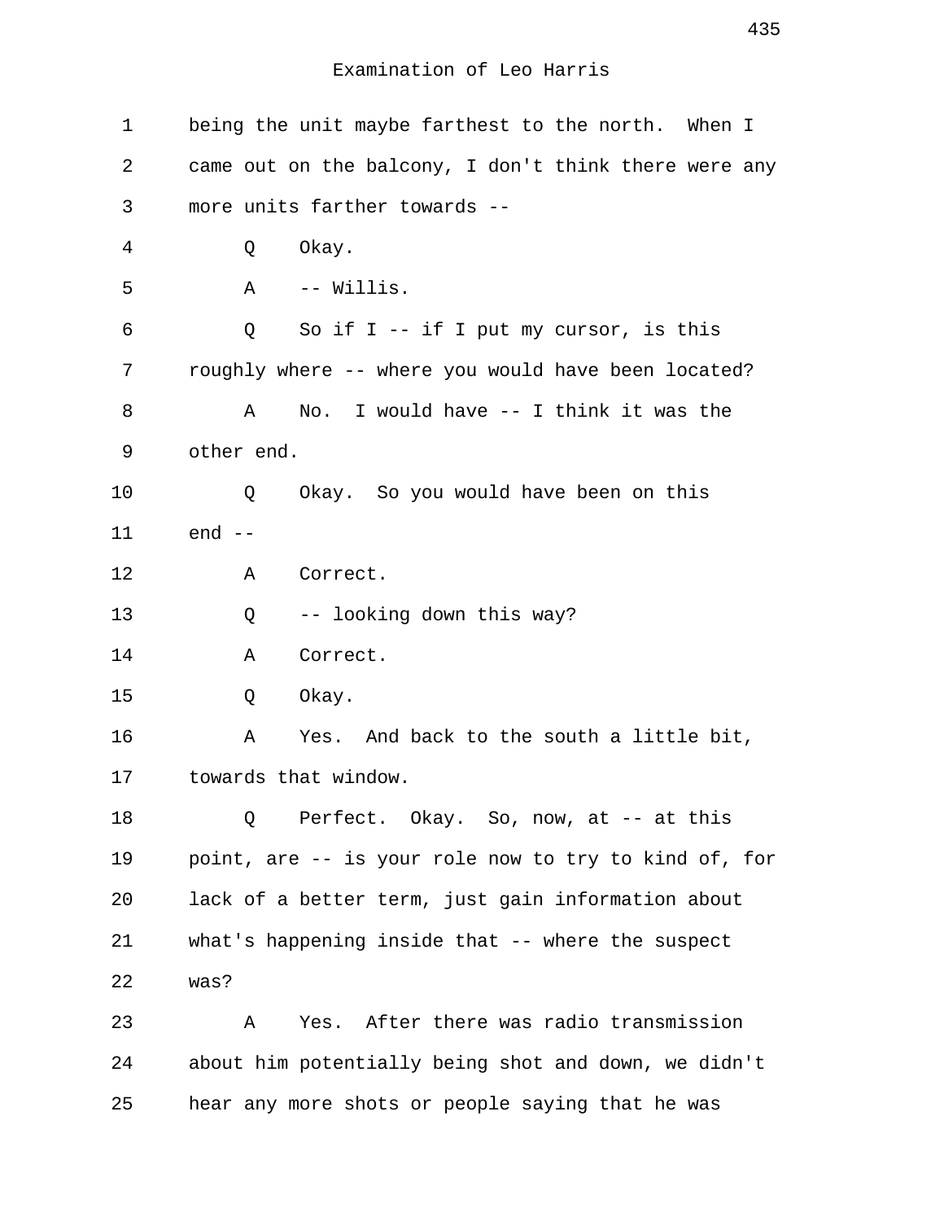Examination of Leo Harris

1 being the unit maybe farthest to the north. When I
2 came out on the balcony, I don't think there were any
3 more units farther towards --
4 Q Okay.
5 A -- Willis.
6 Q So if I -- if I put my cursor, is this
7 roughly where -- where you would have been located?
8 A No. I would have -- I think it was the
9 other end.
10 Q Okay. So you would have been on this
11 end --
12 A Correct.
13 Q -- looking down this way?
14 A Correct.
15 Q Okay.
16 A Yes. And back to the south a little bit,
17 towards that window.
18 Q Perfect. Okay. So, now, at -- at this
19 point, are -- is your role now to try to kind of, for
20 lack of a better term, just gain information about
21 what's happening inside that -- where the suspect
22 was?
23 A Yes. After there was radio transmission
24 about him potentially being shot and down, we didn't
25 hear any more shots or people saying that he was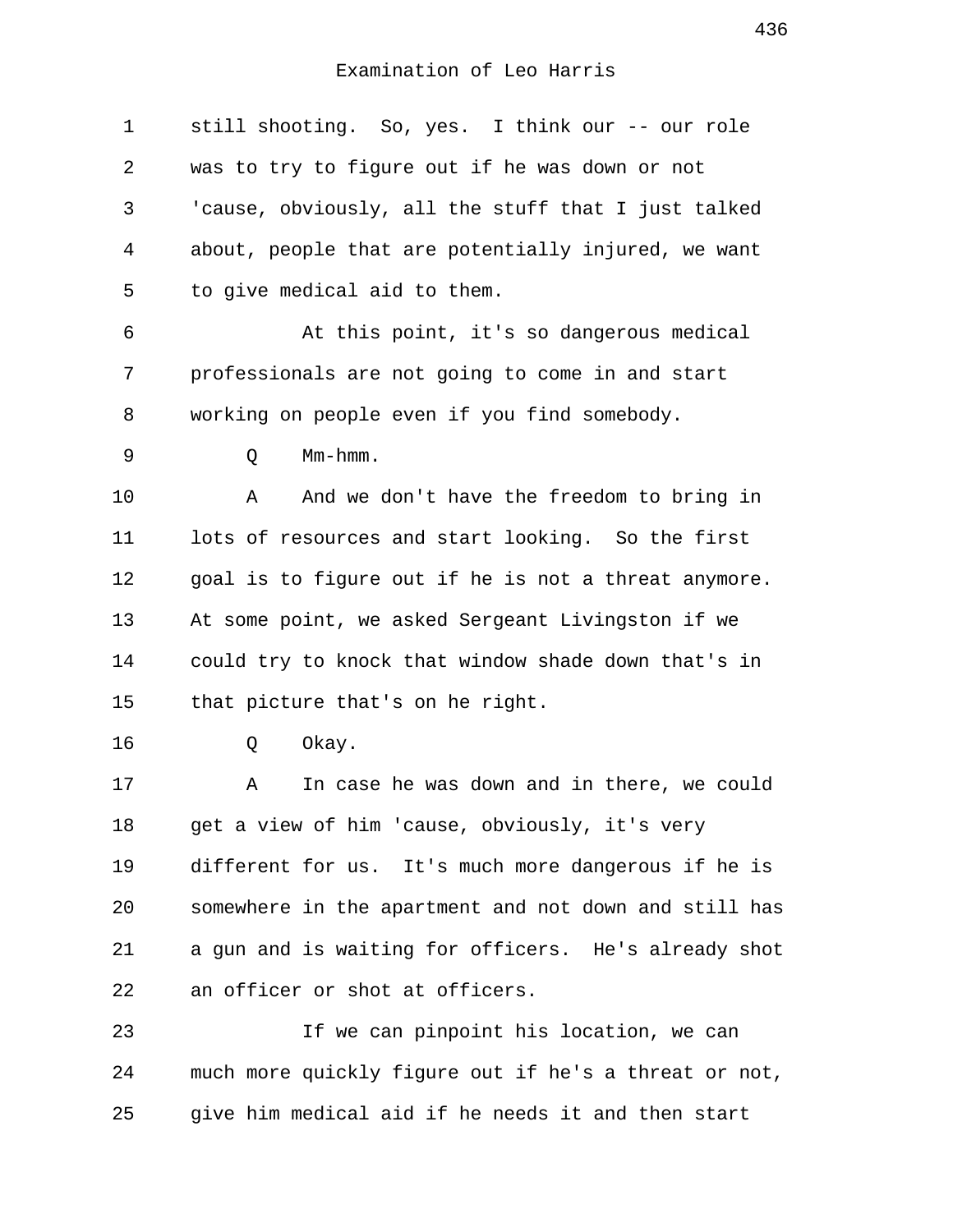still shooting. So, yes. I think our -- our role was to try to figure out if he was down or not 'cause, obviously, all the stuff that I just talked about, people that are potentially injured, we want to give medical aid to them.

At this point, it's so dangerous medical professionals are not going to come in and start working on people even if you find somebody.

Q Mm-hmm.

A And we don't have the freedom to bring in lots of resources and start looking. So the first goal is to figure out if he is not a threat anymore. At some point, we asked Sergeant Livingston if we could try to knock that window shade down that's in that picture that's on he right.

Q Okay.

A In case he was down and in there, we could get a view of him 'cause, obviously, it's very different for us. It's much more dangerous if he is somewhere in the apartment and not down and still has a gun and is waiting for officers. He's already shot an officer or shot at officers.

If we can pinpoint his location, we can much more quickly figure out if he's a threat or not, give him medical aid if he needs it and then start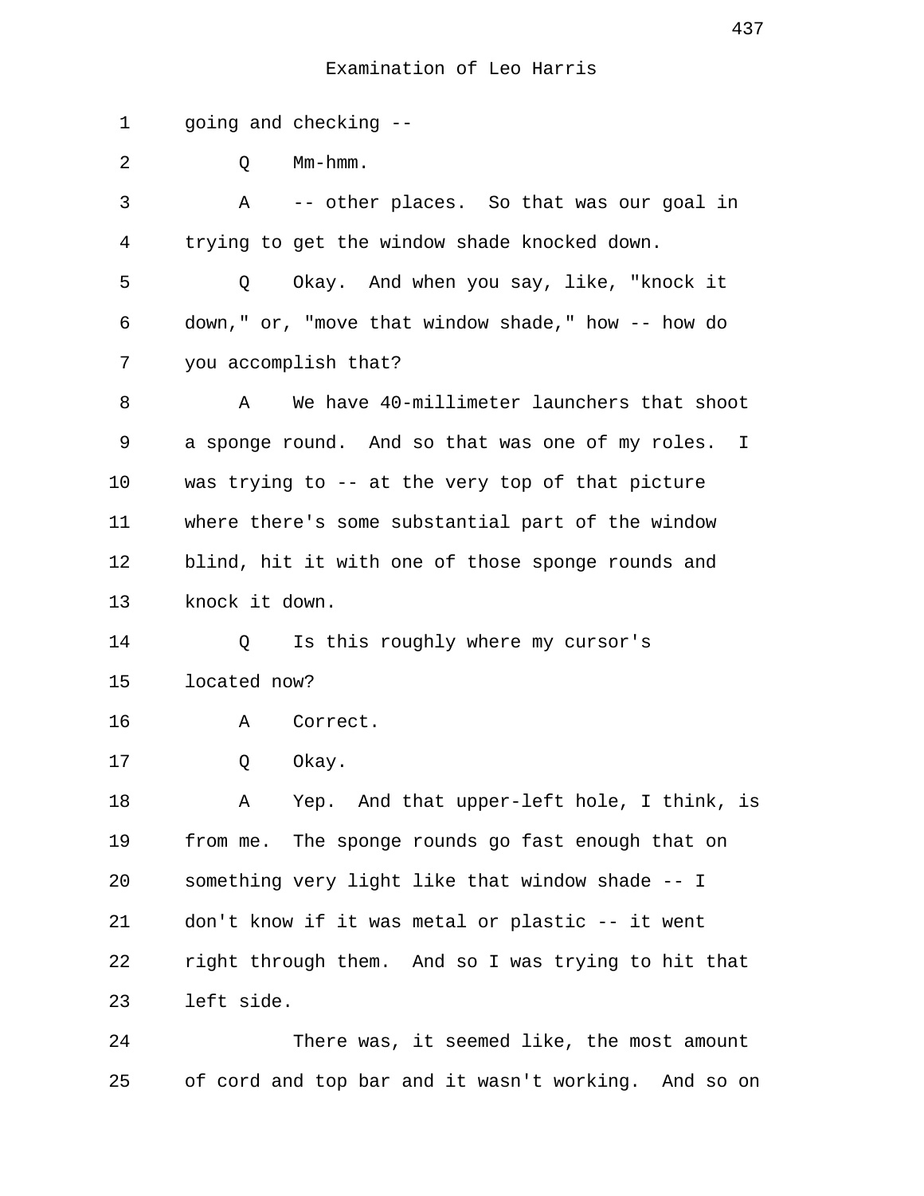Examination of Leo Harris

1 going and checking --

2 Q Mm-hmm.

3 A -- other places. So that was our goal in

4 trying to get the window shade knocked down.

5 Q Okay. And when you say, like, "knock it

6 down," or, "move that window shade," how -- how do

7 you accomplish that?

8 A We have 40-millimeter launchers that shoot

9 a sponge round. And so that was one of my roles. I

10 was trying to -- at the very top of that picture

11 where there's some substantial part of the window

12 blind, hit it with one of those sponge rounds and

13 knock it down.

14 Q Is this roughly where my cursor's

15 located now?

16 A Correct.

17 Q Okay.

18 A Yep. And that upper-left hole, I think, is

19 from me. The sponge rounds go fast enough that on

20 something very light like that window shade -- I

21 don't know if it was metal or plastic -- it went

22 right through them. And so I was trying to hit that

23 left side.

24 There was, it seemed like, the most amount

25 of cord and top bar and it wasn't working. And so on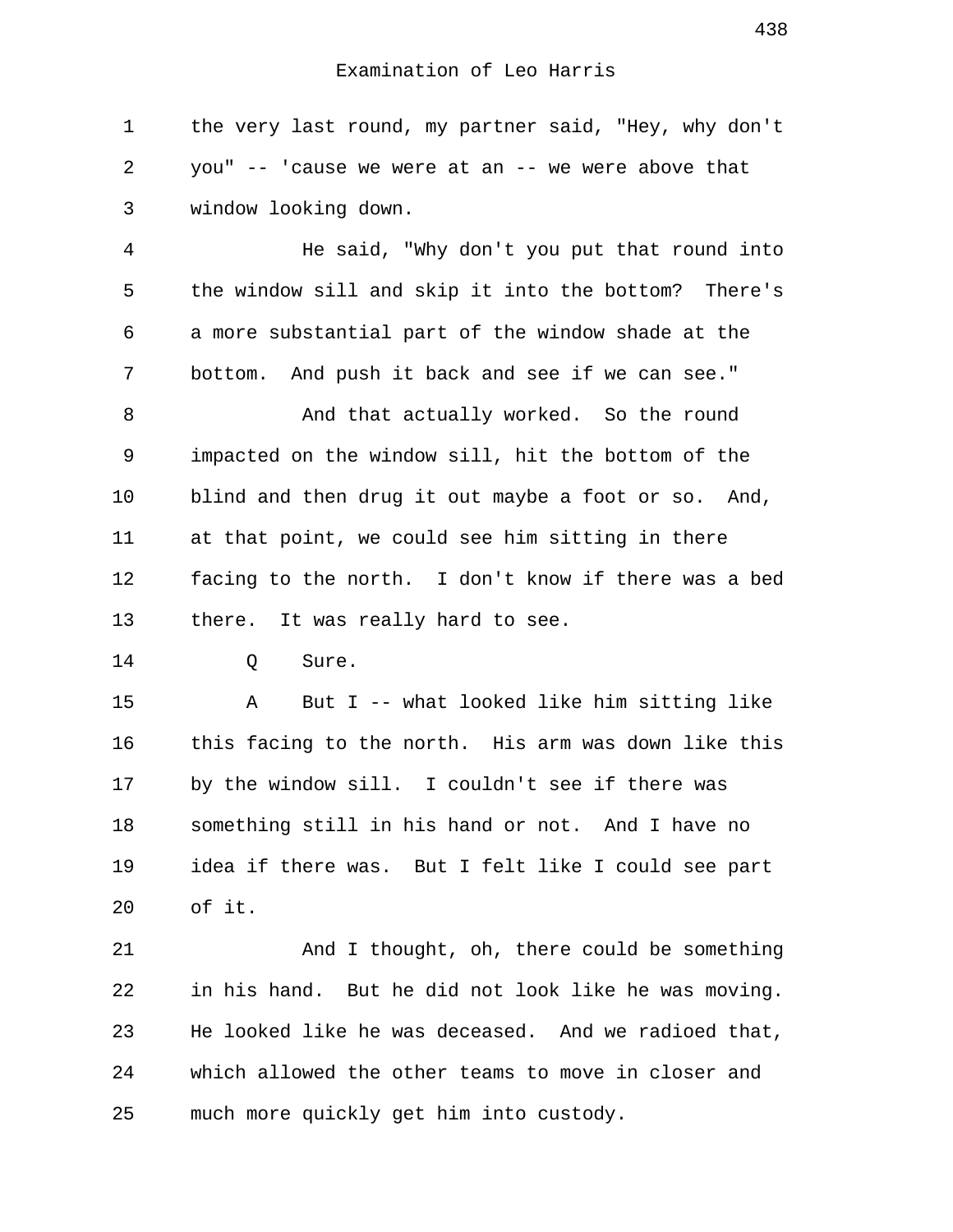Examination of Leo Harris

1 the very last round, my partner said, "Hey, why don't
2 you" -- 'cause we were at an -- we were above that
3 window looking down.
4 He said, "Why don't you put that round into
5 the window sill and skip it into the bottom? There's
6 a more substantial part of the window shade at the
7 bottom. And push it back and see if we can see."
8 And that actually worked. So the round
9 impacted on the window sill, hit the bottom of the
10 blind and then drug it out maybe a foot or so. And,
11 at that point, we could see him sitting in there
12 facing to the north. I don't know if there was a bed
13 there. It was really hard to see.
14 Q Sure.
15 A But I -- what looked like him sitting like
16 this facing to the north. His arm was down like this
17 by the window sill. I couldn't see if there was
18 something still in his hand or not. And I have no
19 idea if there was. But I felt like I could see part
20 of it.
21 And I thought, oh, there could be something
22 in his hand. But he did not look like he was moving.
23 He looked like he was deceased. And we radioed that,
24 which allowed the other teams to move in closer and
25 much more quickly get him into custody.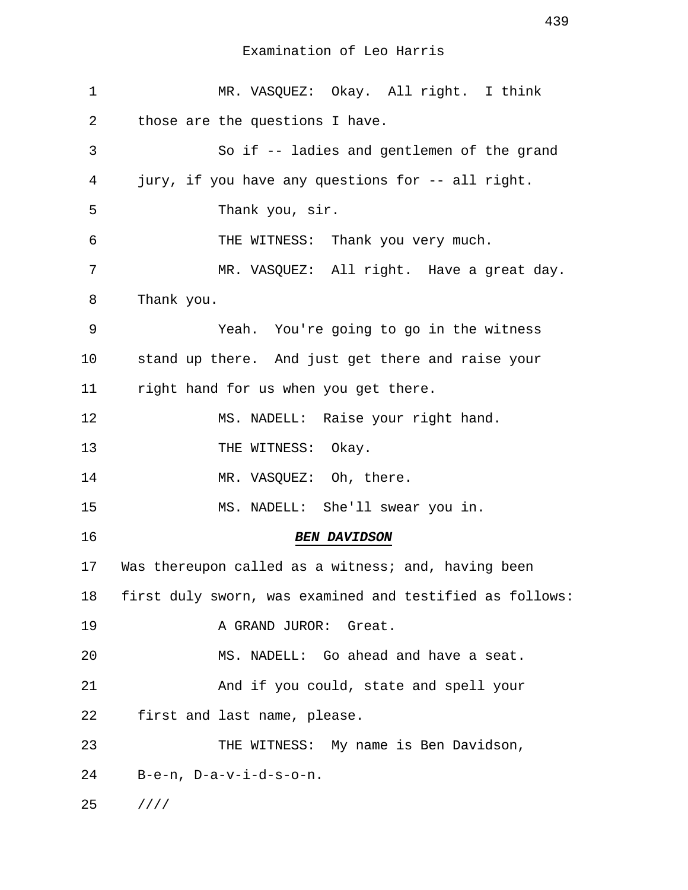MR. VASQUEZ: Okay. All right. I think those are the questions I have.

So if -- ladies and gentlemen of the grand jury, if you have any questions for -- all right.

Thank you, sir.

THE WITNESS: Thank you very much.

MR. VASQUEZ: All right. Have a great day. Thank you.

Yeah. You're going to go in the witness stand up there. And just get there and raise your right hand for us when you get there.

MS. NADELL: Raise your right hand.

THE WITNESS: Okay.

MR. VASQUEZ: Oh, there.

MS. NADELL: She'll swear you in.

***BEN DAVIDSON***

Was thereupon called as a witness; and, having been first duly sworn, was examined and testified as follows:

A GRAND JUROR: Great.

MS. NADELL: Go ahead and have a seat.

And if you could, state and spell your first and last name, please.

THE WITNESS: My name is Ben Davidson, B-e-n, D-a-v-i-d-s-o-n.

////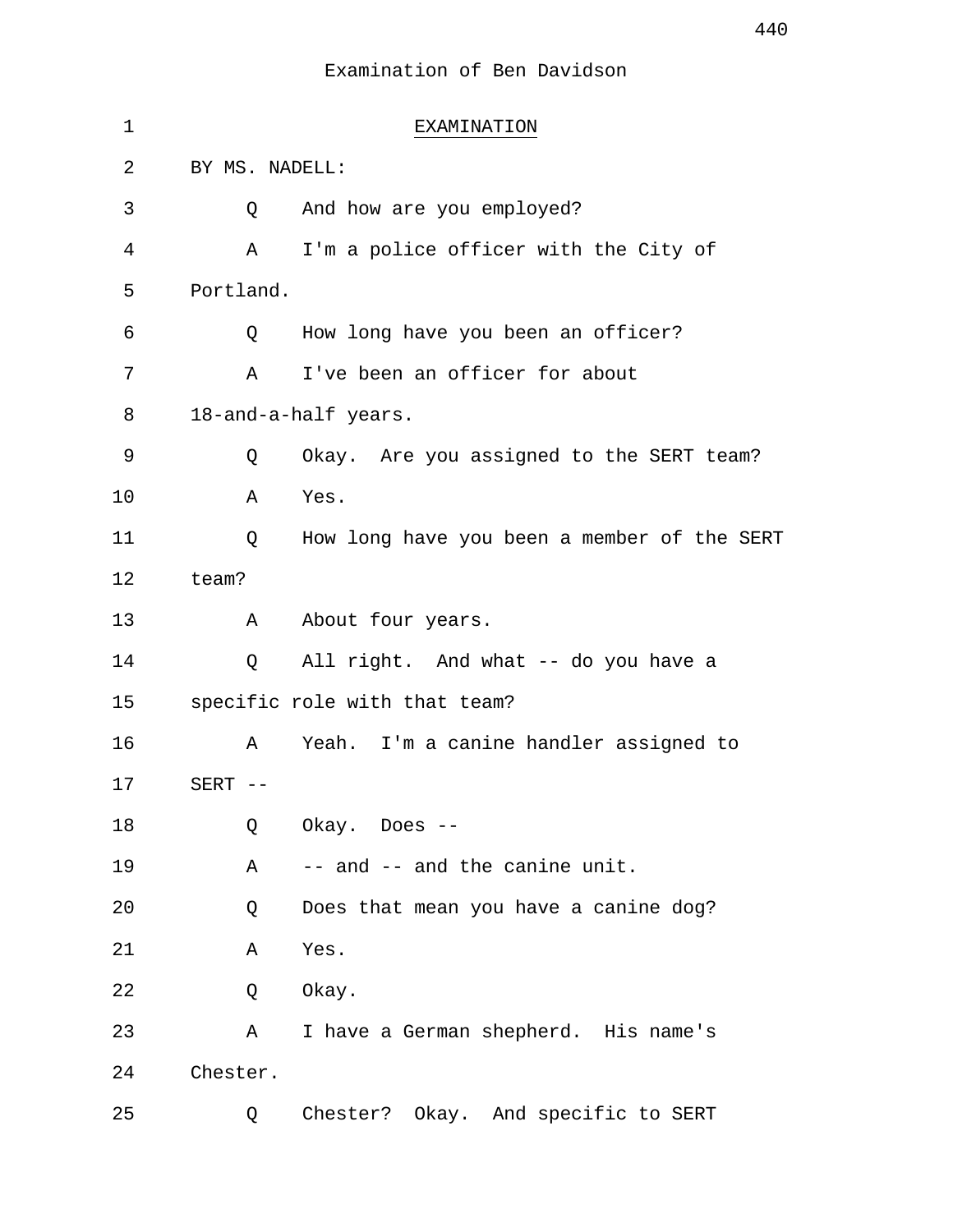Examination of Ben Davidson

1 EXAMINATION

2 BY MS. NADELL:

3 Q And how are you employed?

4 A I'm a police officer with the City of

5 Portland.

6 Q How long have you been an officer?

7 A I've been an officer for about

8 18-and-a-half years.

9 Q Okay. Are you assigned to the SERT team?

10 A Yes.

11 Q How long have you been a member of the SERT

12 team?

13 A About four years.

14 Q All right. And what -- do you have a

15 specific role with that team?

16 A Yeah. I'm a canine handler assigned to

17 SERT --

18 Q Okay. Does --

19 A -- and -- and the canine unit.

20 Q Does that mean you have a canine dog?

21 A Yes.

22 Q Okay.

23 A I have a German shepherd. His name's

24 Chester.

25 Q Chester? Okay. And specific to SERT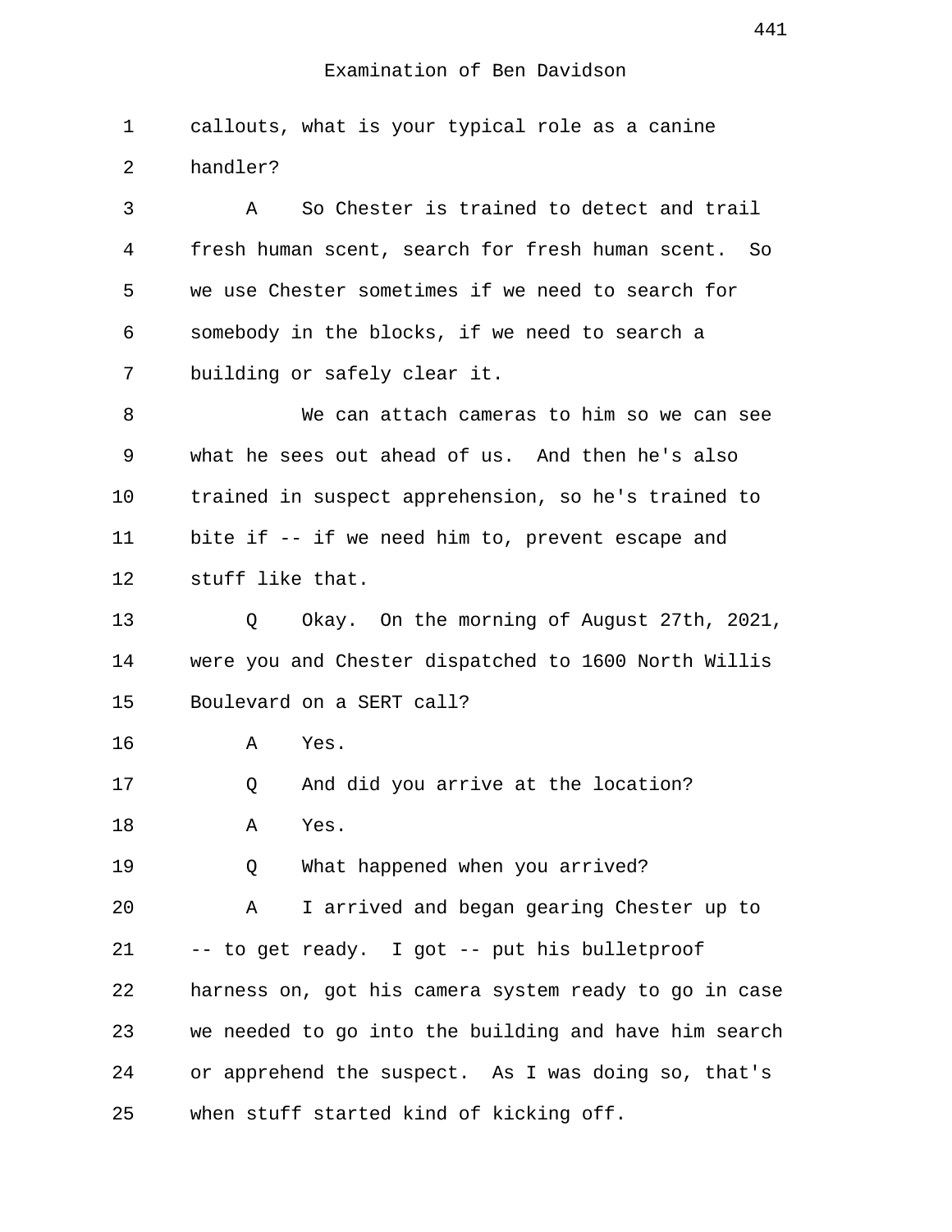Examination of Ben Davidson

callouts, what is your typical role as a canine handler?

A So Chester is trained to detect and trail fresh human scent, search for fresh human scent. So we use Chester sometimes if we need to search for somebody in the blocks, if we need to search a building or safely clear it.

We can attach cameras to him so we can see what he sees out ahead of us. And then he's also trained in suspect apprehension, so he's trained to bite if -- if we need him to, prevent escape and stuff like that.

Q Okay. On the morning of August 27th, 2021, were you and Chester dispatched to 1600 North Willis Boulevard on a SERT call?

A Yes.

Q And did you arrive at the location?

A Yes.

Q What happened when you arrived?

A I arrived and began gearing Chester up to -- to get ready. I got -- put his bulletproof harness on, got his camera system ready to go in case we needed to go into the building and have him search or apprehend the suspect. As I was doing so, that's when stuff started kind of kicking off.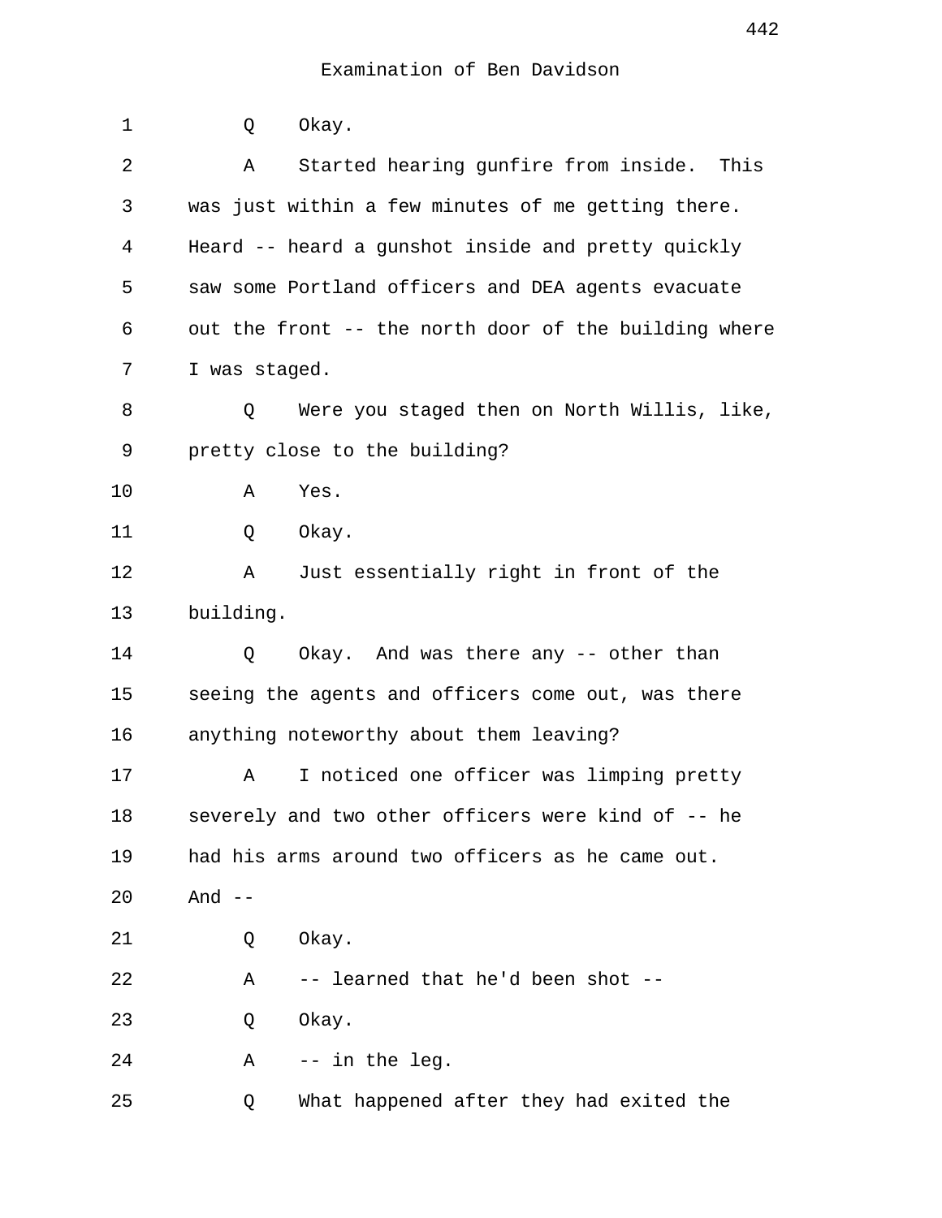Examination of Ben Davidson

1 Q Okay.

2 A Started hearing gunfire from inside. This
3 was just within a few minutes of me getting there.
4 Heard -- heard a gunshot inside and pretty quickly
5 saw some Portland officers and DEA agents evacuate
6 out the front -- the north door of the building where
7 I was staged.

8 Q Were you staged then on North Willis, like,
9 pretty close to the building?

10 A Yes.

11 Q Okay.

12 A Just essentially right in front of the
13 building.

14 Q Okay. And was there any -- other than
15 seeing the agents and officers come out, was there
16 anything noteworthy about them leaving?

17 A I noticed one officer was limping pretty
18 severely and two other officers were kind of -- he
19 had his arms around two officers as he came out.
20 And --

21 Q Okay.

22 A -- learned that he'd been shot --

23 Q Okay.

24 A -- in the leg.

25 Q What happened after they had exited the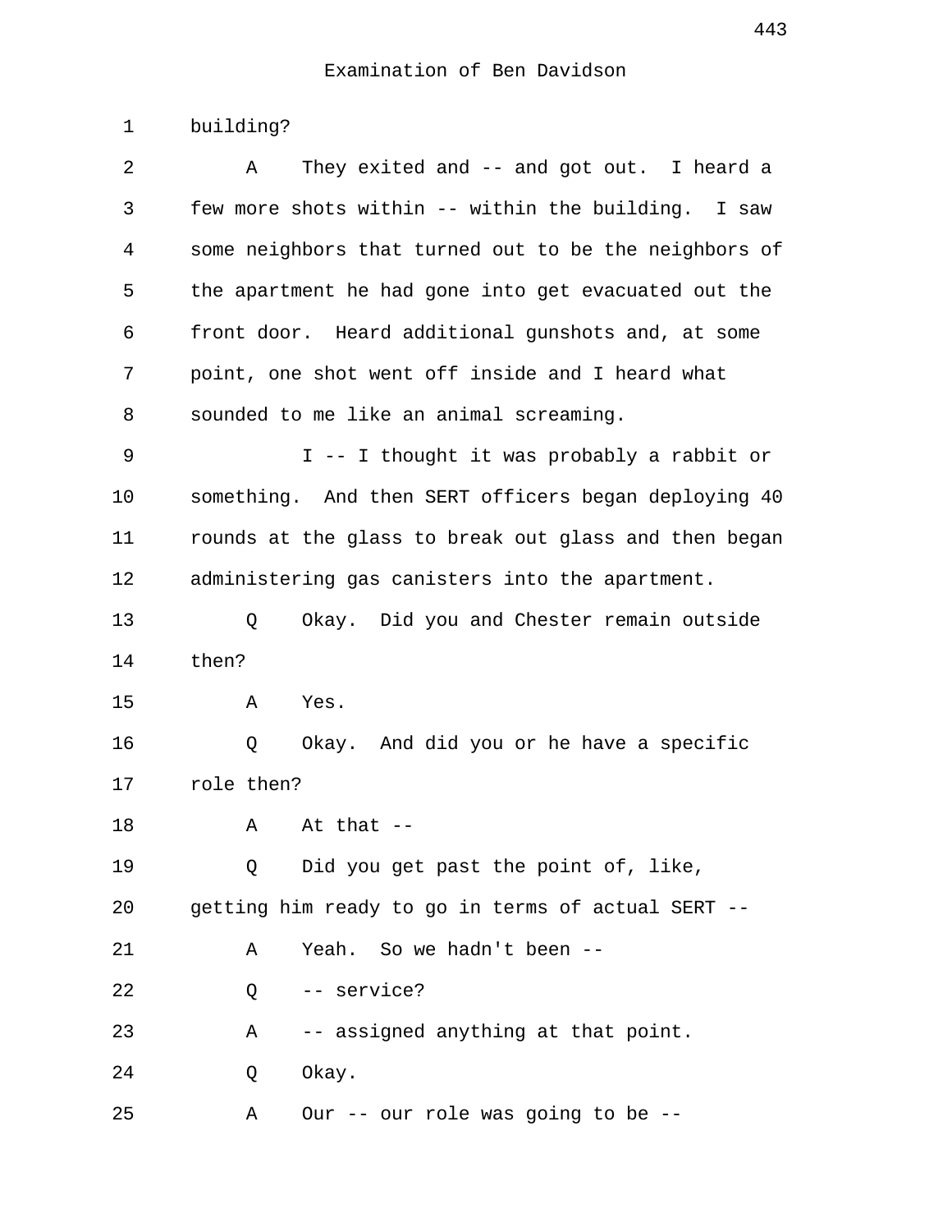building?

A They exited and -- and got out. I heard a few more shots within -- within the building. I saw some neighbors that turned out to be the neighbors of the apartment he had gone into get evacuated out the front door. Heard additional gunshots and, at some point, one shot went off inside and I heard what sounded to me like an animal screaming.

I -- I thought it was probably a rabbit or something. And then SERT officers began deploying 40 rounds at the glass to break out glass and then began administering gas canisters into the apartment.

Q Okay. Did you and Chester remain outside then?

A Yes.

Q Okay. And did you or he have a specific role then?

A At that --

Q Did you get past the point of, like, getting him ready to go in terms of actual SERT --

A Yeah. So we hadn't been --

Q -- service?

A -- assigned anything at that point.

Q Okay.

A Our -- our role was going to be --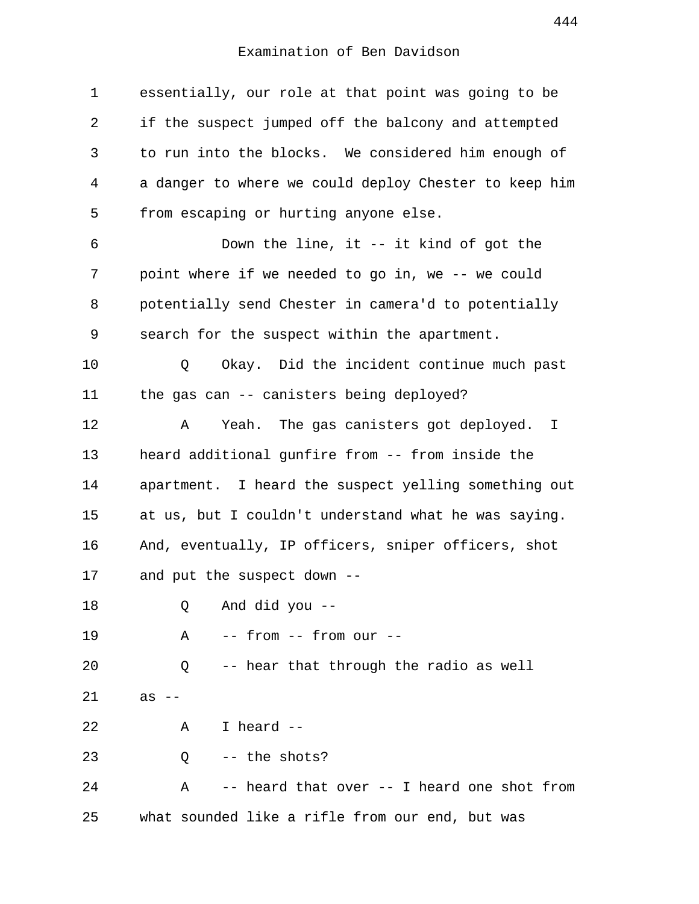Examination of Ben Davidson

1 essentially, our role at that point was going to be
2 if the suspect jumped off the balcony and attempted
3 to run into the blocks. We considered him enough of
4 a danger to where we could deploy Chester to keep him
5 from escaping or hurting anyone else.
6 Down the line, it -- it kind of got the
7 point where if we needed to go in, we -- we could
8 potentially send Chester in camera'd to potentially
9 search for the suspect within the apartment.
10 Q Okay. Did the incident continue much past
11 the gas can -- canisters being deployed?
12 A Yeah. The gas canisters got deployed. I
13 heard additional gunfire from -- from inside the
14 apartment. I heard the suspect yelling something out
15 at us, but I couldn't understand what he was saying.
16 And, eventually, IP officers, sniper officers, shot
17 and put the suspect down --
18 Q And did you --
19 A -- from -- from our --
20 Q -- hear that through the radio as well
21 as --
22 A I heard --
23 Q -- the shots?
24 A -- heard that over -- I heard one shot from
25 what sounded like a rifle from our end, but was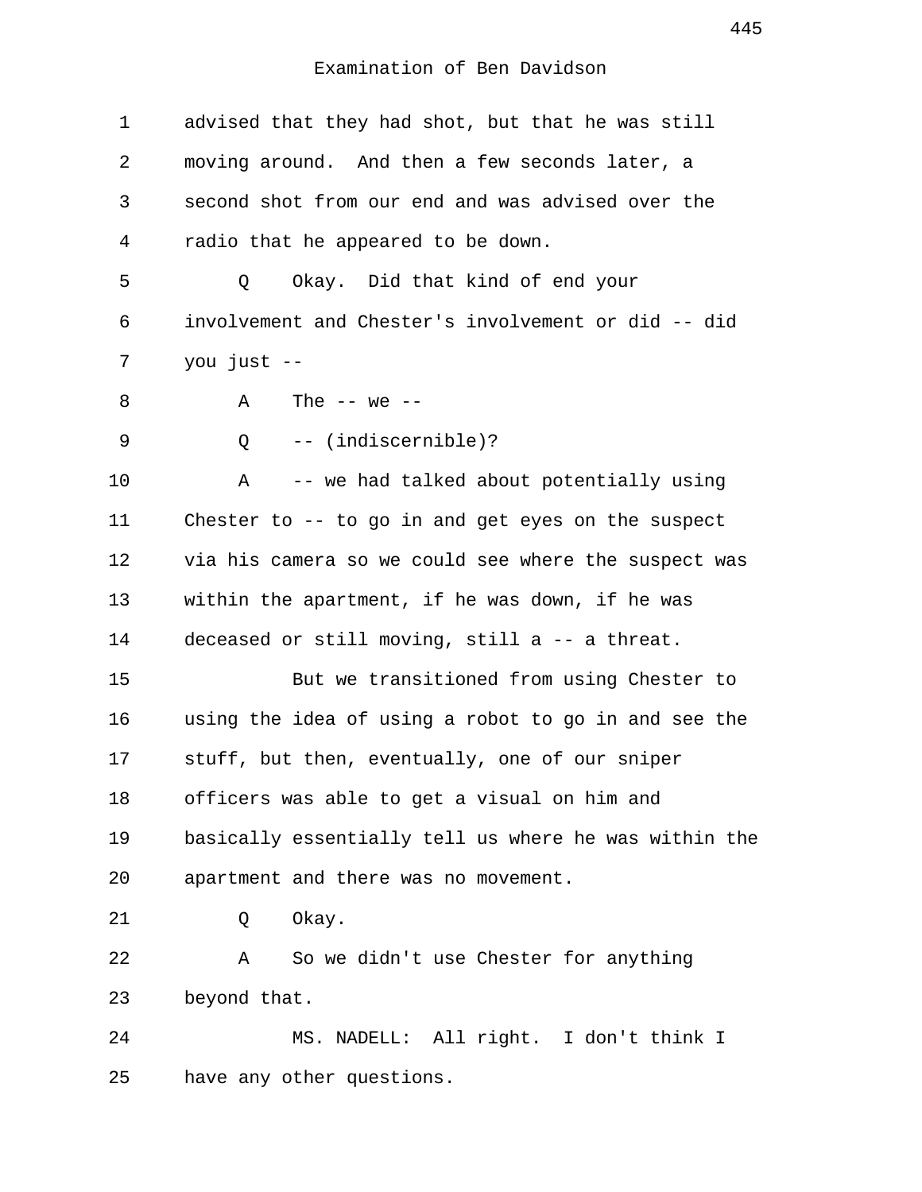Examination of Ben Davidson

advised that they had shot, but that he was still moving around. And then a few seconds later, a second shot from our end and was advised over the radio that he appeared to be down.

Q Okay. Did that kind of end your involvement and Chester's involvement or did -- did you just --

A The -- we --

Q -- (indiscernible)?

A -- we had talked about potentially using Chester to -- to go in and get eyes on the suspect via his camera so we could see where the suspect was within the apartment, if he was down, if he was deceased or still moving, still a -- a threat.

But we transitioned from using Chester to using the idea of using a robot to go in and see the stuff, but then, eventually, one of our sniper officers was able to get a visual on him and basically essentially tell us where he was within the apartment and there was no movement.

Q Okay.

A So we didn't use Chester for anything beyond that.

MS. NADELL: All right. I don't think I have any other questions.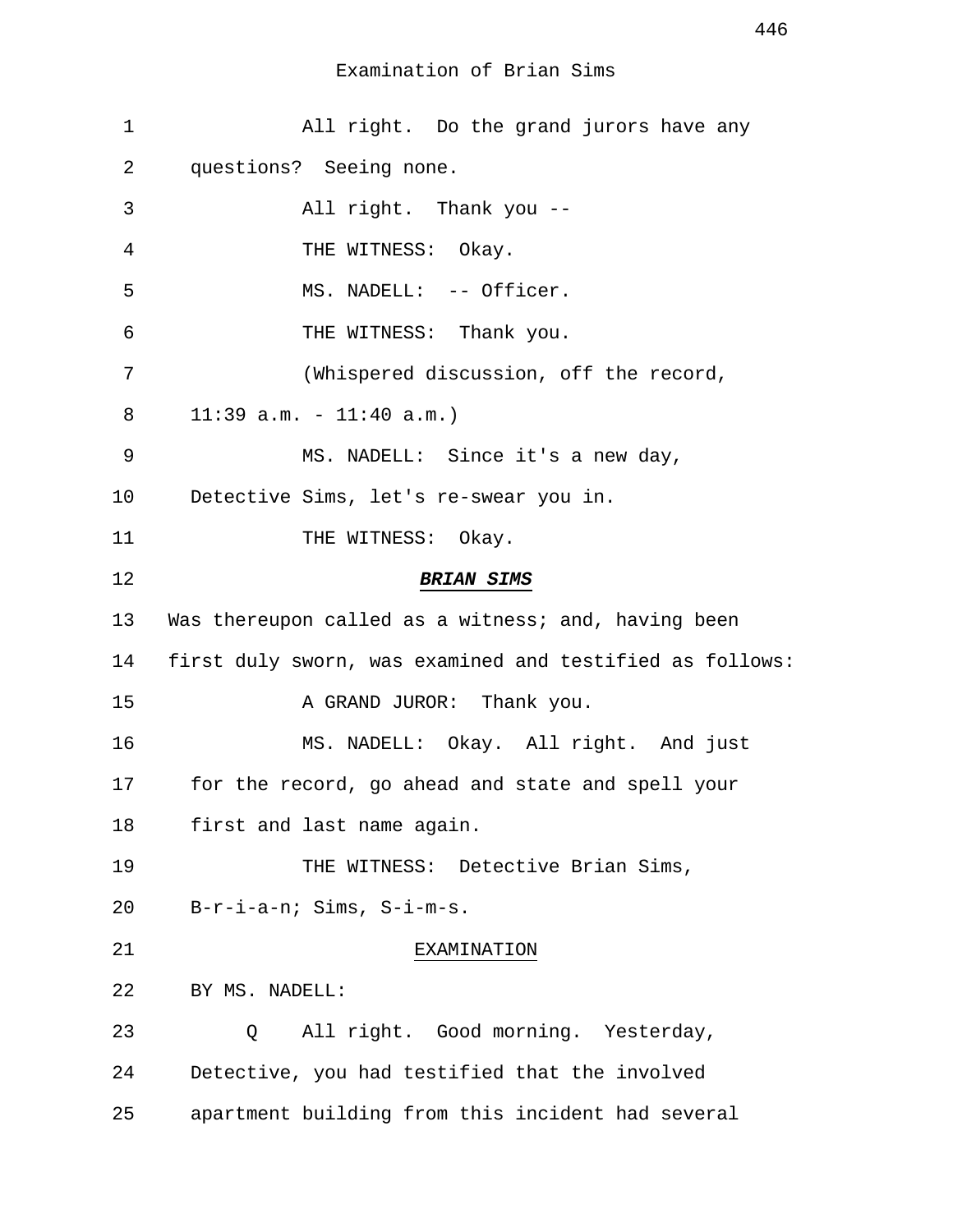Examination of Brian Sims

1 All right. Do the grand jurors have any
2 questions? Seeing none.
3 All right. Thank you --
4 THE WITNESS: Okay.
5 MS. NADELL: -- Officer.
6 THE WITNESS: Thank you.
7 (Whispered discussion, off the record,
8 11:39 a.m. - 11:40 a.m.)
9 MS. NADELL: Since it's a new day,
10 Detective Sims, let's re-swear you in.
11 THE WITNESS: Okay.
12 ***BRIAN SIMS***
13 Was thereupon called as a witness; and, having been
14 first duly sworn, was examined and testified as follows:
15 A GRAND JUROR: Thank you.
16 MS. NADELL: Okay. All right. And just
17 for the record, go ahead and state and spell your
18 first and last name again.
19 THE WITNESS: Detective Brian Sims,
20 B-r-i-a-n; Sims, S-i-m-s.
21 EXAMINATION
22 BY MS. NADELL:
23 Q All right. Good morning. Yesterday,
24 Detective, you had testified that the involved
25 apartment building from this incident had several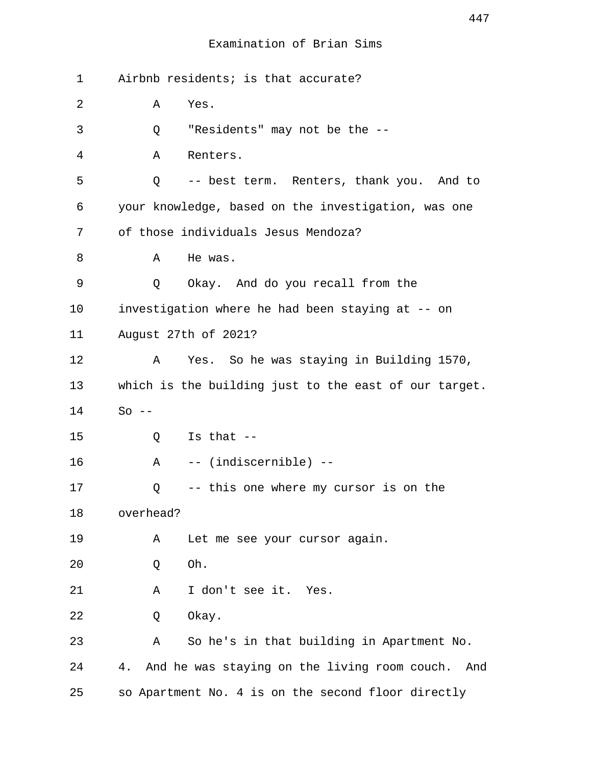Examination of Brian Sims

1 Airbnb residents; is that accurate?

2 A Yes.

3 Q "Residents" may not be the --

4 A Renters.

5 Q -- best term. Renters, thank you. And to

6 your knowledge, based on the investigation, was one

7 of those individuals Jesus Mendoza?

8 A He was.

9 Q Okay. And do you recall from the

10 investigation where he had been staying at -- on

11 August 27th of 2021?

12 A Yes. So he was staying in Building 1570,

13 which is the building just to the east of our target.

14 So --

15 Q Is that --

16 A -- (indiscernible) --

17 Q -- this one where my cursor is on the

18 overhead?

19 A Let me see your cursor again.

20 Q Oh.

21 A I don't see it. Yes.

22 Q Okay.

23 A So he's in that building in Apartment No.

24 4. And he was staying on the living room couch. And

25 so Apartment No. 4 is on the second floor directly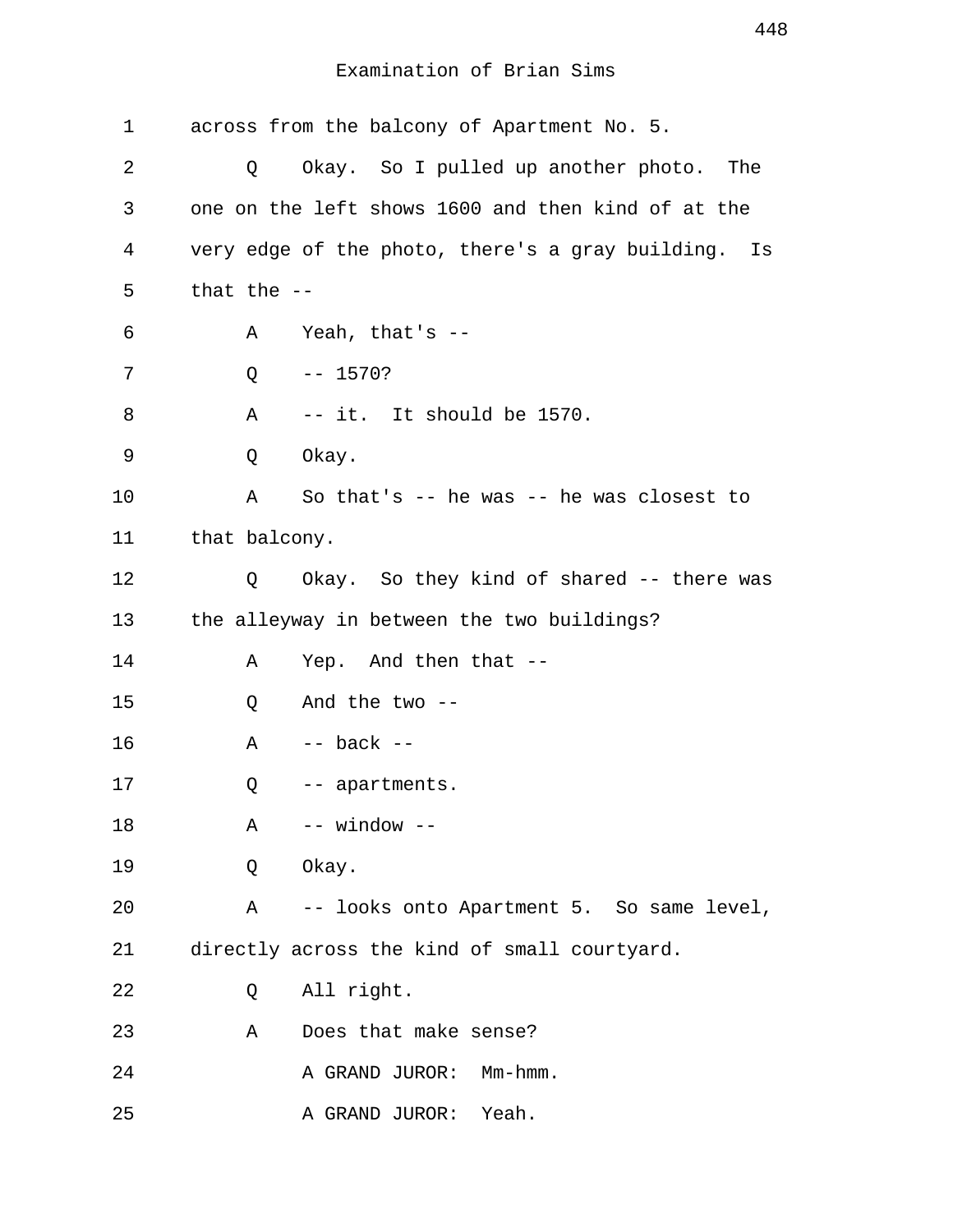Examination of Brian Sims

1 across from the balcony of Apartment No. 5.

2 Q Okay. So I pulled up another photo. The

3 one on the left shows 1600 and then kind of at the

4 very edge of the photo, there's a gray building. Is

5 that the --

6 A Yeah, that's --

7 Q -- 1570?

8 A -- it. It should be 1570.

9 Q Okay.

10 A So that's -- he was -- he was closest to

11 that balcony.

12 Q Okay. So they kind of shared -- there was

13 the alleyway in between the two buildings?

14 A Yep. And then that --

15 Q And the two --

16 A -- back --

17 Q -- apartments.

18 A -- window --

19 Q Okay.

20 A -- looks onto Apartment 5. So same level,

21 directly across the kind of small courtyard.

22 Q All right.

23 A Does that make sense?

24 A GRAND JUROR: Mm-hmm.

25 A GRAND JUROR: Yeah.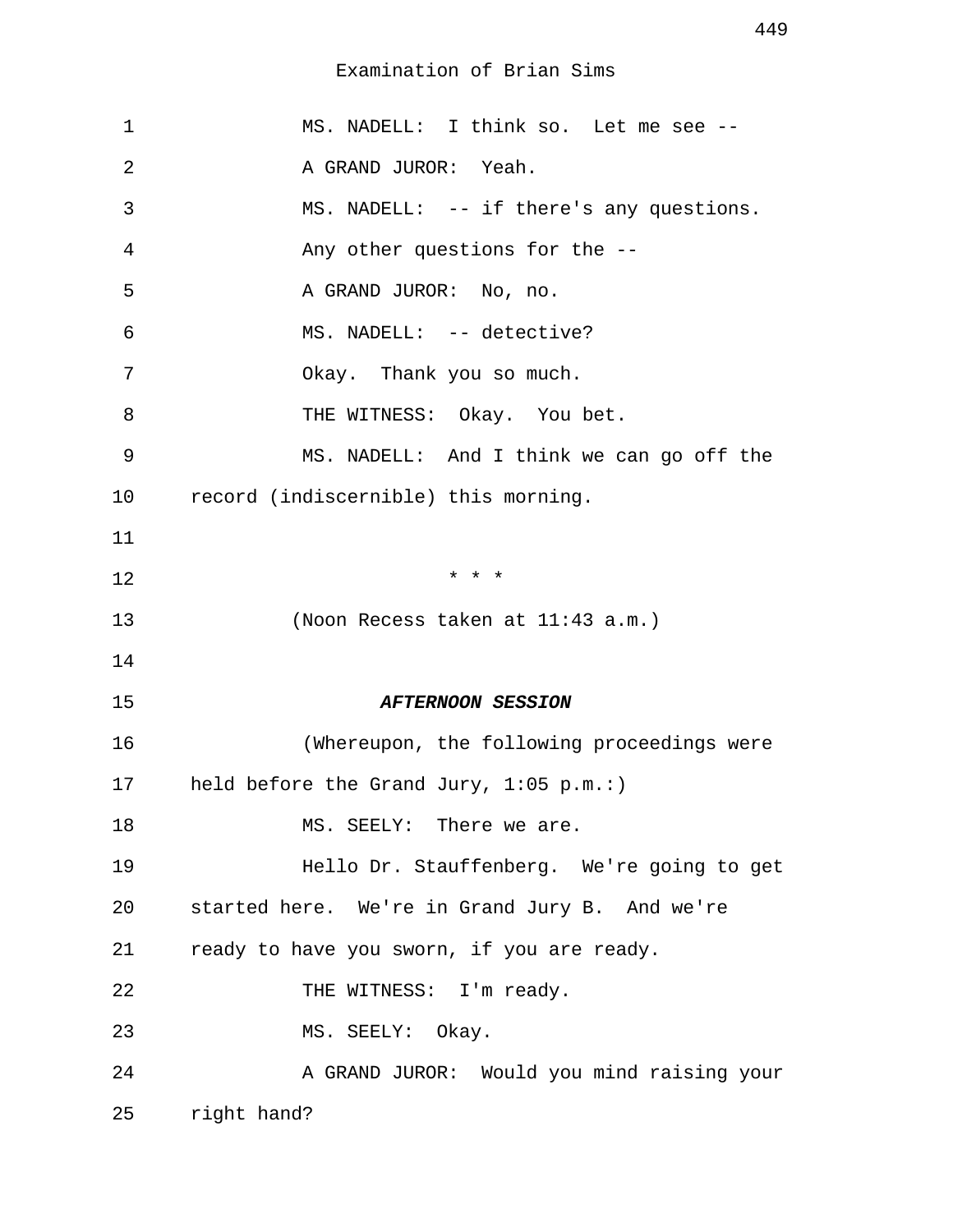Examination of Brian Sims

1 MS. NADELL: I think so. Let me see --

2 A GRAND JUROR: Yeah.

3 MS. NADELL: -- if there's any questions.

4 Any other questions for the --

5 A GRAND JUROR: No, no.

6 MS. NADELL: -- detective?

7 Okay. Thank you so much.

8 THE WITNESS: Okay. You bet.

9 MS. NADELL: And I think we can go off the

10 record (indiscernible) this morning.

11

12 * * *

13 (Noon Recess taken at 11:43 a.m.)

14

15 ***AFTERNOON SESSION***

16 (Whereupon, the following proceedings were

17 held before the Grand Jury, 1:05 p.m.:)

18 MS. SEELY: There we are.

19 Hello Dr. Stauffenberg. We're going to get

20 started here. We're in Grand Jury B. And we're

21 ready to have you sworn, if you are ready.

22 THE WITNESS: I'm ready.

23 MS. SEELY: Okay.

24 A GRAND JUROR: Would you mind raising your

25 right hand?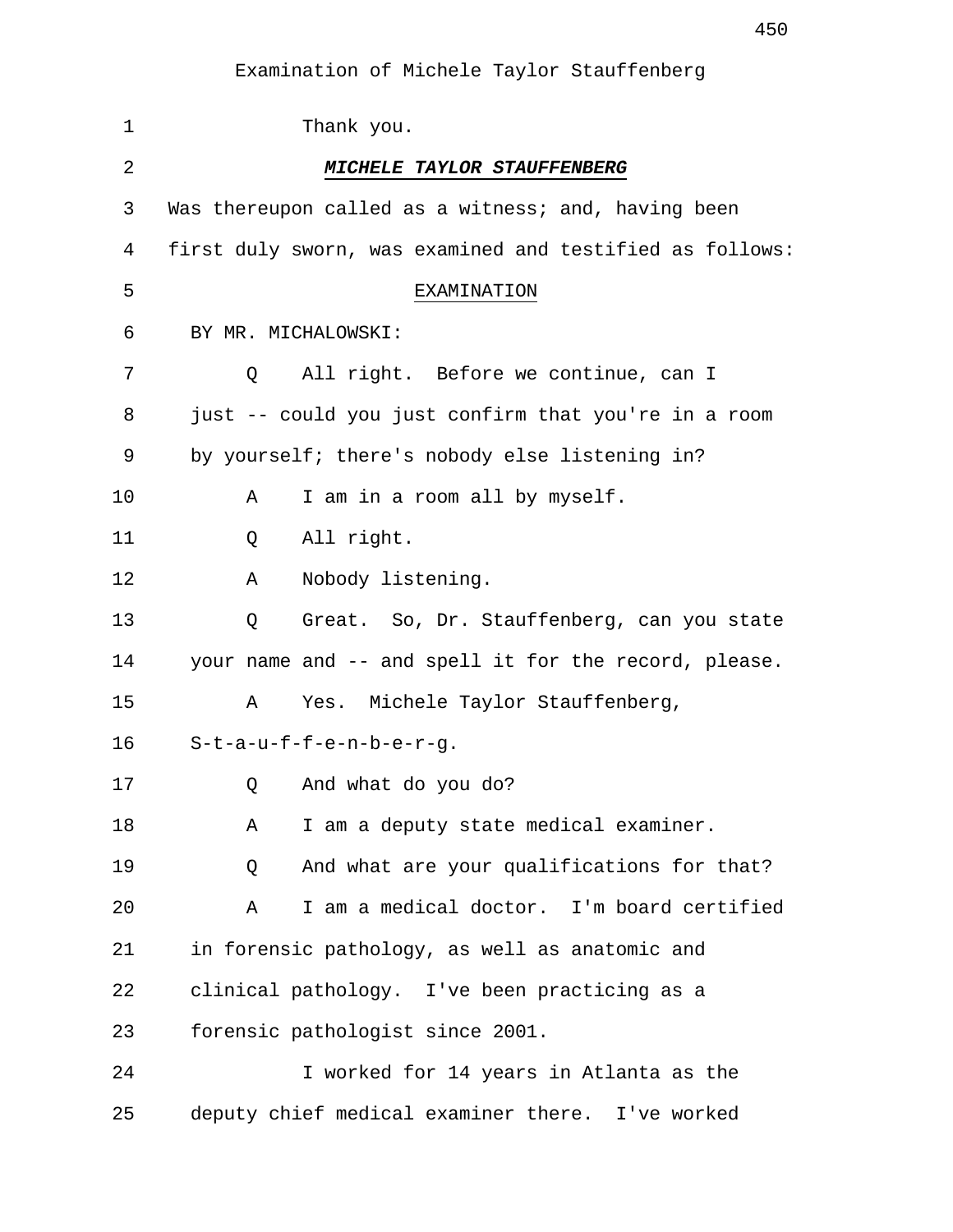Thank you.

***MICHELE TAYLOR STAUFFENBERG***

Was thereupon called as a witness; and, having been first duly sworn, was examined and testified as follows:

EXAMINATION

BY MR. MICHALOWSKI:

Q All right. Before we continue, can I just -- could you just confirm that you're in a room by yourself; there's nobody else listening in?

A I am in a room all by myself.

Q All right.

A Nobody listening.

Q Great. So, Dr. Stauffenberg, can you state your name and -- and spell it for the record, please.

A Yes. Michele Taylor Stauffenberg, S-t-a-u-f-f-e-n-b-e-r-g.

Q And what do you do?

A I am a deputy state medical examiner.

Q And what are your qualifications for that?

A I am a medical doctor. I'm board certified in forensic pathology, as well as anatomic and clinical pathology. I've been practicing as a forensic pathologist since 2001.

I worked for 14 years in Atlanta as the deputy chief medical examiner there. I've worked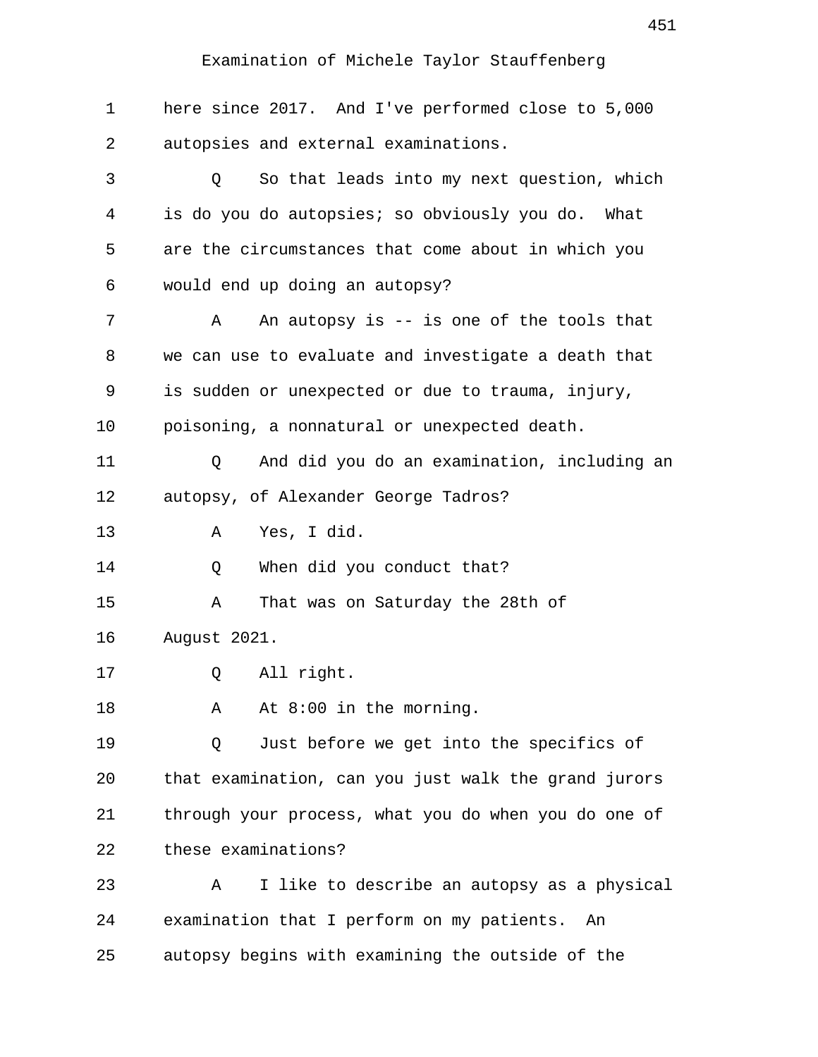Examination of Michele Taylor Stauffenberg

1 here since 2017. And I've performed close to 5,000
2 autopsies and external examinations.
3 Q So that leads into my next question, which
4 is do you do autopsies; so obviously you do. What
5 are the circumstances that come about in which you
6 would end up doing an autopsy?
7 A An autopsy is -- is one of the tools that
8 we can use to evaluate and investigate a death that
9 is sudden or unexpected or due to trauma, injury,
10 poisoning, a nonnatural or unexpected death.
11 Q And did you do an examination, including an
12 autopsy, of Alexander George Tadros?
13 A Yes, I did.
14 Q When did you conduct that?
15 A That was on Saturday the 28th of
16 August 2021.
17 Q All right.
18 A At 8:00 in the morning.
19 Q Just before we get into the specifics of
20 that examination, can you just walk the grand jurors
21 through your process, what you do when you do one of
22 these examinations?
23 A I like to describe an autopsy as a physical
24 examination that I perform on my patients. An
25 autopsy begins with examining the outside of the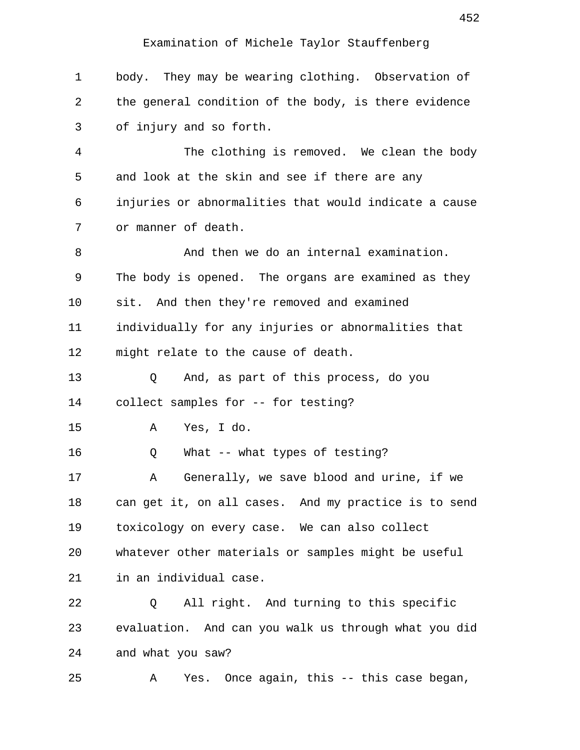body. They may be wearing clothing. Observation of the general condition of the body, is there evidence of injury and so forth.

The clothing is removed. We clean the body and look at the skin and see if there are any injuries or abnormalities that would indicate a cause or manner of death.

And then we do an internal examination. The body is opened. The organs are examined as they sit. And then they're removed and examined individually for any injuries or abnormalities that might relate to the cause of death.

Q And, as part of this process, do you collect samples for -- for testing?

A Yes, I do.

Q What -- what types of testing?

A Generally, we save blood and urine, if we can get it, on all cases. And my practice is to send toxicology on every case. We can also collect whatever other materials or samples might be useful in an individual case.

Q All right. And turning to this specific evaluation. And can you walk us through what you did and what you saw?

A Yes. Once again, this -- this case began,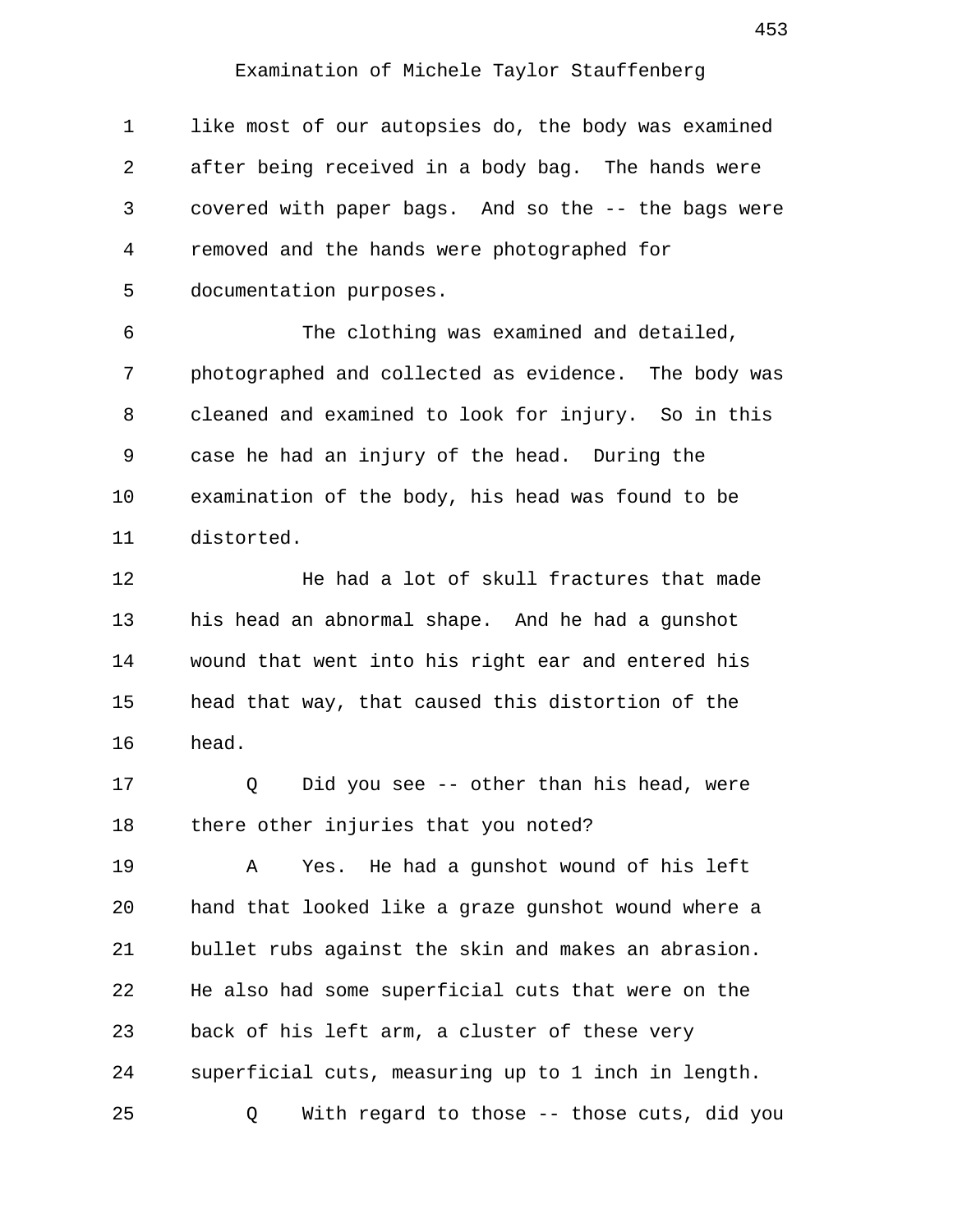Examination of Michele Taylor Stauffenberg

1 like most of our autopsies do, the body was examined
2 after being received in a body bag. The hands were
3 covered with paper bags. And so the -- the bags were
4 removed and the hands were photographed for
5 documentation purposes.

6 The clothing was examined and detailed,
7 photographed and collected as evidence. The body was
8 cleaned and examined to look for injury. So in this
9 case he had an injury of the head. During the
10 examination of the body, his head was found to be
11 distorted.

12 He had a lot of skull fractures that made
13 his head an abnormal shape. And he had a gunshot
14 wound that went into his right ear and entered his
15 head that way, that caused this distortion of the
16 head.

17 Q Did you see -- other than his head, were
18 there other injuries that you noted?

19 A Yes. He had a gunshot wound of his left
20 hand that looked like a graze gunshot wound where a
21 bullet rubs against the skin and makes an abrasion.
22 He also had some superficial cuts that were on the
23 back of his left arm, a cluster of these very
24 superficial cuts, measuring up to 1 inch in length.

25 Q With regard to those -- those cuts, did you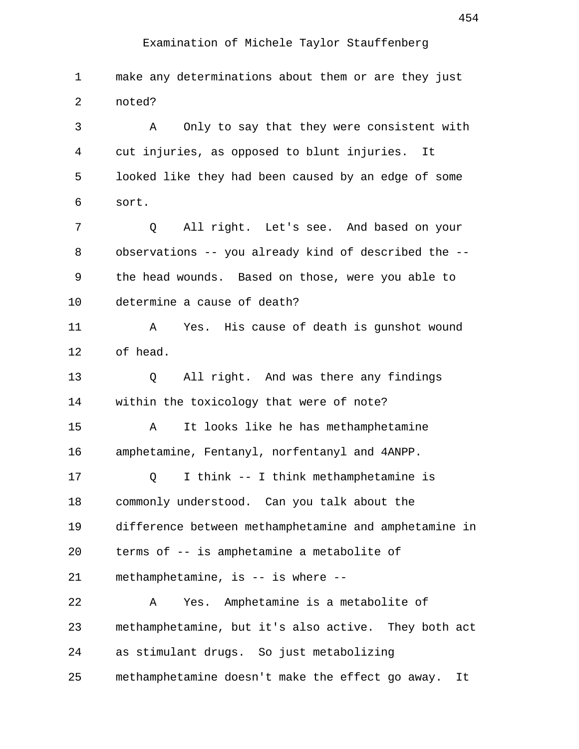Examination of Michele Taylor Stauffenberg

1 make any determinations about them or are they just
2 noted?
3 A Only to say that they were consistent with
4 cut injuries, as opposed to blunt injuries. It
5 looked like they had been caused by an edge of some
6 sort.
7 Q All right. Let's see. And based on your
8 observations -- you already kind of described the --
9 the head wounds. Based on those, were you able to
10 determine a cause of death?
11 A Yes. His cause of death is gunshot wound
12 of head.
13 Q All right. And was there any findings
14 within the toxicology that were of note?
15 A It looks like he has methamphetamine
16 amphetamine, Fentanyl, norfentanyl and 4ANPP.
17 Q I think -- I think methamphetamine is
18 commonly understood. Can you talk about the
19 difference between methamphetamine and amphetamine in
20 terms of -- is amphetamine a metabolite of
21 methamphetamine, is -- is where --
22 A Yes. Amphetamine is a metabolite of
23 methamphetamine, but it's also active. They both act
24 as stimulant drugs. So just metabolizing
25 methamphetamine doesn't make the effect go away. It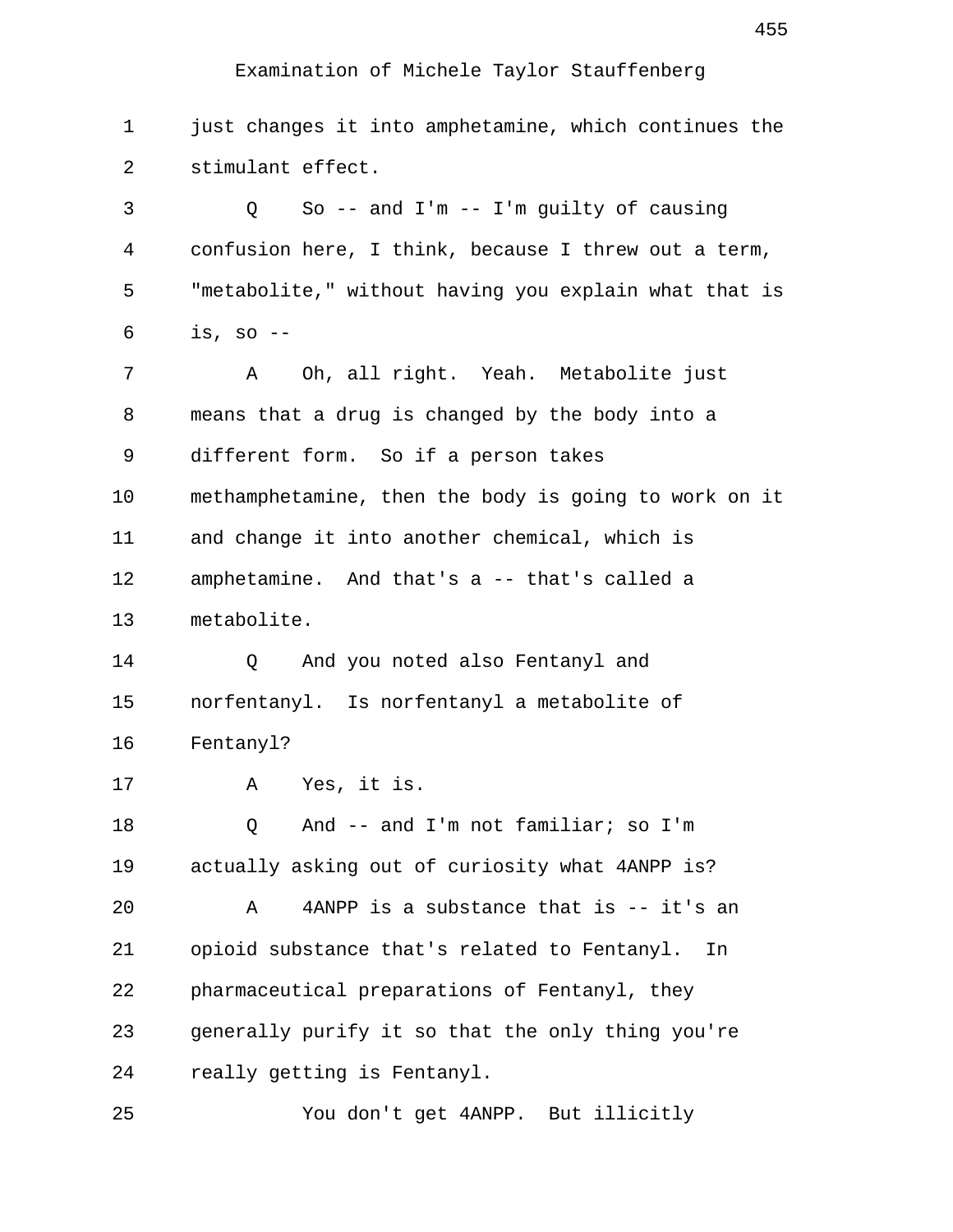Examination of Michele Taylor Stauffenberg

1 just changes it into amphetamine, which continues the
2 stimulant effect.
3 Q So -- and I'm -- I'm guilty of causing
4 confusion here, I think, because I threw out a term,
5 "metabolite," without having you explain what that is
6 is, so --
7 A Oh, all right. Yeah. Metabolite just
8 means that a drug is changed by the body into a
9 different form. So if a person takes
10 methamphetamine, then the body is going to work on it
11 and change it into another chemical, which is
12 amphetamine. And that's a -- that's called a
13 metabolite.
14 Q And you noted also Fentanyl and
15 norfentanyl. Is norfentanyl a metabolite of
16 Fentanyl?
17 A Yes, it is.
18 Q And -- and I'm not familiar; so I'm
19 actually asking out of curiosity what 4ANPP is?
20 A 4ANPP is a substance that is -- it's an
21 opioid substance that's related to Fentanyl. In
22 pharmaceutical preparations of Fentanyl, they
23 generally purify it so that the only thing you're
24 really getting is Fentanyl.
25 You don't get 4ANPP. But illicitly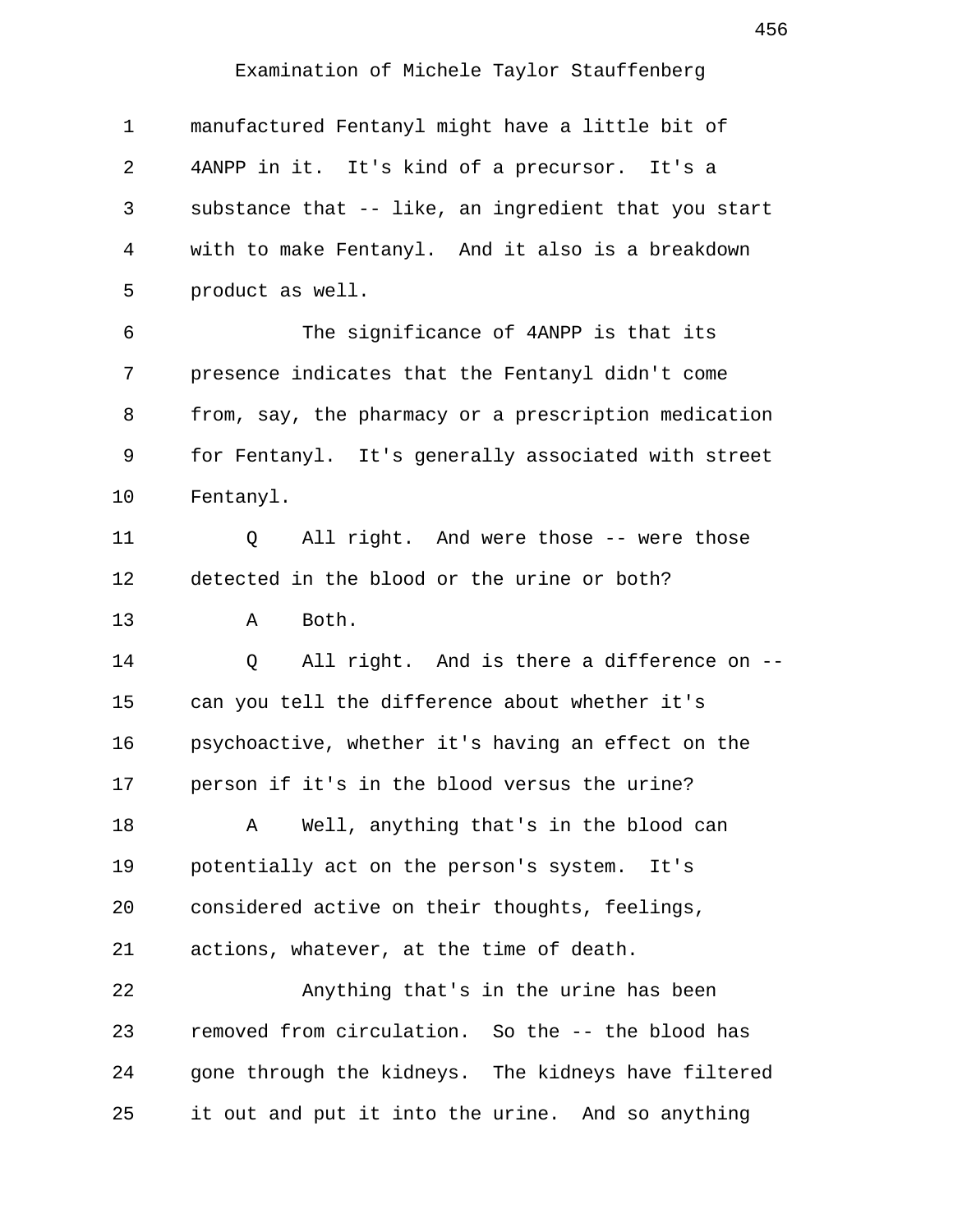Examination of Michele Taylor Stauffenberg

1 manufactured Fentanyl might have a little bit of
2 4ANPP in it. It's kind of a precursor. It's a
3 substance that -- like, an ingredient that you start
4 with to make Fentanyl. And it also is a breakdown
5 product as well.
6 The significance of 4ANPP is that its
7 presence indicates that the Fentanyl didn't come
8 from, say, the pharmacy or a prescription medication
9 for Fentanyl. It's generally associated with street
10 Fentanyl.
11 Q All right. And were those -- were those
12 detected in the blood or the urine or both?
13 A Both.
14 Q All right. And is there a difference on --
15 can you tell the difference about whether it's
16 psychoactive, whether it's having an effect on the
17 person if it's in the blood versus the urine?
18 A Well, anything that's in the blood can
19 potentially act on the person's system. It's
20 considered active on their thoughts, feelings,
21 actions, whatever, at the time of death.
22 Anything that's in the urine has been
23 removed from circulation. So the -- the blood has
24 gone through the kidneys. The kidneys have filtered
25 it out and put it into the urine. And so anything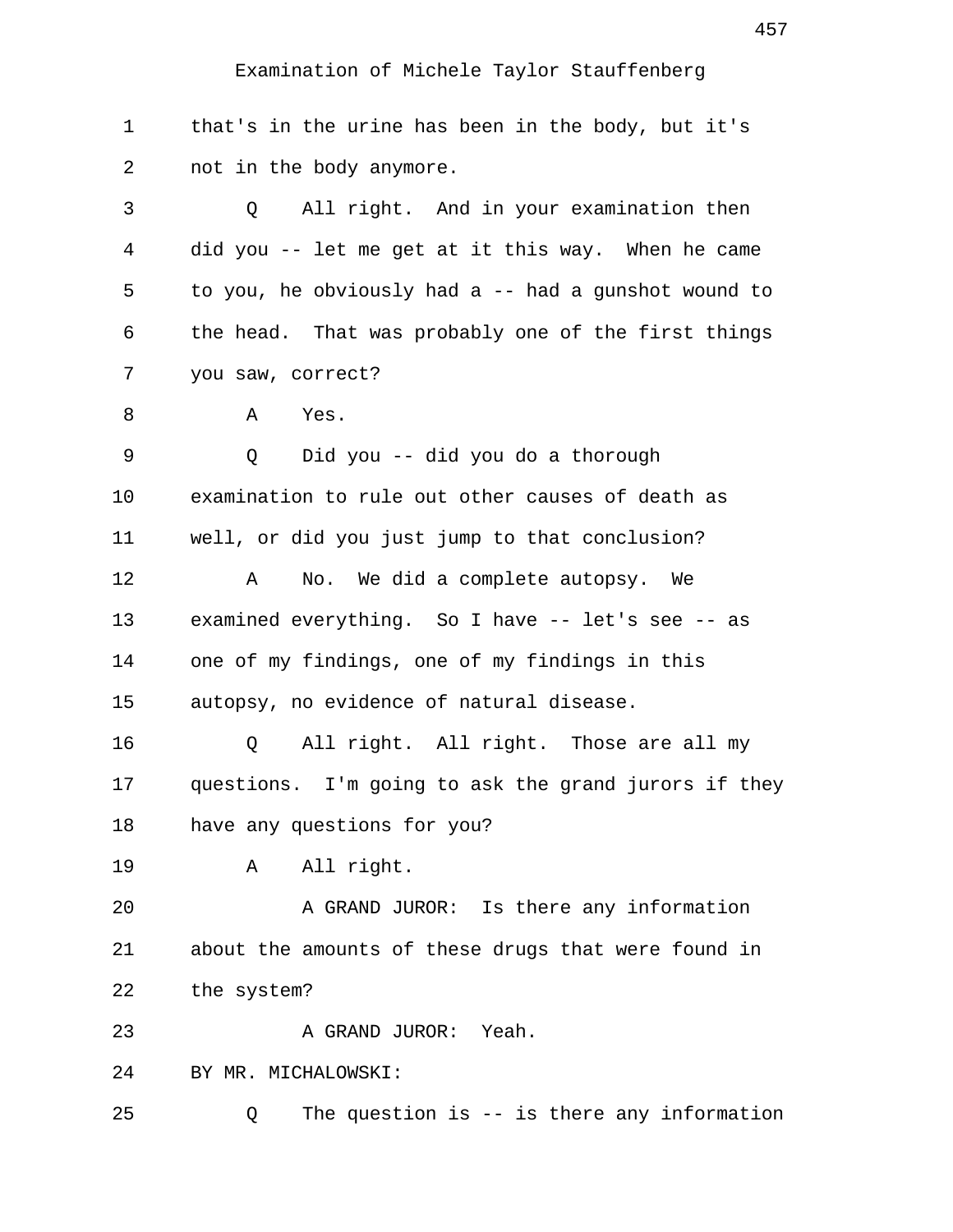Examination of Michele Taylor Stauffenberg

1 that's in the urine has been in the body, but it's
2 not in the body anymore.
3 Q All right. And in your examination then
4 did you -- let me get at it this way. When he came
5 to you, he obviously had a -- had a gunshot wound to
6 the head. That was probably one of the first things
7 you saw, correct?
8 A Yes.
9 Q Did you -- did you do a thorough
10 examination to rule out other causes of death as
11 well, or did you just jump to that conclusion?
12 A No. We did a complete autopsy. We
13 examined everything. So I have -- let's see -- as
14 one of my findings, one of my findings in this
15 autopsy, no evidence of natural disease.
16 Q All right. All right. Those are all my
17 questions. I'm going to ask the grand jurors if they
18 have any questions for you?
19 A All right.
20 A GRAND JUROR: Is there any information
21 about the amounts of these drugs that were found in
22 the system?
23 A GRAND JUROR: Yeah.
24 BY MR. MICHALOWSKI:
25 Q The question is -- is there any information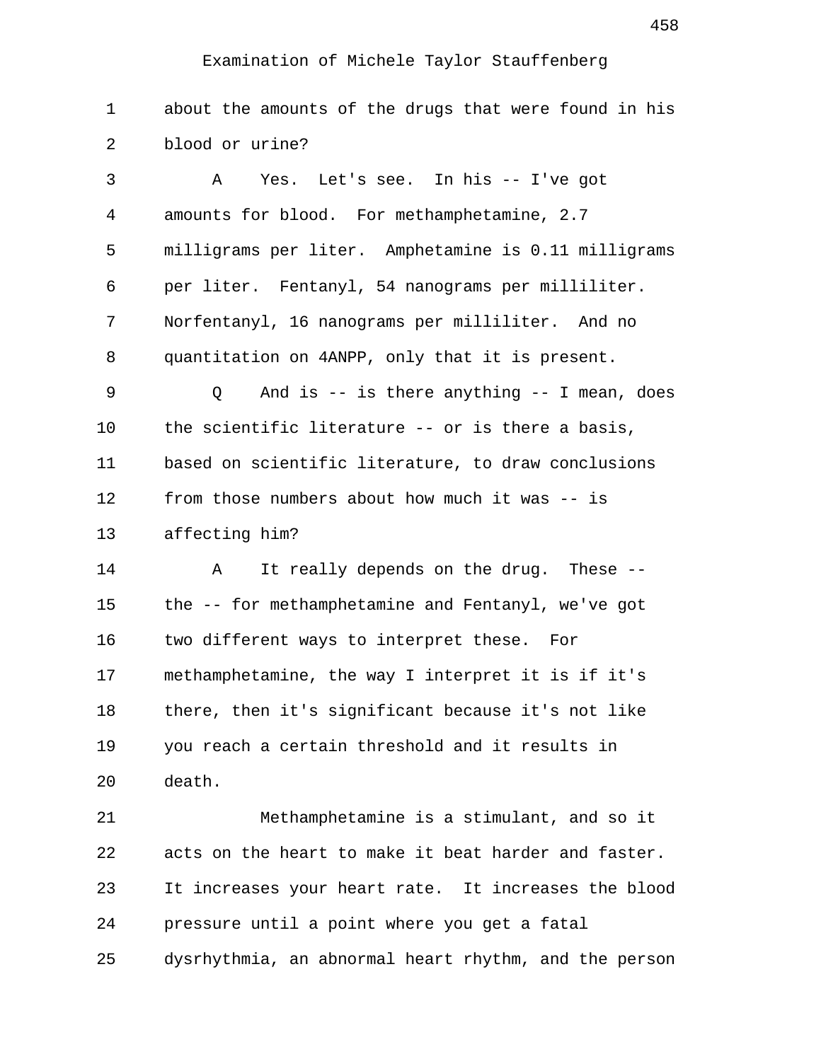Examination of Michele Taylor Stauffenberg

1 about the amounts of the drugs that were found in his
2 blood or urine?
3 A Yes. Let's see. In his -- I've got
4 amounts for blood. For methamphetamine, 2.7
5 milligrams per liter. Amphetamine is 0.11 milligrams
6 per liter. Fentanyl, 54 nanograms per milliliter.
7 Norfentanyl, 16 nanograms per milliliter. And no
8 quantitation on 4ANPP, only that it is present.
9 Q And is -- is there anything -- I mean, does
10 the scientific literature -- or is there a basis,
11 based on scientific literature, to draw conclusions
12 from those numbers about how much it was -- is
13 affecting him?
14 A It really depends on the drug. These --
15 the -- for methamphetamine and Fentanyl, we've got
16 two different ways to interpret these. For
17 methamphetamine, the way I interpret it is if it's
18 there, then it's significant because it's not like
19 you reach a certain threshold and it results in
20 death.
21 Methamphetamine is a stimulant, and so it
22 acts on the heart to make it beat harder and faster.
23 It increases your heart rate. It increases the blood
24 pressure until a point where you get a fatal
25 dysrhythmia, an abnormal heart rhythm, and the person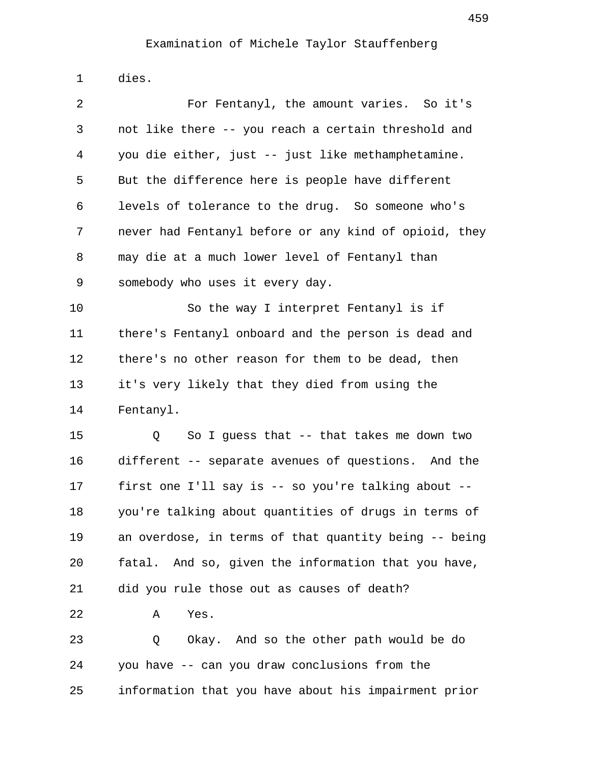Examination of Michele Taylor Stauffenberg

1 dies.

2 For Fentanyl, the amount varies. So it's
3 not like there -- you reach a certain threshold and
4 you die either, just -- just like methamphetamine.
5 But the difference here is people have different
6 levels of tolerance to the drug. So someone who's
7 never had Fentanyl before or any kind of opioid, they
8 may die at a much lower level of Fentanyl than
9 somebody who uses it every day.

10 So the way I interpret Fentanyl is if
11 there's Fentanyl onboard and the person is dead and
12 there's no other reason for them to be dead, then
13 it's very likely that they died from using the
14 Fentanyl.

15 Q So I guess that -- that takes me down two
16 different -- separate avenues of questions. And the
17 first one I'll say is -- so you're talking about --
18 you're talking about quantities of drugs in terms of
19 an overdose, in terms of that quantity being -- being
20 fatal. And so, given the information that you have,
21 did you rule those out as causes of death?

22 A Yes.

23 Q Okay. And so the other path would be do
24 you have -- can you draw conclusions from the
25 information that you have about his impairment prior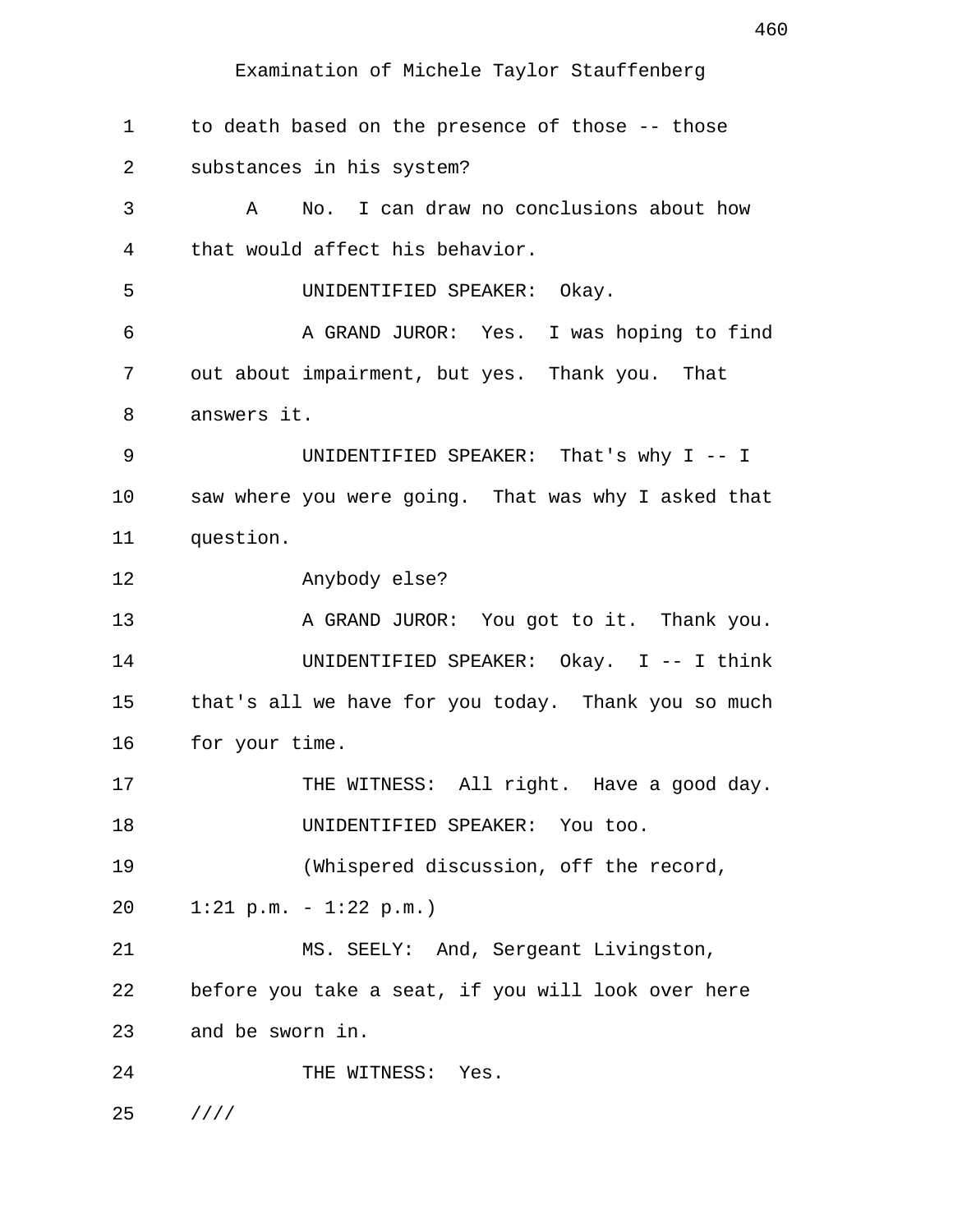to death based on the presence of those -- those substances in his system?

A No. I can draw no conclusions about how that would affect his behavior.

UNIDENTIFIED SPEAKER: Okay.

A GRAND JUROR: Yes. I was hoping to find out about impairment, but yes. Thank you. That answers it.

UNIDENTIFIED SPEAKER: That's why I -- I saw where you were going. That was why I asked that question.

Anybody else?

A GRAND JUROR: You got to it. Thank you.

UNIDENTIFIED SPEAKER: Okay. I -- I think that's all we have for you today. Thank you so much for your time.

THE WITNESS: All right. Have a good day.

UNIDENTIFIED SPEAKER: You too.

(Whispered discussion, off the record, 1:21 p.m. - 1:22 p.m.)

MS. SEELY: And, Sergeant Livingston, before you take a seat, if you will look over here and be sworn in.

THE WITNESS: Yes.

////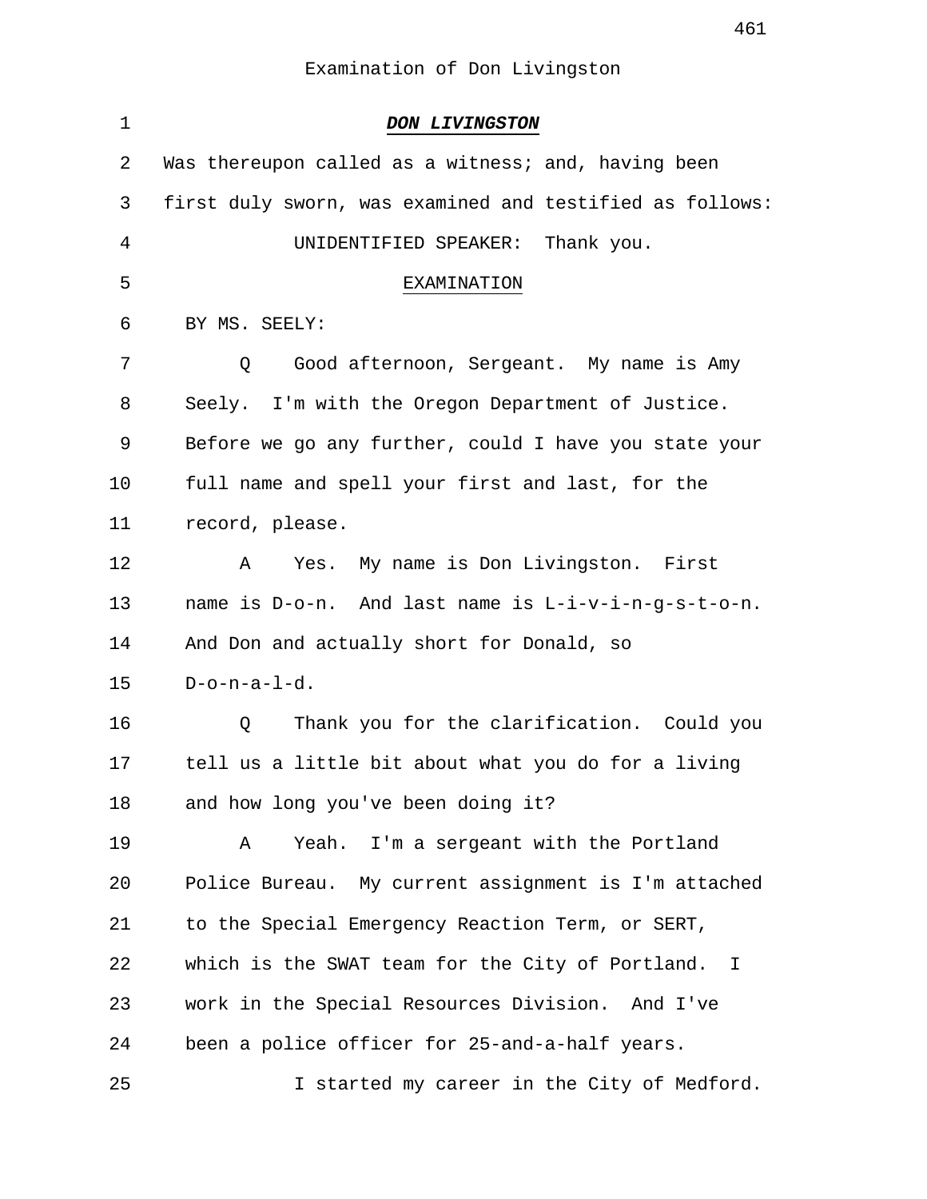Examination of Don Livingston

***DON LIVINGSTON***

Was thereupon called as a witness; and, having been first duly sworn, was examined and testified as follows:

UNIDENTIFIED SPEAKER: Thank you.

EXAMINATION

BY MS. SEELY:

Q Good afternoon, Sergeant. My name is Amy Seely. I'm with the Oregon Department of Justice. Before we go any further, could I have you state your full name and spell your first and last, for the record, please.

A Yes. My name is Don Livingston. First name is D-o-n. And last name is L-i-v-i-n-g-s-t-o-n. And Don and actually short for Donald, so D-o-n-a-l-d.

Q Thank you for the clarification. Could you tell us a little bit about what you do for a living and how long you've been doing it?

A Yeah. I'm a sergeant with the Portland Police Bureau. My current assignment is I'm attached to the Special Emergency Reaction Term, or SERT, which is the SWAT team for the City of Portland. I work in the Special Resources Division. And I've been a police officer for 25-and-a-half years.

I started my career in the City of Medford.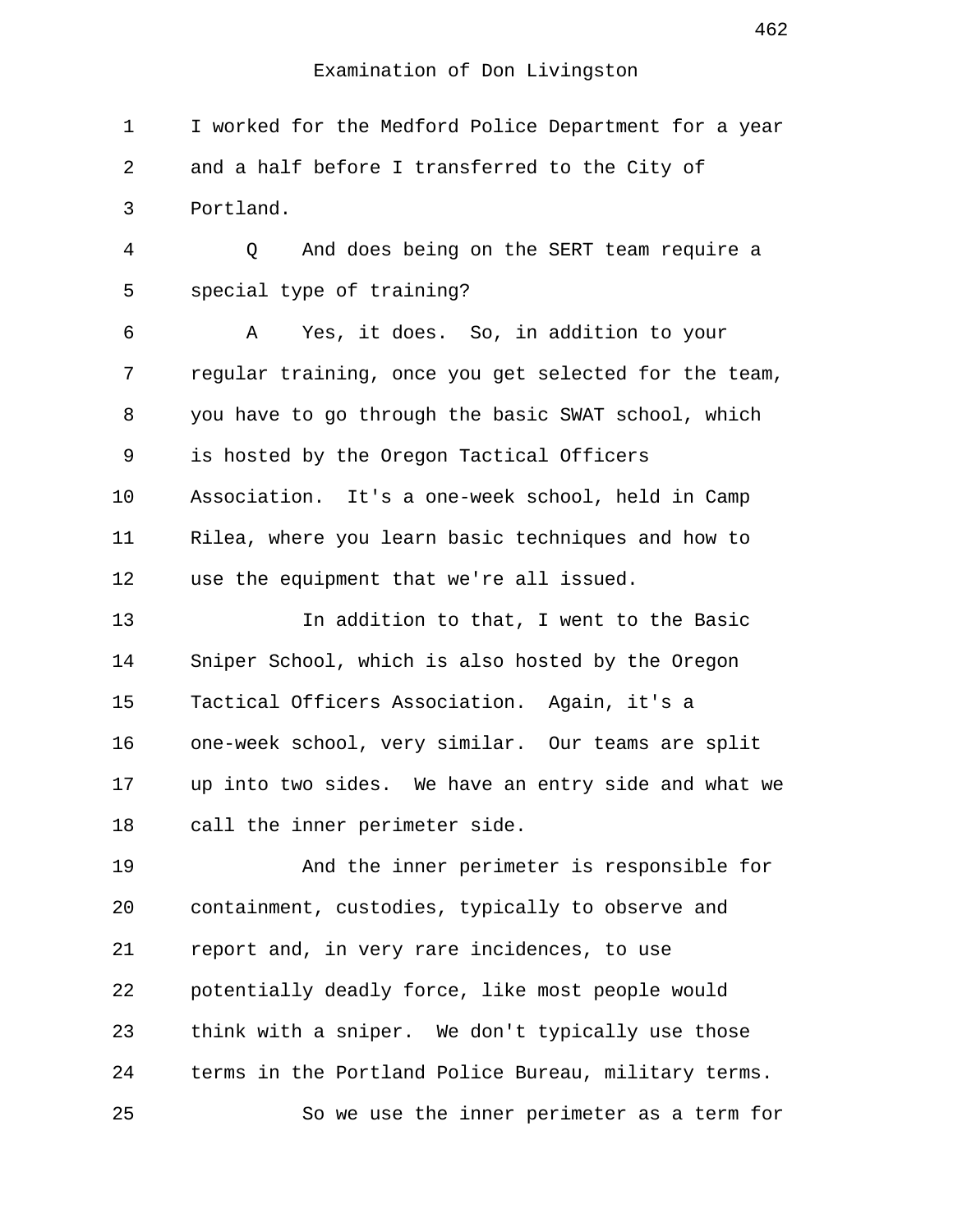Examination of Don Livingston

I worked for the Medford Police Department for a year and a half before I transferred to the City of Portland.

Q And does being on the SERT team require a special type of training?

A Yes, it does. So, in addition to your regular training, once you get selected for the team, you have to go through the basic SWAT school, which is hosted by the Oregon Tactical Officers Association. It's a one-week school, held in Camp Rilea, where you learn basic techniques and how to use the equipment that we're all issued.

In addition to that, I went to the Basic Sniper School, which is also hosted by the Oregon Tactical Officers Association. Again, it's a one-week school, very similar. Our teams are split up into two sides. We have an entry side and what we call the inner perimeter side.

And the inner perimeter is responsible for containment, custodies, typically to observe and report and, in very rare incidences, to use potentially deadly force, like most people would think with a sniper. We don't typically use those terms in the Portland Police Bureau, military terms.

So we use the inner perimeter as a term for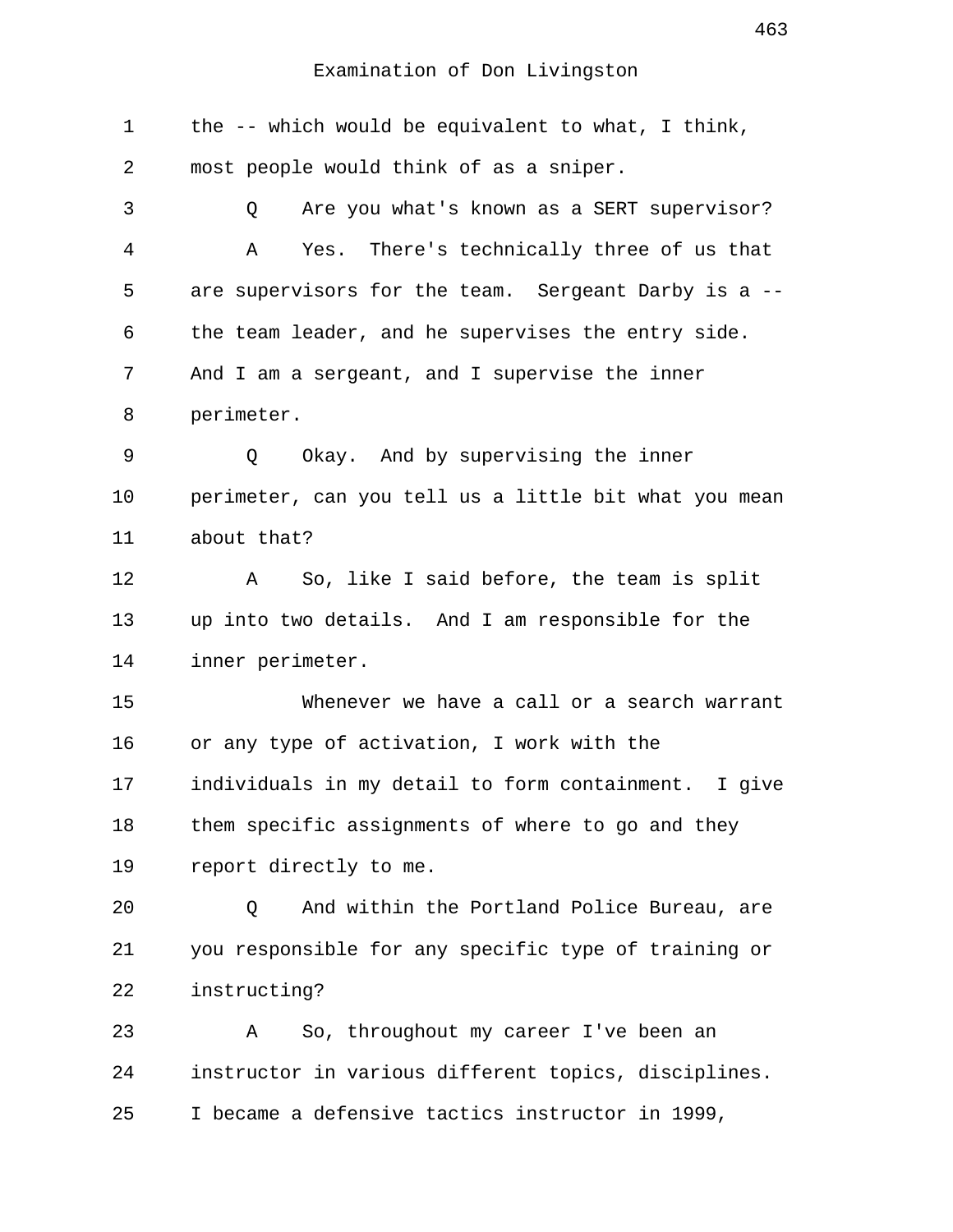Examination of Don Livingston

1 the -- which would be equivalent to what, I think,
2 most people would think of as a sniper.
3 Q Are you what's known as a SERT supervisor?
4 A Yes. There's technically three of us that
5 are supervisors for the team. Sergeant Darby is a --
6 the team leader, and he supervises the entry side.
7 And I am a sergeant, and I supervise the inner
8 perimeter.
9 Q Okay. And by supervising the inner
10 perimeter, can you tell us a little bit what you mean
11 about that?
12 A So, like I said before, the team is split
13 up into two details. And I am responsible for the
14 inner perimeter.
15 Whenever we have a call or a search warrant
16 or any type of activation, I work with the
17 individuals in my detail to form containment. I give
18 them specific assignments of where to go and they
19 report directly to me.
20 Q And within the Portland Police Bureau, are
21 you responsible for any specific type of training or
22 instructing?
23 A So, throughout my career I've been an
24 instructor in various different topics, disciplines.
25 I became a defensive tactics instructor in 1999,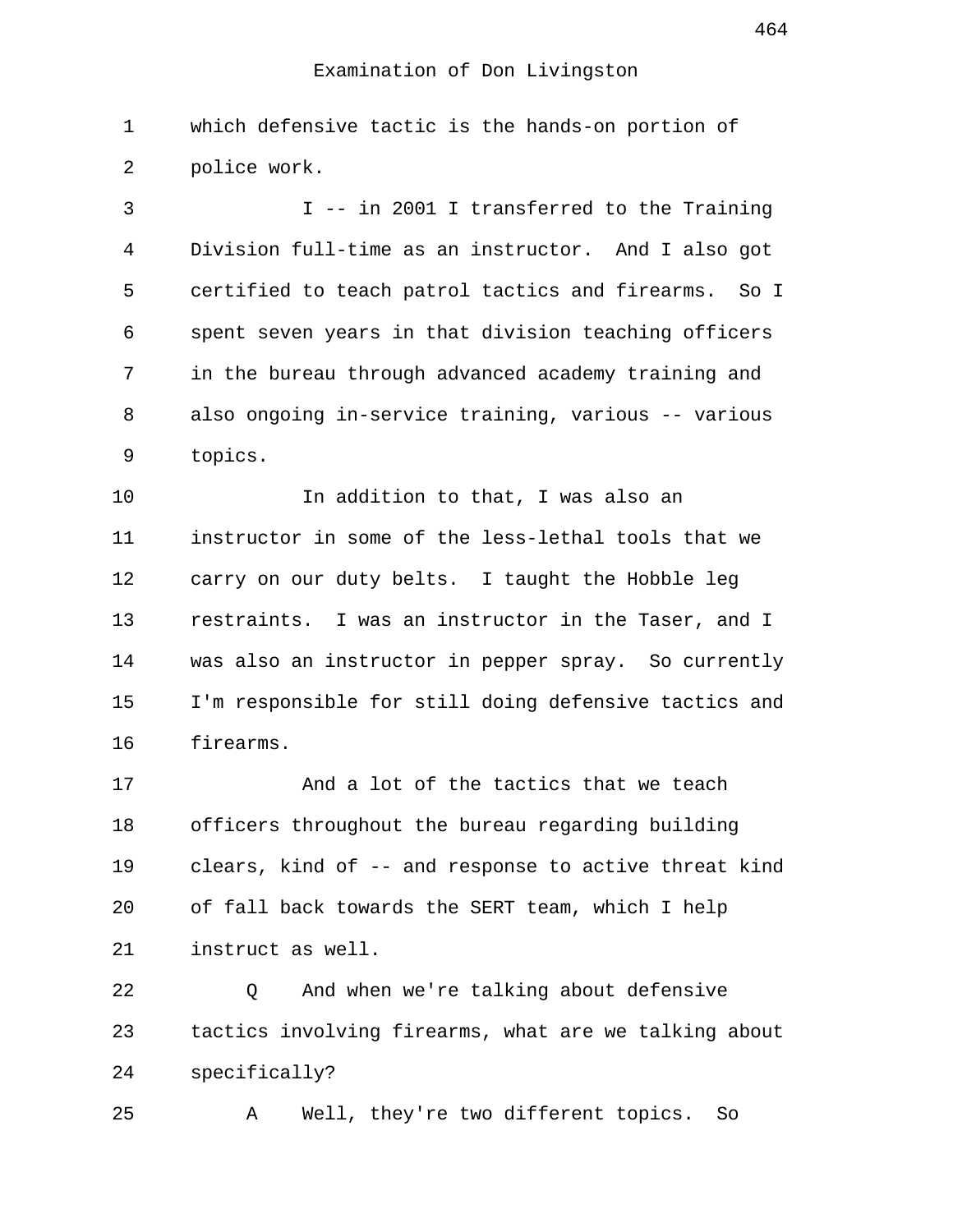Examination of Don Livingston

which defensive tactic is the hands-on portion of police work.

I -- in 2001 I transferred to the Training Division full-time as an instructor. And I also got certified to teach patrol tactics and firearms. So I spent seven years in that division teaching officers in the bureau through advanced academy training and also ongoing in-service training, various -- various topics.

In addition to that, I was also an instructor in some of the less-lethal tools that we carry on our duty belts. I taught the Hobble leg restraints. I was an instructor in the Taser, and I was also an instructor in pepper spray. So currently I'm responsible for still doing defensive tactics and firearms.

And a lot of the tactics that we teach officers throughout the bureau regarding building clears, kind of -- and response to active threat kind of fall back towards the SERT team, which I help instruct as well.

Q And when we're talking about defensive tactics involving firearms, what are we talking about specifically?

A Well, they're two different topics. So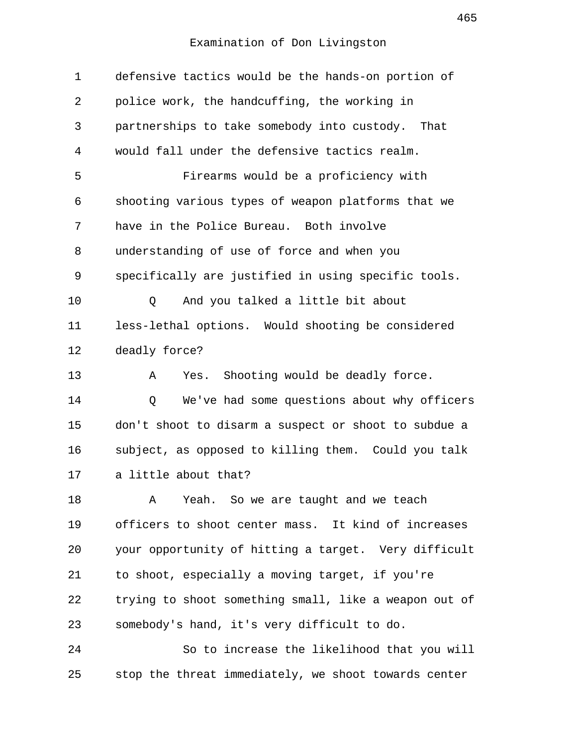Examination of Don Livingston

defensive tactics would be the hands-on portion of police work, the handcuffing, the working in partnerships to take somebody into custody. That would fall under the defensive tactics realm.

Firearms would be a proficiency with shooting various types of weapon platforms that we have in the Police Bureau. Both involve understanding of use of force and when you specifically are justified in using specific tools.

Q And you talked a little bit about less-lethal options. Would shooting be considered deadly force?

A Yes. Shooting would be deadly force.

Q We've had some questions about why officers don't shoot to disarm a suspect or shoot to subdue a subject, as opposed to killing them. Could you talk a little about that?

A Yeah. So we are taught and we teach officers to shoot center mass. It kind of increases your opportunity of hitting a target. Very difficult to shoot, especially a moving target, if you're trying to shoot something small, like a weapon out of somebody's hand, it's very difficult to do.

So to increase the likelihood that you will stop the threat immediately, we shoot towards center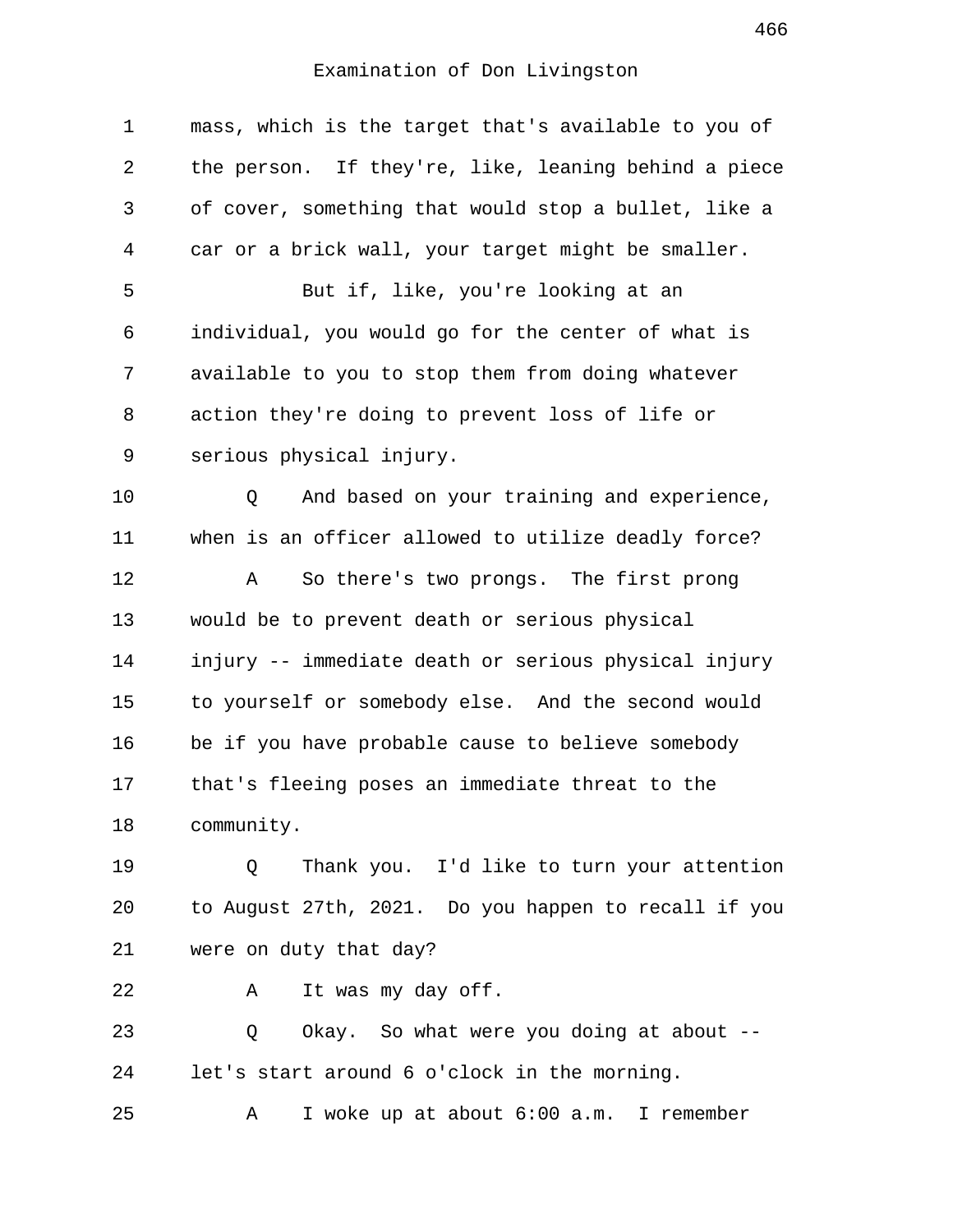Examination of Don Livingston

mass, which is the target that's available to you of the person. If they're, like, leaning behind a piece of cover, something that would stop a bullet, like a car or a brick wall, your target might be smaller.

But if, like, you're looking at an individual, you would go for the center of what is available to you to stop them from doing whatever action they're doing to prevent loss of life or serious physical injury.

Q And based on your training and experience, when is an officer allowed to utilize deadly force?

A So there's two prongs. The first prong would be to prevent death or serious physical injury -- immediate death or serious physical injury to yourself or somebody else. And the second would be if you have probable cause to believe somebody that's fleeing poses an immediate threat to the community.

Q Thank you. I'd like to turn your attention to August 27th, 2021. Do you happen to recall if you were on duty that day?

A It was my day off.

Q Okay. So what were you doing at about -- let's start around 6 o'clock in the morning.

A I woke up at about 6:00 a.m. I remember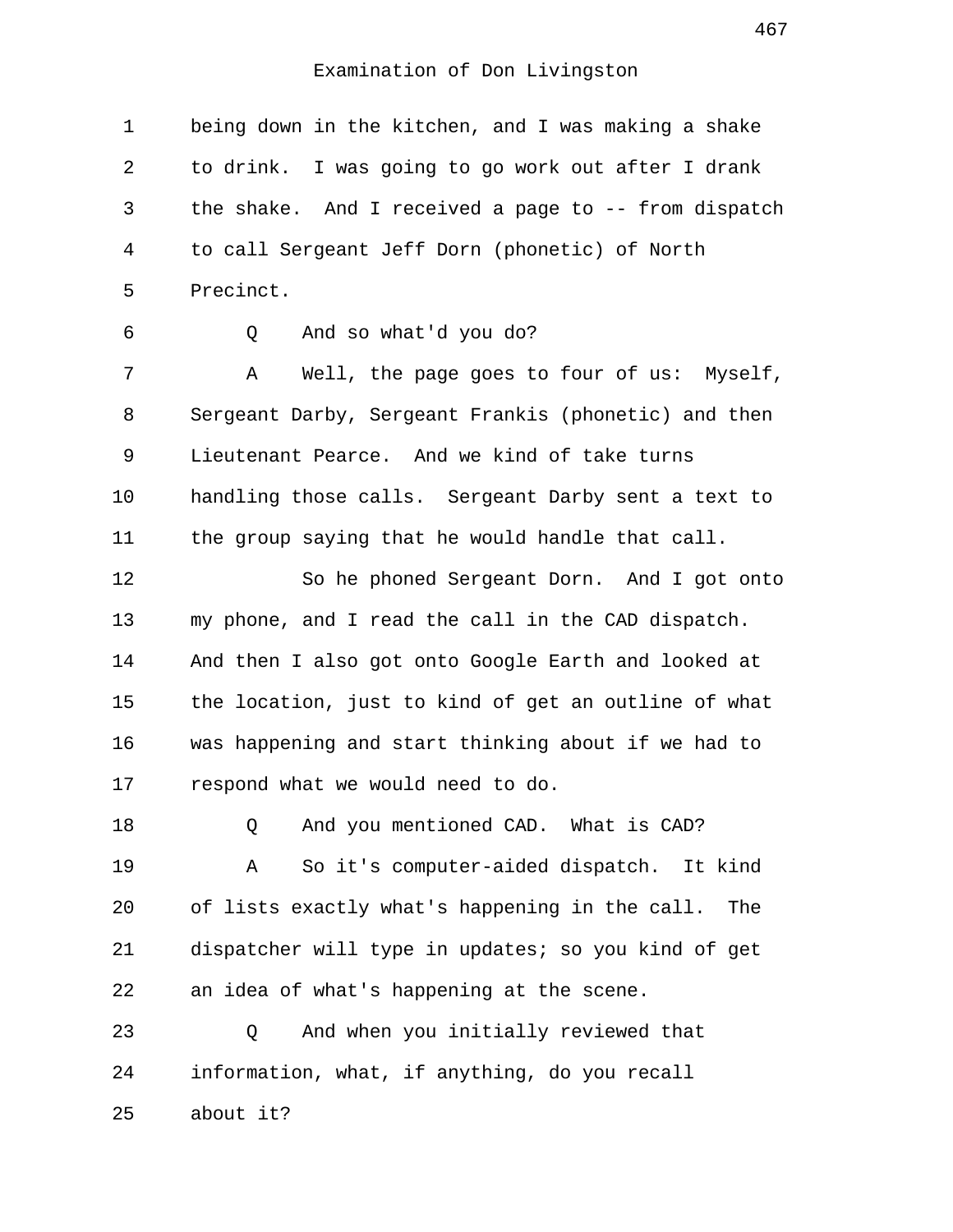Examination of Don Livingston

being down in the kitchen, and I was making a shake to drink. I was going to go work out after I drank the shake. And I received a page to -- from dispatch to call Sergeant Jeff Dorn (phonetic) of North Precinct.

Q And so what'd you do?

A Well, the page goes to four of us: Myself, Sergeant Darby, Sergeant Frankis (phonetic) and then Lieutenant Pearce. And we kind of take turns handling those calls. Sergeant Darby sent a text to the group saying that he would handle that call.

So he phoned Sergeant Dorn. And I got onto my phone, and I read the call in the CAD dispatch. And then I also got onto Google Earth and looked at the location, just to kind of get an outline of what was happening and start thinking about if we had to respond what we would need to do.

Q And you mentioned CAD. What is CAD?

A So it's computer-aided dispatch. It kind of lists exactly what's happening in the call. The dispatcher will type in updates; so you kind of get an idea of what's happening at the scene.

Q And when you initially reviewed that information, what, if anything, do you recall about it?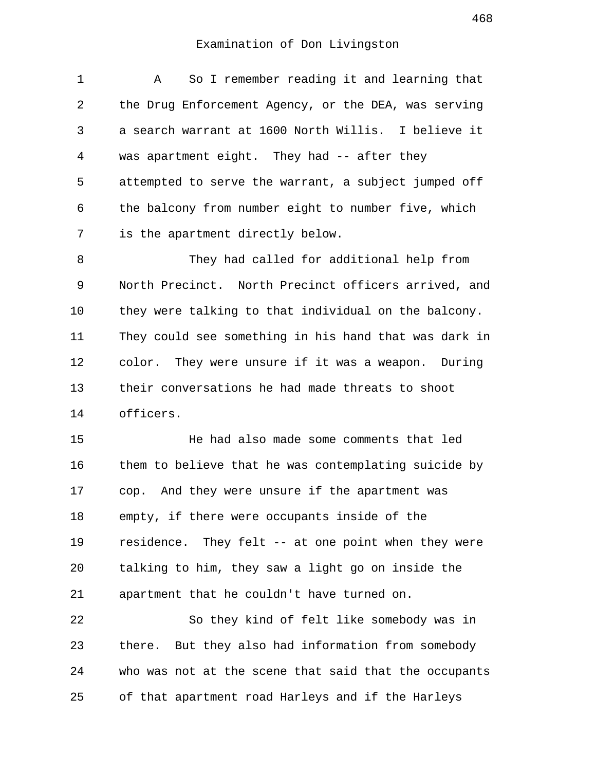Examination of Don Livingston

A So I remember reading it and learning that the Drug Enforcement Agency, or the DEA, was serving a search warrant at 1600 North Willis. I believe it was apartment eight. They had -- after they attempted to serve the warrant, a subject jumped off the balcony from number eight to number five, which is the apartment directly below.

They had called for additional help from North Precinct. North Precinct officers arrived, and they were talking to that individual on the balcony. They could see something in his hand that was dark in color. They were unsure if it was a weapon. During their conversations he had made threats to shoot officers.

He had also made some comments that led them to believe that he was contemplating suicide by cop. And they were unsure if the apartment was empty, if there were occupants inside of the residence. They felt -- at one point when they were talking to him, they saw a light go on inside the apartment that he couldn't have turned on.

So they kind of felt like somebody was in there. But they also had information from somebody who was not at the scene that said that the occupants of that apartment road Harleys and if the Harleys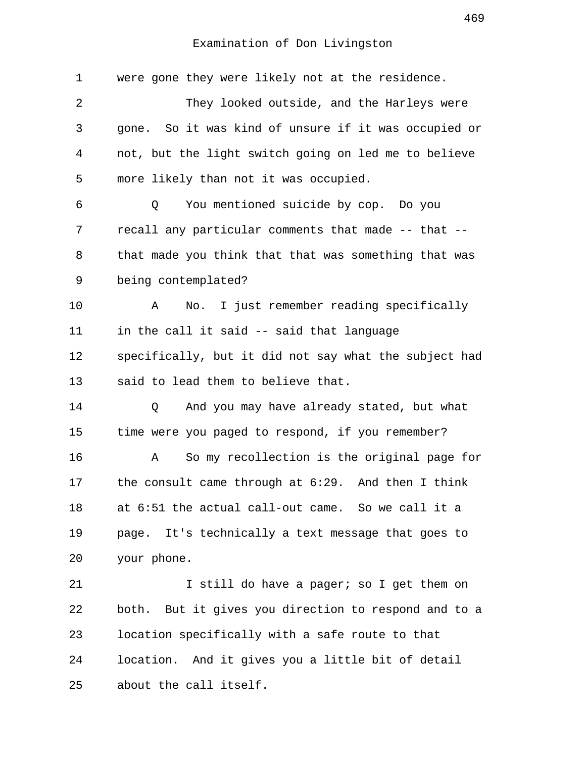were gone they were likely not at the residence.

They looked outside, and the Harleys were gone. So it was kind of unsure if it was occupied or not, but the light switch going on led me to believe more likely than not it was occupied.

Q You mentioned suicide by cop. Do you recall any particular comments that made -- that -- that made you think that that was something that was being contemplated?

A No. I just remember reading specifically in the call it said -- said that language specifically, but it did not say what the subject had said to lead them to believe that.

Q And you may have already stated, but what time were you paged to respond, if you remember?

A So my recollection is the original page for the consult came through at 6:29. And then I think at 6:51 the actual call-out came. So we call it a page. It's technically a text message that goes to your phone.

I still do have a pager; so I get them on both. But it gives you direction to respond and to a location specifically with a safe route to that location. And it gives you a little bit of detail about the call itself.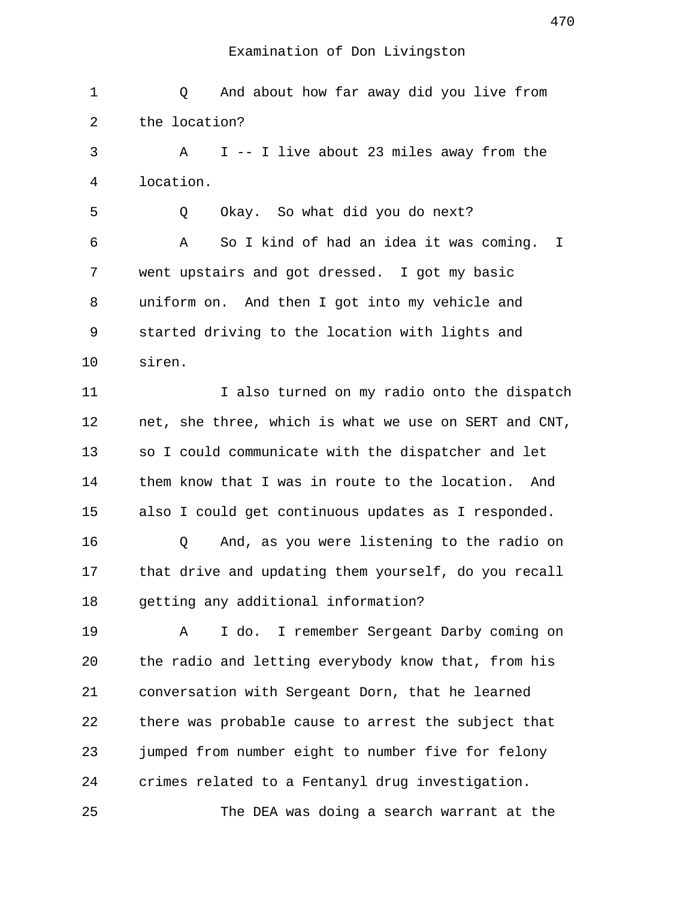Examination of Don Livingston

1 Q And about how far away did you live from
2 the location?
3 A I -- I live about 23 miles away from the
4 location.
5 Q Okay. So what did you do next?
6 A So I kind of had an idea it was coming. I
7 went upstairs and got dressed. I got my basic
8 uniform on. And then I got into my vehicle and
9 started driving to the location with lights and
10 siren.
11 I also turned on my radio onto the dispatch
12 net, she three, which is what we use on SERT and CNT,
13 so I could communicate with the dispatcher and let
14 them know that I was in route to the location. And
15 also I could get continuous updates as I responded.
16 Q And, as you were listening to the radio on
17 that drive and updating them yourself, do you recall
18 getting any additional information?
19 A I do. I remember Sergeant Darby coming on
20 the radio and letting everybody know that, from his
21 conversation with Sergeant Dorn, that he learned
22 there was probable cause to arrest the subject that
23 jumped from number eight to number five for felony
24 crimes related to a Fentanyl drug investigation.
25 The DEA was doing a search warrant at the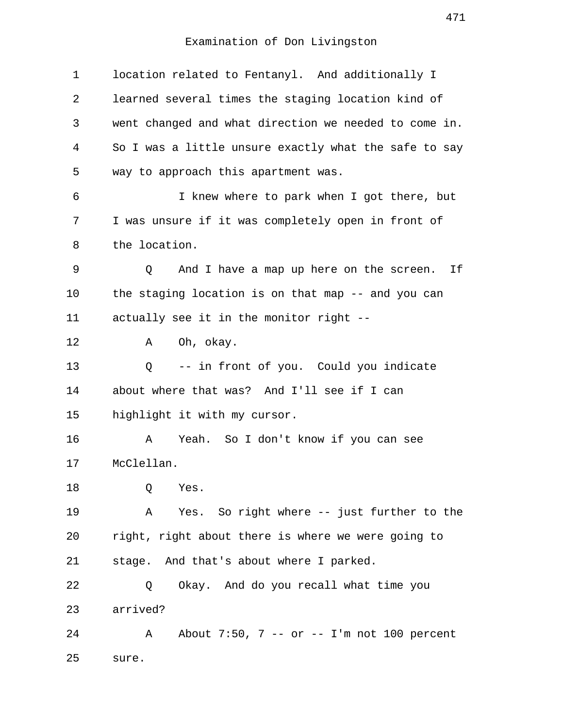Examination of Don Livingston

1 location related to Fentanyl. And additionally I
2 learned several times the staging location kind of
3 went changed and what direction we needed to come in.
4 So I was a little unsure exactly what the safe to say
5 way to approach this apartment was.
6 I knew where to park when I got there, but
7 I was unsure if it was completely open in front of
8 the location.
9 Q And I have a map up here on the screen. If
10 the staging location is on that map -- and you can
11 actually see it in the monitor right --
12 A Oh, okay.
13 Q -- in front of you. Could you indicate
14 about where that was? And I'll see if I can
15 highlight it with my cursor.
16 A Yeah. So I don't know if you can see
17 McClellan.
18 Q Yes.
19 A Yes. So right where -- just further to the
20 right, right about there is where we were going to
21 stage. And that's about where I parked.
22 Q Okay. And do you recall what time you
23 arrived?
24 A About 7:50, 7 -- or -- I'm not 100 percent
25 sure.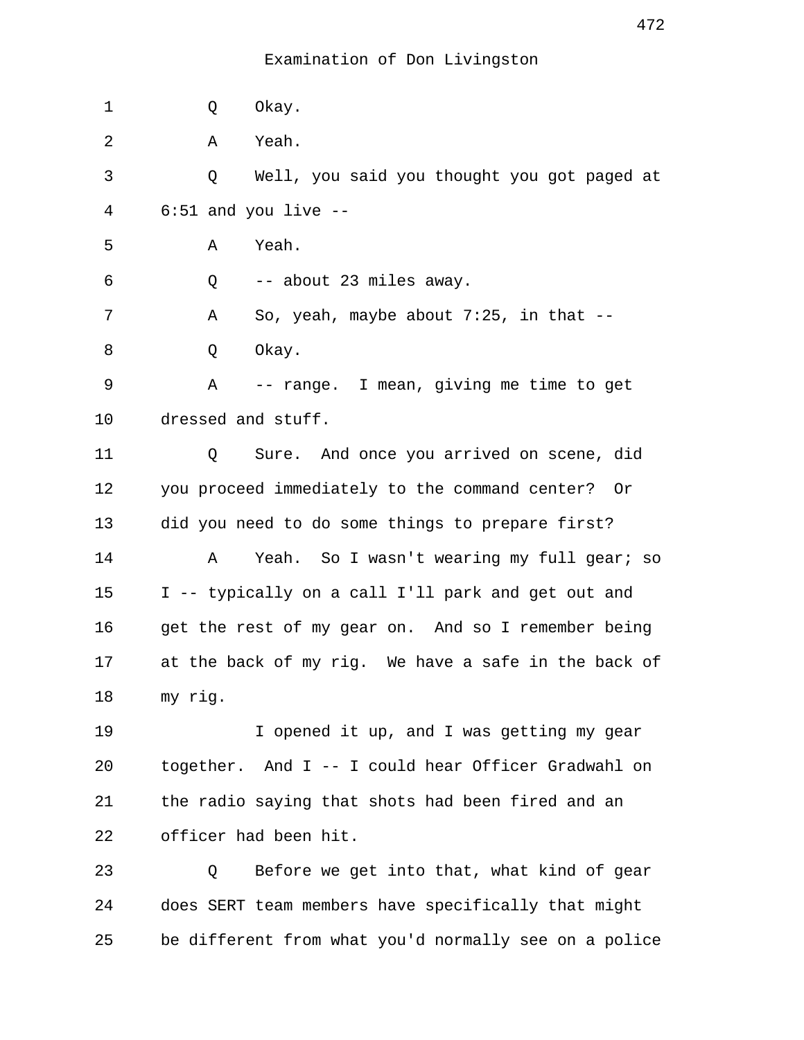Examination of Don Livingston

1 Q Okay.

2 A Yeah.

3 Q Well, you said you thought you got paged at

4 6:51 and you live --

5 A Yeah.

6 Q -- about 23 miles away.

7 A So, yeah, maybe about 7:25, in that --

8 Q Okay.

9 A -- range. I mean, giving me time to get

10 dressed and stuff.

11 Q Sure. And once you arrived on scene, did

12 you proceed immediately to the command center? Or

13 did you need to do some things to prepare first?

14 A Yeah. So I wasn't wearing my full gear; so

15 I -- typically on a call I'll park and get out and

16 get the rest of my gear on. And so I remember being

17 at the back of my rig. We have a safe in the back of

18 my rig.

19 I opened it up, and I was getting my gear

20 together. And I -- I could hear Officer Gradwahl on

21 the radio saying that shots had been fired and an

22 officer had been hit.

23 Q Before we get into that, what kind of gear

24 does SERT team members have specifically that might

25 be different from what you'd normally see on a police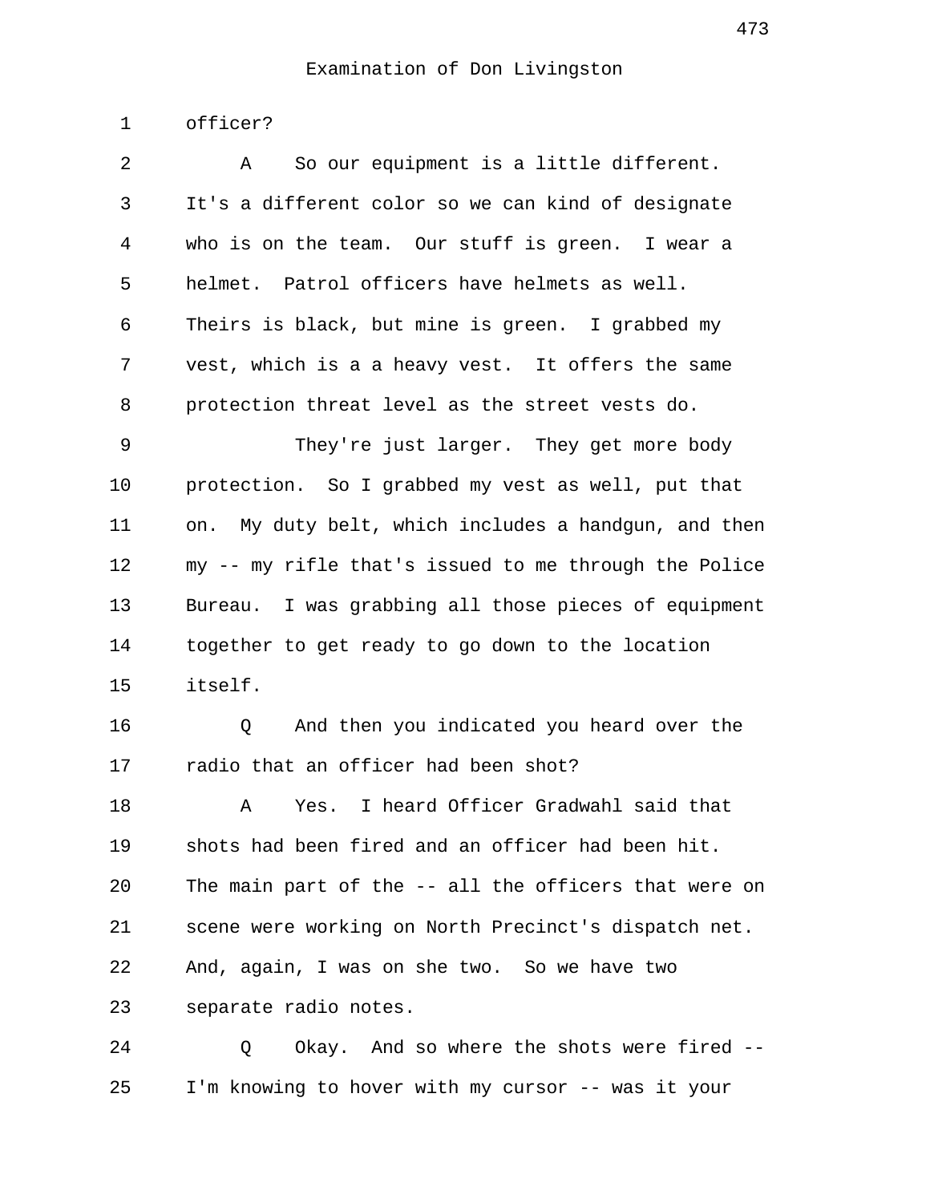Examination of Don Livingston

officer?

A So our equipment is a little different. It's a different color so we can kind of designate who is on the team. Our stuff is green. I wear a helmet. Patrol officers have helmets as well. Theirs is black, but mine is green. I grabbed my vest, which is a a heavy vest. It offers the same protection threat level as the street vests do.

They're just larger. They get more body protection. So I grabbed my vest as well, put that on. My duty belt, which includes a handgun, and then my -- my rifle that's issued to me through the Police Bureau. I was grabbing all those pieces of equipment together to get ready to go down to the location itself.

Q And then you indicated you heard over the radio that an officer had been shot?

A Yes. I heard Officer Gradwahl said that shots had been fired and an officer had been hit. The main part of the -- all the officers that were on scene were working on North Precinct's dispatch net. And, again, I was on she two. So we have two separate radio notes.

Q Okay. And so where the shots were fired -- I'm knowing to hover with my cursor -- was it your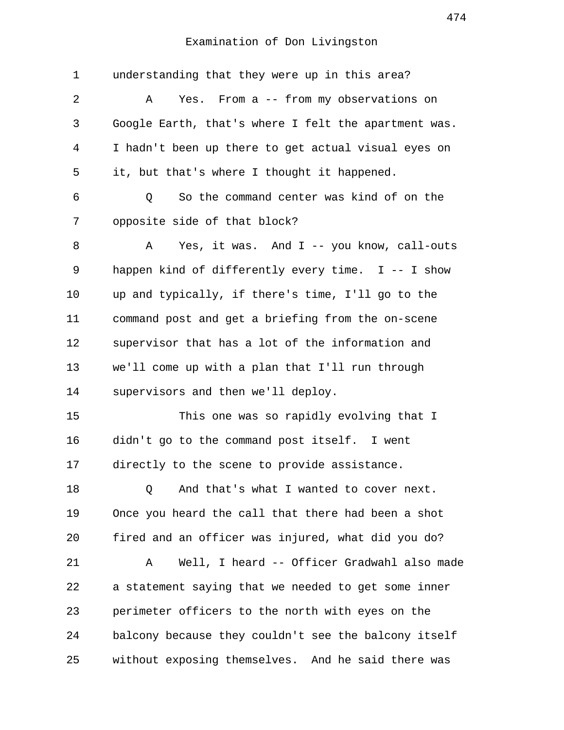understanding that they were up in this area?

A Yes. From a -- from my observations on Google Earth, that's where I felt the apartment was. I hadn't been up there to get actual visual eyes on it, but that's where I thought it happened.

Q So the command center was kind of on the opposite side of that block?

A Yes, it was. And I -- you know, call-outs happen kind of differently every time. I -- I show up and typically, if there's time, I'll go to the command post and get a briefing from the on-scene supervisor that has a lot of the information and we'll come up with a plan that I'll run through supervisors and then we'll deploy.

This one was so rapidly evolving that I didn't go to the command post itself. I went directly to the scene to provide assistance.

Q And that's what I wanted to cover next. Once you heard the call that there had been a shot fired and an officer was injured, what did you do?

A Well, I heard -- Officer Gradwahl also made a statement saying that we needed to get some inner perimeter officers to the north with eyes on the balcony because they couldn't see the balcony itself without exposing themselves. And he said there was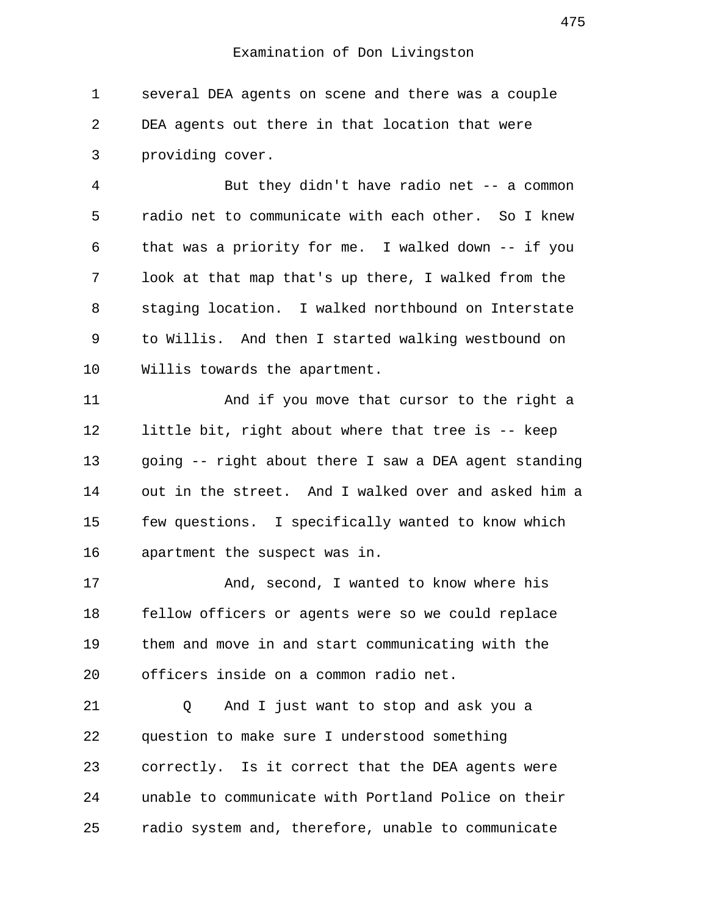Examination of Don Livingston

1 several DEA agents on scene and there was a couple
2 DEA agents out there in that location that were
3 providing cover.

4 But they didn't have radio net -- a common
5 radio net to communicate with each other. So I knew
6 that was a priority for me. I walked down -- if you
7 look at that map that's up there, I walked from the
8 staging location. I walked northbound on Interstate
9 to Willis. And then I started walking westbound on
10 Willis towards the apartment.

11 And if you move that cursor to the right a
12 little bit, right about where that tree is -- keep
13 going -- right about there I saw a DEA agent standing
14 out in the street. And I walked over and asked him a
15 few questions. I specifically wanted to know which
16 apartment the suspect was in.

17 And, second, I wanted to know where his
18 fellow officers or agents were so we could replace
19 them and move in and start communicating with the
20 officers inside on a common radio net.

21 Q And I just want to stop and ask you a
22 question to make sure I understood something
23 correctly. Is it correct that the DEA agents were
24 unable to communicate with Portland Police on their
25 radio system and, therefore, unable to communicate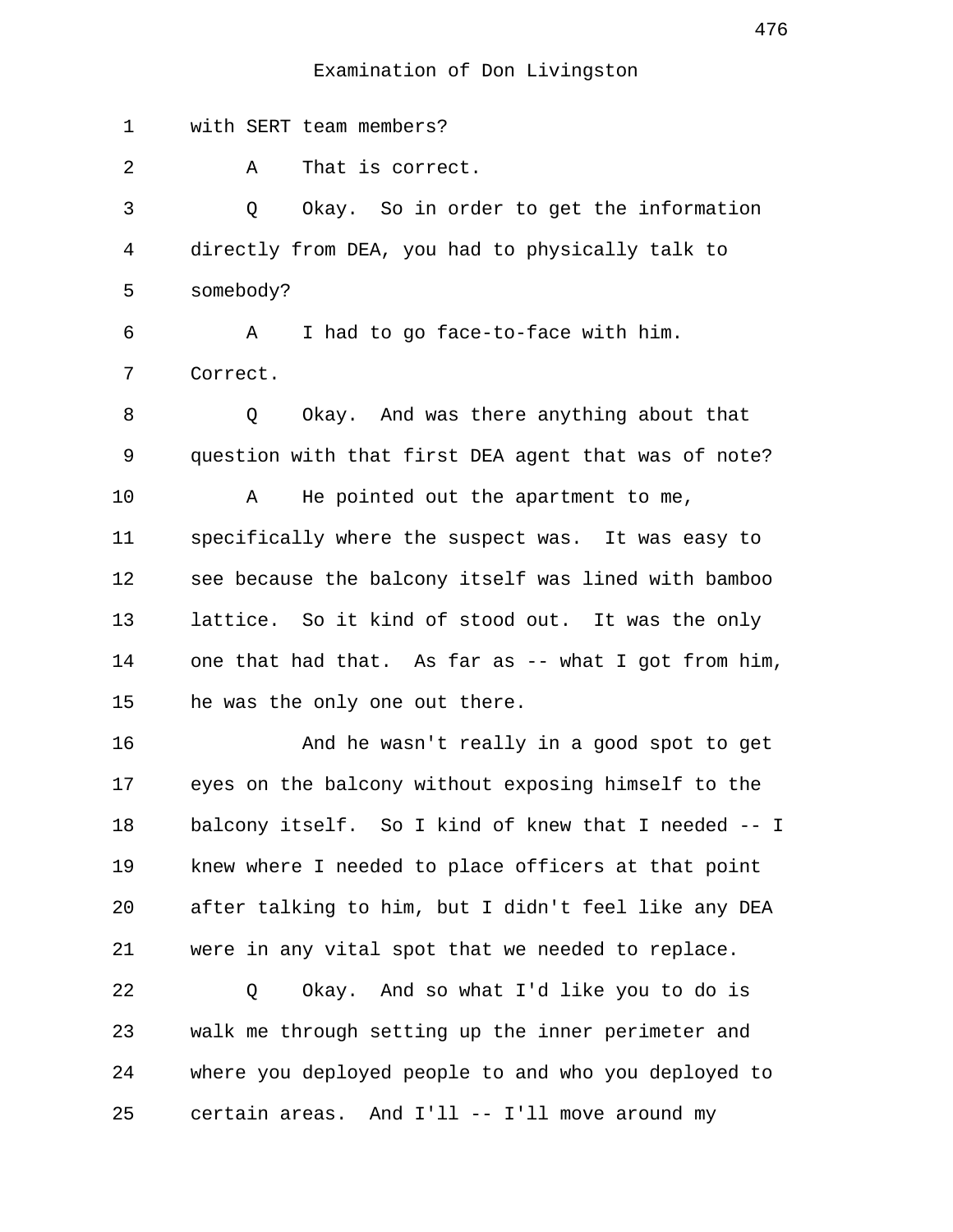Examination of Don Livingston

1 with SERT team members?

2 A That is correct.

3 Q Okay. So in order to get the information

4 directly from DEA, you had to physically talk to

5 somebody?

6 A I had to go face-to-face with him.

7 Correct.

8 Q Okay. And was there anything about that

9 question with that first DEA agent that was of note?

10 A He pointed out the apartment to me,

11 specifically where the suspect was. It was easy to

12 see because the balcony itself was lined with bamboo

13 lattice. So it kind of stood out. It was the only

14 one that had that. As far as -- what I got from him,

15 he was the only one out there.

16 And he wasn't really in a good spot to get

17 eyes on the balcony without exposing himself to the

18 balcony itself. So I kind of knew that I needed -- I

19 knew where I needed to place officers at that point

20 after talking to him, but I didn't feel like any DEA

21 were in any vital spot that we needed to replace.

22 Q Okay. And so what I'd like you to do is

23 walk me through setting up the inner perimeter and

24 where you deployed people to and who you deployed to

25 certain areas. And I'll -- I'll move around my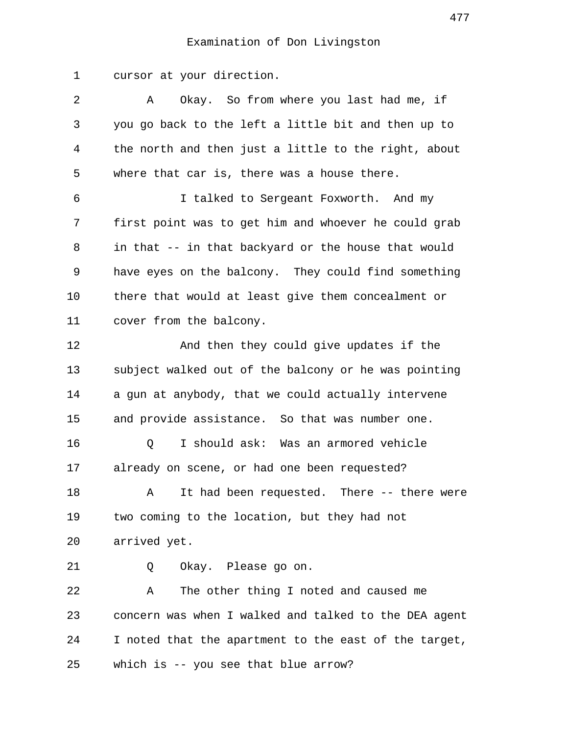Examination of Don Livingston

1 cursor at your direction.

2 A Okay. So from where you last had me, if
3 you go back to the left a little bit and then up to
4 the north and then just a little to the right, about
5 where that car is, there was a house there.

6 I talked to Sergeant Foxworth. And my
7 first point was to get him and whoever he could grab
8 in that -- in that backyard or the house that would
9 have eyes on the balcony. They could find something
10 there that would at least give them concealment or
11 cover from the balcony.

12 And then they could give updates if the
13 subject walked out of the balcony or he was pointing
14 a gun at anybody, that we could actually intervene
15 and provide assistance. So that was number one.

16 Q I should ask: Was an armored vehicle
17 already on scene, or had one been requested?

18 A It had been requested. There -- there were
19 two coming to the location, but they had not
20 arrived yet.

21 Q Okay. Please go on.

22 A The other thing I noted and caused me
23 concern was when I walked and talked to the DEA agent
24 I noted that the apartment to the east of the target,
25 which is -- you see that blue arrow?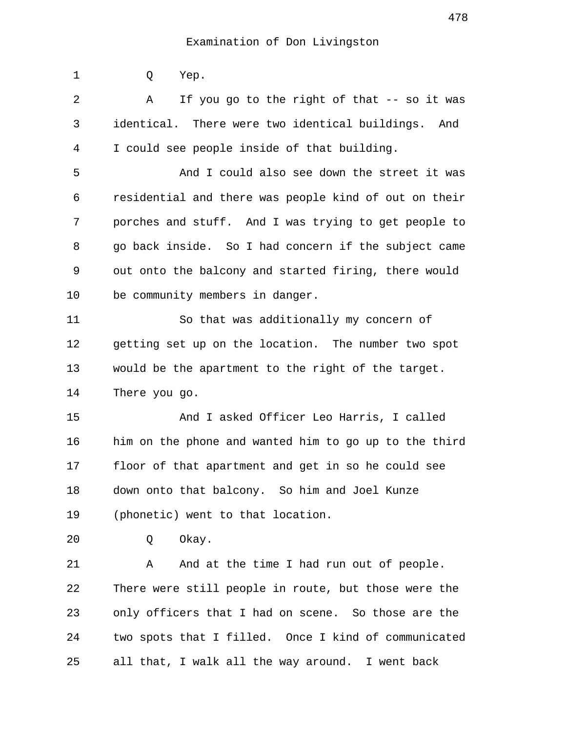Examination of Don Livingston

Q Yep.

A If you go to the right of that -- so it was identical. There were two identical buildings. And I could see people inside of that building.

And I could also see down the street it was residential and there was people kind of out on their porches and stuff. And I was trying to get people to go back inside. So I had concern if the subject came out onto the balcony and started firing, there would be community members in danger.

So that was additionally my concern of getting set up on the location. The number two spot would be the apartment to the right of the target. There you go.

And I asked Officer Leo Harris, I called him on the phone and wanted him to go up to the third floor of that apartment and get in so he could see down onto that balcony. So him and Joel Kunze (phonetic) went to that location.

Q Okay.

A And at the time I had run out of people. There were still people in route, but those were the only officers that I had on scene. So those are the two spots that I filled. Once I kind of communicated all that, I walk all the way around. I went back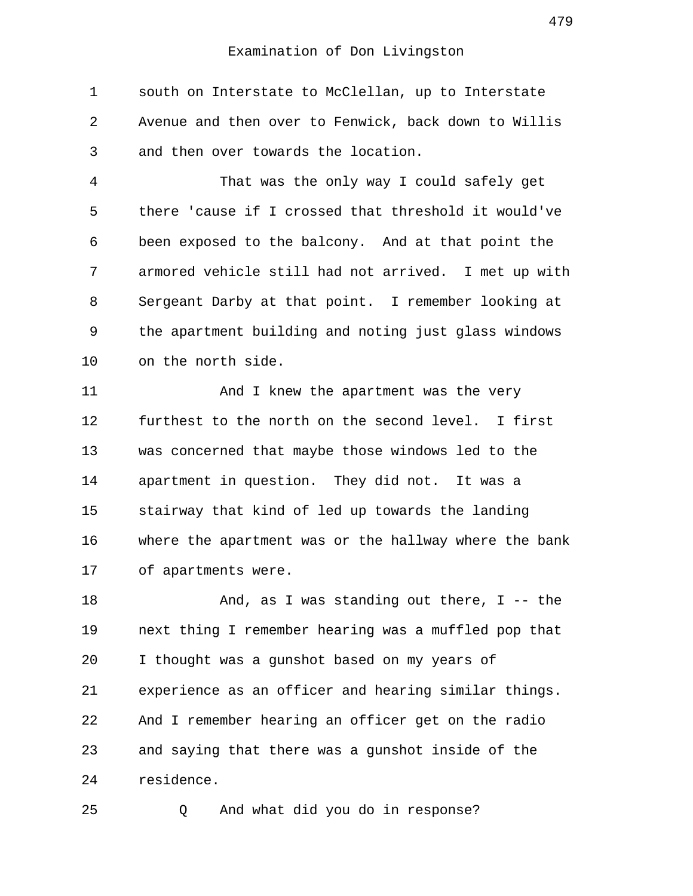south on Interstate to McClellan, up to Interstate Avenue and then over to Fenwick, back down to Willis and then over towards the location.

That was the only way I could safely get there 'cause if I crossed that threshold it would've been exposed to the balcony. And at that point the armored vehicle still had not arrived. I met up with Sergeant Darby at that point. I remember looking at the apartment building and noting just glass windows on the north side.

And I knew the apartment was the very furthest to the north on the second level. I first was concerned that maybe those windows led to the apartment in question. They did not. It was a stairway that kind of led up towards the landing where the apartment was or the hallway where the bank of apartments were.

And, as I was standing out there, I -- the next thing I remember hearing was a muffled pop that I thought was a gunshot based on my years of experience as an officer and hearing similar things. And I remember hearing an officer get on the radio and saying that there was a gunshot inside of the residence.

Q And what did you do in response?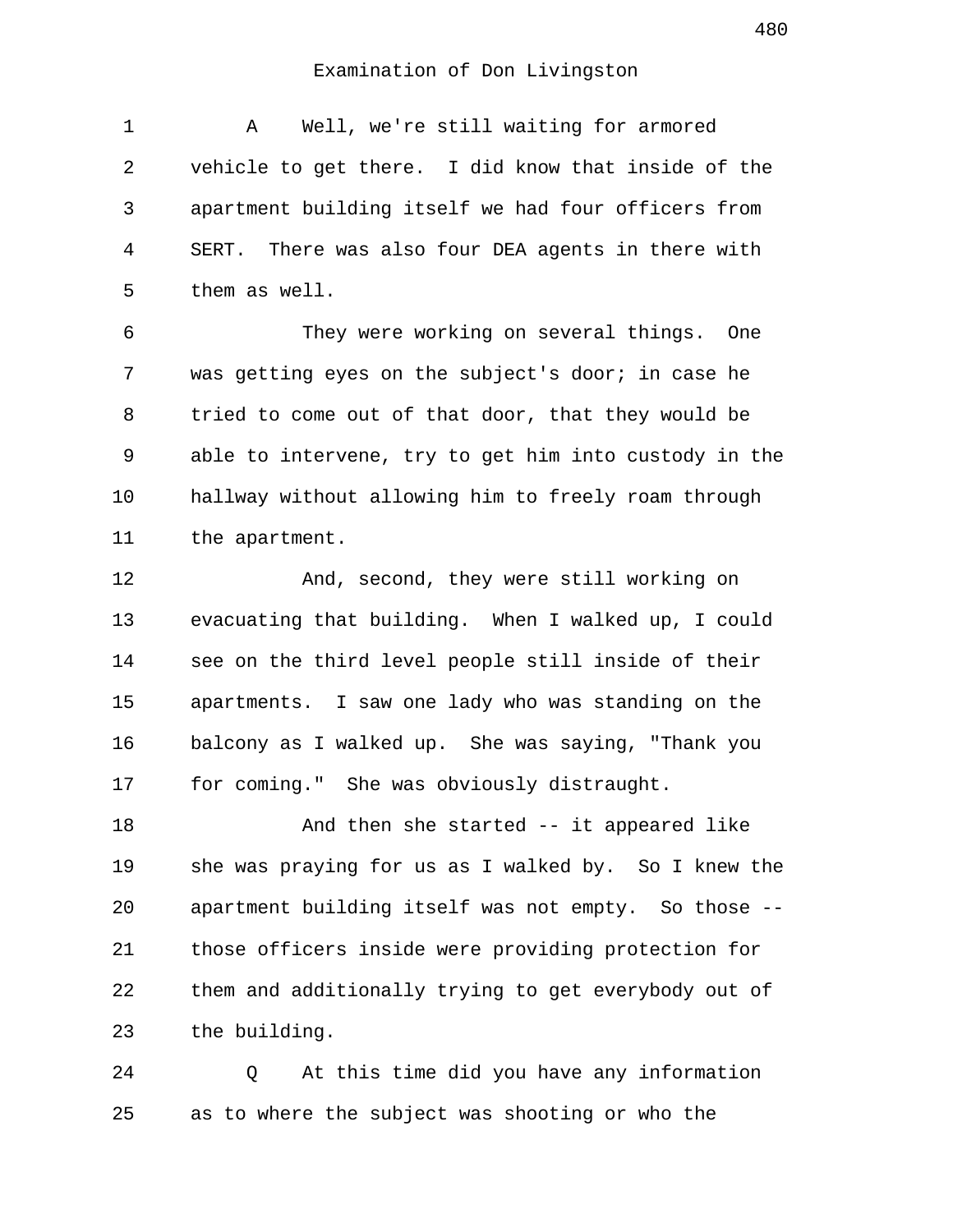Examination of Don Livingston

1 A Well, we're still waiting for armored
2 vehicle to get there. I did know that inside of the
3 apartment building itself we had four officers from
4 SERT. There was also four DEA agents in there with
5 them as well.

6 They were working on several things. One
7 was getting eyes on the subject's door; in case he
8 tried to come out of that door, that they would be
9 able to intervene, try to get him into custody in the
10 hallway without allowing him to freely roam through
11 the apartment.

12 And, second, they were still working on
13 evacuating that building. When I walked up, I could
14 see on the third level people still inside of their
15 apartments. I saw one lady who was standing on the
16 balcony as I walked up. She was saying, "Thank you
17 for coming." She was obviously distraught.

18 And then she started -- it appeared like
19 she was praying for us as I walked by. So I knew the
20 apartment building itself was not empty. So those --
21 those officers inside were providing protection for
22 them and additionally trying to get everybody out of
23 the building.

24 Q At this time did you have any information
25 as to where the subject was shooting or who the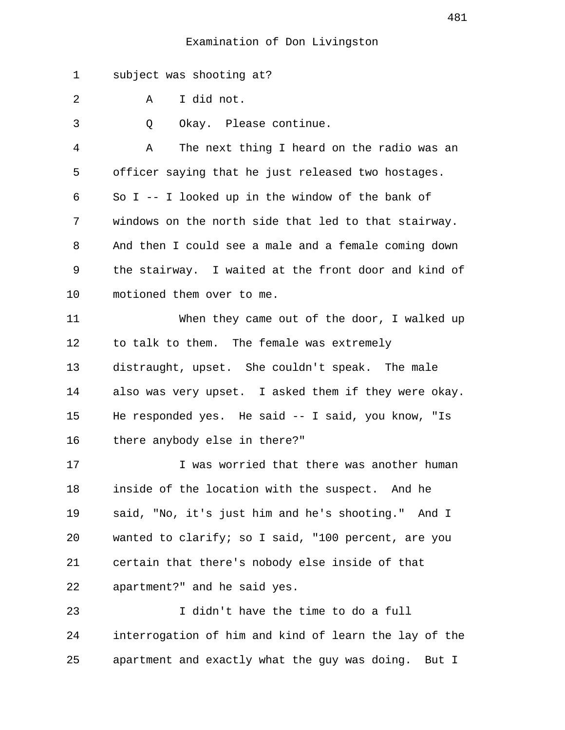Examination of Don Livingston

1 subject was shooting at?

2 A I did not.

3 Q Okay. Please continue.

4 A The next thing I heard on the radio was an
5 officer saying that he just released two hostages.
6 So I -- I looked up in the window of the bank of
7 windows on the north side that led to that stairway.
8 And then I could see a male and a female coming down
9 the stairway. I waited at the front door and kind of
10 motioned them over to me.

11 When they came out of the door, I walked up
12 to talk to them. The female was extremely
13 distraught, upset. She couldn't speak. The male
14 also was very upset. I asked them if they were okay.
15 He responded yes. He said -- I said, you know, "Is
16 there anybody else in there?"

17 I was worried that there was another human
18 inside of the location with the suspect. And he
19 said, "No, it's just him and he's shooting." And I
20 wanted to clarify; so I said, "100 percent, are you
21 certain that there's nobody else inside of that
22 apartment?" and he said yes.

23 I didn't have the time to do a full
24 interrogation of him and kind of learn the lay of the
25 apartment and exactly what the guy was doing. But I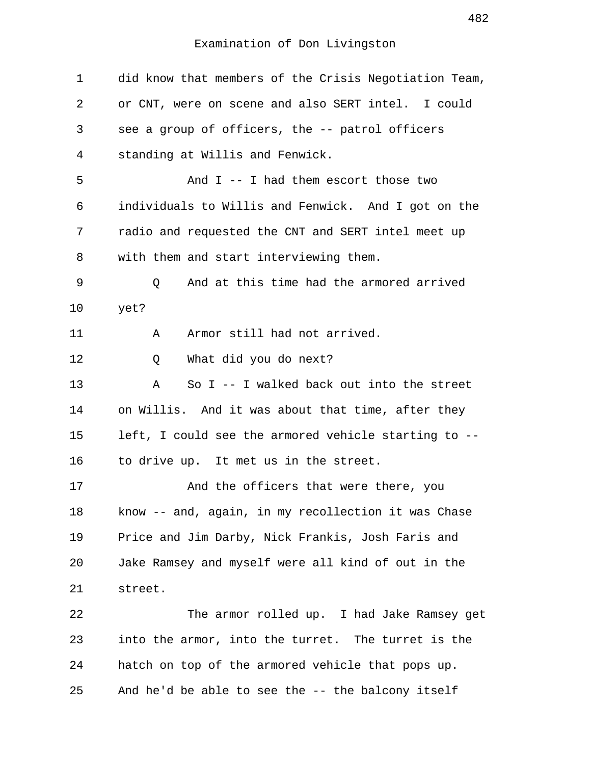Examination of Don Livingston

1 did know that members of the Crisis Negotiation Team,
2 or CNT, were on scene and also SERT intel. I could
3 see a group of officers, the -- patrol officers
4 standing at Willis and Fenwick.
5 And I -- I had them escort those two
6 individuals to Willis and Fenwick. And I got on the
7 radio and requested the CNT and SERT intel meet up
8 with them and start interviewing them.
9 Q And at this time had the armored arrived
10 yet?
11 A Armor still had not arrived.
12 Q What did you do next?
13 A So I -- I walked back out into the street
14 on Willis. And it was about that time, after they
15 left, I could see the armored vehicle starting to --
16 to drive up. It met us in the street.
17 And the officers that were there, you
18 know -- and, again, in my recollection it was Chase
19 Price and Jim Darby, Nick Frankis, Josh Faris and
20 Jake Ramsey and myself were all kind of out in the
21 street.
22 The armor rolled up. I had Jake Ramsey get
23 into the armor, into the turret. The turret is the
24 hatch on top of the armored vehicle that pops up.
25 And he'd be able to see the -- the balcony itself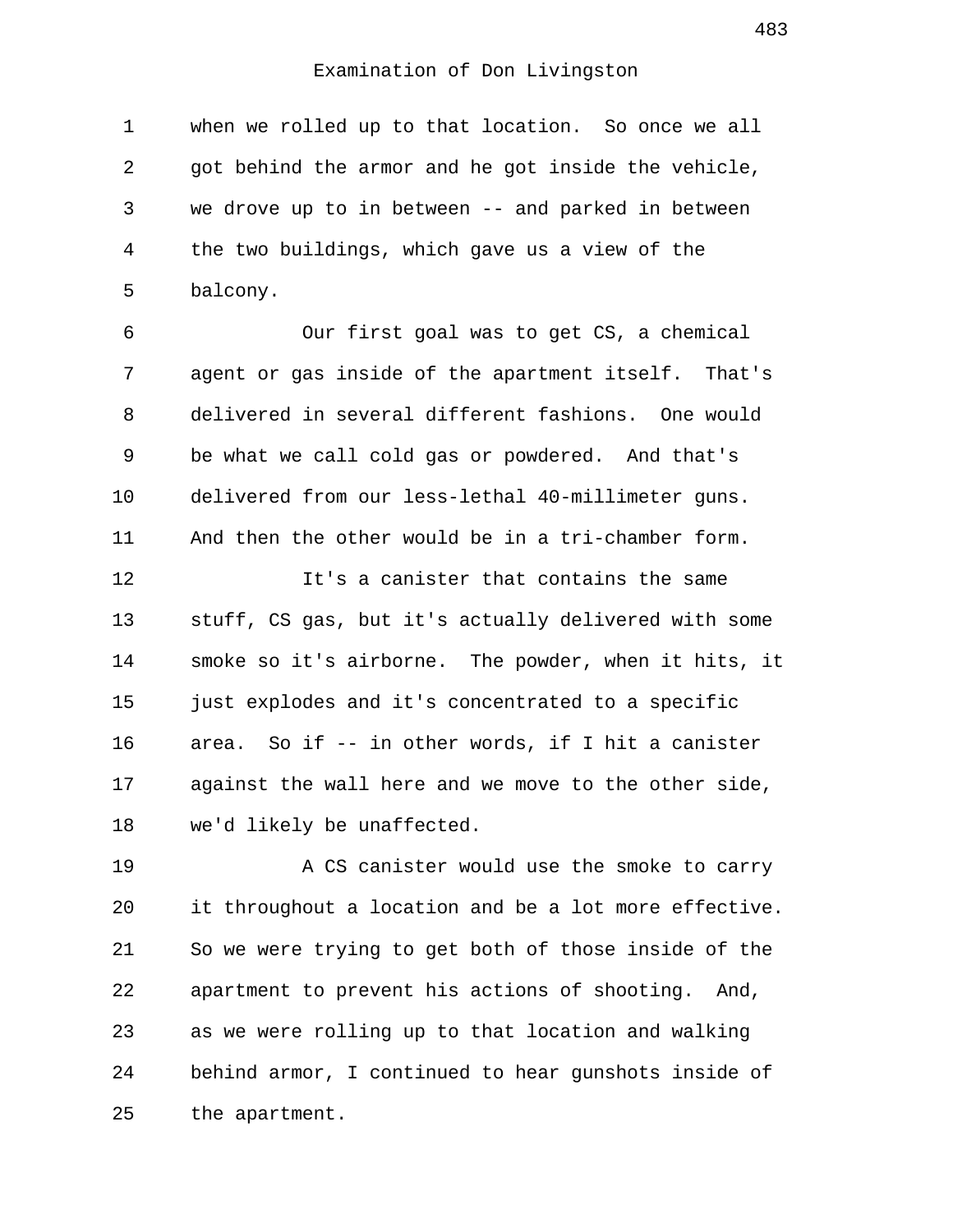Examination of Don Livingston

when we rolled up to that location. So once we all got behind the armor and he got inside the vehicle, we drove up to in between -- and parked in between the two buildings, which gave us a view of the balcony.

Our first goal was to get CS, a chemical agent or gas inside of the apartment itself. That's delivered in several different fashions. One would be what we call cold gas or powdered. And that's delivered from our less-lethal 40-millimeter guns. And then the other would be in a tri-chamber form.

It's a canister that contains the same stuff, CS gas, but it's actually delivered with some smoke so it's airborne. The powder, when it hits, it just explodes and it's concentrated to a specific area. So if -- in other words, if I hit a canister against the wall here and we move to the other side, we'd likely be unaffected.

A CS canister would use the smoke to carry it throughout a location and be a lot more effective. So we were trying to get both of those inside of the apartment to prevent his actions of shooting. And, as we were rolling up to that location and walking behind armor, I continued to hear gunshots inside of the apartment.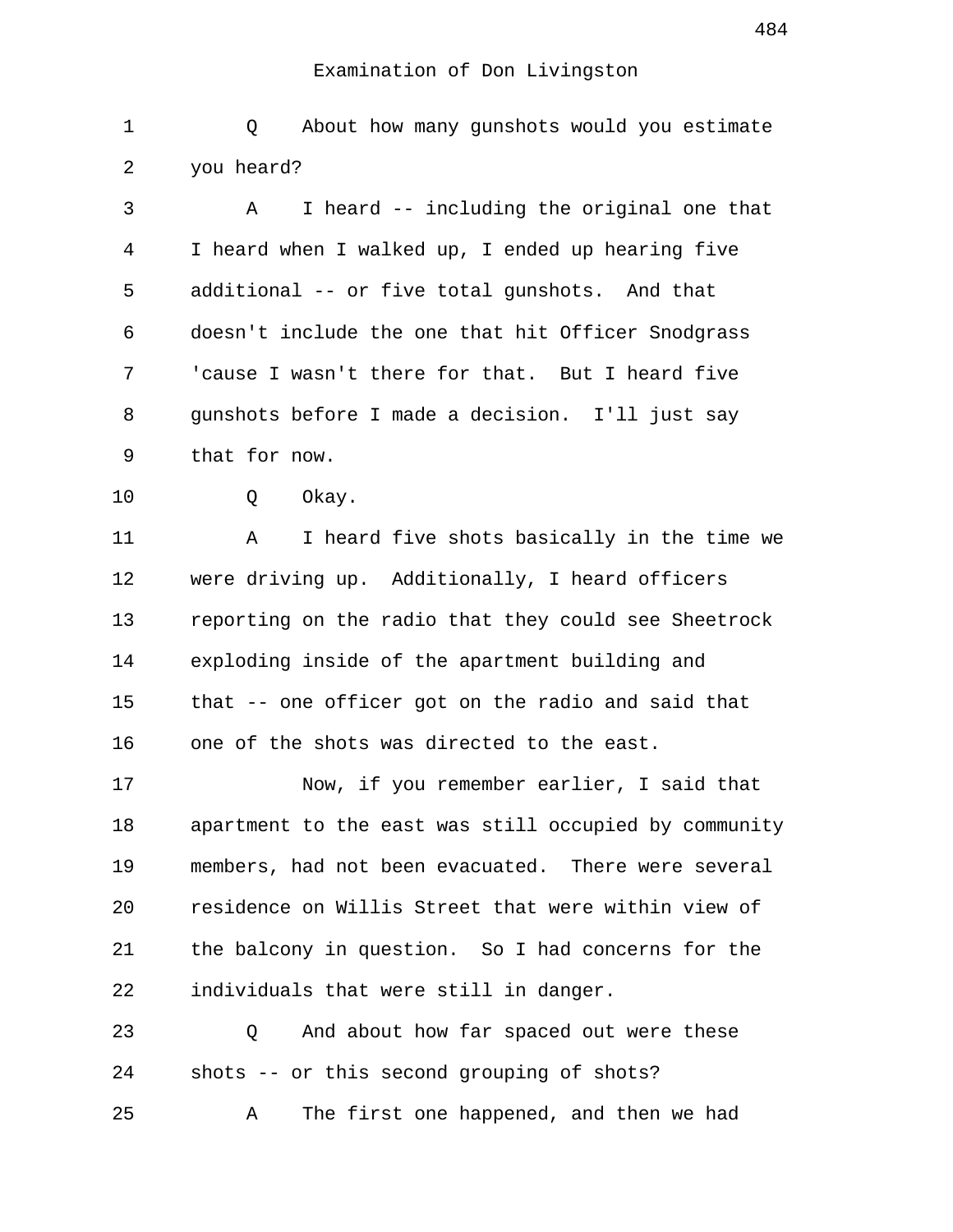Examination of Don Livingston

1 Q About how many gunshots would you estimate
2 you heard?
3 A I heard -- including the original one that
4 I heard when I walked up, I ended up hearing five
5 additional -- or five total gunshots. And that
6 doesn't include the one that hit Officer Snodgrass
7 'cause I wasn't there for that. But I heard five
8 gunshots before I made a decision. I'll just say
9 that for now.
10 Q Okay.
11 A I heard five shots basically in the time we
12 were driving up. Additionally, I heard officers
13 reporting on the radio that they could see Sheetrock
14 exploding inside of the apartment building and
15 that -- one officer got on the radio and said that
16 one of the shots was directed to the east.
17 Now, if you remember earlier, I said that
18 apartment to the east was still occupied by community
19 members, had not been evacuated. There were several
20 residence on Willis Street that were within view of
21 the balcony in question. So I had concerns for the
22 individuals that were still in danger.
23 Q And about how far spaced out were these
24 shots -- or this second grouping of shots?
25 A The first one happened, and then we had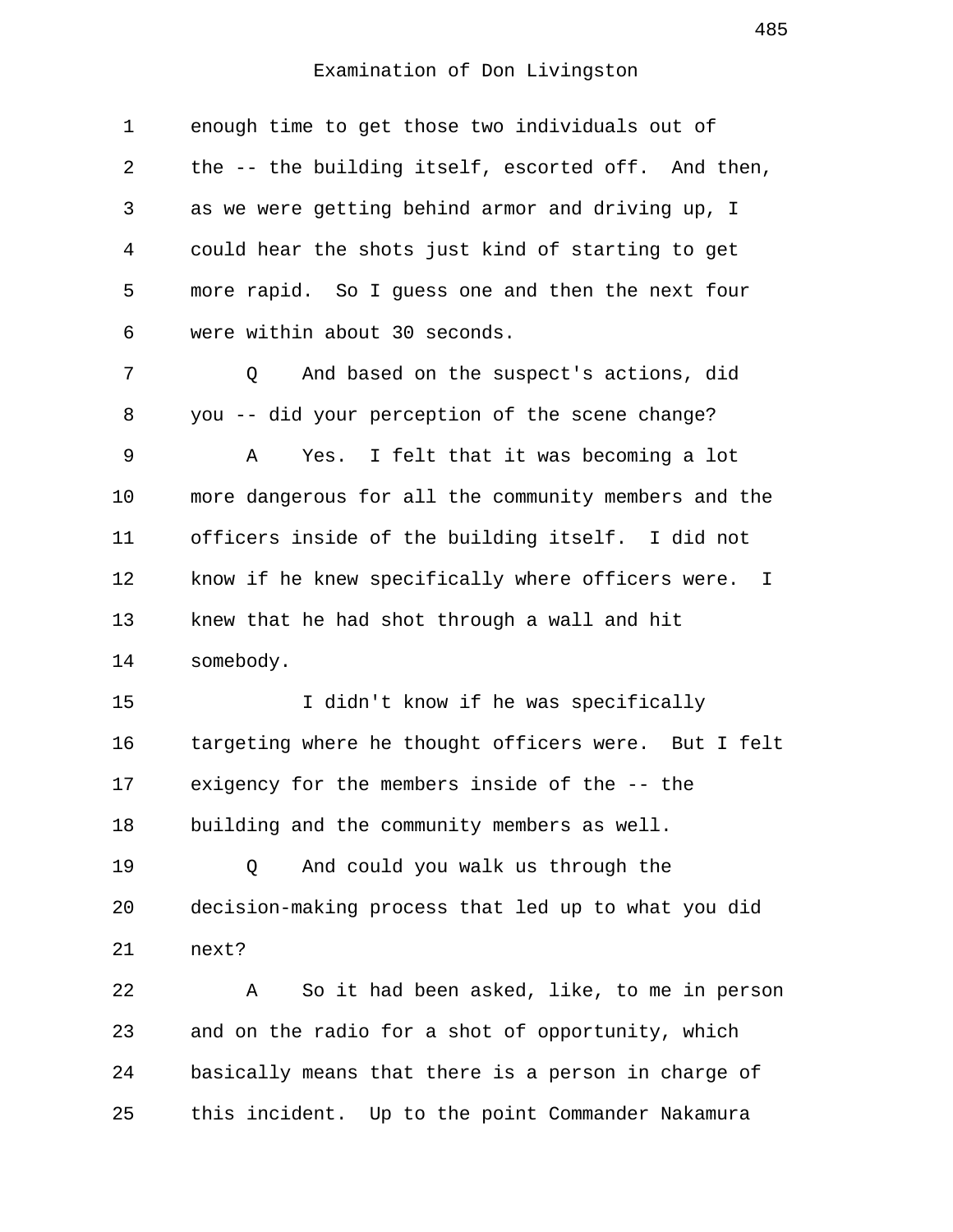Examination of Don Livingston

enough time to get those two individuals out of the -- the building itself, escorted off. And then, as we were getting behind armor and driving up, I could hear the shots just kind of starting to get more rapid. So I guess one and then the next four were within about 30 seconds.

Q And based on the suspect's actions, did you -- did your perception of the scene change?

A Yes. I felt that it was becoming a lot more dangerous for all the community members and the officers inside of the building itself. I did not know if he knew specifically where officers were. I knew that he had shot through a wall and hit somebody.

I didn't know if he was specifically targeting where he thought officers were. But I felt exigency for the members inside of the -- the building and the community members as well.

Q And could you walk us through the decision-making process that led up to what you did next?

A So it had been asked, like, to me in person and on the radio for a shot of opportunity, which basically means that there is a person in charge of this incident. Up to the point Commander Nakamura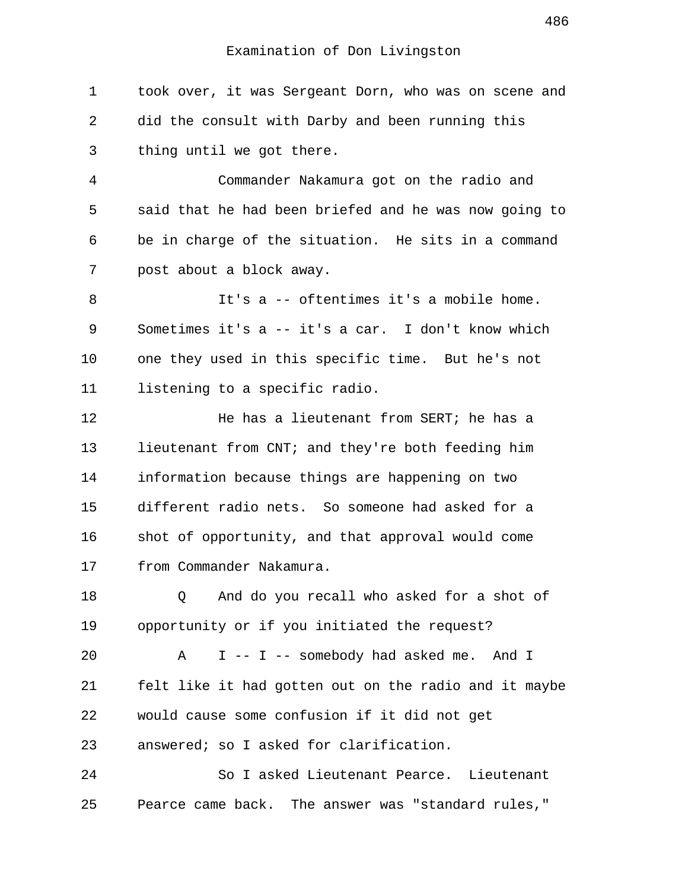Examination of Don Livingston

1 took over, it was Sergeant Dorn, who was on scene and
2 did the consult with Darby and been running this
3 thing until we got there.

4 Commander Nakamura got on the radio and
5 said that he had been briefed and he was now going to
6 be in charge of the situation. He sits in a command
7 post about a block away.

8 It's a -- oftentimes it's a mobile home.
9 Sometimes it's a -- it's a car. I don't know which
10 one they used in this specific time. But he's not
11 listening to a specific radio.

12 He has a lieutenant from SERT; he has a
13 lieutenant from CNT; and they're both feeding him
14 information because things are happening on two
15 different radio nets. So someone had asked for a
16 shot of opportunity, and that approval would come
17 from Commander Nakamura.

18 Q And do you recall who asked for a shot of
19 opportunity or if you initiated the request?

20 A I -- I -- somebody had asked me. And I
21 felt like it had gotten out on the radio and it maybe
22 would cause some confusion if it did not get
23 answered; so I asked for clarification.

24 So I asked Lieutenant Pearce. Lieutenant
25 Pearce came back. The answer was "standard rules,"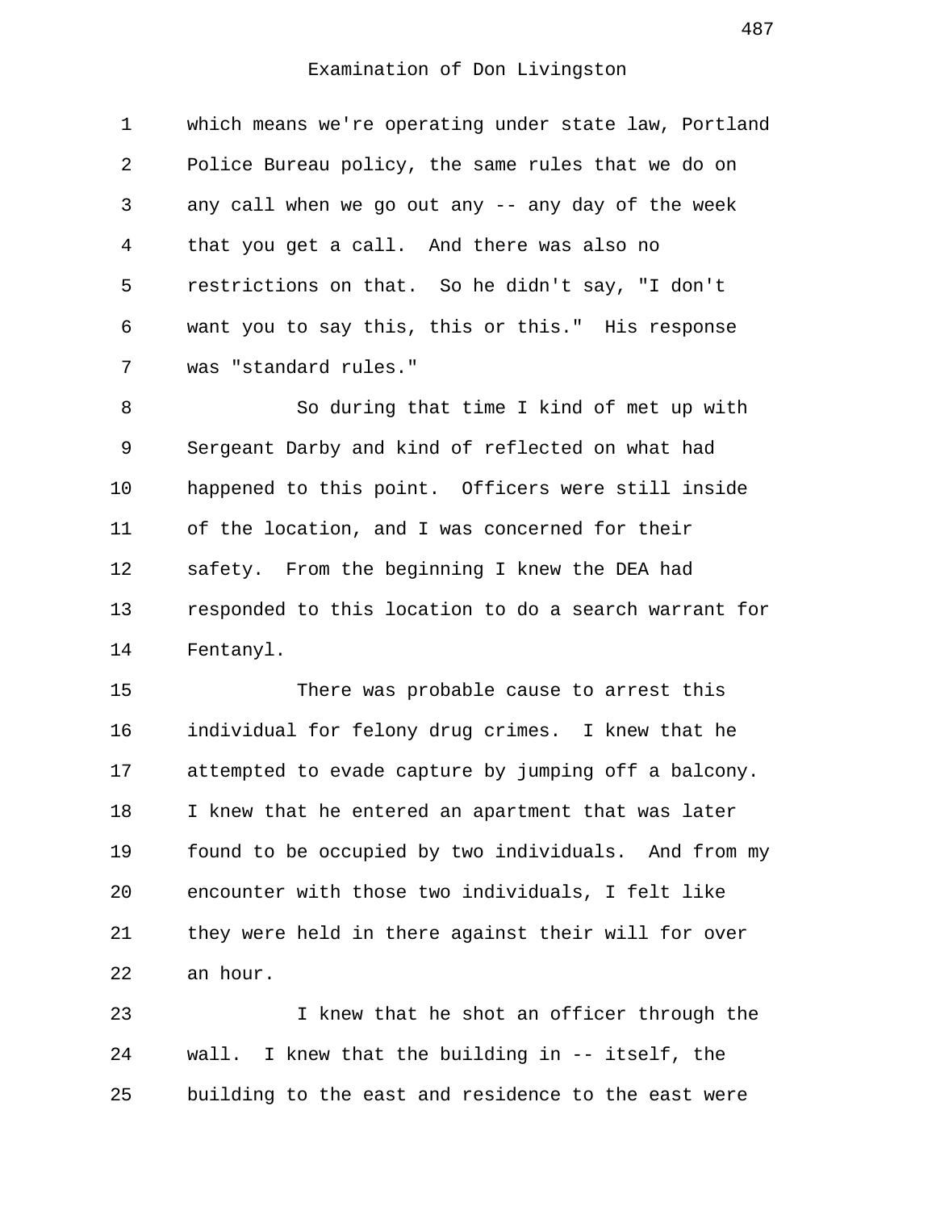Examination of Don Livingston

which means we're operating under state law, Portland Police Bureau policy, the same rules that we do on any call when we go out any -- any day of the week that you get a call. And there was also no restrictions on that. So he didn't say, "I don't want you to say this, this or this." His response was "standard rules."

So during that time I kind of met up with Sergeant Darby and kind of reflected on what had happened to this point. Officers were still inside of the location, and I was concerned for their safety. From the beginning I knew the DEA had responded to this location to do a search warrant for Fentanyl.

There was probable cause to arrest this individual for felony drug crimes. I knew that he attempted to evade capture by jumping off a balcony. I knew that he entered an apartment that was later found to be occupied by two individuals. And from my encounter with those two individuals, I felt like they were held in there against their will for over an hour.

I knew that he shot an officer through the wall. I knew that the building in -- itself, the building to the east and residence to the east were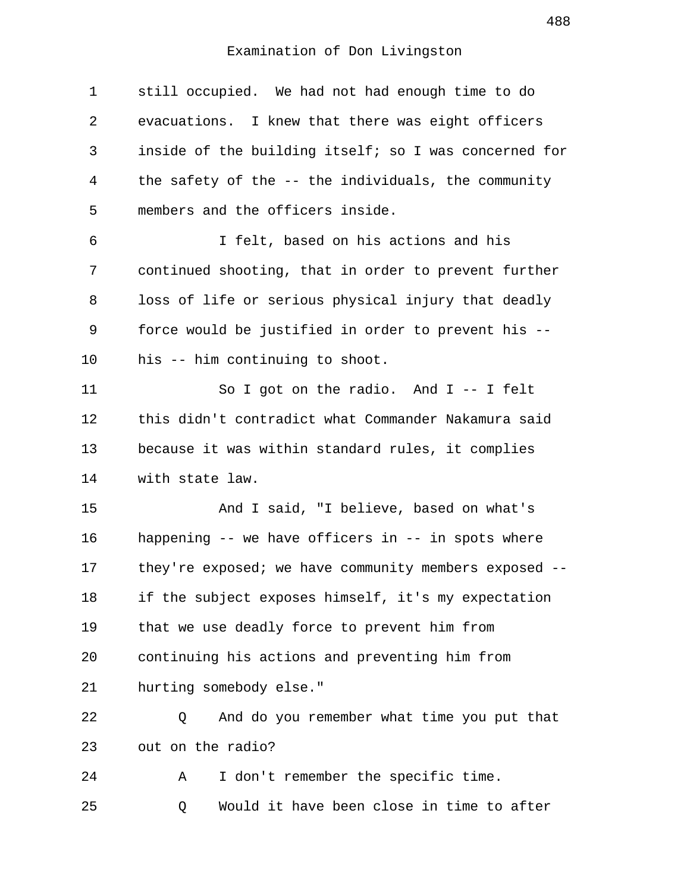Examination of Don Livingston

1 still occupied. We had not had enough time to do
2 evacuations. I knew that there was eight officers
3 inside of the building itself; so I was concerned for
4 the safety of the -- the individuals, the community
5 members and the officers inside.
6 I felt, based on his actions and his
7 continued shooting, that in order to prevent further
8 loss of life or serious physical injury that deadly
9 force would be justified in order to prevent his --
10 his -- him continuing to shoot.
11 So I got on the radio. And I -- I felt
12 this didn't contradict what Commander Nakamura said
13 because it was within standard rules, it complies
14 with state law.
15 And I said, "I believe, based on what's
16 happening -- we have officers in -- in spots where
17 they're exposed; we have community members exposed --
18 if the subject exposes himself, it's my expectation
19 that we use deadly force to prevent him from
20 continuing his actions and preventing him from
21 hurting somebody else."
22 Q And do you remember what time you put that
23 out on the radio?
24 A I don't remember the specific time.
25 Q Would it have been close in time to after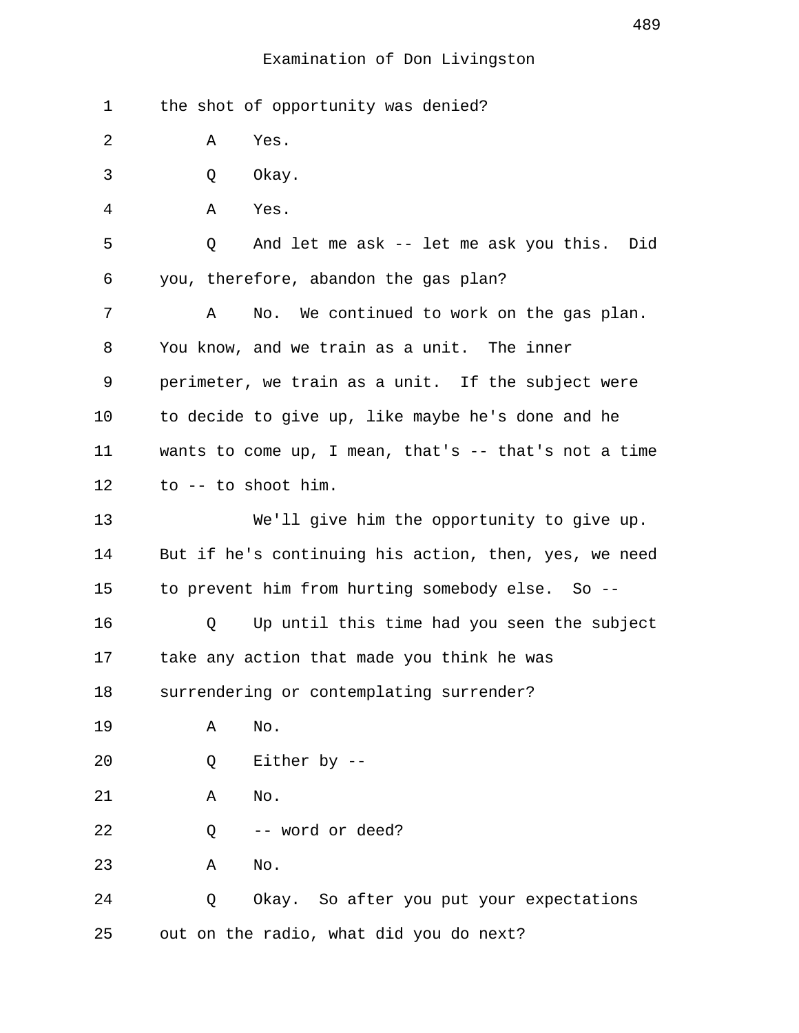Examination of Don Livingston

the shot of opportunity was denied?

A Yes.

Q Okay.

A Yes.

Q And let me ask -- let me ask you this. Did you, therefore, abandon the gas plan?

A No. We continued to work on the gas plan. You know, and we train as a unit. The inner perimeter, we train as a unit. If the subject were to decide to give up, like maybe he's done and he wants to come up, I mean, that's -- that's not a time to -- to shoot him.

We'll give him the opportunity to give up. But if he's continuing his action, then, yes, we need to prevent him from hurting somebody else. So --

Q Up until this time had you seen the subject take any action that made you think he was surrendering or contemplating surrender?

A No.

Q Either by --

A No.

Q -- word or deed?

A No.

Q Okay. So after you put your expectations out on the radio, what did you do next?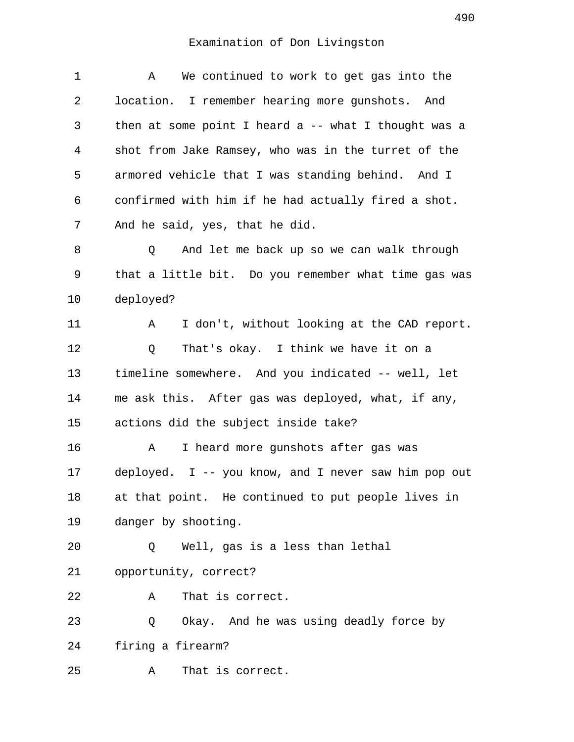Examination of Don Livingston

1 A We continued to work to get gas into the
2 location. I remember hearing more gunshots. And
3 then at some point I heard a -- what I thought was a
4 shot from Jake Ramsey, who was in the turret of the
5 armored vehicle that I was standing behind. And I
6 confirmed with him if he had actually fired a shot.
7 And he said, yes, that he did.
8 Q And let me back up so we can walk through
9 that a little bit. Do you remember what time gas was
10 deployed?
11 A I don't, without looking at the CAD report.
12 Q That's okay. I think we have it on a
13 timeline somewhere. And you indicated -- well, let
14 me ask this. After gas was deployed, what, if any,
15 actions did the subject inside take?
16 A I heard more gunshots after gas was
17 deployed. I -- you know, and I never saw him pop out
18 at that point. He continued to put people lives in
19 danger by shooting.
20 Q Well, gas is a less than lethal
21 opportunity, correct?
22 A That is correct.
23 Q Okay. And he was using deadly force by
24 firing a firearm?
25 A That is correct.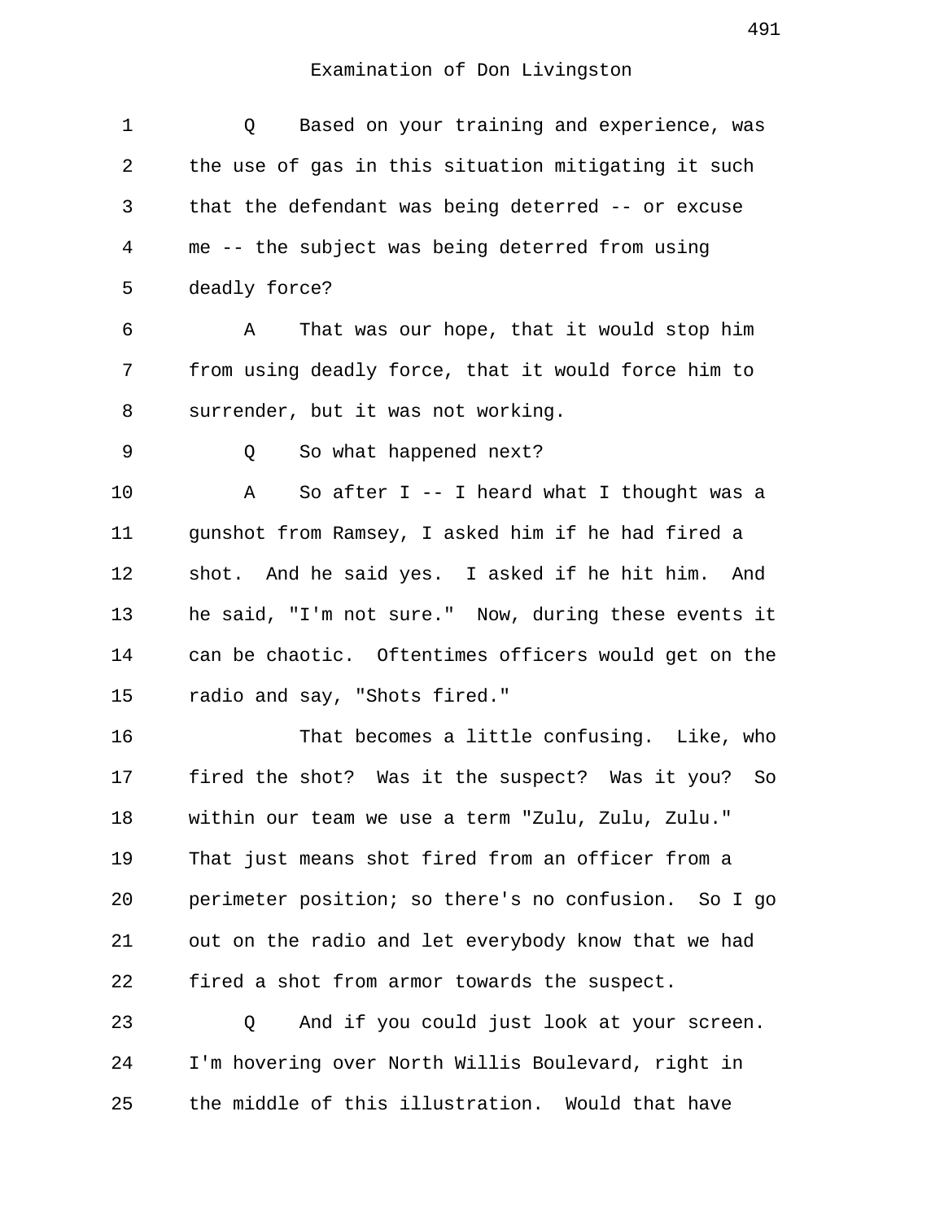Examination of Don Livingston

Q Based on your training and experience, was the use of gas in this situation mitigating it such that the defendant was being deterred -- or excuse me -- the subject was being deterred from using deadly force?

A That was our hope, that it would stop him from using deadly force, that it would force him to surrender, but it was not working.

Q So what happened next?

A So after I -- I heard what I thought was a gunshot from Ramsey, I asked him if he had fired a shot. And he said yes. I asked if he hit him. And he said, "I'm not sure." Now, during these events it can be chaotic. Oftentimes officers would get on the radio and say, "Shots fired."

That becomes a little confusing. Like, who fired the shot? Was it the suspect? Was it you? So within our team we use a term "Zulu, Zulu, Zulu." That just means shot fired from an officer from a perimeter position; so there's no confusion. So I go out on the radio and let everybody know that we had fired a shot from armor towards the suspect.

Q And if you could just look at your screen. I'm hovering over North Willis Boulevard, right in the middle of this illustration. Would that have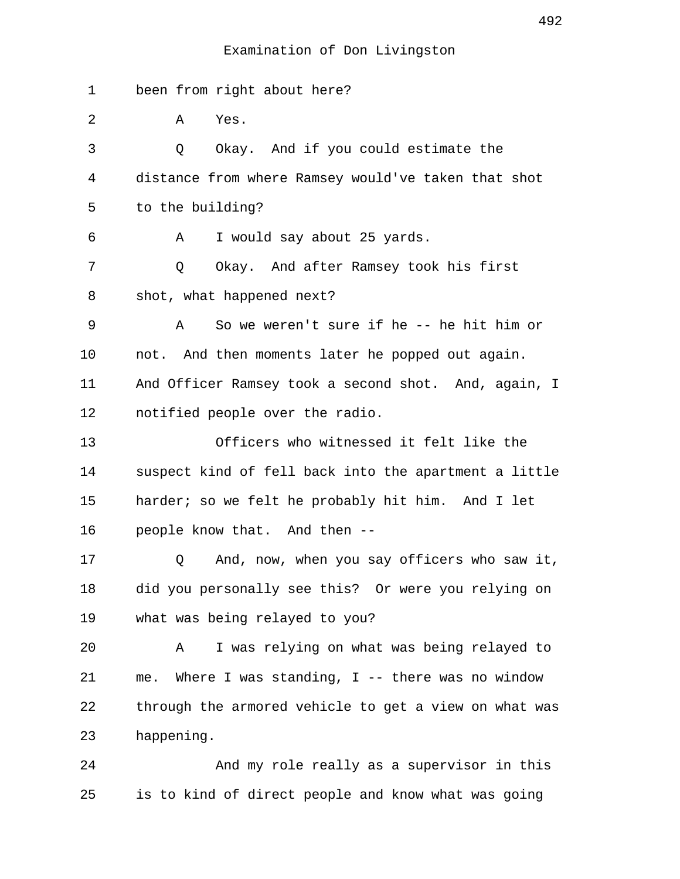Examination of Don Livingston

1 been from right about here?

2 A Yes.

3 Q Okay. And if you could estimate the

4 distance from where Ramsey would've taken that shot

5 to the building?

6 A I would say about 25 yards.

7 Q Okay. And after Ramsey took his first

8 shot, what happened next?

9 A So we weren't sure if he -- he hit him or

10 not. And then moments later he popped out again.

11 And Officer Ramsey took a second shot. And, again, I

12 notified people over the radio.

13 Officers who witnessed it felt like the

14 suspect kind of fell back into the apartment a little

15 harder; so we felt he probably hit him. And I let

16 people know that. And then --

17 Q And, now, when you say officers who saw it,

18 did you personally see this? Or were you relying on

19 what was being relayed to you?

20 A I was relying on what was being relayed to

21 me. Where I was standing, I -- there was no window

22 through the armored vehicle to get a view on what was

23 happening.

24 And my role really as a supervisor in this

25 is to kind of direct people and know what was going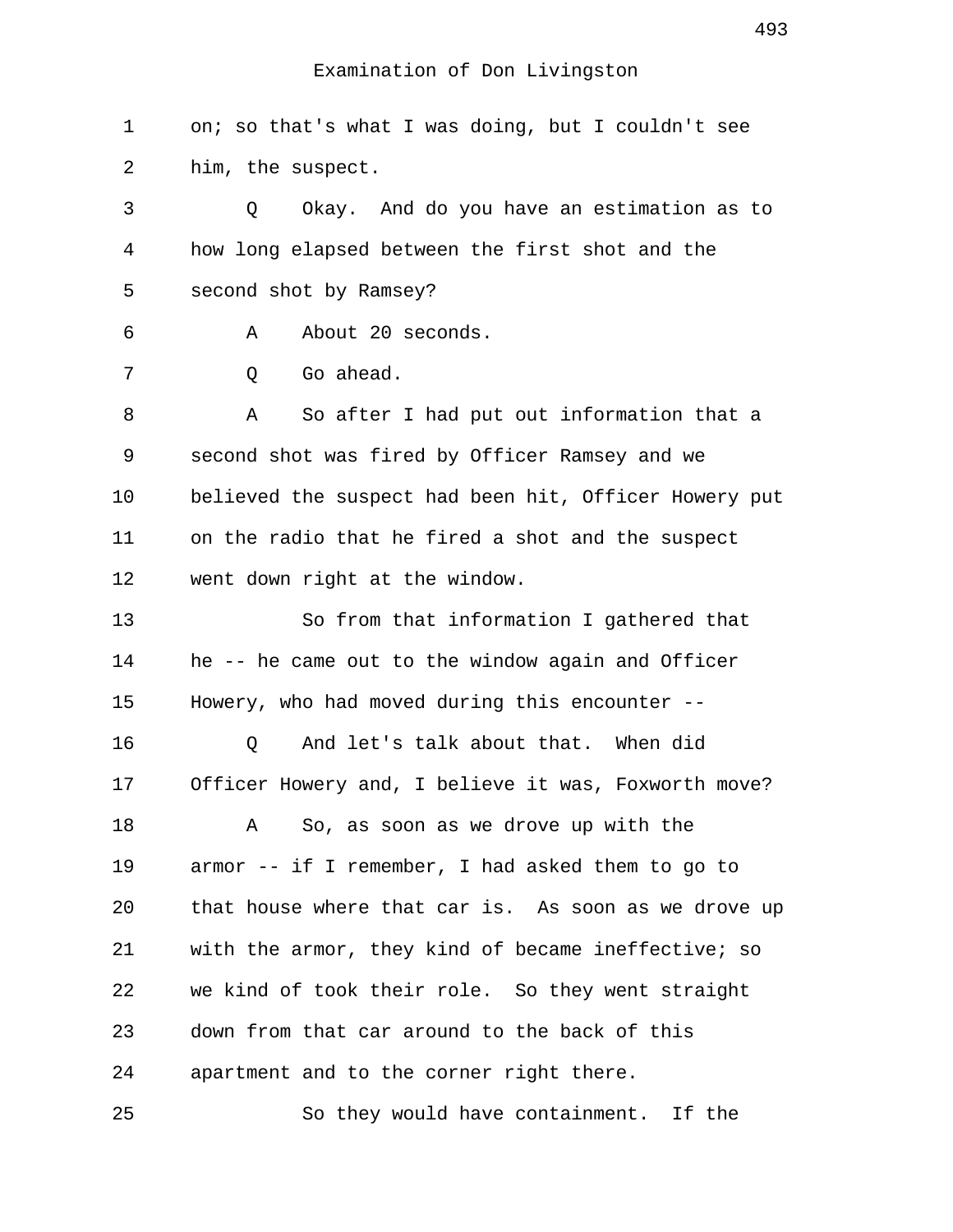Examination of Don Livingston

on; so that's what I was doing, but I couldn't see him, the suspect.

Q Okay. And do you have an estimation as to how long elapsed between the first shot and the second shot by Ramsey?

A About 20 seconds.

Q Go ahead.

A So after I had put out information that a second shot was fired by Officer Ramsey and we believed the suspect had been hit, Officer Howery put on the radio that he fired a shot and the suspect went down right at the window.

So from that information I gathered that he -- he came out to the window again and Officer Howery, who had moved during this encounter --

Q And let's talk about that. When did Officer Howery and, I believe it was, Foxworth move?

A So, as soon as we drove up with the armor -- if I remember, I had asked them to go to that house where that car is. As soon as we drove up with the armor, they kind of became ineffective; so we kind of took their role. So they went straight down from that car around to the back of this apartment and to the corner right there.

So they would have containment. If the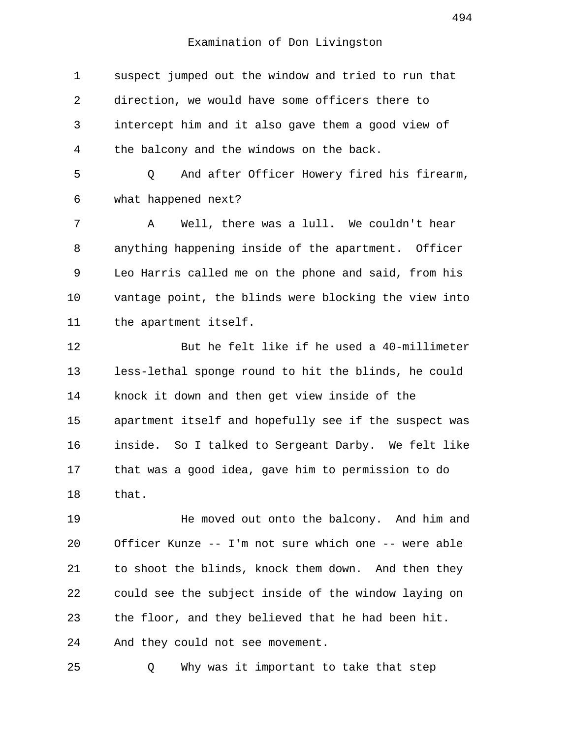Examination of Don Livingston

suspect jumped out the window and tried to run that direction, we would have some officers there to intercept him and it also gave them a good view of the balcony and the windows on the back.

Q And after Officer Howery fired his firearm, what happened next?

A Well, there was a lull. We couldn't hear anything happening inside of the apartment. Officer Leo Harris called me on the phone and said, from his vantage point, the blinds were blocking the view into the apartment itself.

But he felt like if he used a 40-millimeter less-lethal sponge round to hit the blinds, he could knock it down and then get view inside of the apartment itself and hopefully see if the suspect was inside. So I talked to Sergeant Darby. We felt like that was a good idea, gave him to permission to do that.

He moved out onto the balcony. And him and Officer Kunze -- I'm not sure which one -- were able to shoot the blinds, knock them down. And then they could see the subject inside of the window laying on the floor, and they believed that he had been hit. And they could not see movement.

Q Why was it important to take that step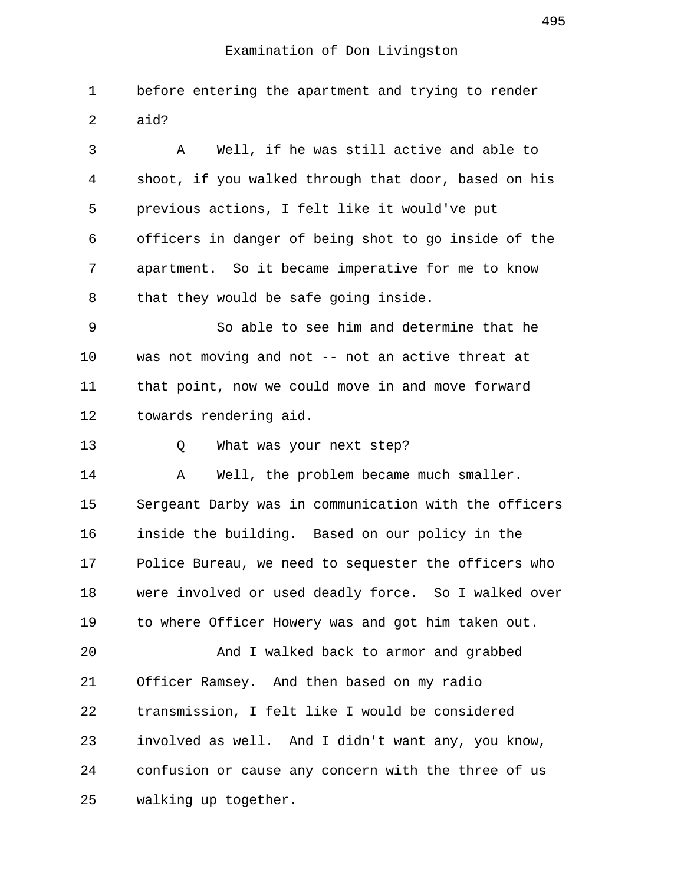before entering the apartment and trying to render aid?

A Well, if he was still active and able to shoot, if you walked through that door, based on his previous actions, I felt like it would've put officers in danger of being shot to go inside of the apartment. So it became imperative for me to know that they would be safe going inside.

So able to see him and determine that he was not moving and not -- not an active threat at that point, now we could move in and move forward towards rendering aid.

Q What was your next step?

A Well, the problem became much smaller. Sergeant Darby was in communication with the officers inside the building. Based on our policy in the Police Bureau, we need to sequester the officers who were involved or used deadly force. So I walked over to where Officer Howery was and got him taken out.

And I walked back to armor and grabbed Officer Ramsey. And then based on my radio transmission, I felt like I would be considered involved as well. And I didn't want any, you know, confusion or cause any concern with the three of us walking up together.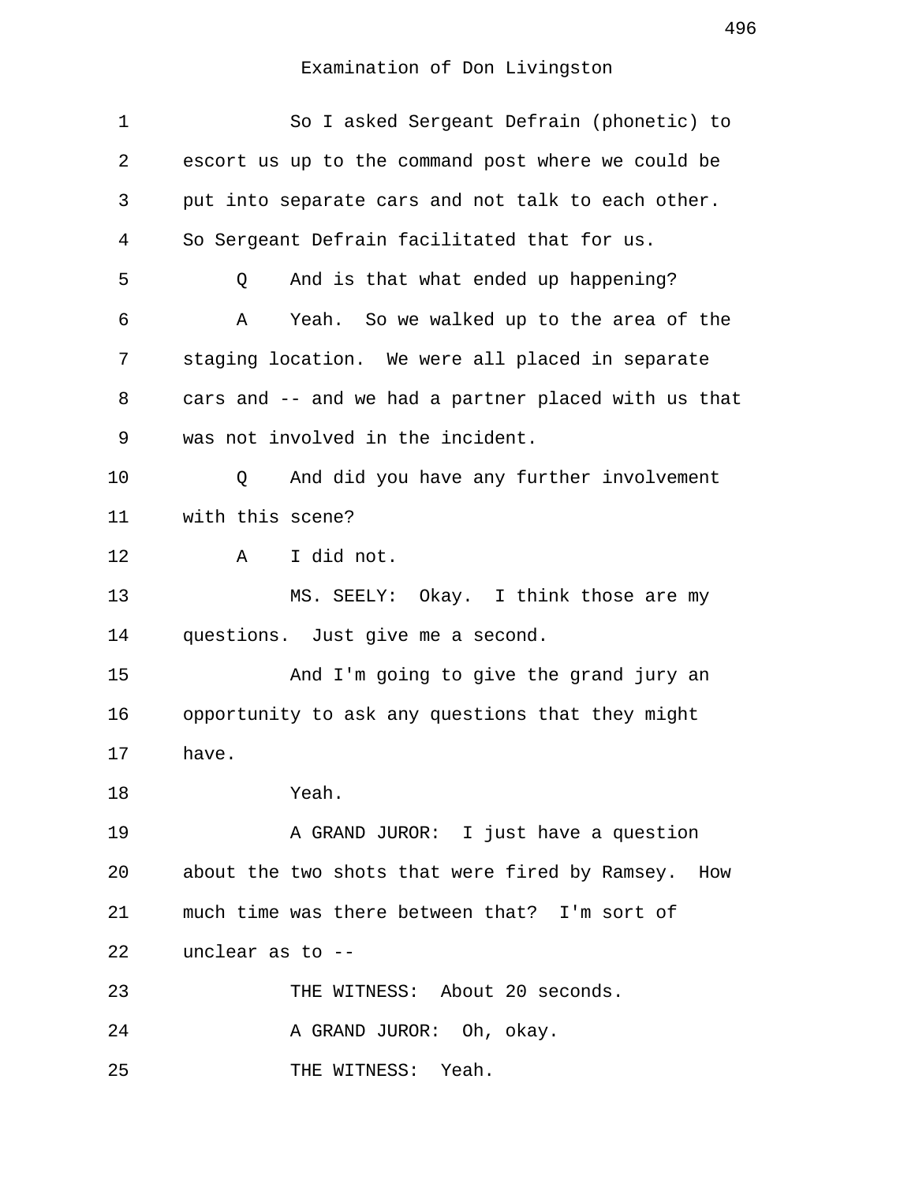Examination of Don Livingston

So I asked Sergeant Defrain (phonetic) to escort us up to the command post where we could be put into separate cars and not talk to each other. So Sergeant Defrain facilitated that for us.

Q And is that what ended up happening?

A Yeah. So we walked up to the area of the staging location. We were all placed in separate cars and -- and we had a partner placed with us that was not involved in the incident.

Q And did you have any further involvement with this scene?

A I did not.

MS. SEELY: Okay. I think those are my questions. Just give me a second.

And I'm going to give the grand jury an opportunity to ask any questions that they might have.

Yeah.

A GRAND JUROR: I just have a question about the two shots that were fired by Ramsey. How much time was there between that? I'm sort of unclear as to --

THE WITNESS: About 20 seconds.

A GRAND JUROR: Oh, okay.

THE WITNESS: Yeah.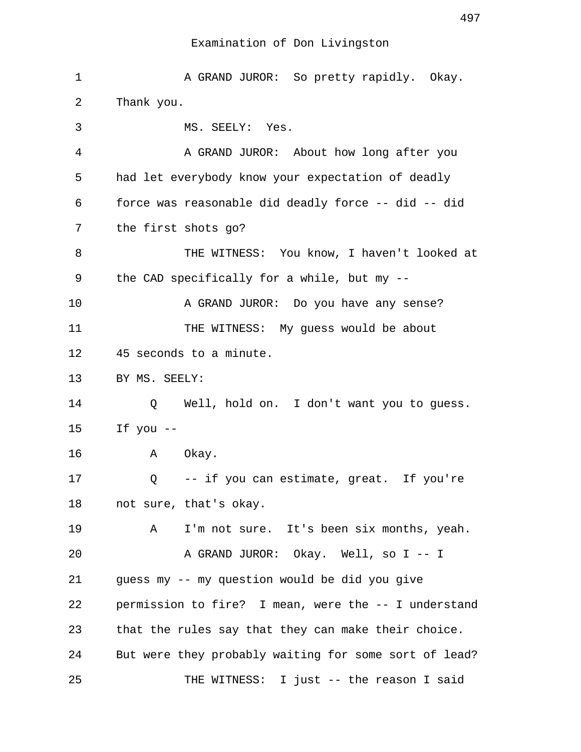Examination of Don Livingston

1 A GRAND JUROR: So pretty rapidly. Okay.
2 Thank you.
3 MS. SEELY: Yes.
4 A GRAND JUROR: About how long after you
5 had let everybody know your expectation of deadly
6 force was reasonable did deadly force -- did -- did
7 the first shots go?
8 THE WITNESS: You know, I haven't looked at
9 the CAD specifically for a while, but my --
10 A GRAND JUROR: Do you have any sense?
11 THE WITNESS: My guess would be about
12 45 seconds to a minute.
13 BY MS. SEELY:
14 Q Well, hold on. I don't want you to guess.
15 If you --
16 A Okay.
17 Q -- if you can estimate, great. If you're
18 not sure, that's okay.
19 A I'm not sure. It's been six months, yeah.
20 A GRAND JUROR: Okay. Well, so I -- I
21 guess my -- my question would be did you give
22 permission to fire? I mean, were the -- I understand
23 that the rules say that they can make their choice.
24 But were they probably waiting for some sort of lead?
25 THE WITNESS: I just -- the reason I said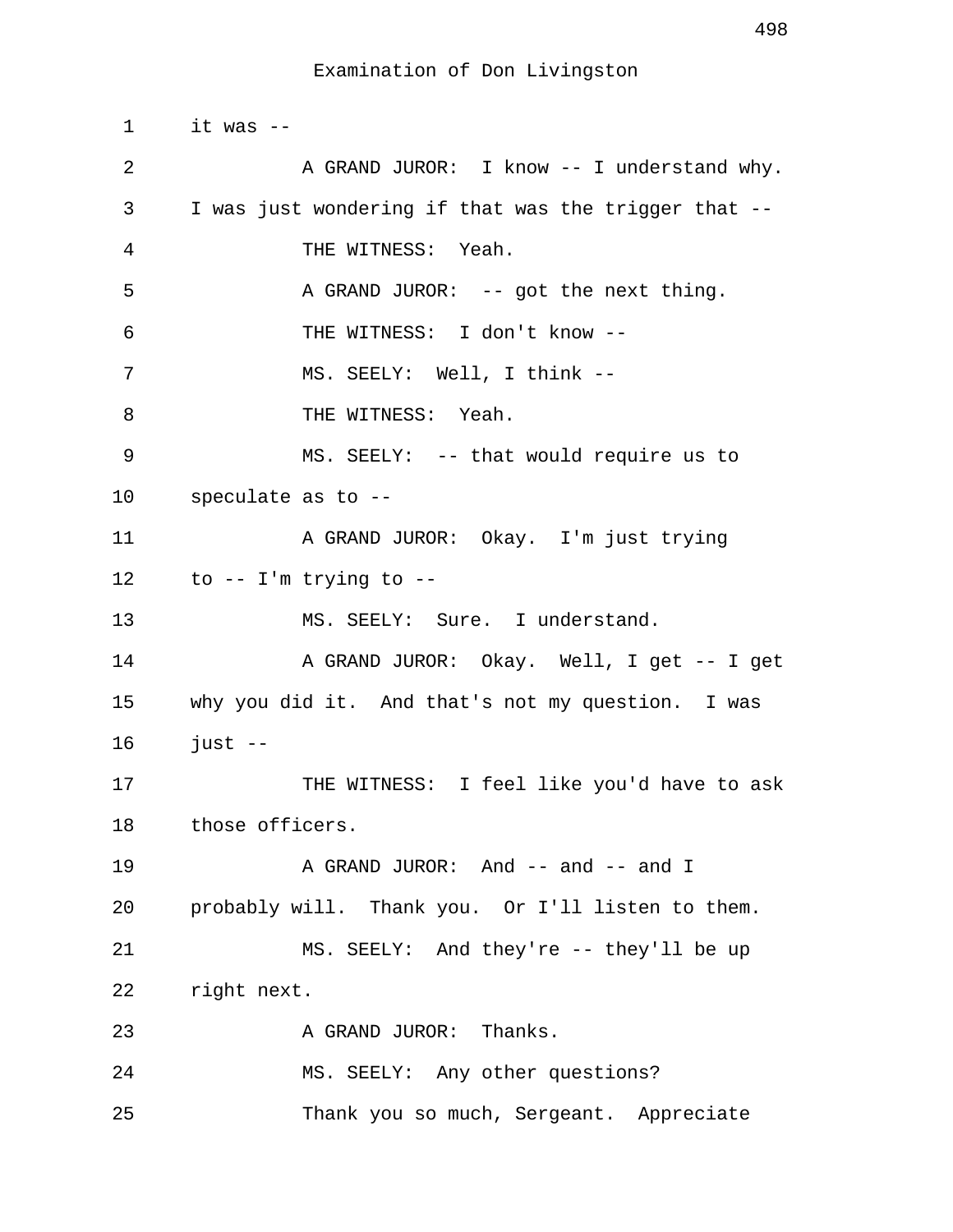Examination of Don Livingston

1 it was --

2 A GRAND JUROR: I know -- I understand why.

3 I was just wondering if that was the trigger that --

4 THE WITNESS: Yeah.

5 A GRAND JUROR: -- got the next thing.

6 THE WITNESS: I don't know --

7 MS. SEELY: Well, I think --

8 THE WITNESS: Yeah.

9 MS. SEELY: -- that would require us to

10 speculate as to --

11 A GRAND JUROR: Okay. I'm just trying

12 to -- I'm trying to --

13 MS. SEELY: Sure. I understand.

14 A GRAND JUROR: Okay. Well, I get -- I get

15 why you did it. And that's not my question. I was

16 just --

17 THE WITNESS: I feel like you'd have to ask

18 those officers.

19 A GRAND JUROR: And -- and -- and I

20 probably will. Thank you. Or I'll listen to them.

21 MS. SEELY: And they're -- they'll be up

22 right next.

23 A GRAND JUROR: Thanks.

24 MS. SEELY: Any other questions?

25 Thank you so much, Sergeant. Appreciate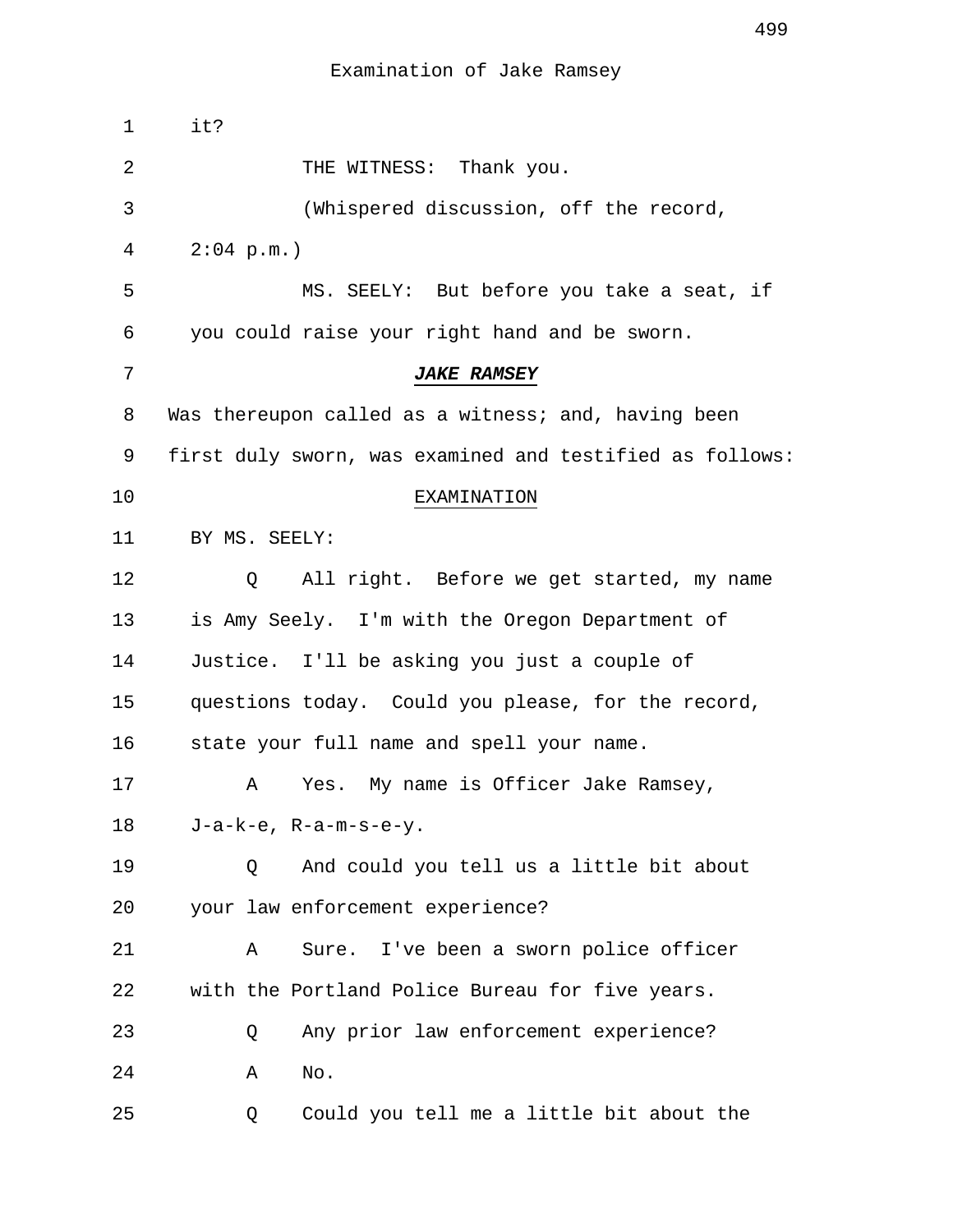it?

THE WITNESS: Thank you.

(Whispered discussion, off the record, 2:04 p.m.)

MS. SEELY: But before you take a seat, if you could raise your right hand and be sworn.

***JAKE RAMSEY***

Was thereupon called as a witness; and, having been first duly sworn, was examined and testified as follows:

EXAMINATION

BY MS. SEELY:

Q All right. Before we get started, my name is Amy Seely. I'm with the Oregon Department of Justice. I'll be asking you just a couple of questions today. Could you please, for the record, state your full name and spell your name.

A Yes. My name is Officer Jake Ramsey, J-a-k-e, R-a-m-s-e-y.

Q And could you tell us a little bit about your law enforcement experience?

A Sure. I've been a sworn police officer with the Portland Police Bureau for five years.

Q Any prior law enforcement experience?

A No.

Q Could you tell me a little bit about the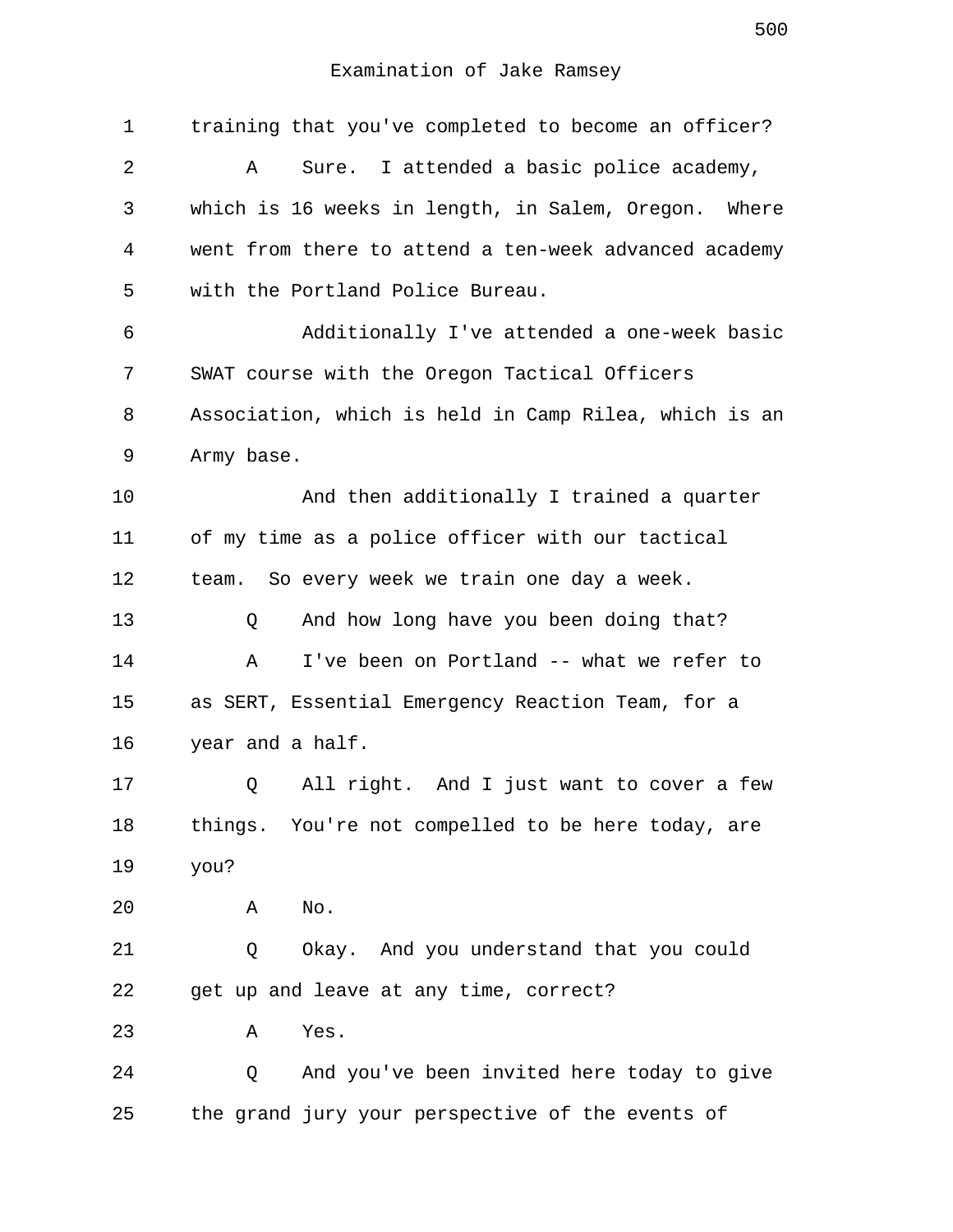Examination of Jake Ramsey

1 training that you've completed to become an officer?

2 A Sure. I attended a basic police academy,

3 which is 16 weeks in length, in Salem, Oregon. Where

4 went from there to attend a ten-week advanced academy

5 with the Portland Police Bureau.

6 Additionally I've attended a one-week basic

7 SWAT course with the Oregon Tactical Officers

8 Association, which is held in Camp Rilea, which is an

9 Army base.

10 And then additionally I trained a quarter

11 of my time as a police officer with our tactical

12 team. So every week we train one day a week.

13 Q And how long have you been doing that?

14 A I've been on Portland -- what we refer to

15 as SERT, Essential Emergency Reaction Team, for a

16 year and a half.

17 Q All right. And I just want to cover a few

18 things. You're not compelled to be here today, are

19 you?

20 A No.

21 Q Okay. And you understand that you could

22 get up and leave at any time, correct?

23 A Yes.

24 Q And you've been invited here today to give

25 the grand jury your perspective of the events of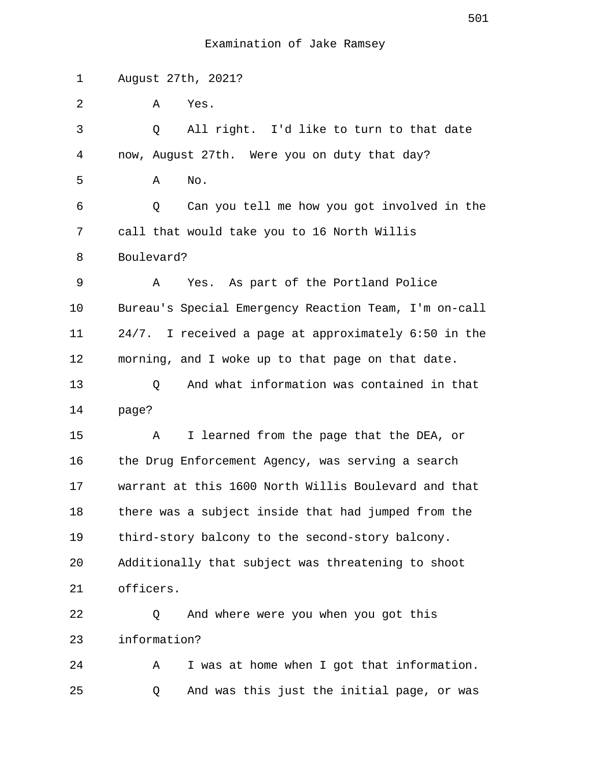Examination of Jake Ramsey

1 August 27th, 2021?

2 A Yes.

3 Q All right. I'd like to turn to that date

4 now, August 27th. Were you on duty that day?

5 A No.

6 Q Can you tell me how you got involved in the

7 call that would take you to 16 North Willis

8 Boulevard?

9 A Yes. As part of the Portland Police

10 Bureau's Special Emergency Reaction Team, I'm on-call

11 24/7. I received a page at approximately 6:50 in the

12 morning, and I woke up to that page on that date.

13 Q And what information was contained in that

14 page?

15 A I learned from the page that the DEA, or

16 the Drug Enforcement Agency, was serving a search

17 warrant at this 1600 North Willis Boulevard and that

18 there was a subject inside that had jumped from the

19 third-story balcony to the second-story balcony.

20 Additionally that subject was threatening to shoot

21 officers.

22 Q And where were you when you got this

23 information?

24 A I was at home when I got that information.

25 Q And was this just the initial page, or was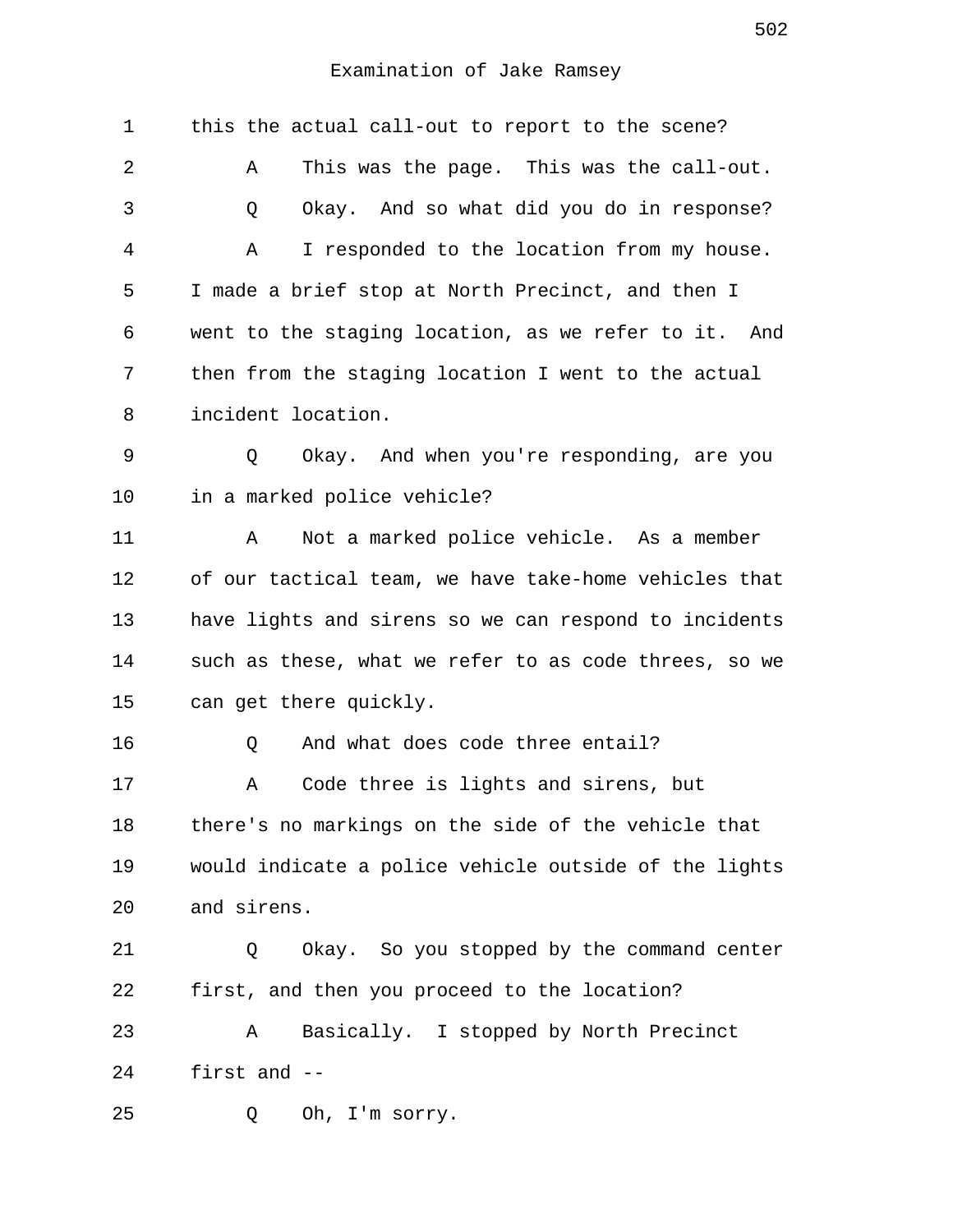Examination of Jake Ramsey

1 this the actual call-out to report to the scene?

2 A This was the page. This was the call-out.

3 Q Okay. And so what did you do in response?

4 A I responded to the location from my house.

5 I made a brief stop at North Precinct, and then I

6 went to the staging location, as we refer to it. And

7 then from the staging location I went to the actual

8 incident location.

9 Q Okay. And when you're responding, are you

10 in a marked police vehicle?

11 A Not a marked police vehicle. As a member

12 of our tactical team, we have take-home vehicles that

13 have lights and sirens so we can respond to incidents

14 such as these, what we refer to as code threes, so we

15 can get there quickly.

16 Q And what does code three entail?

17 A Code three is lights and sirens, but

18 there's no markings on the side of the vehicle that

19 would indicate a police vehicle outside of the lights

20 and sirens.

21 Q Okay. So you stopped by the command center

22 first, and then you proceed to the location?

23 A Basically. I stopped by North Precinct

24 first and --

25 Q Oh, I'm sorry.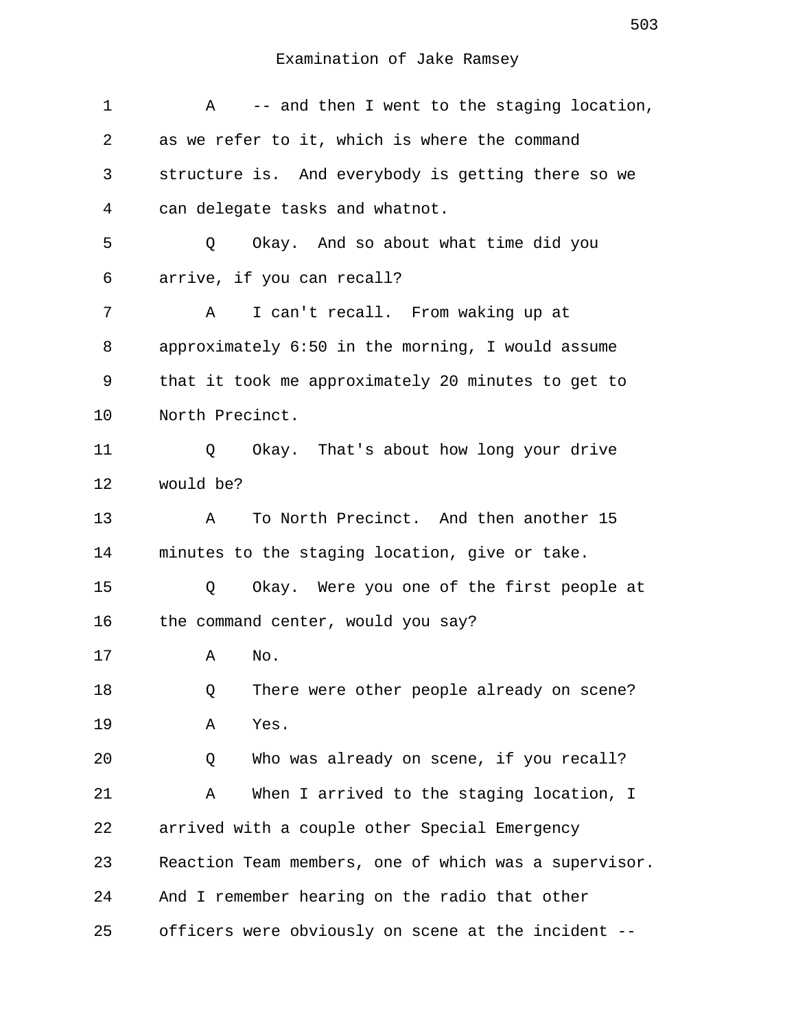Examination of Jake Ramsey

1 A -- and then I went to the staging location,
2 as we refer to it, which is where the command
3 structure is. And everybody is getting there so we
4 can delegate tasks and whatnot.
5 Q Okay. And so about what time did you
6 arrive, if you can recall?
7 A I can't recall. From waking up at
8 approximately 6:50 in the morning, I would assume
9 that it took me approximately 20 minutes to get to
10 North Precinct.
11 Q Okay. That's about how long your drive
12 would be?
13 A To North Precinct. And then another 15
14 minutes to the staging location, give or take.
15 Q Okay. Were you one of the first people at
16 the command center, would you say?
17 A No.
18 Q There were other people already on scene?
19 A Yes.
20 Q Who was already on scene, if you recall?
21 A When I arrived to the staging location, I
22 arrived with a couple other Special Emergency
23 Reaction Team members, one of which was a supervisor.
24 And I remember hearing on the radio that other
25 officers were obviously on scene at the incident --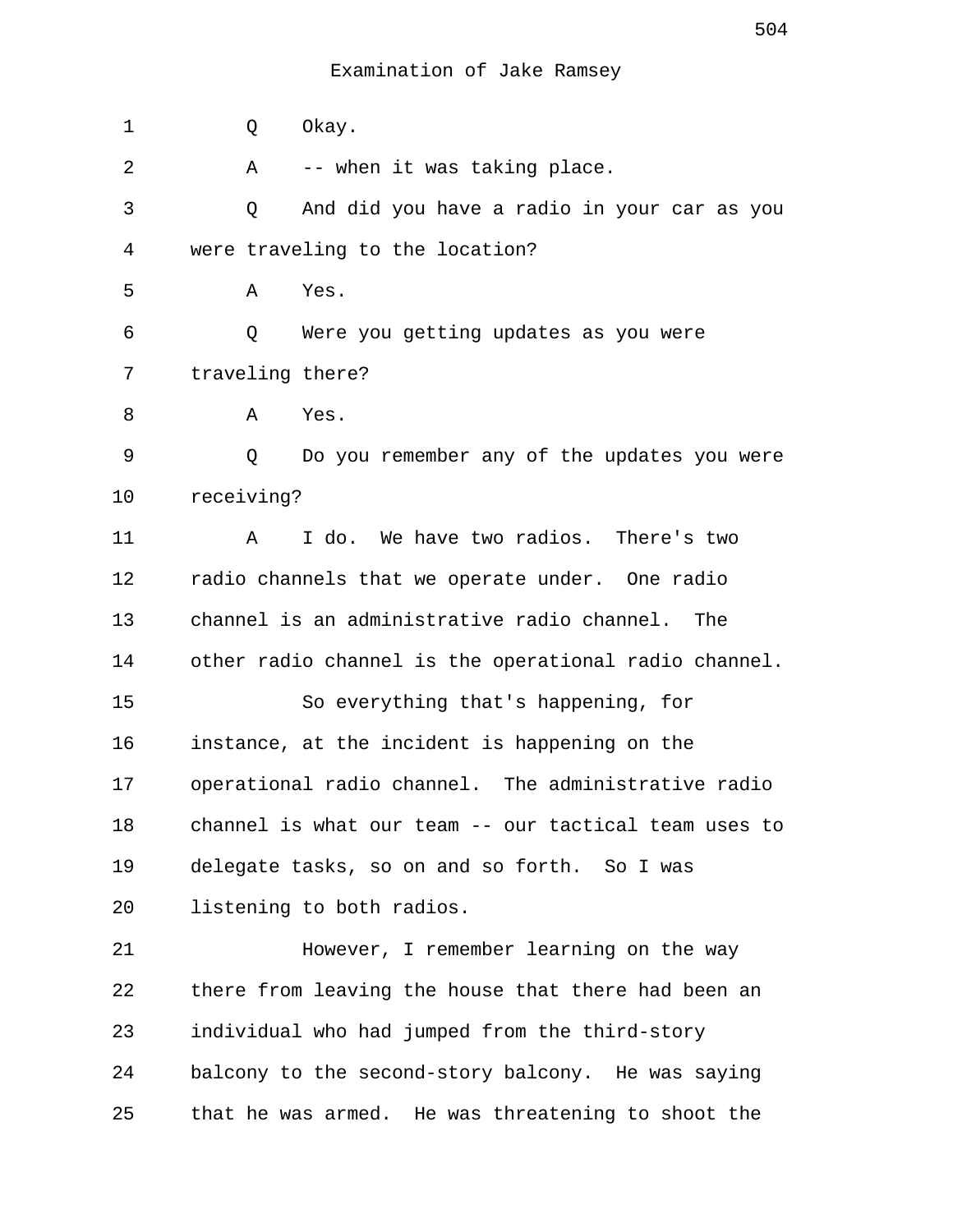Examination of Jake Ramsey

1 Q Okay.

2 A -- when it was taking place.

3 Q And did you have a radio in your car as you

4 were traveling to the location?

5 A Yes.

6 Q Were you getting updates as you were

7 traveling there?

8 A Yes.

9 Q Do you remember any of the updates you were

10 receiving?

11 A I do. We have two radios. There's two

12 radio channels that we operate under. One radio

13 channel is an administrative radio channel. The

14 other radio channel is the operational radio channel.

15 So everything that's happening, for

16 instance, at the incident is happening on the

17 operational radio channel. The administrative radio

18 channel is what our team -- our tactical team uses to

19 delegate tasks, so on and so forth. So I was

20 listening to both radios.

21 However, I remember learning on the way

22 there from leaving the house that there had been an

23 individual who had jumped from the third-story

24 balcony to the second-story balcony. He was saying

25 that he was armed. He was threatening to shoot the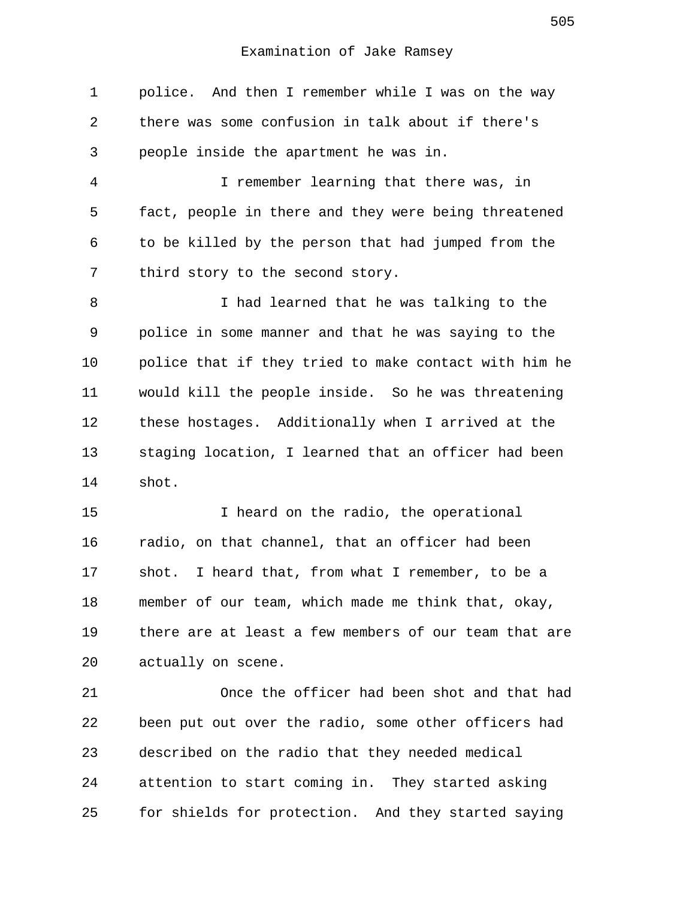police. And then I remember while I was on the way there was some confusion in talk about if there's people inside the apartment he was in.

I remember learning that there was, in fact, people in there and they were being threatened to be killed by the person that had jumped from the third story to the second story.

I had learned that he was talking to the police in some manner and that he was saying to the police that if they tried to make contact with him he would kill the people inside. So he was threatening these hostages. Additionally when I arrived at the staging location, I learned that an officer had been shot.

I heard on the radio, the operational radio, on that channel, that an officer had been shot. I heard that, from what I remember, to be a member of our team, which made me think that, okay, there are at least a few members of our team that are actually on scene.

Once the officer had been shot and that had been put out over the radio, some other officers had described on the radio that they needed medical attention to start coming in. They started asking for shields for protection. And they started saying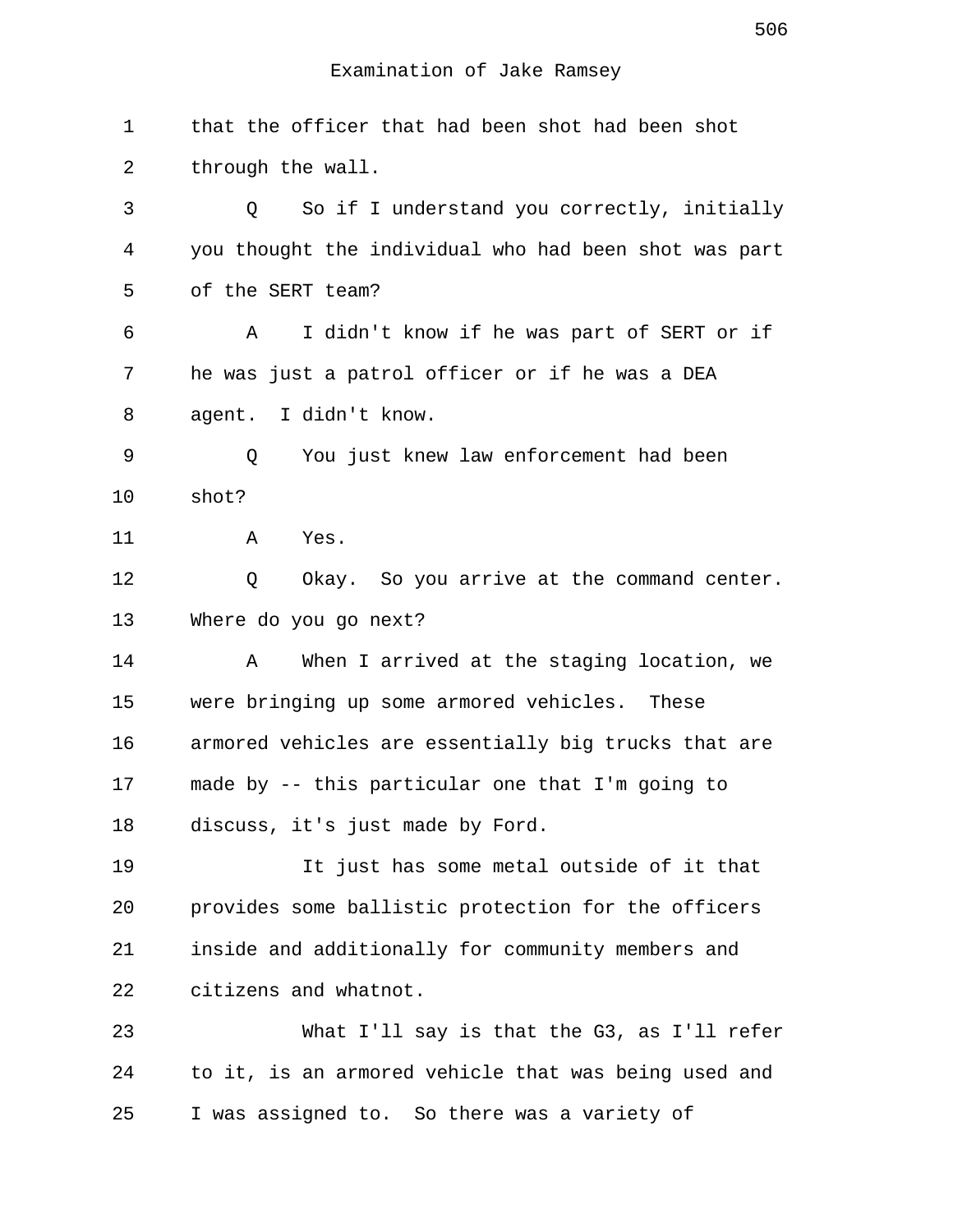Examination of Jake Ramsey

that the officer that had been shot had been shot through the wall.

Q So if I understand you correctly, initially you thought the individual who had been shot was part of the SERT team?

A I didn't know if he was part of SERT or if he was just a patrol officer or if he was a DEA agent. I didn't know.

Q You just knew law enforcement had been shot?

A Yes.

Q Okay. So you arrive at the command center. Where do you go next?

A When I arrived at the staging location, we were bringing up some armored vehicles. These armored vehicles are essentially big trucks that are made by -- this particular one that I'm going to discuss, it's just made by Ford.

It just has some metal outside of it that provides some ballistic protection for the officers inside and additionally for community members and citizens and whatnot.

What I'll say is that the G3, as I'll refer to it, is an armored vehicle that was being used and I was assigned to. So there was a variety of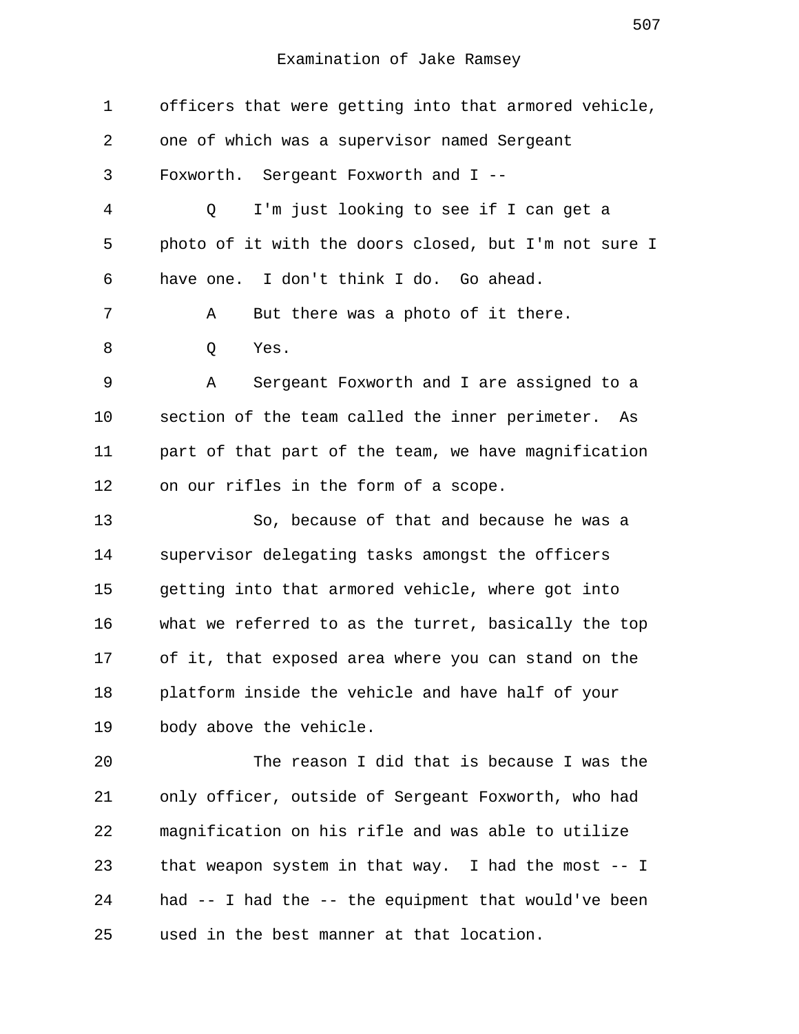Examination of Jake Ramsey

1 officers that were getting into that armored vehicle,
2 one of which was a supervisor named Sergeant
3 Foxworth. Sergeant Foxworth and I --
4 Q I'm just looking to see if I can get a
5 photo of it with the doors closed, but I'm not sure I
6 have one. I don't think I do. Go ahead.
7 A But there was a photo of it there.
8 Q Yes.
9 A Sergeant Foxworth and I are assigned to a
10 section of the team called the inner perimeter. As
11 part of that part of the team, we have magnification
12 on our rifles in the form of a scope.
13 So, because of that and because he was a
14 supervisor delegating tasks amongst the officers
15 getting into that armored vehicle, where got into
16 what we referred to as the turret, basically the top
17 of it, that exposed area where you can stand on the
18 platform inside the vehicle and have half of your
19 body above the vehicle.
20 The reason I did that is because I was the
21 only officer, outside of Sergeant Foxworth, who had
22 magnification on his rifle and was able to utilize
23 that weapon system in that way. I had the most -- I
24 had -- I had the -- the equipment that would've been
25 used in the best manner at that location.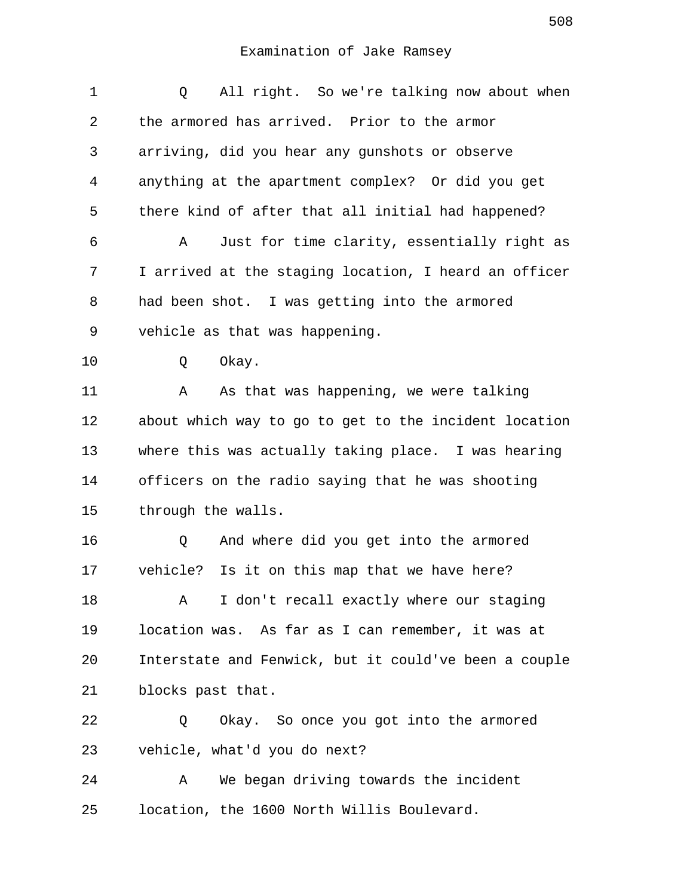Examination of Jake Ramsey

1 Q All right. So we're talking now about when
2 the armored has arrived. Prior to the armor
3 arriving, did you hear any gunshots or observe
4 anything at the apartment complex? Or did you get
5 there kind of after that all initial had happened?
6 A Just for time clarity, essentially right as
7 I arrived at the staging location, I heard an officer
8 had been shot. I was getting into the armored
9 vehicle as that was happening.
10 Q Okay.
11 A As that was happening, we were talking
12 about which way to go to get to the incident location
13 where this was actually taking place. I was hearing
14 officers on the radio saying that he was shooting
15 through the walls.
16 Q And where did you get into the armored
17 vehicle? Is it on this map that we have here?
18 A I don't recall exactly where our staging
19 location was. As far as I can remember, it was at
20 Interstate and Fenwick, but it could've been a couple
21 blocks past that.
22 Q Okay. So once you got into the armored
23 vehicle, what'd you do next?
24 A We began driving towards the incident
25 location, the 1600 North Willis Boulevard.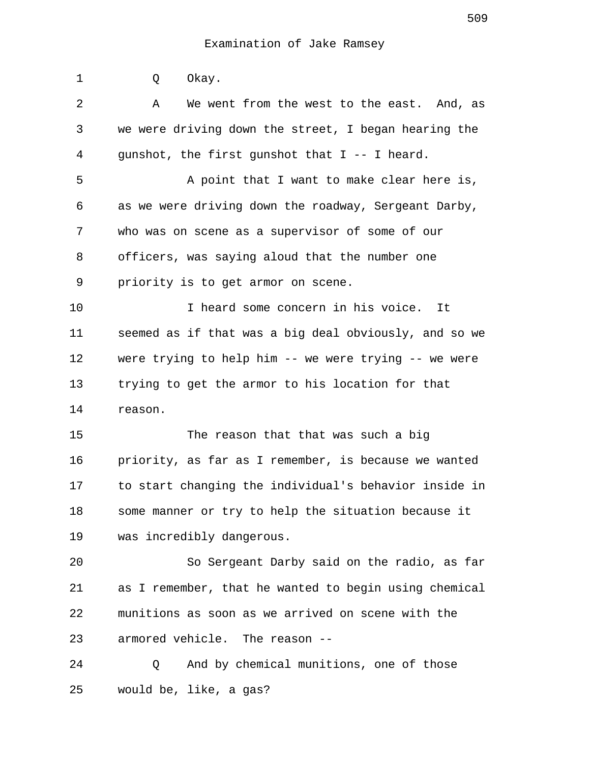Q Okay.

A We went from the west to the east. And, as we were driving down the street, I began hearing the gunshot, the first gunshot that I -- I heard.

A point that I want to make clear here is, as we were driving down the roadway, Sergeant Darby, who was on scene as a supervisor of some of our officers, was saying aloud that the number one priority is to get armor on scene.

I heard some concern in his voice. It seemed as if that was a big deal obviously, and so we were trying to help him -- we were trying -- we were trying to get the armor to his location for that reason.

The reason that that was such a big priority, as far as I remember, is because we wanted to start changing the individual's behavior inside in some manner or try to help the situation because it was incredibly dangerous.

So Sergeant Darby said on the radio, as far as I remember, that he wanted to begin using chemical munitions as soon as we arrived on scene with the armored vehicle. The reason --

Q And by chemical munitions, one of those would be, like, a gas?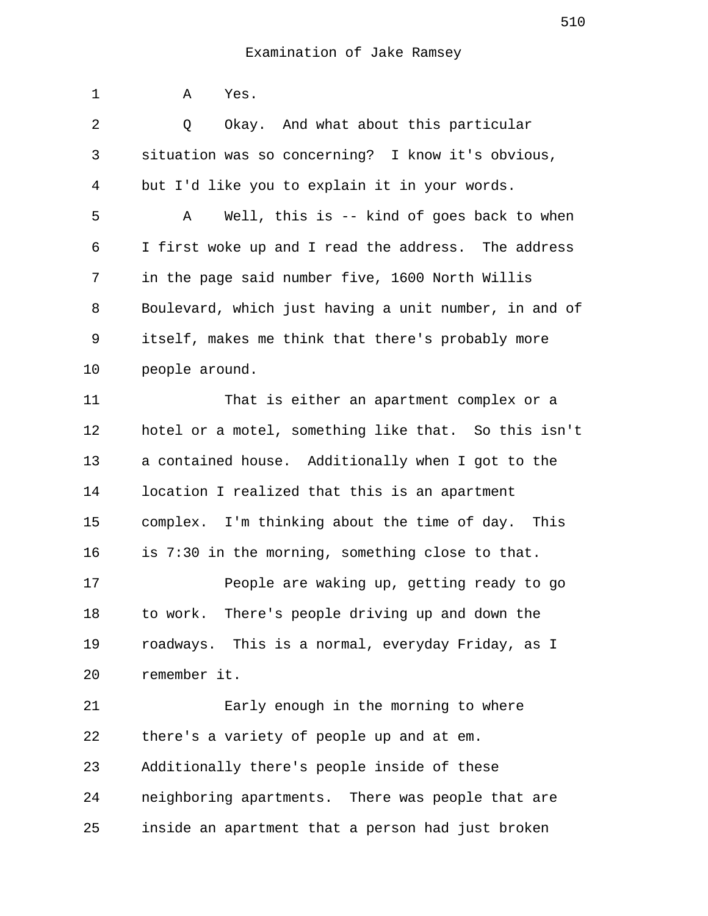Examination of Jake Ramsey

A Yes.

Q Okay. And what about this particular situation was so concerning? I know it's obvious, but I'd like you to explain it in your words.

A Well, this is -- kind of goes back to when I first woke up and I read the address. The address in the page said number five, 1600 North Willis Boulevard, which just having a unit number, in and of itself, makes me think that there's probably more people around.

That is either an apartment complex or a hotel or a motel, something like that. So this isn't a contained house. Additionally when I got to the location I realized that this is an apartment complex. I'm thinking about the time of day. This is 7:30 in the morning, something close to that.

People are waking up, getting ready to go to work. There's people driving up and down the roadways. This is a normal, everyday Friday, as I remember it.

Early enough in the morning to where there's a variety of people up and at em. Additionally there's people inside of these neighboring apartments. There was people that are inside an apartment that a person had just broken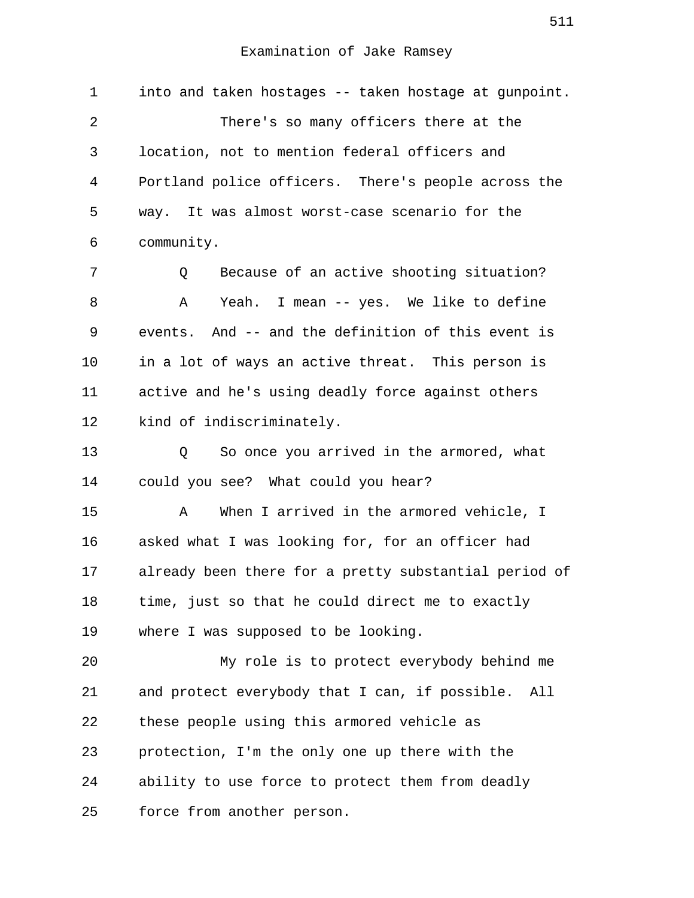into and taken hostages -- taken hostage at gunpoint.

There's so many officers there at the location, not to mention federal officers and Portland police officers. There's people across the way. It was almost worst-case scenario for the community.

Q Because of an active shooting situation?

A Yeah. I mean -- yes. We like to define events. And -- and the definition of this event is in a lot of ways an active threat. This person is active and he's using deadly force against others kind of indiscriminately.

Q So once you arrived in the armored, what could you see? What could you hear?

A When I arrived in the armored vehicle, I asked what I was looking for, for an officer had already been there for a pretty substantial period of time, just so that he could direct me to exactly where I was supposed to be looking.

My role is to protect everybody behind me and protect everybody that I can, if possible. All these people using this armored vehicle as protection, I'm the only one up there with the ability to use force to protect them from deadly force from another person.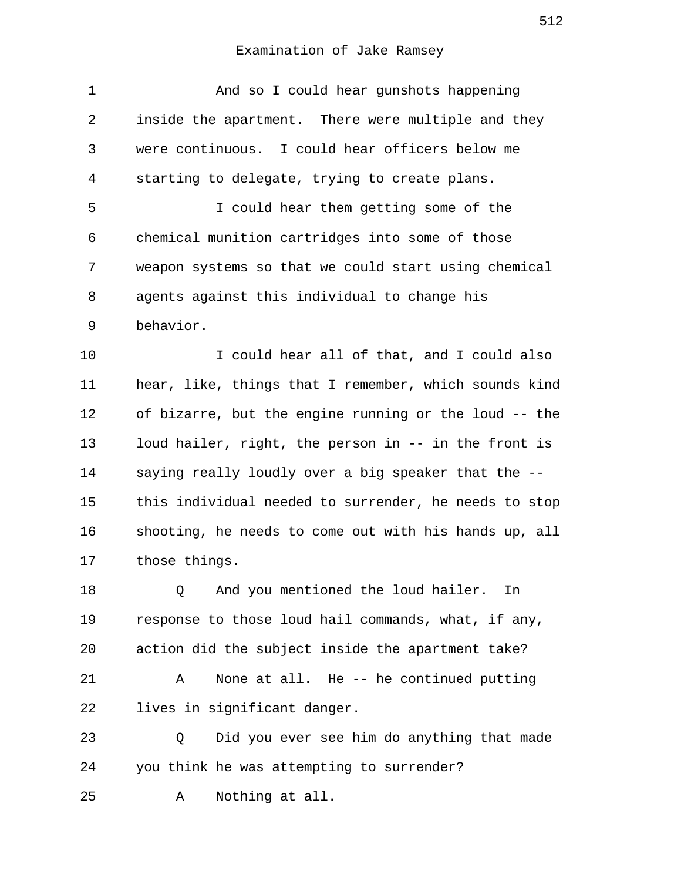Examination of Jake Ramsey

And so I could hear gunshots happening inside the apartment. There were multiple and they were continuous. I could hear officers below me starting to delegate, trying to create plans.

I could hear them getting some of the chemical munition cartridges into some of those weapon systems so that we could start using chemical agents against this individual to change his behavior.

I could hear all of that, and I could also hear, like, things that I remember, which sounds kind of bizarre, but the engine running or the loud -- the loud hailer, right, the person in -- in the front is saying really loudly over a big speaker that the -- this individual needed to surrender, he needs to stop shooting, he needs to come out with his hands up, all those things.

Q And you mentioned the loud hailer. In response to those loud hail commands, what, if any, action did the subject inside the apartment take?

A None at all. He -- he continued putting lives in significant danger.

Q Did you ever see him do anything that made you think he was attempting to surrender?

A Nothing at all.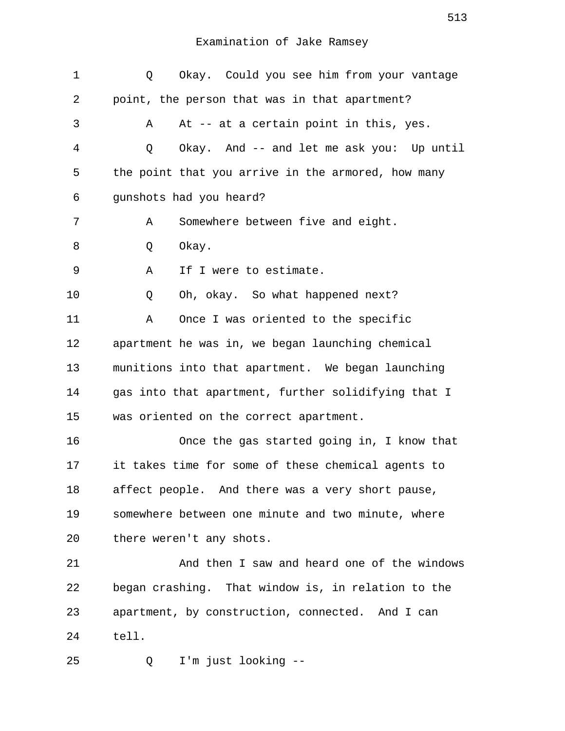Examination of Jake Ramsey

1 Q Okay. Could you see him from your vantage
2 point, the person that was in that apartment?
3 A At -- at a certain point in this, yes.
4 Q Okay. And -- and let me ask you: Up until
5 the point that you arrive in the armored, how many
6 gunshots had you heard?
7 A Somewhere between five and eight.
8 Q Okay.
9 A If I were to estimate.
10 Q Oh, okay. So what happened next?
11 A Once I was oriented to the specific
12 apartment he was in, we began launching chemical
13 munitions into that apartment. We began launching
14 gas into that apartment, further solidifying that I
15 was oriented on the correct apartment.
16 Once the gas started going in, I know that
17 it takes time for some of these chemical agents to
18 affect people. And there was a very short pause,
19 somewhere between one minute and two minute, where
20 there weren't any shots.
21 And then I saw and heard one of the windows
22 began crashing. That window is, in relation to the
23 apartment, by construction, connected. And I can
24 tell.
25 Q I'm just looking --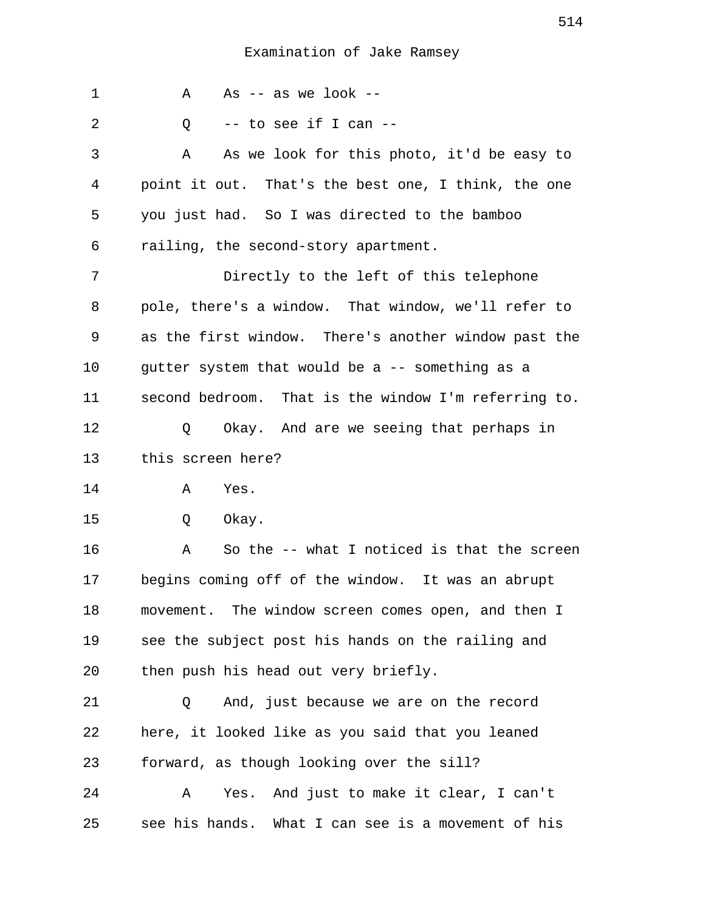Examination of Jake Ramsey

1 A As -- as we look --

2 Q -- to see if I can --

3 A As we look for this photo, it'd be easy to
4 point it out. That's the best one, I think, the one
5 you just had. So I was directed to the bamboo
6 railing, the second-story apartment.

7 Directly to the left of this telephone
8 pole, there's a window. That window, we'll refer to
9 as the first window. There's another window past the
10 gutter system that would be a -- something as a
11 second bedroom. That is the window I'm referring to.

12 Q Okay. And are we seeing that perhaps in
13 this screen here?

14 A Yes.

15 Q Okay.

16 A So the -- what I noticed is that the screen
17 begins coming off of the window. It was an abrupt
18 movement. The window screen comes open, and then I
19 see the subject post his hands on the railing and
20 then push his head out very briefly.

21 Q And, just because we are on the record
22 here, it looked like as you said that you leaned
23 forward, as though looking over the sill?

24 A Yes. And just to make it clear, I can't
25 see his hands. What I can see is a movement of his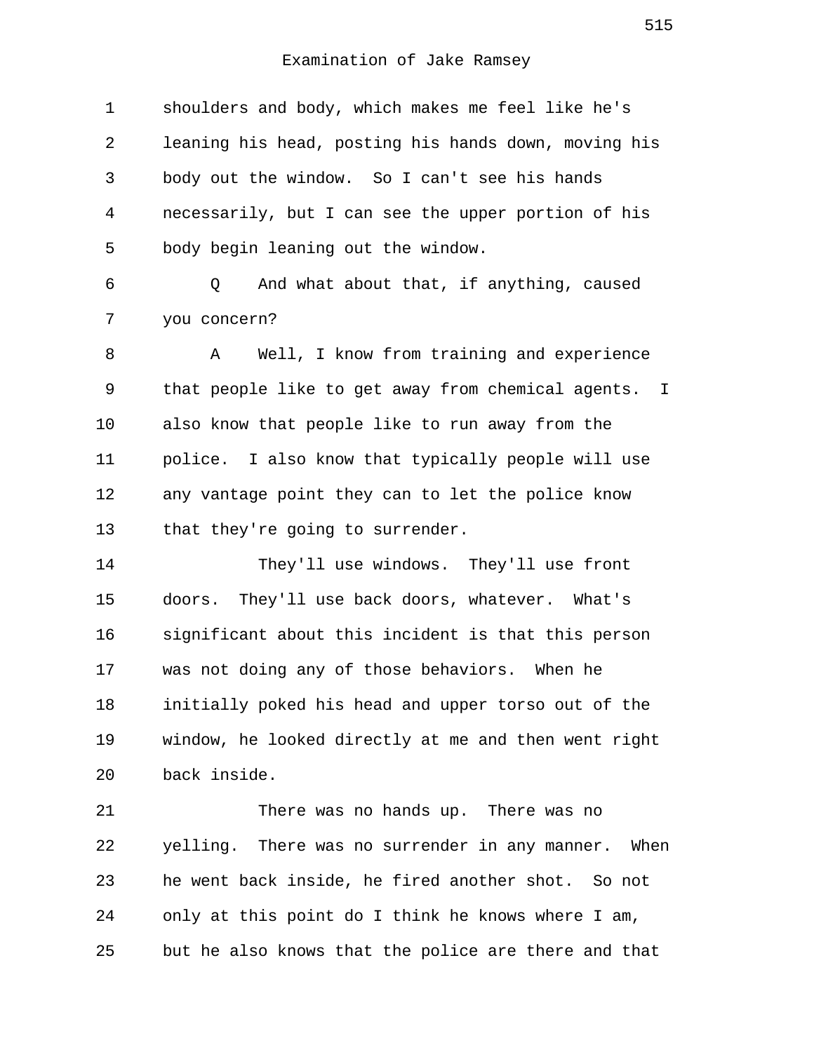Examination of Jake Ramsey

1 shoulders and body, which makes me feel like he's
2 leaning his head, posting his hands down, moving his
3 body out the window. So I can't see his hands
4 necessarily, but I can see the upper portion of his
5 body begin leaning out the window.

6 Q And what about that, if anything, caused
7 you concern?

8 A Well, I know from training and experience
9 that people like to get away from chemical agents. I
10 also know that people like to run away from the
11 police. I also know that typically people will use
12 any vantage point they can to let the police know
13 that they're going to surrender.

14 They'll use windows. They'll use front
15 doors. They'll use back doors, whatever. What's
16 significant about this incident is that this person
17 was not doing any of those behaviors. When he
18 initially poked his head and upper torso out of the
19 window, he looked directly at me and then went right
20 back inside.

21 There was no hands up. There was no
22 yelling. There was no surrender in any manner. When
23 he went back inside, he fired another shot. So not
24 only at this point do I think he knows where I am,
25 but he also knows that the police are there and that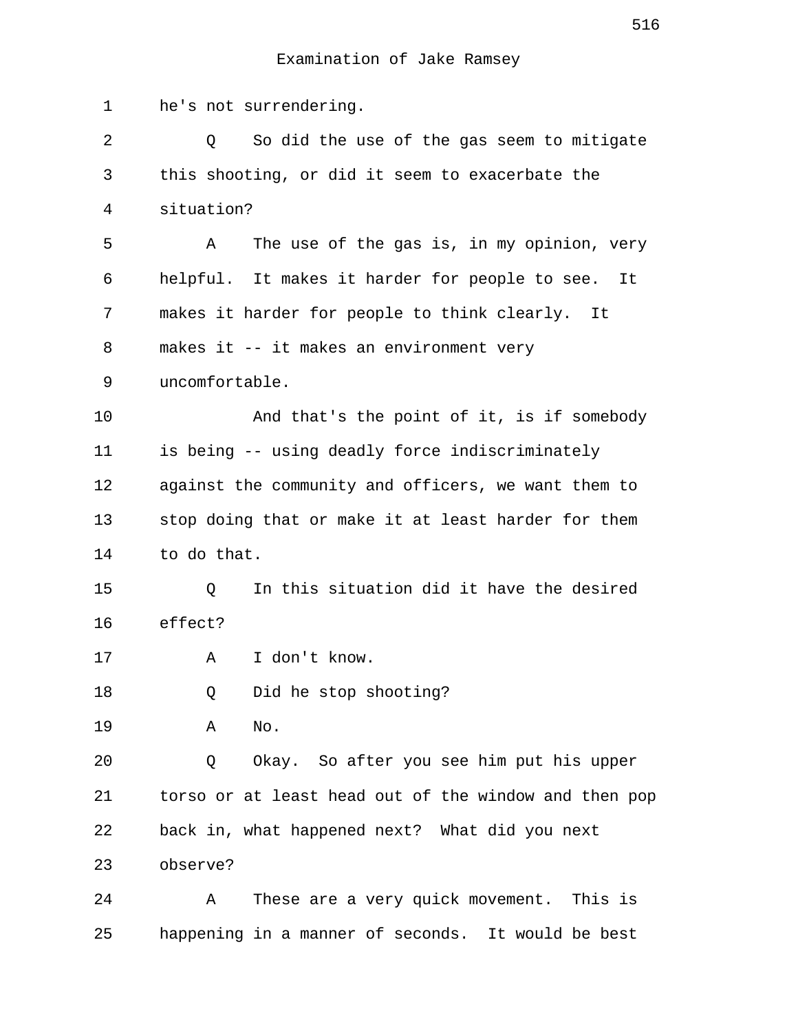he's not surrendering.

Q So did the use of the gas seem to mitigate this shooting, or did it seem to exacerbate the situation?

A The use of the gas is, in my opinion, very helpful. It makes it harder for people to see. It makes it harder for people to think clearly. It makes it -- it makes an environment very uncomfortable.

And that's the point of it, is if somebody is being -- using deadly force indiscriminately against the community and officers, we want them to stop doing that or make it at least harder for them to do that.

Q In this situation did it have the desired effect?

A I don't know.

Q Did he stop shooting?

A No.

Q Okay. So after you see him put his upper torso or at least head out of the window and then pop back in, what happened next? What did you next observe?

A These are a very quick movement. This is happening in a manner of seconds. It would be best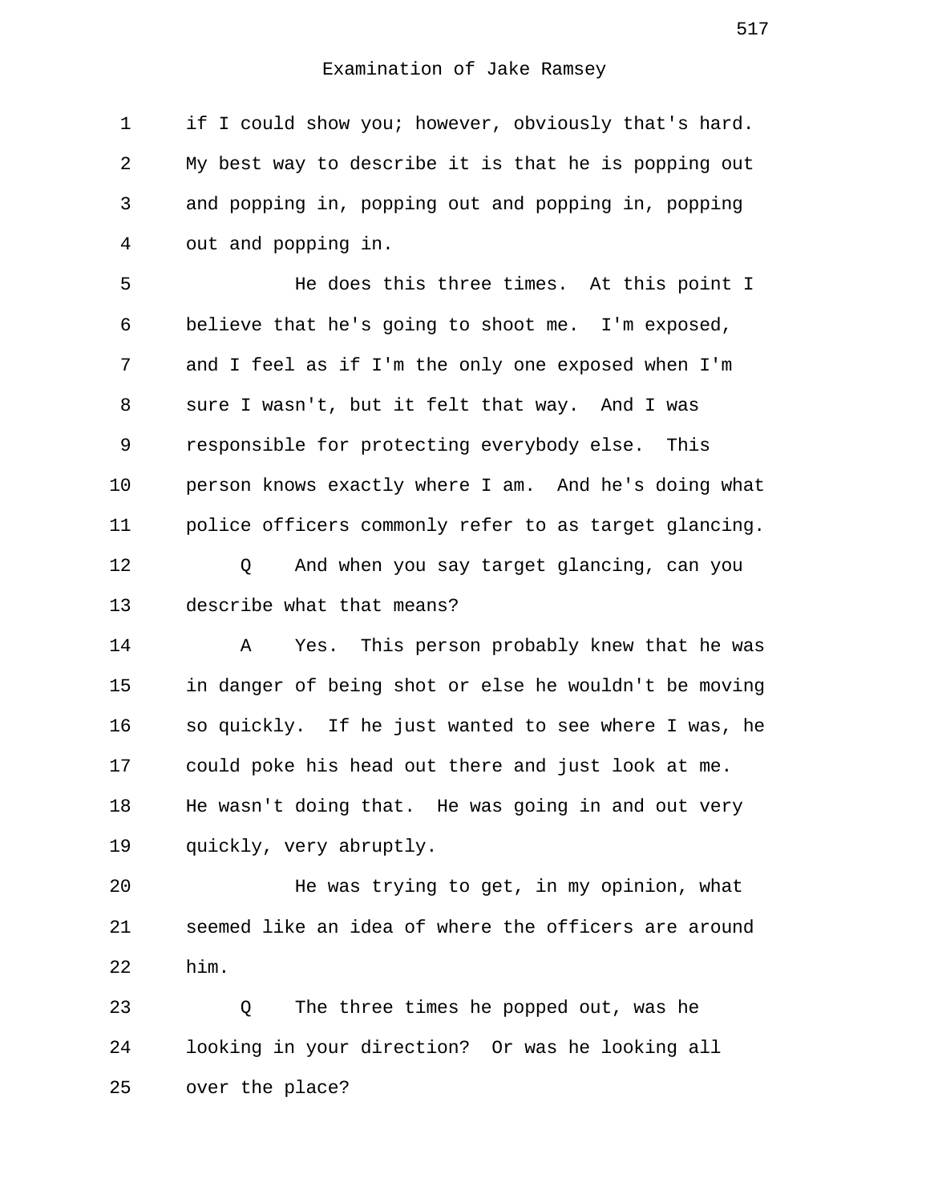if I could show you; however, obviously that's hard. My best way to describe it is that he is popping out and popping in, popping out and popping in, popping out and popping in.

He does this three times. At this point I believe that he's going to shoot me. I'm exposed, and I feel as if I'm the only one exposed when I'm sure I wasn't, but it felt that way. And I was responsible for protecting everybody else. This person knows exactly where I am. And he's doing what police officers commonly refer to as target glancing.

Q And when you say target glancing, can you describe what that means?

A Yes. This person probably knew that he was in danger of being shot or else he wouldn't be moving so quickly. If he just wanted to see where I was, he could poke his head out there and just look at me. He wasn't doing that. He was going in and out very quickly, very abruptly.

He was trying to get, in my opinion, what seemed like an idea of where the officers are around him.

Q The three times he popped out, was he looking in your direction? Or was he looking all over the place?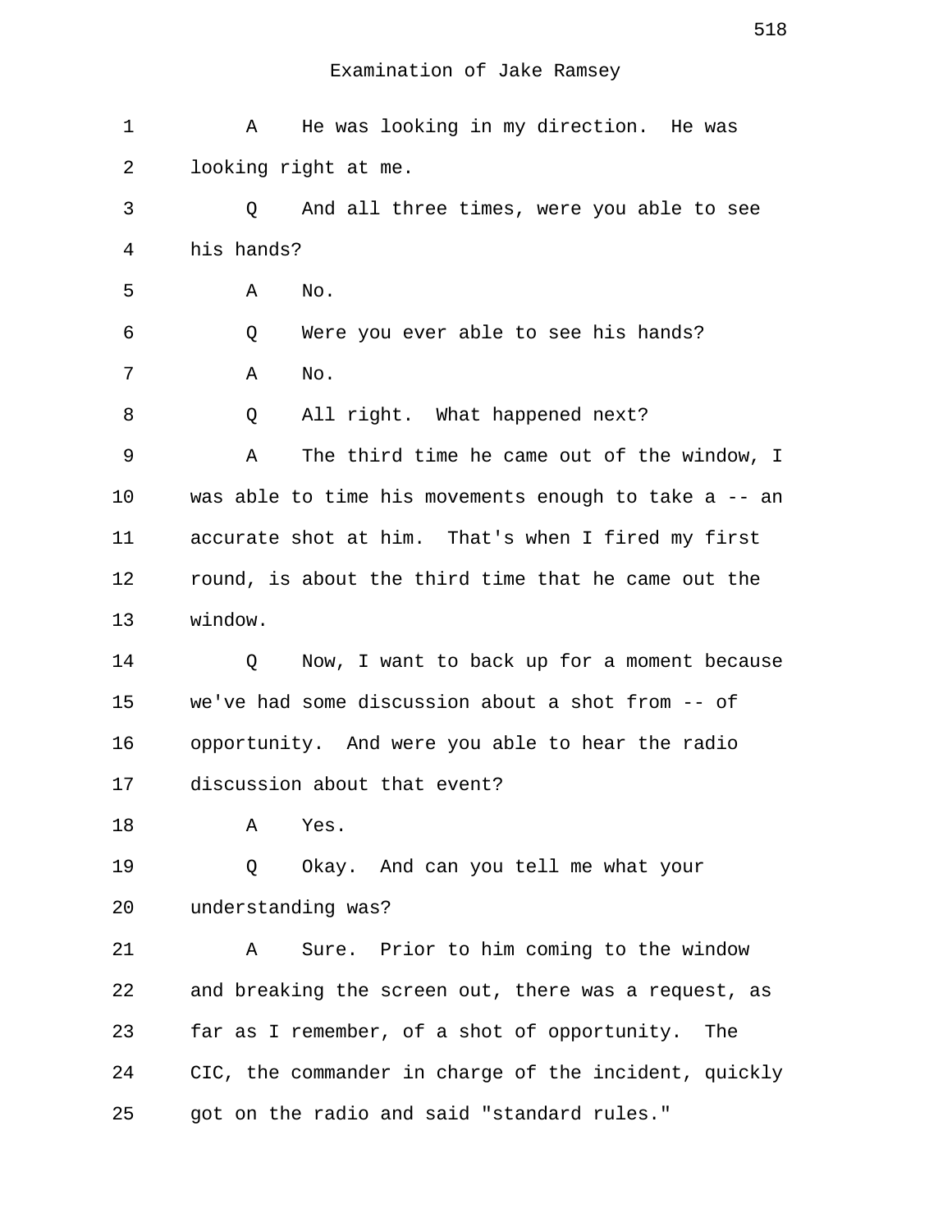Examination of Jake Ramsey

A He was looking in my direction. He was looking right at me.

Q And all three times, were you able to see his hands?

A No.

Q Were you ever able to see his hands?

A No.

Q All right. What happened next?

A The third time he came out of the window, I was able to time his movements enough to take a -- an accurate shot at him. That's when I fired my first round, is about the third time that he came out the window.

Q Now, I want to back up for a moment because we've had some discussion about a shot from -- of opportunity. And were you able to hear the radio discussion about that event?

A Yes.

Q Okay. And can you tell me what your understanding was?

A Sure. Prior to him coming to the window and breaking the screen out, there was a request, as far as I remember, of a shot of opportunity. The CIC, the commander in charge of the incident, quickly got on the radio and said "standard rules."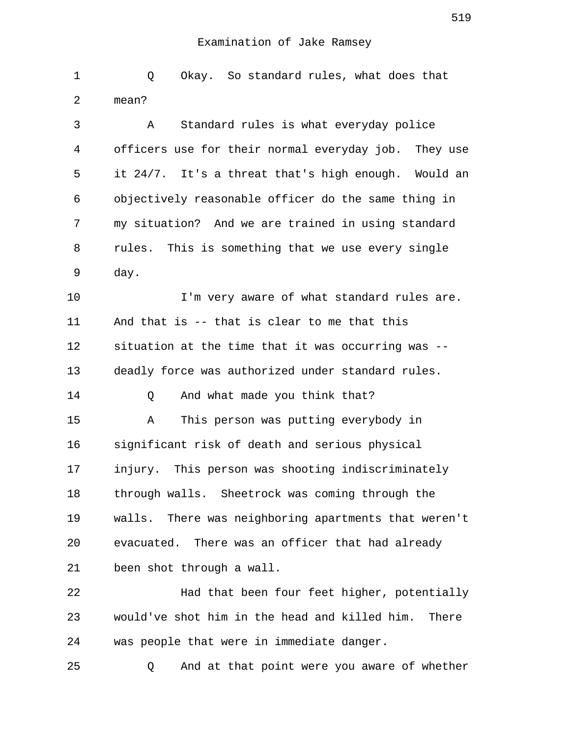Examination of Jake Ramsey

1 Q Okay. So standard rules, what does that
2 mean?
3 A Standard rules is what everyday police
4 officers use for their normal everyday job. They use
5 it 24/7. It's a threat that's high enough. Would an
6 objectively reasonable officer do the same thing in
7 my situation? And we are trained in using standard
8 rules. This is something that we use every single
9 day.
10 I'm very aware of what standard rules are.
11 And that is -- that is clear to me that this
12 situation at the time that it was occurring was --
13 deadly force was authorized under standard rules.
14 Q And what made you think that?
15 A This person was putting everybody in
16 significant risk of death and serious physical
17 injury. This person was shooting indiscriminately
18 through walls. Sheetrock was coming through the
19 walls. There was neighboring apartments that weren't
20 evacuated. There was an officer that had already
21 been shot through a wall.
22 Had that been four feet higher, potentially
23 would've shot him in the head and killed him. There
24 was people that were in immediate danger.
25 Q And at that point were you aware of whether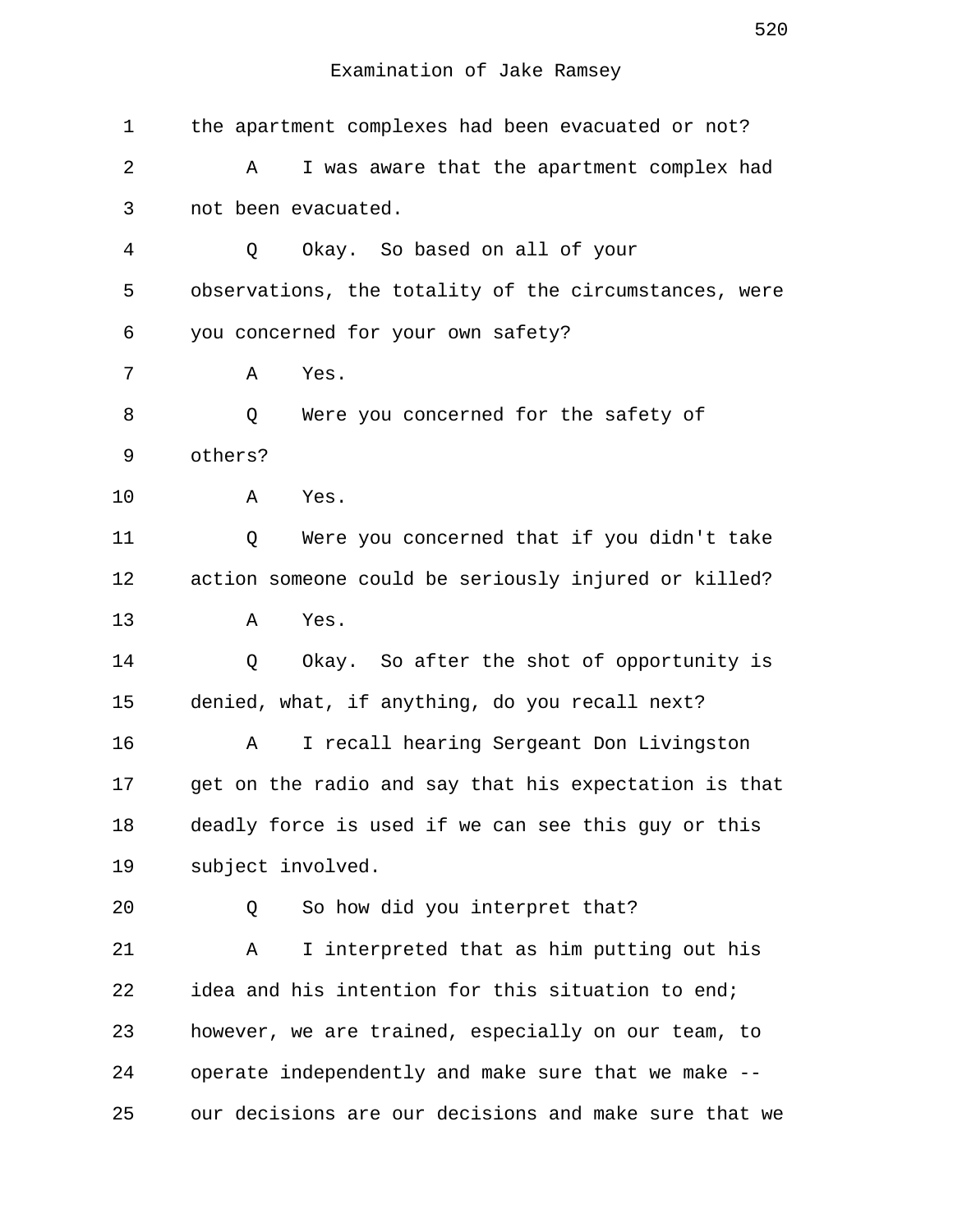Examination of Jake Ramsey

1 the apartment complexes had been evacuated or not?

2 A I was aware that the apartment complex had

3 not been evacuated.

4 Q Okay. So based on all of your

5 observations, the totality of the circumstances, were

6 you concerned for your own safety?

7 A Yes.

8 Q Were you concerned for the safety of

9 others?

10 A Yes.

11 Q Were you concerned that if you didn't take

12 action someone could be seriously injured or killed?

13 A Yes.

14 Q Okay. So after the shot of opportunity is

15 denied, what, if anything, do you recall next?

16 A I recall hearing Sergeant Don Livingston

17 get on the radio and say that his expectation is that

18 deadly force is used if we can see this guy or this

19 subject involved.

20 Q So how did you interpret that?

21 A I interpreted that as him putting out his

22 idea and his intention for this situation to end;

23 however, we are trained, especially on our team, to

24 operate independently and make sure that we make --

25 our decisions are our decisions and make sure that we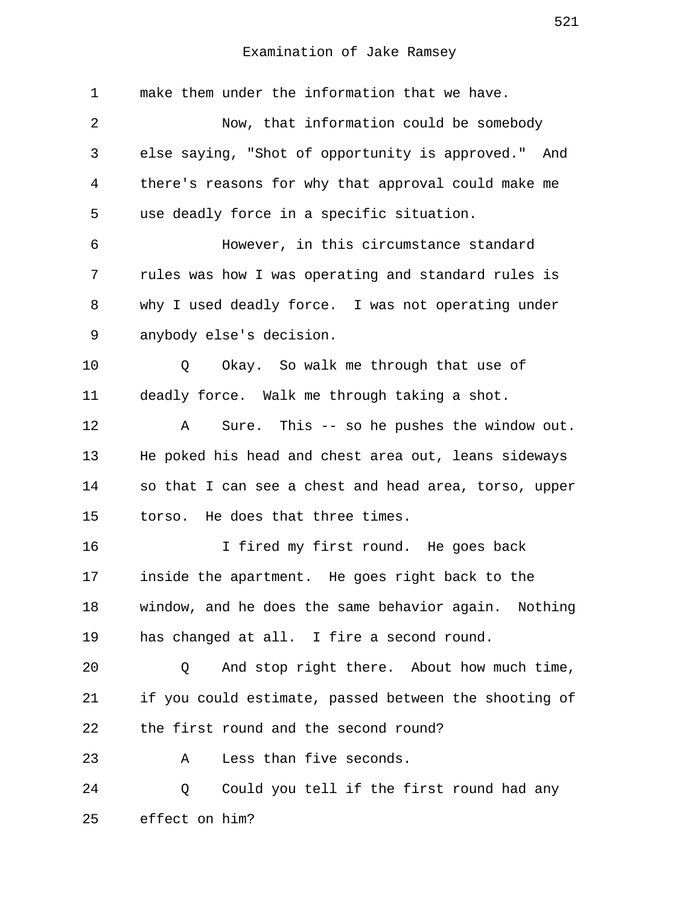make them under the information that we have.

Now, that information could be somebody else saying, "Shot of opportunity is approved." And there's reasons for why that approval could make me use deadly force in a specific situation.

However, in this circumstance standard rules was how I was operating and standard rules is why I used deadly force. I was not operating under anybody else's decision.

Q Okay. So walk me through that use of deadly force. Walk me through taking a shot.

A Sure. This -- so he pushes the window out. He poked his head and chest area out, leans sideways so that I can see a chest and head area, torso, upper torso. He does that three times.

I fired my first round. He goes back inside the apartment. He goes right back to the window, and he does the same behavior again. Nothing has changed at all. I fire a second round.

Q And stop right there. About how much time, if you could estimate, passed between the shooting of the first round and the second round?

A Less than five seconds.

Q Could you tell if the first round had any effect on him?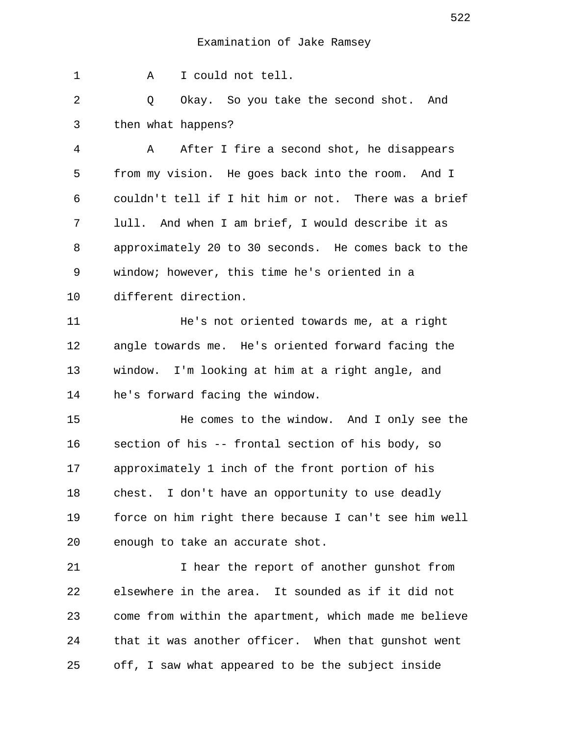Examination of Jake Ramsey

1 A I could not tell.

2 Q Okay. So you take the second shot. And
3 then what happens?

4 A After I fire a second shot, he disappears
5 from my vision. He goes back into the room. And I
6 couldn't tell if I hit him or not. There was a brief
7 lull. And when I am brief, I would describe it as
8 approximately 20 to 30 seconds. He comes back to the
9 window; however, this time he's oriented in a
10 different direction.

11 He's not oriented towards me, at a right
12 angle towards me. He's oriented forward facing the
13 window. I'm looking at him at a right angle, and
14 he's forward facing the window.

15 He comes to the window. And I only see the
16 section of his -- frontal section of his body, so
17 approximately 1 inch of the front portion of his
18 chest. I don't have an opportunity to use deadly
19 force on him right there because I can't see him well
20 enough to take an accurate shot.

21 I hear the report of another gunshot from
22 elsewhere in the area. It sounded as if it did not
23 come from within the apartment, which made me believe
24 that it was another officer. When that gunshot went
25 off, I saw what appeared to be the subject inside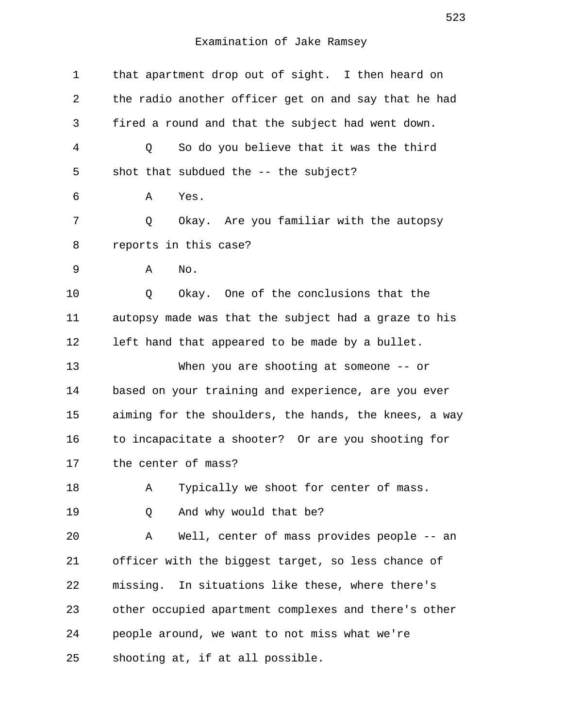Examination of Jake Ramsey

that apartment drop out of sight. I then heard on the radio another officer get on and say that he had fired a round and that the subject had went down.

Q So do you believe that it was the third shot that subdued the -- the subject?

A Yes.

Q Okay. Are you familiar with the autopsy reports in this case?

A No.

Q Okay. One of the conclusions that the autopsy made was that the subject had a graze to his left hand that appeared to be made by a bullet.

When you are shooting at someone -- or based on your training and experience, are you ever aiming for the shoulders, the hands, the knees, a way to incapacitate a shooter? Or are you shooting for the center of mass?

A Typically we shoot for center of mass.

Q And why would that be?

A Well, center of mass provides people -- an officer with the biggest target, so less chance of missing. In situations like these, where there's other occupied apartment complexes and there's other people around, we want to not miss what we're shooting at, if at all possible.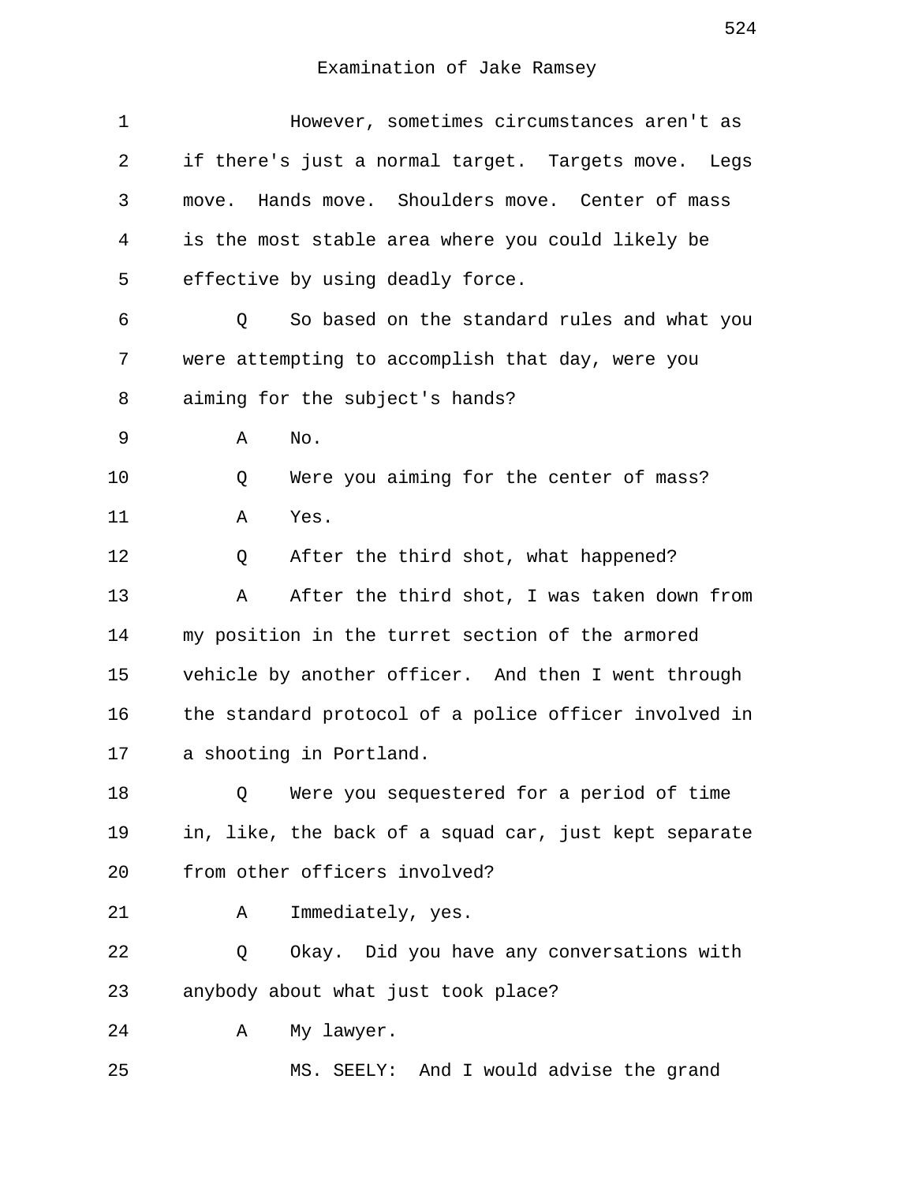Examination of Jake Ramsey

1 However, sometimes circumstances aren't as
2 if there's just a normal target. Targets move. Legs
3 move. Hands move. Shoulders move. Center of mass
4 is the most stable area where you could likely be
5 effective by using deadly force.
6 Q So based on the standard rules and what you
7 were attempting to accomplish that day, were you
8 aiming for the subject's hands?
9 A No.
10 Q Were you aiming for the center of mass?
11 A Yes.
12 Q After the third shot, what happened?
13 A After the third shot, I was taken down from
14 my position in the turret section of the armored
15 vehicle by another officer. And then I went through
16 the standard protocol of a police officer involved in
17 a shooting in Portland.
18 Q Were you sequestered for a period of time
19 in, like, the back of a squad car, just kept separate
20 from other officers involved?
21 A Immediately, yes.
22 Q Okay. Did you have any conversations with
23 anybody about what just took place?
24 A My lawyer.
25 MS. SEELY: And I would advise the grand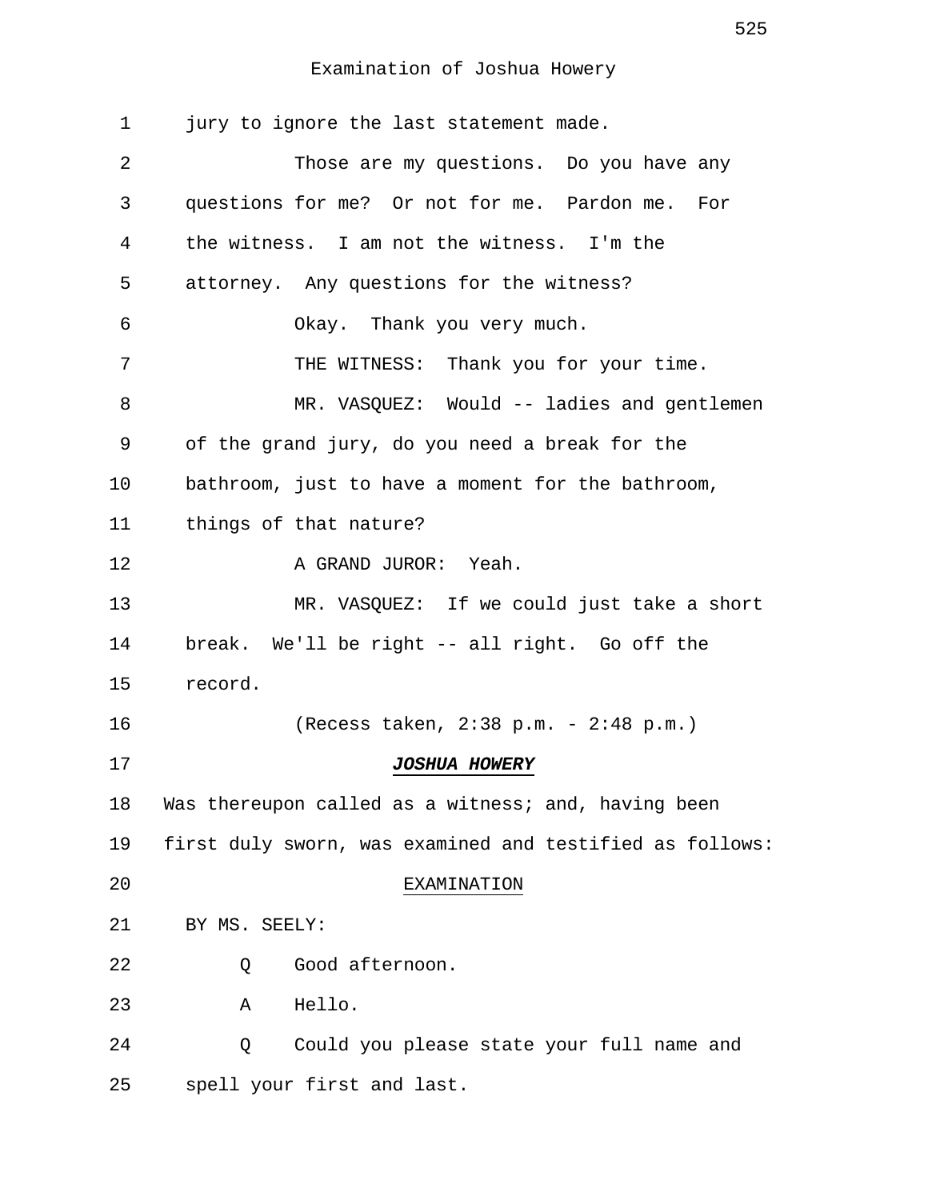jury to ignore the last statement made.

Those are my questions. Do you have any questions for me? Or not for me. Pardon me. For the witness. I am not the witness. I'm the attorney. Any questions for the witness?

Okay. Thank you very much.

THE WITNESS: Thank you for your time.

MR. VASQUEZ: Would -- ladies and gentlemen of the grand jury, do you need a break for the bathroom, just to have a moment for the bathroom, things of that nature?

A GRAND JUROR: Yeah.

MR. VASQUEZ: If we could just take a short break. We'll be right -- all right. Go off the record.

(Recess taken, 2:38 p.m. - 2:48 p.m.)

***JOSHUA HOWERY***

Was thereupon called as a witness; and, having been first duly sworn, was examined and testified as follows:

EXAMINATION

BY MS. SEELY:

Q Good afternoon.

A Hello.

Q Could you please state your full name and spell your first and last.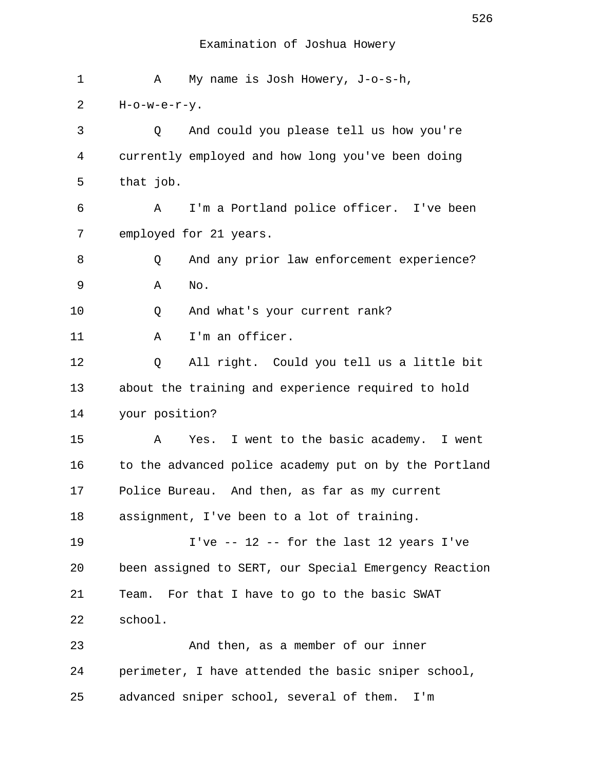Examination of Joshua Howery

1 A My name is Josh Howery, J-o-s-h,
2 H-o-w-e-r-y.
3 Q And could you please tell us how you're
4 currently employed and how long you've been doing
5 that job.
6 A I'm a Portland police officer. I've been
7 employed for 21 years.
8 Q And any prior law enforcement experience?
9 A No.
10 Q And what's your current rank?
11 A I'm an officer.
12 Q All right. Could you tell us a little bit
13 about the training and experience required to hold
14 your position?
15 A Yes. I went to the basic academy. I went
16 to the advanced police academy put on by the Portland
17 Police Bureau. And then, as far as my current
18 assignment, I've been to a lot of training.
19 I've -- 12 -- for the last 12 years I've
20 been assigned to SERT, our Special Emergency Reaction
21 Team. For that I have to go to the basic SWAT
22 school.
23 And then, as a member of our inner
24 perimeter, I have attended the basic sniper school,
25 advanced sniper school, several of them. I'm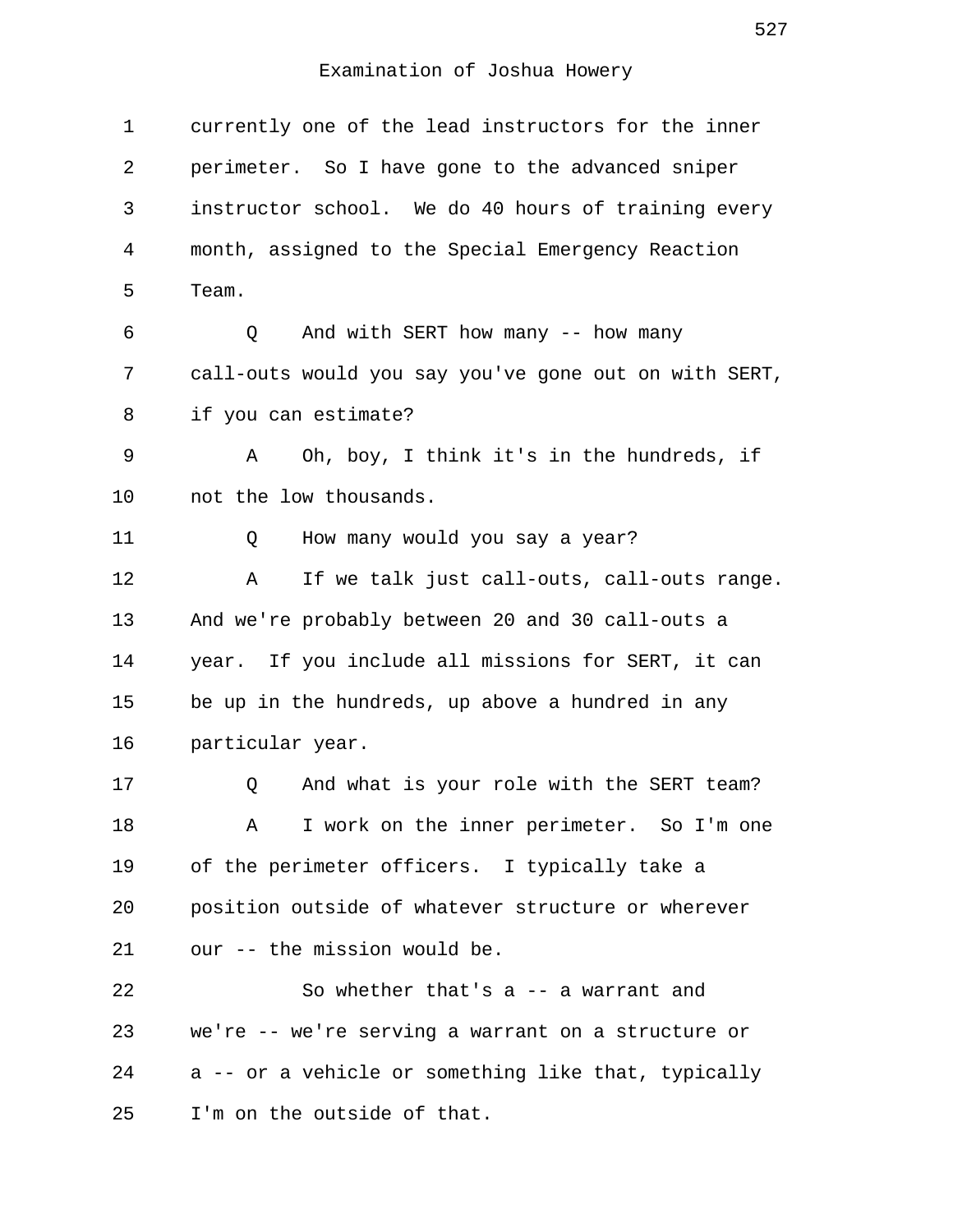currently one of the lead instructors for the inner perimeter. So I have gone to the advanced sniper instructor school. We do 40 hours of training every month, assigned to the Special Emergency Reaction Team.

Q And with SERT how many -- how many call-outs would you say you've gone out on with SERT, if you can estimate?

A Oh, boy, I think it's in the hundreds, if not the low thousands.

Q How many would you say a year?

A If we talk just call-outs, call-outs range. And we're probably between 20 and 30 call-outs a year. If you include all missions for SERT, it can be up in the hundreds, up above a hundred in any particular year.

Q And what is your role with the SERT team?

A I work on the inner perimeter. So I'm one of the perimeter officers. I typically take a position outside of whatever structure or wherever our -- the mission would be.

So whether that's a -- a warrant and we're -- we're serving a warrant on a structure or a -- or a vehicle or something like that, typically I'm on the outside of that.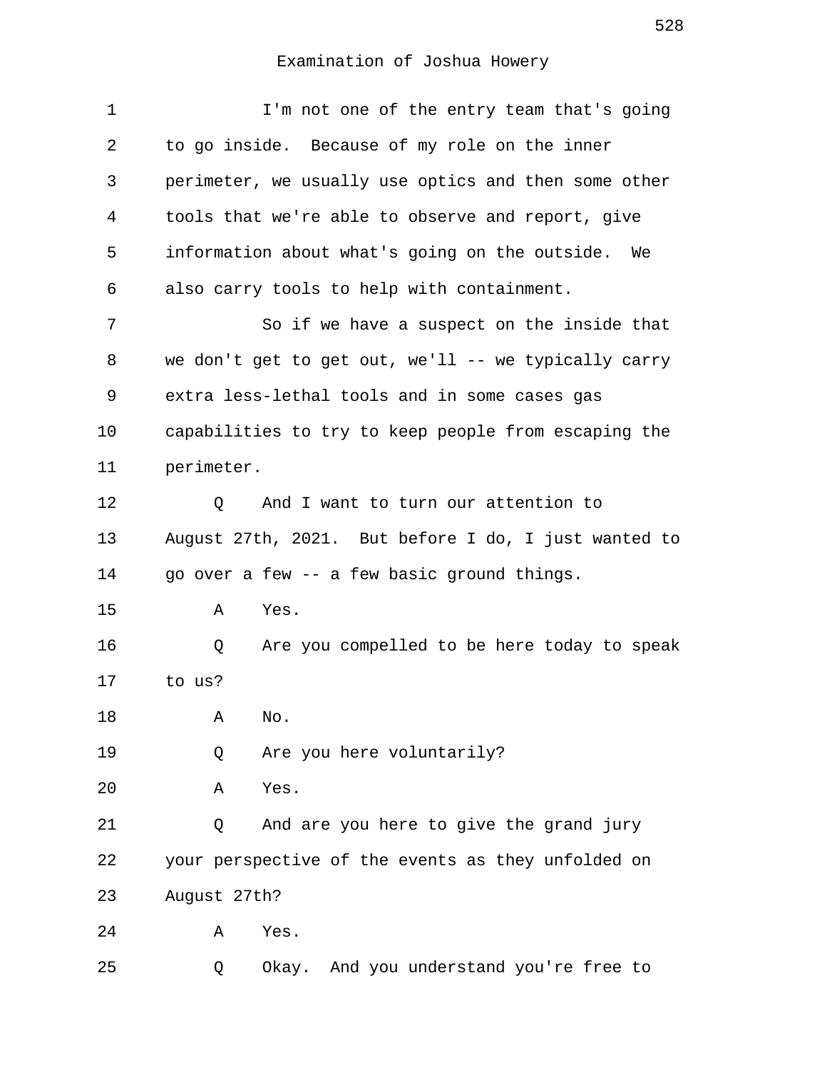Examination of Joshua Howery

I'm not one of the entry team that's going to go inside. Because of my role on the inner perimeter, we usually use optics and then some other tools that we're able to observe and report, give information about what's going on the outside. We also carry tools to help with containment.

So if we have a suspect on the inside that we don't get to get out, we'll -- we typically carry extra less-lethal tools and in some cases gas capabilities to try to keep people from escaping the perimeter.

Q And I want to turn our attention to August 27th, 2021. But before I do, I just wanted to go over a few -- a few basic ground things.

A Yes.

Q Are you compelled to be here today to speak to us?

A No.

Q Are you here voluntarily?

A Yes.

Q And are you here to give the grand jury your perspective of the events as they unfolded on August 27th?

A Yes.

Q Okay. And you understand you're free to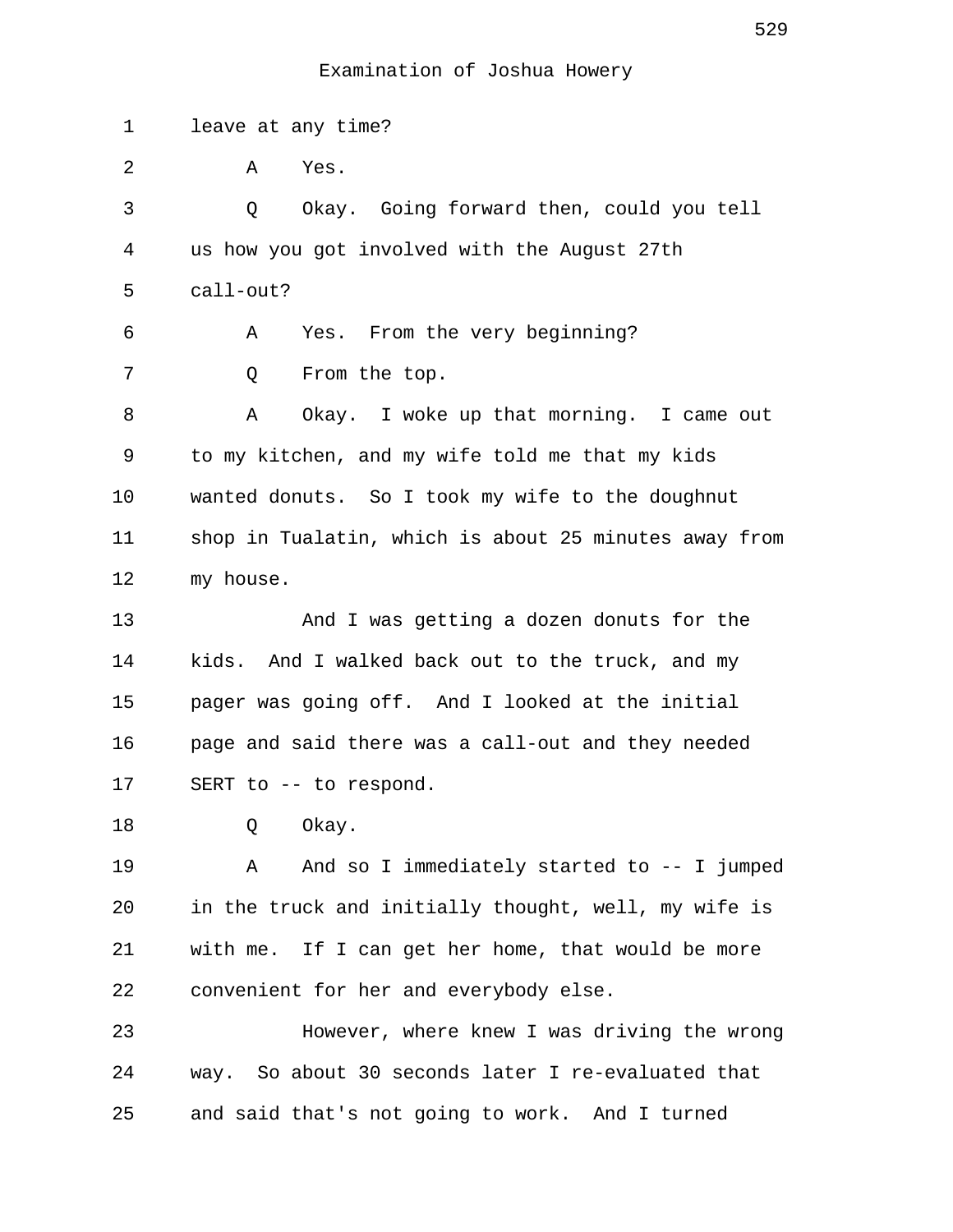Examination of Joshua Howery

1 leave at any time?

2 A Yes.

3 Q Okay. Going forward then, could you tell

4 us how you got involved with the August 27th

5 call-out?

6 A Yes. From the very beginning?

7 Q From the top.

8 A Okay. I woke up that morning. I came out

9 to my kitchen, and my wife told me that my kids

10 wanted donuts. So I took my wife to the doughnut

11 shop in Tualatin, which is about 25 minutes away from

12 my house.

13 And I was getting a dozen donuts for the

14 kids. And I walked back out to the truck, and my

15 pager was going off. And I looked at the initial

16 page and said there was a call-out and they needed

17 SERT to -- to respond.

18 Q Okay.

19 A And so I immediately started to -- I jumped

20 in the truck and initially thought, well, my wife is

21 with me. If I can get her home, that would be more

22 convenient for her and everybody else.

23 However, where knew I was driving the wrong

24 way. So about 30 seconds later I re-evaluated that

25 and said that's not going to work. And I turned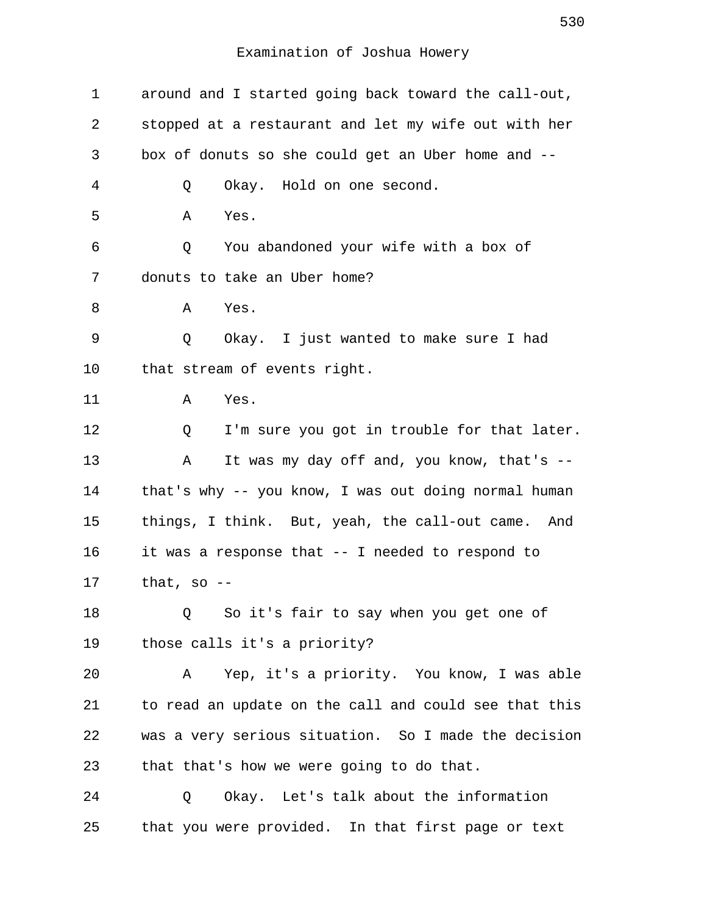Examination of Joshua Howery

around and I started going back toward the call-out, stopped at a restaurant and let my wife out with her box of donuts so she could get an Uber home and --

Q Okay. Hold on one second.

A Yes.

Q You abandoned your wife with a box of donuts to take an Uber home?

A Yes.

Q Okay. I just wanted to make sure I had that stream of events right.

A Yes.

Q I'm sure you got in trouble for that later.

A It was my day off and, you know, that's -- that's why -- you know, I was out doing normal human things, I think. But, yeah, the call-out came. And it was a response that -- I needed to respond to that, so --

Q So it's fair to say when you get one of those calls it's a priority?

A Yep, it's a priority. You know, I was able to read an update on the call and could see that this was a very serious situation. So I made the decision that that's how we were going to do that.

Q Okay. Let's talk about the information that you were provided. In that first page or text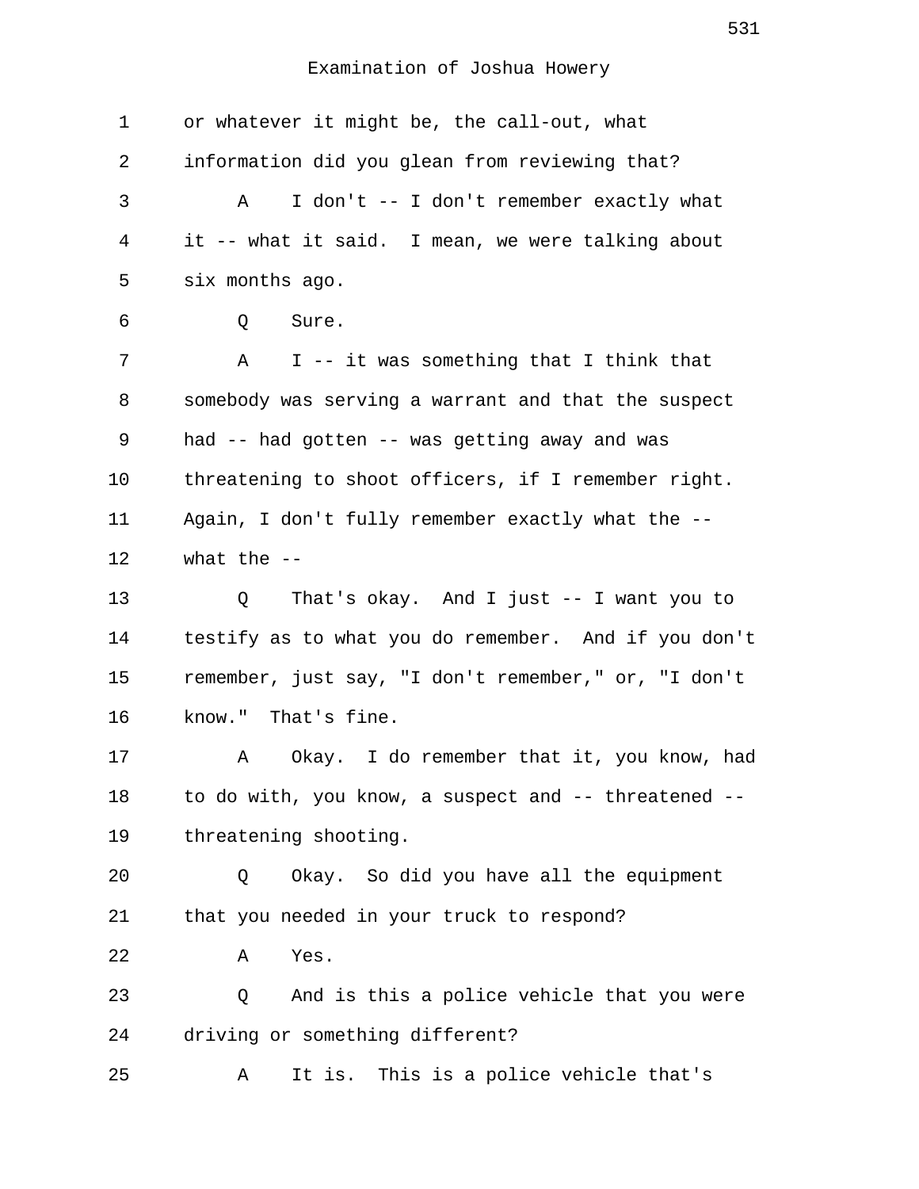1 or whatever it might be, the call-out, what
2 information did you glean from reviewing that?
3 A I don't -- I don't remember exactly what
4 it -- what it said. I mean, we were talking about
5 six months ago.
6 Q Sure.
7 A I -- it was something that I think that
8 somebody was serving a warrant and that the suspect
9 had -- had gotten -- was getting away and was
10 threatening to shoot officers, if I remember right.
11 Again, I don't fully remember exactly what the --
12 what the --
13 Q That's okay. And I just -- I want you to
14 testify as to what you do remember. And if you don't
15 remember, just say, "I don't remember," or, "I don't
16 know." That's fine.
17 A Okay. I do remember that it, you know, had
18 to do with, you know, a suspect and -- threatened --
19 threatening shooting.
20 Q Okay. So did you have all the equipment
21 that you needed in your truck to respond?
22 A Yes.
23 Q And is this a police vehicle that you were
24 driving or something different?
25 A It is. This is a police vehicle that's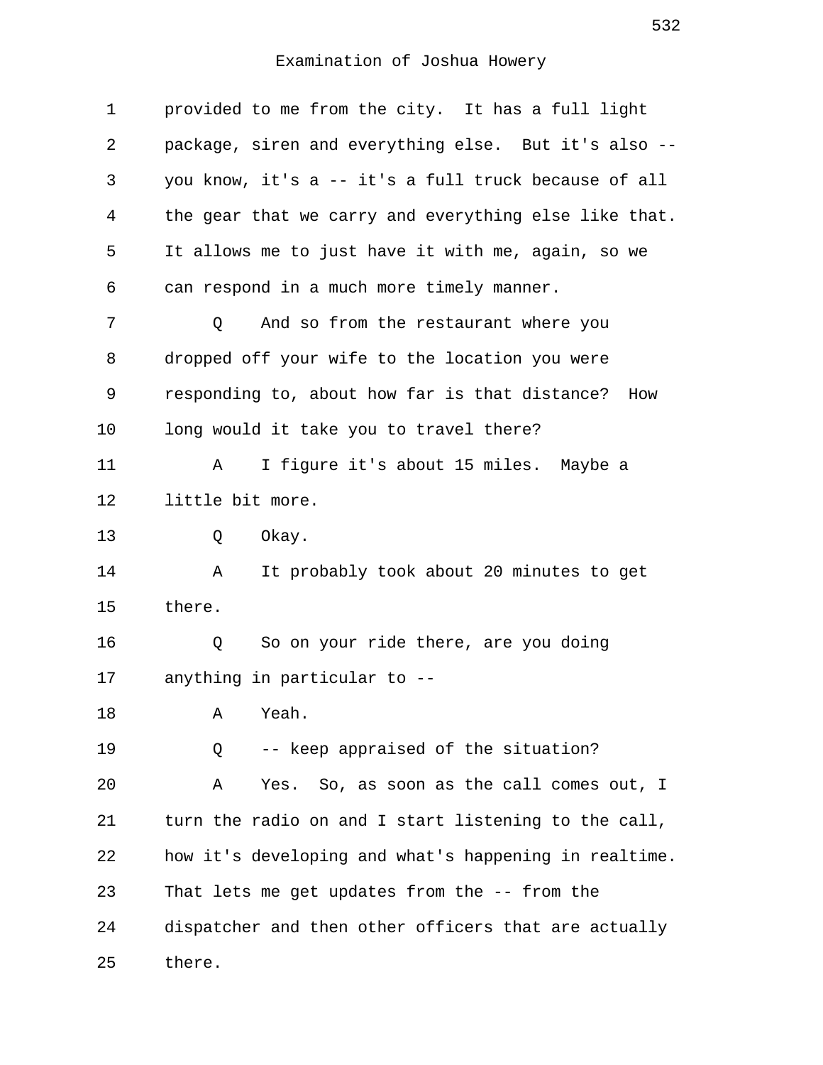Examination of Joshua Howery

1 provided to me from the city. It has a full light
2 package, siren and everything else. But it's also --
3 you know, it's a -- it's a full truck because of all
4 the gear that we carry and everything else like that.
5 It allows me to just have it with me, again, so we
6 can respond in a much more timely manner.
7 Q And so from the restaurant where you
8 dropped off your wife to the location you were
9 responding to, about how far is that distance? How
10 long would it take you to travel there?
11 A I figure it's about 15 miles. Maybe a
12 little bit more.
13 Q Okay.
14 A It probably took about 20 minutes to get
15 there.
16 Q So on your ride there, are you doing
17 anything in particular to --
18 A Yeah.
19 Q -- keep appraised of the situation?
20 A Yes. So, as soon as the call comes out, I
21 turn the radio on and I start listening to the call,
22 how it's developing and what's happening in realtime.
23 That lets me get updates from the -- from the
24 dispatcher and then other officers that are actually
25 there.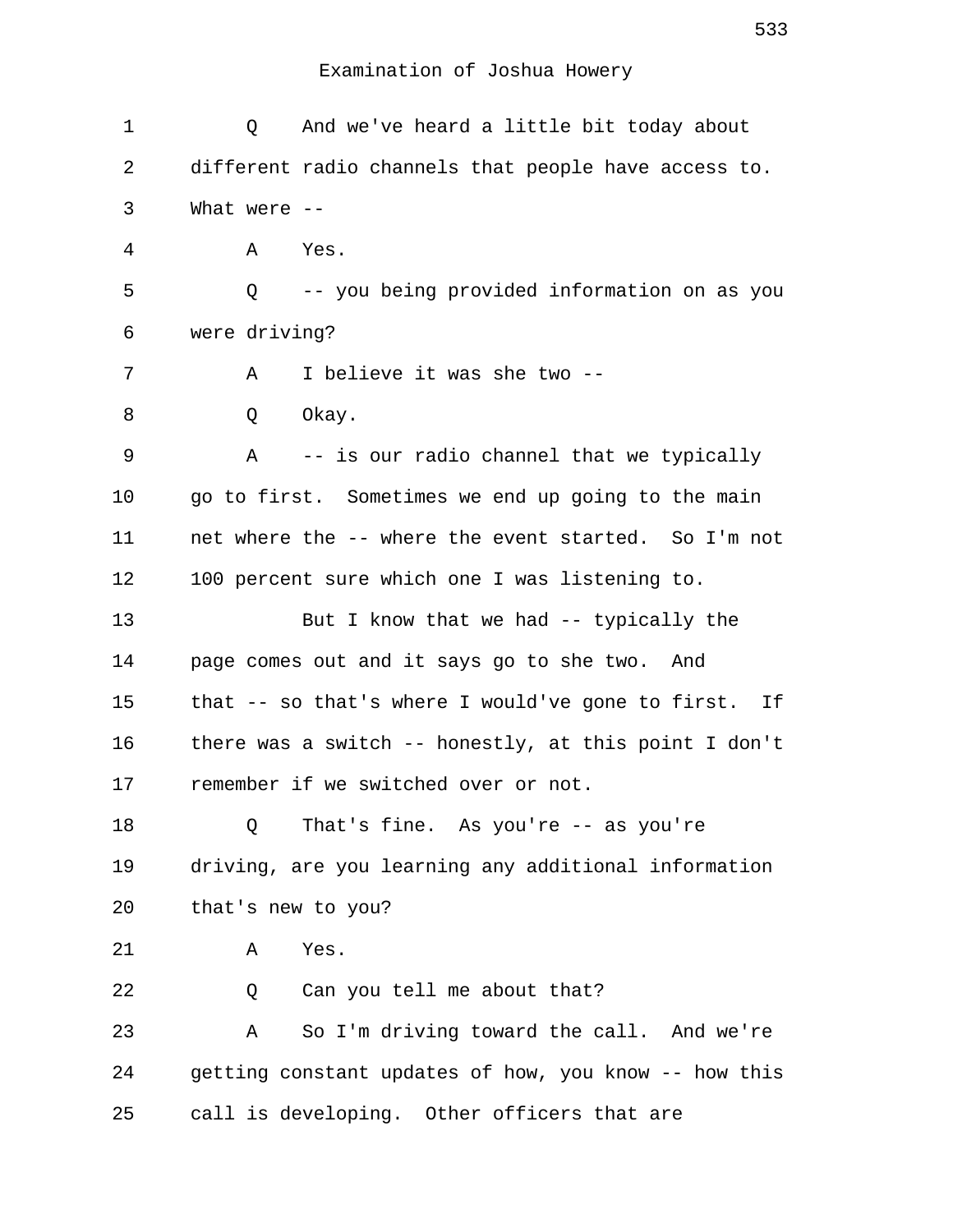Examination of Joshua Howery

1 Q And we've heard a little bit today about
2 different radio channels that people have access to.
3 What were --
4 A Yes.
5 Q -- you being provided information on as you
6 were driving?
7 A I believe it was she two --
8 Q Okay.
9 A -- is our radio channel that we typically
10 go to first. Sometimes we end up going to the main
11 net where the -- where the event started. So I'm not
12 100 percent sure which one I was listening to.
13 But I know that we had -- typically the
14 page comes out and it says go to she two. And
15 that -- so that's where I would've gone to first. If
16 there was a switch -- honestly, at this point I don't
17 remember if we switched over or not.
18 Q That's fine. As you're -- as you're
19 driving, are you learning any additional information
20 that's new to you?
21 A Yes.
22 Q Can you tell me about that?
23 A So I'm driving toward the call. And we're
24 getting constant updates of how, you know -- how this
25 call is developing. Other officers that are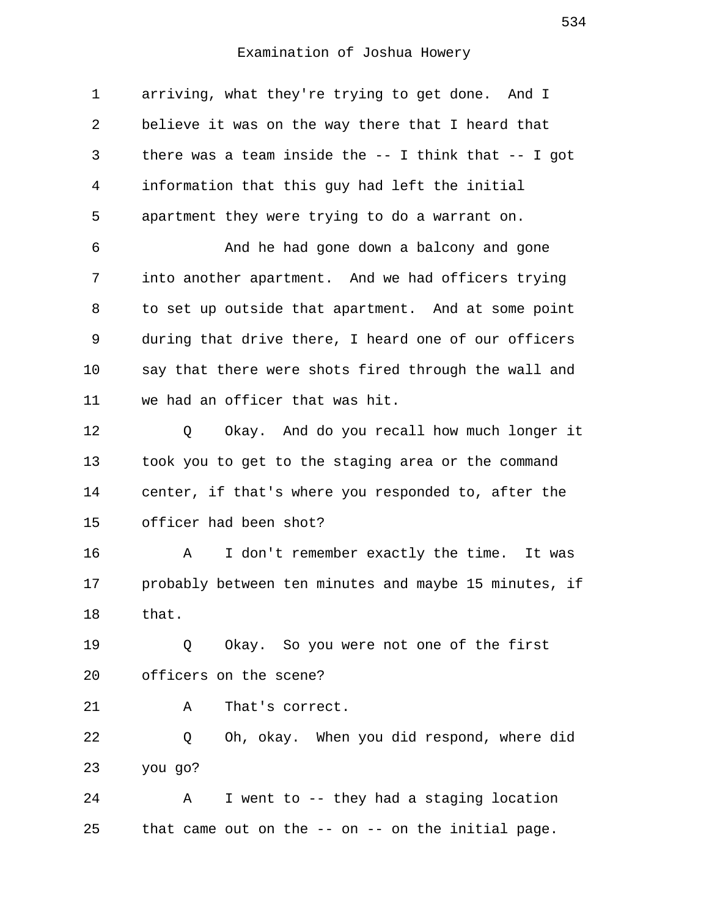Examination of Joshua Howery

arriving, what they're trying to get done. And I believe it was on the way there that I heard that there was a team inside the -- I think that -- I got information that this guy had left the initial apartment they were trying to do a warrant on.

And he had gone down a balcony and gone into another apartment. And we had officers trying to set up outside that apartment. And at some point during that drive there, I heard one of our officers say that there were shots fired through the wall and we had an officer that was hit.

Q Okay. And do you recall how much longer it took you to get to the staging area or the command center, if that's where you responded to, after the officer had been shot?

A I don't remember exactly the time. It was probably between ten minutes and maybe 15 minutes, if that.

Q Okay. So you were not one of the first officers on the scene?

A That's correct.

Q Oh, okay. When you did respond, where did you go?

A I went to -- they had a staging location that came out on the -- on -- on the initial page.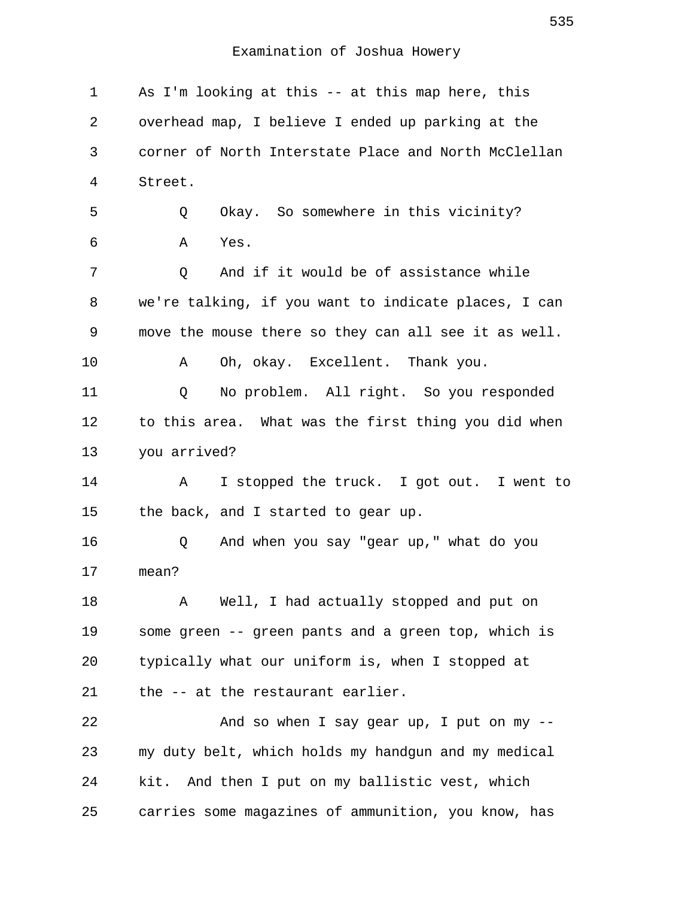Examination of Joshua Howery

1 As I'm looking at this -- at this map here, this
2 overhead map, I believe I ended up parking at the
3 corner of North Interstate Place and North McClellan
4 Street.
5 Q Okay. So somewhere in this vicinity?
6 A Yes.
7 Q And if it would be of assistance while
8 we're talking, if you want to indicate places, I can
9 move the mouse there so they can all see it as well.
10 A Oh, okay. Excellent. Thank you.
11 Q No problem. All right. So you responded
12 to this area. What was the first thing you did when
13 you arrived?
14 A I stopped the truck. I got out. I went to
15 the back, and I started to gear up.
16 Q And when you say "gear up," what do you
17 mean?
18 A Well, I had actually stopped and put on
19 some green -- green pants and a green top, which is
20 typically what our uniform is, when I stopped at
21 the -- at the restaurant earlier.
22 And so when I say gear up, I put on my --
23 my duty belt, which holds my handgun and my medical
24 kit. And then I put on my ballistic vest, which
25 carries some magazines of ammunition, you know, has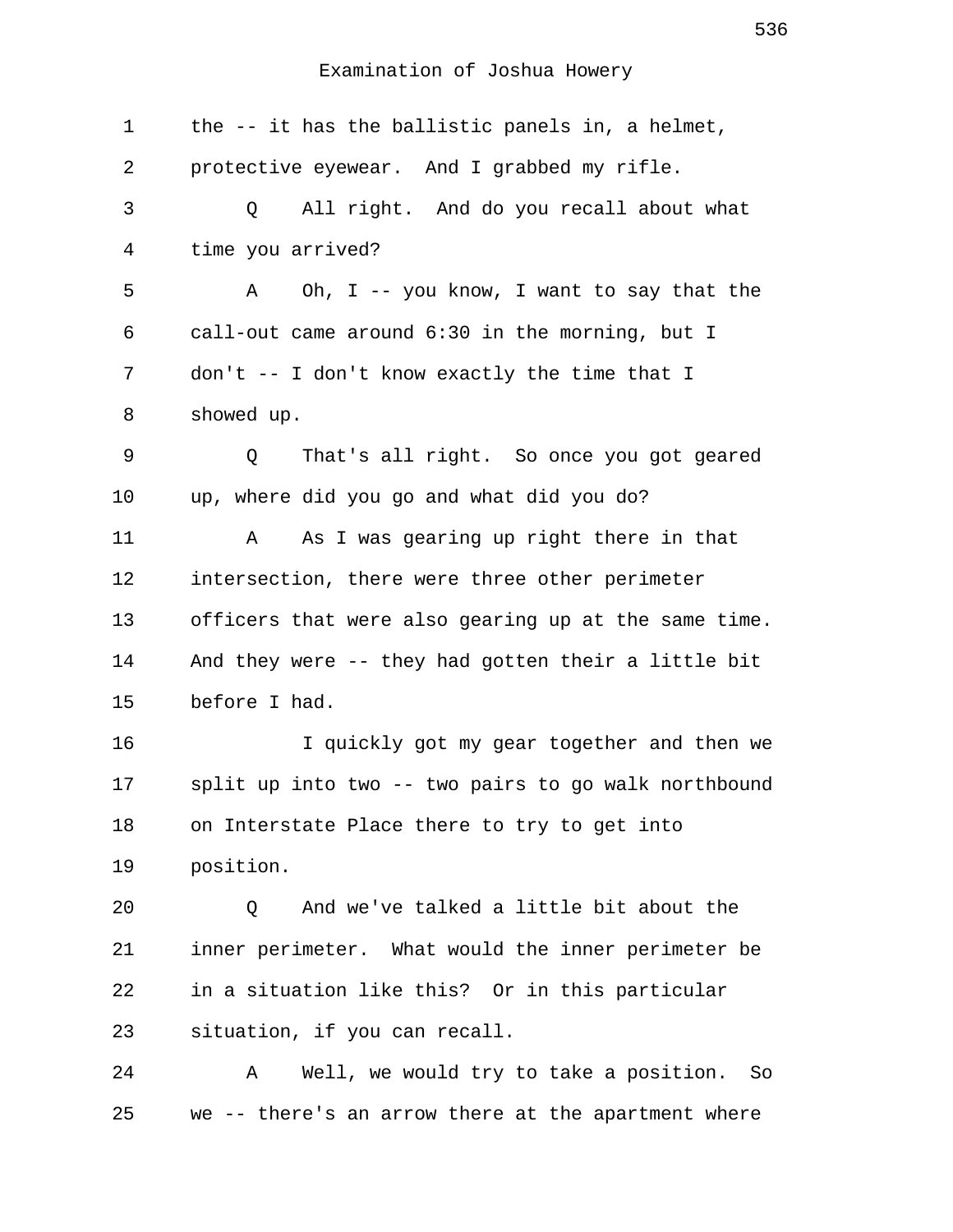Examination of Joshua Howery

1 the -- it has the ballistic panels in, a helmet,
2 protective eyewear. And I grabbed my rifle.
3 Q All right. And do you recall about what
4 time you arrived?
5 A Oh, I -- you know, I want to say that the
6 call-out came around 6:30 in the morning, but I
7 don't -- I don't know exactly the time that I
8 showed up.
9 Q That's all right. So once you got geared
10 up, where did you go and what did you do?
11 A As I was gearing up right there in that
12 intersection, there were three other perimeter
13 officers that were also gearing up at the same time.
14 And they were -- they had gotten their a little bit
15 before I had.
16 I quickly got my gear together and then we
17 split up into two -- two pairs to go walk northbound
18 on Interstate Place there to try to get into
19 position.
20 Q And we've talked a little bit about the
21 inner perimeter. What would the inner perimeter be
22 in a situation like this? Or in this particular
23 situation, if you can recall.
24 A Well, we would try to take a position. So
25 we -- there's an arrow there at the apartment where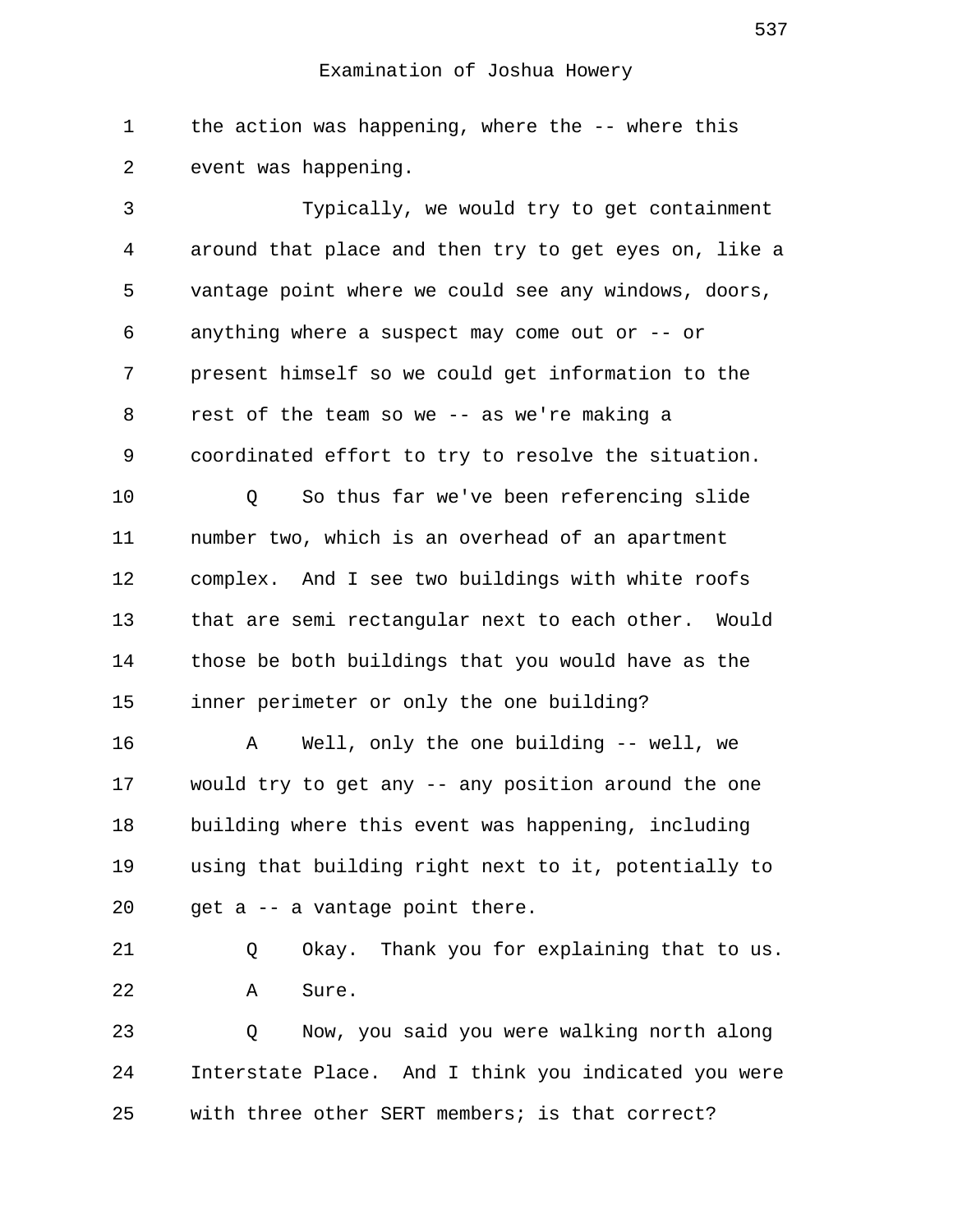the action was happening, where the -- where this event was happening.

Typically, we would try to get containment around that place and then try to get eyes on, like a vantage point where we could see any windows, doors, anything where a suspect may come out or -- or present himself so we could get information to the rest of the team so we -- as we're making a coordinated effort to try to resolve the situation.

Q So thus far we've been referencing slide number two, which is an overhead of an apartment complex. And I see two buildings with white roofs that are semi rectangular next to each other. Would those be both buildings that you would have as the inner perimeter or only the one building?

A Well, only the one building -- well, we would try to get any -- any position around the one building where this event was happening, including using that building right next to it, potentially to get a -- a vantage point there.

Q Okay. Thank you for explaining that to us.

A Sure.

Q Now, you said you were walking north along Interstate Place. And I think you indicated you were with three other SERT members; is that correct?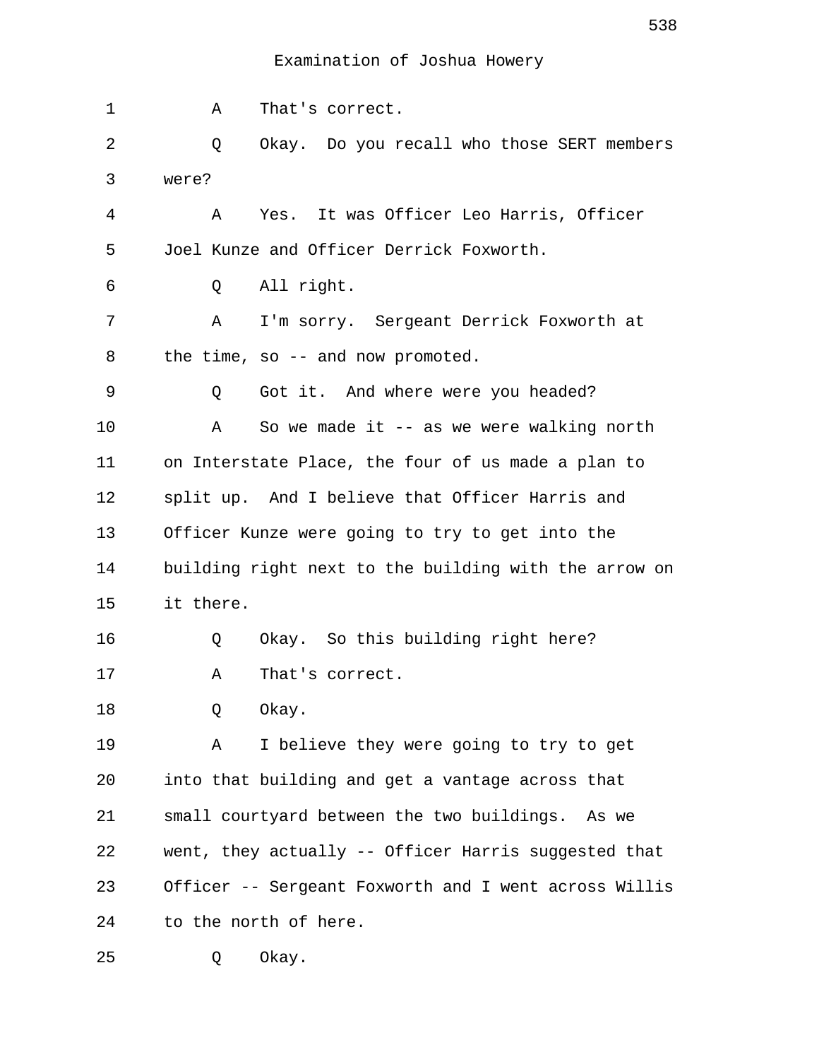Examination of Joshua Howery

A That's correct.

Q Okay. Do you recall who those SERT members were?

A Yes. It was Officer Leo Harris, Officer Joel Kunze and Officer Derrick Foxworth.

Q All right.

A I'm sorry. Sergeant Derrick Foxworth at the time, so -- and now promoted.

Q Got it. And where were you headed?

A So we made it -- as we were walking north on Interstate Place, the four of us made a plan to split up. And I believe that Officer Harris and Officer Kunze were going to try to get into the building right next to the building with the arrow on it there.

Q Okay. So this building right here?

A That's correct.

Q Okay.

A I believe they were going to try to get into that building and get a vantage across that small courtyard between the two buildings. As we went, they actually -- Officer Harris suggested that Officer -- Sergeant Foxworth and I went across Willis to the north of here.

Q Okay.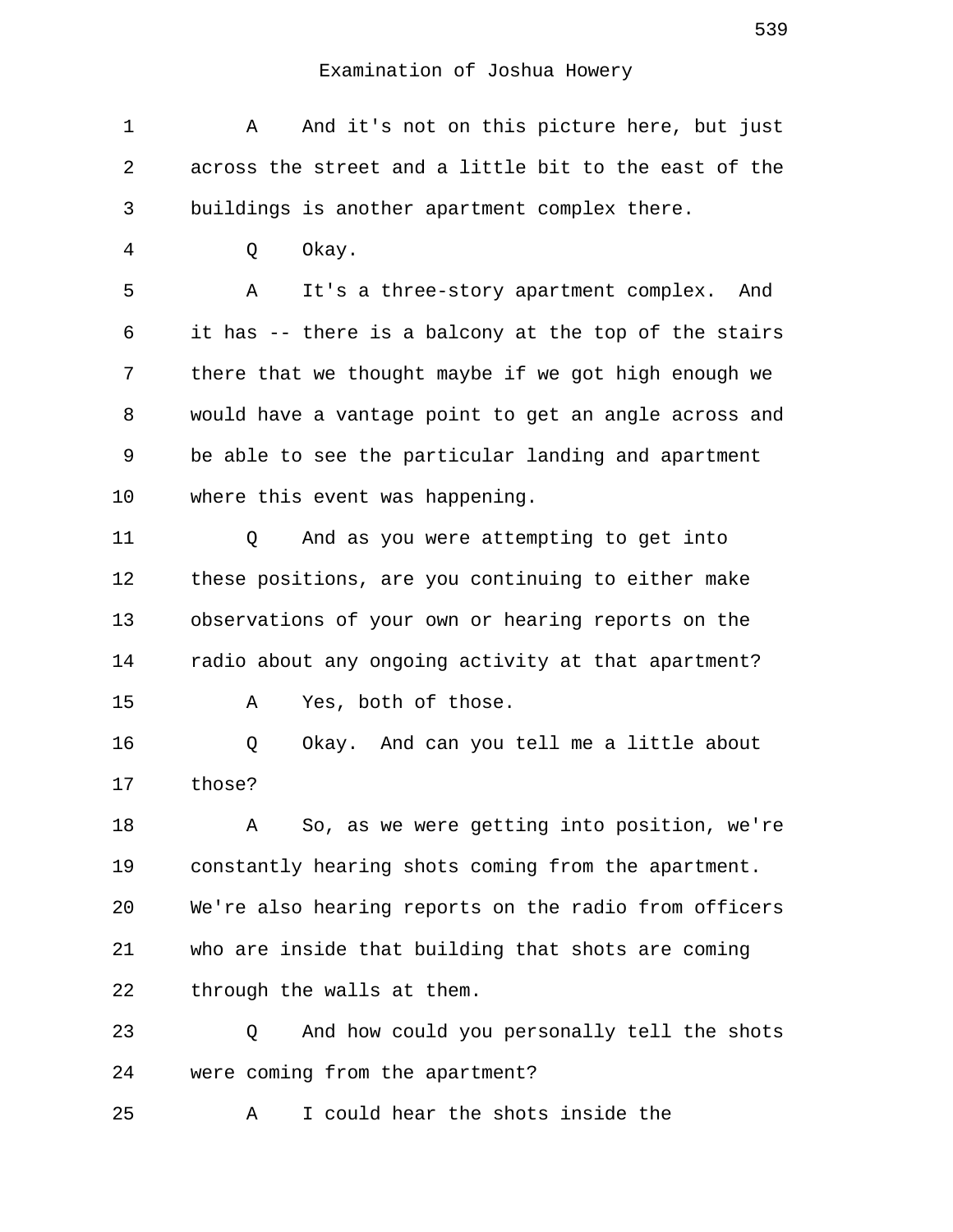Examination of Joshua Howery

1 A And it's not on this picture here, but just
2 across the street and a little bit to the east of the
3 buildings is another apartment complex there.

4 Q Okay.

5 A It's a three-story apartment complex. And
6 it has -- there is a balcony at the top of the stairs
7 there that we thought maybe if we got high enough we
8 would have a vantage point to get an angle across and
9 be able to see the particular landing and apartment
10 where this event was happening.

11 Q And as you were attempting to get into
12 these positions, are you continuing to either make
13 observations of your own or hearing reports on the
14 radio about any ongoing activity at that apartment?

15 A Yes, both of those.

16 Q Okay. And can you tell me a little about
17 those?

18 A So, as we were getting into position, we're
19 constantly hearing shots coming from the apartment.
20 We're also hearing reports on the radio from officers
21 who are inside that building that shots are coming
22 through the walls at them.

23 Q And how could you personally tell the shots
24 were coming from the apartment?

25 A I could hear the shots inside the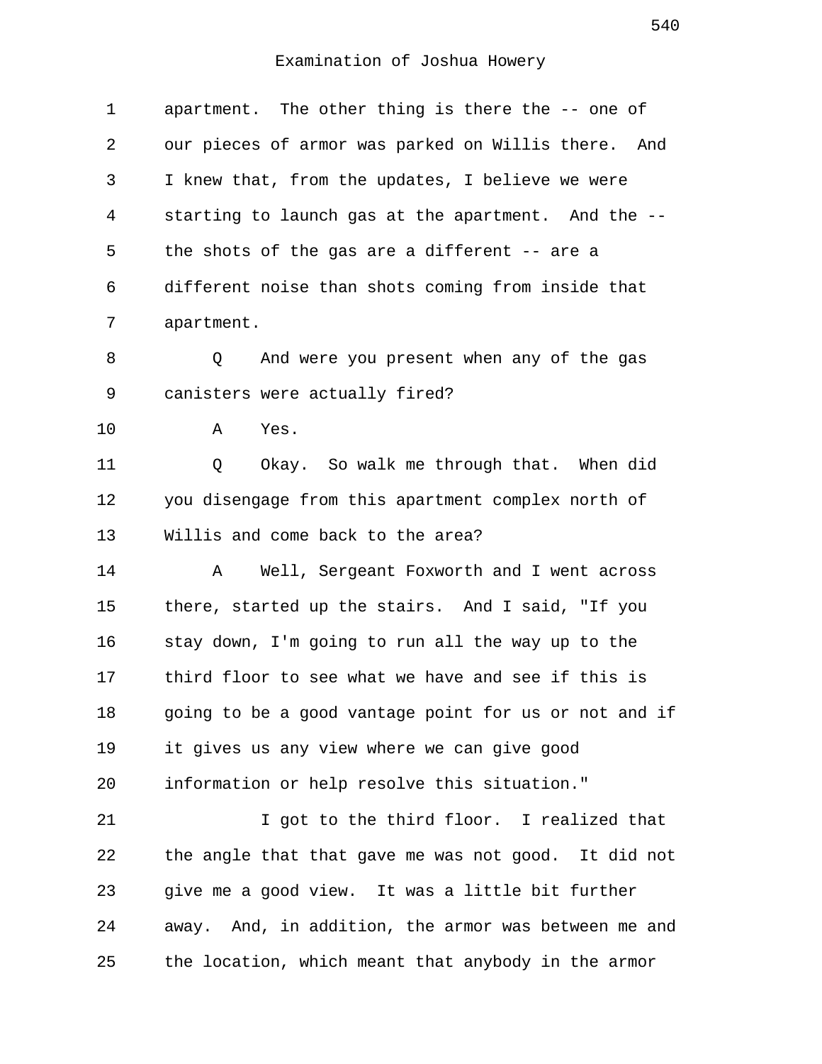Examination of Joshua Howery

apartment. The other thing is there the -- one of our pieces of armor was parked on Willis there. And I knew that, from the updates, I believe we were starting to launch gas at the apartment. And the -- the shots of the gas are a different -- are a different noise than shots coming from inside that apartment.

Q And were you present when any of the gas canisters were actually fired?

A Yes.

Q Okay. So walk me through that. When did you disengage from this apartment complex north of Willis and come back to the area?

A Well, Sergeant Foxworth and I went across there, started up the stairs. And I said, "If you stay down, I'm going to run all the way up to the third floor to see what we have and see if this is going to be a good vantage point for us or not and if it gives us any view where we can give good information or help resolve this situation."

I got to the third floor. I realized that the angle that that gave me was not good. It did not give me a good view. It was a little bit further away. And, in addition, the armor was between me and the location, which meant that anybody in the armor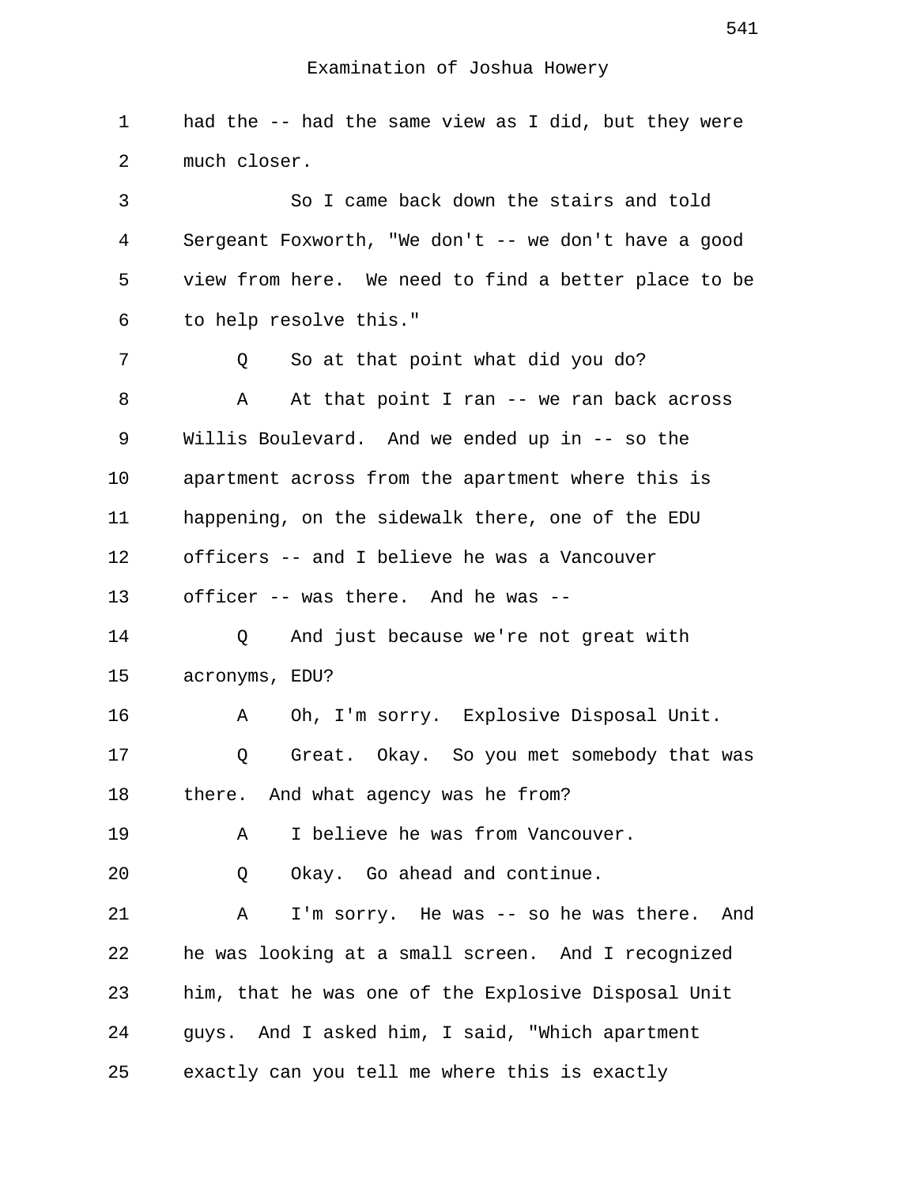Examination of Joshua Howery

1 had the -- had the same view as I did, but they were
2 much closer.
3 So I came back down the stairs and told
4 Sergeant Foxworth, "We don't -- we don't have a good
5 view from here. We need to find a better place to be
6 to help resolve this."
7 Q So at that point what did you do?
8 A At that point I ran -- we ran back across
9 Willis Boulevard. And we ended up in -- so the
10 apartment across from the apartment where this is
11 happening, on the sidewalk there, one of the EDU
12 officers -- and I believe he was a Vancouver
13 officer -- was there. And he was --
14 Q And just because we're not great with
15 acronyms, EDU?
16 A Oh, I'm sorry. Explosive Disposal Unit.
17 Q Great. Okay. So you met somebody that was
18 there. And what agency was he from?
19 A I believe he was from Vancouver.
20 Q Okay. Go ahead and continue.
21 A I'm sorry. He was -- so he was there. And
22 he was looking at a small screen. And I recognized
23 him, that he was one of the Explosive Disposal Unit
24 guys. And I asked him, I said, "Which apartment
25 exactly can you tell me where this is exactly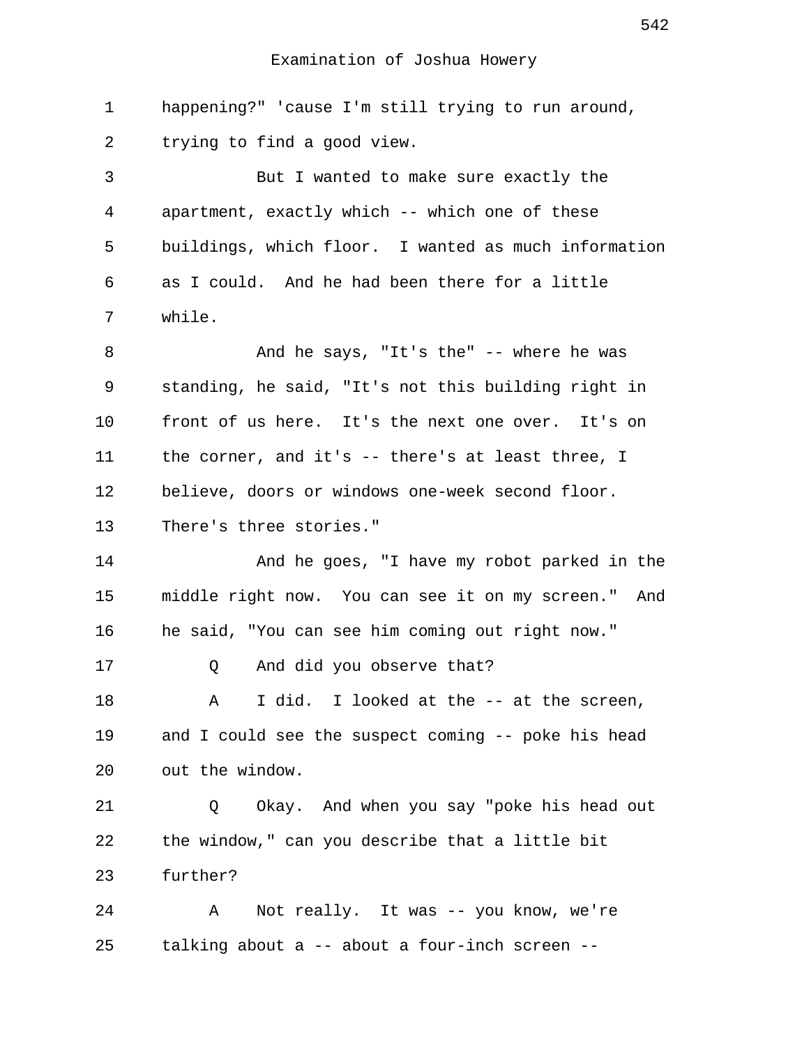happening?" 'cause I'm still trying to run around, trying to find a good view.

But I wanted to make sure exactly the apartment, exactly which -- which one of these buildings, which floor. I wanted as much information as I could. And he had been there for a little while.

And he says, "It's the" -- where he was standing, he said, "It's not this building right in front of us here. It's the next one over. It's on the corner, and it's -- there's at least three, I believe, doors or windows one-week second floor. There's three stories."

And he goes, "I have my robot parked in the middle right now. You can see it on my screen." And he said, "You can see him coming out right now."

Q And did you observe that?

A I did. I looked at the -- at the screen, and I could see the suspect coming -- poke his head out the window.

Q Okay. And when you say "poke his head out the window," can you describe that a little bit further?

A Not really. It was -- you know, we're talking about a -- about a four-inch screen --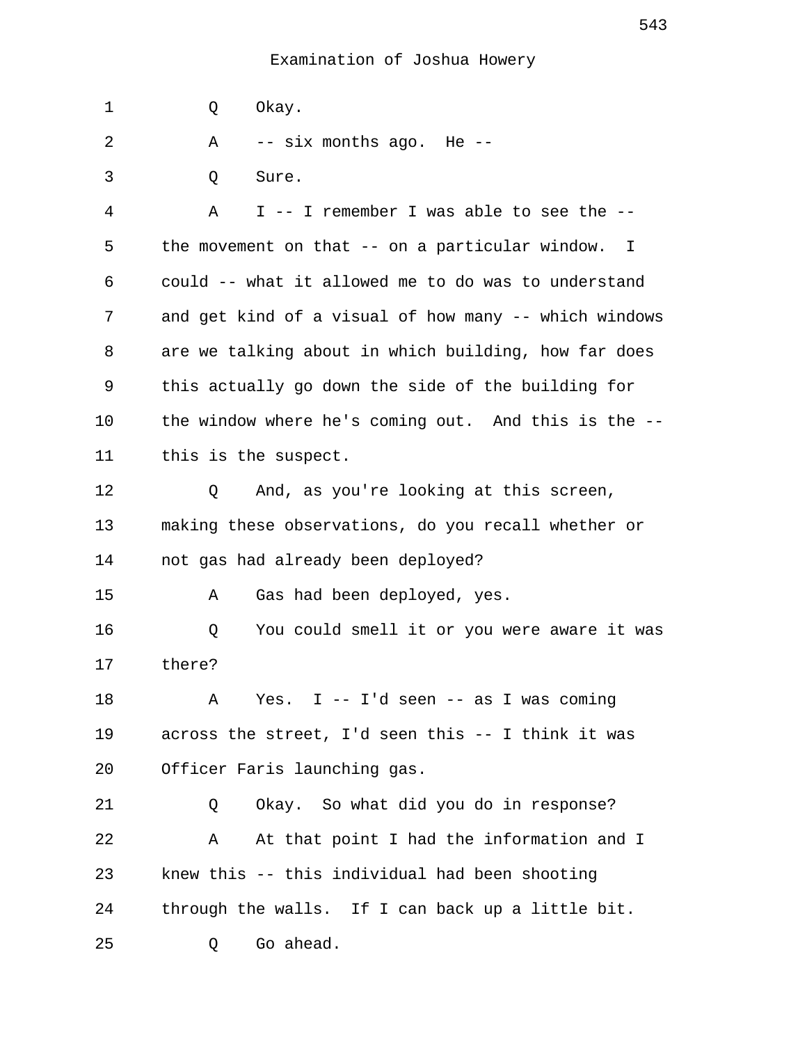Examination of Joshua Howery

1 Q Okay.

2 A -- six months ago. He --

3 Q Sure.

4 A I -- I remember I was able to see the --
5 the movement on that -- on a particular window. I
6 could -- what it allowed me to do was to understand
7 and get kind of a visual of how many -- which windows
8 are we talking about in which building, how far does
9 this actually go down the side of the building for
10 the window where he's coming out. And this is the --
11 this is the suspect.

12 Q And, as you're looking at this screen,
13 making these observations, do you recall whether or
14 not gas had already been deployed?

15 A Gas had been deployed, yes.

16 Q You could smell it or you were aware it was
17 there?

18 A Yes. I -- I'd seen -- as I was coming
19 across the street, I'd seen this -- I think it was
20 Officer Faris launching gas.

21 Q Okay. So what did you do in response?

22 A At that point I had the information and I
23 knew this -- this individual had been shooting
24 through the walls. If I can back up a little bit.

25 Q Go ahead.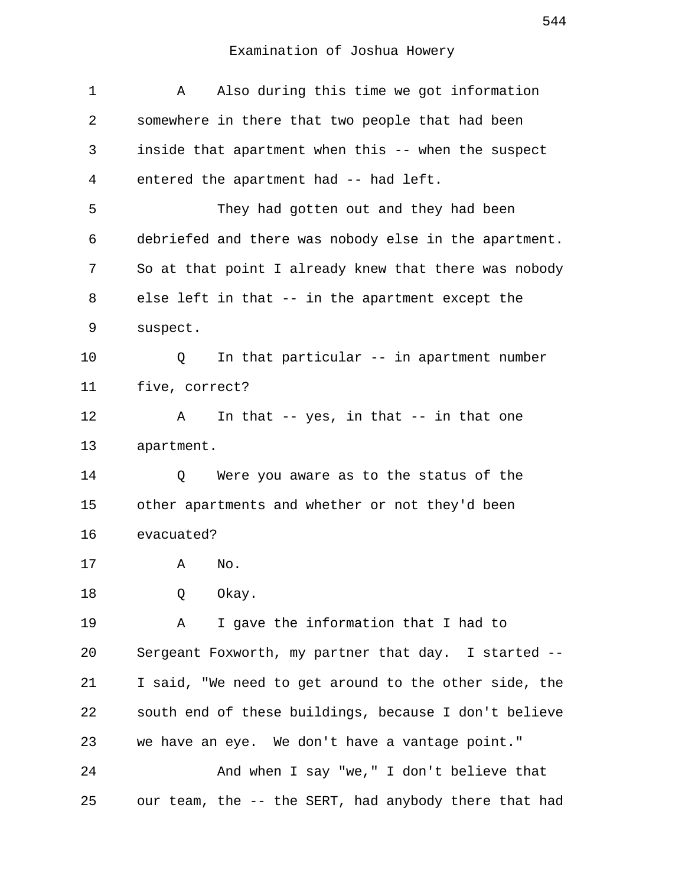Examination of Joshua Howery

1 A Also during this time we got information
2 somewhere in there that two people that had been
3 inside that apartment when this -- when the suspect
4 entered the apartment had -- had left.
5 They had gotten out and they had been
6 debriefed and there was nobody else in the apartment.
7 So at that point I already knew that there was nobody
8 else left in that -- in the apartment except the
9 suspect.
10 Q In that particular -- in apartment number
11 five, correct?
12 A In that -- yes, in that -- in that one
13 apartment.
14 Q Were you aware as to the status of the
15 other apartments and whether or not they'd been
16 evacuated?
17 A No.
18 Q Okay.
19 A I gave the information that I had to
20 Sergeant Foxworth, my partner that day. I started --
21 I said, "We need to get around to the other side, the
22 south end of these buildings, because I don't believe
23 we have an eye. We don't have a vantage point."
24 And when I say "we," I don't believe that
25 our team, the -- the SERT, had anybody there that had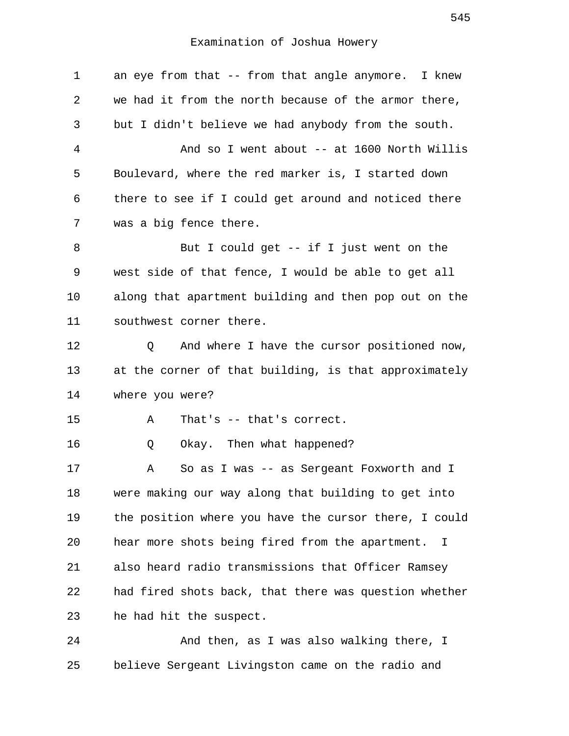Examination of Joshua Howery

1 an eye from that -- from that angle anymore. I knew
2 we had it from the north because of the armor there,
3 but I didn't believe we had anybody from the south.
4 And so I went about -- at 1600 North Willis
5 Boulevard, where the red marker is, I started down
6 there to see if I could get around and noticed there
7 was a big fence there.
8 But I could get -- if I just went on the
9 west side of that fence, I would be able to get all
10 along that apartment building and then pop out on the
11 southwest corner there.
12 Q And where I have the cursor positioned now,
13 at the corner of that building, is that approximately
14 where you were?
15 A That's -- that's correct.
16 Q Okay. Then what happened?
17 A So as I was -- as Sergeant Foxworth and I
18 were making our way along that building to get into
19 the position where you have the cursor there, I could
20 hear more shots being fired from the apartment. I
21 also heard radio transmissions that Officer Ramsey
22 had fired shots back, that there was question whether
23 he had hit the suspect.
24 And then, as I was also walking there, I
25 believe Sergeant Livingston came on the radio and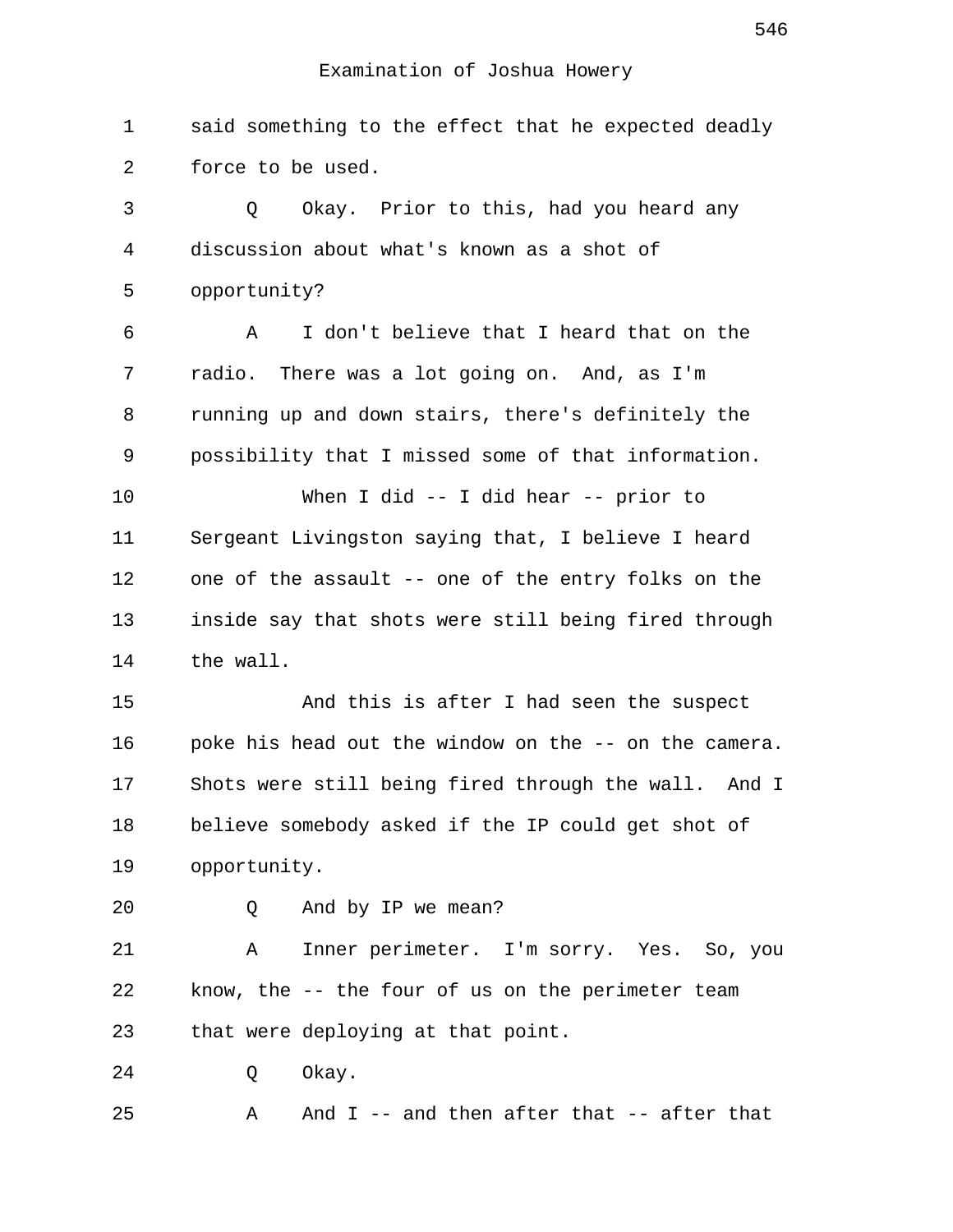said something to the effect that he expected deadly force to be used.

Q Okay. Prior to this, had you heard any discussion about what's known as a shot of opportunity?

A I don't believe that I heard that on the radio. There was a lot going on. And, as I'm running up and down stairs, there's definitely the possibility that I missed some of that information.

When I did -- I did hear -- prior to Sergeant Livingston saying that, I believe I heard one of the assault -- one of the entry folks on the inside say that shots were still being fired through the wall.

And this is after I had seen the suspect poke his head out the window on the -- on the camera. Shots were still being fired through the wall. And I believe somebody asked if the IP could get shot of opportunity.

Q And by IP we mean?

A Inner perimeter. I'm sorry. Yes. So, you know, the -- the four of us on the perimeter team that were deploying at that point.

Q Okay.

A And I -- and then after that -- after that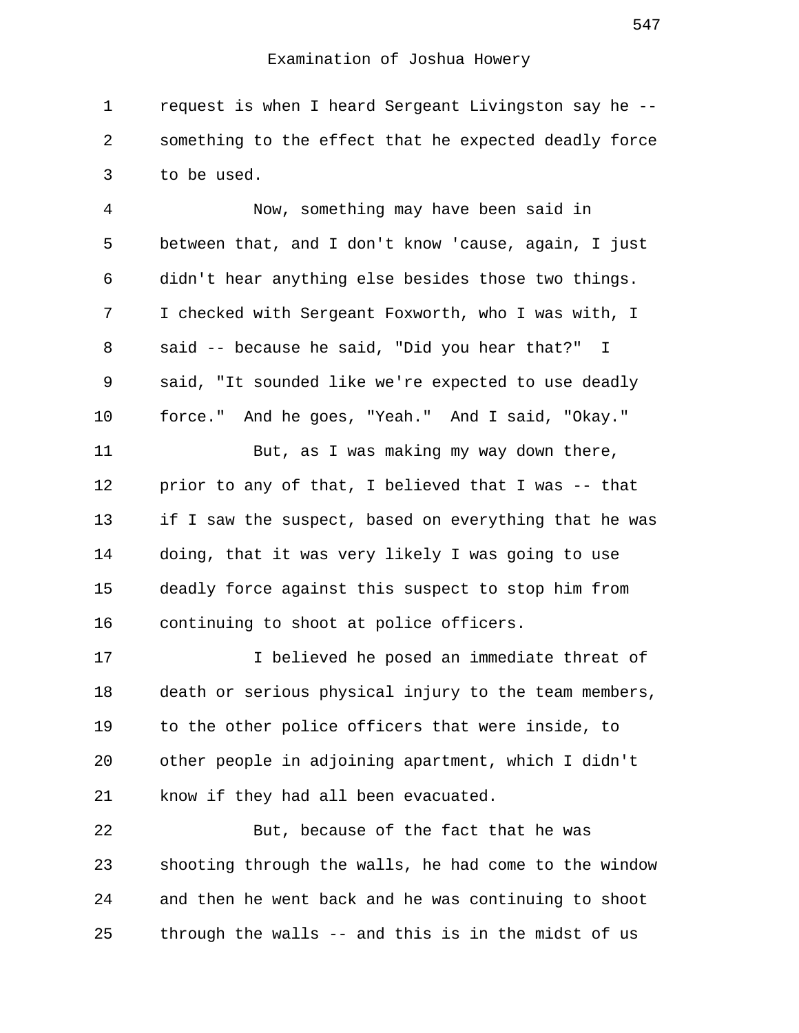request is when I heard Sergeant Livingston say he -- something to the effect that he expected deadly force to be used.

Now, something may have been said in between that, and I don't know 'cause, again, I just didn't hear anything else besides those two things. I checked with Sergeant Foxworth, who I was with, I said -- because he said, "Did you hear that?" I said, "It sounded like we're expected to use deadly force." And he goes, "Yeah." And I said, "Okay."

But, as I was making my way down there, prior to any of that, I believed that I was -- that if I saw the suspect, based on everything that he was doing, that it was very likely I was going to use deadly force against this suspect to stop him from continuing to shoot at police officers.

I believed he posed an immediate threat of death or serious physical injury to the team members, to the other police officers that were inside, to other people in adjoining apartment, which I didn't know if they had all been evacuated.

But, because of the fact that he was shooting through the walls, he had come to the window and then he went back and he was continuing to shoot through the walls -- and this is in the midst of us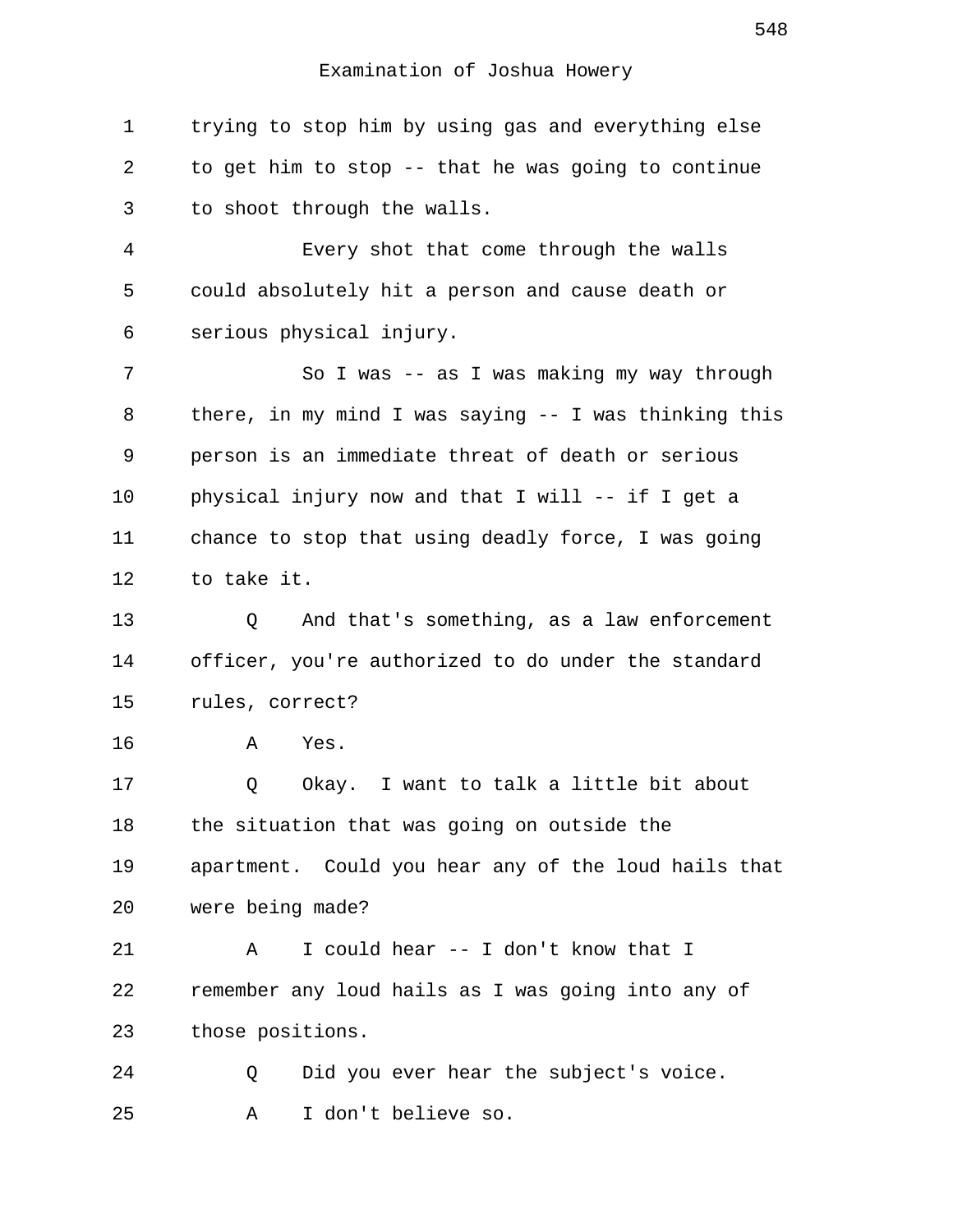Examination of Joshua Howery

1 trying to stop him by using gas and everything else
2 to get him to stop -- that he was going to continue
3 to shoot through the walls.

4 Every shot that come through the walls
5 could absolutely hit a person and cause death or
6 serious physical injury.

7 So I was -- as I was making my way through
8 there, in my mind I was saying -- I was thinking this
9 person is an immediate threat of death or serious
10 physical injury now and that I will -- if I get a
11 chance to stop that using deadly force, I was going
12 to take it.

13 Q And that's something, as a law enforcement
14 officer, you're authorized to do under the standard
15 rules, correct?

16 A Yes.

17 Q Okay. I want to talk a little bit about
18 the situation that was going on outside the
19 apartment. Could you hear any of the loud hails that
20 were being made?

21 A I could hear -- I don't know that I
22 remember any loud hails as I was going into any of
23 those positions.

24 Q Did you ever hear the subject's voice.

25 A I don't believe so.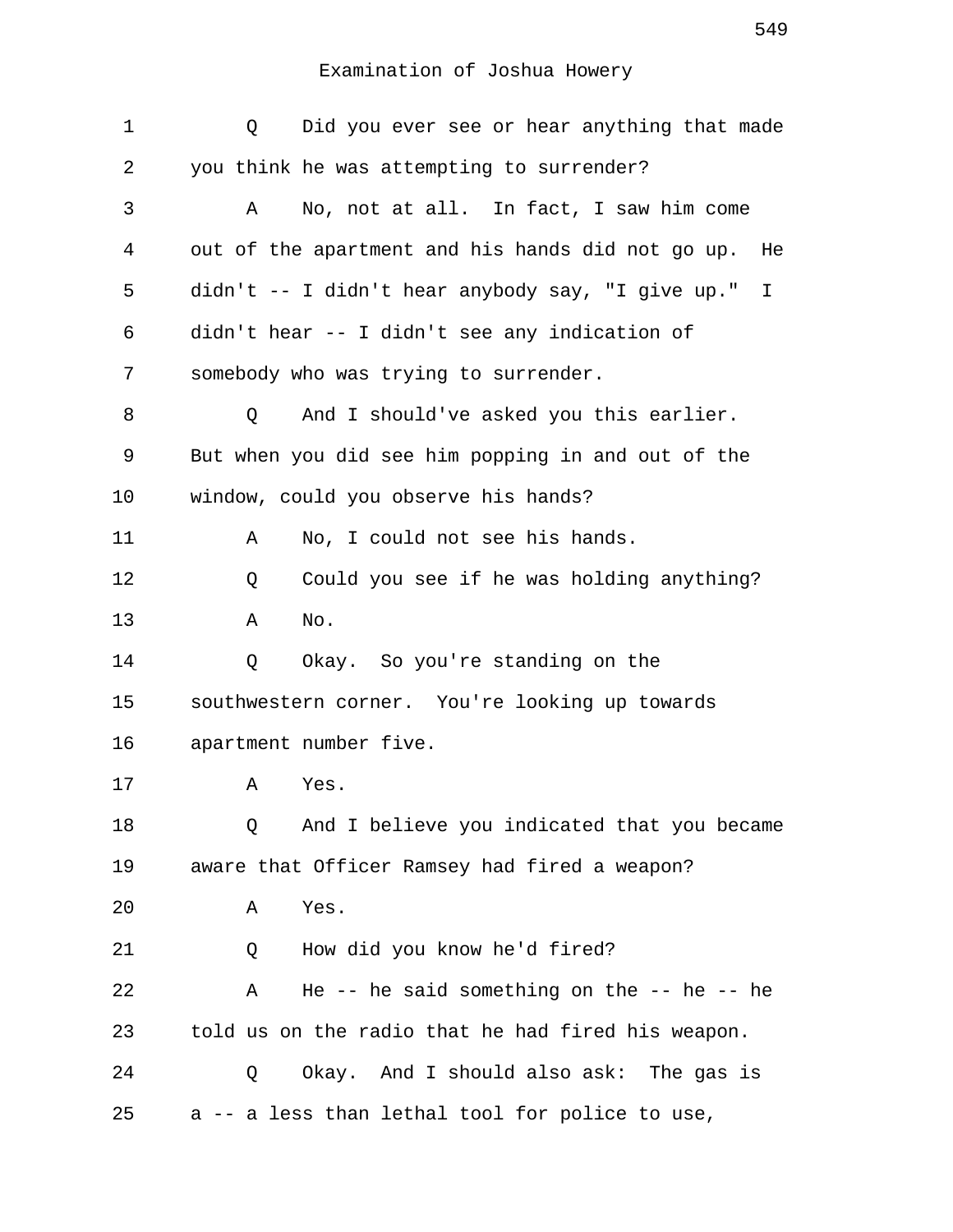Examination of Joshua Howery

1 Q Did you ever see or hear anything that made
2 you think he was attempting to surrender?
3 A No, not at all. In fact, I saw him come
4 out of the apartment and his hands did not go up. He
5 didn't -- I didn't hear anybody say, "I give up." I
6 didn't hear -- I didn't see any indication of
7 somebody who was trying to surrender.
8 Q And I should've asked you this earlier.
9 But when you did see him popping in and out of the
10 window, could you observe his hands?
11 A No, I could not see his hands.
12 Q Could you see if he was holding anything?
13 A No.
14 Q Okay. So you're standing on the
15 southwestern corner. You're looking up towards
16 apartment number five.
17 A Yes.
18 Q And I believe you indicated that you became
19 aware that Officer Ramsey had fired a weapon?
20 A Yes.
21 Q How did you know he'd fired?
22 A He -- he said something on the -- he -- he
23 told us on the radio that he had fired his weapon.
24 Q Okay. And I should also ask: The gas is
25 a -- a less than lethal tool for police to use,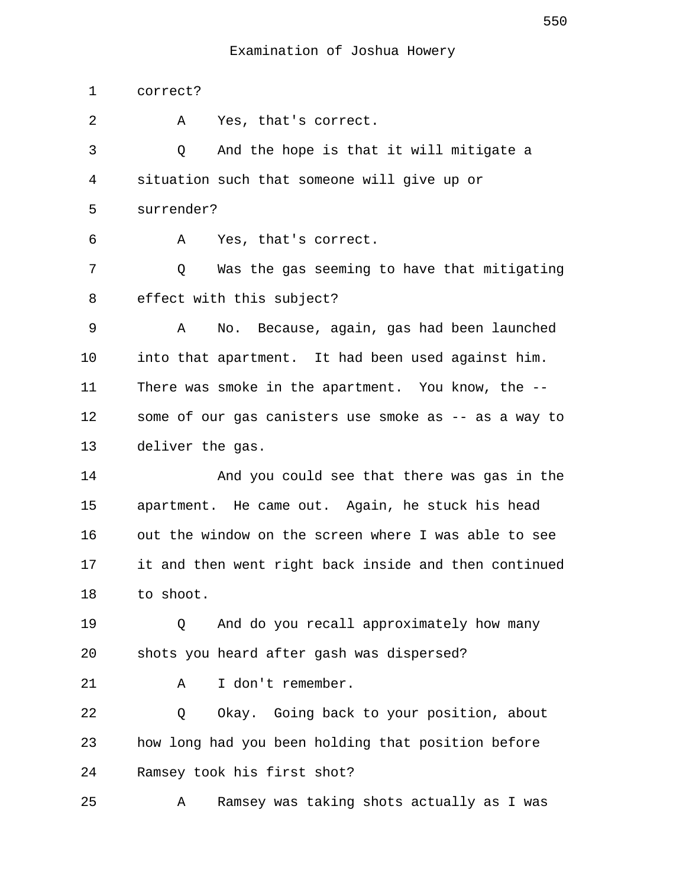Examination of Joshua Howery

1 correct?

2 A Yes, that's correct.

3 Q And the hope is that it will mitigate a

4 situation such that someone will give up or

5 surrender?

6 A Yes, that's correct.

7 Q Was the gas seeming to have that mitigating

8 effect with this subject?

9 A No. Because, again, gas had been launched

10 into that apartment. It had been used against him.

11 There was smoke in the apartment. You know, the --

12 some of our gas canisters use smoke as -- as a way to

13 deliver the gas.

14 And you could see that there was gas in the

15 apartment. He came out. Again, he stuck his head

16 out the window on the screen where I was able to see

17 it and then went right back inside and then continued

18 to shoot.

19 Q And do you recall approximately how many

20 shots you heard after gash was dispersed?

21 A I don't remember.

22 Q Okay. Going back to your position, about

23 how long had you been holding that position before

24 Ramsey took his first shot?

25 A Ramsey was taking shots actually as I was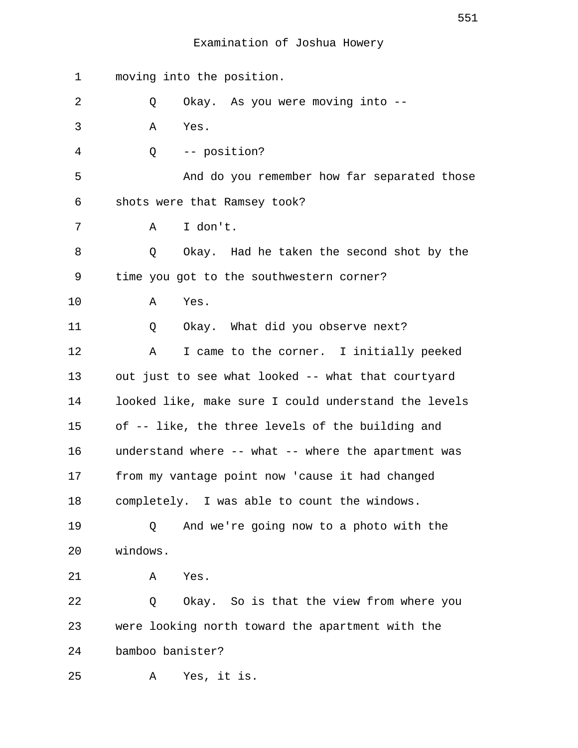Examination of Joshua Howery

moving into the position.

Q Okay. As you were moving into --

A Yes.

Q -- position?

And do you remember how far separated those shots were that Ramsey took?

A I don't.

Q Okay. Had he taken the second shot by the time you got to the southwestern corner?

A Yes.

Q Okay. What did you observe next?

A I came to the corner. I initially peeked out just to see what looked -- what that courtyard looked like, make sure I could understand the levels of -- like, the three levels of the building and understand where -- what -- where the apartment was from my vantage point now 'cause it had changed completely. I was able to count the windows.

Q And we're going now to a photo with the windows.

A Yes.

Q Okay. So is that the view from where you were looking north toward the apartment with the bamboo banister?

A Yes, it is.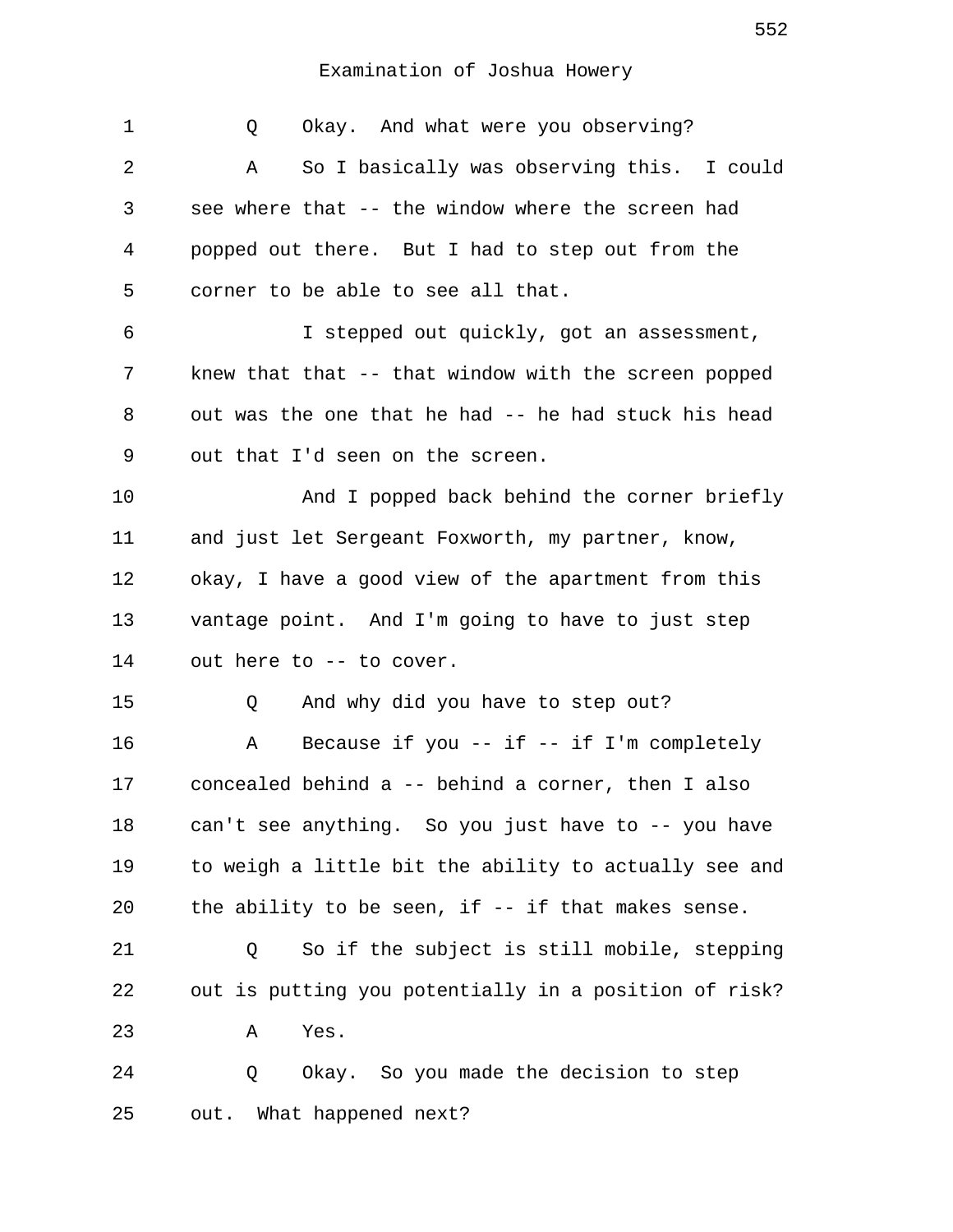Examination of Joshua Howery

1 Q Okay. And what were you observing?

2 A So I basically was observing this. I could
3 see where that -- the window where the screen had
4 popped out there. But I had to step out from the
5 corner to be able to see all that.

6 I stepped out quickly, got an assessment,
7 knew that that -- that window with the screen popped
8 out was the one that he had -- he had stuck his head
9 out that I'd seen on the screen.

10 And I popped back behind the corner briefly
11 and just let Sergeant Foxworth, my partner, know,
12 okay, I have a good view of the apartment from this
13 vantage point. And I'm going to have to just step
14 out here to -- to cover.

15 Q And why did you have to step out?

16 A Because if you -- if -- if I'm completely
17 concealed behind a -- behind a corner, then I also
18 can't see anything. So you just have to -- you have
19 to weigh a little bit the ability to actually see and
20 the ability to be seen, if -- if that makes sense.

21 Q So if the subject is still mobile, stepping
22 out is putting you potentially in a position of risk?

23 A Yes.

24 Q Okay. So you made the decision to step
25 out. What happened next?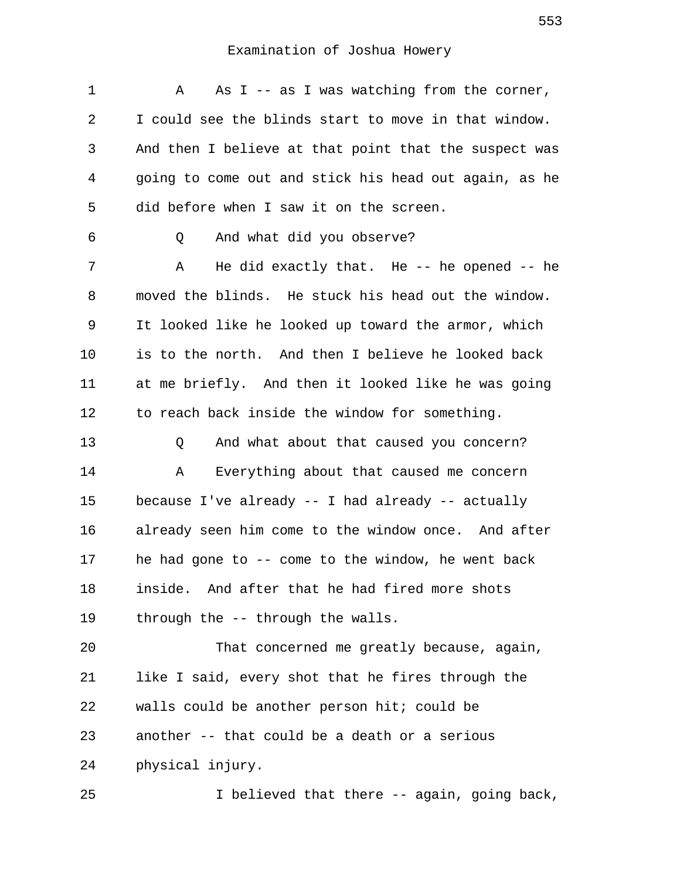Examination of Joshua Howery

A As I -- as I was watching from the corner, I could see the blinds start to move in that window. And then I believe at that point that the suspect was going to come out and stick his head out again, as he did before when I saw it on the screen.

Q And what did you observe?

A He did exactly that. He -- he opened -- he moved the blinds. He stuck his head out the window. It looked like he looked up toward the armor, which is to the north. And then I believe he looked back at me briefly. And then it looked like he was going to reach back inside the window for something.

Q And what about that caused you concern?

A Everything about that caused me concern because I've already -- I had already -- actually already seen him come to the window once. And after he had gone to -- come to the window, he went back inside. And after that he had fired more shots through the -- through the walls.

That concerned me greatly because, again, like I said, every shot that he fires through the walls could be another person hit; could be another -- that could be a death or a serious physical injury.

I believed that there -- again, going back,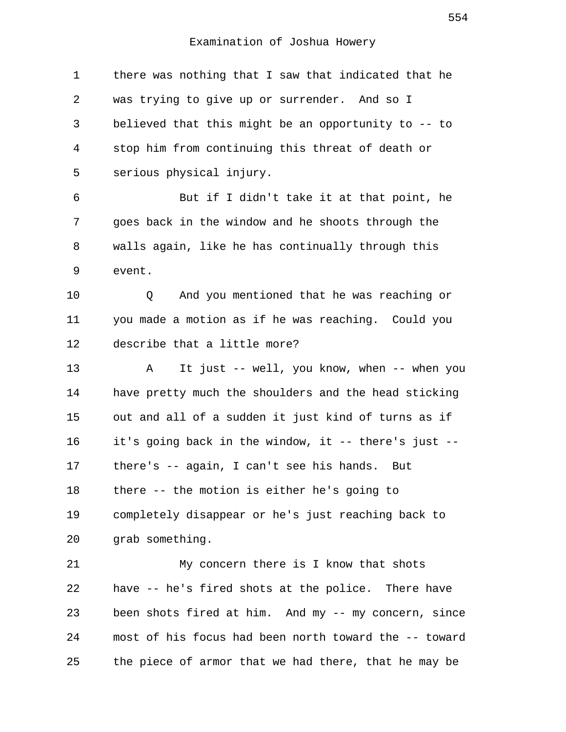there was nothing that I saw that indicated that he was trying to give up or surrender. And so I believed that this might be an opportunity to -- to stop him from continuing this threat of death or serious physical injury.

But if I didn't take it at that point, he goes back in the window and he shoots through the walls again, like he has continually through this event.

Q And you mentioned that he was reaching or you made a motion as if he was reaching. Could you describe that a little more?

A It just -- well, you know, when -- when you have pretty much the shoulders and the head sticking out and all of a sudden it just kind of turns as if it's going back in the window, it -- there's just -- there's -- again, I can't see his hands. But there -- the motion is either he's going to completely disappear or he's just reaching back to grab something.

My concern there is I know that shots have -- he's fired shots at the police. There have been shots fired at him. And my -- my concern, since most of his focus had been north toward the -- toward the piece of armor that we had there, that he may be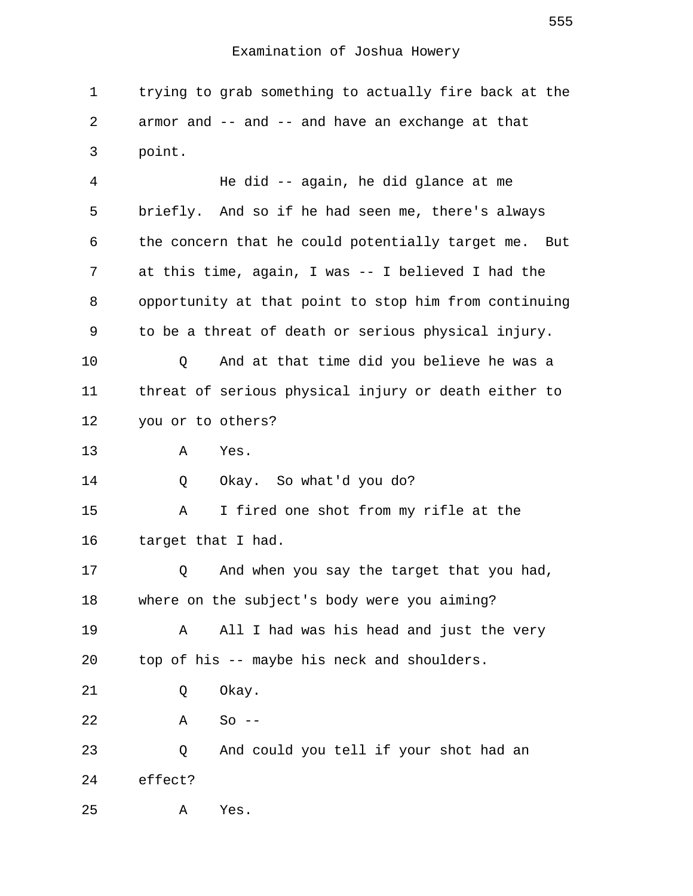trying to grab something to actually fire back at the armor and -- and -- and have an exchange at that point.

He did -- again, he did glance at me briefly. And so if he had seen me, there's always the concern that he could potentially target me. But at this time, again, I was -- I believed I had the opportunity at that point to stop him from continuing to be a threat of death or serious physical injury.

Q And at that time did you believe he was a threat of serious physical injury or death either to you or to others?

A Yes.

Q Okay. So what'd you do?

A I fired one shot from my rifle at the target that I had.

Q And when you say the target that you had, where on the subject's body were you aiming?

A All I had was his head and just the very top of his -- maybe his neck and shoulders.

Q Okay.

A So --

Q And could you tell if your shot had an effect?

A Yes.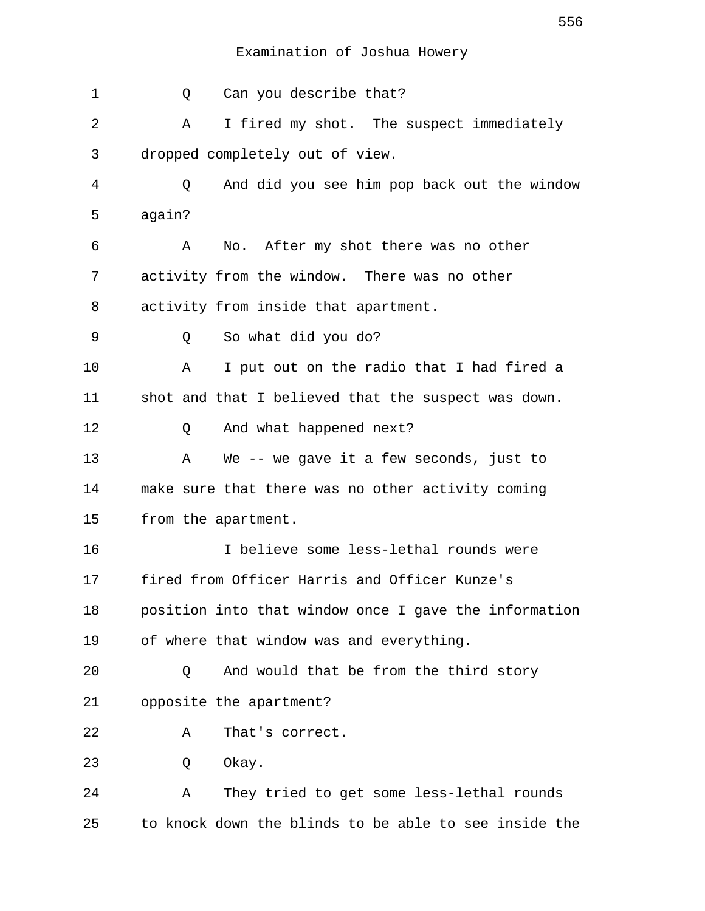Examination of Joshua Howery

1 Q Can you describe that?

2 A I fired my shot. The suspect immediately
3 dropped completely out of view.

4 Q And did you see him pop back out the window
5 again?

6 A No. After my shot there was no other
7 activity from the window. There was no other
8 activity from inside that apartment.

9 Q So what did you do?

10 A I put out on the radio that I had fired a
11 shot and that I believed that the suspect was down.

12 Q And what happened next?

13 A We -- we gave it a few seconds, just to
14 make sure that there was no other activity coming
15 from the apartment.

16 I believe some less-lethal rounds were
17 fired from Officer Harris and Officer Kunze's
18 position into that window once I gave the information
19 of where that window was and everything.

20 Q And would that be from the third story
21 opposite the apartment?

22 A That's correct.

23 Q Okay.

24 A They tried to get some less-lethal rounds
25 to knock down the blinds to be able to see inside the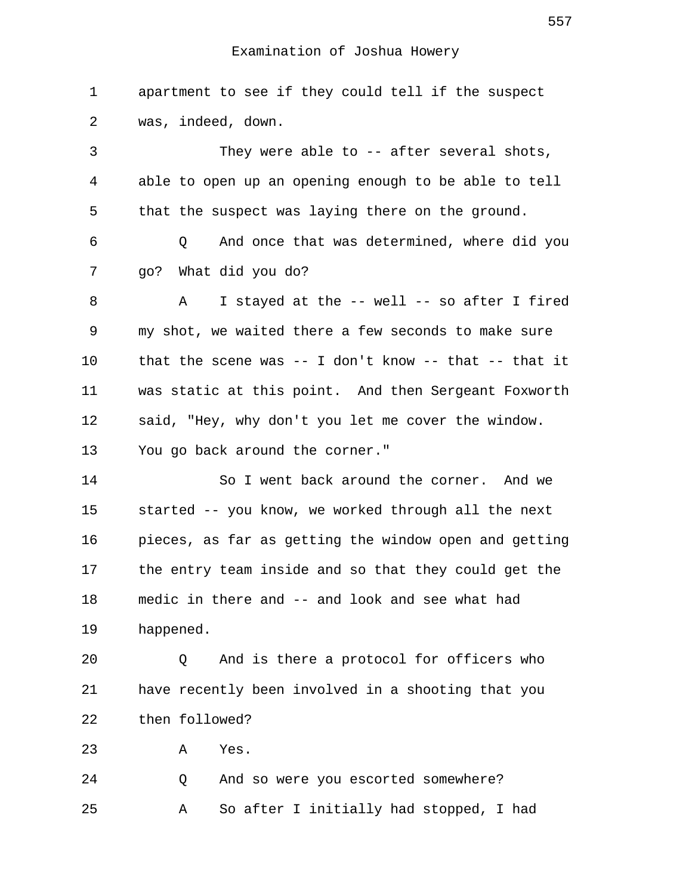Examination of Joshua Howery

apartment to see if they could tell if the suspect was, indeed, down.

They were able to -- after several shots, able to open up an opening enough to be able to tell that the suspect was laying there on the ground.

Q And once that was determined, where did you go? What did you do?

A I stayed at the -- well -- so after I fired my shot, we waited there a few seconds to make sure that the scene was -- I don't know -- that -- that it was static at this point. And then Sergeant Foxworth said, "Hey, why don't you let me cover the window. You go back around the corner."

So I went back around the corner. And we started -- you know, we worked through all the next pieces, as far as getting the window open and getting the entry team inside and so that they could get the medic in there and -- and look and see what had happened.

Q And is there a protocol for officers who have recently been involved in a shooting that you then followed?

A Yes.

Q And so were you escorted somewhere?

A So after I initially had stopped, I had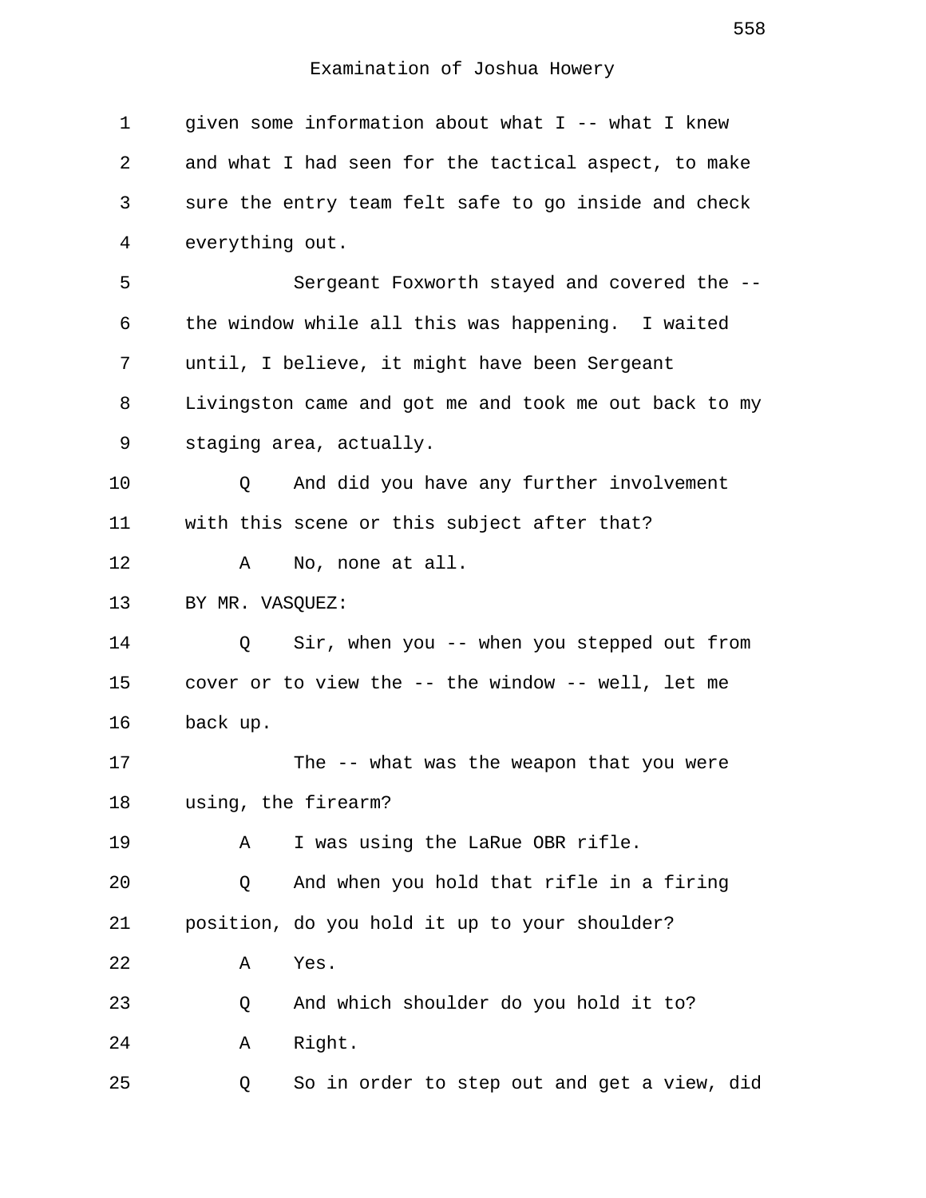Examination of Joshua Howery

1 given some information about what I -- what I knew
2 and what I had seen for the tactical aspect, to make
3 sure the entry team felt safe to go inside and check
4 everything out.
5 Sergeant Foxworth stayed and covered the --
6 the window while all this was happening. I waited
7 until, I believe, it might have been Sergeant
8 Livingston came and got me and took me out back to my
9 staging area, actually.
10 Q And did you have any further involvement
11 with this scene or this subject after that?
12 A No, none at all.
13 BY MR. VASQUEZ:
14 Q Sir, when you -- when you stepped out from
15 cover or to view the -- the window -- well, let me
16 back up.
17 The -- what was the weapon that you were
18 using, the firearm?
19 A I was using the LaRue OBR rifle.
20 Q And when you hold that rifle in a firing
21 position, do you hold it up to your shoulder?
22 A Yes.
23 Q And which shoulder do you hold it to?
24 A Right.
25 Q So in order to step out and get a view, did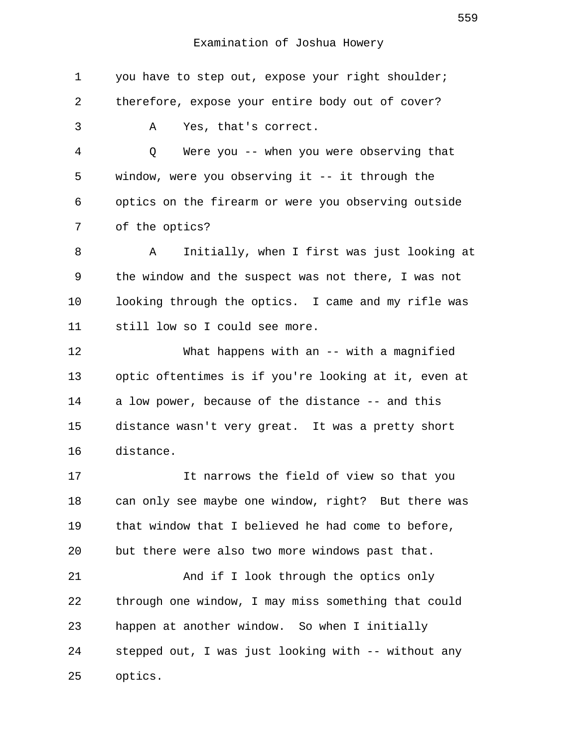you have to step out, expose your right shoulder; therefore, expose your entire body out of cover?

A Yes, that's correct.

Q Were you -- when you were observing that window, were you observing it -- it through the optics on the firearm or were you observing outside of the optics?

A Initially, when I first was just looking at the window and the suspect was not there, I was not looking through the optics. I came and my rifle was still low so I could see more.

What happens with an -- with a magnified optic oftentimes is if you're looking at it, even at a low power, because of the distance -- and this distance wasn't very great. It was a pretty short distance.

It narrows the field of view so that you can only see maybe one window, right? But there was that window that I believed he had come to before, but there were also two more windows past that.

And if I look through the optics only through one window, I may miss something that could happen at another window. So when I initially stepped out, I was just looking with -- without any optics.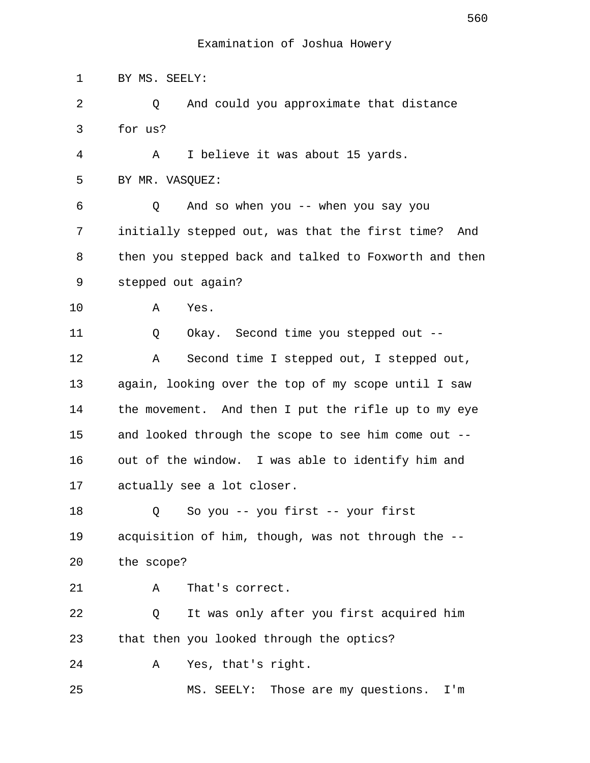Examination of Joshua Howery

1 BY MS. SEELY:

2 Q And could you approximate that distance

3 for us?

4 A I believe it was about 15 yards.

5 BY MR. VASQUEZ:

6 Q And so when you -- when you say you

7 initially stepped out, was that the first time? And

8 then you stepped back and talked to Foxworth and then

9 stepped out again?

10 A Yes.

11 Q Okay. Second time you stepped out --

12 A Second time I stepped out, I stepped out,

13 again, looking over the top of my scope until I saw

14 the movement. And then I put the rifle up to my eye

15 and looked through the scope to see him come out --

16 out of the window. I was able to identify him and

17 actually see a lot closer.

18 Q So you -- you first -- your first

19 acquisition of him, though, was not through the --

20 the scope?

21 A That's correct.

22 Q It was only after you first acquired him

23 that then you looked through the optics?

24 A Yes, that's right.

25 MS. SEELY: Those are my questions. I'm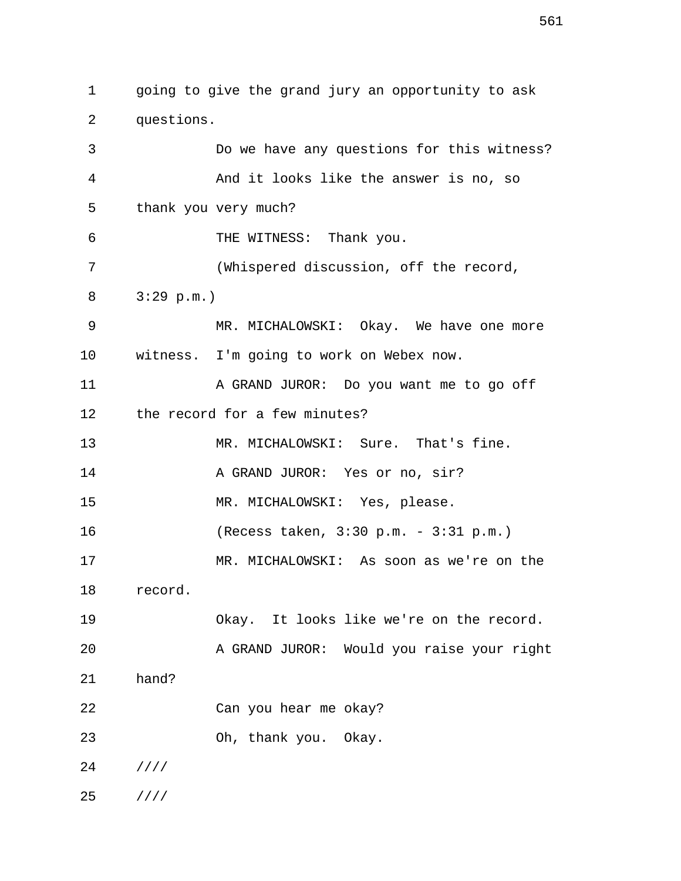going to give the grand jury an opportunity to ask questions.

Do we have any questions for this witness?

And it looks like the answer is no, so thank you very much?

THE WITNESS: Thank you.

(Whispered discussion, off the record, 3:29 p.m.)

MR. MICHALOWSKI: Okay. We have one more witness. I'm going to work on Webex now.

A GRAND JUROR: Do you want me to go off the record for a few minutes?

MR. MICHALOWSKI: Sure. That's fine.

A GRAND JUROR: Yes or no, sir?

MR. MICHALOWSKI: Yes, please.

(Recess taken, 3:30 p.m. - 3:31 p.m.)

MR. MICHALOWSKI: As soon as we're on the record.

Okay. It looks like we're on the record.

A GRAND JUROR: Would you raise your right hand?

Can you hear me okay?

Oh, thank you. Okay.

////

////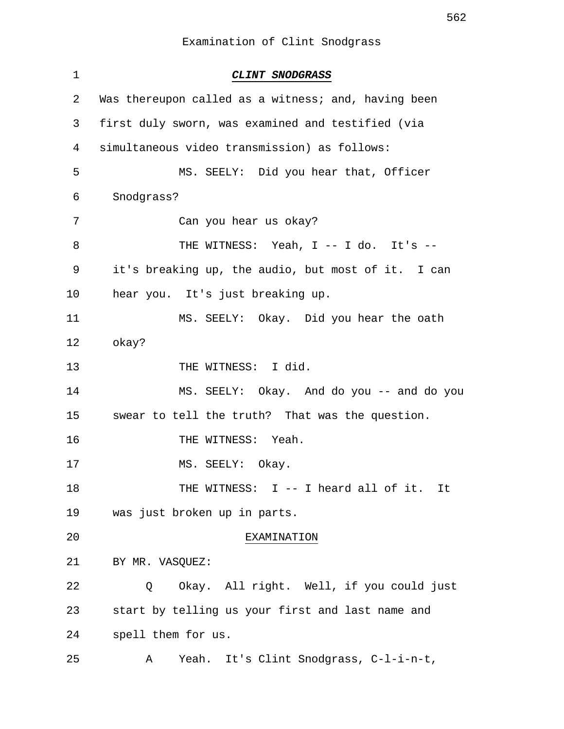Examination of Clint Snodgrass

1 ***CLINT SNODGRASS***

2 Was thereupon called as a witness; and, having been
3 first duly sworn, was examined and testified (via
4 simultaneous video transmission) as follows:

5 MS. SEELY: Did you hear that, Officer
6 Snodgrass?
7 Can you hear us okay?
8 THE WITNESS: Yeah, I -- I do. It's --
9 it's breaking up, the audio, but most of it. I can
10 hear you. It's just breaking up.
11 MS. SEELY: Okay. Did you hear the oath
12 okay?
13 THE WITNESS: I did.
14 MS. SEELY: Okay. And do you -- and do you
15 swear to tell the truth? That was the question.
16 THE WITNESS: Yeah.
17 MS. SEELY: Okay.
18 THE WITNESS: I -- I heard all of it. It
19 was just broken up in parts.

20 EXAMINATION

21 BY MR. VASQUEZ:
22 Q Okay. All right. Well, if you could just
23 start by telling us your first and last name and
24 spell them for us.
25 A Yeah. It's Clint Snodgrass, C-l-i-n-t,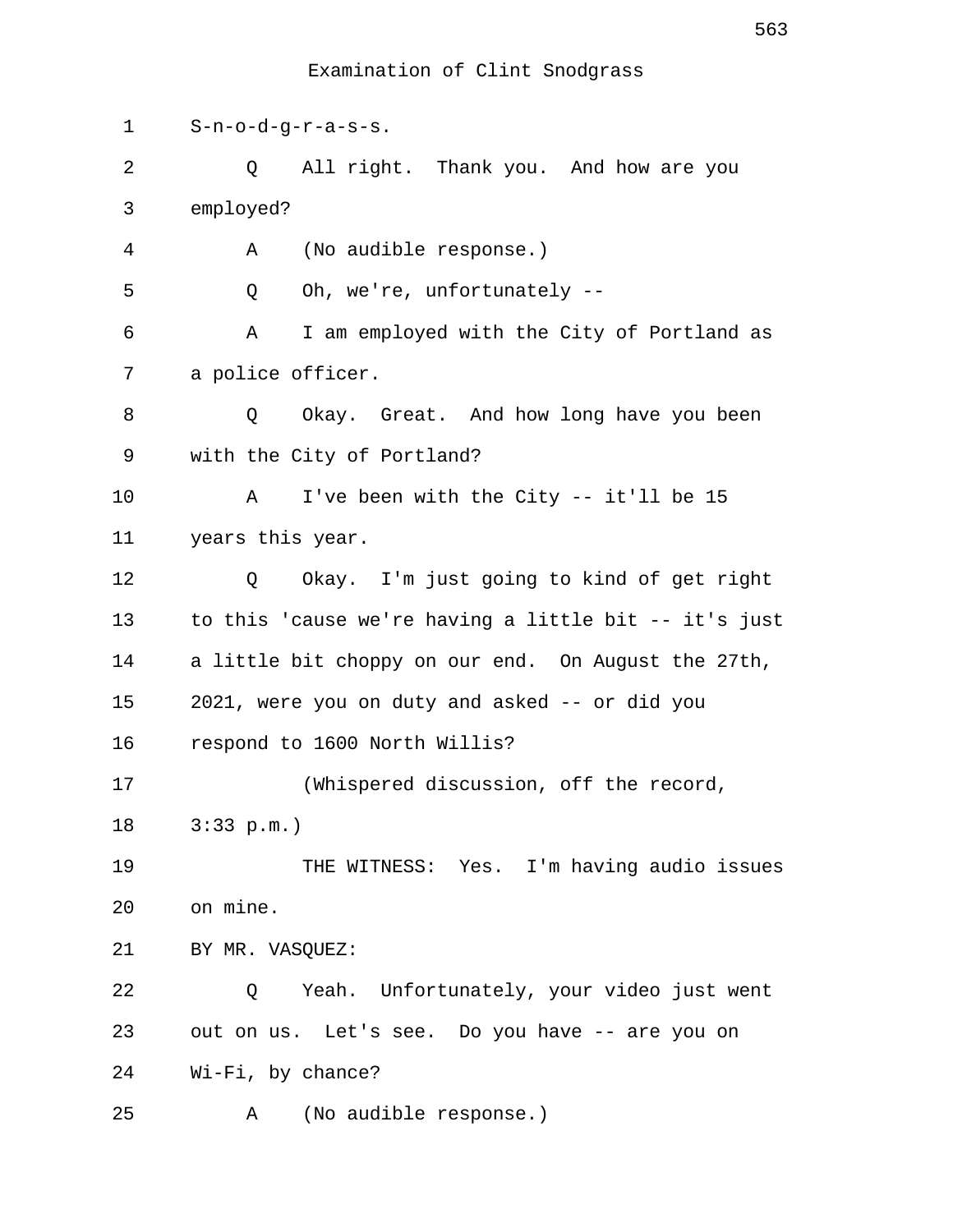Examination of Clint Snodgrass

1 S-n-o-d-g-r-a-s-s.

2 Q All right. Thank you. And how are you

3 employed?

4 A (No audible response.)

5 Q Oh, we're, unfortunately --

6 A I am employed with the City of Portland as

7 a police officer.

8 Q Okay. Great. And how long have you been

9 with the City of Portland?

10 A I've been with the City -- it'll be 15

11 years this year.

12 Q Okay. I'm just going to kind of get right

13 to this 'cause we're having a little bit -- it's just

14 a little bit choppy on our end. On August the 27th,

15 2021, were you on duty and asked -- or did you

16 respond to 1600 North Willis?

17 (Whispered discussion, off the record,

18 3:33 p.m.)

19 THE WITNESS: Yes. I'm having audio issues

20 on mine.

21 BY MR. VASQUEZ:

22 Q Yeah. Unfortunately, your video just went

23 out on us. Let's see. Do you have -- are you on

24 Wi-Fi, by chance?

25 A (No audible response.)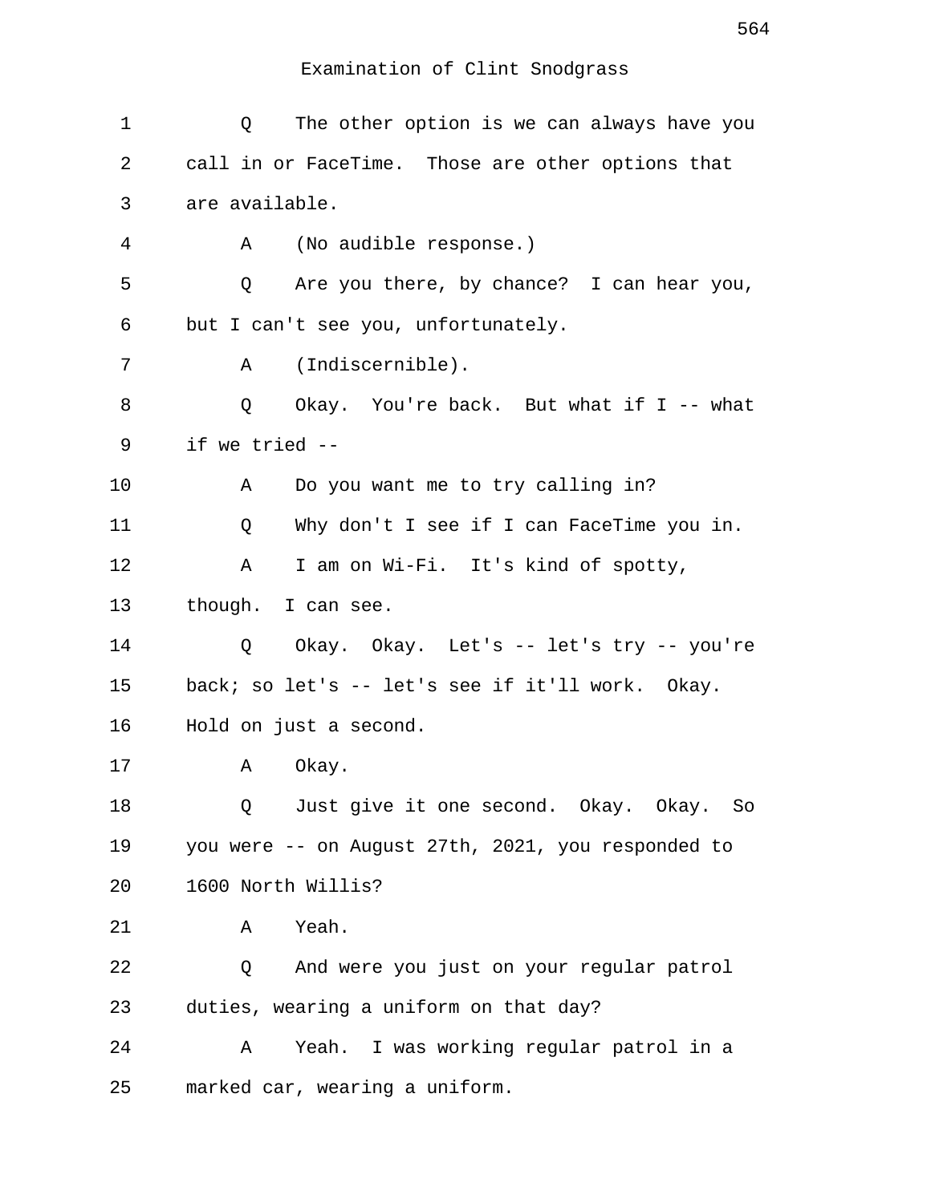Examination of Clint Snodgrass

1 Q The other option is we can always have you
2 call in or FaceTime. Those are other options that
3 are available.
4 A (No audible response.)
5 Q Are you there, by chance? I can hear you,
6 but I can't see you, unfortunately.
7 A (Indiscernible).
8 Q Okay. You're back. But what if I -- what
9 if we tried --
10 A Do you want me to try calling in?
11 Q Why don't I see if I can FaceTime you in.
12 A I am on Wi-Fi. It's kind of spotty,
13 though. I can see.
14 Q Okay. Okay. Let's -- let's try -- you're
15 back; so let's -- let's see if it'll work. Okay.
16 Hold on just a second.
17 A Okay.
18 Q Just give it one second. Okay. Okay. So
19 you were -- on August 27th, 2021, you responded to
20 1600 North Willis?
21 A Yeah.
22 Q And were you just on your regular patrol
23 duties, wearing a uniform on that day?
24 A Yeah. I was working regular patrol in a
25 marked car, wearing a uniform.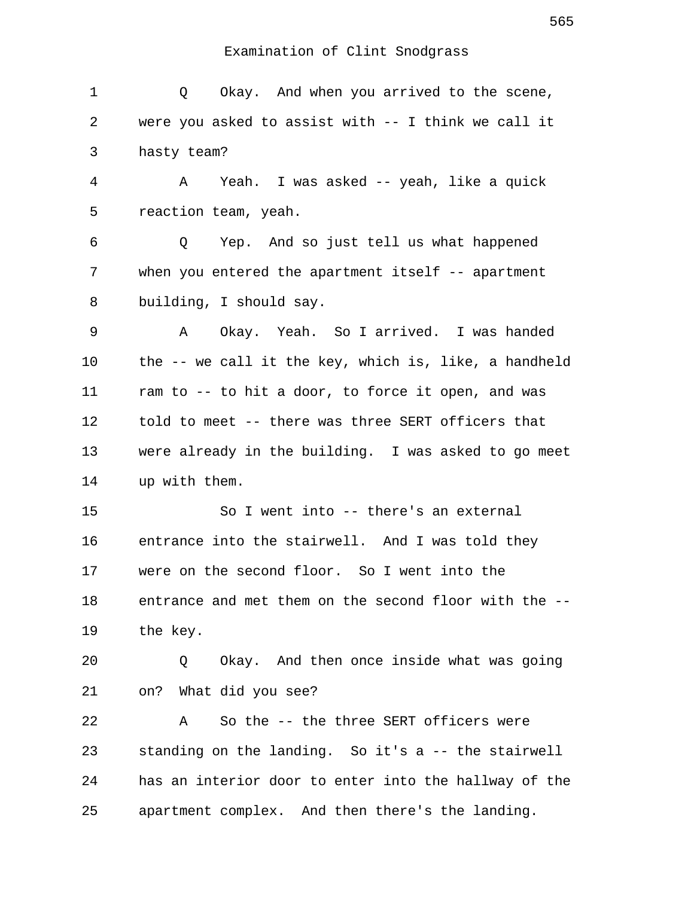Examination of Clint Snodgrass

1 Q Okay. And when you arrived to the scene,
2 were you asked to assist with -- I think we call it
3 hasty team?
4 A Yeah. I was asked -- yeah, like a quick
5 reaction team, yeah.
6 Q Yep. And so just tell us what happened
7 when you entered the apartment itself -- apartment
8 building, I should say.
9 A Okay. Yeah. So I arrived. I was handed
10 the -- we call it the key, which is, like, a handheld
11 ram to -- to hit a door, to force it open, and was
12 told to meet -- there was three SERT officers that
13 were already in the building. I was asked to go meet
14 up with them.
15 So I went into -- there's an external
16 entrance into the stairwell. And I was told they
17 were on the second floor. So I went into the
18 entrance and met them on the second floor with the --
19 the key.
20 Q Okay. And then once inside what was going
21 on? What did you see?
22 A So the -- the three SERT officers were
23 standing on the landing. So it's a -- the stairwell
24 has an interior door to enter into the hallway of the
25 apartment complex. And then there's the landing.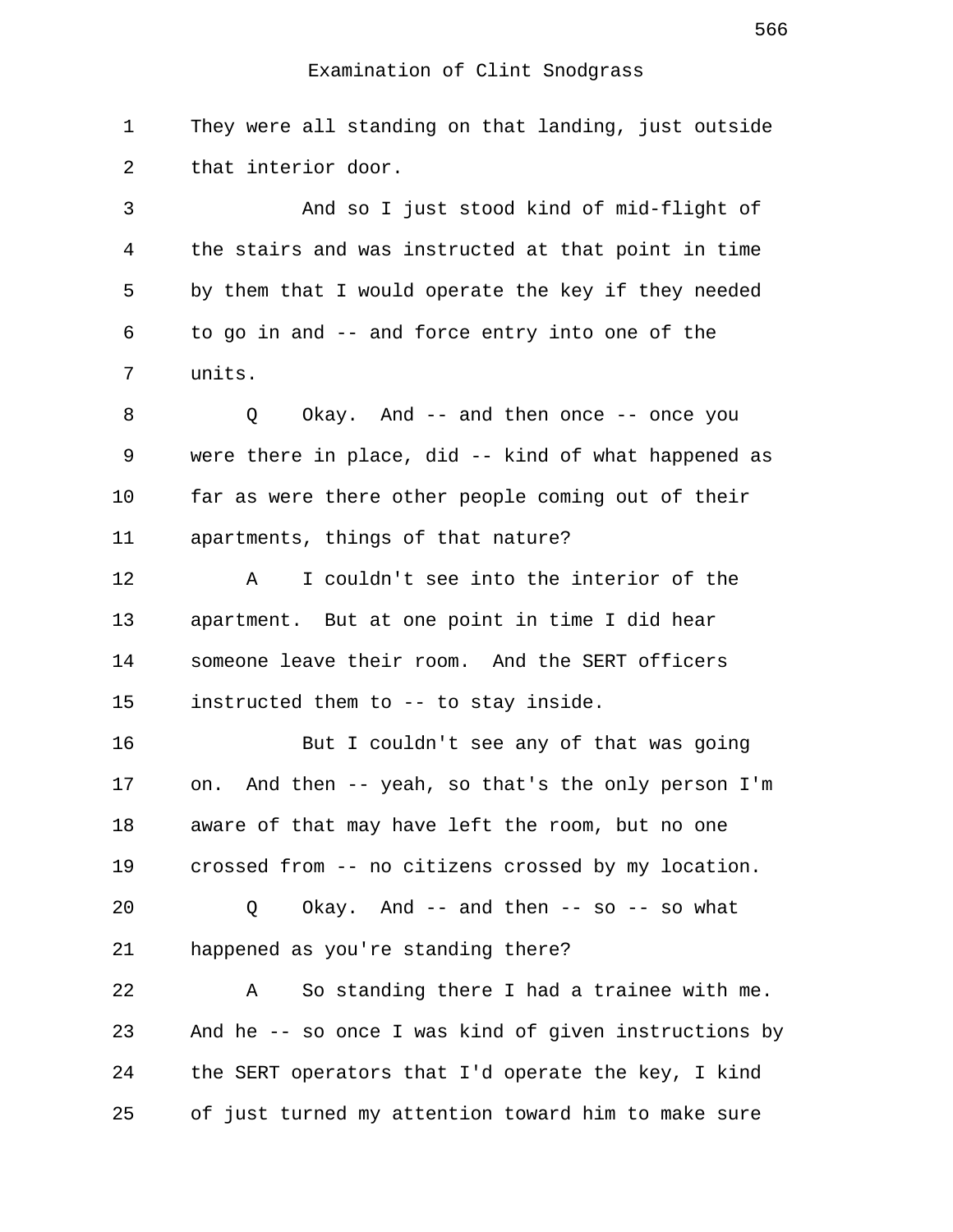Examination of Clint Snodgrass

They were all standing on that landing, just outside that interior door.

And so I just stood kind of mid-flight of the stairs and was instructed at that point in time by them that I would operate the key if they needed to go in and -- and force entry into one of the units.

Q Okay. And -- and then once -- once you were there in place, did -- kind of what happened as far as were there other people coming out of their apartments, things of that nature?

A I couldn't see into the interior of the apartment. But at one point in time I did hear someone leave their room. And the SERT officers instructed them to -- to stay inside.

But I couldn't see any of that was going on. And then -- yeah, so that's the only person I'm aware of that may have left the room, but no one crossed from -- no citizens crossed by my location.

Q Okay. And -- and then -- so -- so what happened as you're standing there?

A So standing there I had a trainee with me. And he -- so once I was kind of given instructions by the SERT operators that I'd operate the key, I kind of just turned my attention toward him to make sure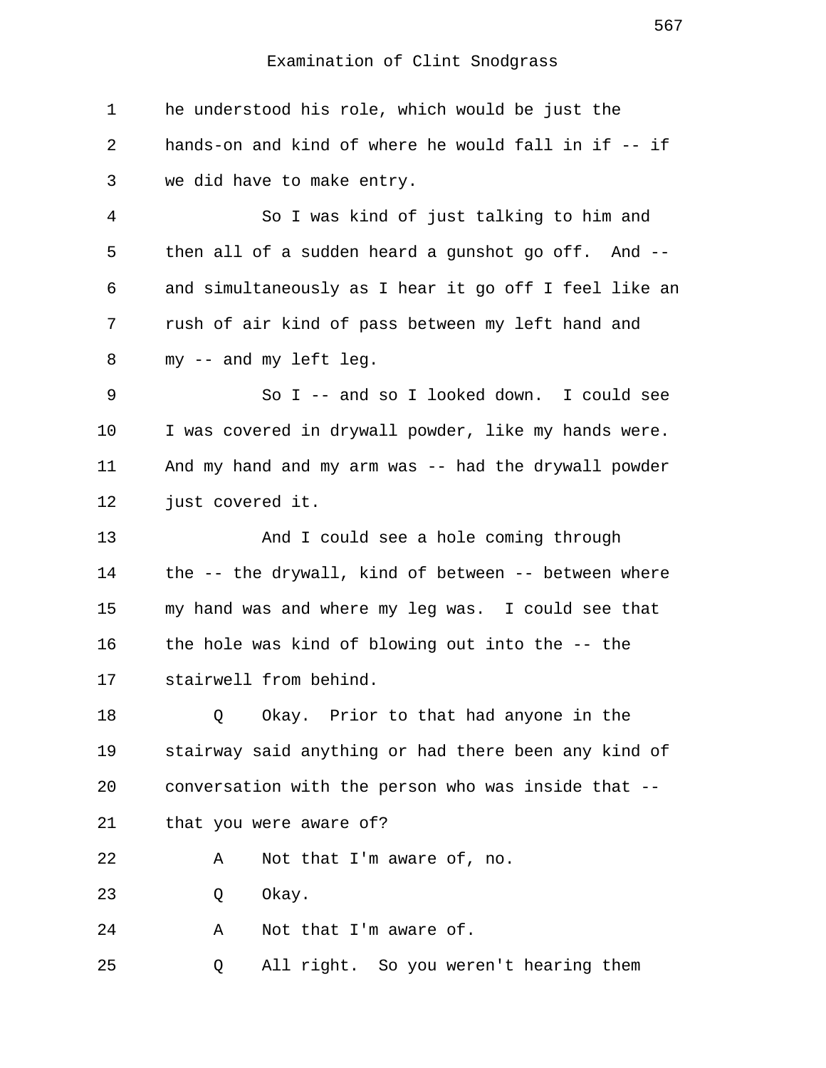Examination of Clint Snodgrass

1 he understood his role, which would be just the
2 hands-on and kind of where he would fall in if -- if
3 we did have to make entry.
4 So I was kind of just talking to him and
5 then all of a sudden heard a gunshot go off. And --
6 and simultaneously as I hear it go off I feel like an
7 rush of air kind of pass between my left hand and
8 my -- and my left leg.
9 So I -- and so I looked down. I could see
10 I was covered in drywall powder, like my hands were.
11 And my hand and my arm was -- had the drywall powder
12 just covered it.
13 And I could see a hole coming through
14 the -- the drywall, kind of between -- between where
15 my hand was and where my leg was. I could see that
16 the hole was kind of blowing out into the -- the
17 stairwell from behind.
18 Q Okay. Prior to that had anyone in the
19 stairway said anything or had there been any kind of
20 conversation with the person who was inside that --
21 that you were aware of?
22 A Not that I'm aware of, no.
23 Q Okay.
24 A Not that I'm aware of.
25 Q All right. So you weren't hearing them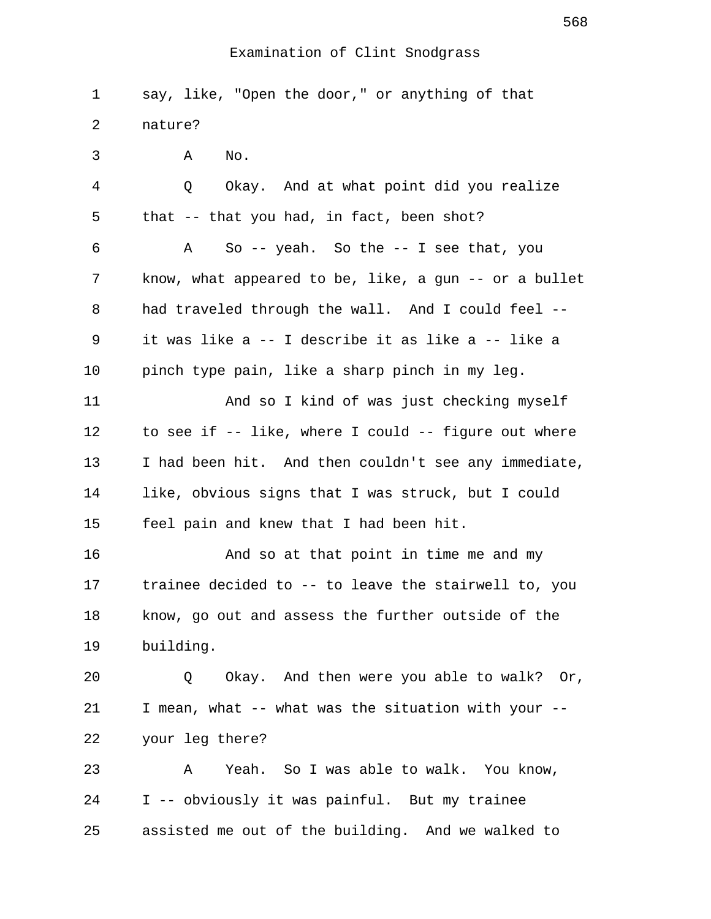Examination of Clint Snodgrass

1 say, like, "Open the door," or anything of that
2 nature?
3 A No.
4 Q Okay. And at what point did you realize
5 that -- that you had, in fact, been shot?
6 A So -- yeah. So the -- I see that, you
7 know, what appeared to be, like, a gun -- or a bullet
8 had traveled through the wall. And I could feel --
9 it was like a -- I describe it as like a -- like a
10 pinch type pain, like a sharp pinch in my leg.
11 And so I kind of was just checking myself
12 to see if -- like, where I could -- figure out where
13 I had been hit. And then couldn't see any immediate,
14 like, obvious signs that I was struck, but I could
15 feel pain and knew that I had been hit.
16 And so at that point in time me and my
17 trainee decided to -- to leave the stairwell to, you
18 know, go out and assess the further outside of the
19 building.
20 Q Okay. And then were you able to walk? Or,
21 I mean, what -- what was the situation with your --
22 your leg there?
23 A Yeah. So I was able to walk. You know,
24 I -- obviously it was painful. But my trainee
25 assisted me out of the building. And we walked to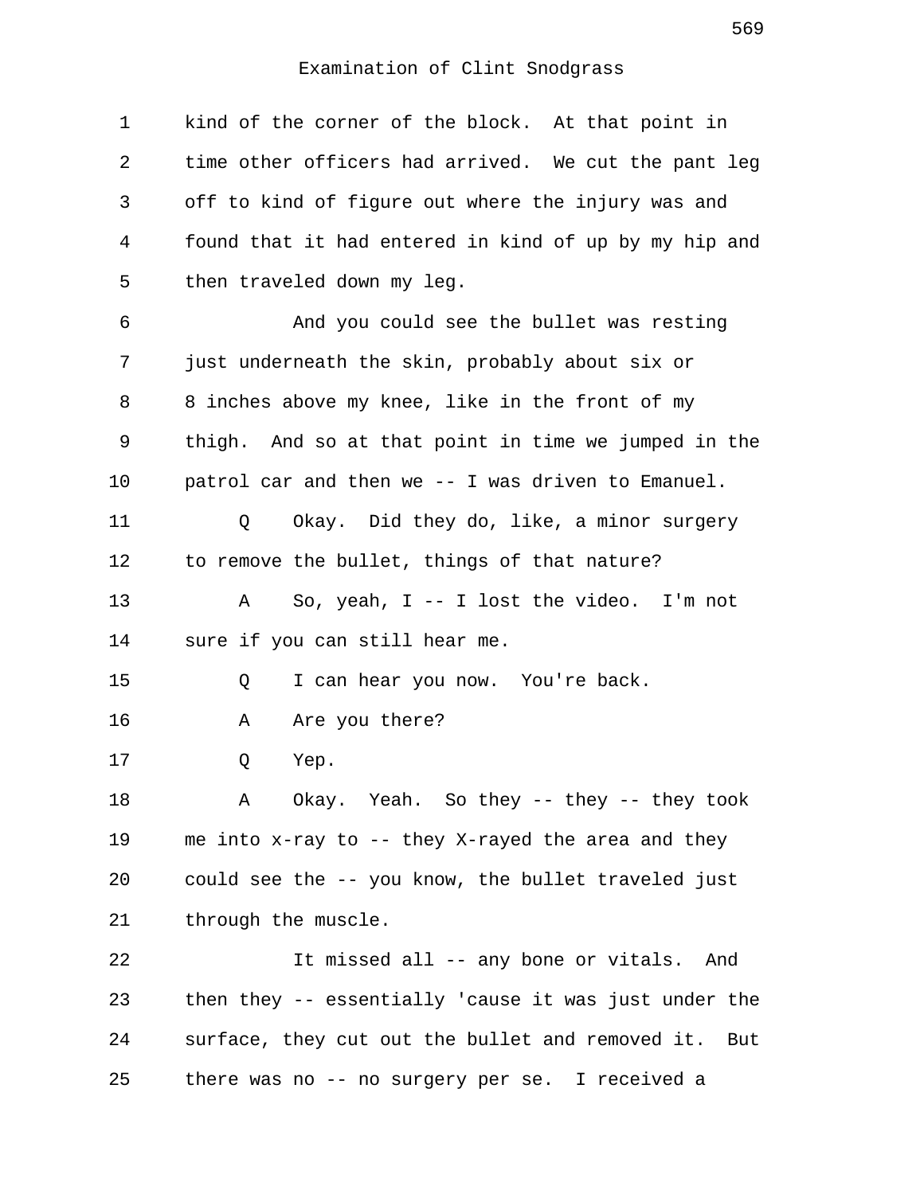Examination of Clint Snodgrass

1 kind of the corner of the block. At that point in
2 time other officers had arrived. We cut the pant leg
3 off to kind of figure out where the injury was and
4 found that it had entered in kind of up by my hip and
5 then traveled down my leg.

6 And you could see the bullet was resting
7 just underneath the skin, probably about six or
8 8 inches above my knee, like in the front of my
9 thigh. And so at that point in time we jumped in the
10 patrol car and then we -- I was driven to Emanuel.

11 Q Okay. Did they do, like, a minor surgery
12 to remove the bullet, things of that nature?

13 A So, yeah, I -- I lost the video. I'm not
14 sure if you can still hear me.

15 Q I can hear you now. You're back.

16 A Are you there?

17 Q Yep.

18 A Okay. Yeah. So they -- they -- they took
19 me into x-ray to -- they X-rayed the area and they
20 could see the -- you know, the bullet traveled just
21 through the muscle.

22 It missed all -- any bone or vitals. And
23 then they -- essentially 'cause it was just under the
24 surface, they cut out the bullet and removed it. But
25 there was no -- no surgery per se. I received a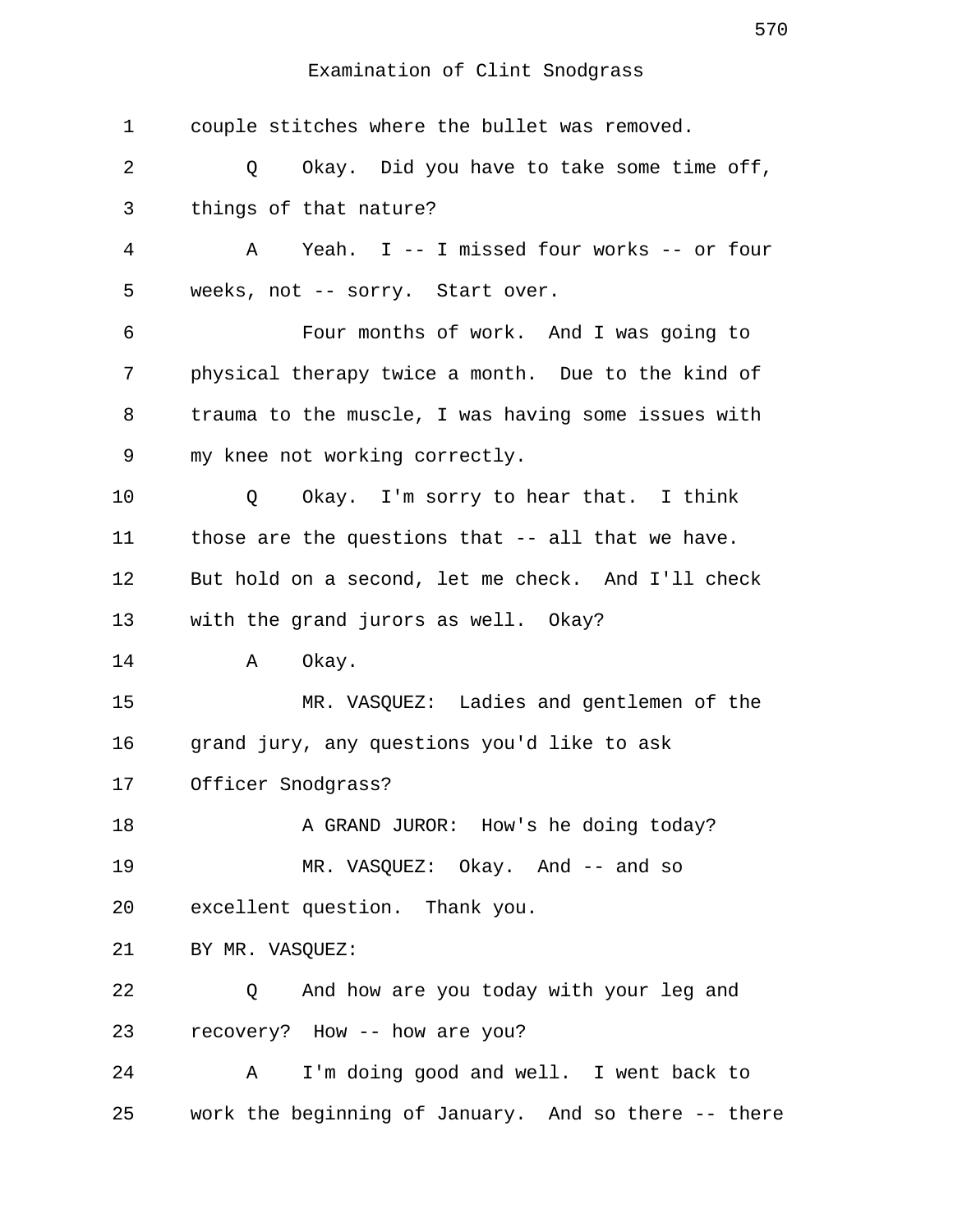Examination of Clint Snodgrass

1 couple stitches where the bullet was removed.

2 Q Okay. Did you have to take some time off,

3 things of that nature?

4 A Yeah. I -- I missed four works -- or four

5 weeks, not -- sorry. Start over.

6 Four months of work. And I was going to

7 physical therapy twice a month. Due to the kind of

8 trauma to the muscle, I was having some issues with

9 my knee not working correctly.

10 Q Okay. I'm sorry to hear that. I think

11 those are the questions that -- all that we have.

12 But hold on a second, let me check. And I'll check

13 with the grand jurors as well. Okay?

14 A Okay.

15 MR. VASQUEZ: Ladies and gentlemen of the

16 grand jury, any questions you'd like to ask

17 Officer Snodgrass?

18 A GRAND JUROR: How's he doing today?

19 MR. VASQUEZ: Okay. And -- and so

20 excellent question. Thank you.

21 BY MR. VASQUEZ:

22 Q And how are you today with your leg and

23 recovery? How -- how are you?

24 A I'm doing good and well. I went back to

25 work the beginning of January. And so there -- there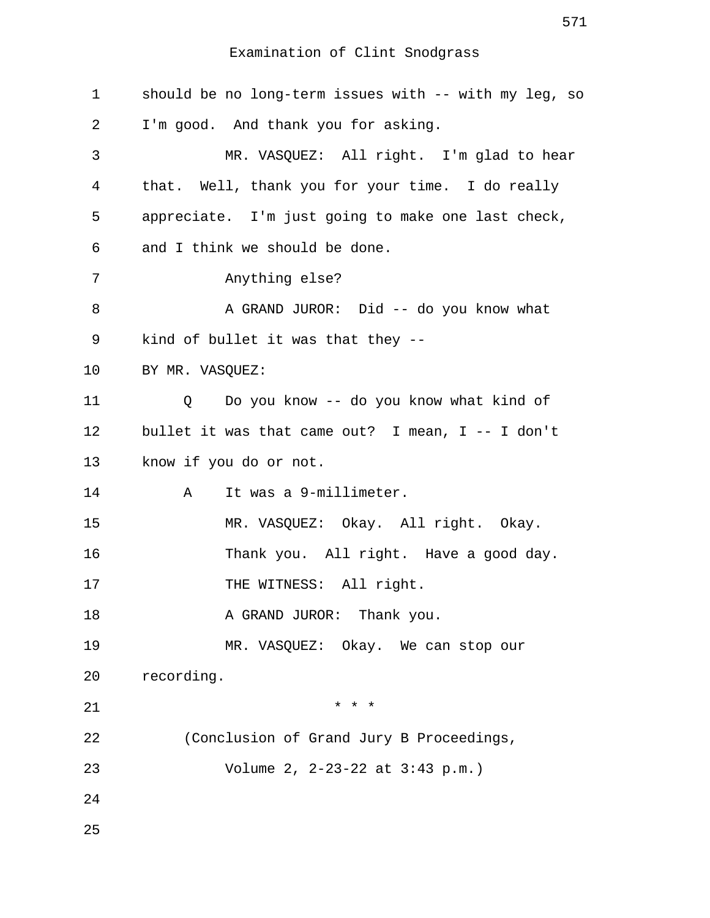should be no long-term issues with -- with my leg, so I'm good. And thank you for asking.

MR. VASQUEZ: All right. I'm glad to hear that. Well, thank you for your time. I do really appreciate. I'm just going to make one last check, and I think we should be done.

Anything else?

A GRAND JUROR: Did -- do you know what kind of bullet it was that they --

BY MR. VASQUEZ:

Q Do you know -- do you know what kind of bullet it was that came out? I mean, I -- I don't know if you do or not.

A It was a 9-millimeter.

MR. VASQUEZ: Okay. All right. Okay. Thank you. All right. Have a good day.

THE WITNESS: All right.

A GRAND JUROR: Thank you.

MR. VASQUEZ: Okay. We can stop our recording.

* * *

(Conclusion of Grand Jury B Proceedings, Volume 2, 2-23-22 at 3:43 p.m.)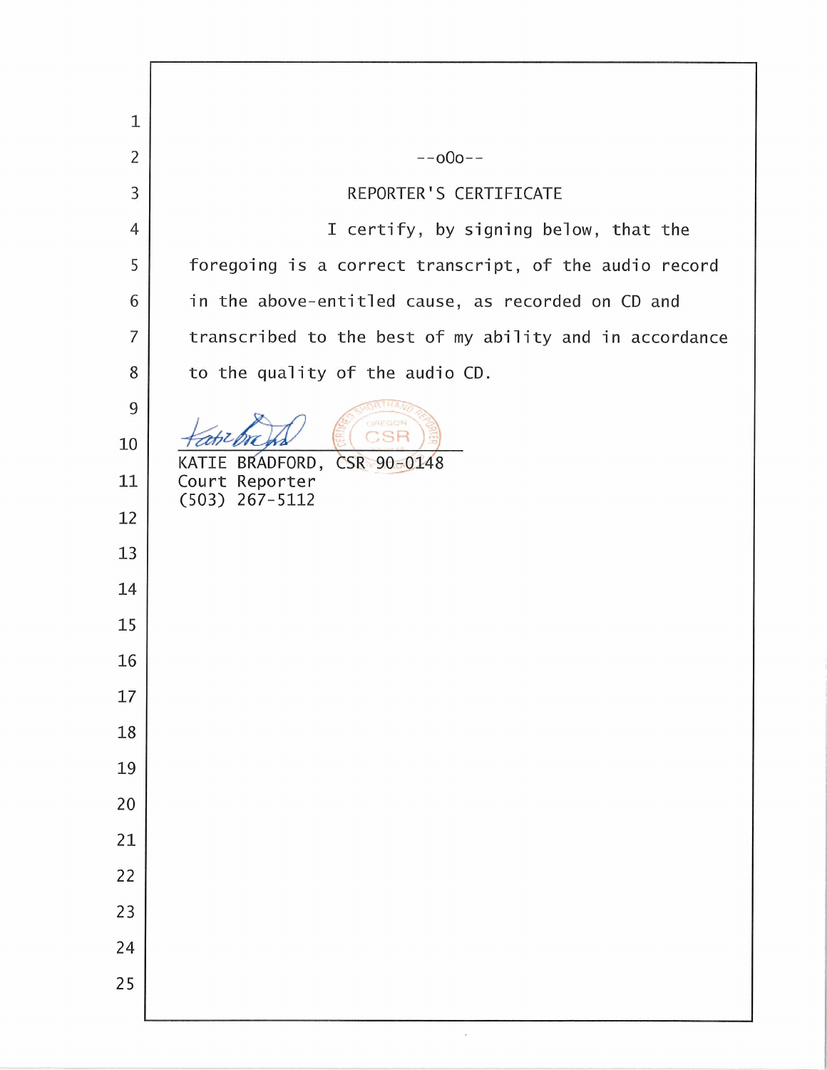--oOo--

REPORTER'S CERTIFICATE

I certify, by signing below, that the foregoing is a correct transcript, of the audio record in the above-entitled cause, as recorded on CD and transcribed to the best of my ability and in accordance to the quality of the audio CD.

KATIE BRADFORD, CSR 90-0148
Court Reporter
(503) 267-5112